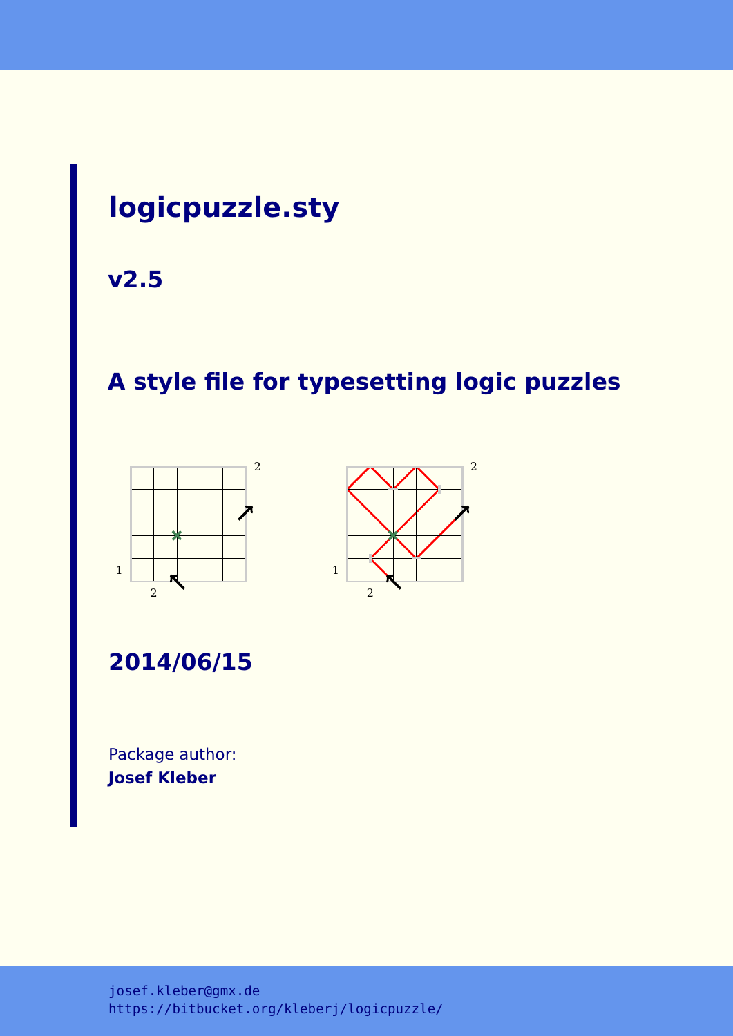# logicpuzzle.sty

## v2.5

## A style file for typesetting logic puzzles

## 2014/06/15

Package author:
**Josef Kleber**

josef.kleber@gmx.de
https://bitbucket.org/kleberj/logicpuzzle/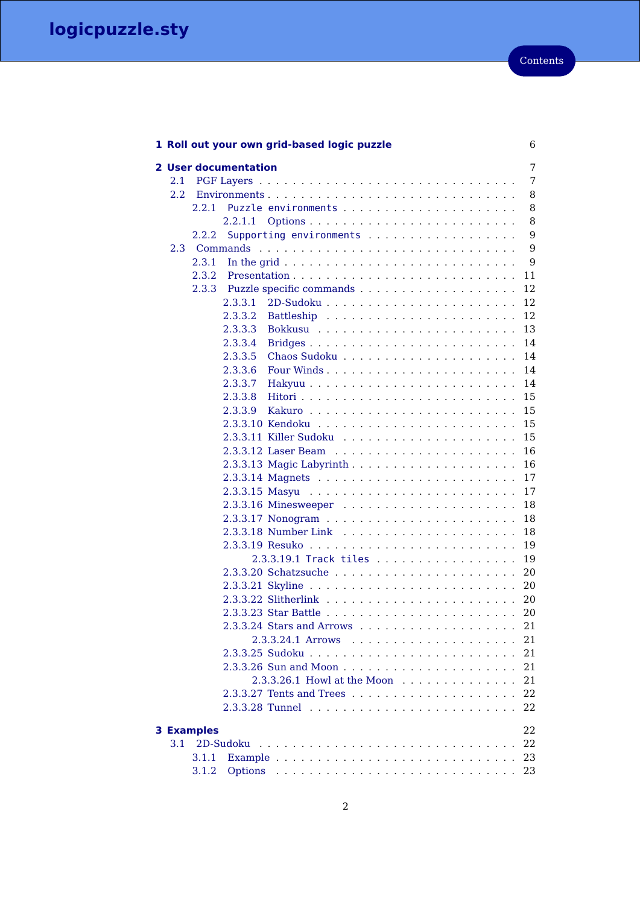# Contents

- **1 Roll out your own grid-based logic puzzle** 6
- **2 User documentation** 7
  - 2.1 PGF Layers 7
  - 2.2 Environments 8
    - 2.2.1 Puzzle environments 8
      - 2.2.1.1 Options 8
    - 2.2.2 Supporting environments 9
  - 2.3 Commands 9
    - 2.3.1 In the grid 9
    - 2.3.2 Presentation 11
    - 2.3.3 Puzzle specific commands 12
      - 2.3.3.1 2D-Sudoku 12
      - 2.3.3.2 Battleship 12
      - 2.3.3.3 Bokkusu 13
      - 2.3.3.4 Bridges 14
      - 2.3.3.5 Chaos Sudoku 14
      - 2.3.3.6 Four Winds 14
      - 2.3.3.7 Hakyuu 14
      - 2.3.3.8 Hitori 15
      - 2.3.3.9 Kakuro 15
      - 2.3.3.10 Kendoku 15
      - 2.3.3.11 Killer Sudoku 15
      - 2.3.3.12 Laser Beam 16
      - 2.3.3.13 Magic Labyrinth 16
      - 2.3.3.14 Magnets 17
      - 2.3.3.15 Masyu 17
      - 2.3.3.16 Minesweeper 18
      - 2.3.3.17 Nonogram 18
      - 2.3.3.18 Number Link 18
      - 2.3.3.19 Resuko 19
        - 2.3.3.19.1 Track tiles 19
      - 2.3.3.20 Schatzsuche 20
      - 2.3.3.21 Skyline 20
      - 2.3.3.22 Slitherlink 20
      - 2.3.3.23 Star Battle 20
      - 2.3.3.24 Stars and Arrows 21
        - 2.3.3.24.1 Arrows 21
      - 2.3.3.25 Sudoku 21
      - 2.3.3.26 Sun and Moon 21
        - 2.3.3.26.1 Howl at the Moon 21
      - 2.3.3.27 Tents and Trees 22
      - 2.3.3.28 Tunnel 22
- **3 Examples** 22
  - 3.1 2D-Sudoku 22
    - 3.1.1 Example 23
    - 3.1.2 Options 23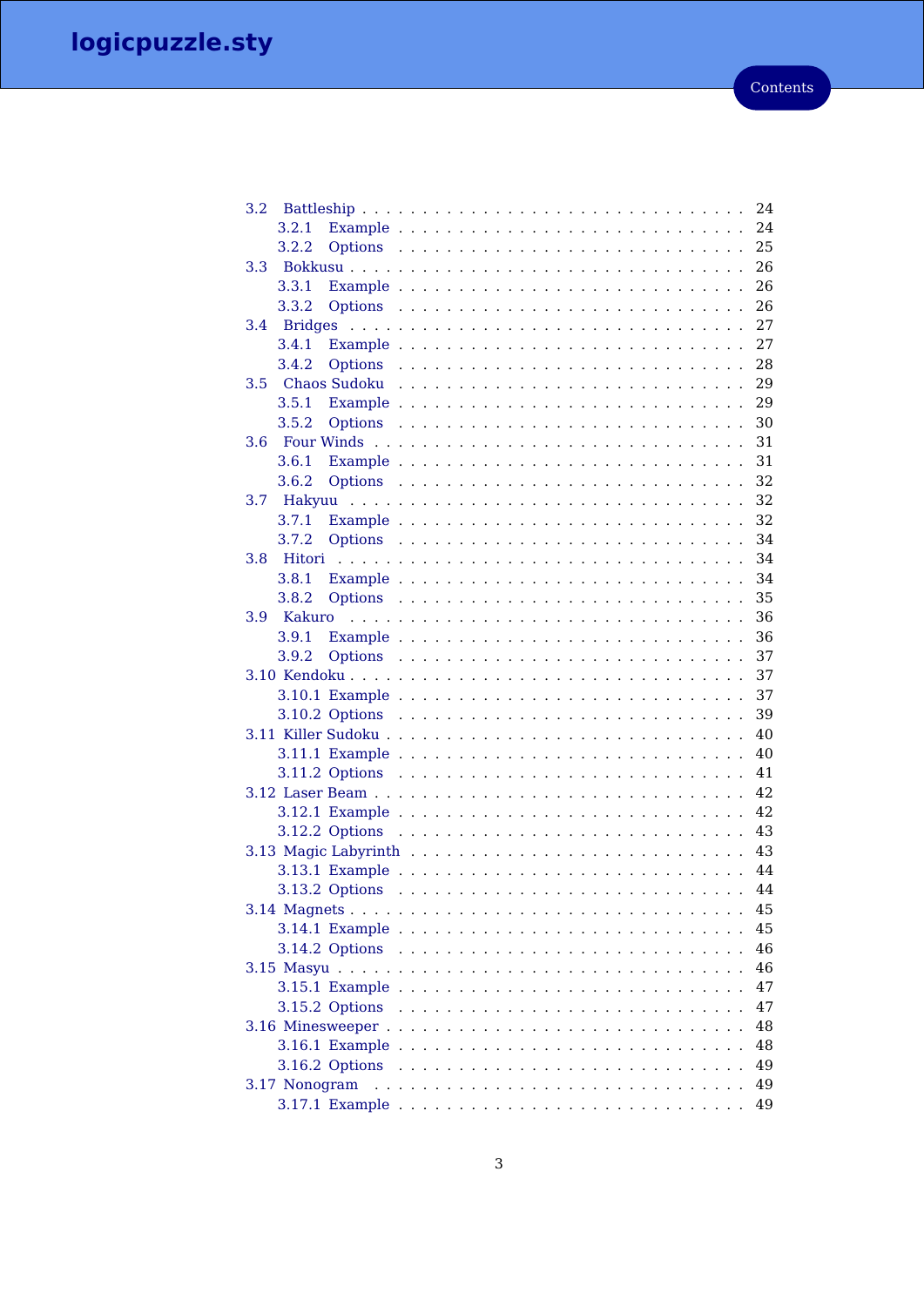- 3.2 Battleship . . . . . 24
  - 3.2.1 Example . . . . . 24
  - 3.2.2 Options . . . . . 25
- 3.3 Bokkusu . . . . . 26
  - 3.3.1 Example . . . . . 26
  - 3.3.2 Options . . . . . 26
- 3.4 Bridges . . . . . 27
  - 3.4.1 Example . . . . . 27
  - 3.4.2 Options . . . . . 28
- 3.5 Chaos Sudoku . . . . . 29
  - 3.5.1 Example . . . . . 29
  - 3.5.2 Options . . . . . 30
- 3.6 Four Winds . . . . . 31
  - 3.6.1 Example . . . . . 31
  - 3.6.2 Options . . . . . 32
- 3.7 Hakyuu . . . . . 32
  - 3.7.1 Example . . . . . 32
  - 3.7.2 Options . . . . . 34
- 3.8 Hitori . . . . . 34
  - 3.8.1 Example . . . . . 34
  - 3.8.2 Options . . . . . 35
- 3.9 Kakuro . . . . . 36
  - 3.9.1 Example . . . . . 36
  - 3.9.2 Options . . . . . 37
- 3.10 Kendoku . . . . . 37
  - 3.10.1 Example . . . . . 37
  - 3.10.2 Options . . . . . 39
- 3.11 Killer Sudoku . . . . . 40
  - 3.11.1 Example . . . . . 40
  - 3.11.2 Options . . . . . 41
- 3.12 Laser Beam . . . . . 42
  - 3.12.1 Example . . . . . 42
  - 3.12.2 Options . . . . . 43
- 3.13 Magic Labyrinth . . . . . 43
  - 3.13.1 Example . . . . . 44
  - 3.13.2 Options . . . . . 44
- 3.14 Magnets . . . . . 45
  - 3.14.1 Example . . . . . 45
  - 3.14.2 Options . . . . . 46
- 3.15 Masyu . . . . . 46
  - 3.15.1 Example . . . . . 47
  - 3.15.2 Options . . . . . 47
- 3.16 Minesweeper . . . . . 48
  - 3.16.1 Example . . . . . 48
  - 3.16.2 Options . . . . . 49
- 3.17 Nonogram . . . . . 49
  - 3.17.1 Example . . . . . 49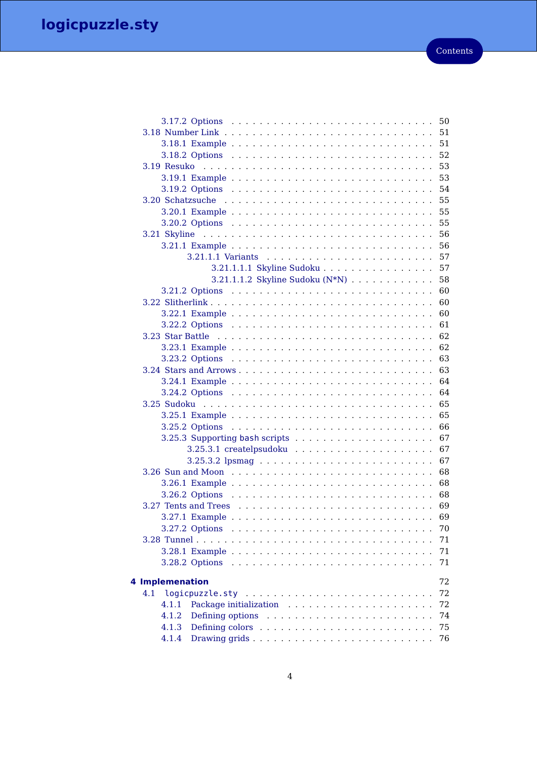- 3.17.2 Options . . . 50
- 3.18 Number Link . . . 51
  - 3.18.1 Example . . . 51
  - 3.18.2 Options . . . 52
- 3.19 Resuko . . . 53
  - 3.19.1 Example . . . 53
  - 3.19.2 Options . . . 54
- 3.20 Schatzsuche . . . 55
  - 3.20.1 Example . . . 55
  - 3.20.2 Options . . . 55
- 3.21 Skyline . . . 56
  - 3.21.1 Example . . . 56
    - 3.21.1.1 Variants . . . 57
      - 3.21.1.1.1 Skyline Sudoku . . . 57
      - 3.21.1.1.2 Skyline Sudoku (N*N) . . . 58
  - 3.21.2 Options . . . 60
- 3.22 Slitherlink . . . 60
  - 3.22.1 Example . . . 60
  - 3.22.2 Options . . . 61
- 3.23 Star Battle . . . 62
  - 3.23.1 Example . . . 62
  - 3.23.2 Options . . . 63
- 3.24 Stars and Arrows . . . 63
  - 3.24.1 Example . . . 64
  - 3.24.2 Options . . . 64
- 3.25 Sudoku . . . 65
  - 3.25.1 Example . . . 65
  - 3.25.2 Options . . . 66
  - 3.25.3 Supporting bash scripts . . . 67
    - 3.25.3.1 createlpsudoku . . . 67
    - 3.25.3.2 lpsmag . . . 67
- 3.26 Sun and Moon . . . 68
  - 3.26.1 Example . . . 68
  - 3.26.2 Options . . . 68
- 3.27 Tents and Trees . . . 69
  - 3.27.1 Example . . . 69
  - 3.27.2 Options . . . 70
- 3.28 Tunnel . . . 71
  - 3.28.1 Example . . . 71
  - 3.28.2 Options . . . 71

**4 Implemenation** . . . 72

- 4.1 `logicpuzzle.sty` . . . 72
  - 4.1.1 Package initialization . . . 72
  - 4.1.2 Defining options . . . 74
  - 4.1.3 Defining colors . . . 75
  - 4.1.4 Drawing grids . . . 76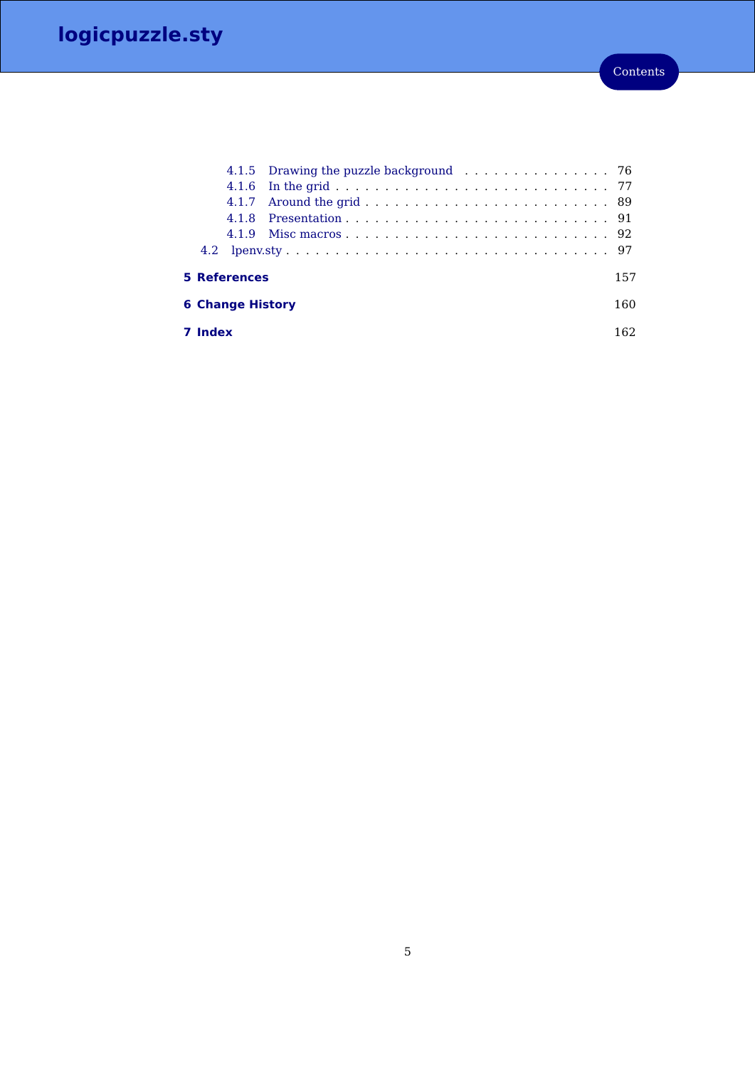- 4.1.5 Drawing the puzzle background . . . 76
- 4.1.6 In the grid . . . 77
- 4.1.7 Around the grid . . . 89
- 4.1.8 Presentation . . . 91
- 4.1.9 Misc macros . . . 92
- 4.2 lpenv.sty . . . 97

**5 References** 157

**6 Change History** 160

**7 Index** 162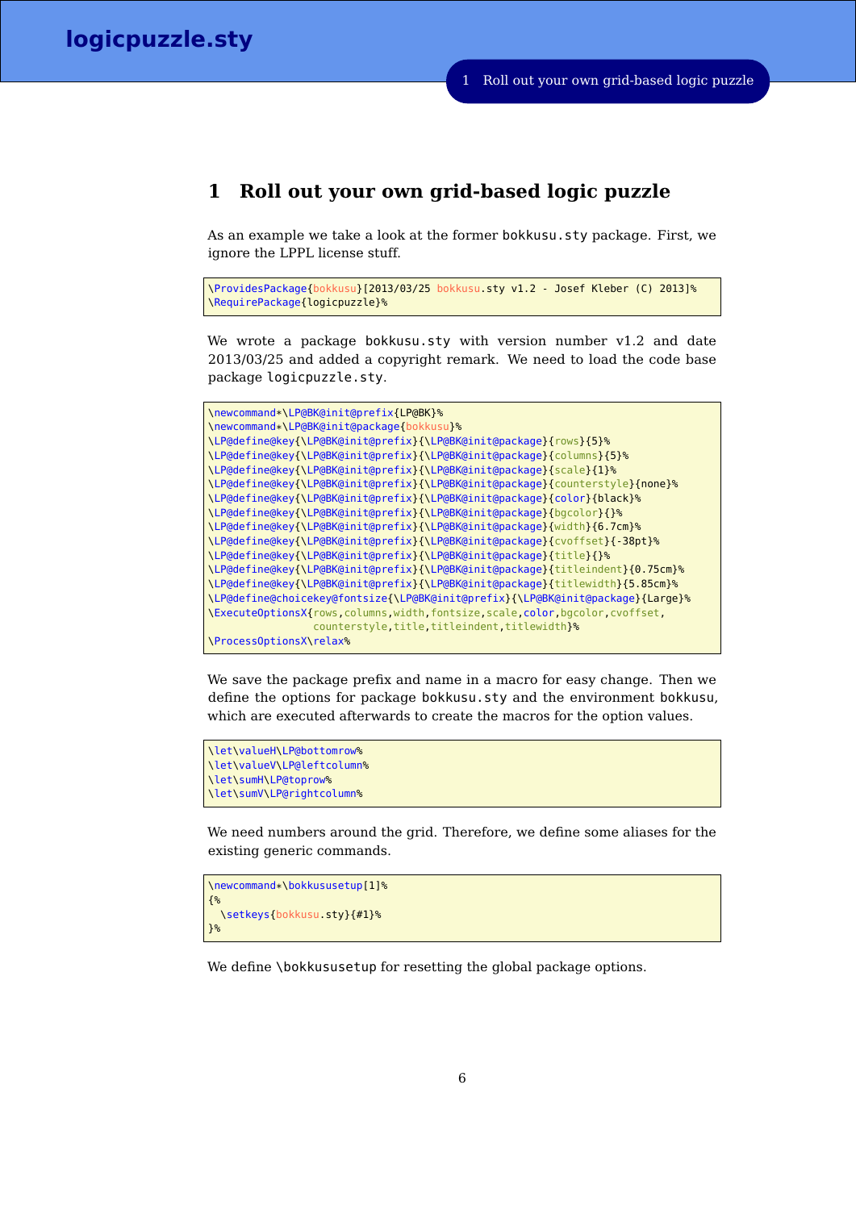# 1 Roll out your own grid-based logic puzzle

As an example we take a look at the former `bokkusu.sty` package. First, we ignore the LPPL license stuff.

```
\ProvidesPackage{bokkusu}[2013/03/25 bokkusu.sty v1.2 - Josef Kleber (C) 2013]%
\RequirePackage{logicpuzzle}%
```

We wrote a package `bokkusu.sty` with version number v1.2 and date 2013/03/25 and added a copyright remark. We need to load the code base package `logicpuzzle.sty`.

```
\newcommand*\LP@BK@init@prefix{LP@BK}%
\newcommand*\LP@BK@init@package{bokkusu}%
\LP@define@key{\LP@BK@init@prefix}{\LP@BK@init@package}{rows}{5}%
\LP@define@key{\LP@BK@init@prefix}{\LP@BK@init@package}{columns}{5}%
\LP@define@key{\LP@BK@init@prefix}{\LP@BK@init@package}{scale}{1}%
\LP@define@key{\LP@BK@init@prefix}{\LP@BK@init@package}{counterstyle}{none}%
\LP@define@key{\LP@BK@init@prefix}{\LP@BK@init@package}{color}{black}%
\LP@define@key{\LP@BK@init@prefix}{\LP@BK@init@package}{bgcolor}{}%
\LP@define@key{\LP@BK@init@prefix}{\LP@BK@init@package}{width}{6.7cm}%
\LP@define@key{\LP@BK@init@prefix}{\LP@BK@init@package}{cvoffset}{-38pt}%
\LP@define@key{\LP@BK@init@prefix}{\LP@BK@init@package}{title}{}%
\LP@define@key{\LP@BK@init@prefix}{\LP@BK@init@package}{titleindent}{0.75cm}%
\LP@define@key{\LP@BK@init@prefix}{\LP@BK@init@package}{titlewidth}{5.85cm}%
\LP@define@choicekey@fontsize{\LP@BK@init@prefix}{\LP@BK@init@package}{Large}%
\ExecuteOptionsX{rows,columns,width,fontsize,scale,color,bgcolor,cvoffset,
                 counterstyle,title,titleindent,titlewidth}%
\ProcessOptionsX\relax%
```

We save the package prefix and name in a macro for easy change. Then we define the options for package `bokkusu.sty` and the environment `bokkusu`, which are executed afterwards to create the macros for the option values.

```
\let\valueH\LP@bottomrow%
\let\valueV\LP@leftcolumn%
\let\sumH\LP@toprow%
\let\sumV\LP@rightcolumn%
```

We need numbers around the grid. Therefore, we define some aliases for the existing generic commands.

```
\newcommand*\bokkususetup[1]%
{%
  \setkeys{bokkusu.sty}{#1}%
}%
```

We define `\bokkususetup` for resetting the global package options.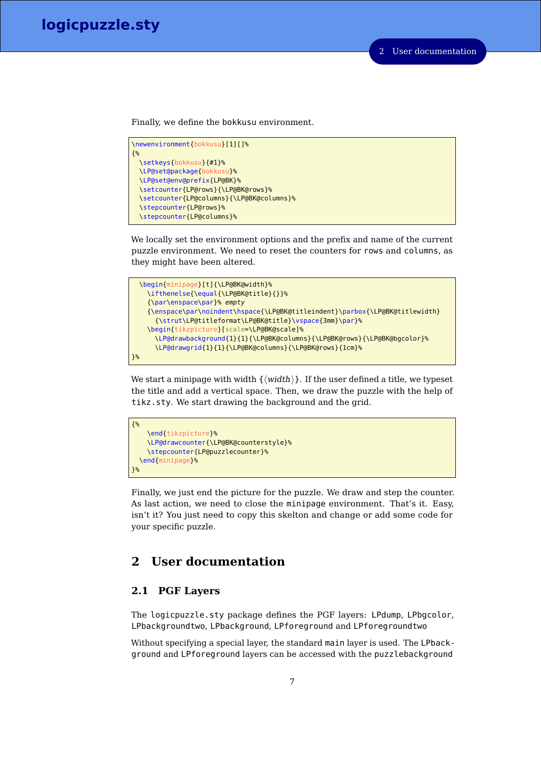Finally, we define the bokkusu environment.

```
\newenvironment{bokkusu}[1][]%
{%
  \setkeys{bokkusu}{#1}%
  \LP@set@package{bokkusu}%
  \LP@set@env@prefix{LP@BK}%
  \setcounter{LP@rows}{\LP@BK@rows}%
  \setcounter{LP@columns}{\LP@BK@columns}%
  \stepcounter{LP@rows}%
  \stepcounter{LP@columns}%
```

We locally set the environment options and the prefix and name of the current puzzle environment. We need to reset the counters for rows and columns, as they might have been altered.

```
  \begin{minipage}[t]{\LP@BK@width}%
    \ifthenelse{\equal{\LP@BK@title}{}}%
    {\par\enspace\par}% empty
    {\enspace\par\noindent\hspace{\LP@BK@titleindent}\parbox{\LP@BK@titlewidth}
      {\strut\LP@titleformat\LP@BK@title}\vspace{3mm}\par}%
    \begin{tikzpicture}[scale=\LP@BK@scale]%
      \LP@drawbackground{1}{1}{\LP@BK@columns}{\LP@BK@rows}{\LP@BK@bgcolor}%
      \LP@drawgrid{1}{1}{\LP@BK@columns}{\LP@BK@rows}{1cm}%
}%
```

We start a minipage with width {⟨*width*⟩}. If the user defined a title, we typeset the title and add a vertical space. Then, we draw the puzzle with the help of tikz.sty. We start drawing the background and the grid.

```
{%
    \end{tikzpicture}%
    \LP@drawcounter{\LP@BK@counterstyle}%
    \stepcounter{LP@puzzlecounter}%
  \end{minipage}%
}%
```

Finally, we just end the picture for the puzzle. We draw and step the counter. As last action, we need to close the minipage environment. That's it. Easy, isn't it? You just need to copy this skelton and change or add some code for your specific puzzle.

# 2 User documentation

## 2.1 PGF Layers

The logicpuzzle.sty package defines the PGF layers: LPdump, LPbgcolor, LPbackgroundtwo, LPbackground, LPforeground and LPforegroundtwo

Without specifying a special layer, the standard main layer is used. The LPbackground and LPforeground layers can be accessed with the puzzlebackground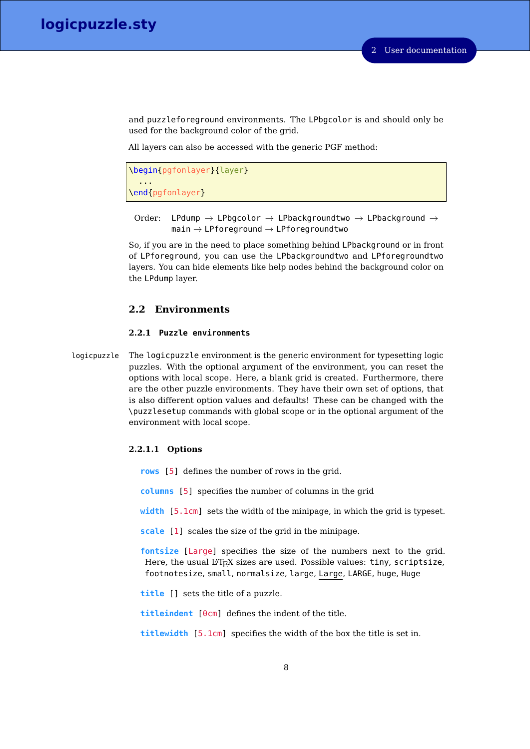and puzzleforeground environments. The LPbgcolor is and should only be used for the background color of the grid.

All layers can also be accessed with the generic PGF method:

```
\begin{pgfonlayer}{layer}
  ...
\end{pgfonlayer}
```

Order: LPdump → LPbgcolor → LPbackgroundtwo → LPbackground → main → LPforeground → LPforegroundtwo

So, if you are in the need to place something behind LPbackground or in front of LPforeground, you can use the LPbackgroundtwo and LPforegroundtwo layers. You can hide elements like help nodes behind the background color on the LPdump layer.

## 2.2 Environments

### 2.2.1 Puzzle environments

logicpuzzle The logicpuzzle environment is the generic environment for typesetting logic puzzles. With the optional argument of the environment, you can reset the options with local scope. Here, a blank grid is created. Furthermore, there are the other puzzle environments. They have their own set of options, that is also different option values and defaults! These can be changed with the \puzzlesetup commands with global scope or in the optional argument of the environment with local scope.

#### 2.2.1.1 Options

**rows** [5] defines the number of rows in the grid.

**columns** [5] specifies the number of columns in the grid

**width** [5.1cm] sets the width of the minipage, in which the grid is typeset.

**scale** [1] scales the size of the grid in the minipage.

**fontsize** [Large] specifies the size of the numbers next to the grid. Here, the usual LaTeX sizes are used. Possible values: tiny, scriptsize, footnotesize, small, normalsize, large, Large, LARGE, huge, Huge

**title** [] sets the title of a puzzle.

**titleindent** [0cm] defines the indent of the title.

**titlewidth** [5.1cm] specifies the width of the box the title is set in.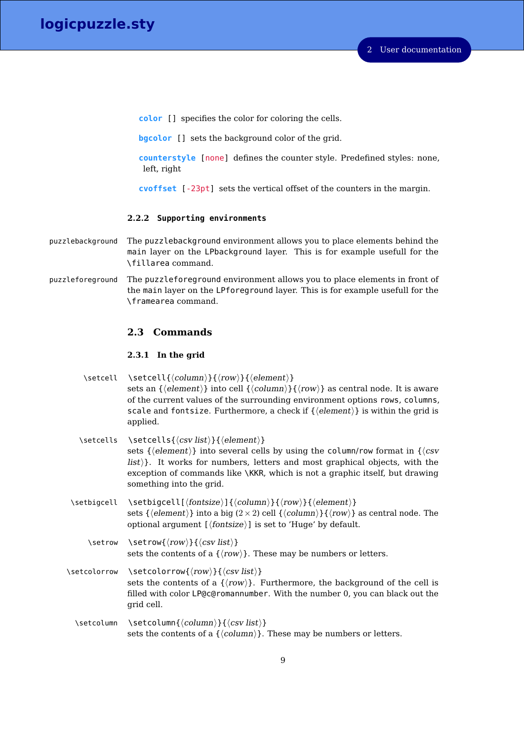**color** [] specifies the color for coloring the cells.

**bgcolor** [] sets the background color of the grid.

**counterstyle** [none] defines the counter style. Predefined styles: none, left, right

**cvoffset** [-23pt] sets the vertical offset of the counters in the margin.

#### 2.2.2 Supporting environments

`puzzlebackground` The `puzzlebackground` environment allows you to place elements behind the `main` layer on the `LPbackground` layer. This is for example usefull for the `\fillarea` command.

`puzzleforeground` The `puzzleforeground` environment allows you to place elements in front of the `main` layer on the `LPforeground` layer. This is for example usefull for the `\framearea` command.

## 2.3 Commands

### 2.3.1 In the grid

`\setcell` `\setcell{⟨column⟩}{⟨row⟩}{⟨element⟩}`
sets an {⟨*element*⟩} into cell {⟨*column*⟩}{⟨*row*⟩} as central node. It is aware of the current values of the surrounding environment options `rows`, `columns`, `scale` and `fontsize`. Furthermore, a check if {⟨*element*⟩} is within the grid is applied.

`\setcells` `\setcells{⟨csv list⟩}{⟨element⟩}`
sets {⟨*element*⟩} into several cells by using the `column/row` format in {⟨*csv list*⟩}. It works for numbers, letters and most graphical objects, with the exception of commands like `\KKR`, which is not a graphic itself, but drawing something into the grid.

`\setbigcell` `\setbigcell[⟨fontsize⟩]{⟨column⟩}{⟨row⟩}{⟨element⟩}`
sets {⟨*element*⟩} into a big $(2 \times 2)$ cell {⟨*column*⟩}{⟨*row*⟩} as central node. The optional argument [⟨*fontsize*⟩] is set to 'Huge' by default.

`\setrow` `\setrow{⟨row⟩}{⟨csv list⟩}`
sets the contents of a {⟨*row*⟩}. These may be numbers or letters.

`\setcolorrow` `\setcolorrow{⟨row⟩}{⟨csv list⟩}`
sets the contents of a {⟨*row*⟩}. Furthermore, the background of the cell is filled with color `LP@c@romannumber`. With the number 0, you can black out the grid cell.

`\setcolumn` `\setcolumn{⟨column⟩}{⟨csv list⟩}`
sets the contents of a {⟨*column*⟩}. These may be numbers or letters.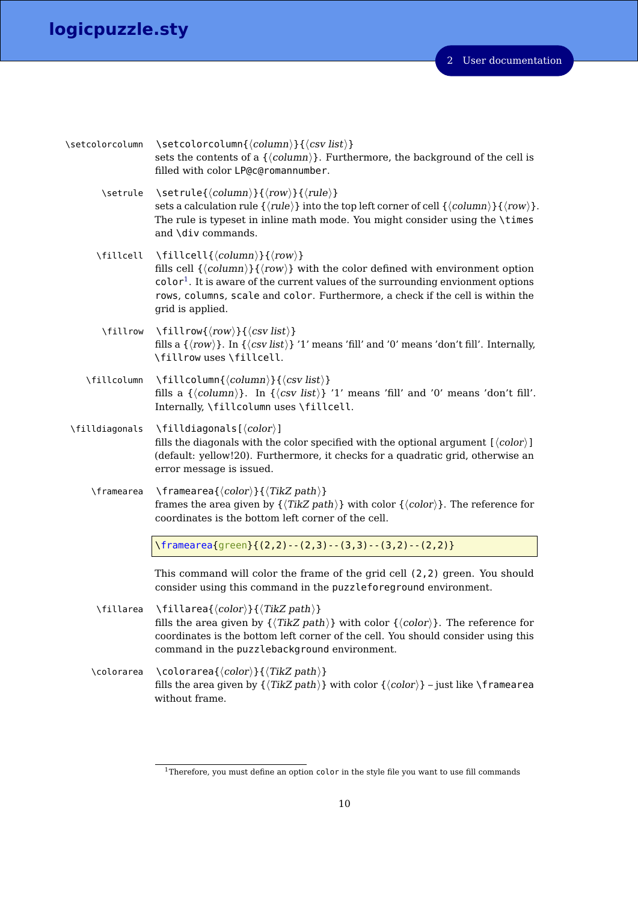`\setcolorcolumn` `\setcolorcolumn{⟨column⟩}{⟨csv list⟩}`
sets the contents of a {⟨column⟩}. Furthermore, the background of the cell is filled with color `LP@c@romannumber`.

`\setrule` `\setrule{⟨column⟩}{⟨row⟩}{⟨rule⟩}`
sets a calculation rule {⟨rule⟩} into the top left corner of cell {⟨column⟩}{⟨row⟩}. The rule is typeset in inline math mode. You might consider using the `\times` and `\div` commands.

`\fillcell` `\fillcell{⟨column⟩}{⟨row⟩}`
fills cell {⟨column⟩}{⟨row⟩} with the color defined with environment option `color`[1]. It is aware of the current values of the surrounding envionment options `rows`, `columns`, `scale` and `color`. Furthermore, a check if the cell is within the grid is applied.

`\fillrow` `\fillrow{⟨row⟩}{⟨csv list⟩}`
fills a {⟨row⟩}. In {⟨csv list⟩} '1' means 'fill' and '0' means 'don't fill'. Internally, `\fillrow` uses `\fillcell`.

`\fillcolumn` `\fillcolumn{⟨column⟩}{⟨csv list⟩}`
fills a {⟨column⟩}. In {⟨csv list⟩} '1' means 'fill' and '0' means 'don't fill'. Internally, `\fillcolumn` uses `\fillcell`.

`\filldiagonals` `\filldiagonals[⟨color⟩]`
fills the diagonals with the color specified with the optional argument [⟨color⟩] (default: yellow!20). Furthermore, it checks for a quadratic grid, otherwise an error message is issued.

`\framearea` `\framearea{⟨color⟩}{⟨TikZ path⟩}`
frames the area given by {⟨TikZ path⟩} with color {⟨color⟩}. The reference for coordinates is the bottom left corner of the cell.

```
\framearea{green}{(2,2)--(2,3)--(3,3)--(3,2)--(2,2)}
```

This command will color the frame of the grid cell `(2,2)` green. You should consider using this command in the `puzzleforeground` environment.

`\fillarea` `\fillarea{⟨color⟩}{⟨TikZ path⟩}`
fills the area given by {⟨TikZ path⟩} with color {⟨color⟩}. The reference for coordinates is the bottom left corner of the cell. You should consider using this command in the `puzzlebackground` environment.

`\colorarea` `\colorarea{⟨color⟩}{⟨TikZ path⟩}`
fills the area given by {⟨TikZ path⟩} with color {⟨color⟩} – just like `\framearea` without frame.

[1] Therefore, you must define an option `color` in the style file you want to use fill commands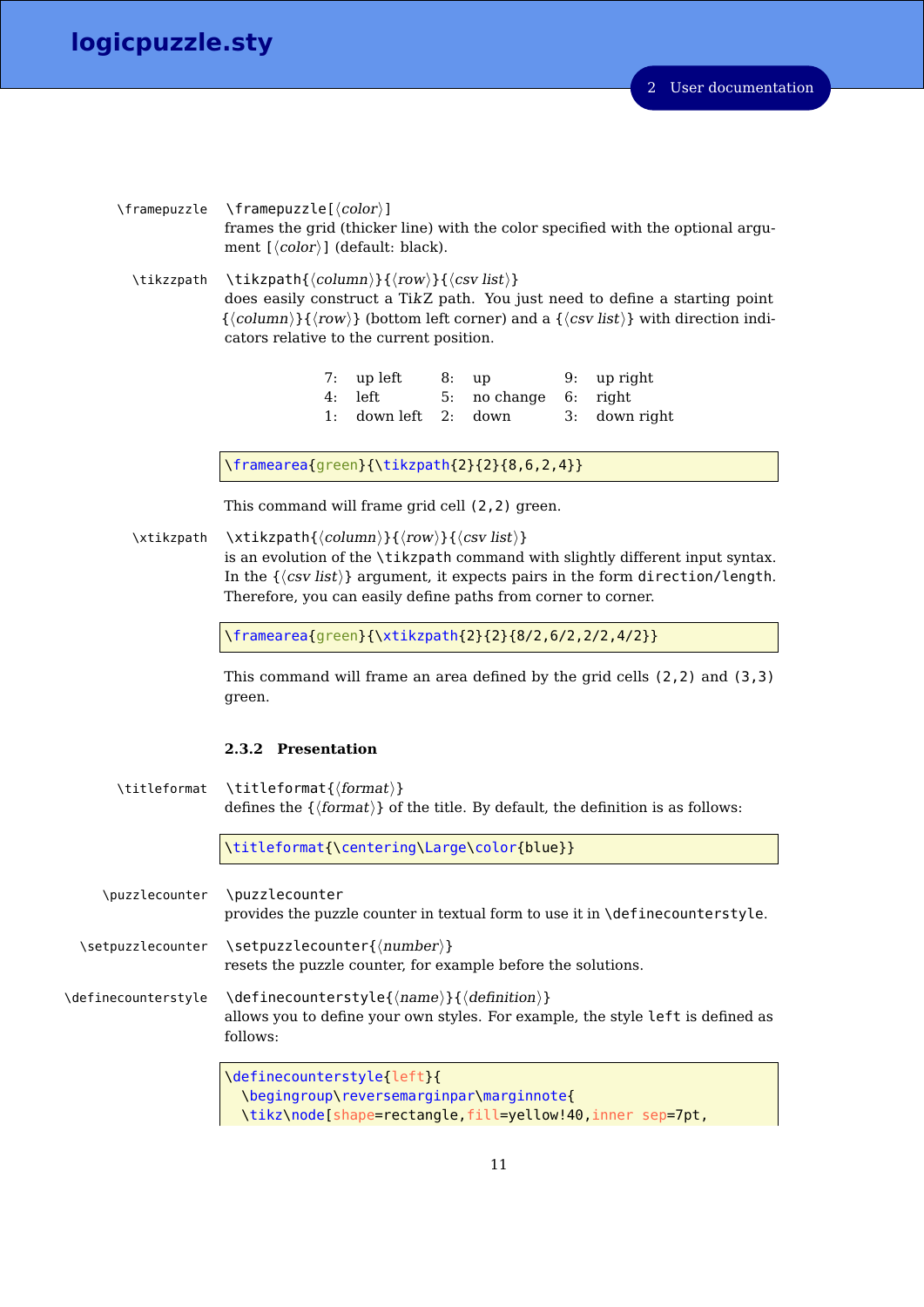`\framepuzzle`

\framepuzzle[⟨*color*⟩]
frames the grid (thicker line) with the color specified with the optional argument [⟨*color*⟩] (default: black).

`\tikzpath`

\tikzpath{⟨*column*⟩}{⟨*row*⟩}{⟨*csv list*⟩}
does easily construct a TikZ path. You just need to define a starting point {⟨*column*⟩}{⟨*row*⟩} (bottom left corner) and a {⟨*csv list*⟩} with direction indicators relative to the current position.

| | | | | | |
|---|---|---|---|---|---|
| 7: | up left | 8: | up | 9: | up right |
| 4: | left | 5: | no change | 6: | right |
| 1: | down left | 2: | down | 3: | down right |

```
\framearea{green}{\tikzpath{2}{2}{8,6,2,4}}
```

This command will frame grid cell (2,2) green.

`\xtikzpath`

\xtikzpath{⟨*column*⟩}{⟨*row*⟩}{⟨*csv list*⟩}
is an evolution of the \tikzpath command with slightly different input syntax. In the {⟨*csv list*⟩} argument, it expects pairs in the form direction/length. Therefore, you can easily define paths from corner to corner.

```
\framearea{green}{\xtikzpath{2}{2}{8/2,6/2,2/2,4/2}}
```

This command will frame an area defined by the grid cells (2,2) and (3,3) green.

### 2.3.2 Presentation

`\titleformat`

\titleformat{⟨*format*⟩}
defines the {⟨*format*⟩} of the title. By default, the definition is as follows:

```
\titleformat{\centering\Large\color{blue}}
```

`\puzzlecounter`

\puzzlecounter
provides the puzzle counter in textual form to use it in \definecounterstyle.

`\setpuzzlecounter`

\setpuzzlecounter{⟨*number*⟩}
resets the puzzle counter, for example before the solutions.

`\definecounterstyle`

\definecounterstyle{⟨*name*⟩}{⟨*definition*⟩}
allows you to define your own styles. For example, the style left is defined as follows:

```
\definecounterstyle{left}{
  \begingroup\reversemarginpar\marginnote{
  \tikz\node[shape=rectangle,fill=yellow!40,inner sep=7pt,
```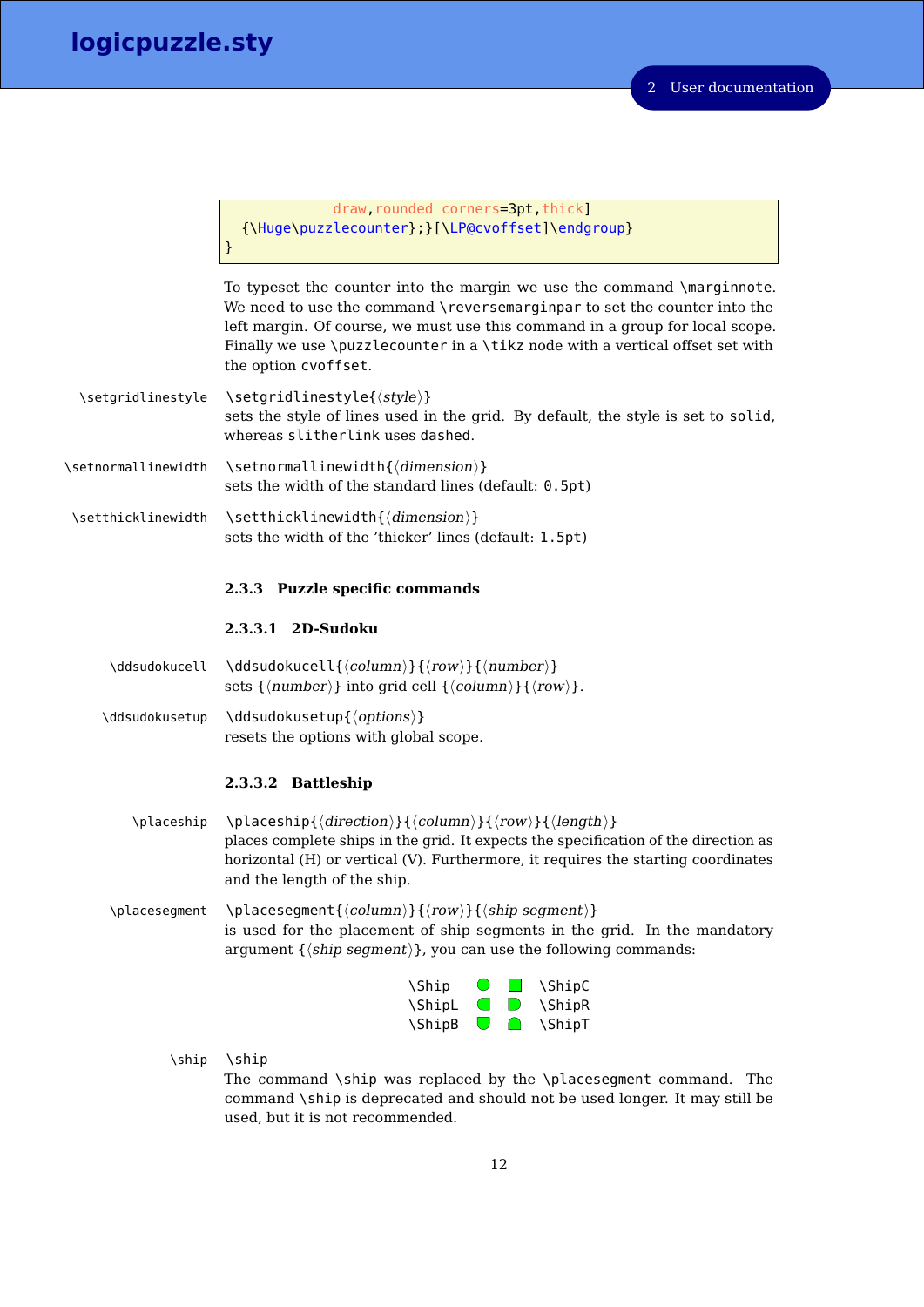```
            draw,rounded corners=3pt,thick]
  {\Huge\puzzlecounter};}[\LP@cvoffset]\endgroup}
}
```

To typeset the counter into the margin we use the command `\marginnote`. We need to use the command `\reversemarginpar` to set the counter into the left margin. Of course, we must use this command in a group for local scope. Finally we use `\puzzlecounter` in a `\tikz` node with a vertical offset set with the option `cvoffset`.

`\setgridlinestyle` — `\setgridlinestyle{⟨style⟩}`
sets the style of lines used in the grid. By default, the style is set to `solid`, whereas `slitherlink` uses `dashed`.

`\setnormallinewidth` — `\setnormallinewidth{⟨dimension⟩}`
sets the width of the standard lines (default: `0.5pt`)

`\setthicklinewidth` — `\setthicklinewidth{⟨dimension⟩}`
sets the width of the 'thicker' lines (default: `1.5pt`)

### 2.3.3 Puzzle specific commands

#### 2.3.3.1 2D-Sudoku

`\ddsudokucell` — `\ddsudokucell{⟨column⟩}{⟨row⟩}{⟨number⟩}`
sets {⟨*number*⟩} into grid cell {⟨*column*⟩}{⟨*row*⟩}.

`\ddsudokusetup` — `\ddsudokusetup{⟨options⟩}`
resets the options with global scope.

#### 2.3.3.2 Battleship

`\placeship` — `\placeship{⟨direction⟩}{⟨column⟩}{⟨row⟩}{⟨length⟩}`
places complete ships in the grid. It expects the specification of the direction as horizontal (H) or vertical (V). Furthermore, it requires the starting coordinates and the length of the ship.

`\placesegment` — `\placesegment{⟨column⟩}{⟨row⟩}{⟨ship segment⟩}`
is used for the placement of ship segments in the grid. In the mandatory argument {⟨*ship segment*⟩}, you can use the following commands:

| | | | |
|---|---|---|---|
| `\Ship` | ● | ■ | `\ShipC` |
| `\ShipL` | ◖ | ◗ | `\ShipR` |
| `\ShipB` | ◡ | ◠ | `\ShipT` |

`\ship` — `\ship`
The command `\ship` was replaced by the `\placesegment` command. The command `\ship` is deprecated and should not be used longer. It may still be used, but it is not recommended.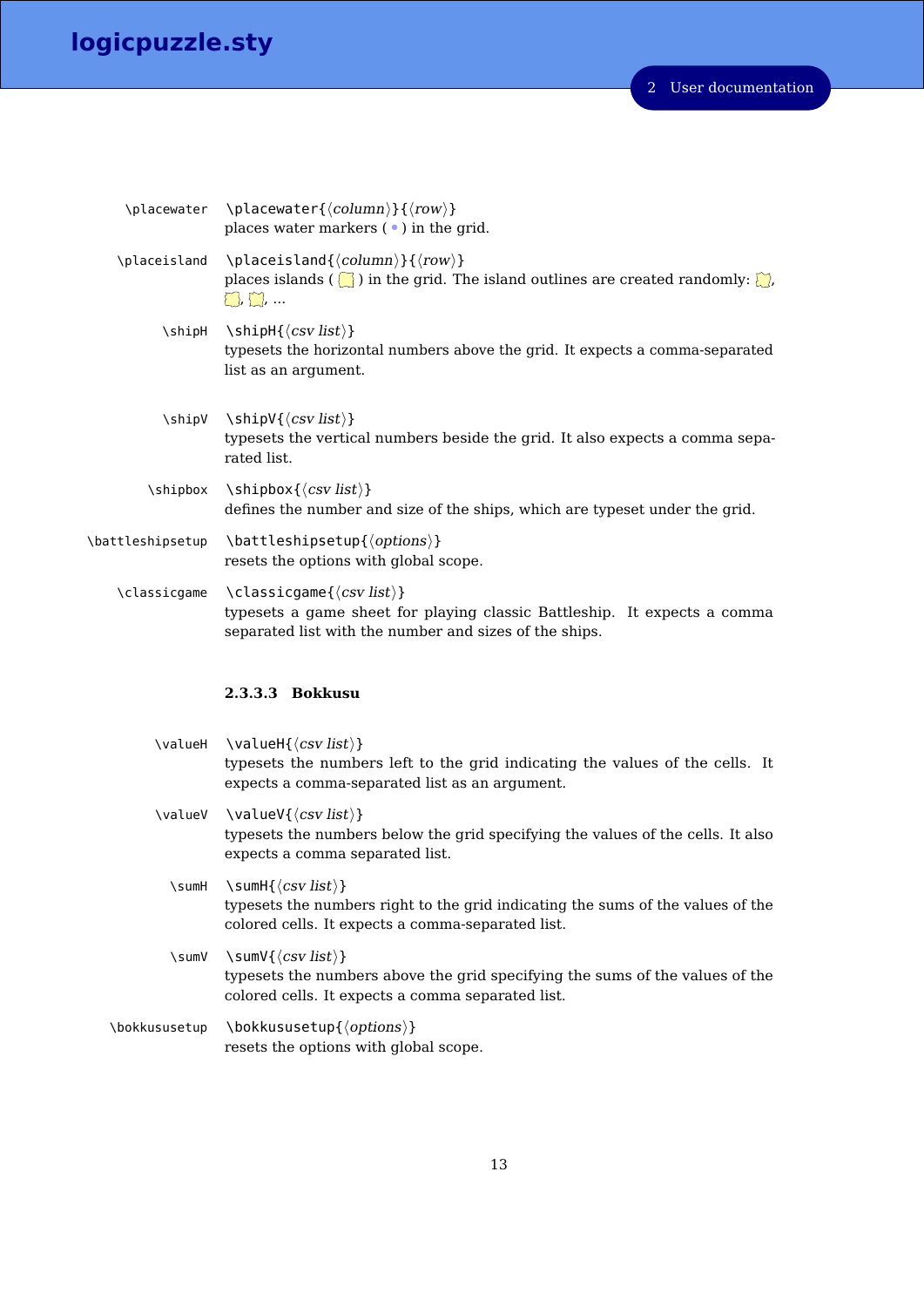`\placewater` `\placewater{⟨column⟩}{⟨row⟩}`
places water markers ( • ) in the grid.

`\placeisland` `\placeisland{⟨column⟩}{⟨row⟩}`
places islands ( ) in the grid. The island outlines are created randomly: , , , ...

`\shipH` `\shipH{⟨csv list⟩}`
typesets the horizontal numbers above the grid. It expects a comma-separated list as an argument.

`\shipV` `\shipV{⟨csv list⟩}`
typesets the vertical numbers beside the grid. It also expects a comma separated list.

`\shipbox` `\shipbox{⟨csv list⟩}`
defines the number and size of the ships, which are typeset under the grid.

`\battleshipsetup` `\battleshipsetup{⟨options⟩}`
resets the options with global scope.

`\classicgame` `\classicgame{⟨csv list⟩}`
typesets a game sheet for playing classic Battleship. It expects a comma separated list with the number and sizes of the ships.

#### 2.3.3.3 Bokkusu

`\valueH` `\valueH{⟨csv list⟩}`
typesets the numbers left to the grid indicating the values of the cells. It expects a comma-separated list as an argument.

`\valueV` `\valueV{⟨csv list⟩}`
typesets the numbers below the grid specifying the values of the cells. It also expects a comma separated list.

`\sumH` `\sumH{⟨csv list⟩}`
typesets the numbers right to the grid indicating the sums of the values of the colored cells. It expects a comma-separated list.

`\sumV` `\sumV{⟨csv list⟩}`
typesets the numbers above the grid specifying the sums of the values of the colored cells. It expects a comma separated list.

`\bokkusetup` `\bokkususetup{⟨options⟩}`
resets the options with global scope.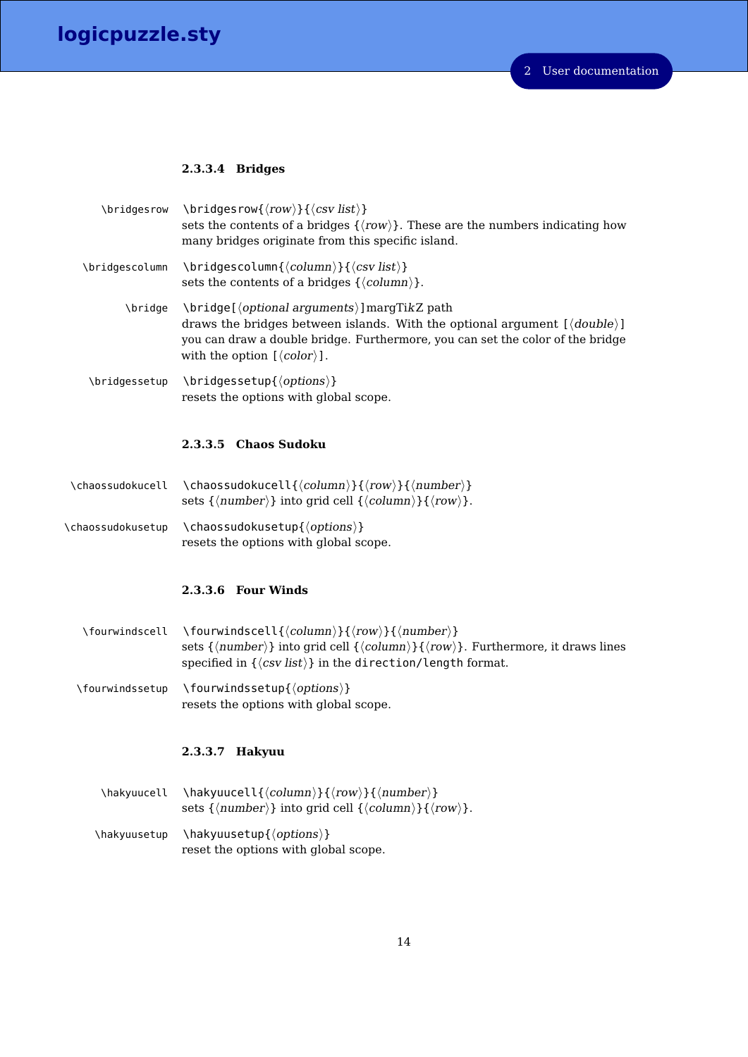#### 2.3.3.4 Bridges

`\bridgesrow` `\bridgesrow{⟨row⟩}{⟨csv list⟩}`
sets the contents of a bridges {⟨row⟩}. These are the numbers indicating how many bridges originate from this specific island.

`\bridgescolumn` `\bridgescolumn{⟨column⟩}{⟨csv list⟩}`
sets the contents of a bridges {⟨column⟩}.

`\bridge` `\bridge[⟨optional arguments⟩]`margTikZ path
draws the bridges between islands. With the optional argument [⟨double⟩] you can draw a double bridge. Furthermore, you can set the color of the bridge with the option [⟨color⟩].

`\bridgessetup` `\bridgessetup{⟨options⟩}`
resets the options with global scope.

#### 2.3.3.5 Chaos Sudoku

`\chaossudokucell` `\chaossudokucell{⟨column⟩}{⟨row⟩}{⟨number⟩}`
sets {⟨number⟩} into grid cell {⟨column⟩}{⟨row⟩}.

`\chaossudokusetup` `\chaossudokusetup{⟨options⟩}`
resets the options with global scope.

#### 2.3.3.6 Four Winds

`\fourwindscell` `\fourwindscell{⟨column⟩}{⟨row⟩}{⟨number⟩}`
sets {⟨number⟩} into grid cell {⟨column⟩}{⟨row⟩}. Furthermore, it draws lines specified in {⟨csv list⟩} in the `direction/length` format.

`\fourwindssetup` `\fourwindssetup{⟨options⟩}`
resets the options with global scope.

#### 2.3.3.7 Hakyuu

`\hakyuucell` `\hakyuucell{⟨column⟩}{⟨row⟩}{⟨number⟩}`
sets {⟨number⟩} into grid cell {⟨column⟩}{⟨row⟩}.

`\hakyuusetup` `\hakyuusetup{⟨options⟩}`
reset the options with global scope.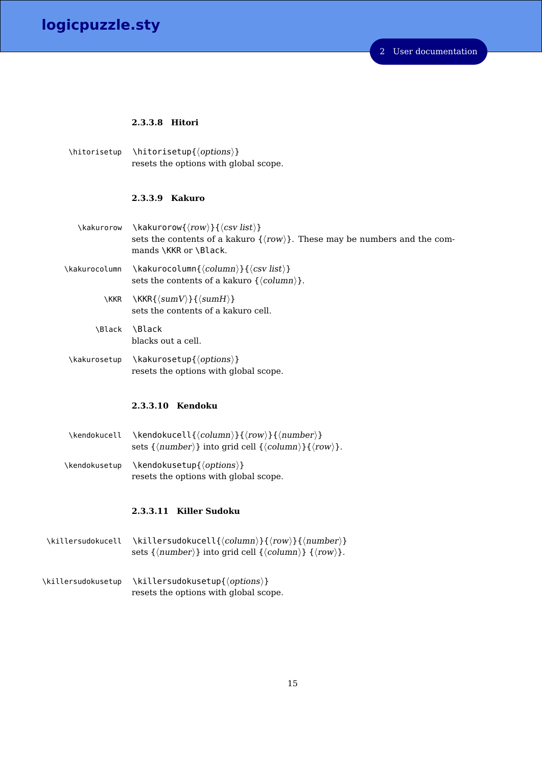#### 2.3.3.8 Hitori

`\hitorisetup` `\hitorisetup{⟨options⟩}`
resets the options with global scope.

#### 2.3.3.9 Kakuro

`\kakurorow` `\kakurorow{⟨row⟩}{⟨csv list⟩}`
sets the contents of a kakuro {⟨row⟩}. These may be numbers and the commands `\KKR` or `\Black`.

`\kakurocolumn` `\kakurocolumn{⟨column⟩}{⟨csv list⟩}`
sets the contents of a kakuro {⟨column⟩}.

`\KKR` `\KKR{⟨sumV⟩}{⟨sumH⟩}`
sets the contents of a kakuro cell.

`\Black` `\Black`
blacks out a cell.

`\kakurosetup` `\kakurosetup{⟨options⟩}`
resets the options with global scope.

#### 2.3.3.10 Kendoku

`\kendokucell` `\kendokucell{⟨column⟩}{⟨row⟩}{⟨number⟩}`
sets {⟨number⟩} into grid cell {⟨column⟩}{⟨row⟩}.

`\kendokusetup` `\kendokusetup{⟨options⟩}`
resets the options with global scope.

#### 2.3.3.11 Killer Sudoku

`\killersudokucell` `\killersudokucell{⟨column⟩}{⟨row⟩}{⟨number⟩}`
sets {⟨number⟩} into grid cell {⟨column⟩} {⟨row⟩}.

`\killersudokusetup` `\killersudokusetup{⟨options⟩}`
resets the options with global scope.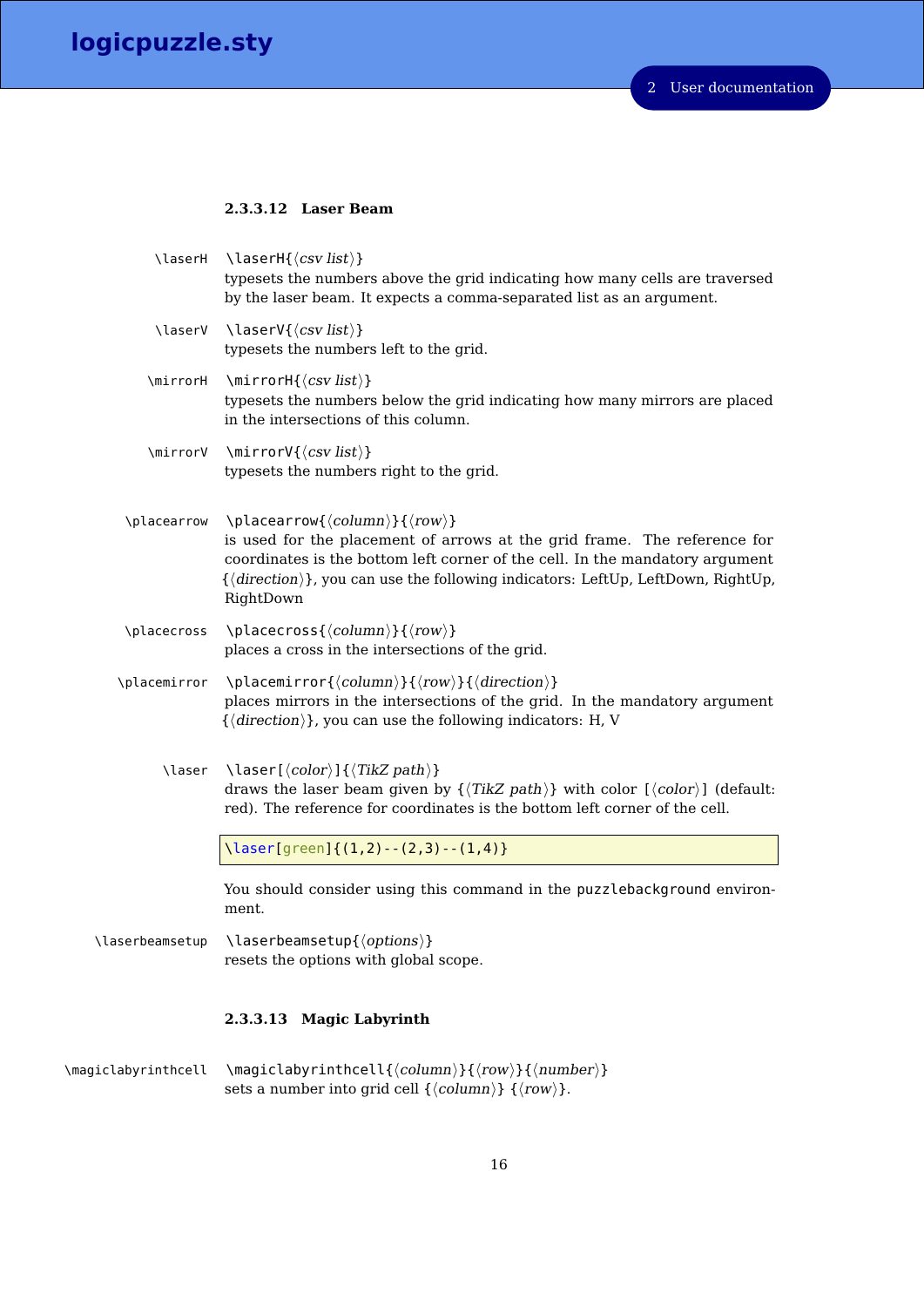#### 2.3.3.12 Laser Beam

`\laserH` `\laserH{⟨csv list⟩}`
typesets the numbers above the grid indicating how many cells are traversed by the laser beam. It expects a comma-separated list as an argument.

`\laserV` `\laserV{⟨csv list⟩}`
typesets the numbers left to the grid.

`\mirrorH` `\mirrorH{⟨csv list⟩}`
typesets the numbers below the grid indicating how many mirrors are placed in the intersections of this column.

`\mirrorV` `\mirrorV{⟨csv list⟩}`
typesets the numbers right to the grid.

`\placearrow` `\placearrow{⟨column⟩}{⟨row⟩}`
is used for the placement of arrows at the grid frame. The reference for coordinates is the bottom left corner of the cell. In the mandatory argument {⟨direction⟩}, you can use the following indicators: LeftUp, LeftDown, RightUp, RightDown

`\placecross` `\placecross{⟨column⟩}{⟨row⟩}`
places a cross in the intersections of the grid.

`\placemirror` `\placemirror{⟨column⟩}{⟨row⟩}{⟨direction⟩}`
places mirrors in the intersections of the grid. In the mandatory argument {⟨direction⟩}, you can use the following indicators: H, V

`\laser` `\laser[⟨color⟩]{⟨TikZ path⟩}`
draws the laser beam given by {⟨TikZ path⟩} with color [⟨color⟩] (default: red). The reference for coordinates is the bottom left corner of the cell.

```
\laser[green]{(1,2)--(2,3)--(1,4)}
```

You should consider using this command in the `puzzlebackground` environment.

`\laserbeamsetup` `\laserbeamsetup{⟨options⟩}`
resets the options with global scope.

#### 2.3.3.13 Magic Labyrinth

`\magiclabyrinthcell` `\magiclabyrinthcell{⟨column⟩}{⟨row⟩}{⟨number⟩}`
sets a number into grid cell {⟨column⟩} {⟨row⟩}.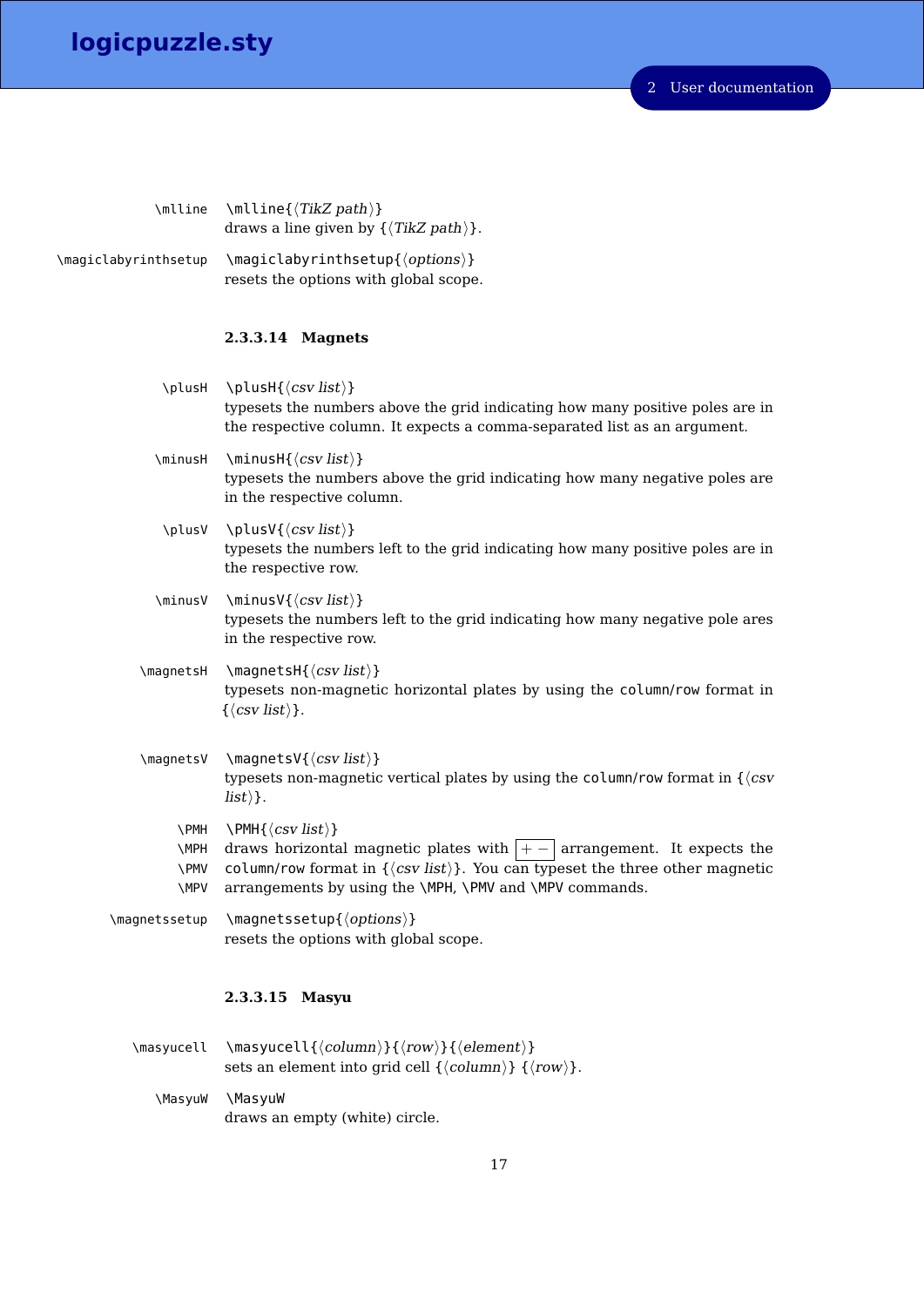`\mlline` `\mlline{⟨TikZ path⟩}`
draws a line given by {⟨*TikZ path*⟩}.

`\magiclabyrinthsetup` `\magiclabyrinthsetup{⟨options⟩}`
resets the options with global scope.

#### 2.3.3.14 Magnets

`\plusH` `\plusH{⟨csv list⟩}`
typesets the numbers above the grid indicating how many positive poles are in the respective column. It expects a comma-separated list as an argument.

`\minusH` `\minusH{⟨csv list⟩}`
typesets the numbers above the grid indicating how many negative poles are in the respective column.

`\plusV` `\plusV{⟨csv list⟩}`
typesets the numbers left to the grid indicating how many positive poles are in the respective row.

`\minusV` `\minusV{⟨csv list⟩}`
typesets the numbers left to the grid indicating how many negative pole ares in the respective row.

`\magnetsH` `\magnetsH{⟨csv list⟩}`
typesets non-magnetic horizontal plates by using the `column/row` format in {⟨*csv list*⟩}.

`\magnetsV` `\magnetsV{⟨csv list⟩}`
typesets non-magnetic vertical plates by using the `column/row` format in {⟨*csv list*⟩}.

`\PMH` `\MPH` `\PMV` `\MPV` `\PMH{⟨csv list⟩}`
draws horizontal magnetic plates with $\boxed{+\,-}$ arrangement. It expects the `column/row` format in {⟨*csv list*⟩}. You can typeset the three other magnetic arrangements by using the `\MPH`, `\PMV` and `\MPV` commands.

`\magnetssetup` `\magnetssetup{⟨options⟩}`
resets the options with global scope.

#### 2.3.3.15 Masyu

`\masyucell` `\masyucell{⟨column⟩}{⟨row⟩}{⟨element⟩}`
sets an element into grid cell {⟨*column*⟩} {⟨*row*⟩}.

`\MasyuW` `\MasyuW`
draws an empty (white) circle.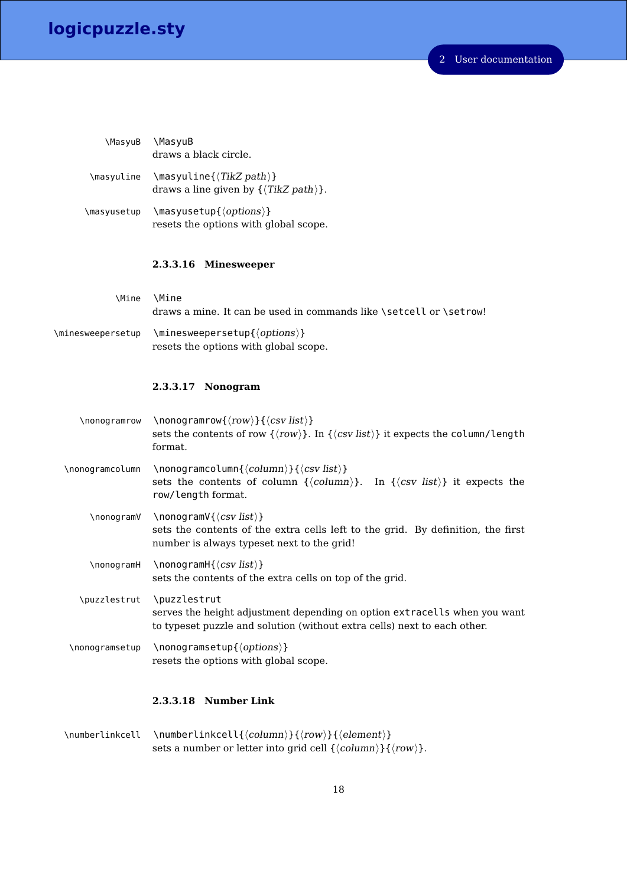`\MasyuB` `\MasyuB`
draws a black circle.

`\masyuline` `\masyuline{⟨TikZ path⟩}`
draws a line given by {⟨*TikZ path*⟩}.

`\masyusetup` `\masyusetup{⟨options⟩}`
resets the options with global scope.

#### 2.3.3.16 Minesweeper

`\Mine` `\Mine`
draws a mine. It can be used in commands like `\setcell` or `\setrow`!

`\minesweepersetup` `\minesweepersetup{⟨options⟩}`
resets the options with global scope.

#### 2.3.3.17 Nonogram

`\nonogramrow` `\nonogramrow{⟨row⟩}{⟨csv list⟩}`
sets the contents of row {⟨*row*⟩}. In {⟨*csv list*⟩} it expects the `column/length` format.

`\nonogramcolumn` `\nonogramcolumn{⟨column⟩}{⟨csv list⟩}`
sets the contents of column {⟨*column*⟩}. In {⟨*csv list*⟩} it expects the `row/length` format.

`\nonogramV` `\nonogramV{⟨csv list⟩}`
sets the contents of the extra cells left to the grid. By definition, the first number is always typeset next to the grid!

`\nonogramH` `\nonogramH{⟨csv list⟩}`
sets the contents of the extra cells on top of the grid.

`\puzzlestrut` `\puzzlestrut`
serves the height adjustment depending on option `extracells` when you want to typeset puzzle and solution (without extra cells) next to each other.

`\nonogramsetup` `\nonogramsetup{⟨options⟩}`
resets the options with global scope.

#### 2.3.3.18 Number Link

`\numberlinkcell` `\numberlinkcell{⟨column⟩}{⟨row⟩}{⟨element⟩}`
sets a number or letter into grid cell {⟨*column*⟩}{⟨*row*⟩}.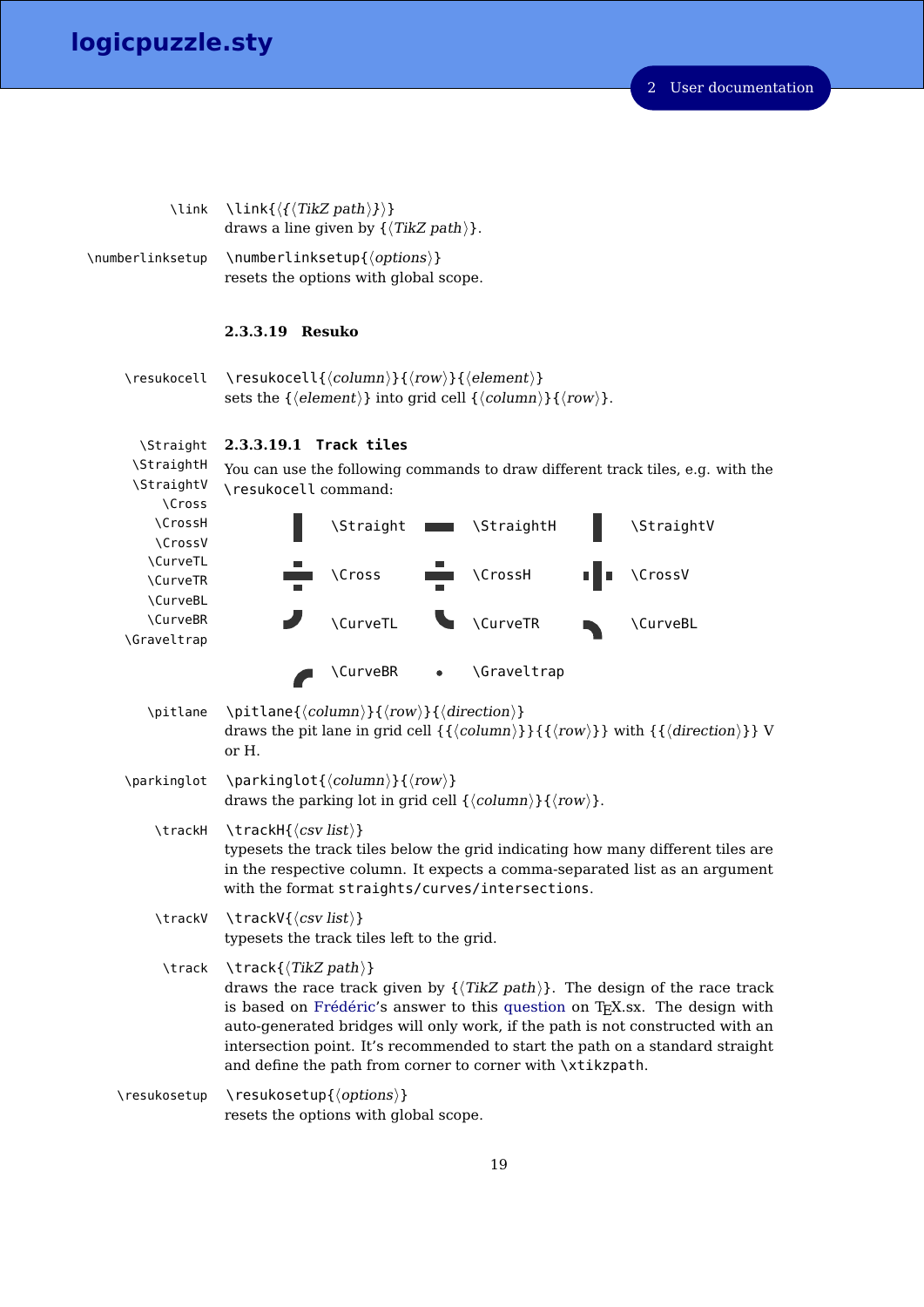\link `\link{⟨{⟨TikZ path⟩}⟩}`
draws a line given by {⟨*TikZ path*⟩}.

\numberlinksetup `\numberlinksetup{⟨options⟩}`
resets the options with global scope.

#### 2.3.3.19 Resuko

\resukocell `\resukocell{⟨column⟩}{⟨row⟩}{⟨element⟩}`
sets the {⟨*element*⟩} into grid cell {⟨*column*⟩}{⟨*row*⟩}.

##### 2.3.3.19.1 Track tiles

\Straight \StraightH \StraightV \Cross \CrossH \CrossV \CurveTL \CurveTR \CurveBL \CurveBR \Graveltrap

You can use the following commands to draw different track tiles, e.g. with the `\resukocell` command:

| | | |
|---|---|---|
| `\Straight` | `\StraightH` | `\StraightV` |
| `\Cross` | `\CrossH` | `\CrossV` |
| `\CurveTL` | `\CurveTR` | `\CurveBL` |
| `\CurveBR` | `\Graveltrap` | |

\pitlane `\pitlane{⟨column⟩}{⟨row⟩}{⟨direction⟩}`
draws the pit lane in grid cell {{⟨*column*⟩}}{{⟨*row*⟩}} with {{⟨*direction*⟩}} V or H.

\parkinglot `\parkinglot{⟨column⟩}{⟨row⟩}`
draws the parking lot in grid cell {⟨*column*⟩}{⟨*row*⟩}.

\trackH `\trackH{⟨csv list⟩}`
typesets the track tiles below the grid indicating how many different tiles are in the respective column. It expects a comma-separated list as an argument with the format `straights/curves/intersections`.

\trackV `\trackV{⟨csv list⟩}`
typesets the track tiles left to the grid.

\track `\track{⟨TikZ path⟩}`
draws the race track given by {⟨*TikZ path*⟩}. The design of the race track is based on Frédéric's answer to this question on TeX.sx. The design with auto-generated bridges will only work, if the path is not constructed with an intersection point. It's recommended to start the path on a standard straight and define the path from corner to corner with `\xtikzpath`.

\resukosetup `\resukosetup{⟨options⟩}`
resets the options with global scope.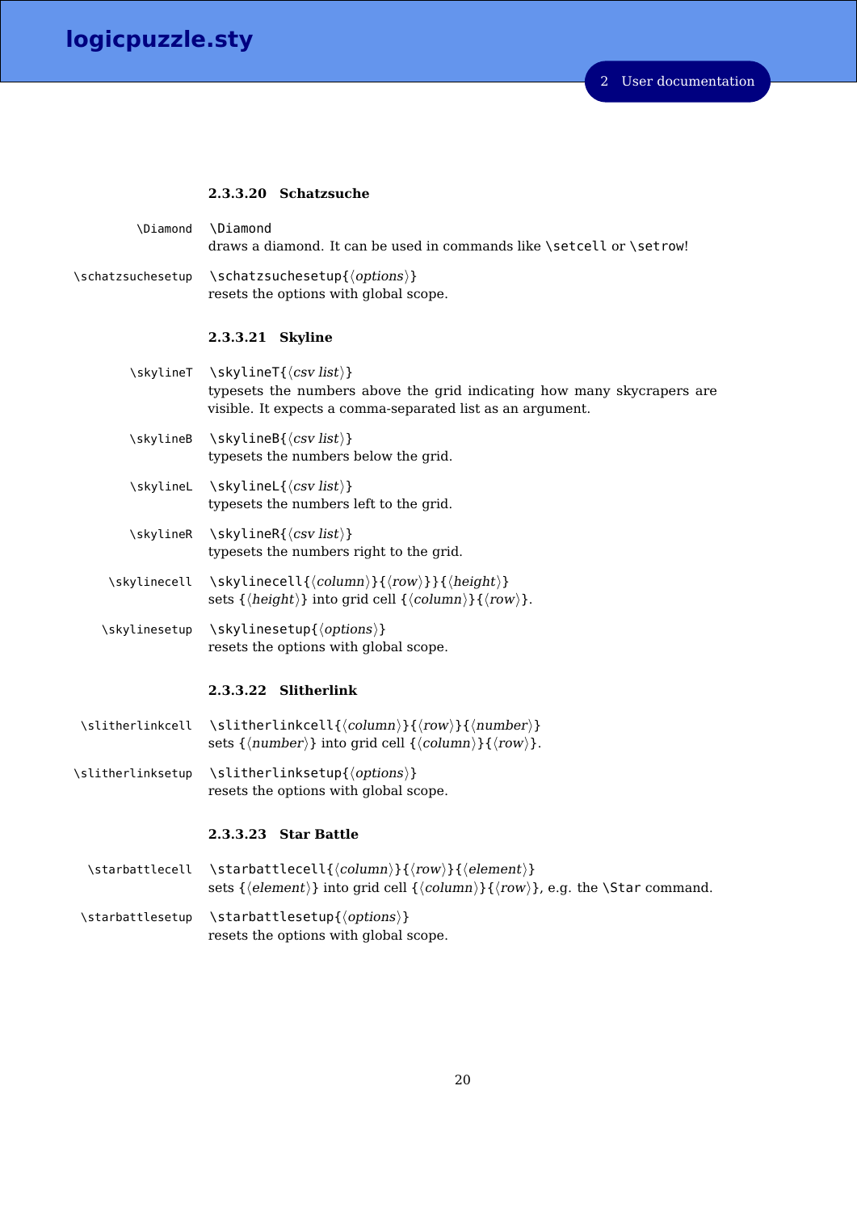#### 2.3.3.20 Schatzsuche

`\Diamond`

`\Diamond`
draws a diamond. It can be used in commands like `\setcell` or `\setrow`!

`\schatzsuchesetup`

`\schatzsuchesetup{⟨options⟩}`
resets the options with global scope.

#### 2.3.3.21 Skyline

`\skylineT`

`\skylineT{⟨csv list⟩}`
typesets the numbers above the grid indicating how many skycrapers are visible. It expects a comma-separated list as an argument.

`\skylineB`

`\skylineB{⟨csv list⟩}`
typesets the numbers below the grid.

`\skylineL`

`\skylineL{⟨csv list⟩}`
typesets the numbers left to the grid.

`\skylineR`

`\skylineR{⟨csv list⟩}`
typesets the numbers right to the grid.

`\skylinecell`

`\skylinecell{⟨column⟩}{⟨row⟩}}{⟨height⟩}`
sets {⟨height⟩} into grid cell {⟨column⟩}{⟨row⟩}.

`\skylinesetup`

`\skylinesetup{⟨options⟩}`
resets the options with global scope.

#### 2.3.3.22 Slitherlink

`\slitherlinkcell`

`\slitherlinkcell{⟨column⟩}{⟨row⟩}{⟨number⟩}`
sets {⟨number⟩} into grid cell {⟨column⟩}{⟨row⟩}.

`\slitherlinksetup`

`\slitherlinksetup{⟨options⟩}`
resets the options with global scope.

#### 2.3.3.23 Star Battle

`\starbattlecell`

`\starbattlecell{⟨column⟩}{⟨row⟩}{⟨element⟩}`
sets {⟨element⟩} into grid cell {⟨column⟩}{⟨row⟩}, e.g. the `\Star` command.

`\starbattlesetup`

`\starbattlesetup{⟨options⟩}`
resets the options with global scope.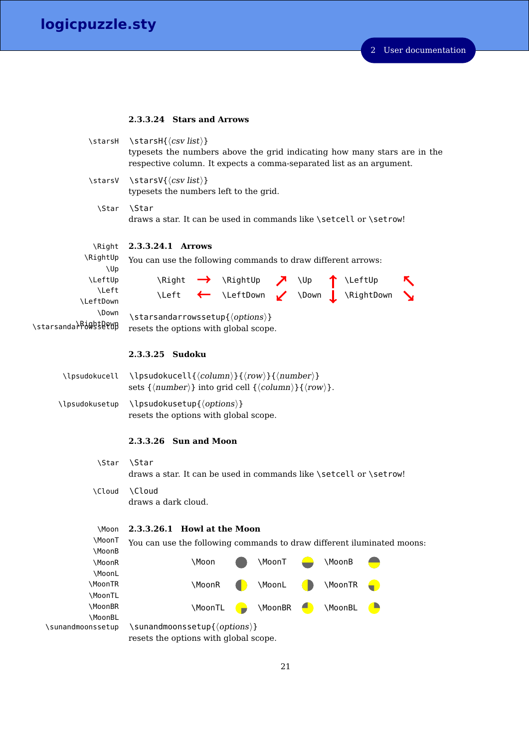#### 2.3.3.24 Stars and Arrows

`\starsH`

`\starsH{⟨csv list⟩}`
typesets the numbers above the grid indicating how many stars are in the respective column. It expects a comma-separated list as an argument.

`\starsV`

`\starsV{⟨csv list⟩}`
typesets the numbers left to the grid.

`\Star`

`\Star`
draws a star. It can be used in commands like `\setcell` or `\setrow`!

##### 2.3.3.24.1 Arrows

`\Right` `\RightUp` `\Up` `\LeftUp` `\Left` `\LeftDown` `\Down` `\RightDown`

You can use the following commands to draw different arrows:

| | | | | | | | |
|---|---|---|---|---|---|---|---|
| `\Right` | → | `\RightUp` | ↗ | `\Up` | ↑ | `\LeftUp` | ↖ |
| `\Left` | ← | `\LeftDown` | ↙ | `\Down` | ↓ | `\RightDown` | ↘ |

`\starsandarrowssetup`

`\starsandarrowssetup{⟨options⟩}`
resets the options with global scope.

#### 2.3.3.25 Sudoku

`\lpsudokucell`

`\lpsudokucell{⟨column⟩}{⟨row⟩}{⟨number⟩}`
sets {⟨number⟩} into grid cell {⟨column⟩}{⟨row⟩}.

`\lpsudokusetup`

`\lpsudokusetup{⟨options⟩}`
resets the options with global scope.

#### 2.3.3.26 Sun and Moon

`\Star`

`\Star`
draws a star. It can be used in commands like `\setcell` or `\setrow`!

`\Cloud`

`\Cloud`
draws a dark cloud.

##### 2.3.3.26.1 Howl at the Moon

`\Moon` `\MoonT` `\MoonB` `\MoonR` `\MoonL` `\MoonTR` `\MoonTL` `\MoonBR` `\MoonBL`

You can use the following commands to draw different iluminated moons:

| | | | | | |
|---|---|---|---|---|---|
| `\Moon` | ● | `\MoonT` | ◓ | `\MoonB` | ◒ |
| `\MoonR` | ◑ | `\MoonL` | ◐ | `\MoonTR` | ◔ |
| `\MoonTL` | ◔ | `\MoonBR` | ◔ | `\MoonBL` | ◔ |

`\sunandmoonssetup`

`\sunandmoonssetup{⟨options⟩}`
resets the options with global scope.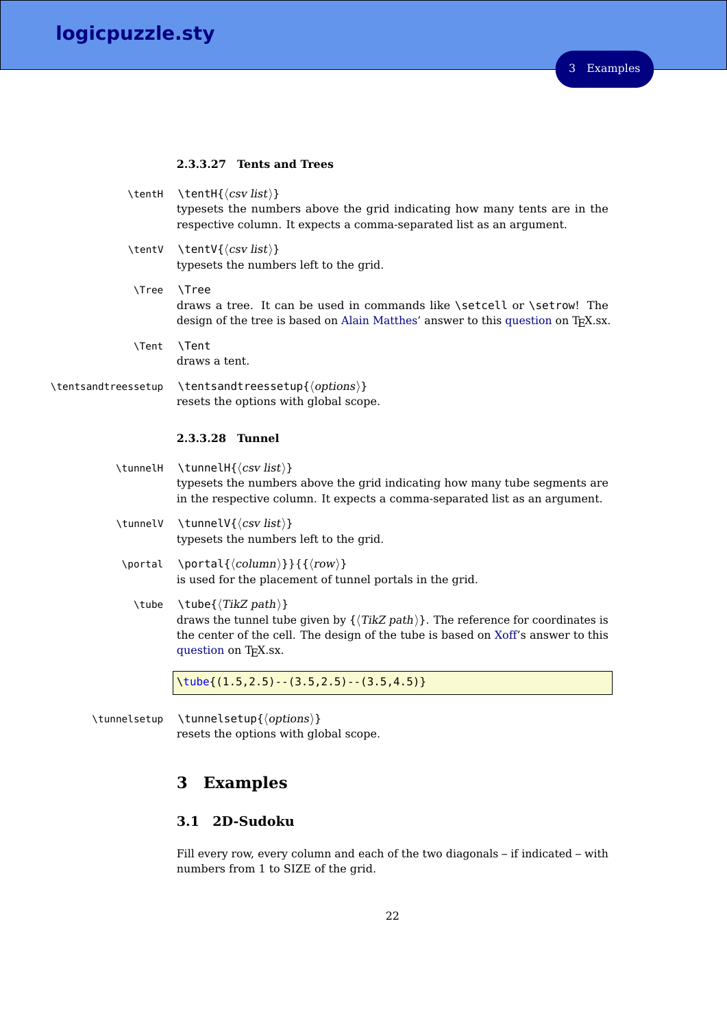#### 2.3.3.27 Tents and Trees

`\tentH` \tentH{⟨*csv list*⟩}
typesets the numbers above the grid indicating how many tents are in the respective column. It expects a comma-separated list as an argument.

`\tentV` \tentV{⟨*csv list*⟩}
typesets the numbers left to the grid.

`\Tree` \Tree
draws a tree. It can be used in commands like \setcell or \setrow! The design of the tree is based on Alain Matthes' answer to this question on TEX.sx.

`\Tent` \Tent
draws a tent.

`\tentsandtreessetup` \tentsandtreessetup{⟨*options*⟩}
resets the options with global scope.

#### 2.3.3.28 Tunnel

`\tunnelH` \tunnelH{⟨*csv list*⟩}
typesets the numbers above the grid indicating how many tube segments are in the respective column. It expects a comma-separated list as an argument.

`\tunnelV` \tunnelV{⟨*csv list*⟩}
typesets the numbers left to the grid.

`\portal` \portal{⟨*column*⟩}}{{⟨*row*⟩}
is used for the placement of tunnel portals in the grid.

`\tube` \tube{⟨*TikZ path*⟩}
draws the tunnel tube given by {⟨*TikZ path*⟩}. The reference for coordinates is the center of the cell. The design of the tube is based on Xoff's answer to this question on TEX.sx.

```
\tube{(1.5,2.5)--(3.5,2.5)--(3.5,4.5)}
```

`\tunnelsetup` \tunnelsetup{⟨*options*⟩}
resets the options with global scope.

# 3 Examples

## 3.1 2D-Sudoku

Fill every row, every column and each of the two diagonals – if indicated – with numbers from 1 to SIZE of the grid.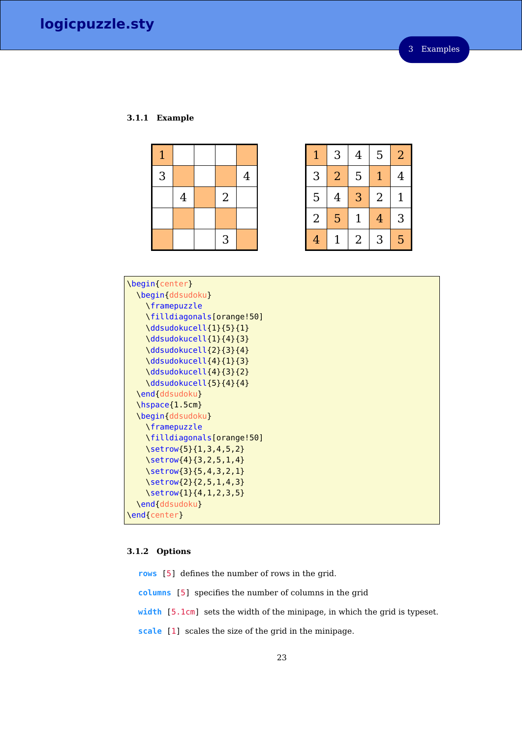### 3.1.1 Example

| 1 | | | | |
|---|---|---|---|---|
| 3 | | | | 4 |
| | 4 | | 2 | |
| | | | | |
| | | | 3 | |

| 1 | 3 | 4 | 5 | 2 |
|---|---|---|---|---|
| 3 | 2 | 5 | 1 | 4 |
| 5 | 4 | 3 | 2 | 1 |
| 2 | 5 | 1 | 4 | 3 |
| 4 | 1 | 2 | 3 | 5 |

```
\begin{center}
  \begin{ddsudoku}
    \framepuzzle
    \filldiagonals[orange!50]
    \ddsudokucell{1}{5}{1}
    \ddsudokucell{1}{4}{3}
    \ddsudokucell{2}{3}{4}
    \ddsudokucell{4}{1}{3}
    \ddsudokucell{4}{3}{2}
    \ddsudokucell{5}{4}{4}
  \end{ddsudoku}
  \hspace{1.5cm}
  \begin{ddsudoku}
    \framepuzzle
    \filldiagonals[orange!50]
    \setrow{5}{1,3,4,5,2}
    \setrow{4}{3,2,5,1,4}
    \setrow{3}{5,4,3,2,1}
    \setrow{2}{2,5,1,4,3}
    \setrow{1}{4,1,2,3,5}
  \end{ddsudoku}
\end{center}
```

### 3.1.2 Options

**rows** [5] defines the number of rows in the grid.

**columns** [5] specifies the number of columns in the grid

**width** [5.1cm] sets the width of the minipage, in which the grid is typeset.

**scale** [1] scales the size of the grid in the minipage.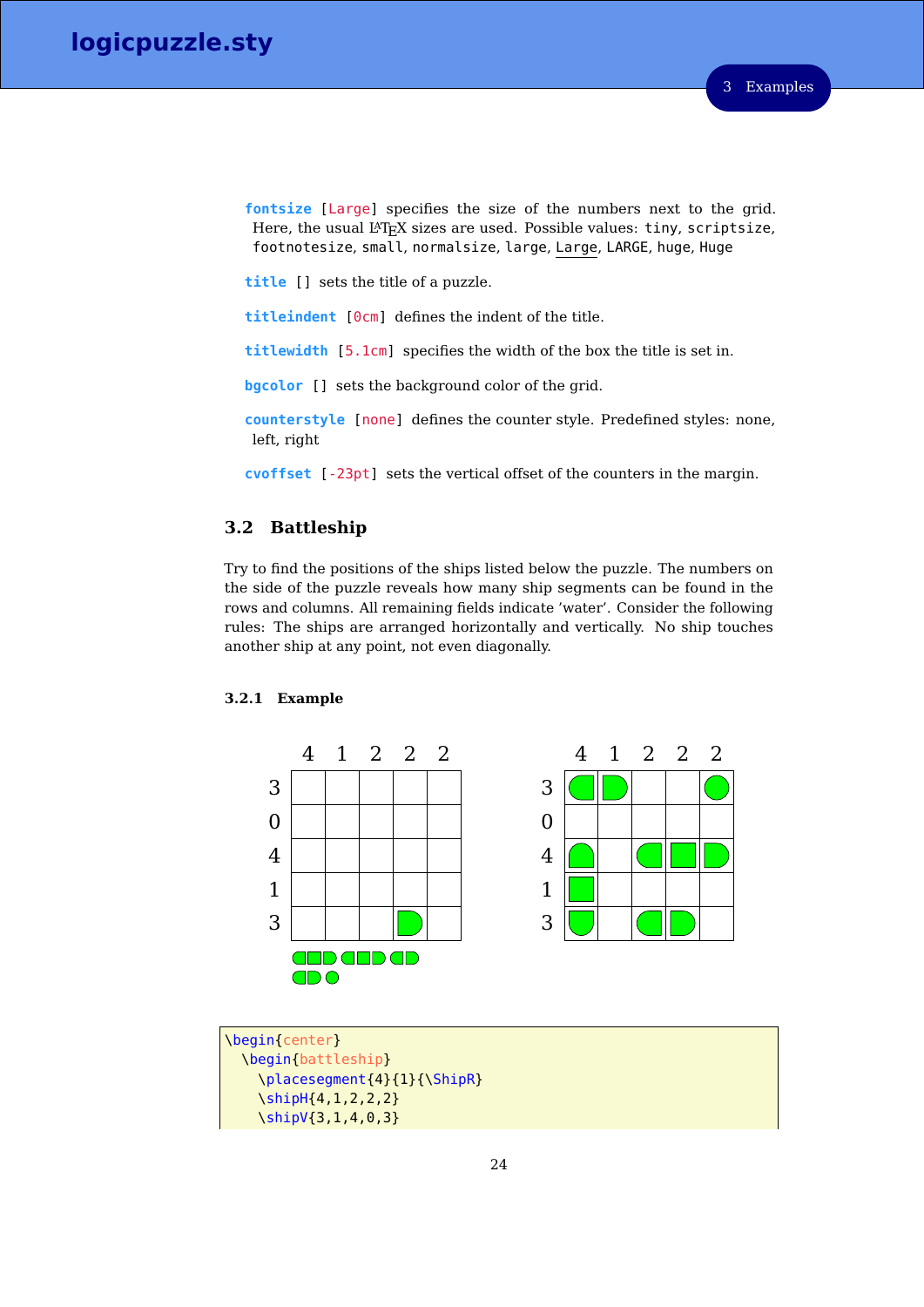**fontsize** [Large] specifies the size of the numbers next to the grid. Here, the usual LaTeX sizes are used. Possible values: tiny, scriptsize, footnotesize, small, normalsize, large, Large, LARGE, huge, Huge

**title** [] sets the title of a puzzle.

**titleindent** [0cm] defines the indent of the title.

**titlewidth** [5.1cm] specifies the width of the box the title is set in.

**bgcolor** [] sets the background color of the grid.

**counterstyle** [none] defines the counter style. Predefined styles: none, left, right

**cvoffset** [-23pt] sets the vertical offset of the counters in the margin.

## 3.2 Battleship

Try to find the positions of the ships listed below the puzzle. The numbers on the side of the puzzle reveals how many ship segments can be found in the rows and columns. All remaining fields indicate 'water'. Consider the following rules: The ships are arranged horizontally and vertically. No ship touches another ship at any point, not even diagonally.

### 3.2.1 Example

|   | 4 | 1 | 2 | 2 | 2 |
|---|---|---|---|---|---|
| 3 |   |   |   |   |   |
| 0 |   |   |   |   |   |
| 4 |   |   |   |   |   |
| 1 |   |   |   |   |   |
| 3 |   |   |   | ◗ |   |

|   | 4 | 1 | 2 | 2 | 2 |
|---|---|---|---|---|---|
| 3 | ◖ | ◗ |   |   | ● |
| 0 |   |   |   |   |   |
| 4 | ◓ |   | ◖ | ■ | ◗ |
| 1 | ■ |   |   |   |   |
| 3 | ◒ |   | ◖ | ◗ |   |

```
\begin{center}
  \begin{battleship}
    \placesegment{4}{1}{\ShipR}
    \shipH{4,1,2,2,2}
    \shipV{3,1,4,0,3}
```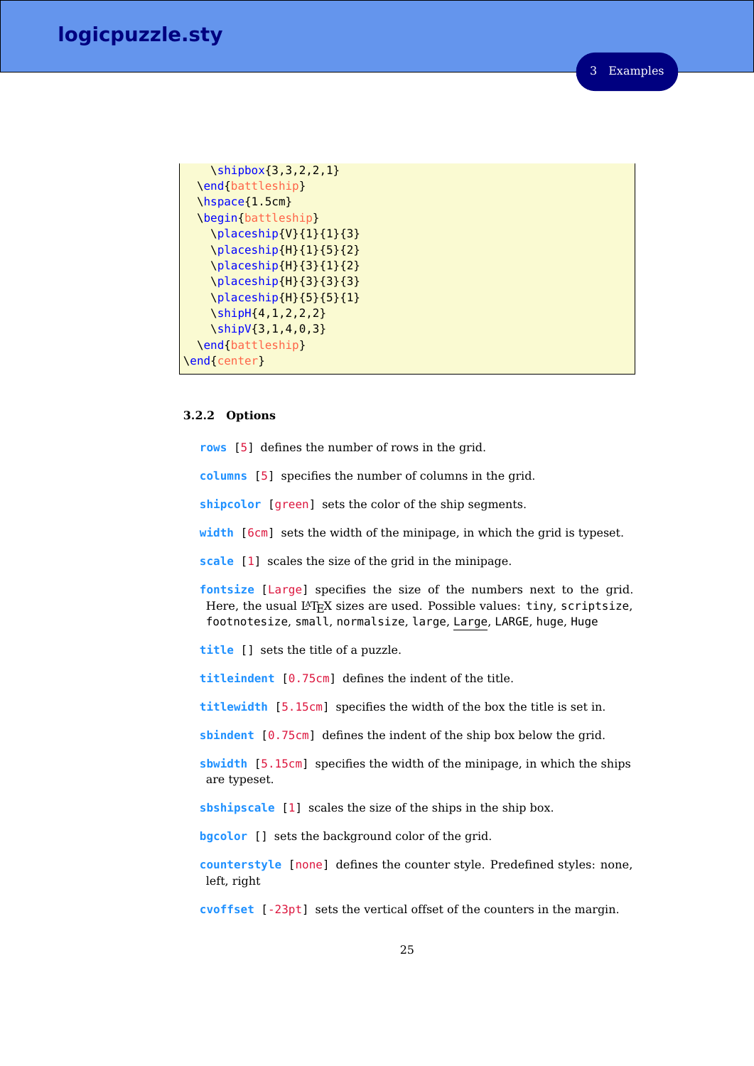```
    \shipbox{3,3,2,2,1}
  \end{battleship}
  \hspace{1.5cm}
  \begin{battleship}
    \placeship{V}{1}{1}{3}
    \placeship{H}{1}{5}{2}
    \placeship{H}{3}{1}{2}
    \placeship{H}{3}{3}{3}
    \placeship{H}{5}{5}{1}
    \shipH{4,1,2,2,2}
    \shipV{3,1,4,0,3}
  \end{battleship}
\end{center}
```

### 3.2.2 Options

**rows** [5] defines the number of rows in the grid.

**columns** [5] specifies the number of columns in the grid.

**shipcolor** [green] sets the color of the ship segments.

**width** [6cm] sets the width of the minipage, in which the grid is typeset.

**scale** [1] scales the size of the grid in the minipage.

**fontsize** [Large] specifies the size of the numbers next to the grid. Here, the usual LaTeX sizes are used. Possible values: `tiny`, `scriptsize`, `footnotesize`, `small`, `normalsize`, `large`, `Large`, `LARGE`, `huge`, `Huge`

**title** [] sets the title of a puzzle.

**titleindent** [0.75cm] defines the indent of the title.

**titlewidth** [5.15cm] specifies the width of the box the title is set in.

**sbindent** [0.75cm] defines the indent of the ship box below the grid.

**sbwidth** [5.15cm] specifies the width of the minipage, in which the ships are typeset.

**sbshipscale** [1] scales the size of the ships in the ship box.

**bgcolor** [] sets the background color of the grid.

**counterstyle** [none] defines the counter style. Predefined styles: none, left, right

**cvoffset** [-23pt] sets the vertical offset of the counters in the margin.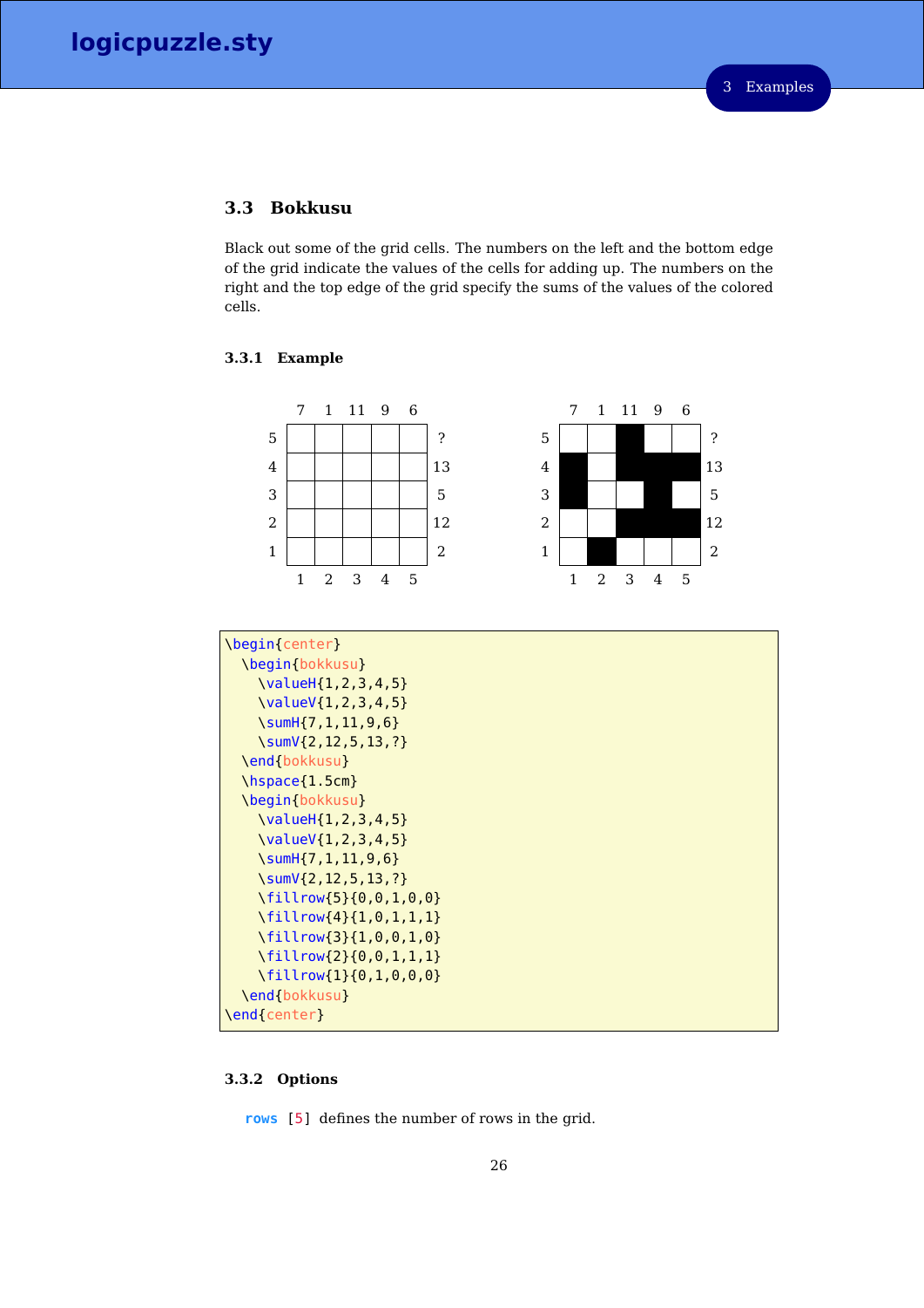## 3.3 Bokkusu

Black out some of the grid cells. The numbers on the left and the bottom edge of the grid indicate the values of the cells for adding up. The numbers on the right and the top edge of the grid specify the sums of the values of the colored cells.

### 3.3.1 Example

|   | 7 | 1 | 11 | 9 | 6 |    |
|---|---|---|---|---|---|---|
| 5 |   |   |   |   |   | ? |
| 4 |   |   |   |   |   | 13 |
| 3 |   |   |   |   |   | 5 |
| 2 |   |   |   |   |   | 12 |
| 1 |   |   |   |   |   | 2 |
|   | 1 | 2 | 3 | 4 | 5 |   |

|   | 7 | 1 | 11 | 9 | 6 |    |
|---|---|---|---|---|---|---|
| 5 |   |   | ■ |   |   | ? |
| 4 | ■ |   | ■ | ■ | ■ | 13 |
| 3 | ■ |   |   | ■ |   | 5 |
| 2 |   |   | ■ | ■ | ■ | 12 |
| 1 |   | ■ |   |   |   | 2 |
|   | 1 | 2 | 3 | 4 | 5 |   |

```
\begin{center}
  \begin{bokkusu}
    \valueH{1,2,3,4,5}
    \valueV{1,2,3,4,5}
    \sumH{7,1,11,9,6}
    \sumV{2,12,5,13,?}
  \end{bokkusu}
  \hspace{1.5cm}
  \begin{bokkusu}
    \valueH{1,2,3,4,5}
    \valueV{1,2,3,4,5}
    \sumH{7,1,11,9,6}
    \sumV{2,12,5,13,?}
    \fillrow{5}{0,0,1,0,0}
    \fillrow{4}{1,0,1,1,1}
    \fillrow{3}{1,0,0,1,0}
    \fillrow{2}{0,0,1,1,1}
    \fillrow{1}{0,1,0,0,0}
  \end{bokkusu}
\end{center}
```

### 3.3.2 Options

`rows` [5] defines the number of rows in the grid.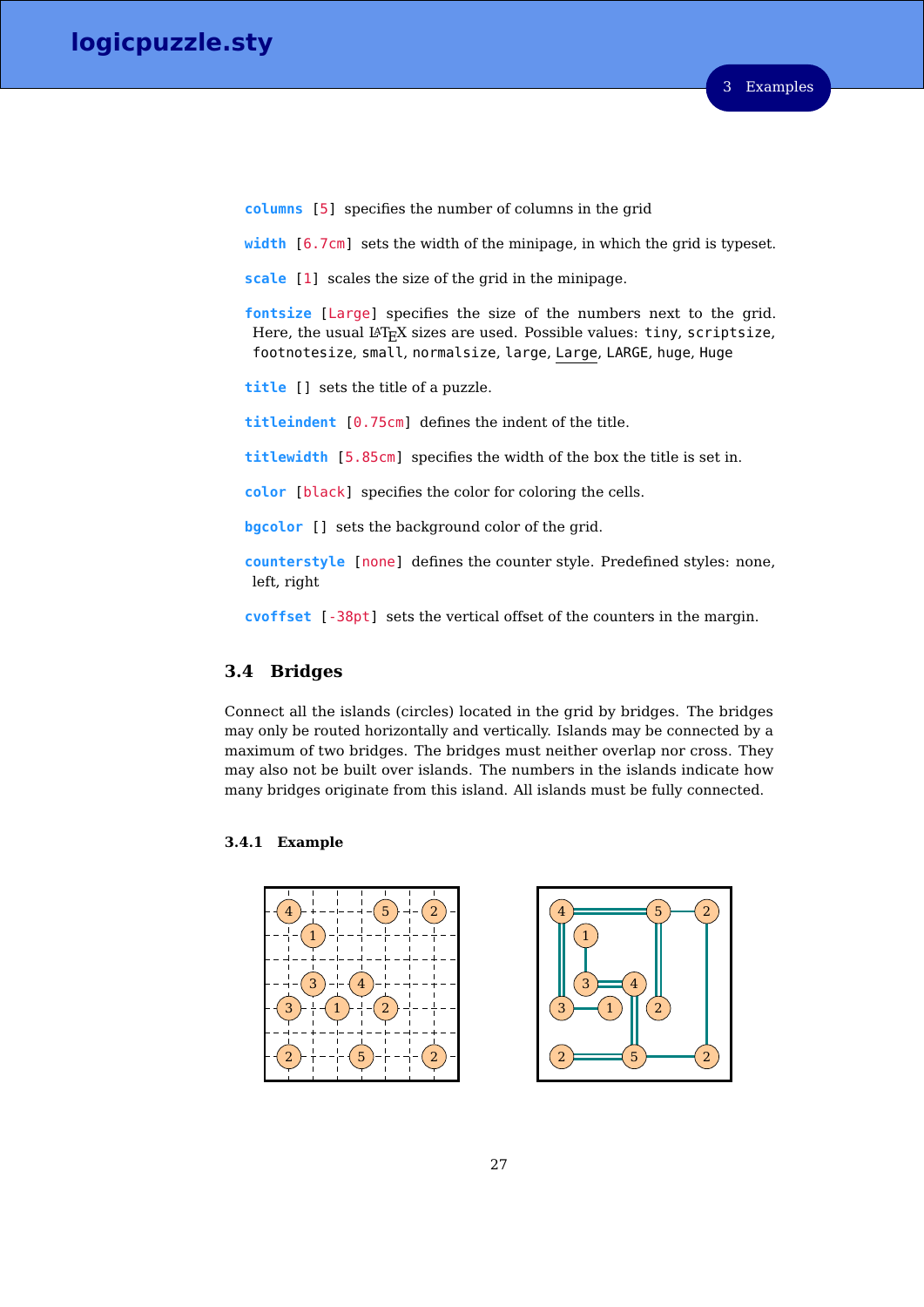**columns** [5] specifies the number of columns in the grid

**width** [6.7cm] sets the width of the minipage, in which the grid is typeset.

**scale** [1] scales the size of the grid in the minipage.

**fontsize** [Large] specifies the size of the numbers next to the grid. Here, the usual LaTeX sizes are used. Possible values: tiny, scriptsize, footnotesize, small, normalsize, large, Large, LARGE, huge, Huge

**title** [] sets the title of a puzzle.

**titleindent** [0.75cm] defines the indent of the title.

**titlewidth** [5.85cm] specifies the width of the box the title is set in.

**color** [black] specifies the color for coloring the cells.

**bgcolor** [] sets the background color of the grid.

**counterstyle** [none] defines the counter style. Predefined styles: none, left, right

**cvoffset** [-38pt] sets the vertical offset of the counters in the margin.

## 3.4 Bridges

Connect all the islands (circles) located in the grid by bridges. The bridges may only be routed horizontally and vertically. Islands may be connected by a maximum of two bridges. The bridges must neither overlap nor cross. They may also not be built over islands. The numbers in the islands indicate how many bridges originate from this island. All islands must be fully connected.

### 3.4.1 Example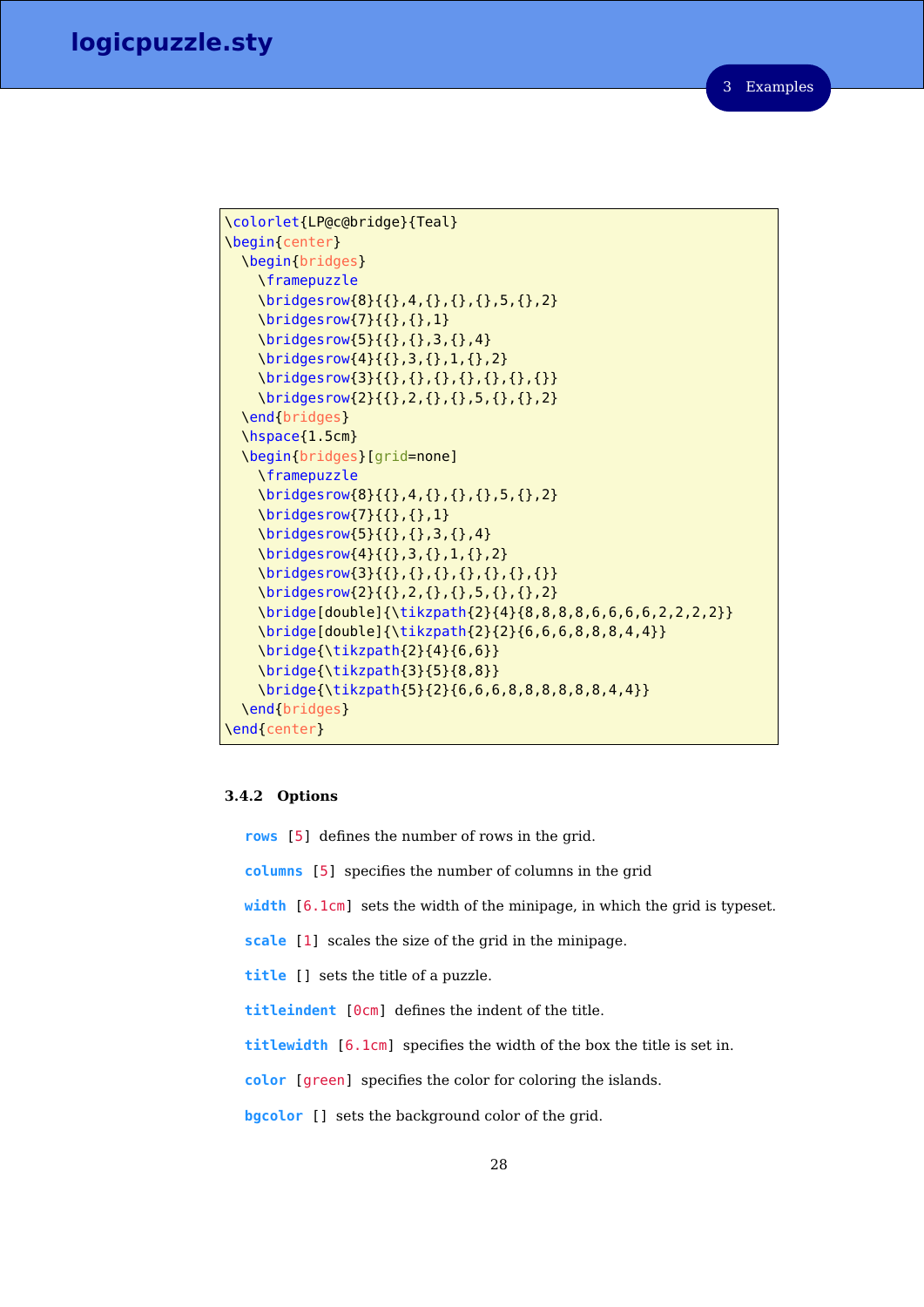```
\colorlet{LP@c@bridge}{Teal}
\begin{center}
  \begin{bridges}
    \framepuzzle
    \bridgesrow{8}{{},4,{},{},{},5,{},2}
    \bridgesrow{7}{{},{},1}
    \bridgesrow{5}{{},{},3,{},4}
    \bridgesrow{4}{{},3,{},1,{},2}
    \bridgesrow{3}{{},{},{},{},{},{},{}}
    \bridgesrow{2}{{},2,{},{},5,{},{},2}
  \end{bridges}
  \hspace{1.5cm}
  \begin{bridges}[grid=none]
    \framepuzzle
    \bridgesrow{8}{{},4,{},{},{},5,{},2}
    \bridgesrow{7}{{},{},1}
    \bridgesrow{5}{{},{},3,{},4}
    \bridgesrow{4}{{},3,{},1,{},2}
    \bridgesrow{3}{{},{},{},{},{},{},{}}
    \bridgesrow{2}{{},2,{},{},5,{},{},2}
    \bridge[double]{\tikzpath{2}{4}{8,8,8,8,6,6,6,6,2,2,2,2}}
    \bridge[double]{\tikzpath{2}{2}{6,6,6,8,8,8,4,4}}
    \bridge{\tikzpath{2}{4}{6,6}}
    \bridge{\tikzpath{3}{5}{8,8}}
    \bridge{\tikzpath{5}{2}{6,6,6,8,8,8,8,8,4,4}}
  \end{bridges}
\end{center}
```

#### 3.4.2 Options

**rows** [5] defines the number of rows in the grid.

**columns** [5] specifies the number of columns in the grid

**width** [6.1cm] sets the width of the minipage, in which the grid is typeset.

**scale** [1] scales the size of the grid in the minipage.

**title** [] sets the title of a puzzle.

**titleindent** [0cm] defines the indent of the title.

**titlewidth** [6.1cm] specifies the width of the box the title is set in.

**color** [green] specifies the color for coloring the islands.

**bgcolor** [] sets the background color of the grid.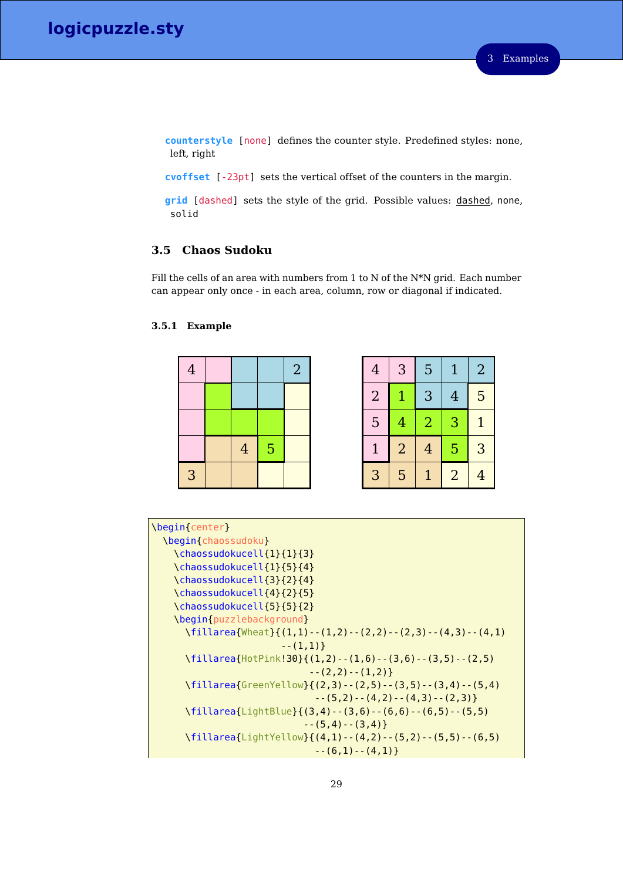**counterstyle** [none] defines the counter style. Predefined styles: none, left, right

**cvoffset** [-23pt] sets the vertical offset of the counters in the margin.

**grid** [dashed] sets the style of the grid. Possible values: dashed, none, solid

## 3.5 Chaos Sudoku

Fill the cells of an area with numbers from 1 to N of the N*N grid. Each number can appear only once - in each area, column, row or diagonal if indicated.

### 3.5.1 Example

| 4 |  |  |  | 2 |
|---|---|---|---|---|
|  |  |  |  |  |
|  |  |  |  |  |
|  |  | 4 | 5 |  |
| 3 |  |  |  |  |

| 4 | 3 | 5 | 1 | 2 |
|---|---|---|---|---|
| 2 | 1 | 3 | 4 | 5 |
| 5 | 4 | 2 | 3 | 1 |
| 1 | 2 | 4 | 5 | 3 |
| 3 | 5 | 1 | 2 | 4 |

```
\begin{center}
  \begin{chaossudoku}
    \chaossudokucell{1}{1}{3}
    \chaossudokucell{1}{5}{4}
    \chaossudokucell{3}{2}{4}
    \chaossudokucell{4}{2}{5}
    \chaossudokucell{5}{5}{2}
    \begin{puzzlebackground}
      \fillarea{Wheat}{(1,1)--(1,2)--(2,2)--(2,3)--(4,3)--(4,1)
                       --(1,1)}
      \fillarea{HotPink!30}{(1,2)--(1,6)--(3,6)--(3,5)--(2,5)
                            --(2,2)--(1,2)}
      \fillarea{GreenYellow}{(2,3)--(2,5)--(3,5)--(3,4)--(5,4)
                             --(5,2)--(4,2)--(4,3)--(2,3)}
      \fillarea{LightBlue}{(3,4)--(3,6)--(6,6)--(6,5)--(5,5)
                           --(5,4)--(3,4)}
      \fillarea{LightYellow}{(4,1)--(4,2)--(5,2)--(5,5)--(6,5)
                             --(6,1)--(4,1)}
```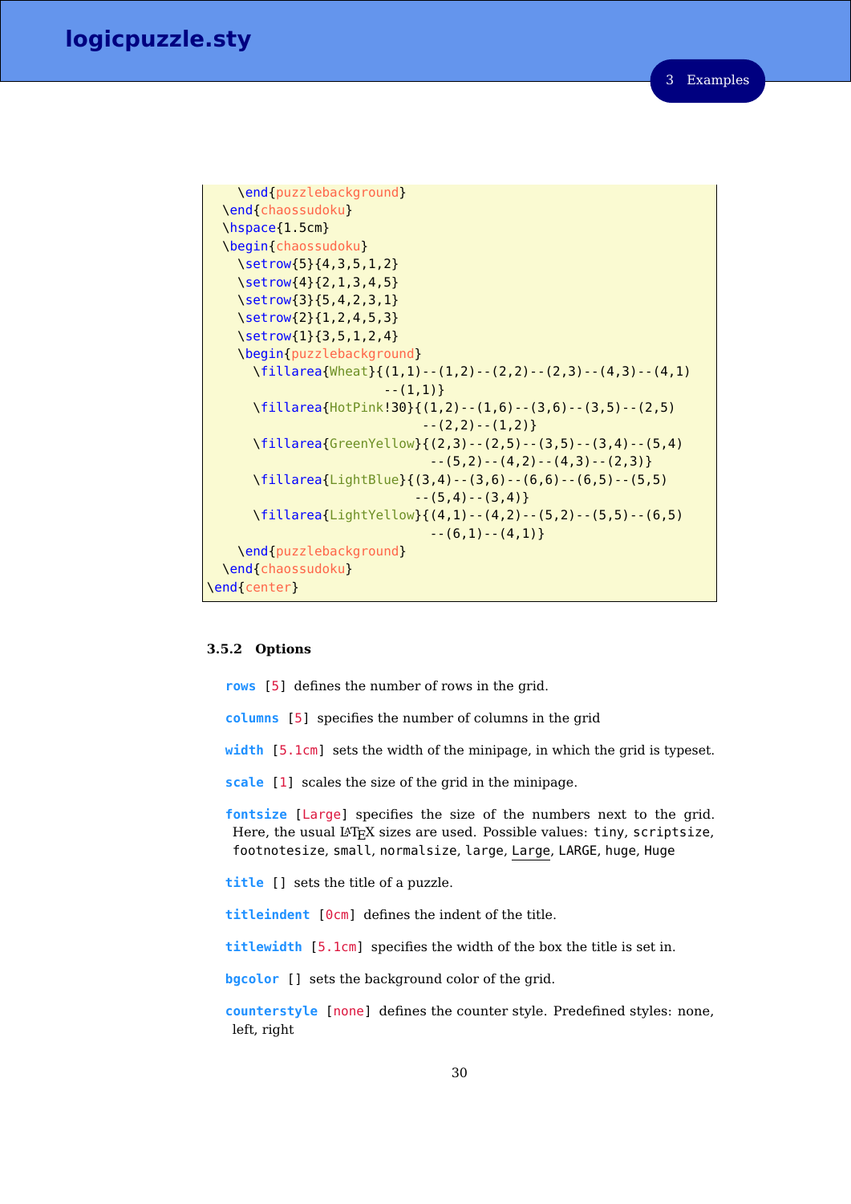```
    \end{puzzlebackground}
  \end{chaossudoku}
  \hspace{1.5cm}
  \begin{chaossudoku}
    \setrow{5}{4,3,5,1,2}
    \setrow{4}{2,1,3,4,5}
    \setrow{3}{5,4,2,3,1}
    \setrow{2}{1,2,4,5,3}
    \setrow{1}{3,5,1,2,4}
    \begin{puzzlebackground}
      \fillarea{Wheat}{(1,1)--(1,2)--(2,2)--(2,3)--(4,3)--(4,1)
                      --(1,1)}
      \fillarea{HotPink!30}{(1,2)--(1,6)--(3,6)--(3,5)--(2,5)
                           --(2,2)--(1,2)}
      \fillarea{GreenYellow}{(2,3)--(2,5)--(3,5)--(3,4)--(5,4)
                            --(5,2)--(4,2)--(4,3)--(2,3)}
      \fillarea{LightBlue}{(3,4)--(3,6)--(6,6)--(6,5)--(5,5)
                          --(5,4)--(3,4)}
      \fillarea{LightYellow}{(4,1)--(4,2)--(5,2)--(5,5)--(6,5)
                            --(6,1)--(4,1)}
    \end{puzzlebackground}
  \end{chaossudoku}
\end{center}
```

### 3.5.2 Options

**rows** [5] defines the number of rows in the grid.

**columns** [5] specifies the number of columns in the grid

**width** [5.1cm] sets the width of the minipage, in which the grid is typeset.

**scale** [1] scales the size of the grid in the minipage.

**fontsize** [Large] specifies the size of the numbers next to the grid. Here, the usual LaTeX sizes are used. Possible values: tiny, scriptsize, footnotesize, small, normalsize, large, Large, LARGE, huge, Huge

**title** [] sets the title of a puzzle.

**titleindent** [0cm] defines the indent of the title.

**titlewidth** [5.1cm] specifies the width of the box the title is set in.

**bgcolor** [] sets the background color of the grid.

**counterstyle** [none] defines the counter style. Predefined styles: none, left, right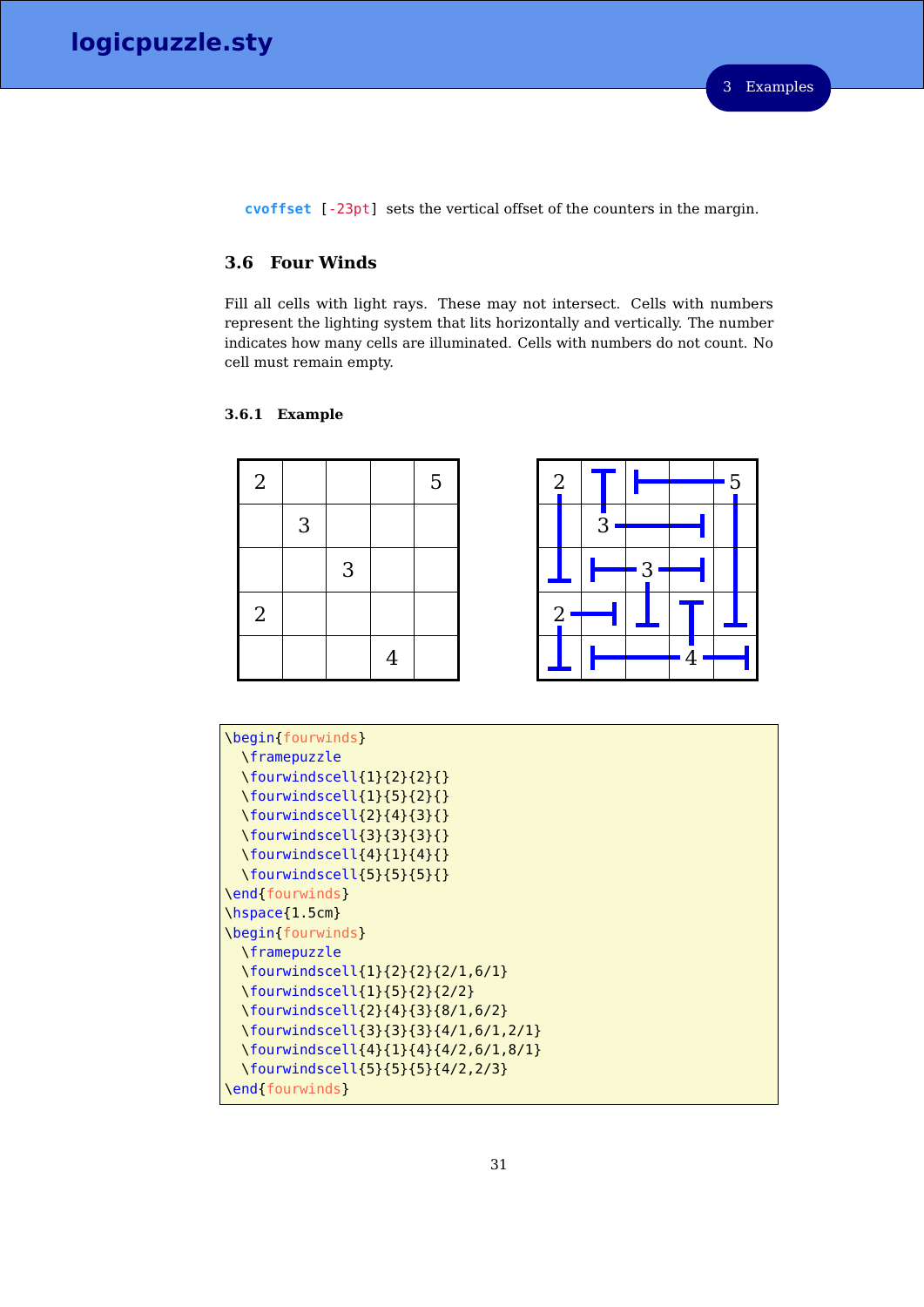`cvoffset` [-23pt] sets the vertical offset of the counters in the margin.

## 3.6 Four Winds

Fill all cells with light rays. These may not intersect. Cells with numbers represent the lighting system that lits horizontally and vertically. The number indicates how many cells are illuminated. Cells with numbers do not count. No cell must remain empty.

### 3.6.1 Example

| 2 | | | | 5 |
|---|---|---|---|---|
| | 3 | | | |
| | | 3 | | |
| 2 | | | | |
| | | | 4 | |

```
\begin{fourwinds}
  \framepuzzle
  \fourwindscell{1}{2}{2}{}
  \fourwindscell{1}{5}{2}{}
  \fourwindscell{2}{4}{3}{}
  \fourwindscell{3}{3}{3}{}
  \fourwindscell{4}{1}{4}{}
  \fourwindscell{5}{5}{5}{}
\end{fourwinds}
\hspace{1.5cm}
\begin{fourwinds}
  \framepuzzle
  \fourwindscell{1}{2}{2}{2/1,6/1}
  \fourwindscell{1}{5}{2}{2/2}
  \fourwindscell{2}{4}{3}{8/1,6/2}
  \fourwindscell{3}{3}{3}{4/1,6/1,2/1}
  \fourwindscell{4}{1}{4}{4/2,6/1,8/1}
  \fourwindscell{5}{5}{5}{4/2,2/3}
\end{fourwinds}
```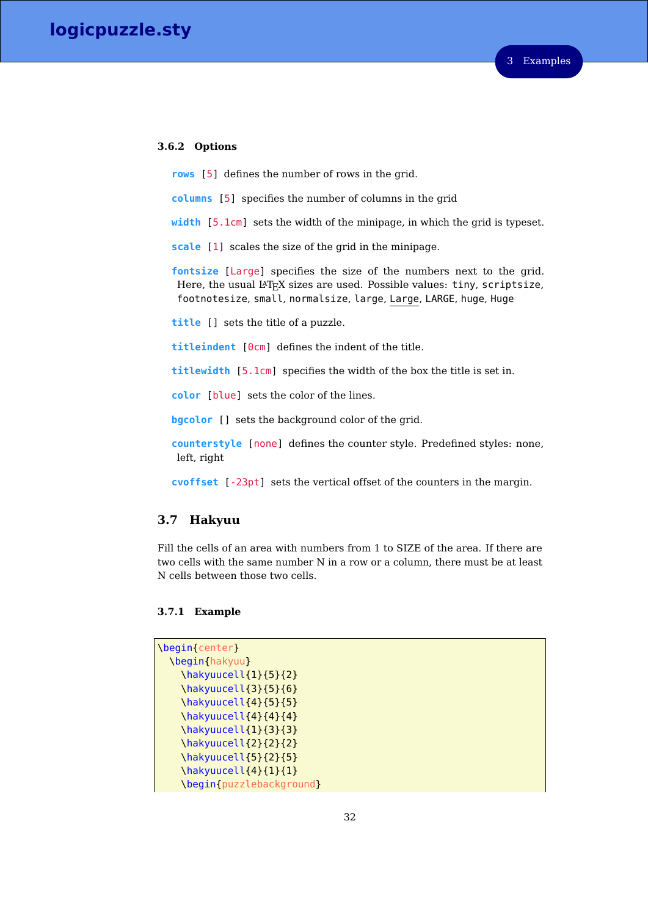### 3.6.2 Options

**rows** [5] defines the number of rows in the grid.

**columns** [5] specifies the number of columns in the grid

**width** [5.1cm] sets the width of the minipage, in which the grid is typeset.

**scale** [1] scales the size of the grid in the minipage.

**fontsize** [Large] specifies the size of the numbers next to the grid. Here, the usual LaTeX sizes are used. Possible values: `tiny`, `scriptsize`, `footnotesize`, `small`, `normalsize`, `large`, `Large`, `LARGE`, `huge`, `Huge`

**title** [] sets the title of a puzzle.

**titleindent** [0cm] defines the indent of the title.

**titlewidth** [5.1cm] specifies the width of the box the title is set in.

**color** [blue] sets the color of the lines.

**bgcolor** [] sets the background color of the grid.

**counterstyle** [none] defines the counter style. Predefined styles: none, left, right

**cvoffset** [-23pt] sets the vertical offset of the counters in the margin.

## 3.7 Hakyuu

Fill the cells of an area with numbers from 1 to SIZE of the area. If there are two cells with the same number N in a row or a column, there must be at least N cells between those two cells.

### 3.7.1 Example

```
\begin{center}
  \begin{hakyuu}
    \hakyuucell{1}{5}{2}
    \hakyuucell{3}{5}{6}
    \hakyuucell{4}{5}{5}
    \hakyuucell{4}{4}{4}
    \hakyuucell{1}{3}{3}
    \hakyuucell{2}{2}{2}
    \hakyuucell{5}{2}{5}
    \hakyuucell{4}{1}{1}
    \begin{puzzlebackground}
```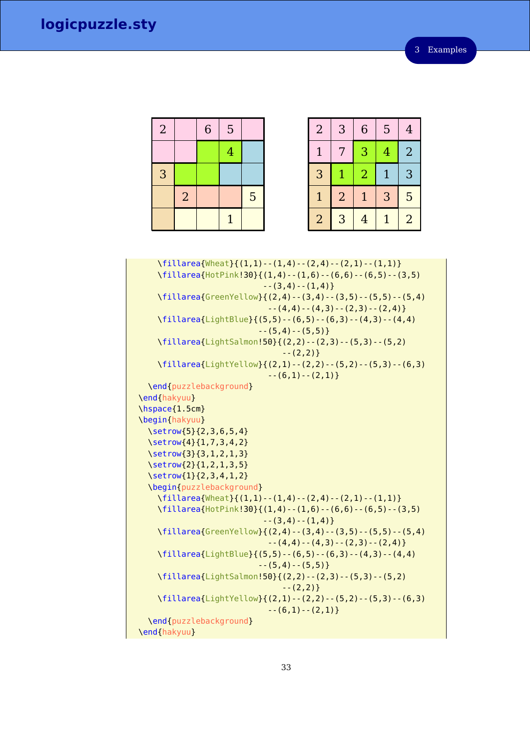| 2 | | 6 | 5 | |
|---|---|---|---|---|
| | | | 4 | |
| 3 | | | | |
| | 2 | | | 5 |
| | | | 1 | |

| 2 | 3 | 6 | 5 | 4 |
|---|---|---|---|---|
| 1 | 7 | 3 | 4 | 2 |
| 3 | 1 | 2 | 1 | 3 |
| 1 | 2 | 1 | 3 | 5 |
| 2 | 3 | 4 | 1 | 2 |

```
    \fillarea{Wheat}{(1,1)--(1,4)--(2,4)--(2,1)--(1,1)}
    \fillarea{HotPink!30}{(1,4)--(1,6)--(6,6)--(6,5)--(3,5)
                          --(3,4)--(1,4)}
    \fillarea{GreenYellow}{(2,4)--(3,4)--(3,5)--(5,5)--(5,4)
                           --(4,4)--(4,3)--(2,3)--(2,4)}
    \fillarea{LightBlue}{(5,5)--(6,5)--(6,3)--(4,3)--(4,4)
                         --(5,4)--(5,5)}
    \fillarea{LightSalmon!50}{(2,2)--(2,3)--(5,3)--(5,2)
                              --(2,2)}
    \fillarea{LightYellow}{(2,1)--(2,2)--(5,2)--(5,3)--(6,3)
                           --(6,1)--(2,1)}
  \end{puzzlebackground}
\end{hakyuu}
\hspace{1.5cm}
\begin{hakyuu}
  \setrow{5}{2,3,6,5,4}
  \setrow{4}{1,7,3,4,2}
  \setrow{3}{3,1,2,1,3}
  \setrow{2}{1,2,1,3,5}
  \setrow{1}{2,3,4,1,2}
  \begin{puzzlebackground}
    \fillarea{Wheat}{(1,1)--(1,4)--(2,4)--(2,1)--(1,1)}
    \fillarea{HotPink!30}{(1,4)--(1,6)--(6,6)--(6,5)--(3,5)
                          --(3,4)--(1,4)}
    \fillarea{GreenYellow}{(2,4)--(3,4)--(3,5)--(5,5)--(5,4)
                           --(4,4)--(4,3)--(2,3)--(2,4)}
    \fillarea{LightBlue}{(5,5)--(6,5)--(6,3)--(4,3)--(4,4)
                         --(5,4)--(5,5)}
    \fillarea{LightSalmon!50}{(2,2)--(2,3)--(5,3)--(5,2)
                              --(2,2)}
    \fillarea{LightYellow}{(2,1)--(2,2)--(5,2)--(5,3)--(6,3)
                           --(6,1)--(2,1)}
  \end{puzzlebackground}
\end{hakyuu}
```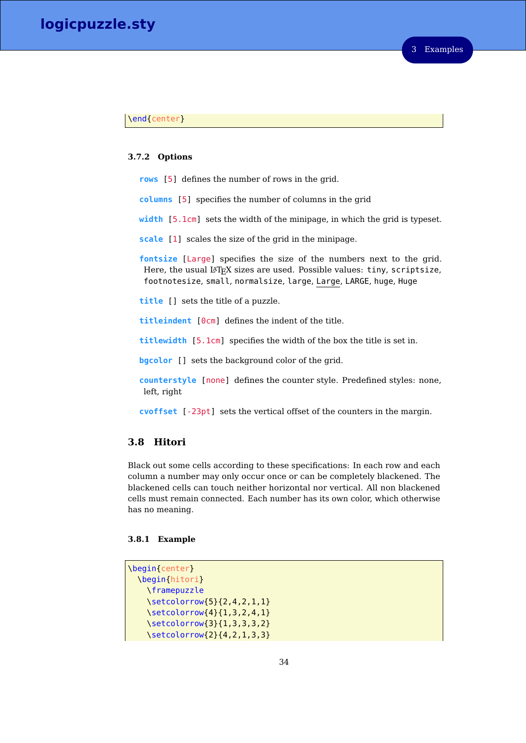```
\end{center}
```

### 3.7.2 Options

**rows** [5] defines the number of rows in the grid.

**columns** [5] specifies the number of columns in the grid

**width** [5.1cm] sets the width of the minipage, in which the grid is typeset.

**scale** [1] scales the size of the grid in the minipage.

**fontsize** [Large] specifies the size of the numbers next to the grid. Here, the usual LaTeX sizes are used. Possible values: tiny, scriptsize, footnotesize, small, normalsize, large, Large, LARGE, huge, Huge

**title** [] sets the title of a puzzle.

**titleindent** [0cm] defines the indent of the title.

**titlewidth** [5.1cm] specifies the width of the box the title is set in.

**bgcolor** [] sets the background color of the grid.

**counterstyle** [none] defines the counter style. Predefined styles: none, left, right

**cvoffset** [-23pt] sets the vertical offset of the counters in the margin.

## 3.8 Hitori

Black out some cells according to these specifications: In each row and each column a number may only occur once or can be completely blackened. The blackened cells can touch neither horizontal nor vertical. All non blackened cells must remain connected. Each number has its own color, which otherwise has no meaning.

### 3.8.1 Example

```
\begin{center}
  \begin{hitori}
    \framepuzzle
    \setcolorrow{5}{2,4,2,1,1}
    \setcolorrow{4}{1,3,2,4,1}
    \setcolorrow{3}{1,3,3,3,2}
    \setcolorrow{2}{4,2,1,3,3}
```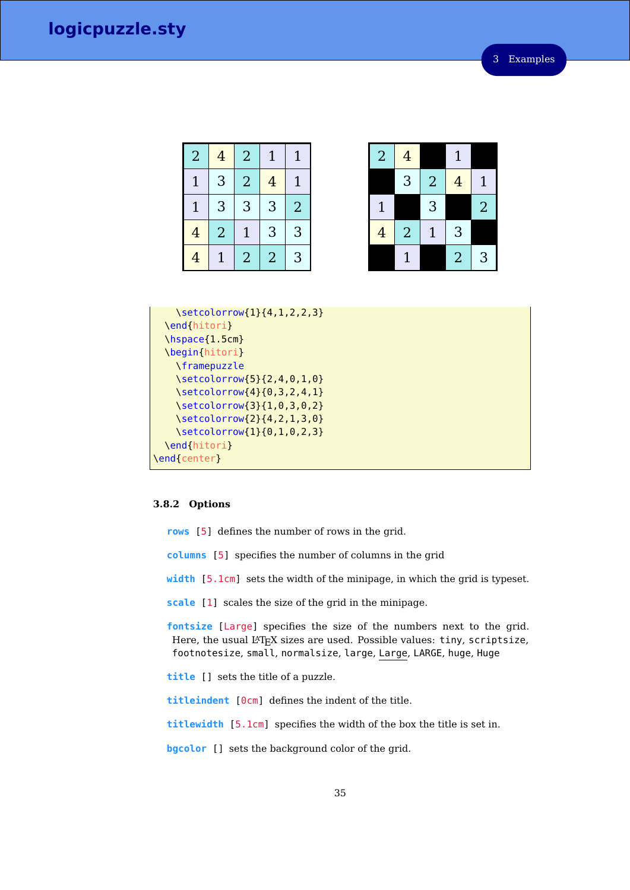| 2 | 4 | 2 | 1 | 1 |
|---|---|---|---|---|
| 1 | 3 | 2 | 4 | 1 |
| 1 | 3 | 3 | 3 | 2 |
| 4 | 2 | 1 | 3 | 3 |
| 4 | 1 | 2 | 2 | 3 |

| 2 | 4 |  | 1 |  |
|---|---|---|---|---|
|  | 3 | 2 | 4 | 1 |
| 1 |  | 3 |  | 2 |
| 4 | 2 | 1 | 3 |  |
|  | 1 |  | 2 | 3 |

```
    \setcolorrow{1}{4,1,2,2,3}
  \end{hitori}
  \hspace{1.5cm}
  \begin{hitori}
    \framepuzzle
    \setcolorrow{5}{2,4,0,1,0}
    \setcolorrow{4}{0,3,2,4,1}
    \setcolorrow{3}{1,0,3,0,2}
    \setcolorrow{2}{4,2,1,3,0}
    \setcolorrow{1}{0,1,0,2,3}
  \end{hitori}
\end{center}
```

### 3.8.2 Options

**rows** [5] defines the number of rows in the grid.

**columns** [5] specifies the number of columns in the grid

**width** [5.1cm] sets the width of the minipage, in which the grid is typeset.

**scale** [1] scales the size of the grid in the minipage.

**fontsize** [Large] specifies the size of the numbers next to the grid. Here, the usual LaTeX sizes are used. Possible values: tiny, scriptsize, footnotesize, small, normalsize, large, Large, LARGE, huge, Huge

**title** [] sets the title of a puzzle.

**titleindent** [0cm] defines the indent of the title.

**titlewidth** [5.1cm] specifies the width of the box the title is set in.

**bgcolor** [] sets the background color of the grid.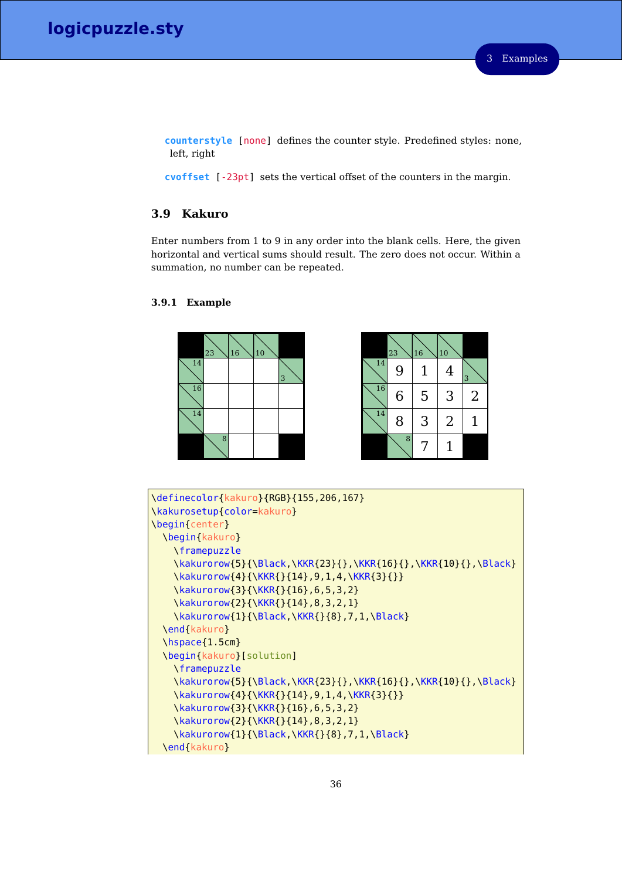**counterstyle** [none] defines the counter style. Predefined styles: none, left, right

**cvoffset** [-23pt] sets the vertical offset of the counters in the margin.

## 3.9 Kakuro

Enter numbers from 1 to 9 in any order into the blank cells. Here, the given horizontal and vertical sums should result. The zero does not occur. Within a summation, no number can be repeated.

### 3.9.1 Example

```
\definecolor{kakuro}{RGB}{155,206,167}
\kakurosetup{color=kakuro}
\begin{center}
  \begin{kakuro}
    \framepuzzle
    \kakurorow{5}{\Black,\KKR{23}{},\KKR{16}{},\KKR{10}{},\Black}
    \kakurorow{4}{\KKR{}{14},9,1,4,\KKR{3}{}}
    \kakurorow{3}{\KKR{}{16},6,5,3,2}
    \kakurorow{2}{\KKR{}{14},8,3,2,1}
    \kakurorow{1}{\Black,\KKR{}{8},7,1,\Black}
  \end{kakuro}
  \hspace{1.5cm}
  \begin{kakuro}[solution]
    \framepuzzle
    \kakurorow{5}{\Black,\KKR{23}{},\KKR{16}{},\KKR{10}{},\Black}
    \kakurorow{4}{\KKR{}{14},9,1,4,\KKR{3}{}}
    \kakurorow{3}{\KKR{}{16},6,5,3,2}
    \kakurorow{2}{\KKR{}{14},8,3,2,1}
    \kakurorow{1}{\Black,\KKR{}{8},7,1,\Black}
  \end{kakuro}
```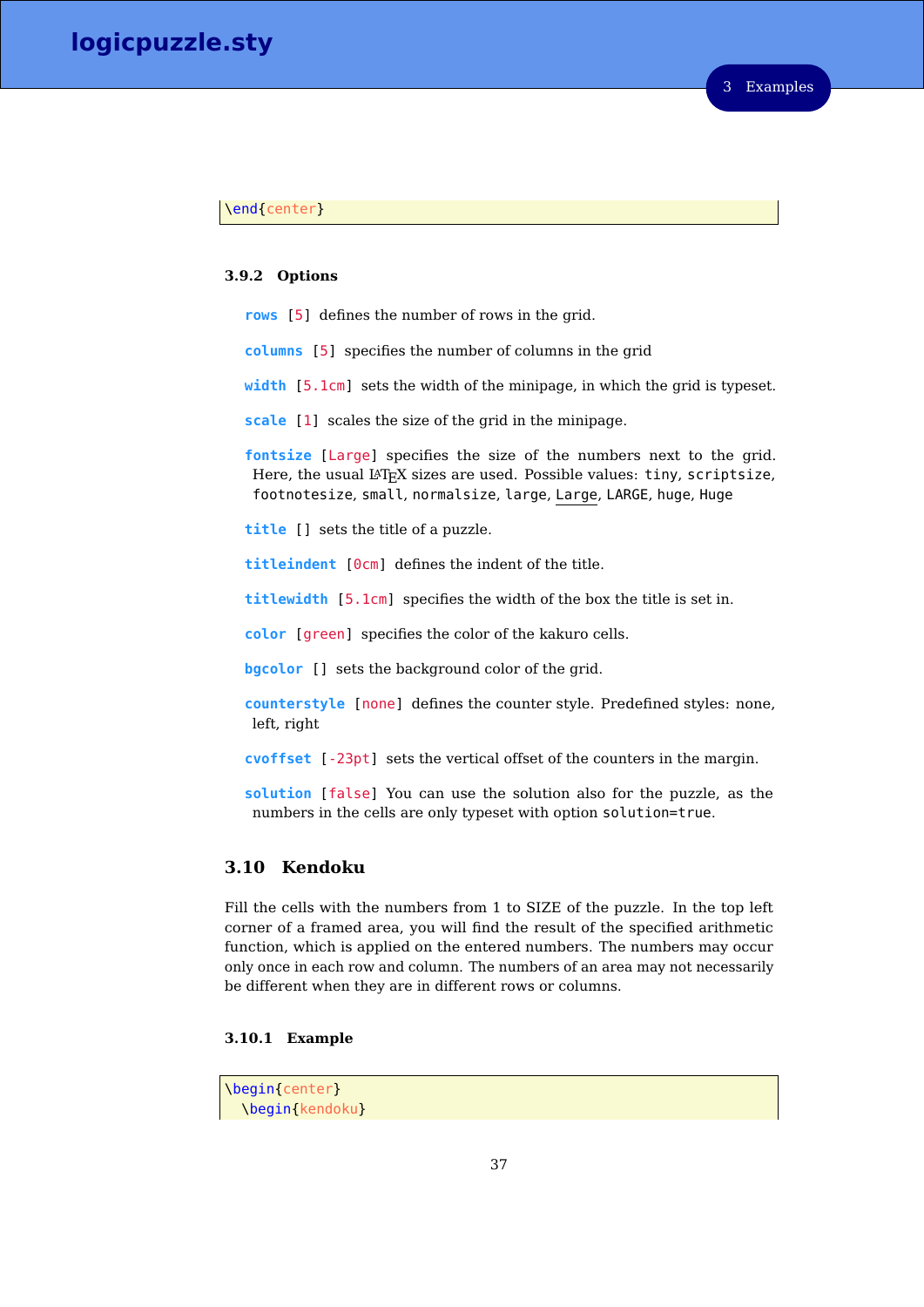```
\end{center}
```

### 3.9.2 Options

**rows** [5] defines the number of rows in the grid.

**columns** [5] specifies the number of columns in the grid

**width** [5.1cm] sets the width of the minipage, in which the grid is typeset.

**scale** [1] scales the size of the grid in the minipage.

**fontsize** [Large] specifies the size of the numbers next to the grid. Here, the usual LaTeX sizes are used. Possible values: `tiny`, `scriptsize`, `footnotesize`, `small`, `normalsize`, `large`, `Large`, `LARGE`, `huge`, `Huge`

**title** [] sets the title of a puzzle.

**titleindent** [0cm] defines the indent of the title.

**titlewidth** [5.1cm] specifies the width of the box the title is set in.

**color** [green] specifies the color of the kakuro cells.

**bgcolor** [] sets the background color of the grid.

**counterstyle** [none] defines the counter style. Predefined styles: none, left, right

**cvoffset** [-23pt] sets the vertical offset of the counters in the margin.

**solution** [false] You can use the solution also for the puzzle, as the numbers in the cells are only typeset with option `solution=true`.

## 3.10 Kendoku

Fill the cells with the numbers from 1 to SIZE of the puzzle. In the top left corner of a framed area, you will find the result of the specified arithmetic function, which is applied on the entered numbers. The numbers may occur only once in each row and column. The numbers of an area may not necessarily be different when they are in different rows or columns.

### 3.10.1 Example

```
\begin{center}
  \begin{kendoku}
```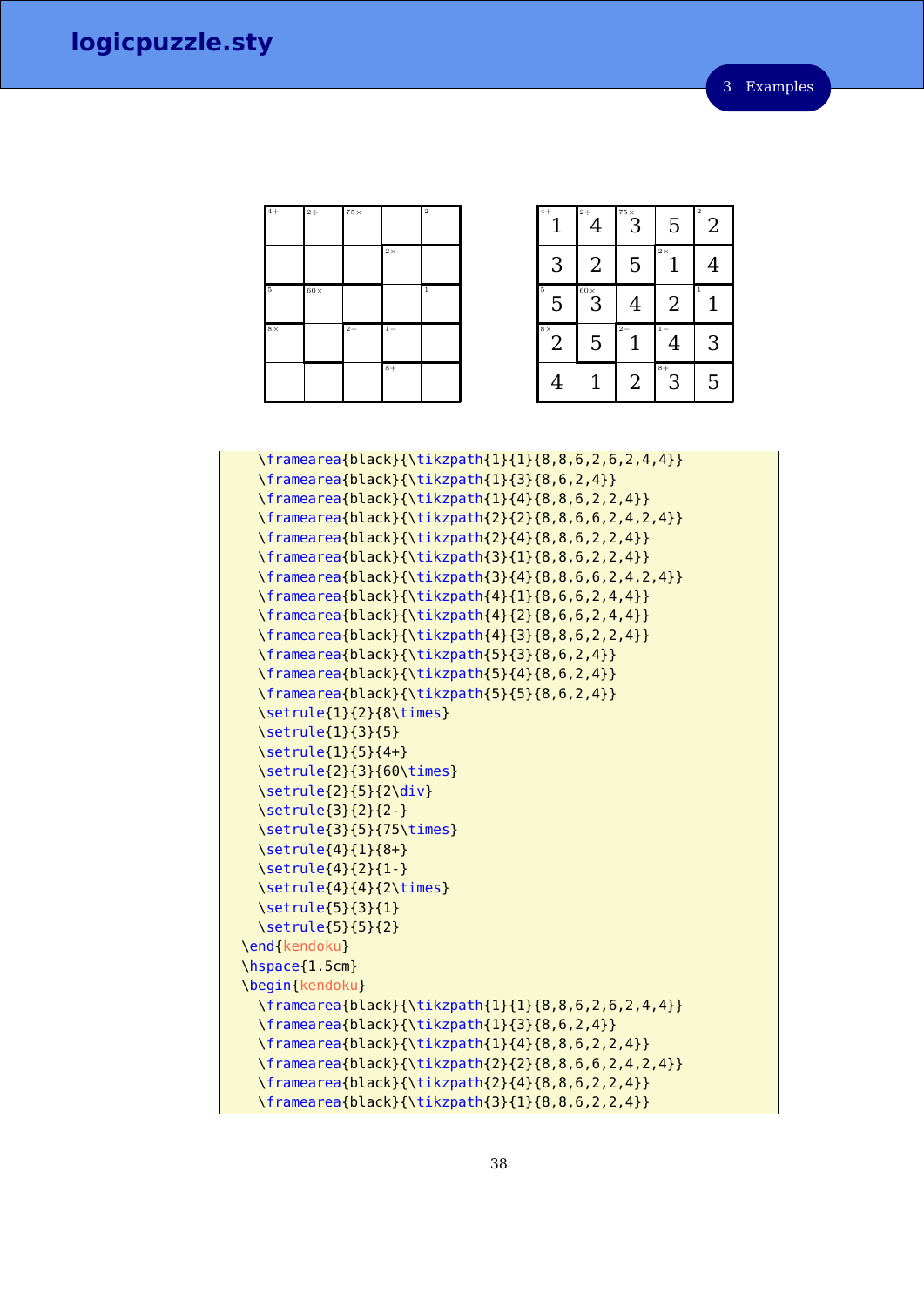| 4+ | 2÷ | 75× | | 2 |
|---|---|---|---|---|
| | | | 2× | |
| 5 | 60× | | | 1 |
| 8× | | 2− | 1− | |
| | | | 8+ | |

| 4+ 1 | 2÷ 4 | 75× 3 | 5 | 2 2 |
|---|---|---|---|---|
| 3 | 2 | 5 | 2× 1 | 4 |
| 5 5 | 60× 3 | 4 | 2 | 1 1 |
| 8× 2 | 5 | 2− 1 | 1− 4 | 3 |
| 4 | 1 | 2 | 8+ 3 | 5 |

```
  \framearea{black}{\tikzpath{1}{1}{8,8,6,2,6,2,4,4}}
  \framearea{black}{\tikzpath{1}{3}{8,6,2,4}}
  \framearea{black}{\tikzpath{1}{4}{8,8,6,2,2,4}}
  \framearea{black}{\tikzpath{2}{2}{8,8,6,6,2,4,2,4}}
  \framearea{black}{\tikzpath{2}{4}{8,8,6,2,2,4}}
  \framearea{black}{\tikzpath{3}{1}{8,8,6,2,2,4}}
  \framearea{black}{\tikzpath{3}{4}{8,8,6,6,2,4,2,4}}
  \framearea{black}{\tikzpath{4}{1}{8,6,6,2,4,4}}
  \framearea{black}{\tikzpath{4}{2}{8,6,6,2,4,4}}
  \framearea{black}{\tikzpath{4}{3}{8,8,6,2,2,4}}
  \framearea{black}{\tikzpath{5}{3}{8,6,2,4}}
  \framearea{black}{\tikzpath{5}{4}{8,6,2,4}}
  \framearea{black}{\tikzpath{5}{5}{8,6,2,4}}
  \setrule{1}{2}{8\times}
  \setrule{1}{3}{5}
  \setrule{1}{5}{4+}
  \setrule{2}{3}{60\times}
  \setrule{2}{5}{2\div}
  \setrule{3}{2}{2-}
  \setrule{3}{5}{75\times}
  \setrule{4}{1}{8+}
  \setrule{4}{2}{1-}
  \setrule{4}{4}{2\times}
  \setrule{5}{3}{1}
  \setrule{5}{5}{2}
\end{kendoku}
\hspace{1.5cm}
\begin{kendoku}
  \framearea{black}{\tikzpath{1}{1}{8,8,6,2,6,2,4,4}}
  \framearea{black}{\tikzpath{1}{3}{8,6,2,4}}
  \framearea{black}{\tikzpath{1}{4}{8,8,6,2,2,4}}
  \framearea{black}{\tikzpath{2}{2}{8,8,6,6,2,4,2,4}}
  \framearea{black}{\tikzpath{2}{4}{8,8,6,2,2,4}}
  \framearea{black}{\tikzpath{3}{1}{8,8,6,2,2,4}}
```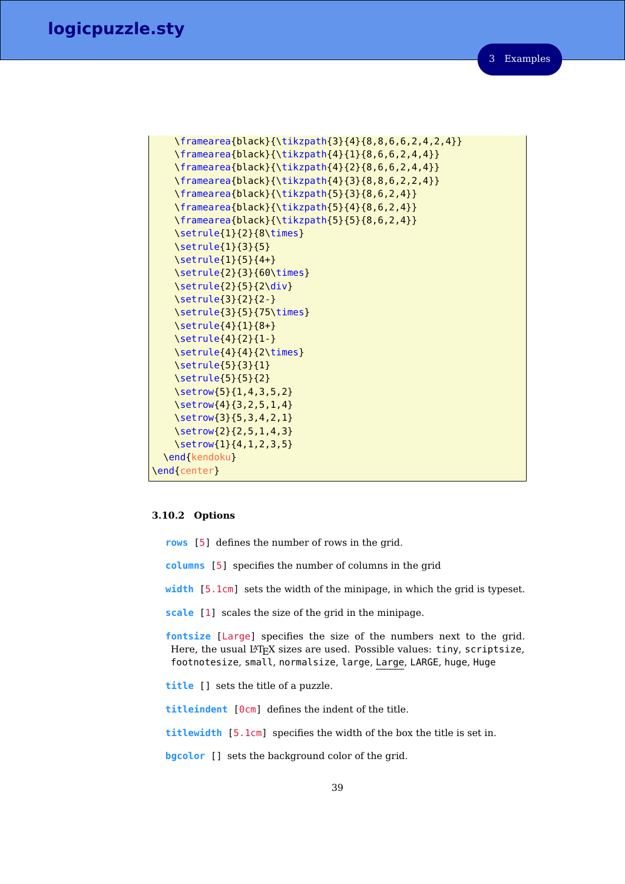```
    \framearea{black}{\tikzpath{3}{4}{8,8,6,6,2,4,2,4}}
    \framearea{black}{\tikzpath{4}{1}{8,6,6,2,4,4}}
    \framearea{black}{\tikzpath{4}{2}{8,6,6,2,4,4}}
    \framearea{black}{\tikzpath{4}{3}{8,8,6,2,2,4}}
    \framearea{black}{\tikzpath{5}{3}{8,6,2,4}}
    \framearea{black}{\tikzpath{5}{4}{8,6,2,4}}
    \framearea{black}{\tikzpath{5}{5}{8,6,2,4}}
    \setrule{1}{2}{8\times}
    \setrule{1}{3}{5}
    \setrule{1}{5}{4+}
    \setrule{2}{3}{60\times}
    \setrule{2}{5}{2\div}
    \setrule{3}{2}{2-}
    \setrule{3}{5}{75\times}
    \setrule{4}{1}{8+}
    \setrule{4}{2}{1-}
    \setrule{4}{4}{2\times}
    \setrule{5}{3}{1}
    \setrule{5}{5}{2}
    \setrow{5}{1,4,3,5,2}
    \setrow{4}{3,2,5,1,4}
    \setrow{3}{5,3,4,2,1}
    \setrow{2}{2,5,1,4,3}
    \setrow{1}{4,1,2,3,5}
  \end{kendoku}
\end{center}
```

### 3.10.2 Options

**rows** [5] defines the number of rows in the grid.

**columns** [5] specifies the number of columns in the grid

**width** [5.1cm] sets the width of the minipage, in which the grid is typeset.

**scale** [1] scales the size of the grid in the minipage.

**fontsize** [Large] specifies the size of the numbers next to the grid. Here, the usual LaTeX sizes are used. Possible values: tiny, scriptsize, footnotesize, small, normalsize, large, Large, LARGE, huge, Huge

**title** [] sets the title of a puzzle.

**titleindent** [0cm] defines the indent of the title.

**titlewidth** [5.1cm] specifies the width of the box the title is set in.

**bgcolor** [] sets the background color of the grid.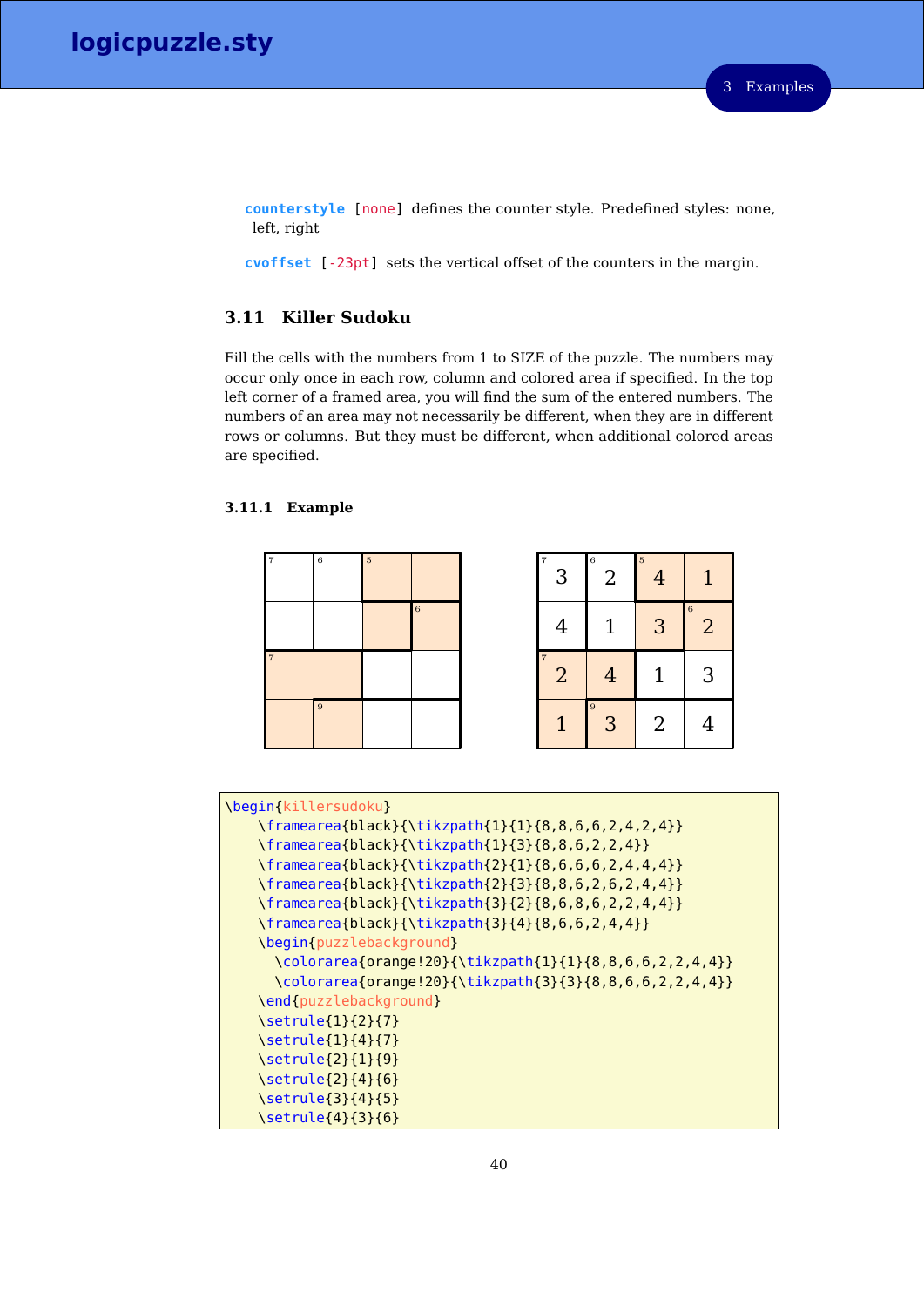**counterstyle** [none] defines the counter style. Predefined styles: none, left, right

**cvoffset** [-23pt] sets the vertical offset of the counters in the margin.

## 3.11 Killer Sudoku

Fill the cells with the numbers from 1 to SIZE of the puzzle. The numbers may occur only once in each row, column and colored area if specified. In the top left corner of a framed area, you will find the sum of the entered numbers. The numbers of an area may not necessarily be different, when they are in different rows or columns. But they must be different, when additional colored areas are specified.

### 3.11.1 Example

| 7 | 6 | 5 | |
|---|---|---|---|
| | | | 6 |
| 7 | | | |
| | 9 | | |

| 7 3 | 6 2 | 5 4 | 1 |
|---|---|---|---|
| 4 | 1 | 3 | 6 2 |
| 7 2 | 4 | 1 | 3 |
| 1 | 9 3 | 2 | 4 |

```
\begin{killersudoku}
    \framearea{black}{\tikzpath{1}{1}{8,8,6,6,2,4,2,4}}
    \framearea{black}{\tikzpath{1}{3}{8,8,6,2,2,4}}
    \framearea{black}{\tikzpath{2}{1}{8,6,6,6,2,4,4,4}}
    \framearea{black}{\tikzpath{2}{3}{8,8,6,2,6,2,4,4}}
    \framearea{black}{\tikzpath{3}{2}{8,6,8,6,2,2,4,4}}
    \framearea{black}{\tikzpath{3}{4}{8,6,6,2,4,4}}
    \begin{puzzlebackground}
      \colorarea{orange!20}{\tikzpath{1}{1}{8,8,6,6,2,2,4,4}}
      \colorarea{orange!20}{\tikzpath{3}{3}{8,8,6,6,2,2,4,4}}
    \end{puzzlebackground}
    \setrule{1}{2}{7}
    \setrule{1}{4}{7}
    \setrule{2}{1}{9}
    \setrule{2}{4}{6}
    \setrule{3}{4}{5}
    \setrule{4}{3}{6}
```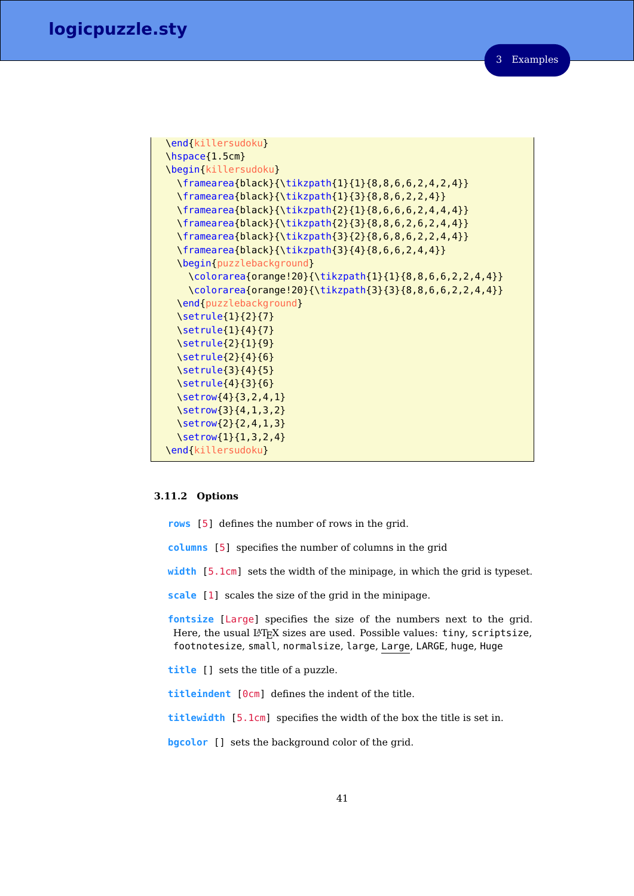```
\end{killersudoku}
\hspace{1.5cm}
\begin{killersudoku}
  \framearea{black}{\tikzpath{1}{1}{8,8,6,6,2,4,2,4}}
  \framearea{black}{\tikzpath{1}{3}{8,8,6,2,2,4}}
  \framearea{black}{\tikzpath{2}{1}{8,6,6,6,2,4,4,4}}
  \framearea{black}{\tikzpath{2}{3}{8,8,6,2,6,2,4,4}}
  \framearea{black}{\tikzpath{3}{2}{8,6,8,6,2,2,4,4}}
  \framearea{black}{\tikzpath{3}{4}{8,6,6,2,4,4}}
  \begin{puzzlebackground}
    \colorarea{orange!20}{\tikzpath{1}{1}{8,8,6,6,2,2,4,4}}
    \colorarea{orange!20}{\tikzpath{3}{3}{8,8,6,6,2,2,4,4}}
  \end{puzzlebackground}
  \setrule{1}{2}{7}
  \setrule{1}{4}{7}
  \setrule{2}{1}{9}
  \setrule{2}{4}{6}
  \setrule{3}{4}{5}
  \setrule{4}{3}{6}
  \setrow{4}{3,2,4,1}
  \setrow{3}{4,1,3,2}
  \setrow{2}{2,4,1,3}
  \setrow{1}{1,3,2,4}
\end{killersudoku}
```

### 3.11.2 Options

**rows** [5] defines the number of rows in the grid.

**columns** [5] specifies the number of columns in the grid

**width** [5.1cm] sets the width of the minipage, in which the grid is typeset.

**scale** [1] scales the size of the grid in the minipage.

**fontsize** [Large] specifies the size of the numbers next to the grid. Here, the usual LaTeX sizes are used. Possible values: tiny, scriptsize, footnotesize, small, normalsize, large, Large, LARGE, huge, Huge

**title** [] sets the title of a puzzle.

**titleindent** [0cm] defines the indent of the title.

**titlewidth** [5.1cm] specifies the width of the box the title is set in.

**bgcolor** [] sets the background color of the grid.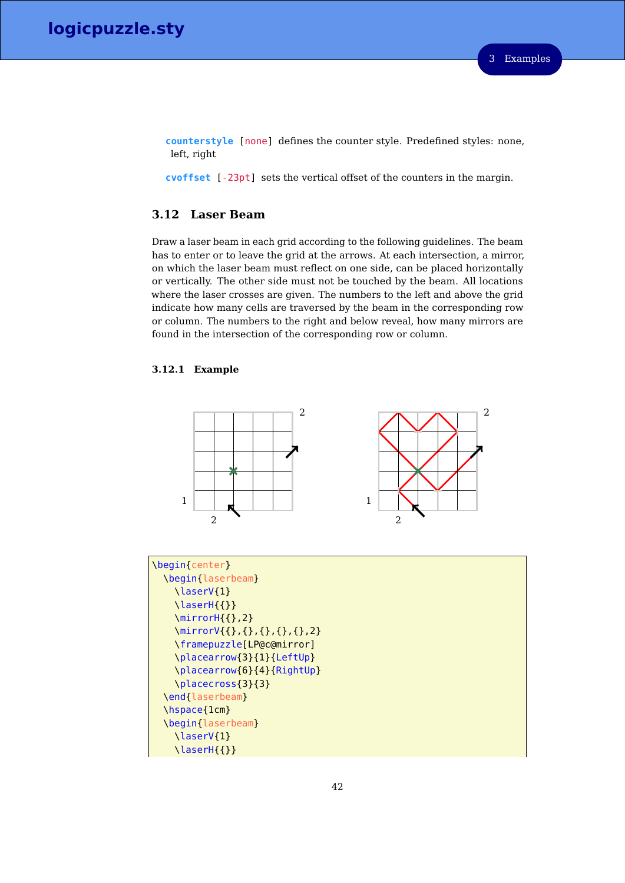**counterstyle** [none] defines the counter style. Predefined styles: none, left, right

**cvoffset** [-23pt] sets the vertical offset of the counters in the margin.

### 3.12 Laser Beam

Draw a laser beam in each grid according to the following guidelines. The beam has to enter or to leave the grid at the arrows. At each intersection, a mirror, on which the laser beam must reflect on one side, can be placed horizontally or vertically. The other side must not be touched by the beam. All locations where the laser crosses are given. The numbers to the left and above the grid indicate how many cells are traversed by the beam in the corresponding row or column. The numbers to the right and below reveal, how many mirrors are found in the intersection of the corresponding row or column.

#### 3.12.1 Example

```
\begin{center}
  \begin{laserbeam}
    \laserV{1}
    \laserH{{}}
    \mirrorH{{},2}
    \mirrorV{{},{},{},{},{},2}
    \framepuzzle[LP@c@mirror]
    \placearrow{3}{1}{LeftUp}
    \placearrow{6}{4}{RightUp}
    \placecross{3}{3}
  \end{laserbeam}
  \hspace{1cm}
  \begin{laserbeam}
    \laserV{1}
    \laserH{{}}
```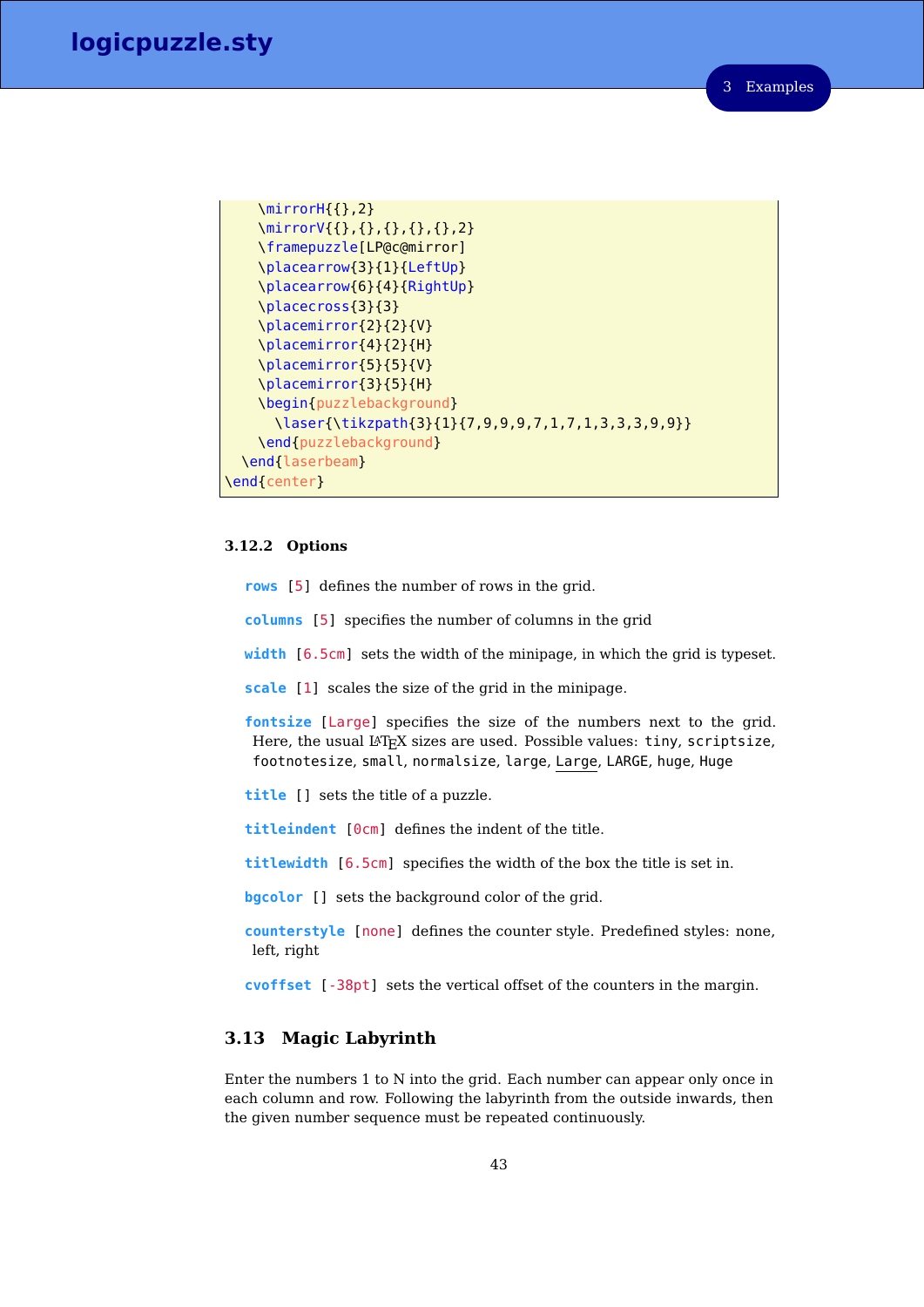```
    \mirrorH{{},2}
    \mirrorV{{},{},{},{},{},2}
    \framepuzzle[LP@c@mirror]
    \placearrow{3}{1}{LeftUp}
    \placearrow{6}{4}{RightUp}
    \placecross{3}{3}
    \placemirror{2}{2}{V}
    \placemirror{4}{2}{H}
    \placemirror{5}{5}{V}
    \placemirror{3}{5}{H}
    \begin{puzzlebackground}
      \laser{\tikzpath{3}{1}{7,9,9,9,7,1,7,1,3,3,3,9,9}}
    \end{puzzlebackground}
  \end{laserbeam}
\end{center}
```

### 3.12.2 Options

**rows** [5] defines the number of rows in the grid.

**columns** [5] specifies the number of columns in the grid

**width** [6.5cm] sets the width of the minipage, in which the grid is typeset.

**scale** [1] scales the size of the grid in the minipage.

**fontsize** [Large] specifies the size of the numbers next to the grid. Here, the usual LaTeX sizes are used. Possible values: tiny, scriptsize, footnotesize, small, normalsize, large, Large, LARGE, huge, Huge

**title** [] sets the title of a puzzle.

**titleindent** [0cm] defines the indent of the title.

**titlewidth** [6.5cm] specifies the width of the box the title is set in.

**bgcolor** [] sets the background color of the grid.

**counterstyle** [none] defines the counter style. Predefined styles: none, left, right

**cvoffset** [-38pt] sets the vertical offset of the counters in the margin.

## 3.13 Magic Labyrinth

Enter the numbers 1 to N into the grid. Each number can appear only once in each column and row. Following the labyrinth from the outside inwards, then the given number sequence must be repeated continuously.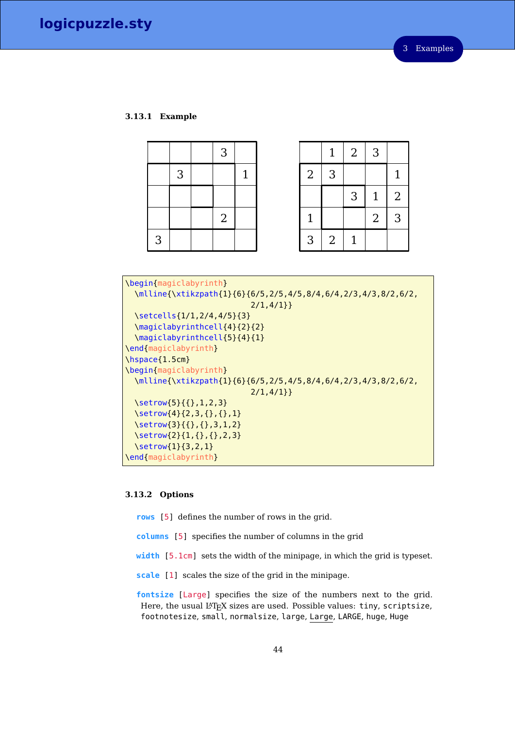### 3.13.1 Example

|   |   |   | 3 |   |
|---|---|---|---|---|
|   | 3 |   |   | 1 |
|   |   |   |   |   |
|   |   |   | 2 |   |
| 3 |   |   |   |   |

|   | 1 | 2 | 3 |   |
|---|---|---|---|---|
| 2 | 3 |   |   | 1 |
|   |   | 3 | 1 | 2 |
| 1 |   |   | 2 | 3 |
| 3 | 2 | 1 |   |   |

```
\begin{magiclabyrinth}
  \mlline{\xtikzpath{1}{6}{6/5,2/5,4/5,8/4,6/4,2/3,4/3,8/2,6/2,
                            2/1,4/1}}
  \setcells{1/1,2/4,4/5}{3}
  \magiclabyrinthcell{4}{2}{2}
  \magiclabyrinthcell{5}{4}{1}
\end{magiclabyrinth}
\hspace{1.5cm}
\begin{magiclabyrinth}
  \mlline{\xtikzpath{1}{6}{6/5,2/5,4/5,8/4,6/4,2/3,4/3,8/2,6/2,
                            2/1,4/1}}
  \setrow{5}{{},1,2,3}
  \setrow{4}{2,3,{},{},1}
  \setrow{3}{{},{},3,1,2}
  \setrow{2}{1,{},{},2,3}
  \setrow{1}{3,2,1}
\end{magiclabyrinth}
```

### 3.13.2 Options

`rows` [5] defines the number of rows in the grid.

`columns` [5] specifies the number of columns in the grid

`width` [5.1cm] sets the width of the minipage, in which the grid is typeset.

`scale` [1] scales the size of the grid in the minipage.

`fontsize` [Large] specifies the size of the numbers next to the grid. Here, the usual LaTeX sizes are used. Possible values: tiny, scriptsize, footnotesize, small, normalsize, large, Large, LARGE, huge, Huge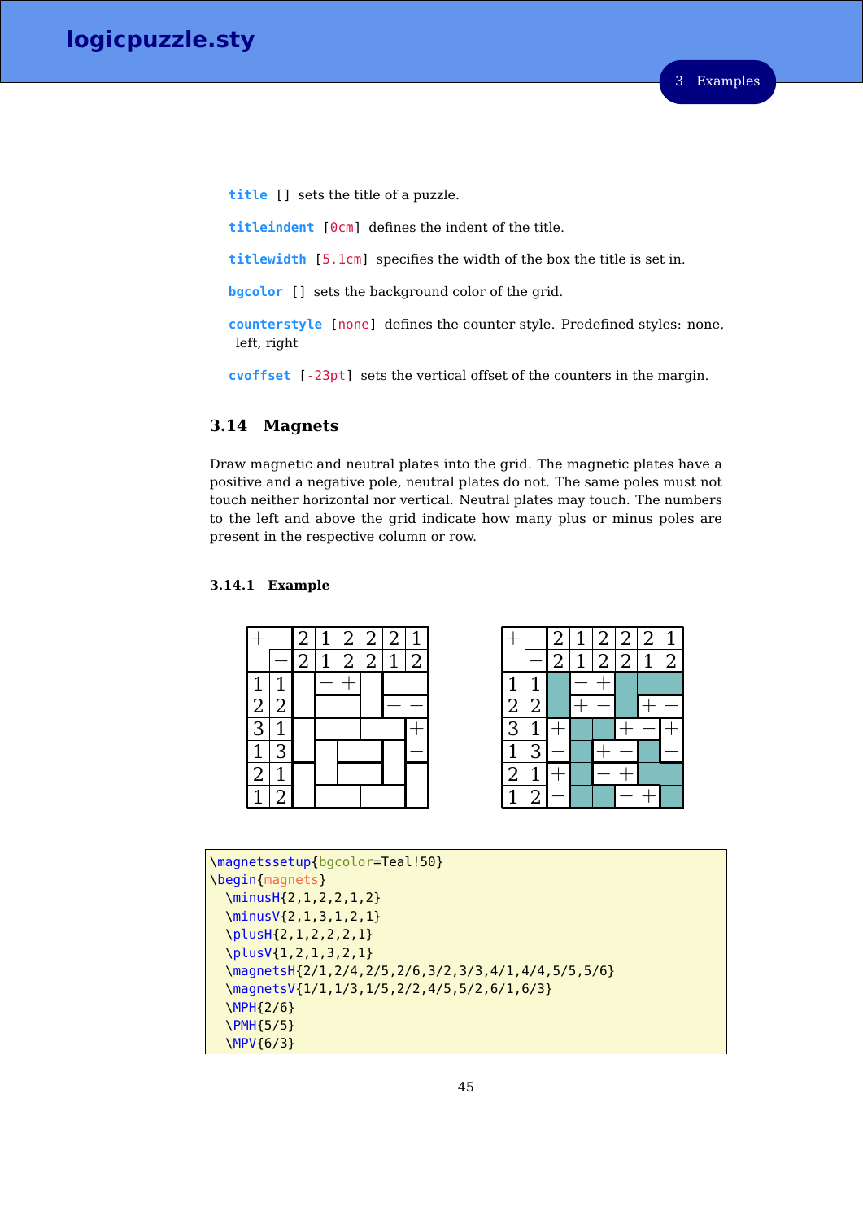**title** [] sets the title of a puzzle.

**titleindent** [0cm] defines the indent of the title.

**titlewidth** [5.1cm] specifies the width of the box the title is set in.

**bgcolor** [] sets the background color of the grid.

**counterstyle** [none] defines the counter style. Predefined styles: none, left, right

**cvoffset** [-23pt] sets the vertical offset of the counters in the margin.

## 3.14 Magnets

Draw magnetic and neutral plates into the grid. The magnetic plates have a positive and a negative pole, neutral plates do not. The same poles must not touch neither horizontal nor vertical. Neutral plates may touch. The numbers to the left and above the grid indicate how many plus or minus poles are present in the respective column or row.

### 3.14.1 Example

| + | | 2 | 1 | 2 | 2 | 2 | 1 |
|---|---|---|---|---|---|---|---|
| | − | 2 | 1 | 2 | 2 | 1 | 2 |
| 1 | 1 | | − | + | | | |
| 2 | 2 | | | | | + | − |
| 3 | 1 | | | | | | + |
| 1 | 3 | | | | | | − |
| 2 | 1 | | | | | | |
| 1 | 2 | | | | | | |

| + | | 2 | 1 | 2 | 2 | 2 | 1 |
|---|---|---|---|---|---|---|---|
| | − | 2 | 1 | 2 | 2 | 1 | 2 |
| 1 | 1 | | − | + | | | |
| 2 | 2 | | + | − | | + | − |
| 3 | 1 | + | | | + | − | + |
| 1 | 3 | − | | + | − | | − |
| 2 | 1 | + | | − | + | | |
| 1 | 2 | − | | | − | + | |

```
\magnetssetup{bgcolor=Teal!50}
\begin{magnets}
  \minusH{2,1,2,2,1,2}
  \minusV{2,1,3,1,2,1}
  \plusH{2,1,2,2,2,1}
  \plusV{1,2,1,3,2,1}
  \magnetsH{2/1,2/4,2/5,2/6,3/2,3/3,4/1,4/4,5/5,5/6}
  \magnetsV{1/1,1/3,1/5,2/2,4/5,5/2,6/1,6/3}
  \MPH{2/6}
  \PMH{5/5}
  \MPV{6/3}
```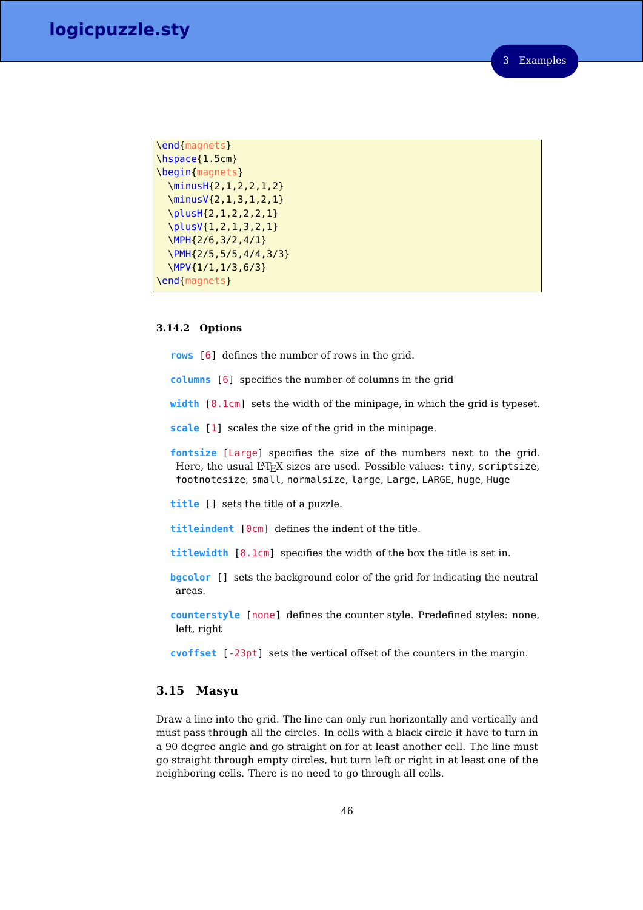```
\end{magnets}
\hspace{1.5cm}
\begin{magnets}
  \minusH{2,1,2,2,1,2}
  \minusV{2,1,3,1,2,1}
  \plusH{2,1,2,2,2,1}
  \plusV{1,2,1,3,2,1}
  \MPH{2/6,3/2,4/1}
  \PMH{2/5,5/5,4/4,3/3}
  \MPV{1/1,1/3,6/3}
\end{magnets}
```

### 3.14.2 Options

**rows** [6] defines the number of rows in the grid.

**columns** [6] specifies the number of columns in the grid

**width** [8.1cm] sets the width of the minipage, in which the grid is typeset.

**scale** [1] scales the size of the grid in the minipage.

**fontsize** [Large] specifies the size of the numbers next to the grid. Here, the usual LaTeX sizes are used. Possible values: tiny, scriptsize, footnotesize, small, normalsize, large, Large, LARGE, huge, Huge

**title** [] sets the title of a puzzle.

**titleindent** [0cm] defines the indent of the title.

**titlewidth** [8.1cm] specifies the width of the box the title is set in.

**bgcolor** [] sets the background color of the grid for indicating the neutral areas.

**counterstyle** [none] defines the counter style. Predefined styles: none, left, right

**cvoffset** [-23pt] sets the vertical offset of the counters in the margin.

## 3.15 Masyu

Draw a line into the grid. The line can only run horizontally and vertically and must pass through all the circles. In cells with a black circle it have to turn in a 90 degree angle and go straight on for at least another cell. The line must go straight through empty circles, but turn left or right in at least one of the neighboring cells. There is no need to go through all cells.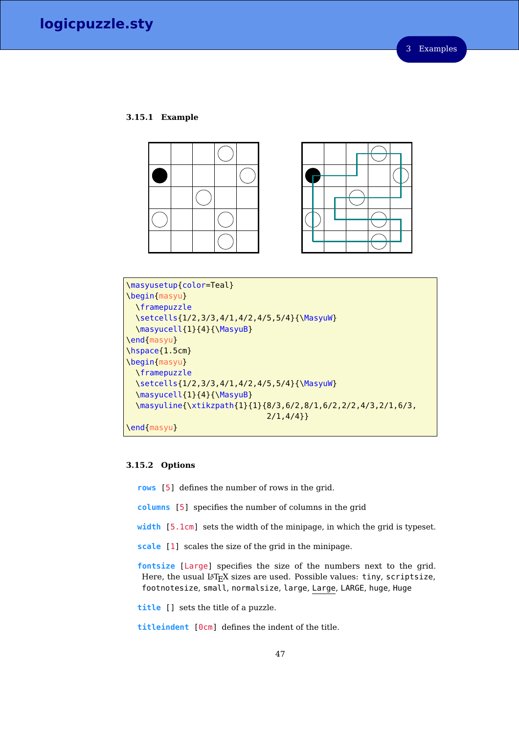### 3.15.1 Example

```
\masyusetup{color=Teal}
\begin{masyu}
  \framepuzzle
  \setcells{1/2,3/3,4/1,4/2,4/5,5/4}{\MasyuW}
  \masyucell{1}{4}{\MasyuB}
\end{masyu}
\hspace{1.5cm}
\begin{masyu}
  \framepuzzle
  \setcells{1/2,3/3,4/1,4/2,4/5,5/4}{\MasyuW}
  \masyucell{1}{4}{\MasyuB}
  \masyuline{\xtikzpath{1}{1}{8/3,6/2,8/1,6/2,2/2,4/3,2/1,6/3,
                              2/1,4/4}}
\end{masyu}
```

### 3.15.2 Options

**rows** [5] defines the number of rows in the grid.

**columns** [5] specifies the number of columns in the grid

**width** [5.1cm] sets the width of the minipage, in which the grid is typeset.

**scale** [1] scales the size of the grid in the minipage.

**fontsize** [Large] specifies the size of the numbers next to the grid. Here, the usual LaTeX sizes are used. Possible values: tiny, scriptsize, footnotesize, small, normalsize, large, Large, LARGE, huge, Huge

**title** [] sets the title of a puzzle.

**titleindent** [0cm] defines the indent of the title.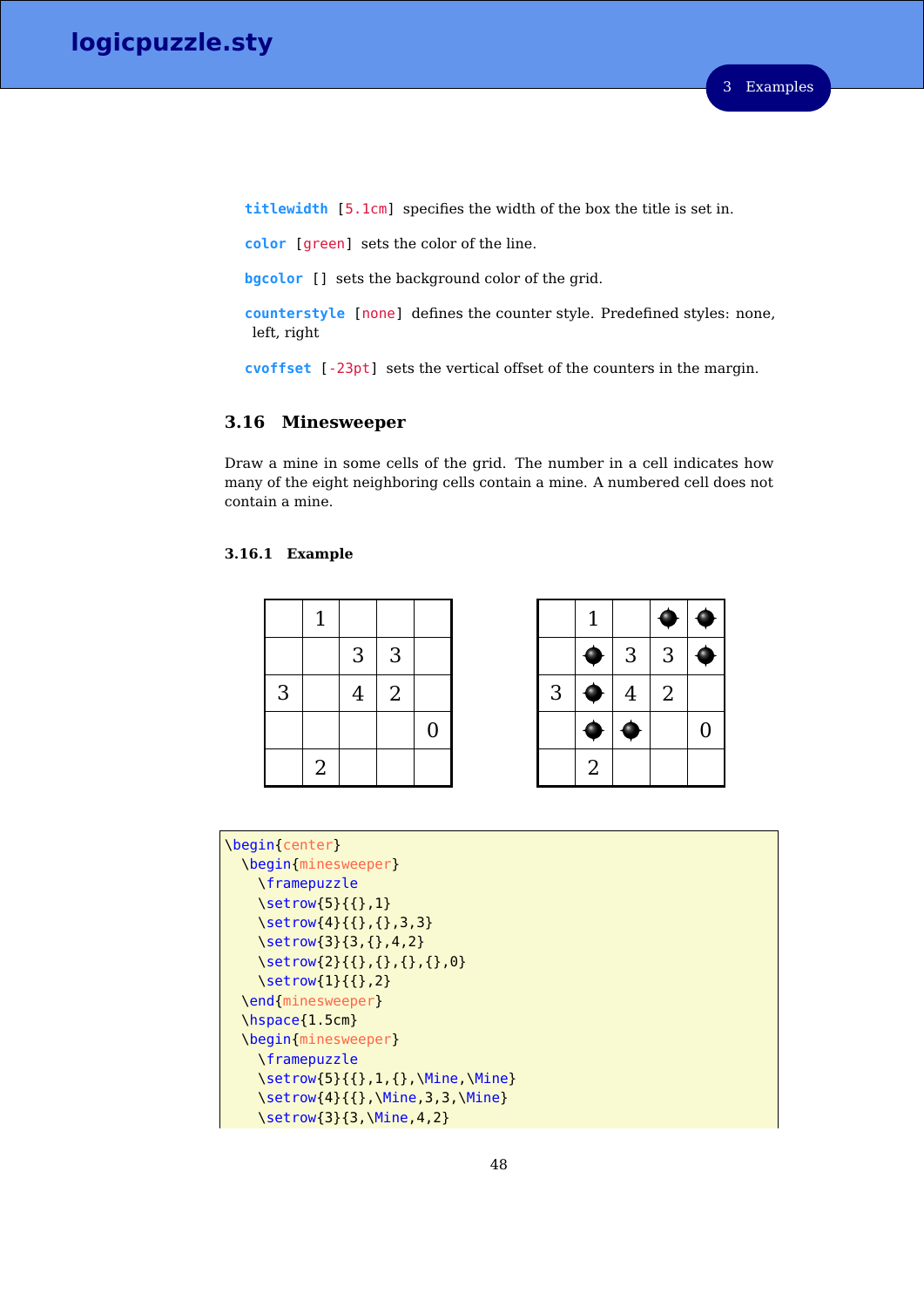**titlewidth** [5.1cm] specifies the width of the box the title is set in.

**color** [green] sets the color of the line.

**bgcolor** [] sets the background color of the grid.

**counterstyle** [none] defines the counter style. Predefined styles: none, left, right

**cvoffset** [-23pt] sets the vertical offset of the counters in the margin.

## 3.16 Minesweeper

Draw a mine in some cells of the grid. The number in a cell indicates how many of the eight neighboring cells contain a mine. A numbered cell does not contain a mine.

### 3.16.1 Example

|   |   |   |   |   |
|---|---|---|---|---|
|   | 1 |   |   |   |
|   |   | 3 | 3 |   |
| 3 |   | 4 | 2 |   |
|   |   |   |   | 0 |
|   | 2 |   |   |   |

|   |   |   |   |   |
|---|---|---|---|---|
|   | 1 |   | ● | ● |
|   | ● | 3 | 3 | ● |
| 3 | ● | 4 | 2 |   |
|   | ● | ● |   | 0 |
|   | 2 |   |   |   |

```
\begin{center}
  \begin{minesweeper}
    \framepuzzle
    \setrow{5}{{},1}
    \setrow{4}{{},{},3,3}
    \setrow{3}{3,{},4,2}
    \setrow{2}{{},{},{},{},0}
    \setrow{1}{{},2}
  \end{minesweeper}
  \hspace{1.5cm}
  \begin{minesweeper}
    \framepuzzle
    \setrow{5}{{},1,{},\Mine,\Mine}
    \setrow{4}{{},\Mine,3,3,\Mine}
    \setrow{3}{3,\Mine,4,2}
```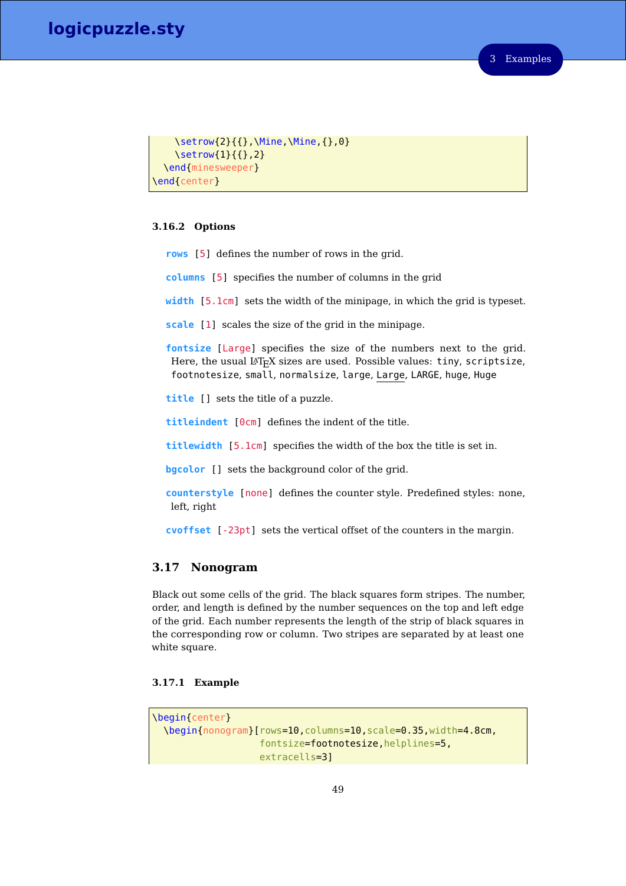```
    \setrow{2}{{},\Mine,\Mine,{},0}
    \setrow{1}{{},2}
  \end{minesweeper}
\end{center}
```

### 3.16.2 Options

**rows** [5] defines the number of rows in the grid.

**columns** [5] specifies the number of columns in the grid

**width** [5.1cm] sets the width of the minipage, in which the grid is typeset.

**scale** [1] scales the size of the grid in the minipage.

**fontsize** [Large] specifies the size of the numbers next to the grid. Here, the usual LaTeX sizes are used. Possible values: `tiny`, `scriptsize`, `footnotesize`, `small`, `normalsize`, `large`, `Large`, `LARGE`, `huge`, `Huge`

**title** [] sets the title of a puzzle.

**titleindent** [0cm] defines the indent of the title.

**titlewidth** [5.1cm] specifies the width of the box the title is set in.

**bgcolor** [] sets the background color of the grid.

**counterstyle** [none] defines the counter style. Predefined styles: none, left, right

**cvoffset** [-23pt] sets the vertical offset of the counters in the margin.

## 3.17 Nonogram

Black out some cells of the grid. The black squares form stripes. The number, order, and length is defined by the number sequences on the top and left edge of the grid. Each number represents the length of the strip of black squares in the corresponding row or column. Two stripes are separated by at least one white square.

### 3.17.1 Example

```
\begin{center}
  \begin{nonogram}[rows=10,columns=10,scale=0.35,width=4.8cm,
                   fontsize=footnotesize,helplines=5,
                   extracells=3]
```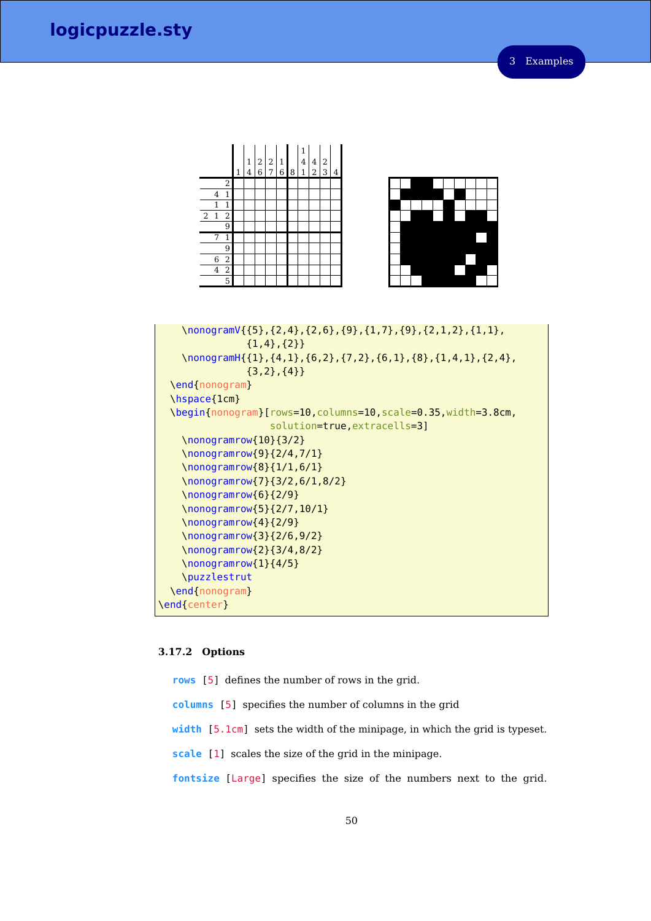```
    \nonogramV{{5},{2,4},{2,6},{9},{1,7},{9},{2,1,2},{1,1},
              {1,4},{2}}
    \nonogramH{{1},{4,1},{6,2},{7,2},{6,1},{8},{1,4,1},{2,4},
              {3,2},{4}}
  \end{nonogram}
  \hspace{1cm}
  \begin{nonogram}[rows=10,columns=10,scale=0.35,width=3.8cm,
                   solution=true,extracells=3]
    \nonogramrow{10}{3/2}
    \nonogramrow{9}{2/4,7/1}
    \nonogramrow{8}{1/1,6/1}
    \nonogramrow{7}{3/2,6/1,8/2}
    \nonogramrow{6}{2/9}
    \nonogramrow{5}{2/7,10/1}
    \nonogramrow{4}{2/9}
    \nonogramrow{3}{2/6,9/2}
    \nonogramrow{2}{3/4,8/2}
    \nonogramrow{1}{4/5}
    \puzzlestrut
  \end{nonogram}
\end{center}
```

### 3.17.2 Options

**rows** [5] defines the number of rows in the grid.

**columns** [5] specifies the number of columns in the grid

**width** [5.1cm] sets the width of the minipage, in which the grid is typeset.

**scale** [1] scales the size of the grid in the minipage.

**fontsize** [Large] specifies the size of the numbers next to the grid.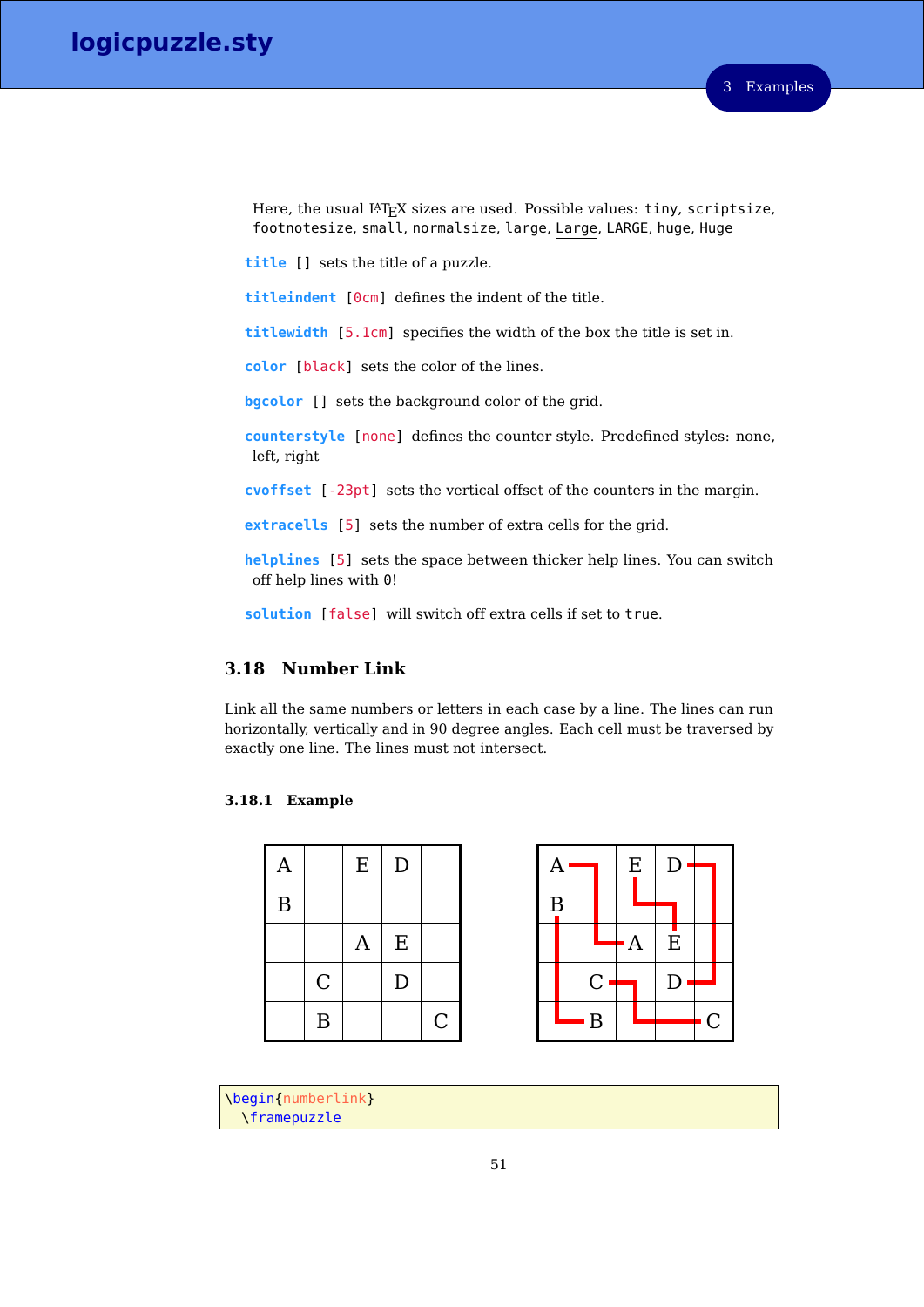Here, the usual LaTeX sizes are used. Possible values: `tiny`, `scriptsize`, `footnotesize`, `small`, `normalsize`, `large`, `Large`, `LARGE`, `huge`, `Huge`

**title** [] sets the title of a puzzle.

**titleindent** [0cm] defines the indent of the title.

**titlewidth** [5.1cm] specifies the width of the box the title is set in.

**color** [black] sets the color of the lines.

**bgcolor** [] sets the background color of the grid.

**counterstyle** [none] defines the counter style. Predefined styles: none, left, right

**cvoffset** [-23pt] sets the vertical offset of the counters in the margin.

**extracells** [5] sets the number of extra cells for the grid.

**helplines** [5] sets the space between thicker help lines. You can switch off help lines with `0`!

**solution** [false] will switch off extra cells if set to `true`.

## 3.18 Number Link

Link all the same numbers or letters in each case by a line. The lines can run horizontally, vertically and in 90 degree angles. Each cell must be traversed by exactly one line. The lines must not intersect.

### 3.18.1 Example

| A |  | E | D |  |
|---|---|---|---|---|
| B |  |  |  |  |
|  |  | A | E |  |
|  | C |  | D |  |
|  | B |  |  | C |

```
\begin{numberlink}
  \framepuzzle
```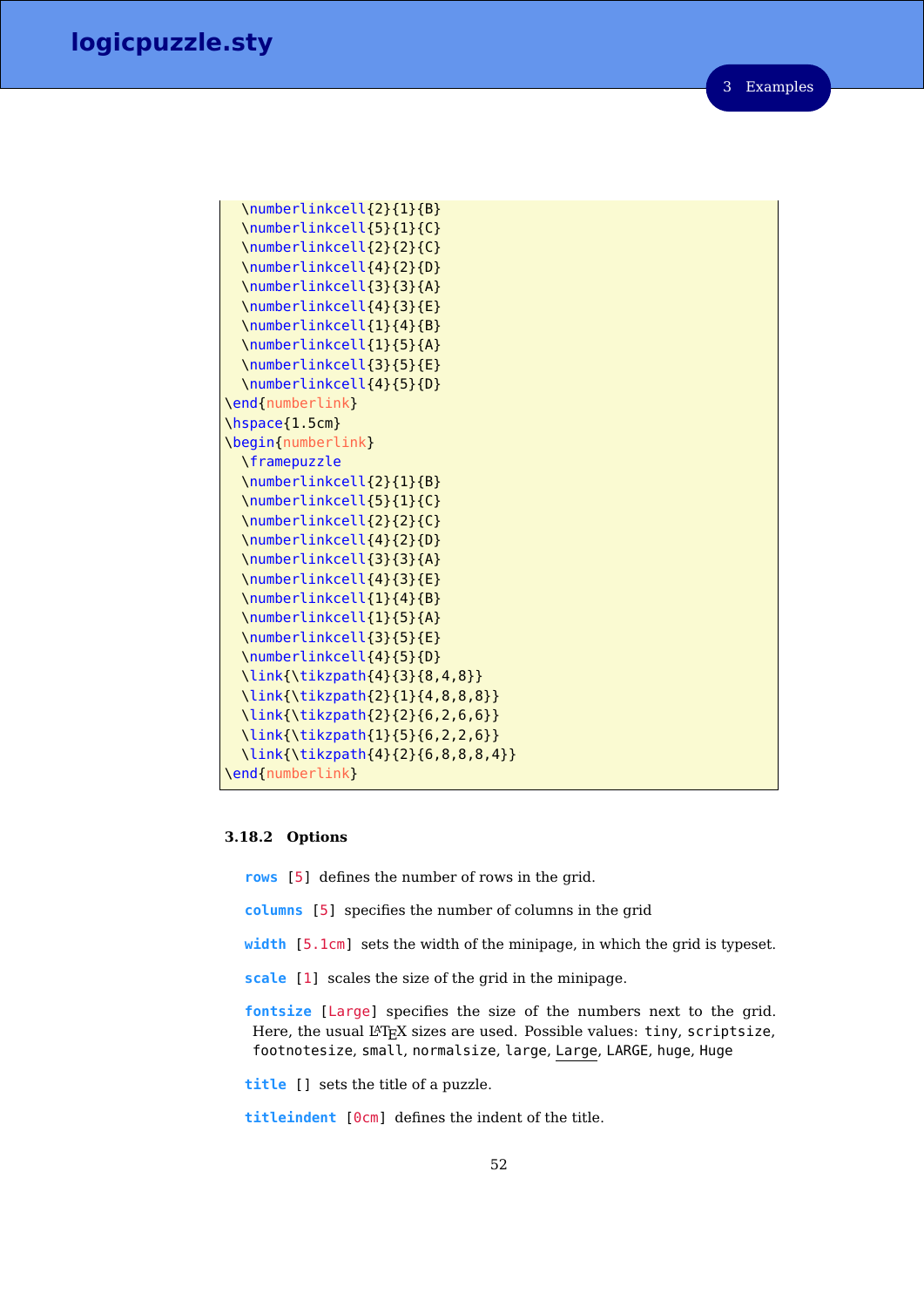```
  \numberlinkcell{2}{1}{B}
  \numberlinkcell{5}{1}{C}
  \numberlinkcell{2}{2}{C}
  \numberlinkcell{4}{2}{D}
  \numberlinkcell{3}{3}{A}
  \numberlinkcell{4}{3}{E}
  \numberlinkcell{1}{4}{B}
  \numberlinkcell{1}{5}{A}
  \numberlinkcell{3}{5}{E}
  \numberlinkcell{4}{5}{D}
\end{numberlink}
\hspace{1.5cm}
\begin{numberlink}
  \framepuzzle
  \numberlinkcell{2}{1}{B}
  \numberlinkcell{5}{1}{C}
  \numberlinkcell{2}{2}{C}
  \numberlinkcell{4}{2}{D}
  \numberlinkcell{3}{3}{A}
  \numberlinkcell{4}{3}{E}
  \numberlinkcell{1}{4}{B}
  \numberlinkcell{1}{5}{A}
  \numberlinkcell{3}{5}{E}
  \numberlinkcell{4}{5}{D}
  \link{\tikzpath{4}{3}{8,4,8}}
  \link{\tikzpath{2}{1}{4,8,8,8}}
  \link{\tikzpath{2}{2}{6,2,6,6}}
  \link{\tikzpath{1}{5}{6,2,2,6}}
  \link{\tikzpath{4}{2}{6,8,8,8,4}}
\end{numberlink}
```

### 3.18.2 Options

**rows** [5] defines the number of rows in the grid.

**columns** [5] specifies the number of columns in the grid

**width** [5.1cm] sets the width of the minipage, in which the grid is typeset.

**scale** [1] scales the size of the grid in the minipage.

**fontsize** [Large] specifies the size of the numbers next to the grid. Here, the usual LaTeX sizes are used. Possible values: tiny, scriptsize, footnotesize, small, normalsize, large, Large, LARGE, huge, Huge

**title** [] sets the title of a puzzle.

**titleindent** [0cm] defines the indent of the title.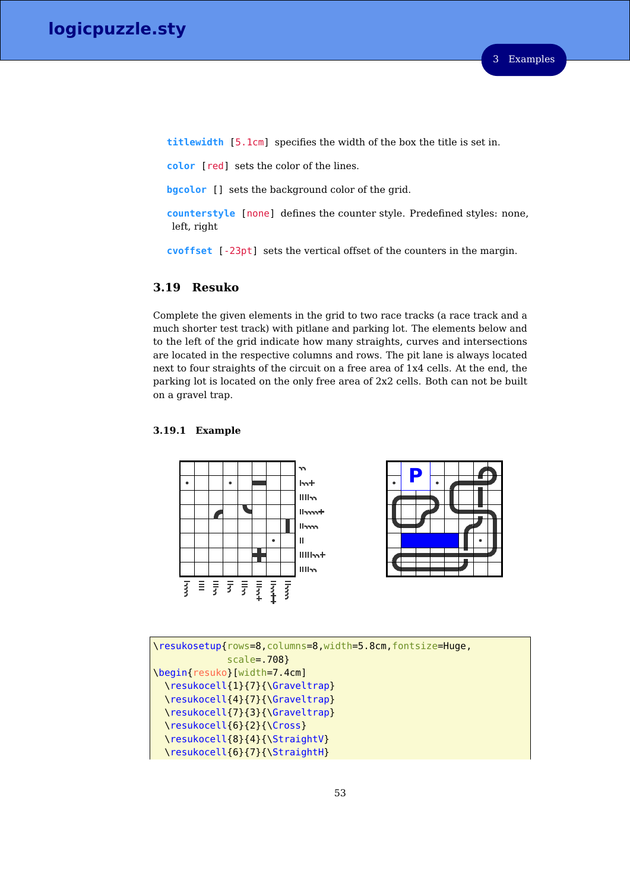**titlewidth** [5.1cm] specifies the width of the box the title is set in.

**color** [red] sets the color of the lines.

**bgcolor** [] sets the background color of the grid.

**counterstyle** [none] defines the counter style. Predefined styles: none, left, right

**cvoffset** [-23pt] sets the vertical offset of the counters in the margin.

## 3.19 Resuko

Complete the given elements in the grid to two race tracks (a race track and a much shorter test track) with pitlane and parking lot. The elements below and to the left of the grid indicate how many straights, curves and intersections are located in the respective columns and rows. The pit lane is always located next to four straights of the circuit on a free area of 1x4 cells. At the end, the parking lot is located on the only free area of 2x2 cells. Both can not be built on a gravel trap.

### 3.19.1 Example

```
\resukosetup{rows=8,columns=8,width=5.8cm,fontsize=Huge,
             scale=.708}
\begin{resuko}[width=7.4cm]
  \resukocell{1}{7}{\Graveltrap}
  \resukocell{4}{7}{\Graveltrap}
  \resukocell{7}{3}{\Graveltrap}
  \resukocell{6}{2}{\Cross}
  \resukocell{8}{4}{\StraightV}
  \resukocell{6}{7}{\StraightH}
```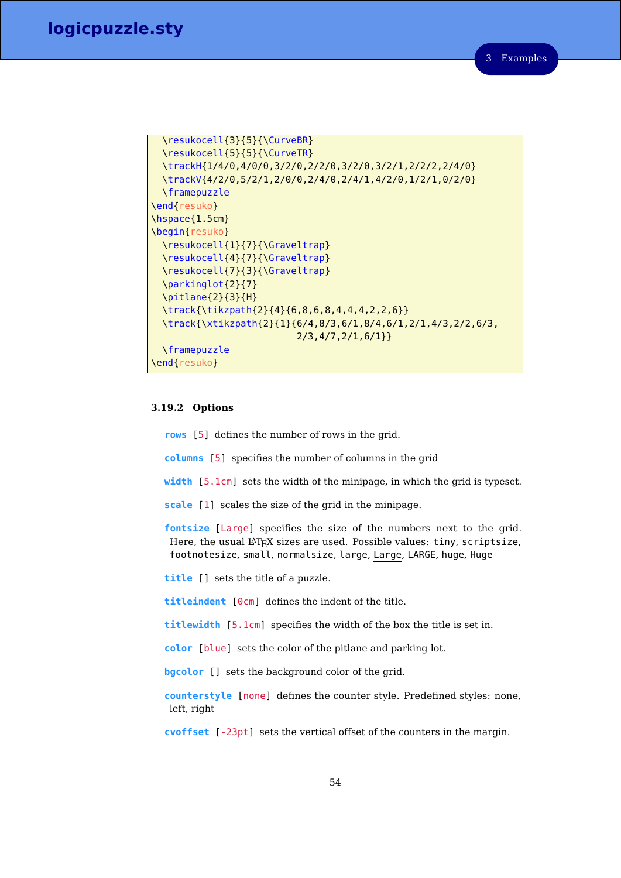```
  \resukocell{3}{5}{\CurveBR}
  \resukocell{5}{5}{\CurveTR}
  \trackH{1/4/0,4/0/0,3/2/0,2/2/0,3/2/0,3/2/1,2/2/2,2/4/0}
  \trackV{4/2/0,5/2/1,2/0/0,2/4/0,2/4/1,4/2/0,1/2/1,0/2/0}
  \framepuzzle
\end{resuko}
\hspace{1.5cm}
\begin{resuko}
  \resukocell{1}{7}{\Graveltrap}
  \resukocell{4}{7}{\Graveltrap}
  \resukocell{7}{3}{\Graveltrap}
  \parkinglot{2}{7}
  \pitlane{2}{3}{H}
  \track{\tikzpath{2}{4}{6,8,6,8,4,4,4,2,2,6}}
  \track{\xtikzpath{2}{1}{6/4,8/3,6/1,8/4,6/1,2/1,4/3,2/2,6/3,
                          2/3,4/7,2/1,6/1}}
  \framepuzzle
\end{resuko}
```

### 3.19.2 Options

**rows** [5] defines the number of rows in the grid.

**columns** [5] specifies the number of columns in the grid

**width** [5.1cm] sets the width of the minipage, in which the grid is typeset.

**scale** [1] scales the size of the grid in the minipage.

**fontsize** [Large] specifies the size of the numbers next to the grid. Here, the usual LaTeX sizes are used. Possible values: `tiny`, `scriptsize`, `footnotesize`, `small`, `normalsize`, `large`, `Large`, `LARGE`, `huge`, `Huge`

**title** [] sets the title of a puzzle.

**titleindent** [0cm] defines the indent of the title.

**titlewidth** [5.1cm] specifies the width of the box the title is set in.

**color** [blue] sets the color of the pitlane and parking lot.

**bgcolor** [] sets the background color of the grid.

**counterstyle** [none] defines the counter style. Predefined styles: none, left, right

**cvoffset** [-23pt] sets the vertical offset of the counters in the margin.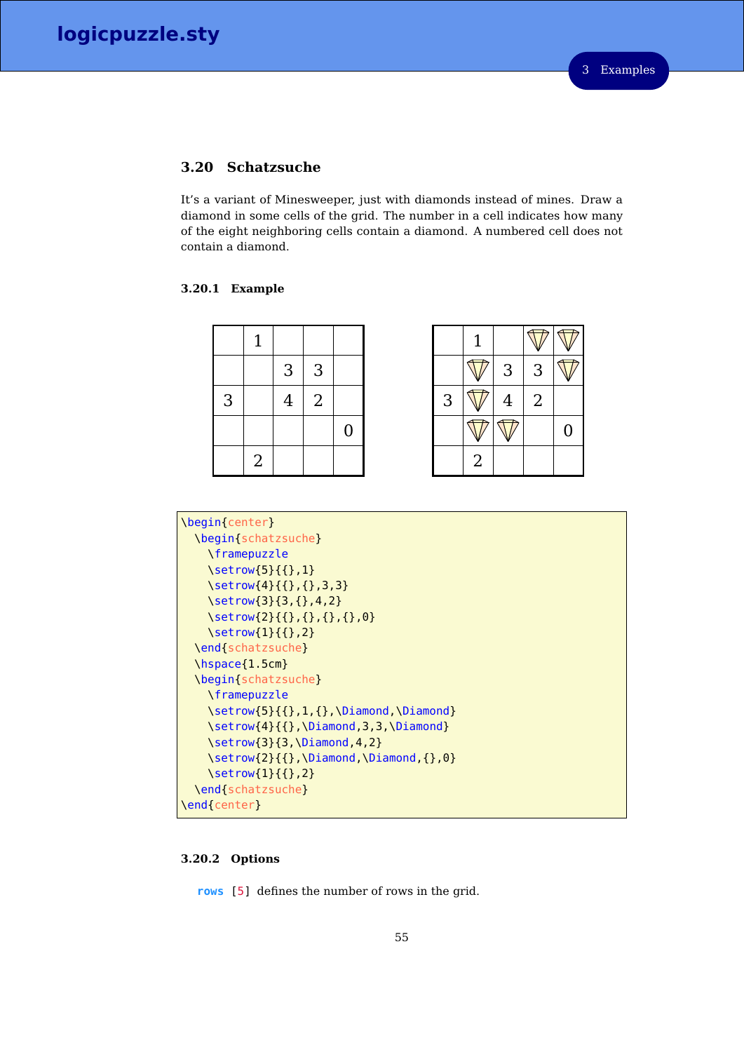### 3.20 Schatzsuche

It's a variant of Minesweeper, just with diamonds instead of mines. Draw a diamond in some cells of the grid. The number in a cell indicates how many of the eight neighboring cells contain a diamond. A numbered cell does not contain a diamond.

#### 3.20.1 Example

|   |   |   |   |   |
|---|---|---|---|---|
|   | 1 |   |   |   |
|   |   | 3 | 3 |   |
| 3 |   | 4 | 2 |   |
|   |   |   |   | 0 |
|   | 2 |   |   |   |

|   |   |   |   |   |
|---|---|---|---|---|
|   | 1 |   | ◆ | ◆ |
|   | ◆ | 3 | 3 | ◆ |
| 3 | ◆ | 4 | 2 |   |
|   | ◆ | ◆ |   | 0 |
|   | 2 |   |   |   |

```
\begin{center}
  \begin{schatzsuche}
    \framepuzzle
    \setrow{5}{{},1}
    \setrow{4}{{},{},3,3}
    \setrow{3}{3,{},4,2}
    \setrow{2}{{},{},{},{},0}
    \setrow{1}{{},2}
  \end{schatzsuche}
  \hspace{1.5cm}
  \begin{schatzsuche}
    \framepuzzle
    \setrow{5}{{},1,{},\Diamond,\Diamond}
    \setrow{4}{{},\Diamond,3,3,\Diamond}
    \setrow{3}{3,\Diamond,4,2}
    \setrow{2}{{},\Diamond,\Diamond,{},0}
    \setrow{1}{{},2}
  \end{schatzsuche}
\end{center}
```

#### 3.20.2 Options

**rows** [5] defines the number of rows in the grid.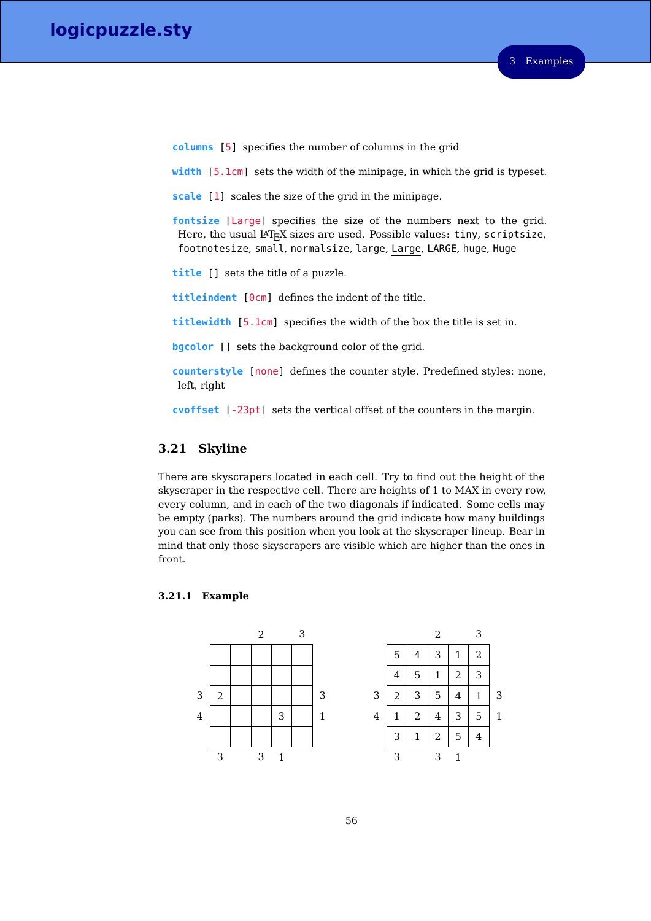**columns** [5] specifies the number of columns in the grid

**width** [5.1cm] sets the width of the minipage, in which the grid is typeset.

**scale** [1] scales the size of the grid in the minipage.

**fontsize** [Large] specifies the size of the numbers next to the grid. Here, the usual LaTeX sizes are used. Possible values: `tiny`, `scriptsize`, `footnotesize`, `small`, `normalsize`, `large`, `Large`, `LARGE`, `huge`, `Huge`

**title** [] sets the title of a puzzle.

**titleindent** [0cm] defines the indent of the title.

**titlewidth** [5.1cm] specifies the width of the box the title is set in.

**bgcolor** [] sets the background color of the grid.

**counterstyle** [none] defines the counter style. Predefined styles: none, left, right

**cvoffset** [-23pt] sets the vertical offset of the counters in the margin.

## 3.21 Skyline

There are skyscrapers located in each cell. Try to find out the height of the skyscraper in the respective cell. There are heights of 1 to MAX in every row, every column, and in each of the two diagonals if indicated. Some cells may be empty (parks). The numbers around the grid indicate how many buildings you can see from this position when you look at the skyscraper lineup. Bear in mind that only those skyscrapers are visible which are higher than the ones in front.

### 3.21.1 Example

|   |   |   | 2 |   | 3 |   |
|---|---|---|---|---|---|---|
|   |   |   |   |   |   |   |
|   |   |   |   |   |   |   |
| 3 | 2 |   |   |   |   | 3 |
| 4 |   |   |   | 3 |   | 1 |
|   |   |   |   |   |   |   |
|   | 3 |   | 3 | 1 |   |   |

|   |   |   | 2 |   | 3 |   |
|---|---|---|---|---|---|---|
|   | 5 | 4 | 3 | 1 | 2 |   |
|   | 4 | 5 | 1 | 2 | 3 |   |
| 3 | 2 | 3 | 5 | 4 | 1 | 3 |
| 4 | 1 | 2 | 4 | 3 | 5 | 1 |
|   | 3 | 1 | 2 | 5 | 4 |   |
|   | 3 |   | 3 | 1 |   |   |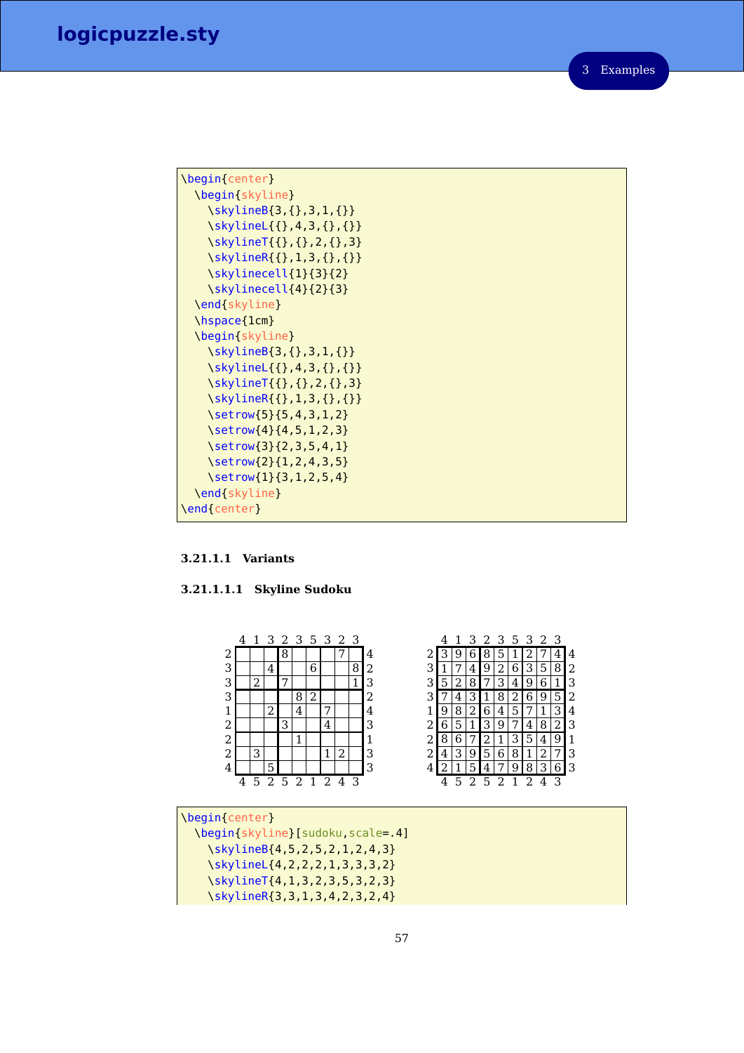```
\begin{center}
  \begin{skyline}
    \skylineB{3,{},3,1,{}}
    \skylineL{{},4,3,{},{}}
    \skylineT{{},{},2,{},3}
    \skylineR{{},1,3,{},{}}
    \skylinecell{1}{3}{2}
    \skylinecell{4}{2}{3}
  \end{skyline}
  \hspace{1cm}
  \begin{skyline}
    \skylineB{3,{},3,1,{}}
    \skylineL{{},4,3,{},{}}
    \skylineT{{},{},2,{},3}
    \skylineR{{},1,3,{},{}}
    \setrow{5}{5,4,3,1,2}
    \setrow{4}{4,5,1,2,3}
    \setrow{3}{2,3,5,4,1}
    \setrow{2}{1,2,4,3,5}
    \setrow{1}{3,1,2,5,4}
  \end{skyline}
\end{center}
```

#### 3.21.1.1 Variants

##### 3.21.1.1.1 Skyline Sudoku

|   | 4 | 1 | 3 | 2 | 3 | 5 | 3 | 2 | 3 |   |
|---|---|---|---|---|---|---|---|---|---|---|
| 2 |   |   |   | 8 |   |   |   | 7 |   | 4 |
| 3 |   |   | 4 |   |   | 6 |   |   | 8 | 2 |
| 3 |   | 2 |   | 7 |   |   |   |   | 1 | 3 |
| 3 |   |   |   |   | 8 | 2 |   |   |   | 2 |
| 1 |   |   | 2 |   | 4 |   | 7 |   |   | 4 |
| 2 |   |   |   | 3 |   |   | 4 |   |   | 3 |
| 2 |   |   |   |   | 1 |   |   |   |   | 1 |
| 2 |   | 3 |   |   |   |   | 1 | 2 |   | 3 |
| 4 |   |   | 5 |   |   |   |   |   |   | 3 |
|   | 4 | 5 | 2 | 5 | 2 | 1 | 2 | 4 | 3 |   |

|   | 4 | 1 | 3 | 2 | 3 | 5 | 3 | 2 | 3 |   |
|---|---|---|---|---|---|---|---|---|---|---|
| 2 | 3 | 9 | 6 | 8 | 5 | 1 | 2 | 7 | 4 | 4 |
| 3 | 1 | 7 | 4 | 9 | 2 | 6 | 3 | 5 | 8 | 2 |
| 3 | 5 | 2 | 8 | 7 | 3 | 4 | 9 | 6 | 1 | 3 |
| 3 | 7 | 4 | 3 | 1 | 8 | 2 | 6 | 9 | 5 | 2 |
| 1 | 9 | 8 | 2 | 6 | 4 | 5 | 7 | 1 | 3 | 4 |
| 2 | 6 | 5 | 1 | 3 | 9 | 7 | 4 | 8 | 2 | 3 |
| 2 | 8 | 6 | 7 | 2 | 1 | 3 | 5 | 4 | 9 | 1 |
| 2 | 4 | 3 | 9 | 5 | 6 | 8 | 1 | 2 | 7 | 3 |
| 4 | 2 | 1 | 5 | 4 | 7 | 9 | 8 | 3 | 6 | 3 |
|   | 4 | 5 | 2 | 5 | 2 | 1 | 2 | 4 | 3 |   |

```
\begin{center}
  \begin{skyline}[sudoku,scale=.4]
    \skylineB{4,5,2,5,2,1,2,4,3}
    \skylineL{4,2,2,2,1,3,3,3,2}
    \skylineT{4,1,3,2,3,5,3,2,3}
    \skylineR{3,3,1,3,4,2,3,2,4}
```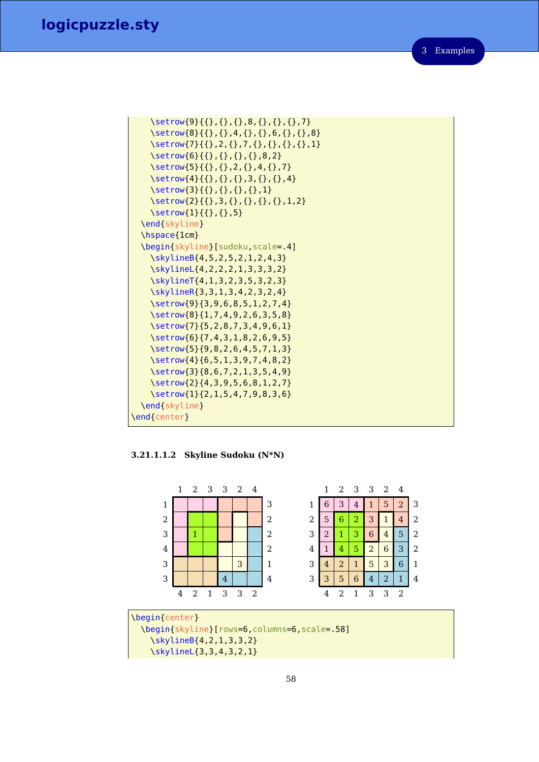```
    \setrow{9}{{},{},{},8,{},{},{},7}
    \setrow{8}{{},{},4,{},{},6,{},{},8}
    \setrow{7}{{},2,{},7,{},{},{},{},1}
    \setrow{6}{{},{},{},{},8,2}
    \setrow{5}{{},{},2,{},4,{},7}
    \setrow{4}{{},{},{},3,{},{},4}
    \setrow{3}{{},{},{},{},1}
    \setrow{2}{{},3,{},{},{},{},1,2}
    \setrow{1}{{},{},5}
  \end{skyline}
  \hspace{1cm}
  \begin{skyline}[sudoku,scale=.4]
    \skylineB{4,5,2,5,2,1,2,4,3}
    \skylineL{4,2,2,2,1,3,3,3,2}
    \skylineT{4,1,3,2,3,5,3,2,3}
    \skylineR{3,3,1,3,4,2,3,2,4}
    \setrow{9}{3,9,6,8,5,1,2,7,4}
    \setrow{8}{1,7,4,9,2,6,3,5,8}
    \setrow{7}{5,2,8,7,3,4,9,6,1}
    \setrow{6}{7,4,3,1,8,2,6,9,5}
    \setrow{5}{9,8,2,6,4,5,7,1,3}
    \setrow{4}{6,5,1,3,9,7,4,8,2}
    \setrow{3}{8,6,7,2,1,3,5,4,9}
    \setrow{2}{4,3,9,5,6,8,1,2,7}
    \setrow{1}{2,1,5,4,7,9,8,3,6}
  \end{skyline}
\end{center}
```

#### 3.21.1.1.2 Skyline Sudoku (N*N)

| | 1 | 2 | 3 | 3 | 2 | 4 | |
|---|---|---|---|---|---|---|---|
| 1 | | | | | | | 3 |
| 2 | | | | | | | 2 |
| 3 | | 1 | | | | | 2 |
| 4 | | | | | | | 2 |
| 3 | | | | | 3 | | 1 |
| 3 | | | | 4 | | | 4 |
| | 4 | 2 | 1 | 3 | 3 | 2 | |

| | 1 | 2 | 3 | 3 | 2 | 4 | |
|---|---|---|---|---|---|---|---|
| 1 | 6 | 3 | 4 | 1 | 5 | 2 | 3 |
| 2 | 5 | 6 | 2 | 3 | 1 | 4 | 2 |
| 3 | 2 | 1 | 3 | 6 | 4 | 5 | 2 |
| 4 | 1 | 4 | 5 | 2 | 6 | 3 | 2 |
| 3 | 4 | 2 | 1 | 5 | 3 | 6 | 1 |
| 3 | 3 | 5 | 6 | 4 | 2 | 1 | 4 |
| | 4 | 2 | 1 | 3 | 3 | 2 | |

```
\begin{center}
  \begin{skyline}[rows=6,columns=6,scale=.58]
    \skylineB{4,2,1,3,3,2}
    \skylineL{3,3,4,3,2,1}
```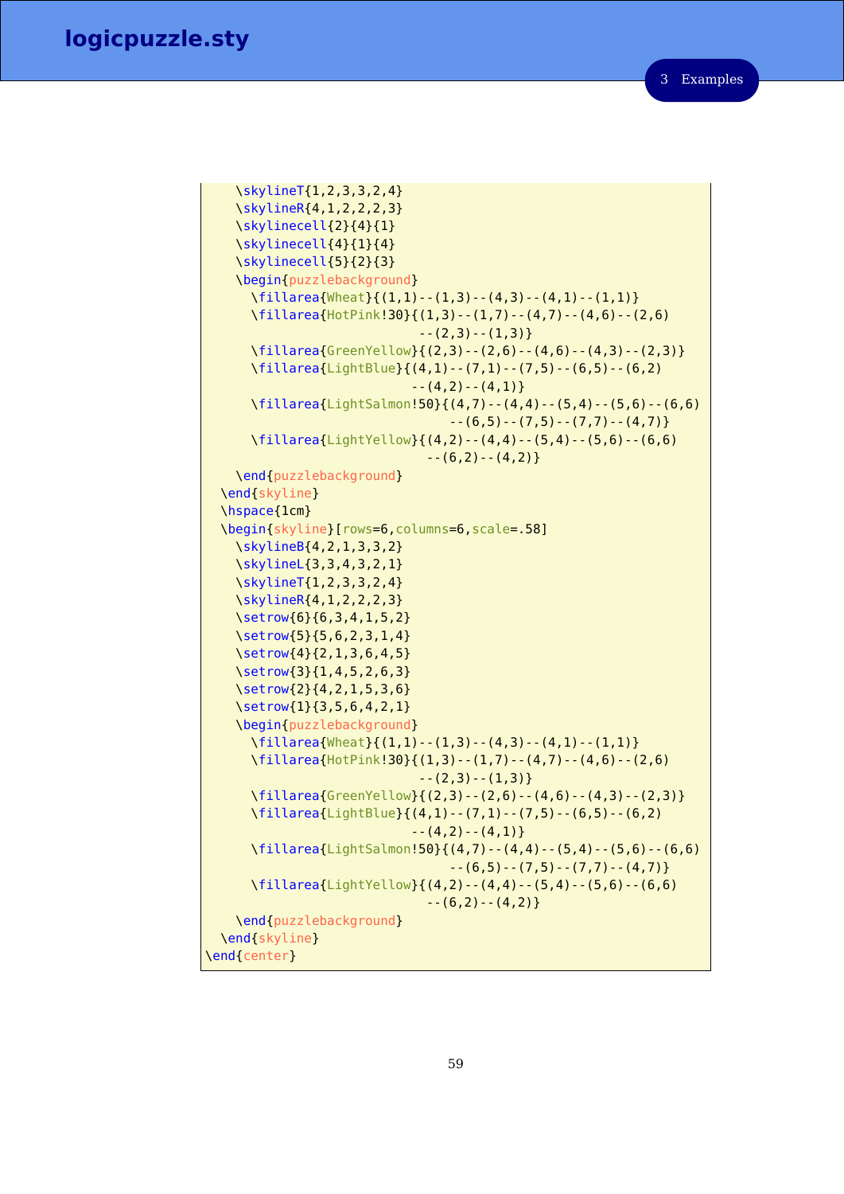```
    \skylineT{1,2,3,3,2,4}
    \skylineR{4,1,2,2,2,3}
    \skylinecell{2}{4}{1}
    \skylinecell{4}{1}{4}
    \skylinecell{5}{2}{3}
    \begin{puzzlebackground}
      \fillarea{Wheat}{(1,1)--(1,3)--(4,3)--(4,1)--(1,1)}
      \fillarea{HotPink!30}{(1,3)--(1,7)--(4,7)--(4,6)--(2,6)
                           --(2,3)--(1,3)}
      \fillarea{GreenYellow}{(2,3)--(2,6)--(4,6)--(4,3)--(2,3)}
      \fillarea{LightBlue}{(4,1)--(7,1)--(7,5)--(6,5)--(6,2)
                          --(4,2)--(4,1)}
      \fillarea{LightSalmon!50}{(4,7)--(4,4)--(5,4)--(5,6)--(6,6)
                               --(6,5)--(7,5)--(7,7)--(4,7)}
      \fillarea{LightYellow}{(4,2)--(4,4)--(5,4)--(5,6)--(6,6)
                            --(6,2)--(4,2)}
    \end{puzzlebackground}
  \end{skyline}
  \hspace{1cm}
  \begin{skyline}[rows=6,columns=6,scale=.58]
    \skylineB{4,2,1,3,3,2}
    \skylineL{3,3,4,3,2,1}
    \skylineT{1,2,3,3,2,4}
    \skylineR{4,1,2,2,2,3}
    \setrow{6}{6,3,4,1,5,2}
    \setrow{5}{5,6,2,3,1,4}
    \setrow{4}{2,1,3,6,4,5}
    \setrow{3}{1,4,5,2,6,3}
    \setrow{2}{4,2,1,5,3,6}
    \setrow{1}{3,5,6,4,2,1}
    \begin{puzzlebackground}
      \fillarea{Wheat}{(1,1)--(1,3)--(4,3)--(4,1)--(1,1)}
      \fillarea{HotPink!30}{(1,3)--(1,7)--(4,7)--(4,6)--(2,6)
                           --(2,3)--(1,3)}
      \fillarea{GreenYellow}{(2,3)--(2,6)--(4,6)--(4,3)--(2,3)}
      \fillarea{LightBlue}{(4,1)--(7,1)--(7,5)--(6,5)--(6,2)
                          --(4,2)--(4,1)}
      \fillarea{LightSalmon!50}{(4,7)--(4,4)--(5,4)--(5,6)--(6,6)
                               --(6,5)--(7,5)--(7,7)--(4,7)}
      \fillarea{LightYellow}{(4,2)--(4,4)--(5,4)--(5,6)--(6,6)
                            --(6,2)--(4,2)}
    \end{puzzlebackground}
  \end{skyline}
\end{center}
```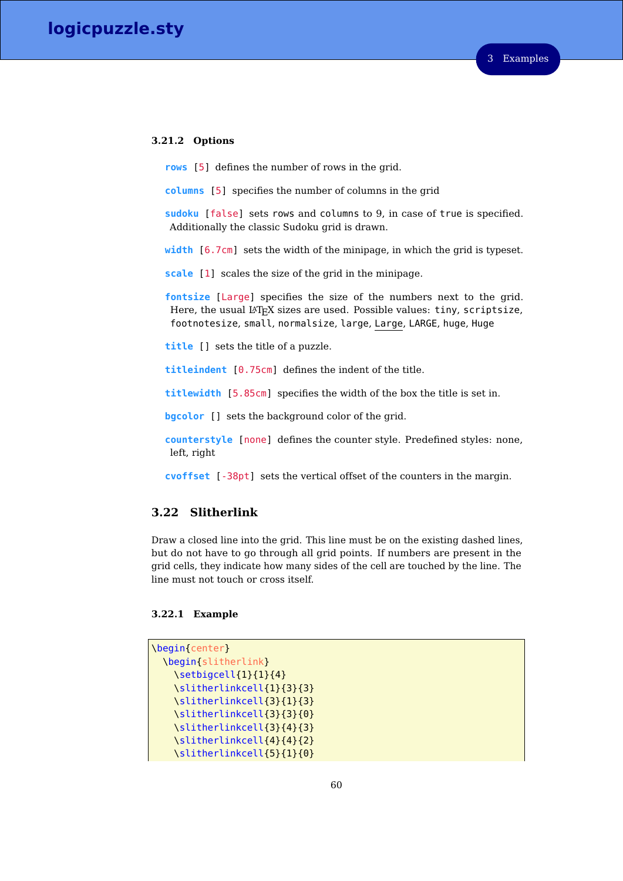### 3.21.2 Options

**rows** [5] defines the number of rows in the grid.

**columns** [5] specifies the number of columns in the grid

**sudoku** [false] sets rows and columns to 9, in case of true is specified. Additionally the classic Sudoku grid is drawn.

**width** [6.7cm] sets the width of the minipage, in which the grid is typeset.

**scale** [1] scales the size of the grid in the minipage.

**fontsize** [Large] specifies the size of the numbers next to the grid. Here, the usual LaTeX sizes are used. Possible values: tiny, scriptsize, footnotesize, small, normalsize, large, Large, LARGE, huge, Huge

**title** [] sets the title of a puzzle.

**titleindent** [0.75cm] defines the indent of the title.

**titlewidth** [5.85cm] specifies the width of the box the title is set in.

**bgcolor** [] sets the background color of the grid.

**counterstyle** [none] defines the counter style. Predefined styles: none, left, right

**cvoffset** [-38pt] sets the vertical offset of the counters in the margin.

## 3.22 Slitherlink

Draw a closed line into the grid. This line must be on the existing dashed lines, but do not have to go through all grid points. If numbers are present in the grid cells, they indicate how many sides of the cell are touched by the line. The line must not touch or cross itself.

### 3.22.1 Example

```
\begin{center}
  \begin{slitherlink}
    \setbigcell{1}{1}{4}
    \slitherlinkcell{1}{3}{3}
    \slitherlinkcell{3}{1}{3}
    \slitherlinkcell{3}{3}{0}
    \slitherlinkcell{3}{4}{3}
    \slitherlinkcell{4}{4}{2}
    \slitherlinkcell{5}{1}{0}
```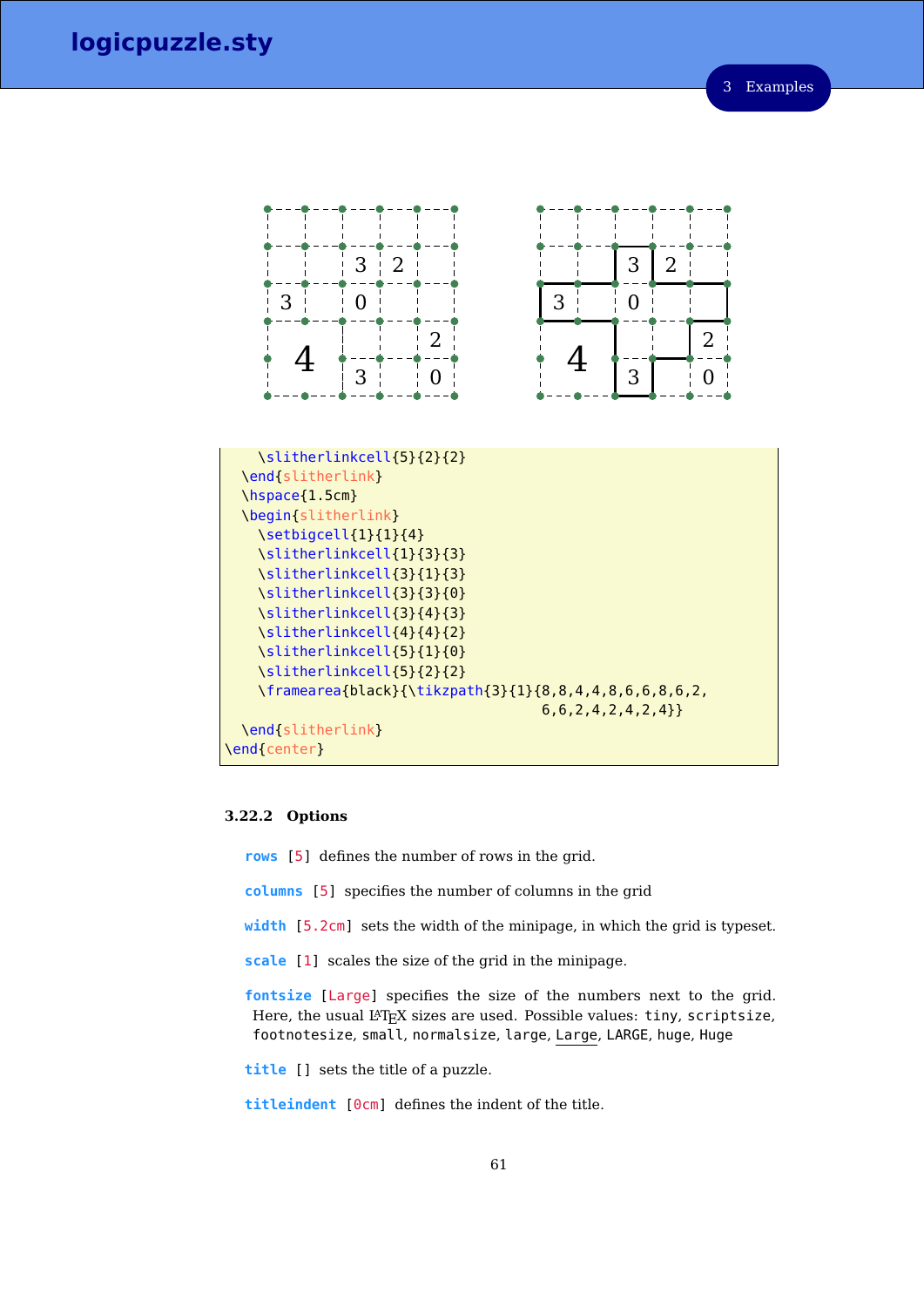```
    \slitherlinkcell{5}{2}{2}
  \end{slitherlink}
  \hspace{1.5cm}
  \begin{slitherlink}
    \setbigcell{1}{1}{4}
    \slitherlinkcell{1}{3}{3}
    \slitherlinkcell{3}{1}{3}
    \slitherlinkcell{3}{3}{0}
    \slitherlinkcell{3}{4}{3}
    \slitherlinkcell{4}{4}{2}
    \slitherlinkcell{5}{1}{0}
    \slitherlinkcell{5}{2}{2}
    \framearea{black}{\tikzpath{3}{1}{8,8,4,4,8,6,6,8,6,2,
                                     6,6,2,4,2,4,2,4}}
  \end{slitherlink}
\end{center}
```

### 3.22.2 Options

**rows** [5] defines the number of rows in the grid.

**columns** [5] specifies the number of columns in the grid

**width** [5.2cm] sets the width of the minipage, in which the grid is typeset.

**scale** [1] scales the size of the grid in the minipage.

**fontsize** [Large] specifies the size of the numbers next to the grid. Here, the usual LaTeX sizes are used. Possible values: tiny, scriptsize, footnotesize, small, normalsize, large, Large, LARGE, huge, Huge

**title** [] sets the title of a puzzle.

**titleindent** [0cm] defines the indent of the title.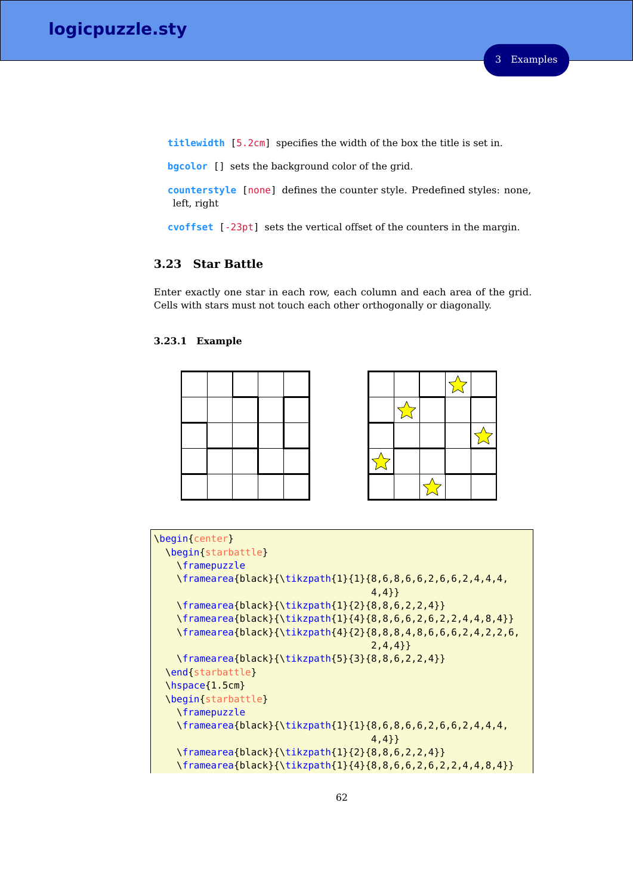**titlewidth** [5.2cm] specifies the width of the box the title is set in.

**bgcolor** [] sets the background color of the grid.

**counterstyle** [none] defines the counter style. Predefined styles: none, left, right

**cvoffset** [-23pt] sets the vertical offset of the counters in the margin.

## 3.23 Star Battle

Enter exactly one star in each row, each column and each area of the grid. Cells with stars must not touch each other orthogonally or diagonally.

### 3.23.1 Example

```
\begin{center}
  \begin{starbattle}
    \framepuzzle
    \framearea{black}{\tikzpath{1}{1}{8,6,8,6,6,2,6,6,2,4,4,4,
                                4,4}}
    \framearea{black}{\tikzpath{1}{2}{8,8,6,2,2,4}}
    \framearea{black}{\tikzpath{1}{4}{8,8,6,6,2,6,2,2,4,4,8,4}}
    \framearea{black}{\tikzpath{4}{2}{8,8,8,4,8,6,6,6,2,4,2,2,6,
                                2,4,4}}
    \framearea{black}{\tikzpath{5}{3}{8,8,6,2,2,4}}
  \end{starbattle}
  \hspace{1.5cm}
  \begin{starbattle}
    \framepuzzle
    \framearea{black}{\tikzpath{1}{1}{8,6,8,6,6,2,6,6,2,4,4,4,
                                4,4}}
    \framearea{black}{\tikzpath{1}{2}{8,8,6,2,2,4}}
    \framearea{black}{\tikzpath{1}{4}{8,8,6,6,2,6,2,2,4,4,8,4}}
```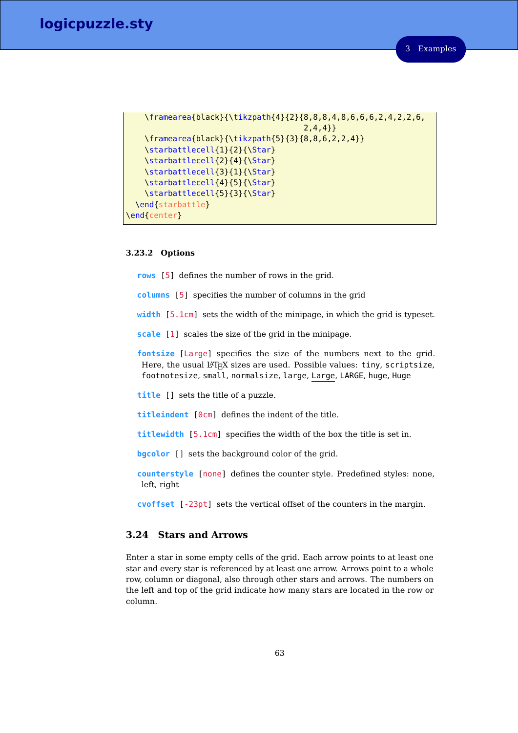```
    \framearea{black}{\tikzpath{4}{2}{8,8,8,4,8,6,6,6,2,4,2,2,6,
                                        2,4,4}}
    \framearea{black}{\tikzpath{5}{3}{8,8,6,2,2,4}}
    \starbattlecell{1}{2}{\Star}
    \starbattlecell{2}{4}{\Star}
    \starbattlecell{3}{1}{\Star}
    \starbattlecell{4}{5}{\Star}
    \starbattlecell{5}{3}{\Star}
  \end{starbattle}
\end{center}
```

### 3.23.2 Options

`rows` [`5`] defines the number of rows in the grid.

`columns` [`5`] specifies the number of columns in the grid

`width` [`5.1cm`] sets the width of the minipage, in which the grid is typeset.

`scale` [`1`] scales the size of the grid in the minipage.

`fontsize` [`Large`] specifies the size of the numbers next to the grid. Here, the usual LaTeX sizes are used. Possible values: `tiny`, `scriptsize`, `footnotesize`, `small`, `normalsize`, `large`, `Large`, `LARGE`, `huge`, `Huge`

`title` [] sets the title of a puzzle.

`titleindent` [`0cm`] defines the indent of the title.

`titlewidth` [`5.1cm`] specifies the width of the box the title is set in.

`bgcolor` [] sets the background color of the grid.

`counterstyle` [`none`] defines the counter style. Predefined styles: none, left, right

`cvoffset` [`-23pt`] sets the vertical offset of the counters in the margin.

## 3.24 Stars and Arrows

Enter a star in some empty cells of the grid. Each arrow points to at least one star and every star is referenced by at least one arrow. Arrows point to a whole row, column or diagonal, also through other stars and arrows. The numbers on the left and top of the grid indicate how many stars are located in the row or column.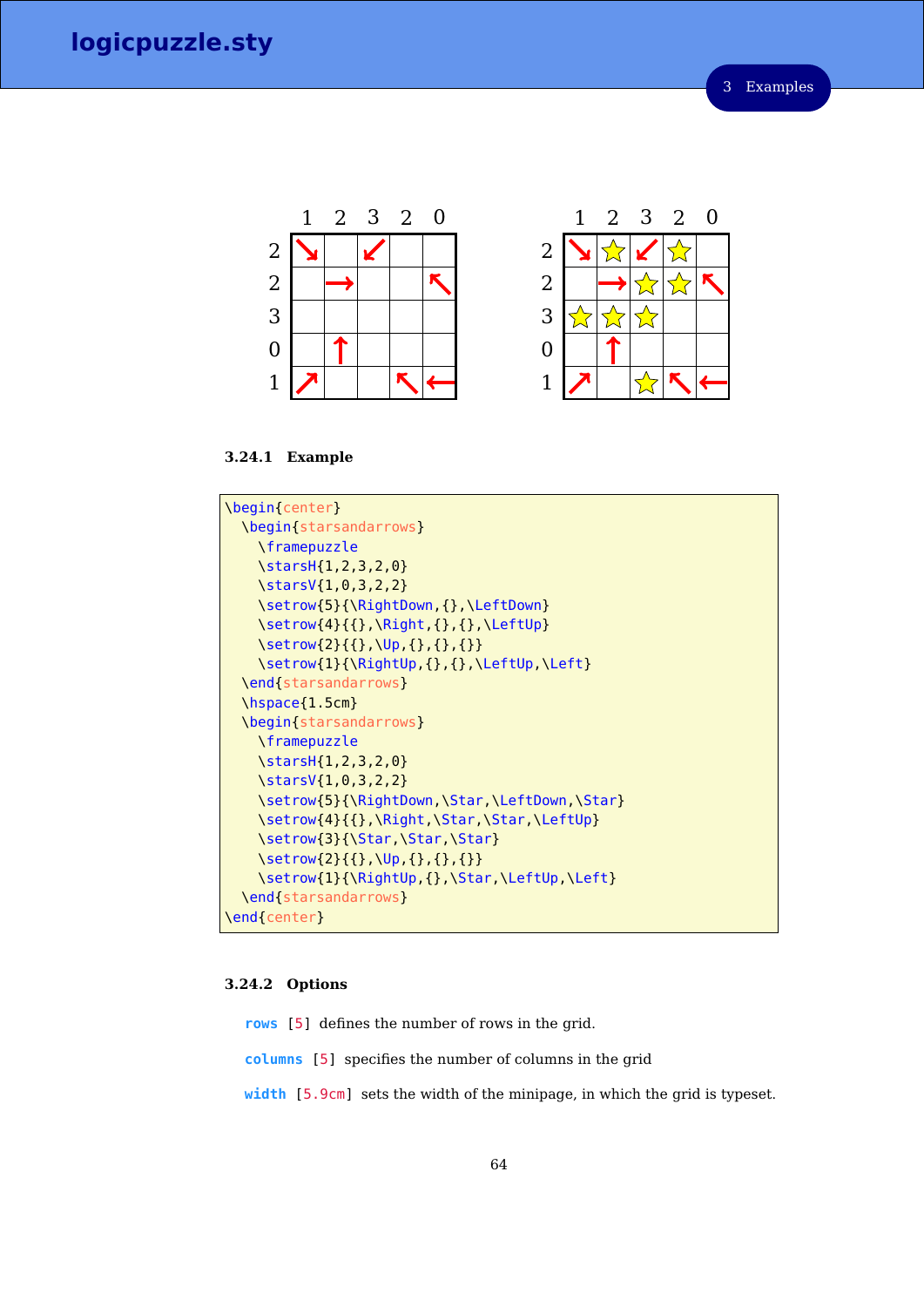### 3.24.1 Example

```
\begin{center}
  \begin{starsandarrows}
    \framepuzzle
    \starsH{1,2,3,2,0}
    \starsV{1,0,3,2,2}
    \setrow{5}{\RightDown,{},\LeftDown}
    \setrow{4}{{},\Right,{},{},\LeftUp}
    \setrow{2}{{},\Up,{},{},{}}
    \setrow{1}{\RightUp,{},{},\LeftUp,\Left}
  \end{starsandarrows}
  \hspace{1.5cm}
  \begin{starsandarrows}
    \framepuzzle
    \starsH{1,2,3,2,0}
    \starsV{1,0,3,2,2}
    \setrow{5}{\RightDown,\Star,\LeftDown,\Star}
    \setrow{4}{{},\Right,\Star,\Star,\LeftUp}
    \setrow{3}{\Star,\Star,\Star}
    \setrow{2}{{},\Up,{},{},{}}
    \setrow{1}{\RightUp,{},\Star,\LeftUp,\Left}
  \end{starsandarrows}
\end{center}
```

### 3.24.2 Options

**rows** [5] defines the number of rows in the grid.

**columns** [5] specifies the number of columns in the grid

**width** [5.9cm] sets the width of the minipage, in which the grid is typeset.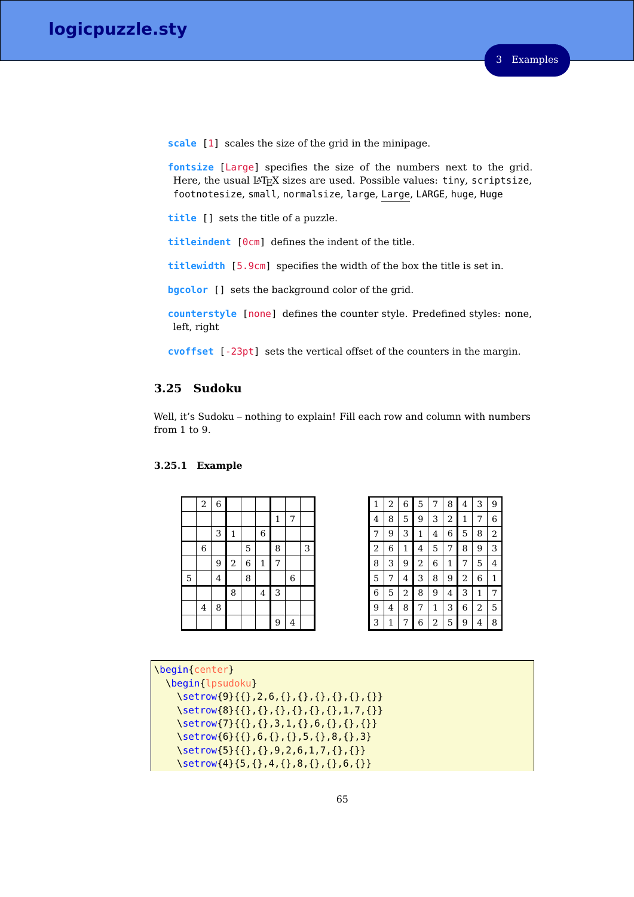**scale** [1] scales the size of the grid in the minipage.

**fontsize** [Large] specifies the size of the numbers next to the grid. Here, the usual LaTeX sizes are used. Possible values: tiny, scriptsize, footnotesize, small, normalsize, large, Large, LARGE, huge, Huge

**title** [] sets the title of a puzzle.

**titleindent** [0cm] defines the indent of the title.

**titlewidth** [5.9cm] specifies the width of the box the title is set in.

**bgcolor** [] sets the background color of the grid.

**counterstyle** [none] defines the counter style. Predefined styles: none, left, right

**cvoffset** [-23pt] sets the vertical offset of the counters in the margin.

## 3.25 Sudoku

Well, it's Sudoku – nothing to explain! Fill each row and column with numbers from 1 to 9.

### 3.25.1 Example

|   |   |   |   |   |   |   |   |   |
|---|---|---|---|---|---|---|---|---|
|   | 2 | 6 |   |   |   |   |   |   |
|   |   |   |   |   |   | 1 | 7 |   |
|   |   | 3 | 1 |   | 6 |   |   |   |
|   | 6 |   |   | 5 |   | 8 |   | 3 |
|   |   | 9 | 2 | 6 | 1 | 7 |   |   |
| 5 |   | 4 |   | 8 |   |   | 6 |   |
|   |   |   | 8 |   | 4 | 3 |   |   |
|   | 4 | 8 |   |   |   |   |   |   |
|   |   |   |   |   |   | 9 | 4 |   |

|   |   |   |   |   |   |   |   |   |
|---|---|---|---|---|---|---|---|---|
| 1 | 2 | 6 | 5 | 7 | 8 | 4 | 3 | 9 |
| 4 | 8 | 5 | 9 | 3 | 2 | 1 | 7 | 6 |
| 7 | 9 | 3 | 1 | 4 | 6 | 5 | 8 | 2 |
| 2 | 6 | 1 | 4 | 5 | 7 | 8 | 9 | 3 |
| 8 | 3 | 9 | 2 | 6 | 1 | 7 | 5 | 4 |
| 5 | 7 | 4 | 3 | 8 | 9 | 2 | 6 | 1 |
| 6 | 5 | 2 | 8 | 9 | 4 | 3 | 1 | 7 |
| 9 | 4 | 8 | 7 | 1 | 3 | 6 | 2 | 5 |
| 3 | 1 | 7 | 6 | 2 | 5 | 9 | 4 | 8 |

```
\begin{center}
  \begin{lpsudoku}
    \setrow{9}{{},2,6,{},{},{},{},{},{}}
    \setrow{8}{{},{},{},{},{},{},1,7,{}}
    \setrow{7}{{},{},3,1,{},6,{},{},{}}
    \setrow{6}{{},6,{},{},5,{},8,{},3}
    \setrow{5}{{},{},9,2,6,1,7,{},{}}
    \setrow{4}{5,{},4,{},8,{},{},6,{}}
```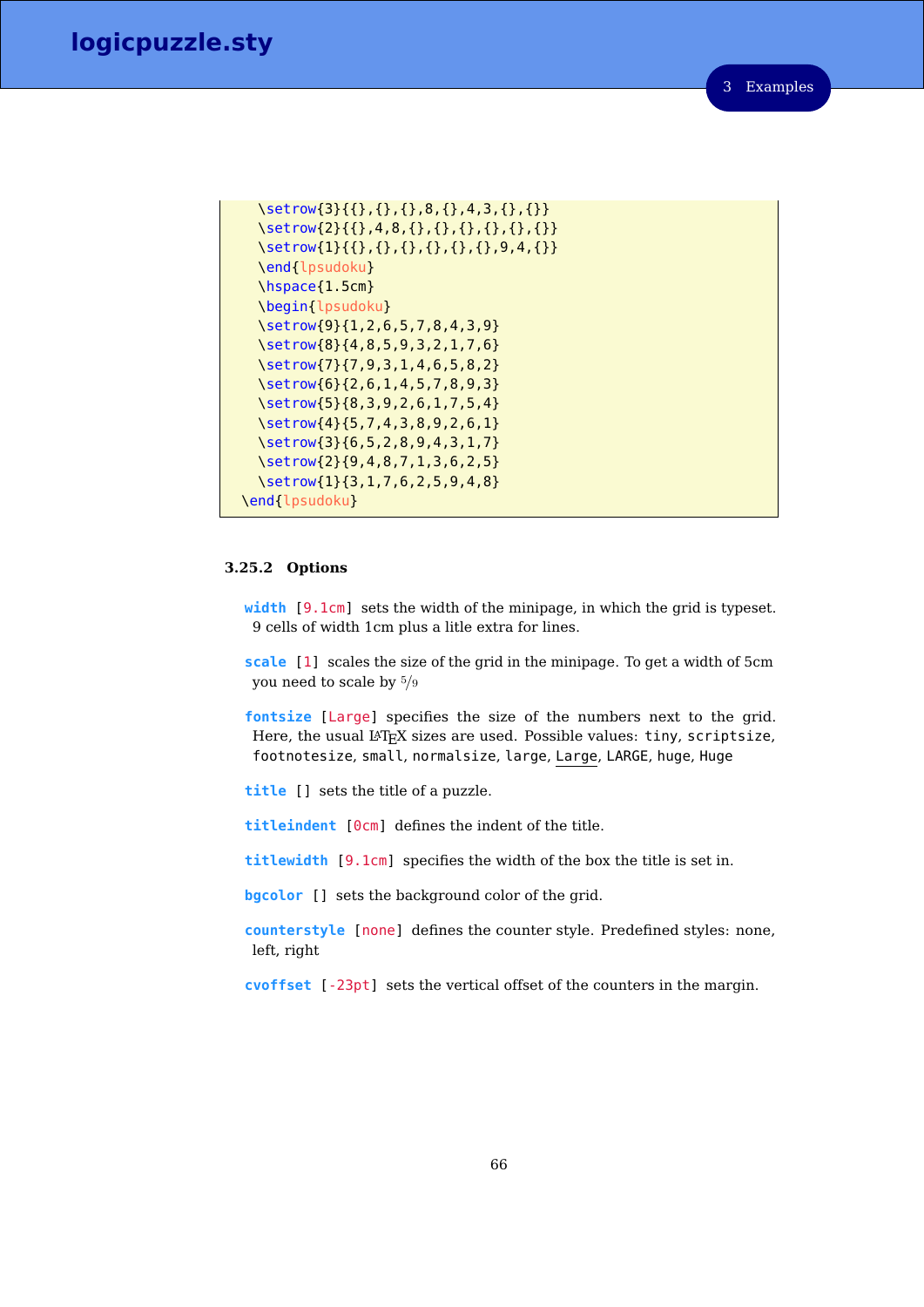```
    \setrow{3}{{},{},{},8,{},4,3,{},{}}
    \setrow{2}{{},4,8,{},{},{},{},{},{}}
    \setrow{1}{{},{},{},{},{},{},9,4,{}}
    \end{lpsudoku}
    \hspace{1.5cm}
    \begin{lpsudoku}
    \setrow{9}{1,2,6,5,7,8,4,3,9}
    \setrow{8}{4,8,5,9,3,2,1,7,6}
    \setrow{7}{7,9,3,1,4,6,5,8,2}
    \setrow{6}{2,6,1,4,5,7,8,9,3}
    \setrow{5}{8,3,9,2,6,1,7,5,4}
    \setrow{4}{5,7,4,3,8,9,2,6,1}
    \setrow{3}{6,5,2,8,9,4,3,1,7}
    \setrow{2}{9,4,8,7,1,3,6,2,5}
    \setrow{1}{3,1,7,6,2,5,9,4,8}
  \end{lpsudoku}
```

### 3.25.2 Options

**width** [9.1cm] sets the width of the minipage, in which the grid is typeset. 9 cells of width 1cm plus a litle extra for lines.

**scale** [1] scales the size of the grid in the minipage. To get a width of 5cm you need to scale by $5/9$

**fontsize** [Large] specifies the size of the numbers next to the grid. Here, the usual LaTeX sizes are used. Possible values: `tiny`, `scriptsize`, `footnotesize`, `small`, `normalsize`, `large`, `Large`, `LARGE`, `huge`, `Huge`

**title** [] sets the title of a puzzle.

**titleindent** [0cm] defines the indent of the title.

**titlewidth** [9.1cm] specifies the width of the box the title is set in.

**bgcolor** [] sets the background color of the grid.

**counterstyle** [none] defines the counter style. Predefined styles: none, left, right

**cvoffset** [-23pt] sets the vertical offset of the counters in the margin.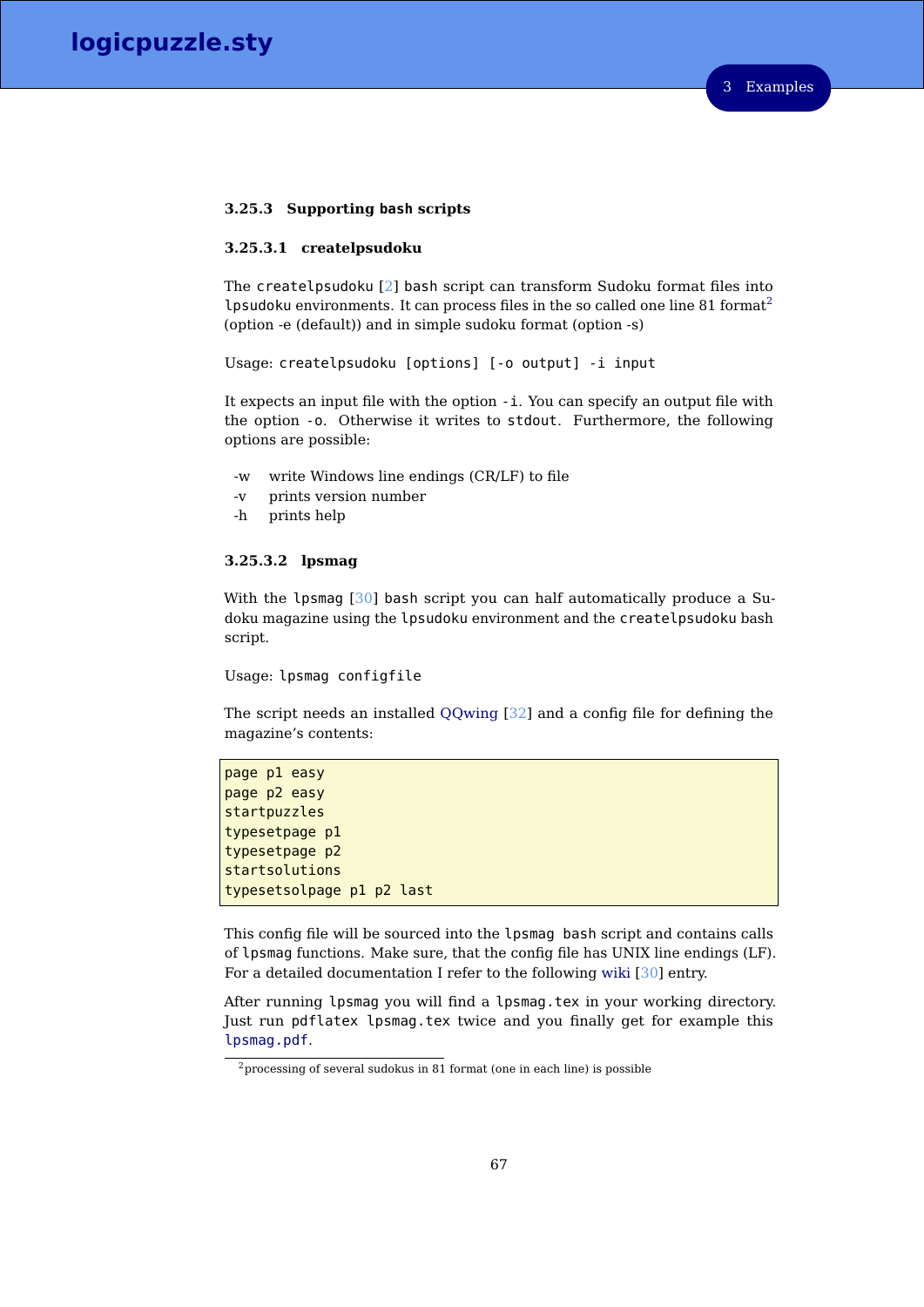#### 3.25.3 Supporting `bash` scripts

##### 3.25.3.1 createlpsudoku

The `createlpsudoku` [2] `bash` script can transform Sudoku format files into `lpsudoku` environments. It can process files in the so called one line 81 format[2] (option -e (default)) and in simple sudoku format (option -s)

Usage: `createlpsudoku [options] [-o output] -i input`

It expects an input file with the option `-i`. You can specify an output file with the option `-o`. Otherwise it writes to `stdout`. Furthermore, the following options are possible:

- -w  write Windows line endings (CR/LF) to file
- -v  prints version number
- -h  prints help

##### 3.25.3.2 lpsmag

With the `lpsmag` [30] `bash` script you can half automatically produce a Sudoku magazine using the `lpsudoku` environment and the `createlpsudoku` bash script.

Usage: `lpsmag configfile`

The script needs an installed QQwing [32] and a config file for defining the magazine's contents:

```
page p1 easy
page p2 easy
startpuzzles
typesetpage p1
typesetpage p2
startsolutions
typesetsolpage p1 p2 last
```

This config file will be sourced into the `lpsmag bash` script and contains calls of `lpsmag` functions. Make sure, that the config file has UNIX line endings (LF). For a detailed documentation I refer to the following wiki [30] entry.

After running `lpsmag` you will find a `lpsmag.tex` in your working directory. Just run `pdflatex lpsmag.tex` twice and you finally get for example this `lpsmag.pdf`.

[2] processing of several sudokus in 81 format (one in each line) is possible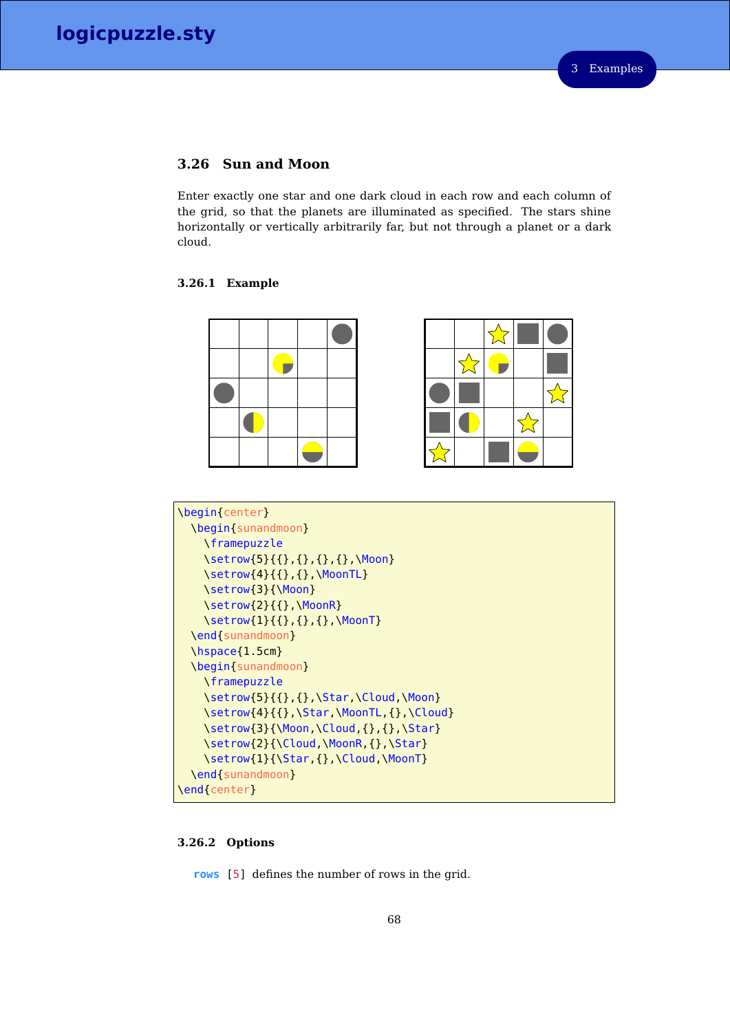### 3.26 Sun and Moon

Enter exactly one star and one dark cloud in each row and each column of the grid, so that the planets are illuminated as specified. The stars shine horizontally or vertically arbitrarily far, but not through a planet or a dark cloud.

#### 3.26.1 Example

```
\begin{center}
  \begin{sunandmoon}
    \framepuzzle
    \setrow{5}{{},{},{},{},\Moon}
    \setrow{4}{{},{},\MoonTL}
    \setrow{3}{\Moon}
    \setrow{2}{{},\MoonR}
    \setrow{1}{{},{},{},\MoonT}
  \end{sunandmoon}
  \hspace{1.5cm}
  \begin{sunandmoon}
    \framepuzzle
    \setrow{5}{{},{},\Star,\Cloud,\Moon}
    \setrow{4}{{},\Star,\MoonTL,{},\Cloud}
    \setrow{3}{\Moon,\Cloud,{},{},\Star}
    \setrow{2}{\Cloud,\MoonR,{},\Star}
    \setrow{1}{\Star,{},\Cloud,\MoonT}
  \end{sunandmoon}
\end{center}
```

#### 3.26.2 Options

**rows** [5] defines the number of rows in the grid.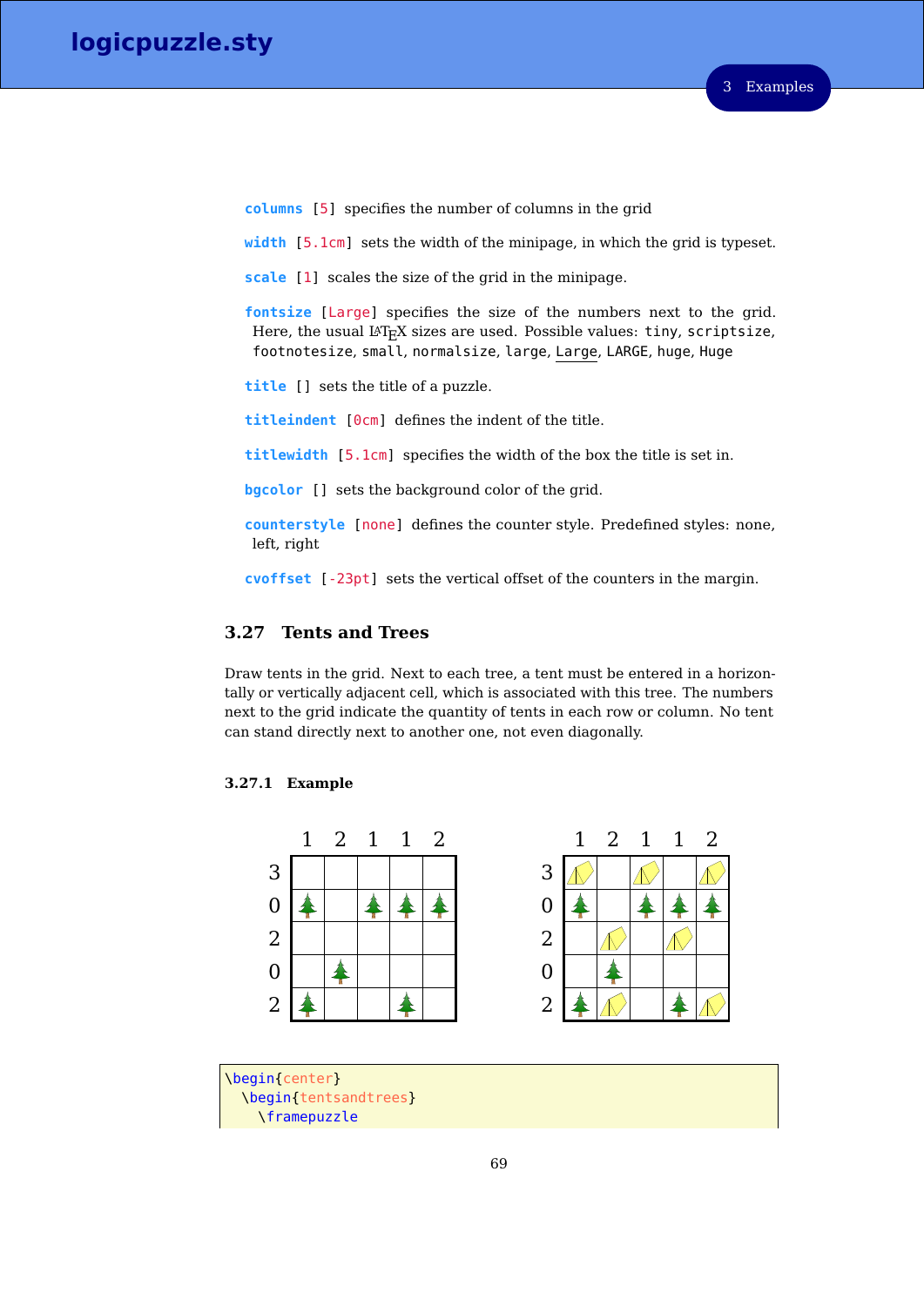**columns** [5] specifies the number of columns in the grid

**width** [5.1cm] sets the width of the minipage, in which the grid is typeset.

**scale** [1] scales the size of the grid in the minipage.

**fontsize** [Large] specifies the size of the numbers next to the grid. Here, the usual LaTeX sizes are used. Possible values: tiny, scriptsize, footnotesize, small, normalsize, large, Large, LARGE, huge, Huge

**title** [] sets the title of a puzzle.

**titleindent** [0cm] defines the indent of the title.

**titlewidth** [5.1cm] specifies the width of the box the title is set in.

**bgcolor** [] sets the background color of the grid.

**counterstyle** [none] defines the counter style. Predefined styles: none, left, right

**cvoffset** [-23pt] sets the vertical offset of the counters in the margin.

## 3.27 Tents and Trees

Draw tents in the grid. Next to each tree, a tent must be entered in a horizontally or vertically adjacent cell, which is associated with this tree. The numbers next to the grid indicate the quantity of tents in each row or column. No tent can stand directly next to another one, not even diagonally.

### 3.27.1 Example

| | 1 | 2 | 1 | 1 | 2 |
|---|---|---|---|---|---|
| 3 | | | | | |
| 0 | tree | | tree | tree | tree |
| 2 | | | | | |
| 0 | | tree | | | |
| 2 | tree | | | tree | |

| | 1 | 2 | 1 | 1 | 2 |
|---|---|---|---|---|---|
| 3 | tent | | tent | | tent |
| 0 | tree | | tree | tree | tree |
| 2 | | tent | | tent | |
| 0 | | tree | | | |
| 2 | tree | tent | | tree | tent |

```
\begin{center}
  \begin{tentsandtrees}
    \framepuzzle
```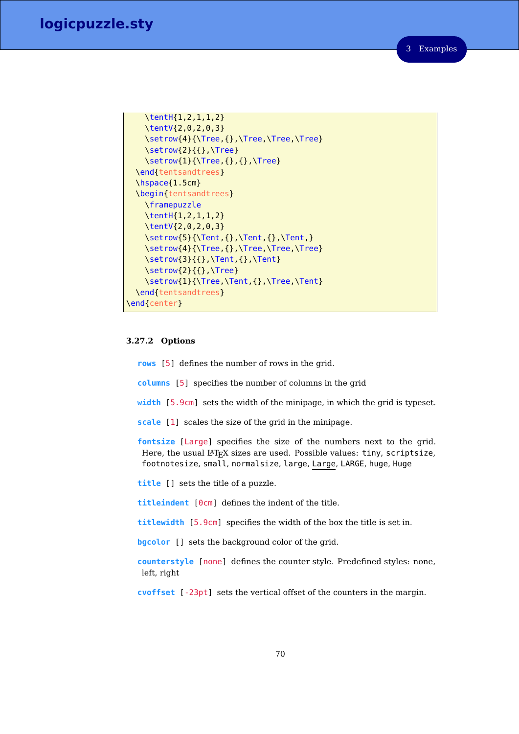```
    \tentH{1,2,1,1,2}
    \tentV{2,0,2,0,3}
    \setrow{4}{\Tree,{},\Tree,\Tree,\Tree}
    \setrow{2}{{},\Tree}
    \setrow{1}{\Tree,{},{},\Tree}
  \end{tentsandtrees}
  \hspace{1.5cm}
  \begin{tentsandtrees}
    \framepuzzle
    \tentH{1,2,1,1,2}
    \tentV{2,0,2,0,3}
    \setrow{5}{\Tent,{},\Tent,{},\Tent,}
    \setrow{4}{\Tree,{},\Tree,\Tree,\Tree}
    \setrow{3}{{},\Tent,{},\Tent}
    \setrow{2}{{},\Tree}
    \setrow{1}{\Tree,\Tent,{},\Tree,\Tent}
  \end{tentsandtrees}
\end{center}
```

### 3.27.2 Options

**rows** [5] defines the number of rows in the grid.

**columns** [5] specifies the number of columns in the grid

**width** [5.9cm] sets the width of the minipage, in which the grid is typeset.

**scale** [1] scales the size of the grid in the minipage.

**fontsize** [Large] specifies the size of the numbers next to the grid. Here, the usual LaTeX sizes are used. Possible values: tiny, scriptsize, footnotesize, small, normalsize, large, Large, LARGE, huge, Huge

**title** [] sets the title of a puzzle.

**titleindent** [0cm] defines the indent of the title.

**titlewidth** [5.9cm] specifies the width of the box the title is set in.

**bgcolor** [] sets the background color of the grid.

**counterstyle** [none] defines the counter style. Predefined styles: none, left, right

**cvoffset** [-23pt] sets the vertical offset of the counters in the margin.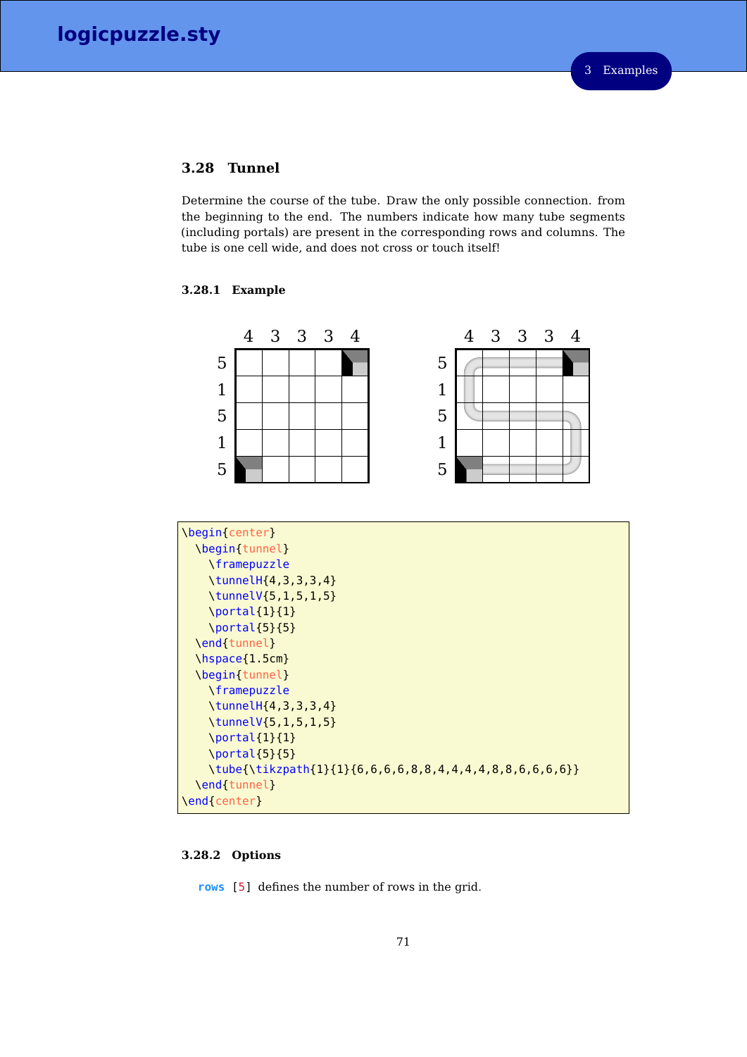## 3.28 Tunnel

Determine the course of the tube. Draw the only possible connection. from the beginning to the end. The numbers indicate how many tube segments (including portals) are present in the corresponding rows and columns. The tube is one cell wide, and does not cross or touch itself!

### 3.28.1 Example

```
\begin{center}
  \begin{tunnel}
    \framepuzzle
    \tunnelH{4,3,3,3,4}
    \tunnelV{5,1,5,1,5}
    \portal{1}{1}
    \portal{5}{5}
  \end{tunnel}
  \hspace{1.5cm}
  \begin{tunnel}
    \framepuzzle
    \tunnelH{4,3,3,3,4}
    \tunnelV{5,1,5,1,5}
    \portal{1}{1}
    \portal{5}{5}
    \tube{\tikzpath{1}{1}{6,6,6,6,8,8,4,4,4,4,8,8,6,6,6,6}}
  \end{tunnel}
\end{center}
```

### 3.28.2 Options

**rows** [5] defines the number of rows in the grid.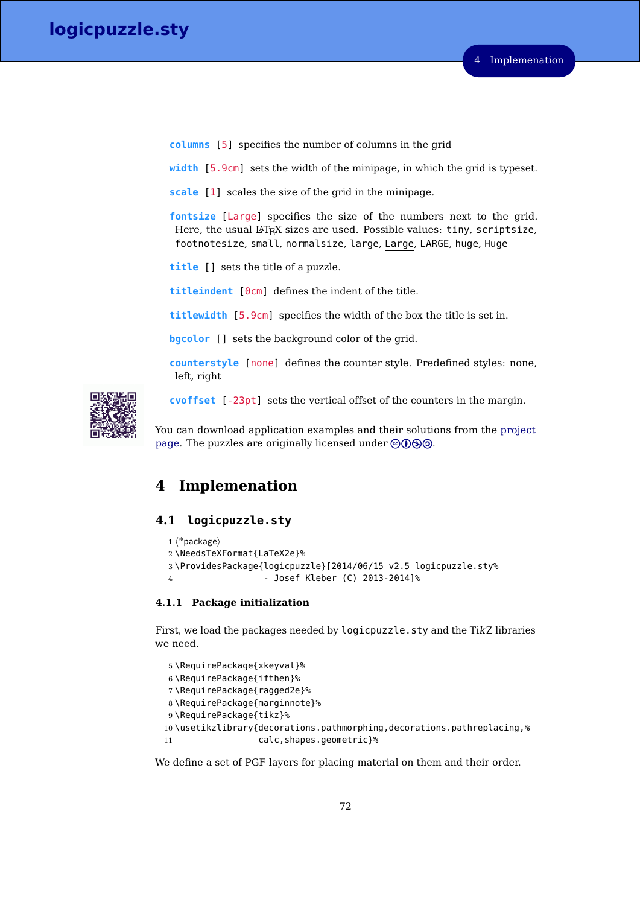**columns** [5] specifies the number of columns in the grid

**width** [5.9cm] sets the width of the minipage, in which the grid is typeset.

**scale** [1] scales the size of the grid in the minipage.

**fontsize** [Large] specifies the size of the numbers next to the grid. Here, the usual LaTeX sizes are used. Possible values: `tiny`, `scriptsize`, `footnotesize`, `small`, `normalsize`, `large`, `Large`, `LARGE`, `huge`, `Huge`

**title** [] sets the title of a puzzle.

**titleindent** [0cm] defines the indent of the title.

**titlewidth** [5.9cm] specifies the width of the box the title is set in.

**bgcolor** [] sets the background color of the grid.

**counterstyle** [none] defines the counter style. Predefined styles: none, left, right

**cvoffset** [-23pt] sets the vertical offset of the counters in the margin.

You can download application examples and their solutions from the project page. The puzzles are originally licensed under 🅭🅯🄏🄎.

# 4 Implemenation

## 4.1 logicpuzzle.sty

```
1 ⟨*package⟩
2 \NeedsTeXFormat{LaTeX2e}%
3 \ProvidesPackage{logicpuzzle}[2014/06/15 v2.5 logicpuzzle.sty%
4                 - Josef Kleber (C) 2013-2014]%
```

### 4.1.1 Package initialization

First, we load the packages needed by `logicpuzzle.sty` and the TikZ libraries we need.

```
5 \RequirePackage{xkeyval}%
6 \RequirePackage{ifthen}%
7 \RequirePackage{ragged2e}%
8 \RequirePackage{marginnote}%
9 \RequirePackage{tikz}%
10 \usetikzlibrary{decorations.pathmorphing,decorations.pathreplacing,%
11                 calc,shapes.geometric}%
```

We define a set of PGF layers for placing material on them and their order.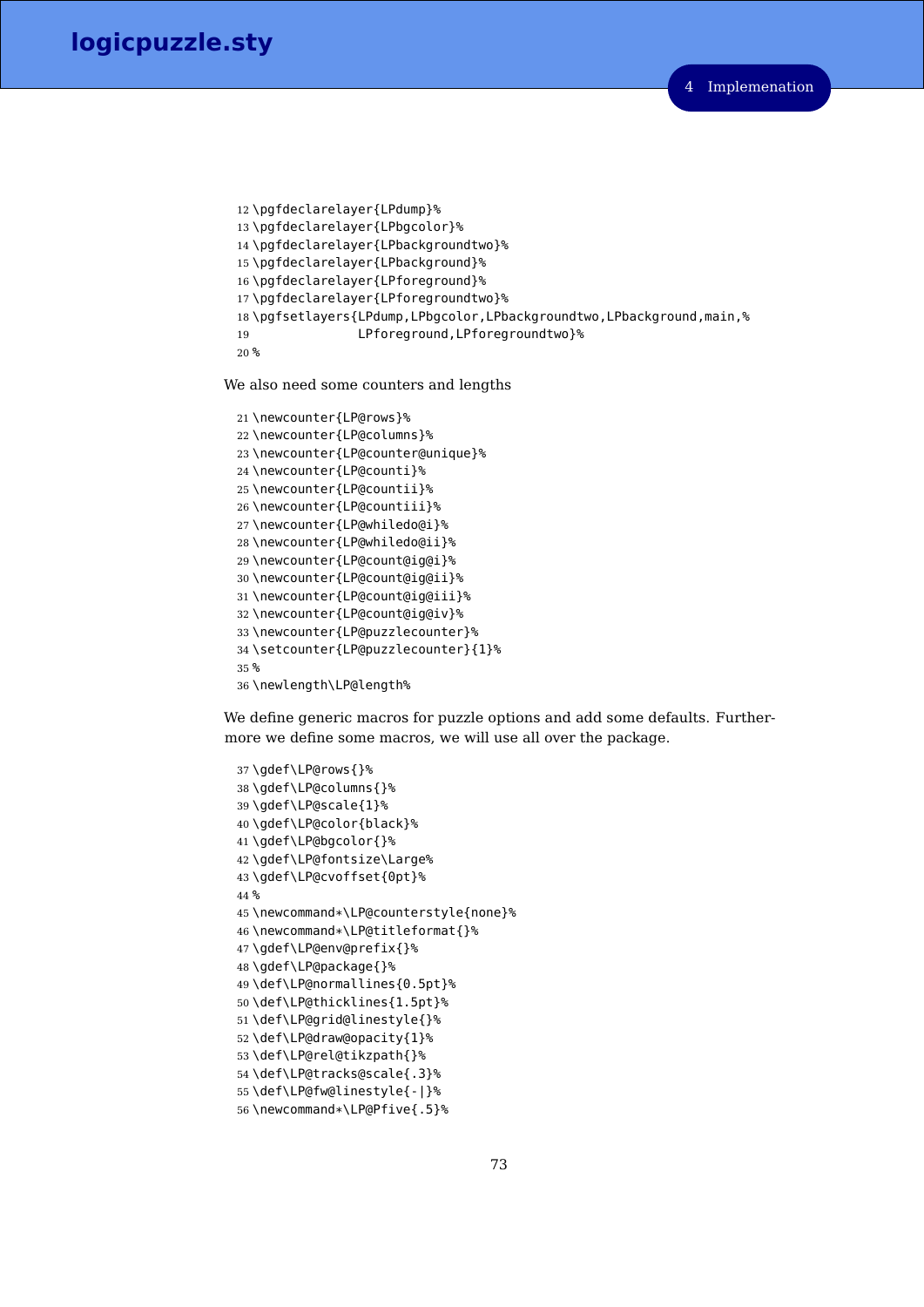```
12 \pgfdeclarelayer{LPdump}%
13 \pgfdeclarelayer{LPbgcolor}%
14 \pgfdeclarelayer{LPbackgroundtwo}%
15 \pgfdeclarelayer{LPbackground}%
16 \pgfdeclarelayer{LPforeground}%
17 \pgfdeclarelayer{LPforegroundtwo}%
18 \pgfsetlayers{LPdump,LPbgcolor,LPbackgroundtwo,LPbackground,main,%
19               LPforeground,LPforegroundtwo}%
20 %
```

We also need some counters and lengths

```
21 \newcounter{LP@rows}%
22 \newcounter{LP@columns}%
23 \newcounter{LP@counter@unique}%
24 \newcounter{LP@counti}%
25 \newcounter{LP@countii}%
26 \newcounter{LP@countiii}%
27 \newcounter{LP@whiledo@i}%
28 \newcounter{LP@whiledo@ii}%
29 \newcounter{LP@count@ig@i}%
30 \newcounter{LP@count@ig@ii}%
31 \newcounter{LP@count@ig@iii}%
32 \newcounter{LP@count@ig@iv}%
33 \newcounter{LP@puzzlecounter}%
34 \setcounter{LP@puzzlecounter}{1}%
35 %
36 \newlength\LP@length%
```

We define generic macros for puzzle options and add some defaults. Furthermore we define some macros, we will use all over the package.

```
37 \gdef\LP@rows{}%
38 \gdef\LP@columns{}%
39 \gdef\LP@scale{1}%
40 \gdef\LP@color{black}%
41 \gdef\LP@bgcolor{}%
42 \gdef\LP@fontsize\Large%
43 \gdef\LP@cvoffset{0pt}%
44 %
45 \newcommand*\LP@counterstyle{none}%
46 \newcommand*\LP@titleformat{}%
47 \gdef\LP@env@prefix{}%
48 \gdef\LP@package{}%
49 \def\LP@normallines{0.5pt}%
50 \def\LP@thicklines{1.5pt}%
51 \def\LP@grid@linestyle{}%
52 \def\LP@draw@opacity{1}%
53 \def\LP@rel@tikzpath{}%
54 \def\LP@tracks@scale{.3}%
55 \def\LP@fw@linestyle{-|}%
56 \newcommand*\LP@Pfive{.5}%
```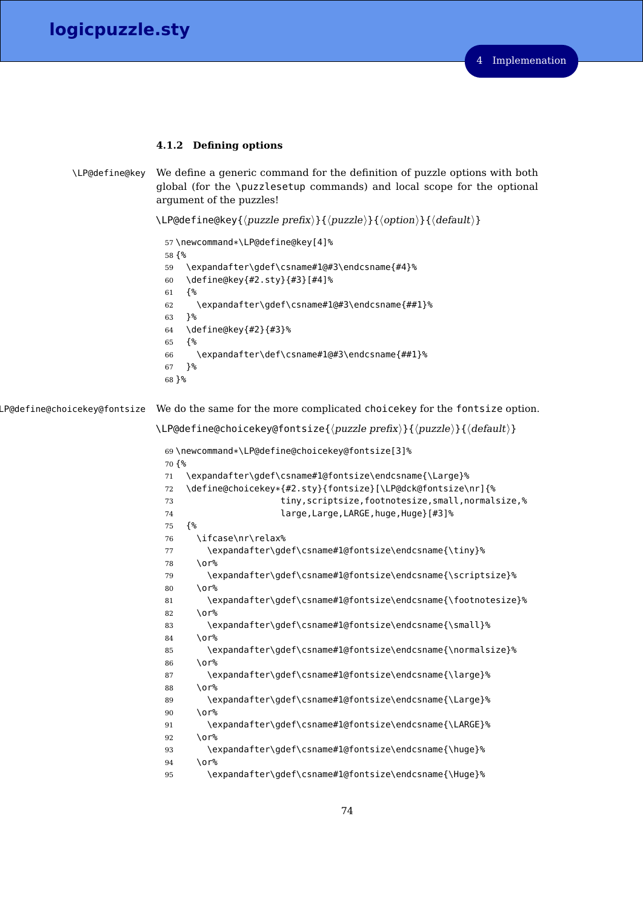### 4.1.2 Defining options

`\LP@define@key`

We define a generic command for the definition of puzzle options with both global (for the `\puzzlesetup` commands) and local scope for the optional argument of the puzzles!

`\LP@define@key{`⟨*puzzle prefix*⟩`}{`⟨*puzzle*⟩`}{`⟨*option*⟩`}{`⟨*default*⟩`}`

```
57 \newcommand*\LP@define@key[4]%
58 {%
59   \expandafter\gdef\csname#1@#3\endcsname{#4}%
60   \define@key{#2.sty}{#3}[#4]%
61   {%
62     \expandafter\gdef\csname#1@#3\endcsname{##1}%
63   }%
64   \define@key{#2}{#3}%
65   {%
66     \expandafter\def\csname#1@#3\endcsname{##1}%
67   }%
68 }%
```

`\LP@define@choicekey@fontsize`

We do the same for the more complicated `choicekey` for the `fontsize` option.

`\LP@define@choicekey@fontsize{`⟨*puzzle prefix*⟩`}{`⟨*puzzle*⟩`}{`⟨*default*⟩`}`

```
69 \newcommand*\LP@define@choicekey@fontsize[3]%
70 {%
71   \expandafter\gdef\csname#1@fontsize\endcsname{\Large}%
72   \define@choicekey*{#2.sty}{fontsize}[\LP@dck@fontsize\nr]{%
73                   tiny,scriptsize,footnotesize,small,normalsize,%
74                   large,Large,LARGE,huge,Huge}[#3]%
75   {%
76     \ifcase\nr\relax%
77       \expandafter\gdef\csname#1@fontsize\endcsname{\tiny}%
78     \or%
79       \expandafter\gdef\csname#1@fontsize\endcsname{\scriptsize}%
80     \or%
81       \expandafter\gdef\csname#1@fontsize\endcsname{\footnotesize}%
82     \or%
83       \expandafter\gdef\csname#1@fontsize\endcsname{\small}%
84     \or%
85       \expandafter\gdef\csname#1@fontsize\endcsname{\normalsize}%
86     \or%
87       \expandafter\gdef\csname#1@fontsize\endcsname{\large}%
88     \or%
89       \expandafter\gdef\csname#1@fontsize\endcsname{\Large}%
90     \or%
91       \expandafter\gdef\csname#1@fontsize\endcsname{\LARGE}%
92     \or%
93       \expandafter\gdef\csname#1@fontsize\endcsname{\huge}%
94     \or%
95       \expandafter\gdef\csname#1@fontsize\endcsname{\Huge}%
```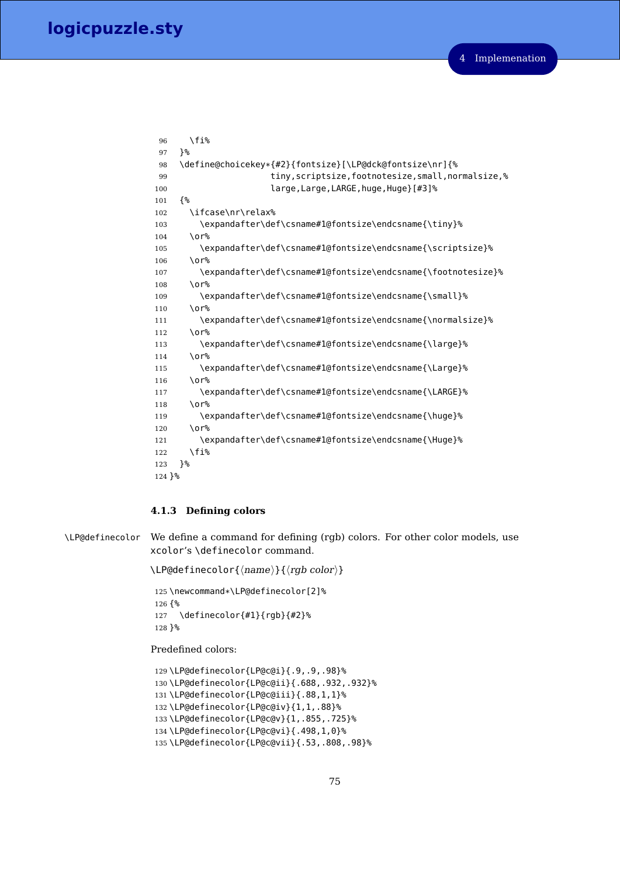```
96     \fi%
97   }%
98   \define@choicekey*{#2}{fontsize}[\LP@dck@fontsize\nr]{%
99                    tiny,scriptsize,footnotesize,small,normalsize,%
100                   large,Large,LARGE,huge,Huge}[#3]%
101  {%
102    \ifcase\nr\relax%
103      \expandafter\def\csname#1@fontsize\endcsname{\tiny}%
104    \or%
105      \expandafter\def\csname#1@fontsize\endcsname{\scriptsize}%
106    \or%
107      \expandafter\def\csname#1@fontsize\endcsname{\footnotesize}%
108    \or%
109      \expandafter\def\csname#1@fontsize\endcsname{\small}%
110    \or%
111      \expandafter\def\csname#1@fontsize\endcsname{\normalsize}%
112    \or%
113      \expandafter\def\csname#1@fontsize\endcsname{\large}%
114    \or%
115      \expandafter\def\csname#1@fontsize\endcsname{\Large}%
116    \or%
117      \expandafter\def\csname#1@fontsize\endcsname{\LARGE}%
118    \or%
119      \expandafter\def\csname#1@fontsize\endcsname{\huge}%
120    \or%
121      \expandafter\def\csname#1@fontsize\endcsname{\Huge}%
122    \fi%
123  }%
124 }%
```

### 4.1.3 Defining colors

`\LP@definecolor` We define a command for defining (rgb) colors. For other color models, use `xcolor`'s `\definecolor` command.

`\LP@definecolor{`⟨*name*⟩`}{`⟨*rgb color*⟩`}`

```
125 \newcommand*\LP@definecolor[2]%
126 {%
127   \definecolor{#1}{rgb}{#2}%
128 }%
```

Predefined colors:

```
129 \LP@definecolor{LP@c@i}{.9,.9,.98}%
130 \LP@definecolor{LP@c@ii}{.688,.932,.932}%
131 \LP@definecolor{LP@c@iii}{.88,1,1}%
132 \LP@definecolor{LP@c@iv}{1,1,.88}%
133 \LP@definecolor{LP@c@v}{1,.855,.725}%
134 \LP@definecolor{LP@c@vi}{.498,1,0}%
135 \LP@definecolor{LP@c@vii}{.53,.808,.98}%
```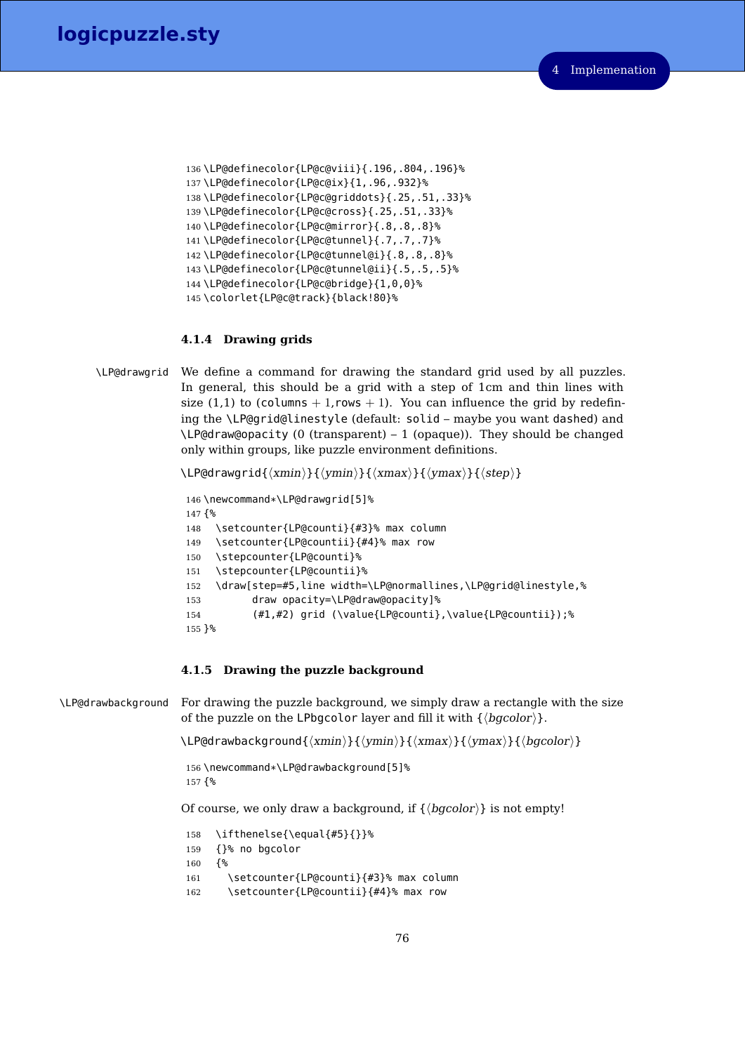```
136 \LP@definecolor{LP@c@viii}{.196,.804,.196}%
137 \LP@definecolor{LP@c@ix}{1,.96,.932}%
138 \LP@definecolor{LP@c@griddots}{.25,.51,.33}%
139 \LP@definecolor{LP@c@cross}{.25,.51,.33}%
140 \LP@definecolor{LP@c@mirror}{.8,.8,.8}%
141 \LP@definecolor{LP@c@tunnel}{.7,.7,.7}%
142 \LP@definecolor{LP@c@tunnel@i}{.8,.8,.8}%
143 \LP@definecolor{LP@c@tunnel@ii}{.5,.5,.5}%
144 \LP@definecolor{LP@c@bridge}{1,0,0}%
145 \colorlet{LP@c@track}{black!80}%
```

### 4.1.4 Drawing grids

`\LP@drawgrid` We define a command for drawing the standard grid used by all puzzles. In general, this should be a grid with a step of 1cm and thin lines with size (1,1) to (`columns` $+ 1$,`rows` $+ 1$). You can influence the grid by redefining the `\LP@grid@linestyle` (default: `solid` – maybe you want `dashed`) and `\LP@draw@opacity` (0 (transparent) – 1 (opaque)). They should be changed only within groups, like puzzle environment definitions.

`\LP@drawgrid{`⟨*xmin*⟩`}{`⟨*ymin*⟩`}{`⟨*xmax*⟩`}{`⟨*ymax*⟩`}{`⟨*step*⟩`}`

```
146 \newcommand*\LP@drawgrid[5]%
147 {%
148   \setcounter{LP@counti}{#3}% max column
149   \setcounter{LP@countii}{#4}% max row
150   \stepcounter{LP@counti}%
151   \stepcounter{LP@countii}%
152   \draw[step=#5,line width=\LP@normallines,\LP@grid@linestyle,%
153         draw opacity=\LP@draw@opacity]%
154         (#1,#2) grid (\value{LP@counti},\value{LP@countii});%
155 }%
```

### 4.1.5 Drawing the puzzle background

`\LP@drawbackground` For drawing the puzzle background, we simply draw a rectangle with the size of the puzzle on the `LPbgcolor` layer and fill it with `{`⟨*bgcolor*⟩`}`.

`\LP@drawbackground{`⟨*xmin*⟩`}{`⟨*ymin*⟩`}{`⟨*xmax*⟩`}{`⟨*ymax*⟩`}{`⟨*bgcolor*⟩`}`

```
156 \newcommand*\LP@drawbackground[5]%
157 {%
```

Of course, we only draw a background, if `{`⟨*bgcolor*⟩`}` is not empty!

```
158   \ifthenelse{\equal{#5}{}}%
159   {}% no bgcolor
160   {%
161     \setcounter{LP@counti}{#3}% max column
162     \setcounter{LP@countii}{#4}% max row
```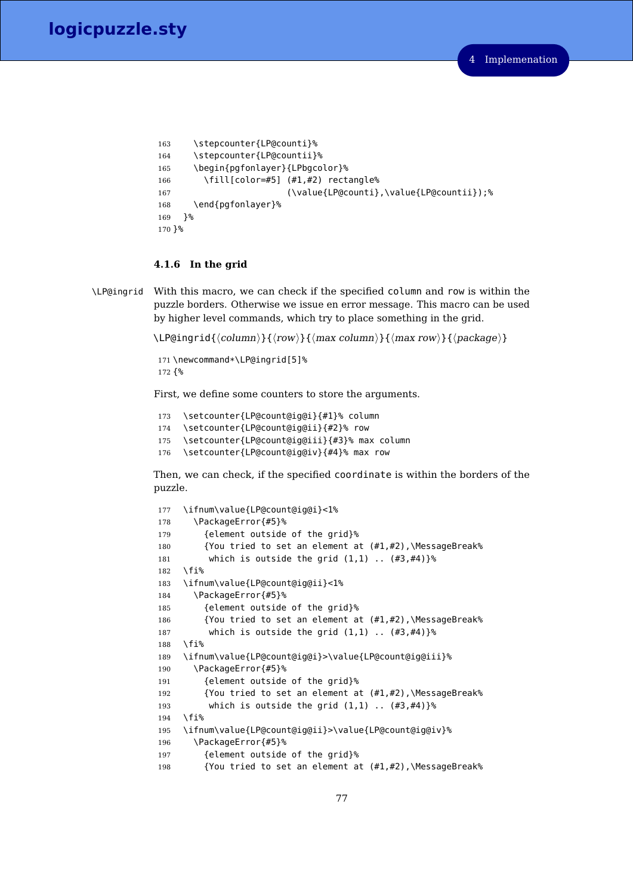```
163    \stepcounter{LP@counti}%
164    \stepcounter{LP@countii}%
165    \begin{pgfonlayer}{LPbgcolor}%
166      \fill[color=#5] (#1,#2) rectangle%
167                      (\value{LP@counti},\value{LP@countii});%
168    \end{pgfonlayer}%
169  }%
170 }%
```

#### 4.1.6 In the grid

`\LP@ingrid` With this macro, we can check if the specified `column` and `row` is within the puzzle borders. Otherwise we issue en error message. This macro can be used by higher level commands, which try to place something in the grid.

`\LP@ingrid{`⟨*column*⟩`}{`⟨*row*⟩`}{`⟨*max column*⟩`}{`⟨*max row*⟩`}{`⟨*package*⟩`}`

```
171 \newcommand*\LP@ingrid[5]%
172 {%
```

First, we define some counters to store the arguments.

```
173  \setcounter{LP@count@ig@i}{#1}% column
174  \setcounter{LP@count@ig@ii}{#2}% row
175  \setcounter{LP@count@ig@iii}{#3}% max column
176  \setcounter{LP@count@ig@iv}{#4}% max row
```

Then, we can check, if the specified `coordinate` is within the borders of the puzzle.

```
177  \ifnum\value{LP@count@ig@i}<1%
178    \PackageError{#5}%
179      {element outside of the grid}%
180      {You tried to set an element at (#1,#2),\MessageBreak%
181       which is outside the grid (1,1) .. (#3,#4)}%
182  \fi%
183  \ifnum\value{LP@count@ig@ii}<1%
184    \PackageError{#5}%
185      {element outside of the grid}%
186      {You tried to set an element at (#1,#2),\MessageBreak%
187       which is outside the grid (1,1) .. (#3,#4)}%
188  \fi%
189  \ifnum\value{LP@count@ig@i}>\value{LP@count@ig@iii}%
190    \PackageError{#5}%
191      {element outside of the grid}%
192      {You tried to set an element at (#1,#2),\MessageBreak%
193       which is outside the grid (1,1) .. (#3,#4)}%
194  \fi%
195  \ifnum\value{LP@count@ig@ii}>\value{LP@count@ig@iv}%
196    \PackageError{#5}%
197      {element outside of the grid}%
198      {You tried to set an element at (#1,#2),\MessageBreak%
```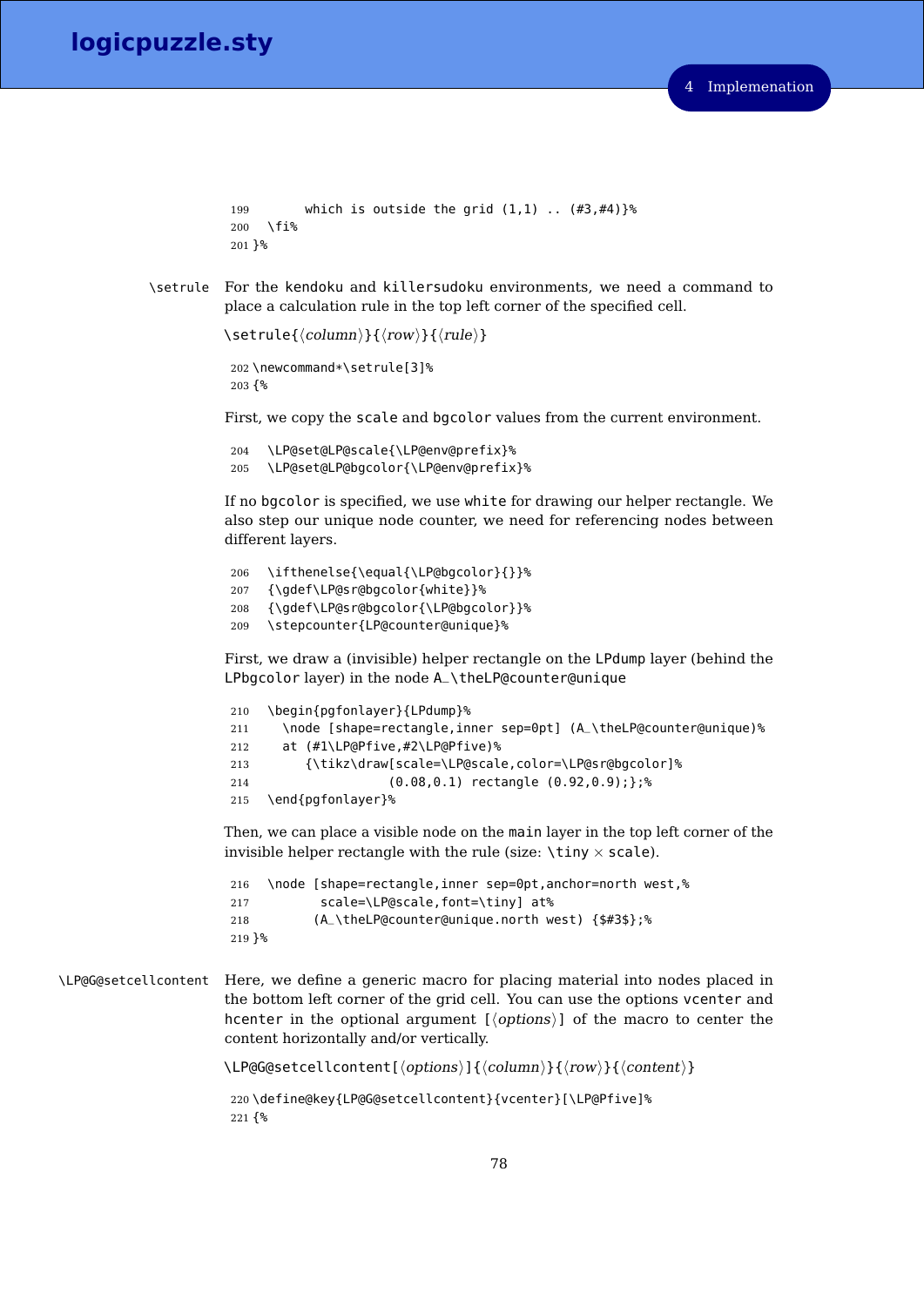```
199       which is outside the grid (1,1) .. (#3,#4)}%
200   \fi%
201 }%
```

`\setrule` For the kendoku and killersudoku environments, we need a command to place a calculation rule in the top left corner of the specified cell.

`\setrule{⟨column⟩}{⟨row⟩}{⟨rule⟩}`

```
202 \newcommand*\setrule[3]%
203 {%
```

First, we copy the scale and bgcolor values from the current environment.

```
204   \LP@set@LP@scale{\LP@env@prefix}%
205   \LP@set@LP@bgcolor{\LP@env@prefix}%
```

If no bgcolor is specified, we use white for drawing our helper rectangle. We also step our unique node counter, we need for referencing nodes between different layers.

```
206   \ifthenelse{\equal{\LP@bgcolor}{}}%
207   {\gdef\LP@sr@bgcolor{white}}%
208   {\gdef\LP@sr@bgcolor{\LP@bgcolor}}%
209   \stepcounter{LP@counter@unique}%
```

First, we draw a (invisible) helper rectangle on the LPdump layer (behind the LPbgcolor layer) in the node A_\theLP@counter@unique

```
210   \begin{pgfonlayer}{LPdump}%
211     \node [shape=rectangle,inner sep=0pt] (A_\theLP@counter@unique)%
212     at (#1\LP@Pfive,#2\LP@Pfive)%
213        {\tikz\draw[scale=\LP@scale,color=\LP@sr@bgcolor]%
214                    (0.08,0.1) rectangle (0.92,0.9);};%
215   \end{pgfonlayer}%
```

Then, we can place a visible node on the main layer in the top left corner of the invisible helper rectangle with the rule (size: \tiny × scale).

```
216   \node [shape=rectangle,inner sep=0pt,anchor=north west,%
217          scale=\LP@scale,font=\tiny] at%
218         (A_\theLP@counter@unique.north west) {$#3$};%
219 }%
```

`\LP@G@setcellcontent` Here, we define a generic macro for placing material into nodes placed in the bottom left corner of the grid cell. You can use the options vcenter and hcenter in the optional argument [⟨options⟩] of the macro to center the content horizontally and/or vertically.

`\LP@G@setcellcontent[⟨options⟩]{⟨column⟩}{⟨row⟩}{⟨content⟩}`

```
220 \define@key{LP@G@setcellcontent}{vcenter}[\LP@Pfive]%
221 {%
```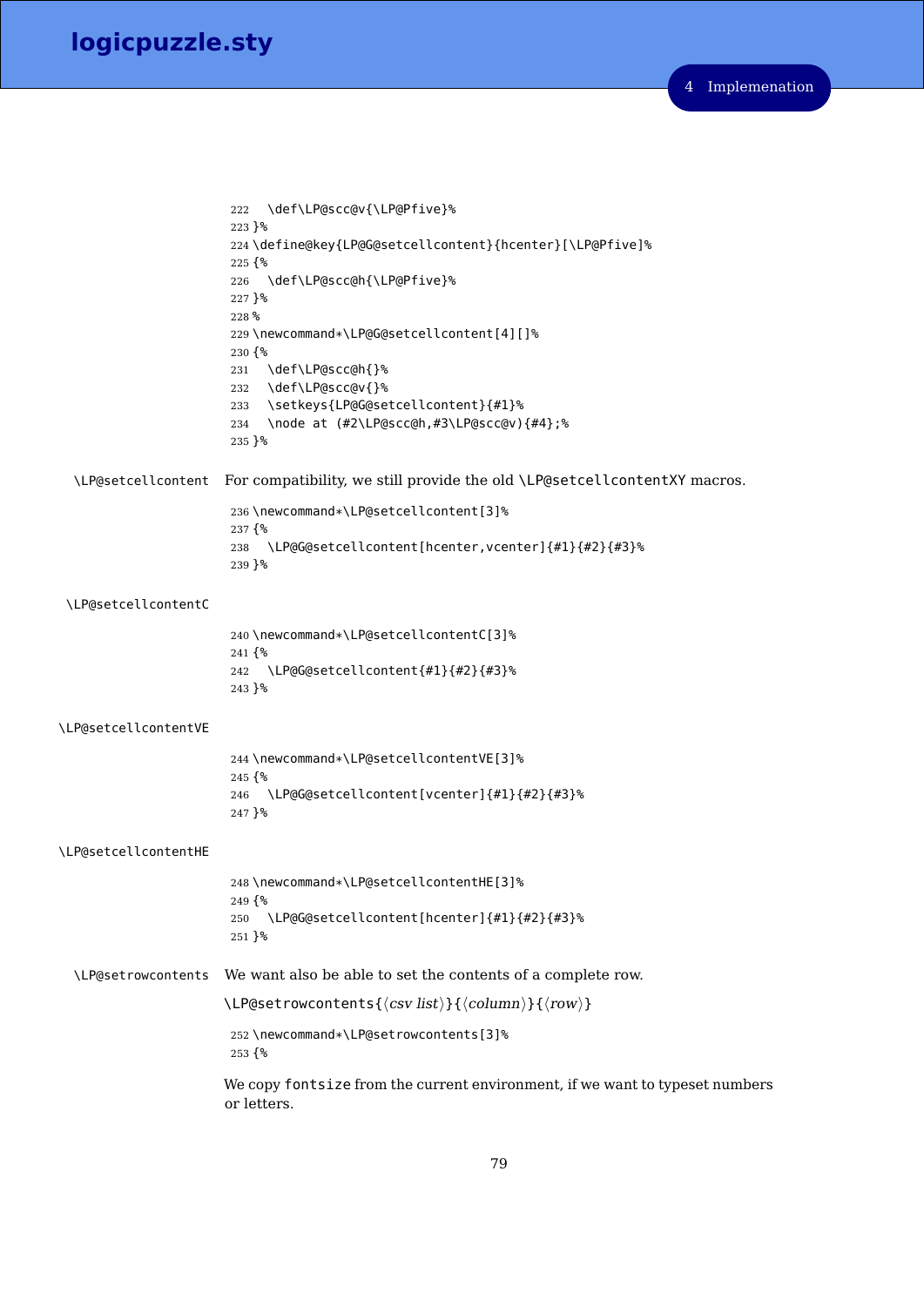```
222   \def\LP@scc@v{\LP@Pfive}%
223 }%
224 \define@key{LP@G@setcellcontent}{hcenter}[\LP@Pfive]%
225 {%
226   \def\LP@scc@h{\LP@Pfive}%
227 }%
228 %
229 \newcommand*\LP@G@setcellcontent[4][]%
230 {%
231   \def\LP@scc@h{}%
232   \def\LP@scc@v{}%
233   \setkeys{LP@G@setcellcontent}{#1}%
234   \node at (#2\LP@scc@h,#3\LP@scc@v){#4};%
235 }%
```

`\LP@setcellcontent` For compatibility, we still provide the old `\LP@setcellcontentXY` macros.

```
236 \newcommand*\LP@setcellcontent[3]%
237 {%
238   \LP@G@setcellcontent[hcenter,vcenter]{#1}{#2}{#3}%
239 }%
```

`\LP@setcellcontentC`

```
240 \newcommand*\LP@setcellcontentC[3]%
241 {%
242   \LP@G@setcellcontent{#1}{#2}{#3}%
243 }%
```

`\LP@setcellcontentVE`

```
244 \newcommand*\LP@setcellcontentVE[3]%
245 {%
246   \LP@G@setcellcontent[vcenter]{#1}{#2}{#3}%
247 }%
```

`\LP@setcellcontentHE`

```
248 \newcommand*\LP@setcellcontentHE[3]%
249 {%
250   \LP@G@setcellcontent[hcenter]{#1}{#2}{#3}%
251 }%
```

`\LP@setrowcontents` We want also be able to set the contents of a complete row.

`\LP@setrowcontents{`⟨*csv list*⟩`}{`⟨*column*⟩`}{`⟨*row*⟩`}`

```
252 \newcommand*\LP@setrowcontents[3]%
253 {%
```

We copy `fontsize` from the current environment, if we want to typeset numbers or letters.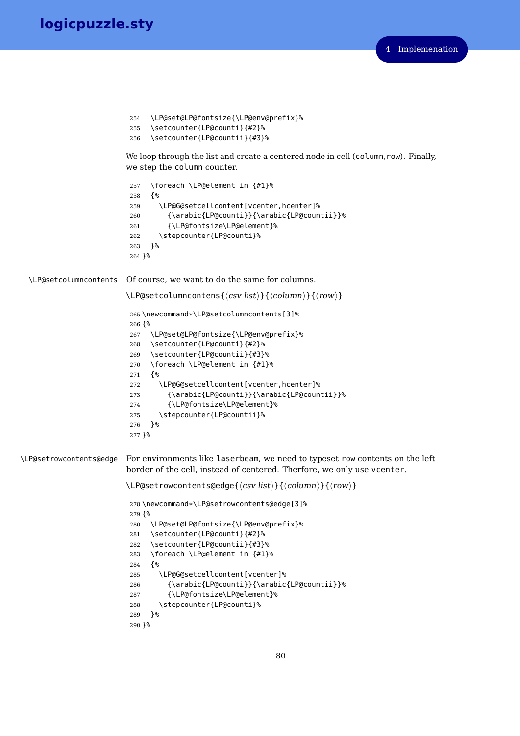```
254   \LP@set@LP@fontsize{\LP@env@prefix}%
255   \setcounter{LP@counti}{#2}%
256   \setcounter{LP@countii}{#3}%
```

We loop through the list and create a centered node in cell (`column`,`row`). Finally, we step the `column` counter.

```
257   \foreach \LP@element in {#1}%
258   {%
259     \LP@G@setcellcontent[vcenter,hcenter]%
260       {\arabic{LP@counti}}{\arabic{LP@countii}}%
261       {\LP@fontsize\LP@element}%
262     \stepcounter{LP@counti}%
263   }%
264 }%
```

`\LP@setcolumncontents` Of course, we want to do the same for columns.

`\LP@setcolumncontens{`⟨*csv list*⟩`}{`⟨*column*⟩`}{`⟨*row*⟩`}`

```
265 \newcommand*\LP@setcolumncontents[3]%
266 {%
267   \LP@set@LP@fontsize{\LP@env@prefix}%
268   \setcounter{LP@counti}{#2}%
269   \setcounter{LP@countii}{#3}%
270   \foreach \LP@element in {#1}%
271   {%
272     \LP@G@setcellcontent[vcenter,hcenter]%
273       {\arabic{LP@counti}}{\arabic{LP@countii}}%
274       {\LP@fontsize\LP@element}%
275     \stepcounter{LP@countii}%
276   }%
277 }%
```

`\LP@setrowcontents@edge` For environments like `laserbeam`, we need to typeset `row` contents on the left border of the cell, instead of centered. Therfore, we only use `vcenter`.

`\LP@setrowcontents@edge{`⟨*csv list*⟩`}{`⟨*column*⟩`}{`⟨*row*⟩`}`

```
278 \newcommand*\LP@setrowcontents@edge[3]%
279 {%
280   \LP@set@LP@fontsize{\LP@env@prefix}%
281   \setcounter{LP@counti}{#2}%
282   \setcounter{LP@countii}{#3}%
283   \foreach \LP@element in {#1}%
284   {%
285     \LP@G@setcellcontent[vcenter]%
286       {\arabic{LP@counti}}{\arabic{LP@countii}}%
287       {\LP@fontsize\LP@element}%
288     \stepcounter{LP@counti}%
289   }%
290 }%
```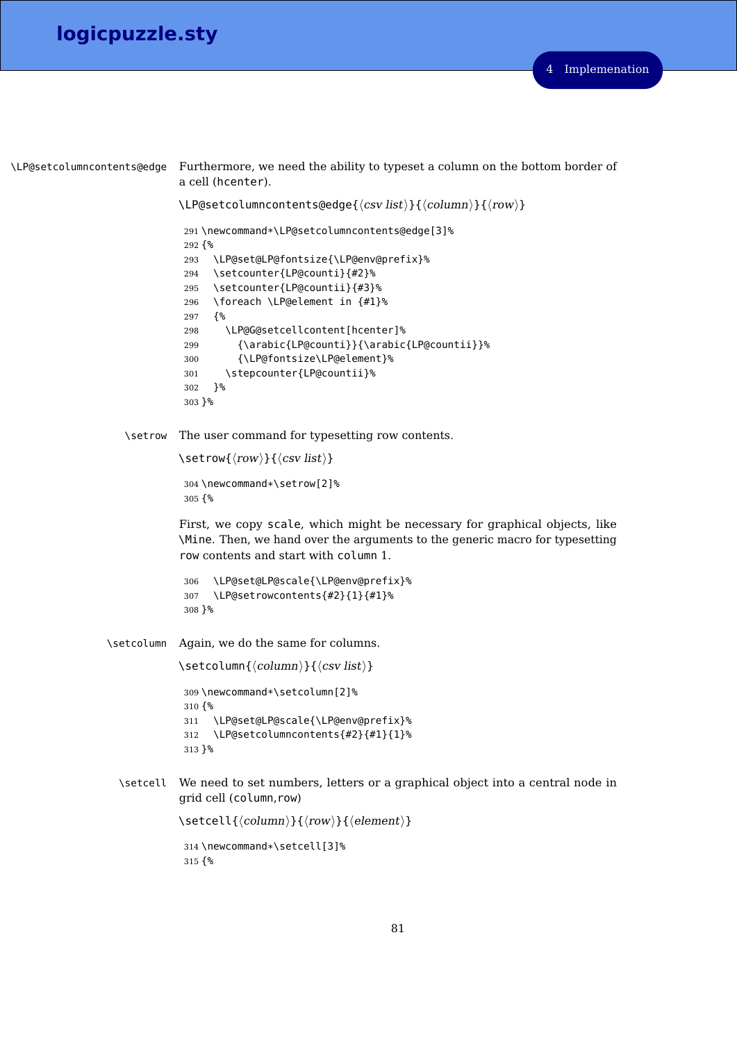`\LP@setcolumncontents@edge` Furthermore, we need the ability to typeset a column on the bottom border of a cell (`hcenter`).

`\LP@setcolumncontents@edge{⟨csv list⟩}{⟨column⟩}{⟨row⟩}`

```
291 \newcommand*\LP@setcolumncontents@edge[3]%
292 {%
293   \LP@set@LP@fontsize{\LP@env@prefix}%
294   \setcounter{LP@counti}{#2}%
295   \setcounter{LP@countii}{#3}%
296   \foreach \LP@element in {#1}%
297   {%
298     \LP@G@setcellcontent[hcenter]%
299       {\arabic{LP@counti}}{\arabic{LP@countii}}%
300       {\LP@fontsize\LP@element}%
301     \stepcounter{LP@countii}%
302   }%
303 }%
```

`\setrow` The user command for typesetting row contents.

`\setrow{⟨row⟩}{⟨csv list⟩}`

```
304 \newcommand*\setrow[2]%
305 {%
```

First, we copy `scale`, which might be necessary for graphical objects, like `\Mine`. Then, we hand over the arguments to the generic macro for typesetting `row` contents and start with `column` 1.

```
306   \LP@set@LP@scale{\LP@env@prefix}%
307   \LP@setrowcontents{#2}{1}{#1}%
308 }%
```

`\setcolumn` Again, we do the same for columns.

`\setcolumn{⟨column⟩}{⟨csv list⟩}`

```
309 \newcommand*\setcolumn[2]%
310 {%
311   \LP@set@LP@scale{\LP@env@prefix}%
312   \LP@setcolumncontents{#2}{#1}{1}%
313 }%
```

`\setcell` We need to set numbers, letters or a graphical object into a central node in grid cell (`column`,`row`)

`\setcell{⟨column⟩}{⟨row⟩}{⟨element⟩}`

```
314 \newcommand*\setcell[3]%
315 {%
```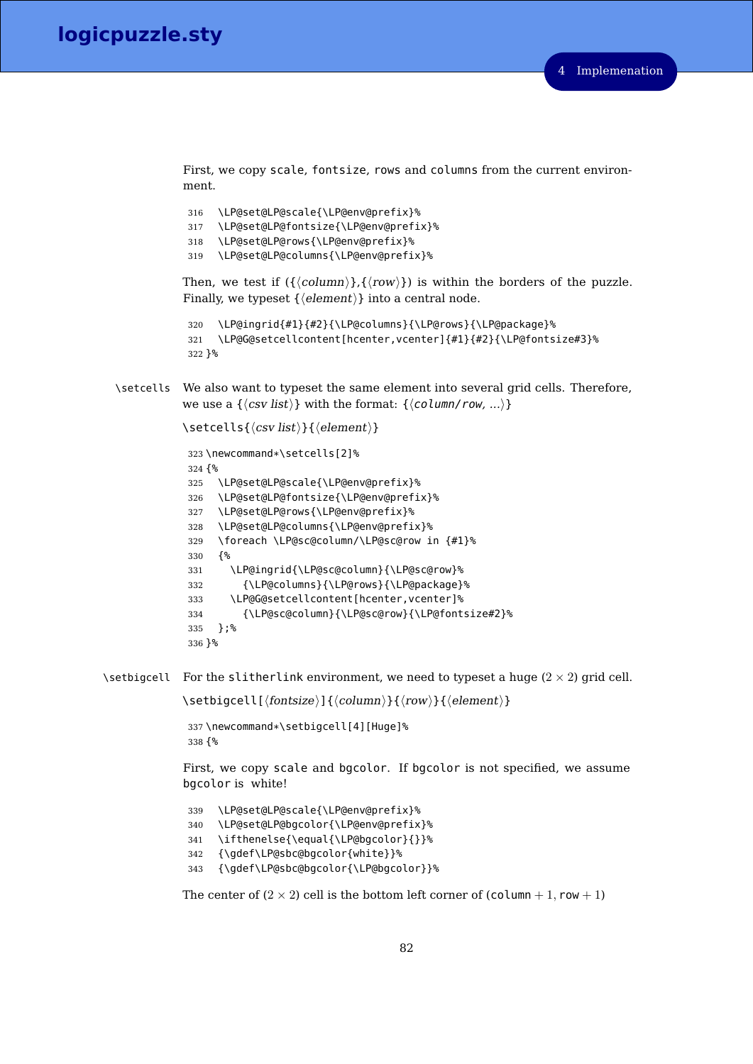First, we copy `scale`, `fontsize`, `rows` and `columns` from the current environment.

```
316   \LP@set@LP@scale{\LP@env@prefix}%
317   \LP@set@LP@fontsize{\LP@env@prefix}%
318   \LP@set@LP@rows{\LP@env@prefix}%
319   \LP@set@LP@columns{\LP@env@prefix}%
```

Then, we test if ({⟨*column*⟩},{⟨*row*⟩}) is within the borders of the puzzle. Finally, we typeset {⟨*element*⟩} into a central node.

```
320   \LP@ingrid{#1}{#2}{\LP@columns}{\LP@rows}{\LP@package}%
321   \LP@G@setcellcontent[hcenter,vcenter]{#1}{#2}{\LP@fontsize#3}%
322 }%
```

`\setcells` We also want to typeset the same element into several grid cells. Therefore, we use a {⟨*csv list*⟩} with the format: {⟨`column/row, ...`⟩}

`\setcells{`⟨*csv list*⟩`}{`⟨*element*⟩`}`

```
323 \newcommand*\setcells[2]%
324 {%
325   \LP@set@LP@scale{\LP@env@prefix}%
326   \LP@set@LP@fontsize{\LP@env@prefix}%
327   \LP@set@LP@rows{\LP@env@prefix}%
328   \LP@set@LP@columns{\LP@env@prefix}%
329   \foreach \LP@sc@column/\LP@sc@row in {#1}%
330   {%
331     \LP@ingrid{\LP@sc@column}{\LP@sc@row}%
332       {\LP@columns}{\LP@rows}{\LP@package}%
333     \LP@G@setcellcontent[hcenter,vcenter]%
334       {\LP@sc@column}{\LP@sc@row}{\LP@fontsize#2}%
335   };%
336 }%
```

`\setbigcell` For the `slitherlink` environment, we need to typeset a huge $(2 \times 2)$ grid cell.

`\setbigcell[`⟨*fontsize*⟩`]{`⟨*column*⟩`}{`⟨*row*⟩`}{`⟨*element*⟩`}`

```
337 \newcommand*\setbigcell[4][Huge]%
338 {%
```

First, we copy `scale` and `bgcolor`. If `bgcolor` is not specified, we assume `bgcolor` is white!

```
339   \LP@set@LP@scale{\LP@env@prefix}%
340   \LP@set@LP@bgcolor{\LP@env@prefix}%
341   \ifthenelse{\equal{\LP@bgcolor}{}}%
342   {\gdef\LP@sbc@bgcolor{white}}%
343   {\gdef\LP@sbc@bgcolor{\LP@bgcolor}}%
```

The center of $(2 \times 2)$ cell is the bottom left corner of ($\texttt{column} + 1$, $\texttt{row} + 1$)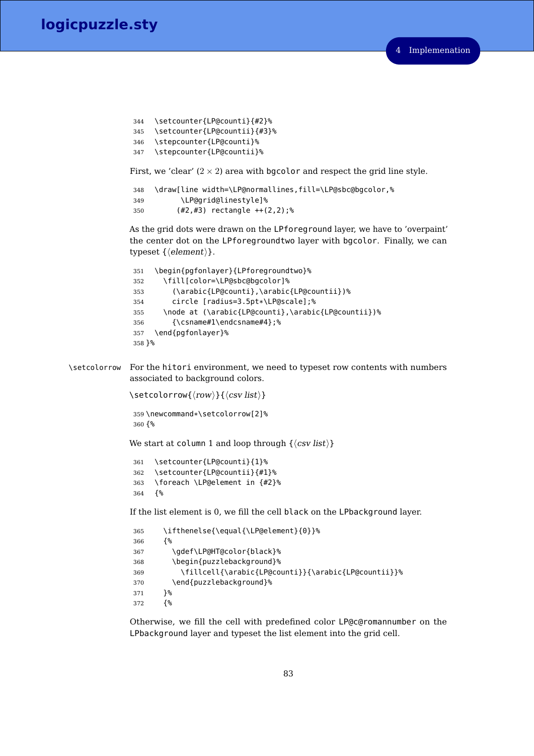```
344   \setcounter{LP@counti}{#2}%
345   \setcounter{LP@countii}{#3}%
346   \stepcounter{LP@counti}%
347   \stepcounter{LP@countii}%
```

First, we 'clear' ($2 \times 2$) area with `bgcolor` and respect the grid line style.

```
348   \draw[line width=\LP@normallines,fill=\LP@sbc@bgcolor,%
349         \LP@grid@linestyle]%
350        (#2,#3) rectangle ++(2,2);%
```

As the grid dots were drawn on the `LPforeground` layer, we have to 'overpaint' the center dot on the `LPforegroundtwo` layer with `bgcolor`. Finally, we can typeset {⟨*element*⟩}.

```
351   \begin{pgfonlayer}{LPforegroundtwo}%
352     \fill[color=\LP@sbc@bgcolor]%
353       (\arabic{LP@counti},\arabic{LP@countii})%
354       circle [radius=3.5pt*\LP@scale];%
355     \node at (\arabic{LP@counti},\arabic{LP@countii})%
356       {\csname#1\endcsname#4};%
357   \end{pgfonlayer}%
358 }%
```

`\setcolorrow` For the `hitori` environment, we need to typeset row contents with numbers associated to background colors.

`\setcolorrow{`⟨*row*⟩`}{`⟨*csv list*⟩`}`

```
359 \newcommand*\setcolorrow[2]%
360 {%
```

We start at `column` 1 and loop through {⟨*csv list*⟩}

```
361   \setcounter{LP@counti}{1}%
362   \setcounter{LP@countii}{#1}%
363   \foreach \LP@element in {#2}%
364   {%
```

If the list element is 0, we fill the cell `black` on the `LPbackground` layer.

```
365     \ifthenelse{\equal{\LP@element}{0}}%
366     {%
367       \gdef\LP@HT@color{black}%
368       \begin{puzzlebackground}%
369         \fillcell{\arabic{LP@counti}}{\arabic{LP@countii}}%
370       \end{puzzlebackground}%
371     }%
372     {%
```

Otherwise, we fill the cell with predefined color `LP@c@romannumber` on the `LPbackground` layer and typeset the list element into the grid cell.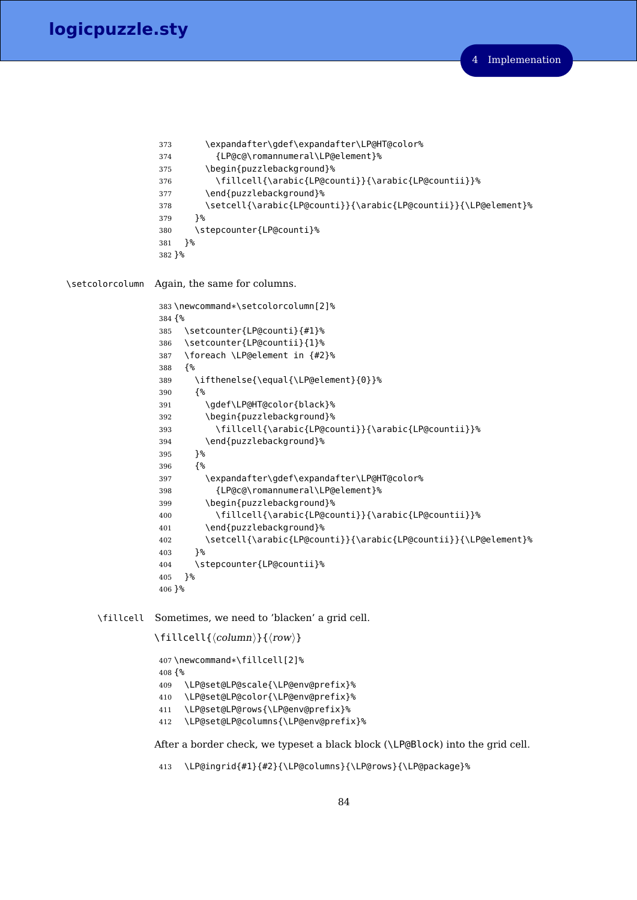```
373      \expandafter\gdef\expandafter\LP@HT@color%
374        {LP@c@\romannumeral\LP@element}%
375      \begin{puzzlebackground}%
376        \fillcell{\arabic{LP@counti}}{\arabic{LP@countii}}%
377      \end{puzzlebackground}%
378      \setcell{\arabic{LP@counti}}{\arabic{LP@countii}}{\LP@element}%
379    }%
380    \stepcounter{LP@counti}%
381  }%
382 }%
```

`\setcolorcolumn` Again, the same for columns.

```
383 \newcommand*\setcolorcolumn[2]%
384 {%
385   \setcounter{LP@counti}{#1}%
386   \setcounter{LP@countii}{1}%
387   \foreach \LP@element in {#2}%
388   {%
389     \ifthenelse{\equal{\LP@element}{0}}%
390     {%
391       \gdef\LP@HT@color{black}%
392       \begin{puzzlebackground}%
393         \fillcell{\arabic{LP@counti}}{\arabic{LP@countii}}%
394       \end{puzzlebackground}%
395     }%
396     {%
397       \expandafter\gdef\expandafter\LP@HT@color%
398         {LP@c@\romannumeral\LP@element}%
399       \begin{puzzlebackground}%
400         \fillcell{\arabic{LP@counti}}{\arabic{LP@countii}}%
401       \end{puzzlebackground}%
402       \setcell{\arabic{LP@counti}}{\arabic{LP@countii}}{\LP@element}%
403     }%
404     \stepcounter{LP@countii}%
405   }%
406 }%
```

`\fillcell` Sometimes, we need to 'blacken' a grid cell.

`\fillcell{`⟨*column*⟩`}{`⟨*row*⟩`}`

```
407 \newcommand*\fillcell[2]%
408 {%
409   \LP@set@LP@scale{\LP@env@prefix}%
410   \LP@set@LP@color{\LP@env@prefix}%
411   \LP@set@LP@rows{\LP@env@prefix}%
412   \LP@set@LP@columns{\LP@env@prefix}%
```

After a border check, we typeset a black block (`\LP@Block`) into the grid cell.

```
413   \LP@ingrid{#1}{#2}{\LP@columns}{\LP@rows}{\LP@package}%
```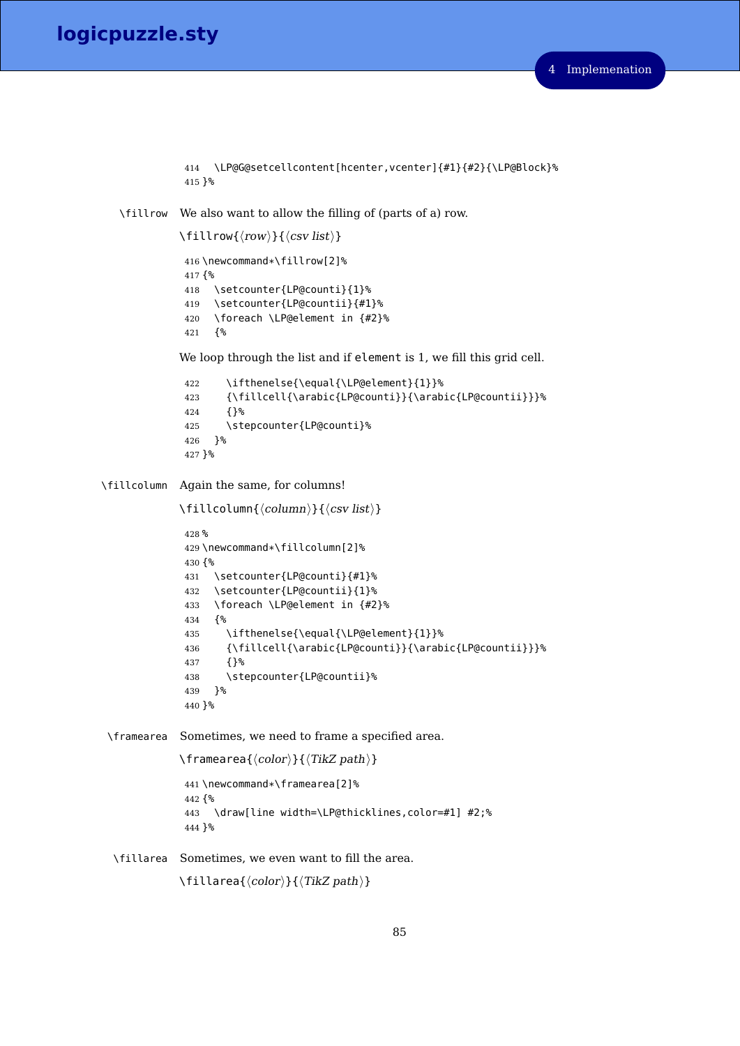```
414   \LP@G@setcellcontent[hcenter,vcenter]{#1}{#2}{\LP@Block}%
415 }%
```

`\fillrow` We also want to allow the filling of (parts of a) row.

`\fillrow{`⟨*row*⟩`}{`⟨*csv list*⟩`}`

```
416 \newcommand*\fillrow[2]%
417 {%
418   \setcounter{LP@counti}{1}%
419   \setcounter{LP@countii}{#1}%
420   \foreach \LP@element in {#2}%
421   {%
```

We loop through the list and if `element` is 1, we fill this grid cell.

```
422     \ifthenelse{\equal{\LP@element}{1}}%
423     {\fillcell{\arabic{LP@counti}}{\arabic{LP@countii}}}%
424     {}%
425     \stepcounter{LP@counti}%
426   }%
427 }%
```

`\fillcolumn` Again the same, for columns!

`\fillcolumn{`⟨*column*⟩`}{`⟨*csv list*⟩`}`

```
428 %
429 \newcommand*\fillcolumn[2]%
430 {%
431   \setcounter{LP@counti}{#1}%
432   \setcounter{LP@countii}{1}%
433   \foreach \LP@element in {#2}%
434   {%
435     \ifthenelse{\equal{\LP@element}{1}}%
436     {\fillcell{\arabic{LP@counti}}{\arabic{LP@countii}}}%
437     {}%
438     \stepcounter{LP@countii}%
439   }%
440 }%
```

`\framearea` Sometimes, we need to frame a specified area.

`\framearea{`⟨*color*⟩`}{`⟨*TikZ path*⟩`}`

```
441 \newcommand*\framearea[2]%
442 {%
443   \draw[line width=\LP@thicklines,color=#1] #2;%
444 }%
```

`\fillarea` Sometimes, we even want to fill the area.

`\fillarea{`⟨*color*⟩`}{`⟨*TikZ path*⟩`}`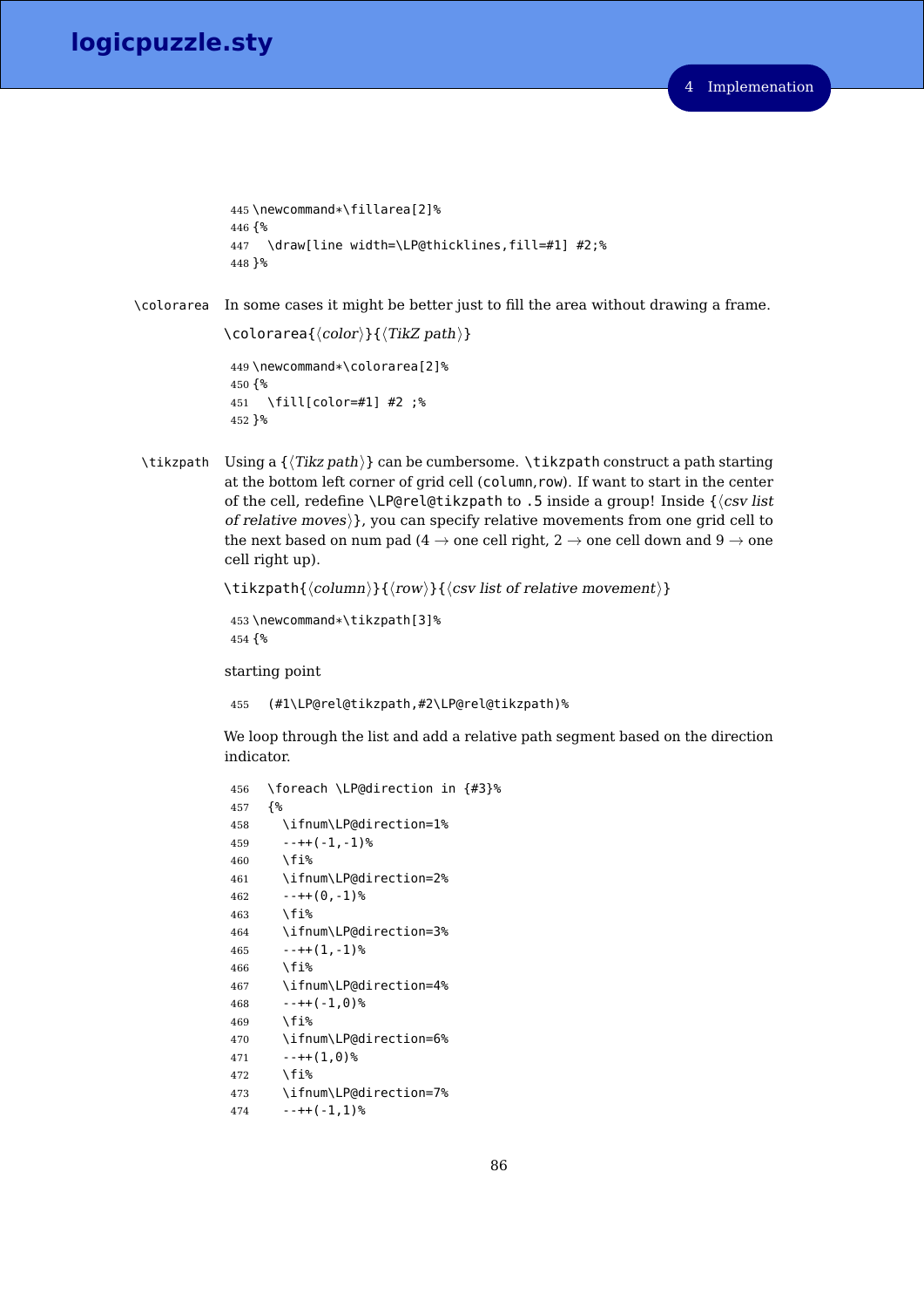```
445 \newcommand*\fillarea[2]%
446 {%
447   \draw[line width=\LP@thicklines,fill=#1] #2;%
448 }%
```

`\colorarea` In some cases it might be better just to fill the area without drawing a frame.

`\colorarea{`⟨*color*⟩`}{`⟨*TikZ path*⟩`}`

```
449 \newcommand*\colorarea[2]%
450 {%
451   \fill[color=#1] #2 ;%
452 }%
```

`\tikzpath` Using a {⟨*Tikz path*⟩} can be cumbersome. `\tikzpath` construct a path starting at the bottom left corner of grid cell (`column`,`row`). If want to start in the center of the cell, redefine `\LP@rel@tikzpath` to `.5` inside a group! Inside {⟨*csv list of relative moves*⟩}, you can specify relative movements from one grid cell to the next based on num pad (4 → one cell right, 2 → one cell down and 9 → one cell right up).

`\tikzpath{`⟨*column*⟩`}{`⟨*row*⟩`}{`⟨*csv list of relative movement*⟩`}`

```
453 \newcommand*\tikzpath[3]%
454 {%
```

starting point

```
455   (#1\LP@rel@tikzpath,#2\LP@rel@tikzpath)%
```

We loop through the list and add a relative path segment based on the direction indicator.

```
456   \foreach \LP@direction in {#3}%
457   {%
458     \ifnum\LP@direction=1%
459     --++(-1,-1)%
460     \fi%
461     \ifnum\LP@direction=2%
462     --++(0,-1)%
463     \fi%
464     \ifnum\LP@direction=3%
465     --++(1,-1)%
466     \fi%
467     \ifnum\LP@direction=4%
468     --++(-1,0)%
469     \fi%
470     \ifnum\LP@direction=6%
471     --++(1,0)%
472     \fi%
473     \ifnum\LP@direction=7%
474     --++(-1,1)%
```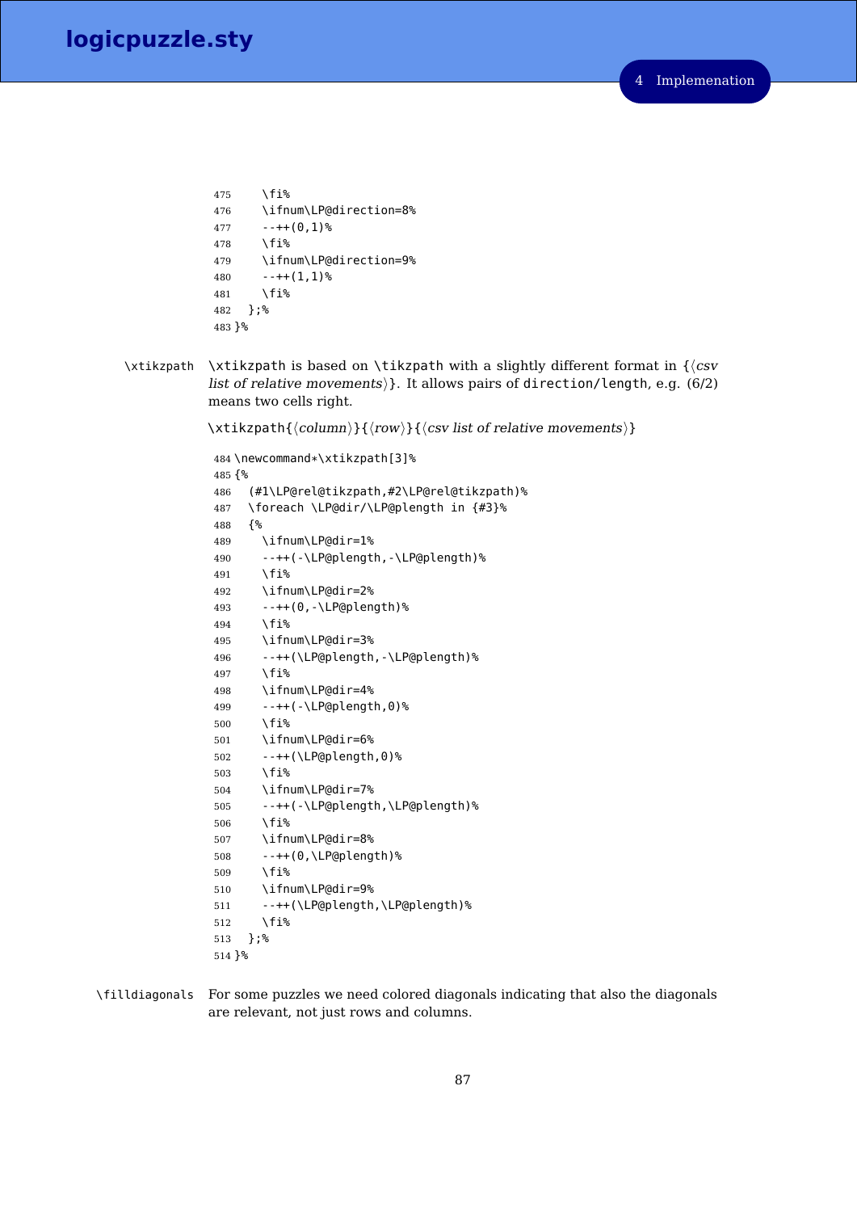```
475     \fi%
476     \ifnum\LP@direction=8%
477     --++(0,1)%
478     \fi%
479     \ifnum\LP@direction=9%
480     --++(1,1)%
481     \fi%
482   };%
483 }%
```

`\xtikzpath` \xtikzpath is based on \tikzpath with a slightly different format in {⟨*csv list of relative movements*⟩}. It allows pairs of direction/length, e.g. (6/2) means two cells right.

\xtikzpath{⟨*column*⟩}{⟨*row*⟩}{⟨*csv list of relative movements*⟩}

```
484 \newcommand*\xtikzpath[3]%
485 {%
486   (#1\LP@rel@tikzpath,#2\LP@rel@tikzpath)%
487   \foreach \LP@dir/\LP@plength in {#3}%
488   {%
489     \ifnum\LP@dir=1%
490     --++(-\LP@plength,-\LP@plength)%
491     \fi%
492     \ifnum\LP@dir=2%
493     --++(0,-\LP@plength)%
494     \fi%
495     \ifnum\LP@dir=3%
496     --++(\LP@plength,-\LP@plength)%
497     \fi%
498     \ifnum\LP@dir=4%
499     --++(-\LP@plength,0)%
500     \fi%
501     \ifnum\LP@dir=6%
502     --++(\LP@plength,0)%
503     \fi%
504     \ifnum\LP@dir=7%
505     --++(-\LP@plength,\LP@plength)%
506     \fi%
507     \ifnum\LP@dir=8%
508     --++(0,\LP@plength)%
509     \fi%
510     \ifnum\LP@dir=9%
511     --++(\LP@plength,\LP@plength)%
512     \fi%
513   };%
514 }%
```

`\filldiagonals` For some puzzles we need colored diagonals indicating that also the diagonals are relevant, not just rows and columns.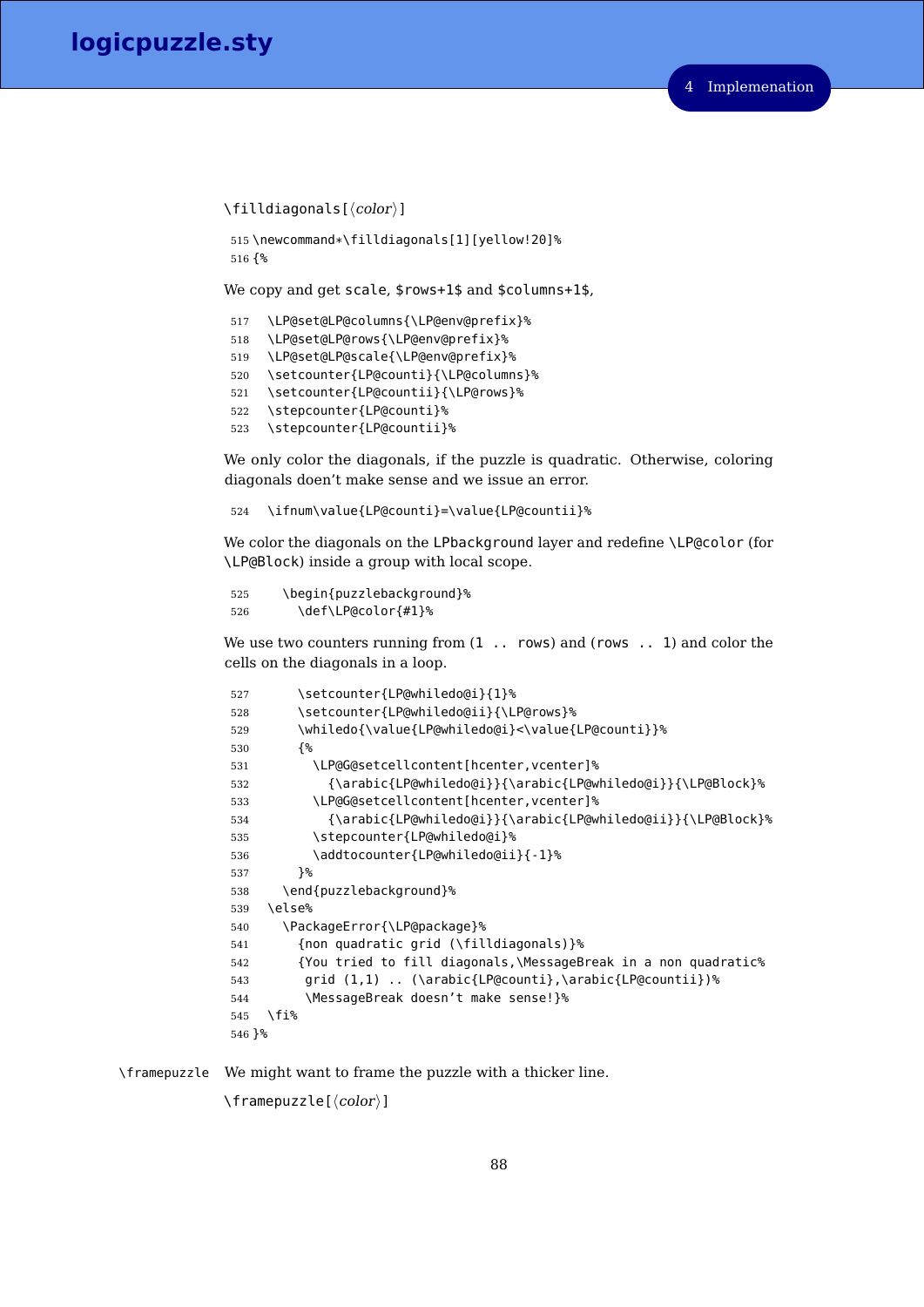\filldiagonals[⟨*color*⟩]

```
515 \newcommand*\filldiagonals[1][yellow!20]%
516 {%
```

We copy and get scale, $rows+1$ and $columns+1$,

```
517   \LP@set@LP@columns{\LP@env@prefix}%
518   \LP@set@LP@rows{\LP@env@prefix}%
519   \LP@set@LP@scale{\LP@env@prefix}%
520   \setcounter{LP@counti}{\LP@columns}%
521   \setcounter{LP@countii}{\LP@rows}%
522   \stepcounter{LP@counti}%
523   \stepcounter{LP@countii}%
```

We only color the diagonals, if the puzzle is quadratic. Otherwise, coloring diagonals doen't make sense and we issue an error.

```
524   \ifnum\value{LP@counti}=\value{LP@countii}%
```

We color the diagonals on the LPbackground layer and redefine \LP@color (for \LP@Block) inside a group with local scope.

```
525     \begin{puzzlebackground}%
526       \def\LP@color{#1}%
```

We use two counters running from (1 .. rows) and (rows .. 1) and color the cells on the diagonals in a loop.

```
527       \setcounter{LP@whiledo@i}{1}%
528       \setcounter{LP@whiledo@ii}{\LP@rows}%
529       \whiledo{\value{LP@whiledo@i}<\value{LP@counti}}%
530       {%
531         \LP@G@setcellcontent[hcenter,vcenter]%
532           {\arabic{LP@whiledo@i}}{\arabic{LP@whiledo@i}}{\LP@Block}%
533         \LP@G@setcellcontent[hcenter,vcenter]%
534           {\arabic{LP@whiledo@i}}{\arabic{LP@whiledo@ii}}{\LP@Block}%
535         \stepcounter{LP@whiledo@i}%
536         \addtocounter{LP@whiledo@ii}{-1}%
537       }%
538     \end{puzzlebackground}%
539   \else%
540     \PackageError{\LP@package}%
541       {non quadratic grid (\filldiagonals)}%
542       {You tried to fill diagonals,\MessageBreak in a non quadratic%
543        grid (1,1) .. (\arabic{LP@counti},\arabic{LP@countii})%
544        \MessageBreak doesn't make sense!}%
545   \fi%
546 }%
```

\framepuzzle We might want to frame the puzzle with a thicker line.

\framepuzzle[⟨*color*⟩]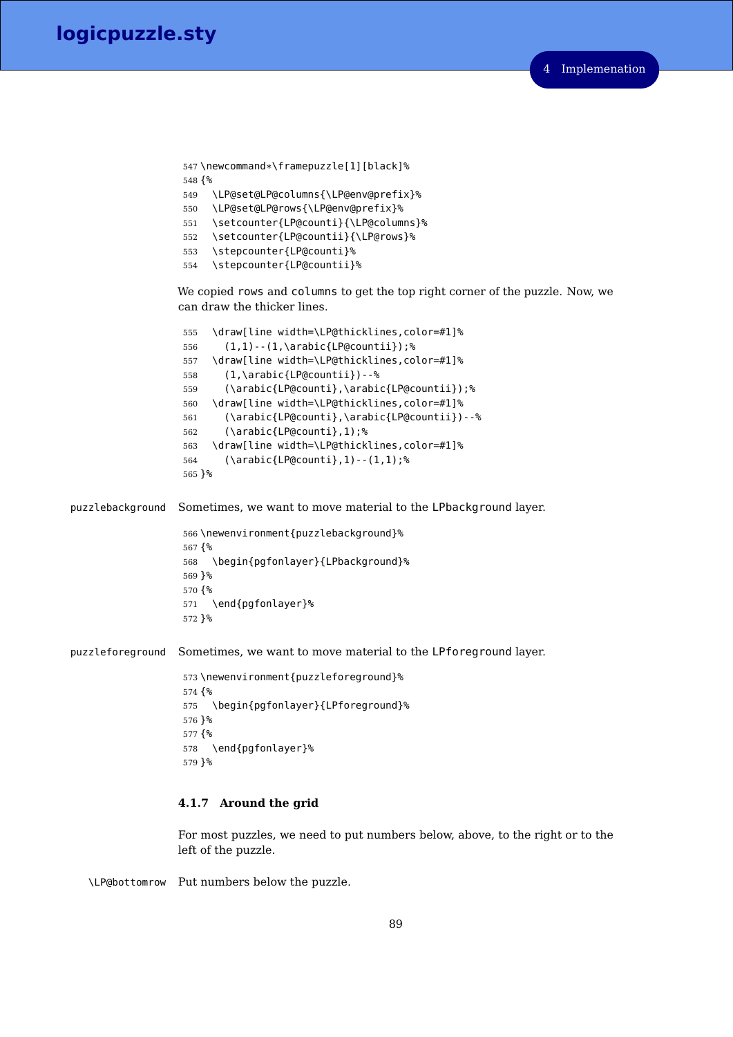```
547 \newcommand*\framepuzzle[1][black]%
548 {%
549   \LP@set@LP@columns{\LP@env@prefix}%
550   \LP@set@LP@rows{\LP@env@prefix}%
551   \setcounter{LP@counti}{\LP@columns}%
552   \setcounter{LP@countii}{\LP@rows}%
553   \stepcounter{LP@counti}%
554   \stepcounter{LP@countii}%
```

We copied rows and columns to get the top right corner of the puzzle. Now, we can draw the thicker lines.

```
555   \draw[line width=\LP@thicklines,color=#1]%
556     (1,1)--(1,\arabic{LP@countii});%
557   \draw[line width=\LP@thicklines,color=#1]%
558     (1,\arabic{LP@countii})--%
559     (\arabic{LP@counti},\arabic{LP@countii});%
560   \draw[line width=\LP@thicklines,color=#1]%
561     (\arabic{LP@counti},\arabic{LP@countii})--%
562     (\arabic{LP@counti},1);%
563   \draw[line width=\LP@thicklines,color=#1]%
564     (\arabic{LP@counti},1)--(1,1);%
565 }%
```

puzzlebackground   Sometimes, we want to move material to the LPbackground layer.

```
566 \newenvironment{puzzlebackground}%
567 {%
568   \begin{pgfonlayer}{LPbackground}%
569 }%
570 {%
571   \end{pgfonlayer}%
572 }%
```

puzzleforeground   Sometimes, we want to move material to the LPforeground layer.

```
573 \newenvironment{puzzleforeground}%
574 {%
575   \begin{pgfonlayer}{LPforeground}%
576 }%
577 {%
578   \end{pgfonlayer}%
579 }%
```

#### 4.1.7 Around the grid

For most puzzles, we need to put numbers below, above, to the right or to the left of the puzzle.

\LP@bottomrow   Put numbers below the puzzle.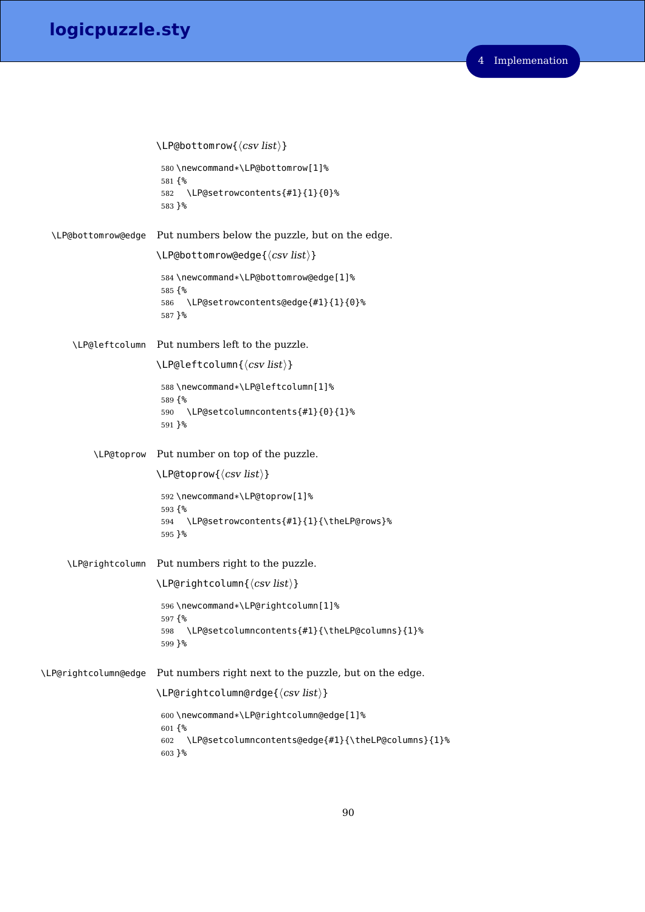\LP@bottomrow{⟨csv list⟩}

```
580 \newcommand*\LP@bottomrow[1]%
581 {%
582   \LP@setrowcontents{#1}{1}{0}%
583 }%
```

\LP@bottomrow@edge Put numbers below the puzzle, but on the edge.

\LP@bottomrow@edge{⟨csv list⟩}

```
584 \newcommand*\LP@bottomrow@edge[1]%
585 {%
586   \LP@setrowcontents@edge{#1}{1}{0}%
587 }%
```

\LP@leftcolumn Put numbers left to the puzzle.

\LP@leftcolumn{⟨csv list⟩}

```
588 \newcommand*\LP@leftcolumn[1]%
589 {%
590   \LP@setcolumncontents{#1}{0}{1}%
591 }%
```

\LP@toprow Put number on top of the puzzle.

\LP@toprow{⟨csv list⟩}

```
592 \newcommand*\LP@toprow[1]%
593 {%
594   \LP@setrowcontents{#1}{1}{\theLP@rows}%
595 }%
```

\LP@rightcolumn Put numbers right to the puzzle.

\LP@rightcolumn{⟨csv list⟩}

```
596 \newcommand*\LP@rightcolumn[1]%
597 {%
598   \LP@setcolumncontents{#1}{\theLP@columns}{1}%
599 }%
```

\LP@rightcolumn@edge Put numbers right next to the puzzle, but on the edge.

\LP@rightcolumn@rdge{⟨csv list⟩}

```
600 \newcommand*\LP@rightcolumn@edge[1]%
601 {%
602   \LP@setcolumncontents@edge{#1}{\theLP@columns}{1}%
603 }%
```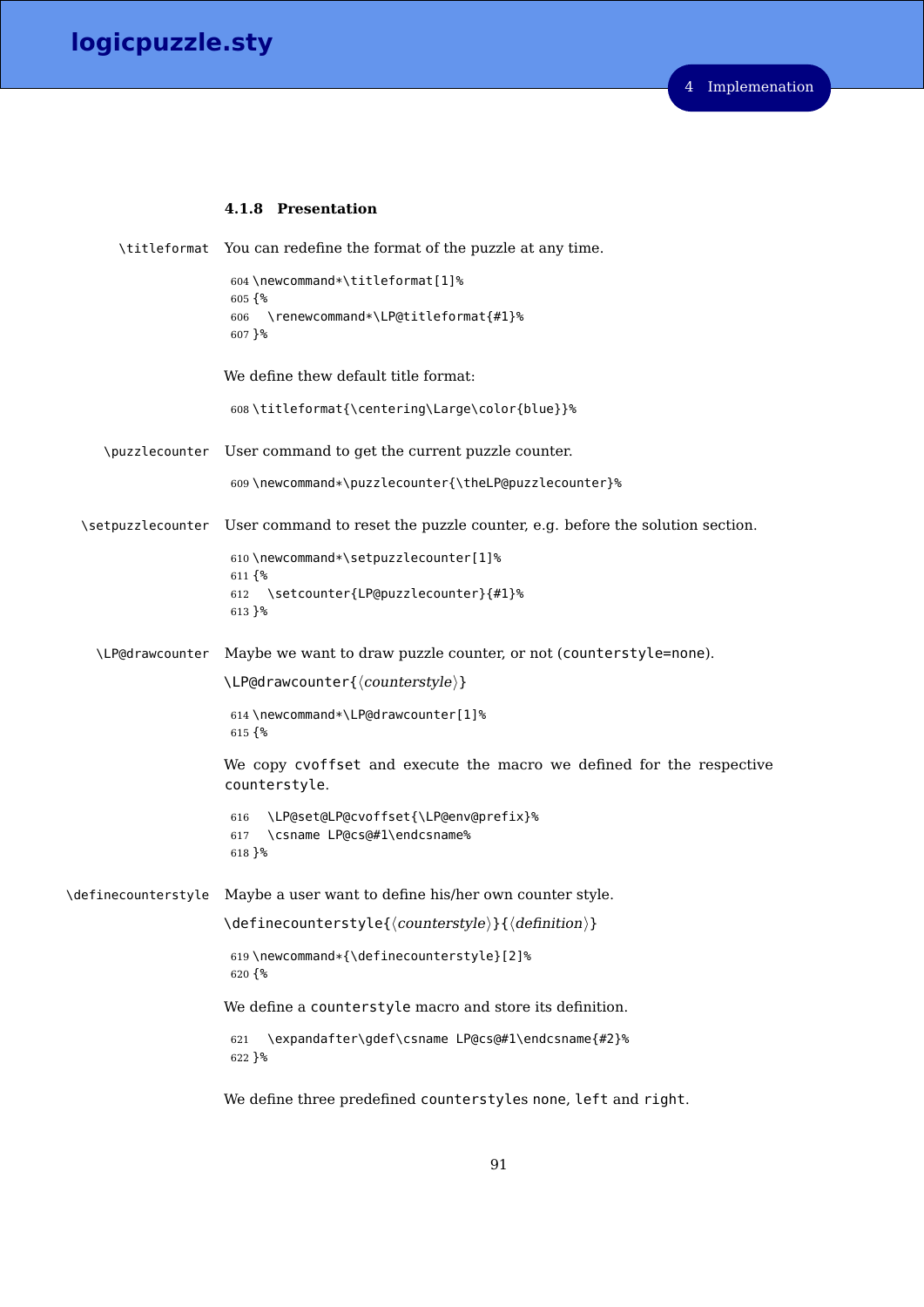### 4.1.8 Presentation

`\titleformat` You can redefine the format of the puzzle at any time.

```
604 \newcommand*\titleformat[1]%
605 {%
606   \renewcommand*\LP@titleformat{#1}%
607 }%
```

We define thew default title format:

```
608 \titleformat{\centering\Large\color{blue}}%
```

`\puzzlecounter` User command to get the current puzzle counter.

```
609 \newcommand*\puzzlecounter{\theLP@puzzlecounter}%
```

`\setpuzzlecounter` User command to reset the puzzle counter, e.g. before the solution section.

```
610 \newcommand*\setpuzzlecounter[1]%
611 {%
612   \setcounter{LP@puzzlecounter}{#1}%
613 }%
```

`\LP@drawcounter` Maybe we want to draw puzzle counter, or not (`counterstyle=none`).

`\LP@drawcounter{`⟨*counterstyle*⟩`}`

```
614 \newcommand*\LP@drawcounter[1]%
615 {%
```

We copy `cvoffset` and execute the macro we defined for the respective `counterstyle`.

```
616   \LP@set@LP@cvoffset{\LP@env@prefix}%
617   \csname LP@cs@#1\endcsname%
618 }%
```

`\definecounterstyle` Maybe a user want to define his/her own counter style.

`\definecounterstyle{`⟨*counterstyle*⟩`}{`⟨*definition*⟩`}`

```
619 \newcommand*{\definecounterstyle}[2]%
620 {%
```

We define a `counterstyle` macro and store its definition.

```
621   \expandafter\gdef\csname LP@cs@#1\endcsname{#2}%
622 }%
```

We define three predefined `counterstyles` `none`, `left` and `right`.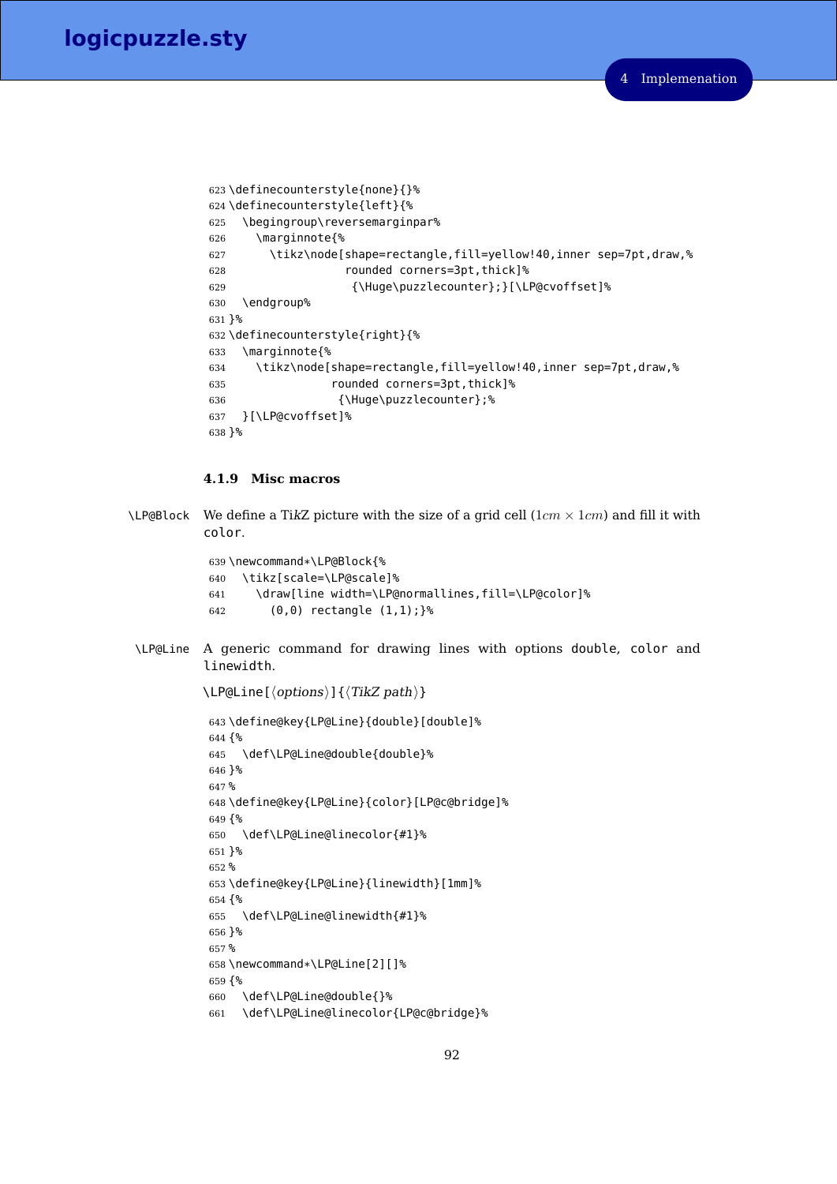```
623 \definecounterstyle{none}{}%
624 \definecounterstyle{left}{%
625   \begingroup\reversemarginpar%
626     \marginnote{%
627       \tikz\node[shape=rectangle,fill=yellow!40,inner sep=7pt,draw,%
628                  rounded corners=3pt,thick]%
629                   {\Huge\puzzlecounter};}[\LP@cvoffset]%
630   \endgroup%
631 }%
632 \definecounterstyle{right}{%
633   \marginnote{%
634     \tikz\node[shape=rectangle,fill=yellow!40,inner sep=7pt,draw,%
635                rounded corners=3pt,thick]%
636                 {\Huge\puzzlecounter};%
637   }[\LP@cvoffset]%
638 }%
```

#### 4.1.9 Misc macros

\LP@Block We define a TikZ picture with the size of a grid cell ($1cm \times 1cm$) and fill it with color.

```
639 \newcommand*\LP@Block{%
640   \tikz[scale=\LP@scale]%
641     \draw[line width=\LP@normallines,fill=\LP@color]%
642       (0,0) rectangle (1,1);}%
```

\LP@Line A generic command for drawing lines with options double, color and linewidth.

\LP@Line[⟨*options*⟩]{⟨*TikZ path*⟩}

```
643 \define@key{LP@Line}{double}[double]%
644 {%
645   \def\LP@Line@double{double}%
646 }%
647 %
648 \define@key{LP@Line}{color}[LP@c@bridge]%
649 {%
650   \def\LP@Line@linecolor{#1}%
651 }%
652 %
653 \define@key{LP@Line}{linewidth}[1mm]%
654 {%
655   \def\LP@Line@linewidth{#1}%
656 }%
657 %
658 \newcommand*\LP@Line[2][]%
659 {%
660   \def\LP@Line@double{}%
661   \def\LP@Line@linecolor{LP@c@bridge}%
```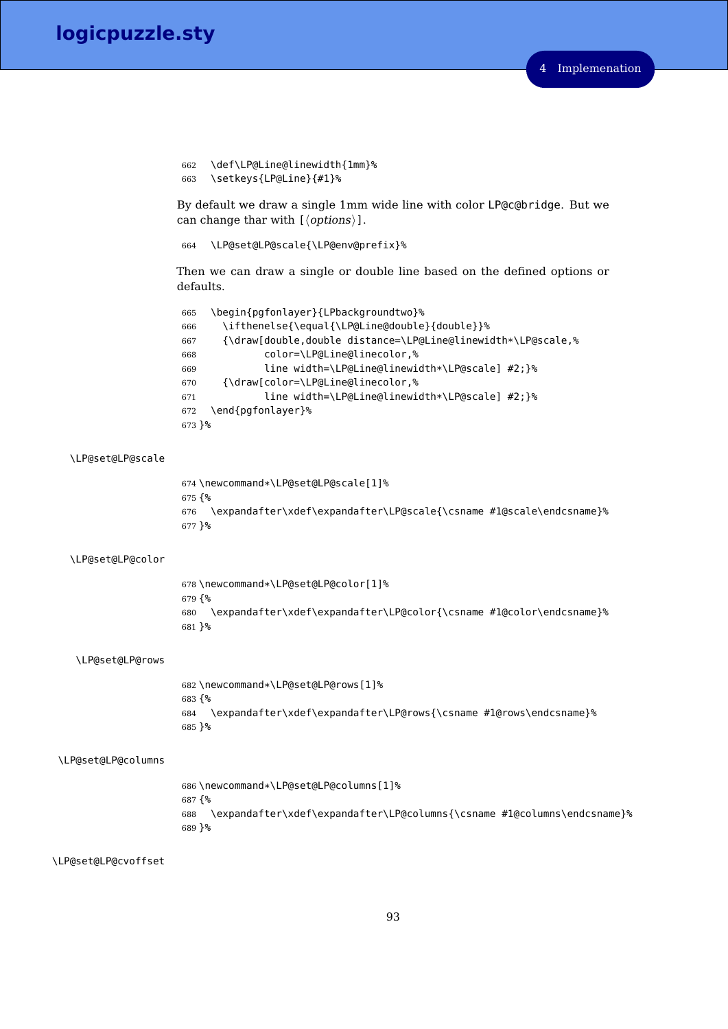```
662   \def\LP@Line@linewidth{1mm}%
663   \setkeys{LP@Line}{#1}%
```

By default we draw a single 1mm wide line with color `LP@c@bridge`. But we can change thar with [⟨*options*⟩].

```
664   \LP@set@LP@scale{\LP@env@prefix}%
```

Then we can draw a single or double line based on the defined options or defaults.

```
665   \begin{pgfonlayer}{LPbackgroundtwo}%
666     \ifthenelse{\equal{\LP@Line@double}{double}}%
667     {\draw[double,double distance=\LP@Line@linewidth*\LP@scale,%
668           color=\LP@Line@linecolor,%
669           line width=\LP@Line@linewidth*\LP@scale] #2;}%
670     {\draw[color=\LP@Line@linecolor,%
671           line width=\LP@Line@linewidth*\LP@scale] #2;}%
672   \end{pgfonlayer}%
673 }%
```

`\LP@set@LP@scale`

```
674 \newcommand*\LP@set@LP@scale[1]%
675 {%
676   \expandafter\xdef\expandafter\LP@scale{\csname #1@scale\endcsname}%
677 }%
```

`\LP@set@LP@color`

```
678 \newcommand*\LP@set@LP@color[1]%
679 {%
680   \expandafter\xdef\expandafter\LP@color{\csname #1@color\endcsname}%
681 }%
```

`\LP@set@LP@rows`

```
682 \newcommand*\LP@set@LP@rows[1]%
683 {%
684   \expandafter\xdef\expandafter\LP@rows{\csname #1@rows\endcsname}%
685 }%
```

`\LP@set@LP@columns`

```
686 \newcommand*\LP@set@LP@columns[1]%
687 {%
688   \expandafter\xdef\expandafter\LP@columns{\csname #1@columns\endcsname}%
689 }%
```

`\LP@set@LP@cvoffset`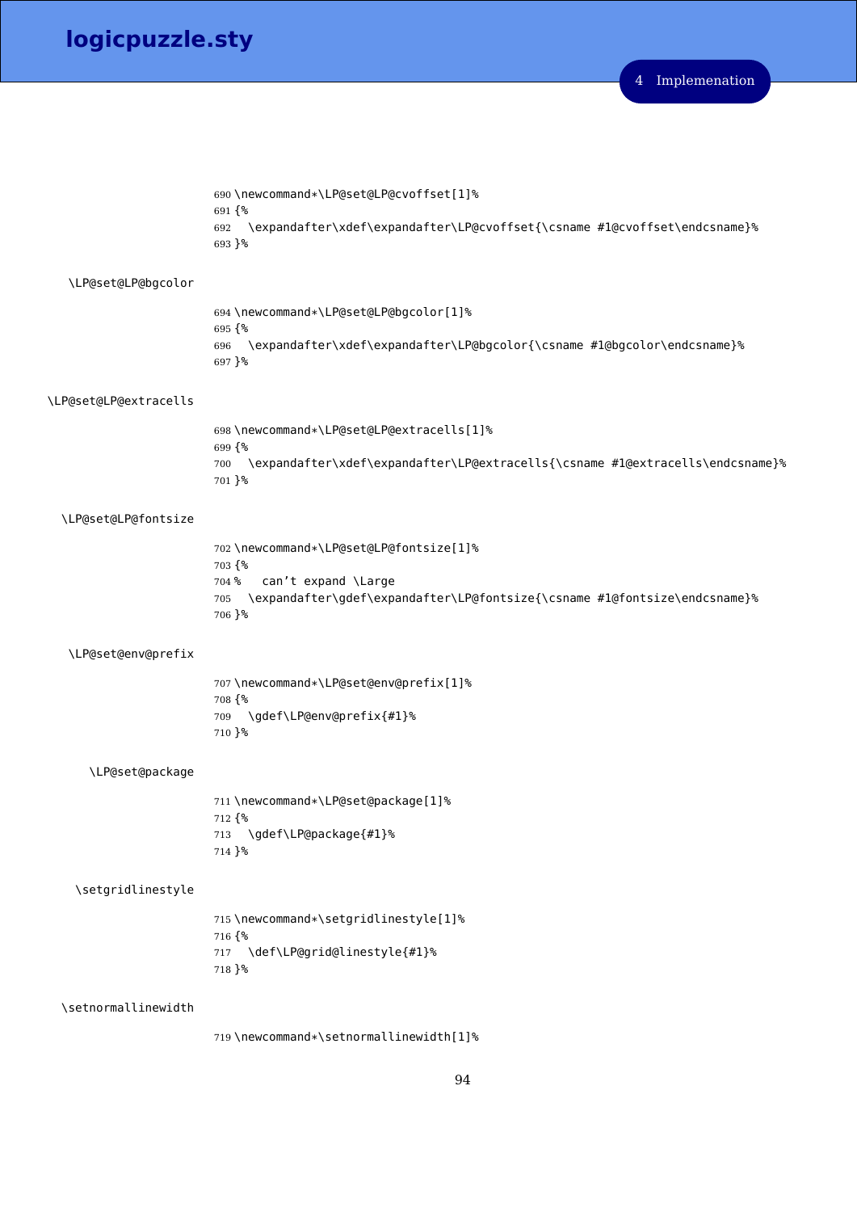```
690 \newcommand*\LP@set@LP@cvoffset[1]%
691 {%
692   \expandafter\xdef\expandafter\LP@cvoffset{\csname #1@cvoffset\endcsname}%
693 }%
```

\LP@set@LP@bgcolor

```
694 \newcommand*\LP@set@LP@bgcolor[1]%
695 {%
696   \expandafter\xdef\expandafter\LP@bgcolor{\csname #1@bgcolor\endcsname}%
697 }%
```

\LP@set@LP@extracells

```
698 \newcommand*\LP@set@LP@extracells[1]%
699 {%
700   \expandafter\xdef\expandafter\LP@extracells{\csname #1@extracells\endcsname}%
701 }%
```

\LP@set@LP@fontsize

```
702 \newcommand*\LP@set@LP@fontsize[1]%
703 {%
704 %   can't expand \Large
705   \expandafter\gdef\expandafter\LP@fontsize{\csname #1@fontsize\endcsname}%
706 }%
```

\LP@set@env@prefix

```
707 \newcommand*\LP@set@env@prefix[1]%
708 {%
709   \gdef\LP@env@prefix{#1}%
710 }%
```

\LP@set@package

```
711 \newcommand*\LP@set@package[1]%
712 {%
713   \gdef\LP@package{#1}%
714 }%
```

\setgridlinestyle

```
715 \newcommand*\setgridlinestyle[1]%
716 {%
717   \def\LP@grid@linestyle{#1}%
718 }%
```

\setnormallinewidth

```
719 \newcommand*\setnormallinewidth[1]%
```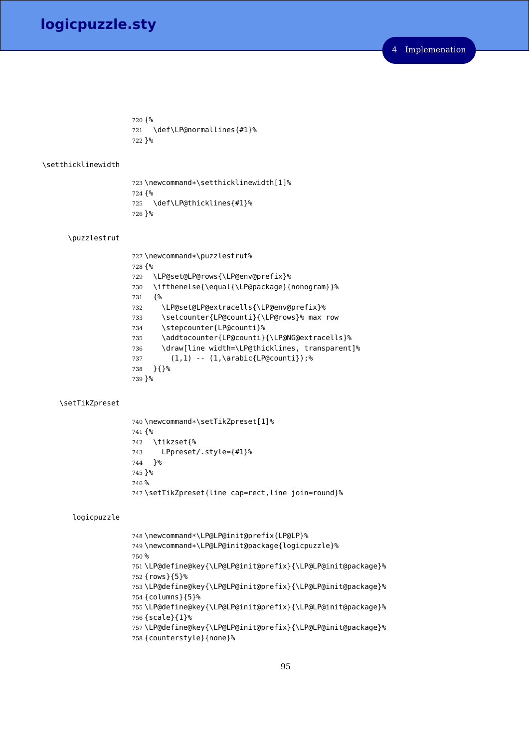```
720 {%
721   \def\LP@normallines{#1}%
722 }%
```

\setthicklinewidth

```
723 \newcommand*\setthicklinewidth[1]%
724 {%
725   \def\LP@thicklines{#1}%
726 }%
```

\puzzlestrut

```
727 \newcommand*\puzzlestrut%
728 {%
729   \LP@set@LP@rows{\LP@env@prefix}%
730   \ifthenelse{\equal{\LP@package}{nonogram}}%
731   {%
732     \LP@set@LP@extracells{\LP@env@prefix}%
733     \setcounter{LP@counti}{\LP@rows}% max row
734     \stepcounter{LP@counti}%
735     \addtocounter{LP@counti}{\LP@NG@extracells}%
736     \draw[line width=\LP@thicklines, transparent]%
737       (1,1) -- (1,\arabic{LP@counti});%
738   }{}%
739 }%
```

\setTikZpreset

```
740 \newcommand*\setTikZpreset[1]%
741 {%
742   \tikzset{%
743     LPpreset/.style={#1}%
744   }%
745 }%
746 %
747 \setTikZpreset{line cap=rect,line join=round}%
```

logicpuzzle

```
748 \newcommand*\LP@LP@init@prefix{LP@LP}%
749 \newcommand*\LP@LP@init@package{logicpuzzle}%
750 %
751 \LP@define@key{\LP@LP@init@prefix}{\LP@LP@init@package}%
752 {rows}{5}%
753 \LP@define@key{\LP@LP@init@prefix}{\LP@LP@init@package}%
754 {columns}{5}%
755 \LP@define@key{\LP@LP@init@prefix}{\LP@LP@init@package}%
756 {scale}{1}%
757 \LP@define@key{\LP@LP@init@prefix}{\LP@LP@init@package}%
758 {counterstyle}{none}%
```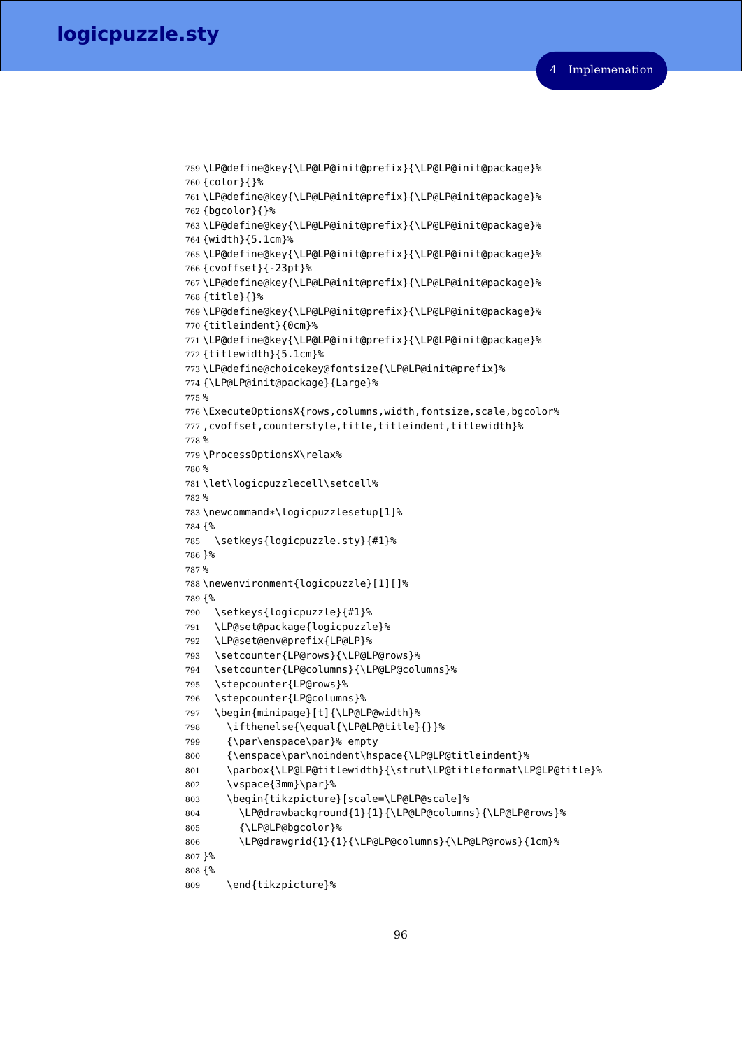```
759 \LP@define@key{\LP@LP@init@prefix}{\LP@LP@init@package}%
760 {color}{}%
761 \LP@define@key{\LP@LP@init@prefix}{\LP@LP@init@package}%
762 {bgcolor}{}%
763 \LP@define@key{\LP@LP@init@prefix}{\LP@LP@init@package}%
764 {width}{5.1cm}%
765 \LP@define@key{\LP@LP@init@prefix}{\LP@LP@init@package}%
766 {cvoffset}{-23pt}%
767 \LP@define@key{\LP@LP@init@prefix}{\LP@LP@init@package}%
768 {title}{}%
769 \LP@define@key{\LP@LP@init@prefix}{\LP@LP@init@package}%
770 {titleindent}{0cm}%
771 \LP@define@key{\LP@LP@init@prefix}{\LP@LP@init@package}%
772 {titlewidth}{5.1cm}%
773 \LP@define@choicekey@fontsize{\LP@LP@init@prefix}%
774 {\LP@LP@init@package}{Large}%
775 %
776 \ExecuteOptionsX{rows,columns,width,fontsize,scale,bgcolor%
777 ,cvoffset,counterstyle,title,titleindent,titlewidth}%
778 %
779 \ProcessOptionsX\relax%
780 %
781 \let\logicpuzzlecell\setcell%
782 %
783 \newcommand*\logicpuzzlesetup[1]%
784 {%
785   \setkeys{logicpuzzle.sty}{#1}%
786 }%
787 %
788 \newenvironment{logicpuzzle}[1][]%
789 {%
790   \setkeys{logicpuzzle}{#1}%
791   \LP@set@package{logicpuzzle}%
792   \LP@set@env@prefix{LP@LP}%
793   \setcounter{LP@rows}{\LP@LP@rows}%
794   \setcounter{LP@columns}{\LP@LP@columns}%
795   \stepcounter{LP@rows}%
796   \stepcounter{LP@columns}%
797   \begin{minipage}[t]{\LP@LP@width}%
798     \ifthenelse{\equal{\LP@LP@title}{}}%
799     {\par\enspace\par}% empty
800     {\enspace\par\noindent\hspace{\LP@LP@titleindent}%
801     \parbox{\LP@LP@titlewidth}{\strut\LP@titleformat\LP@LP@title}%
802     \vspace{3mm}\par}%
803     \begin{tikzpicture}[scale=\LP@LP@scale]%
804       \LP@drawbackground{1}{1}{\LP@LP@columns}{\LP@LP@rows}%
805       {\LP@LP@bgcolor}%
806       \LP@drawgrid{1}{1}{\LP@LP@columns}{\LP@LP@rows}{1cm}%
807 }%
808 {%
809     \end{tikzpicture}%
```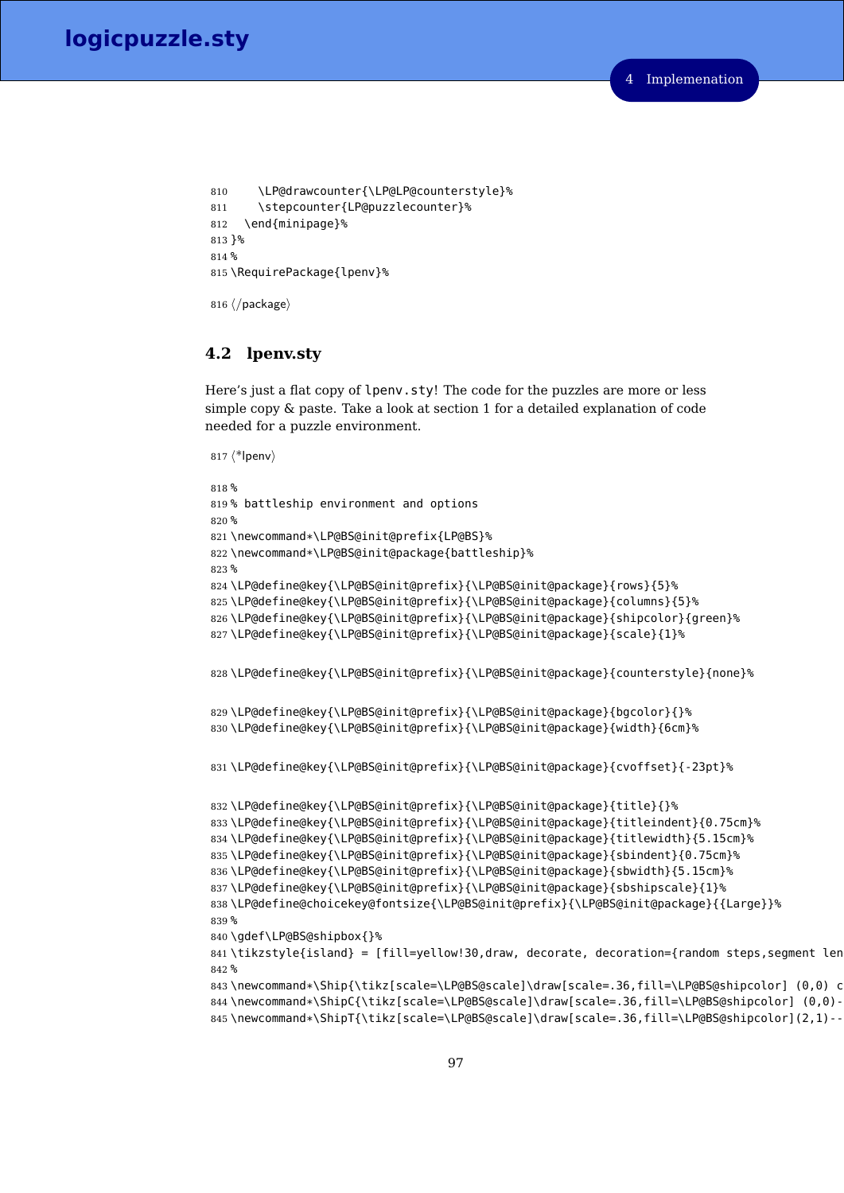```
810     \LP@drawcounter{\LP@LP@counterstyle}%
811     \stepcounter{LP@puzzlecounter}%
812   \end{minipage}%
813 }%
814 %
815 \RequirePackage{lpenv}%
```

816 ⟨/package⟩

## 4.2 lpenv.sty

Here's just a flat copy of `lpenv.sty`! The code for the puzzles are more or less simple copy & paste. Take a look at section 1 for a detailed explanation of code needed for a puzzle environment.

817 ⟨*lpenv⟩

```
818 %
819 % battleship environment and options
820 %
821 \newcommand*\LP@BS@init@prefix{LP@BS}%
822 \newcommand*\LP@BS@init@package{battleship}%
823 %
824 \LP@define@key{\LP@BS@init@prefix}{\LP@BS@init@package}{rows}{5}%
825 \LP@define@key{\LP@BS@init@prefix}{\LP@BS@init@package}{columns}{5}%
826 \LP@define@key{\LP@BS@init@prefix}{\LP@BS@init@package}{shipcolor}{green}%
827 \LP@define@key{\LP@BS@init@prefix}{\LP@BS@init@package}{scale}{1}%

828 \LP@define@key{\LP@BS@init@prefix}{\LP@BS@init@package}{counterstyle}{none}%

829 \LP@define@key{\LP@BS@init@prefix}{\LP@BS@init@package}{bgcolor}{}%
830 \LP@define@key{\LP@BS@init@prefix}{\LP@BS@init@package}{width}{6cm}%

831 \LP@define@key{\LP@BS@init@prefix}{\LP@BS@init@package}{cvoffset}{-23pt}%

832 \LP@define@key{\LP@BS@init@prefix}{\LP@BS@init@package}{title}{}%
833 \LP@define@key{\LP@BS@init@prefix}{\LP@BS@init@package}{titleindent}{0.75cm}%
834 \LP@define@key{\LP@BS@init@prefix}{\LP@BS@init@package}{titlewidth}{5.15cm}%
835 \LP@define@key{\LP@BS@init@prefix}{\LP@BS@init@package}{sbindent}{0.75cm}%
836 \LP@define@key{\LP@BS@init@prefix}{\LP@BS@init@package}{sbwidth}{5.15cm}%
837 \LP@define@key{\LP@BS@init@prefix}{\LP@BS@init@package}{sbshipscale}{1}%
838 \LP@define@choicekey@fontsize{\LP@BS@init@prefix}{\LP@BS@init@package}{{Large}}%
839 %
840 \gdef\LP@BS@shipbox{}%
841 \tikzstyle{island} = [fill=yellow!30,draw, decorate, decoration={random steps,segment len
842 %
843 \newcommand*\Ship{\tikz[scale=\LP@BS@scale]\draw[scale=.36,fill=\LP@BS@shipcolor] (0,0) c
844 \newcommand*\ShipC{\tikz[scale=\LP@BS@scale]\draw[scale=.36,fill=\LP@BS@shipcolor] (0,0)-
845 \newcommand*\ShipT{\tikz[scale=\LP@BS@scale]\draw[scale=.36,fill=\LP@BS@shipcolor](2,1)--
```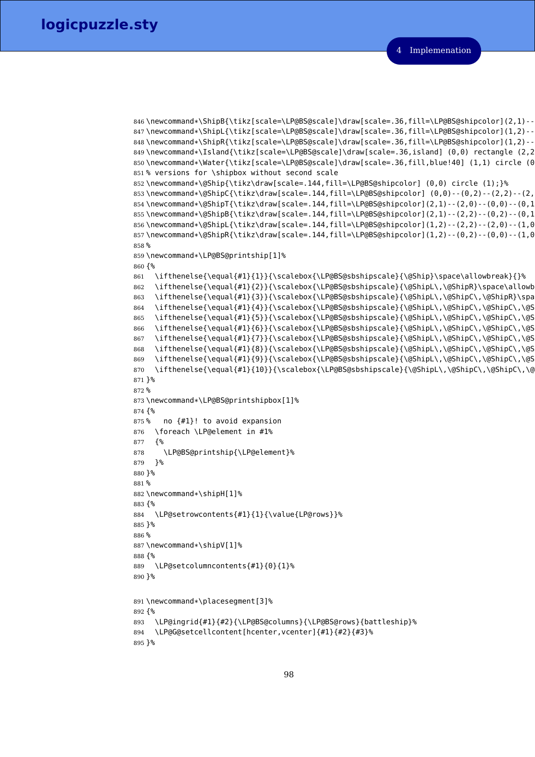```
846 \newcommand*\ShipB{\tikz[scale=\LP@BS@scale]\draw[scale=.36,fill=\LP@BS@shipcolor](2,1)--
847 \newcommand*\ShipL{\tikz[scale=\LP@BS@scale]\draw[scale=.36,fill=\LP@BS@shipcolor](1,2)--
848 \newcommand*\ShipR{\tikz[scale=\LP@BS@scale]\draw[scale=.36,fill=\LP@BS@shipcolor](1,2)--
849 \newcommand*\Island{\tikz[scale=\LP@BS@scale]\draw[scale=.36,island] (0,0) rectangle (2,2
850 \newcommand*\Water{\tikz[scale=\LP@BS@scale]\draw[scale=.36,fill,blue!40] (1,1) circle (0
851 % versions for \shipbox without second scale
852 \newcommand*\@Ship{\tikz\draw[scale=.144,fill=\LP@BS@shipcolor] (0,0) circle (1);}%
853 \newcommand*\@ShipC{\tikz\draw[scale=.144,fill=\LP@BS@shipcolor] (0,0)--(0,2)--(2,2)--(2,
854 \newcommand*\@ShipT{\tikz\draw[scale=.144,fill=\LP@BS@shipcolor](2,1)--(2,0)--(0,0)--(0,1
855 \newcommand*\@ShipB{\tikz\draw[scale=.144,fill=\LP@BS@shipcolor](2,1)--(2,2)--(0,2)--(0,1
856 \newcommand*\@ShipL{\tikz\draw[scale=.144,fill=\LP@BS@shipcolor](1,2)--(2,2)--(2,0)--(1,0
857 \newcommand*\@ShipR{\tikz\draw[scale=.144,fill=\LP@BS@shipcolor](1,2)--(0,2)--(0,0)--(1,0
858 %
859 \newcommand*\LP@BS@printship[1]%
860 {%
861   \ifthenelse{\equal{#1}{1}}{\scalebox{\LP@BS@sbshipscale}{\@Ship}\space\allowbreak}{}%
862   \ifthenelse{\equal{#1}{2}}{\scalebox{\LP@BS@sbshipscale}{\@ShipL\,\@ShipR}\space\allowb
863   \ifthenelse{\equal{#1}{3}}{\scalebox{\LP@BS@sbshipscale}{\@ShipL\,\@ShipC\,\@ShipR}\spa
864   \ifthenelse{\equal{#1}{4}}{\scalebox{\LP@BS@sbshipscale}{\@ShipL\,\@ShipC\,\@ShipC\,\@S
865   \ifthenelse{\equal{#1}{5}}{\scalebox{\LP@BS@sbshipscale}{\@ShipL\,\@ShipC\,\@ShipC\,\@S
866   \ifthenelse{\equal{#1}{6}}{\scalebox{\LP@BS@sbshipscale}{\@ShipL\,\@ShipC\,\@ShipC\,\@S
867   \ifthenelse{\equal{#1}{7}}{\scalebox{\LP@BS@sbshipscale}{\@ShipL\,\@ShipC\,\@ShipC\,\@S
868   \ifthenelse{\equal{#1}{8}}{\scalebox{\LP@BS@sbshipscale}{\@ShipL\,\@ShipC\,\@ShipC\,\@S
869   \ifthenelse{\equal{#1}{9}}{\scalebox{\LP@BS@sbshipscale}{\@ShipL\,\@ShipC\,\@ShipC\,\@S
870   \ifthenelse{\equal{#1}{10}}{\scalebox{\LP@BS@sbshipscale}{\@ShipL\,\@ShipC\,\@ShipC\,\@
871 }%
872 %
873 \newcommand*\LP@BS@printshipbox[1]%
874 {%
875 %   no {#1}! to avoid expansion
876   \foreach \LP@element in #1%
877   {%
878     \LP@BS@printship{\LP@element}%
879   }%
880 }%
881 %
882 \newcommand*\shipH[1]%
883 {%
884   \LP@setrowcontents{#1}{1}{\value{LP@rows}}%
885 }%
886 %
887 \newcommand*\shipV[1]%
888 {%
889   \LP@setcolumncontents{#1}{0}{1}%
890 }%

891 \newcommand*\placesegment[3]%
892 {%
893   \LP@ingrid{#1}{#2}{\LP@BS@columns}{\LP@BS@rows}{battleship}%
894   \LP@G@setcellcontent[hcenter,vcenter]{#1}{#2}{#3}%
895 }%
```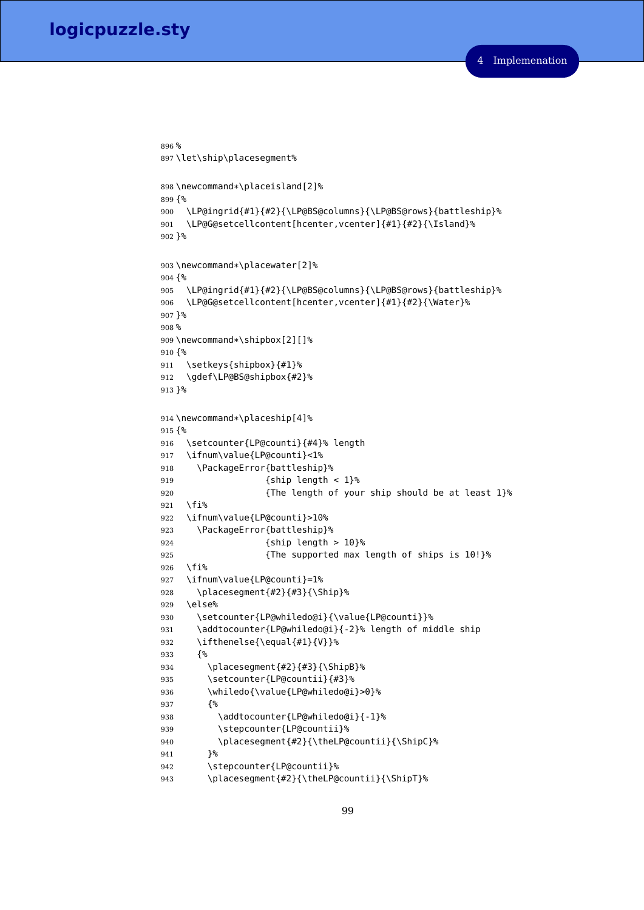```
896 %
897 \let\ship\placesegment%

898 \newcommand*\placeisland[2]%
899 {%
900   \LP@ingrid{#1}{#2}{\LP@BS@columns}{\LP@BS@rows}{battleship}%
901   \LP@G@setcellcontent[hcenter,vcenter]{#1}{#2}{\Island}%
902 }%

903 \newcommand*\placewater[2]%
904 {%
905   \LP@ingrid{#1}{#2}{\LP@BS@columns}{\LP@BS@rows}{battleship}%
906   \LP@G@setcellcontent[hcenter,vcenter]{#1}{#2}{\Water}%
907 }%
908 %
909 \newcommand*\shipbox[2][]%
910 {%
911   \setkeys{shipbox}{#1}%
912   \gdef\LP@BS@shipbox{#2}%
913 }%

914 \newcommand*\placeship[4]%
915 {%
916   \setcounter{LP@counti}{#4}% length
917   \ifnum\value{LP@counti}<1%
918     \PackageError{battleship}%
919                  {ship length < 1}%
920                  {The length of your ship should be at least 1}%
921   \fi%
922   \ifnum\value{LP@counti}>10%
923     \PackageError{battleship}%
924                  {ship length > 10}%
925                  {The supported max length of ships is 10!}%
926   \fi%
927   \ifnum\value{LP@counti}=1%
928     \placesegment{#2}{#3}{\Ship}%
929   \else%
930     \setcounter{LP@whiledo@i}{\value{LP@counti}}%
931     \addtocounter{LP@whiledo@i}{-2}% length of middle ship
932     \ifthenelse{\equal{#1}{V}}%
933     {%
934       \placesegment{#2}{#3}{\ShipB}%
935       \setcounter{LP@countii}{#3}%
936       \whiledo{\value{LP@whiledo@i}>0}%
937       {%
938         \addtocounter{LP@whiledo@i}{-1}%
939         \stepcounter{LP@countii}%
940         \placesegment{#2}{\theLP@countii}{\ShipC}%
941       }%
942       \stepcounter{LP@countii}%
943       \placesegment{#2}{\theLP@countii}{\ShipT}%
```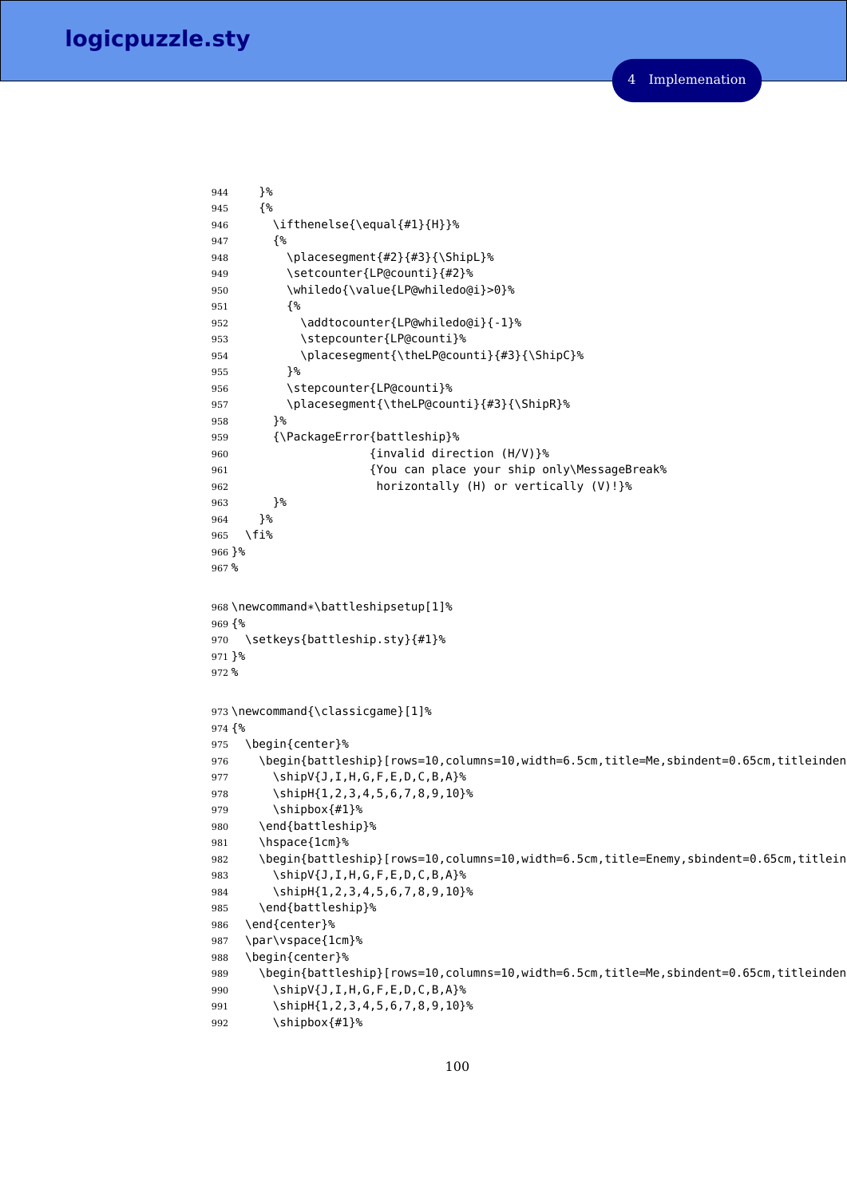```
944     }%
945     {%
946       \ifthenelse{\equal{#1}{H}}%
947       {%
948         \placesegment{#2}{#3}{\ShipL}%
949         \setcounter{LP@counti}{#2}%
950         \whiledo{\value{LP@whiledo@i}>0}%
951         {%
952           \addtocounter{LP@whiledo@i}{-1}%
953           \stepcounter{LP@counti}%
954           \placesegment{\theLP@counti}{#3}{\ShipC}%
955         }%
956         \stepcounter{LP@counti}%
957         \placesegment{\theLP@counti}{#3}{\ShipR}%
958       }%
959       {\PackageError{battleship}%
960                     {invalid direction (H/V)}%
961                     {You can place your ship only\MessageBreak%
962                      horizontally (H) or vertically (V)!}%
963       }%
964     }%
965   \fi%
966 }%
967 %
```

```
968 \newcommand*\battleshipsetup[1]%
969 {%
970   \setkeys{battleship.sty}{#1}%
971 }%
972 %
```

```
973 \newcommand{\classicgame}[1]%
974 {%
975   \begin{center}%
976     \begin{battleship}[rows=10,columns=10,width=6.5cm,title=Me,sbindent=0.65cm,titleinden
977       \shipV{J,I,H,G,F,E,D,C,B,A}%
978       \shipH{1,2,3,4,5,6,7,8,9,10}%
979       \shipbox{#1}%
980     \end{battleship}%
981     \hspace{1cm}%
982     \begin{battleship}[rows=10,columns=10,width=6.5cm,title=Enemy,sbindent=0.65cm,titlein
983       \shipV{J,I,H,G,F,E,D,C,B,A}%
984       \shipH{1,2,3,4,5,6,7,8,9,10}%
985     \end{battleship}%
986   \end{center}%
987   \par\vspace{1cm}%
988   \begin{center}%
989     \begin{battleship}[rows=10,columns=10,width=6.5cm,title=Me,sbindent=0.65cm,titleinden
990       \shipV{J,I,H,G,F,E,D,C,B,A}%
991       \shipH{1,2,3,4,5,6,7,8,9,10}%
992       \shipbox{#1}%
```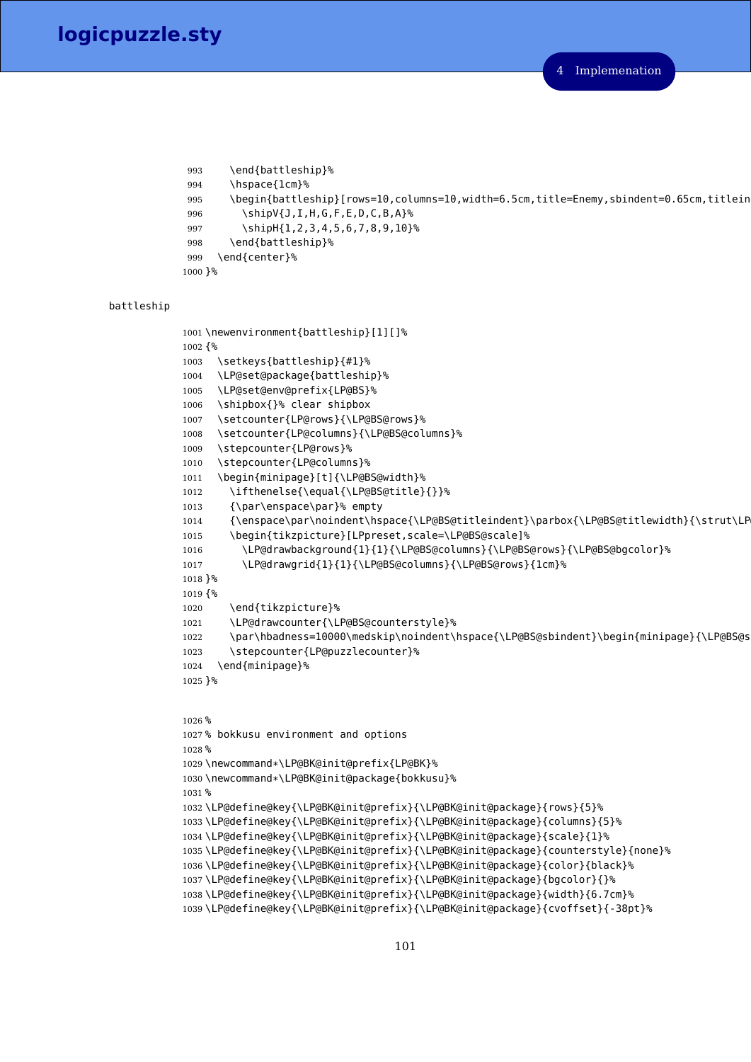```
993     \end{battleship}%
994     \hspace{1cm}%
995     \begin{battleship}[rows=10,columns=10,width=6.5cm,title=Enemy,sbindent=0.65cm,titlein
996       \shipV{J,I,H,G,F,E,D,C,B,A}%
997       \shipH{1,2,3,4,5,6,7,8,9,10}%
998     \end{battleship}%
999   \end{center}%
1000 }%
```

battleship

```
1001 \newenvironment{battleship}[1][]%
1002 {%
1003   \setkeys{battleship}{#1}%
1004   \LP@set@package{battleship}%
1005   \LP@set@env@prefix{LP@BS}%
1006   \shipbox{}% clear shipbox
1007   \setcounter{LP@rows}{\LP@BS@rows}%
1008   \setcounter{LP@columns}{\LP@BS@columns}%
1009   \stepcounter{LP@rows}%
1010   \stepcounter{LP@columns}%
1011   \begin{minipage}[t]{\LP@BS@width}%
1012     \ifthenelse{\equal{\LP@BS@title}{}}%
1013     {\par\enspace\par}% empty
1014     {\enspace\par\noindent\hspace{\LP@BS@titleindent}\parbox{\LP@BS@titlewidth}{\strut\LP
1015     \begin{tikzpicture}[LPpreset,scale=\LP@BS@scale]%
1016       \LP@drawbackground{1}{1}{\LP@BS@columns}{\LP@BS@rows}{\LP@BS@bgcolor}%
1017       \LP@drawgrid{1}{1}{\LP@BS@columns}{\LP@BS@rows}{1cm}%
1018 }%
1019 {%
1020     \end{tikzpicture}%
1021     \LP@drawcounter{\LP@BS@counterstyle}%
1022     \par\hbadness=10000\medskip\noindent\hspace{\LP@BS@sbindent}\begin{minipage}{\LP@BS@s
1023     \stepcounter{LP@puzzlecounter}%
1024   \end{minipage}%
1025 }%
```

```
1026 %
1027 % bokkusu environment and options
1028 %
1029 \newcommand*\LP@BK@init@prefix{LP@BK}%
1030 \newcommand*\LP@BK@init@package{bokkusu}%
1031 %
1032 \LP@define@key{\LP@BK@init@prefix}{\LP@BK@init@package}{rows}{5}%
1033 \LP@define@key{\LP@BK@init@prefix}{\LP@BK@init@package}{columns}{5}%
1034 \LP@define@key{\LP@BK@init@prefix}{\LP@BK@init@package}{scale}{1}%
1035 \LP@define@key{\LP@BK@init@prefix}{\LP@BK@init@package}{counterstyle}{none}%
1036 \LP@define@key{\LP@BK@init@prefix}{\LP@BK@init@package}{color}{black}%
1037 \LP@define@key{\LP@BK@init@prefix}{\LP@BK@init@package}{bgcolor}{}%
1038 \LP@define@key{\LP@BK@init@prefix}{\LP@BK@init@package}{width}{6.7cm}%
1039 \LP@define@key{\LP@BK@init@prefix}{\LP@BK@init@package}{cvoffset}{-38pt}%
```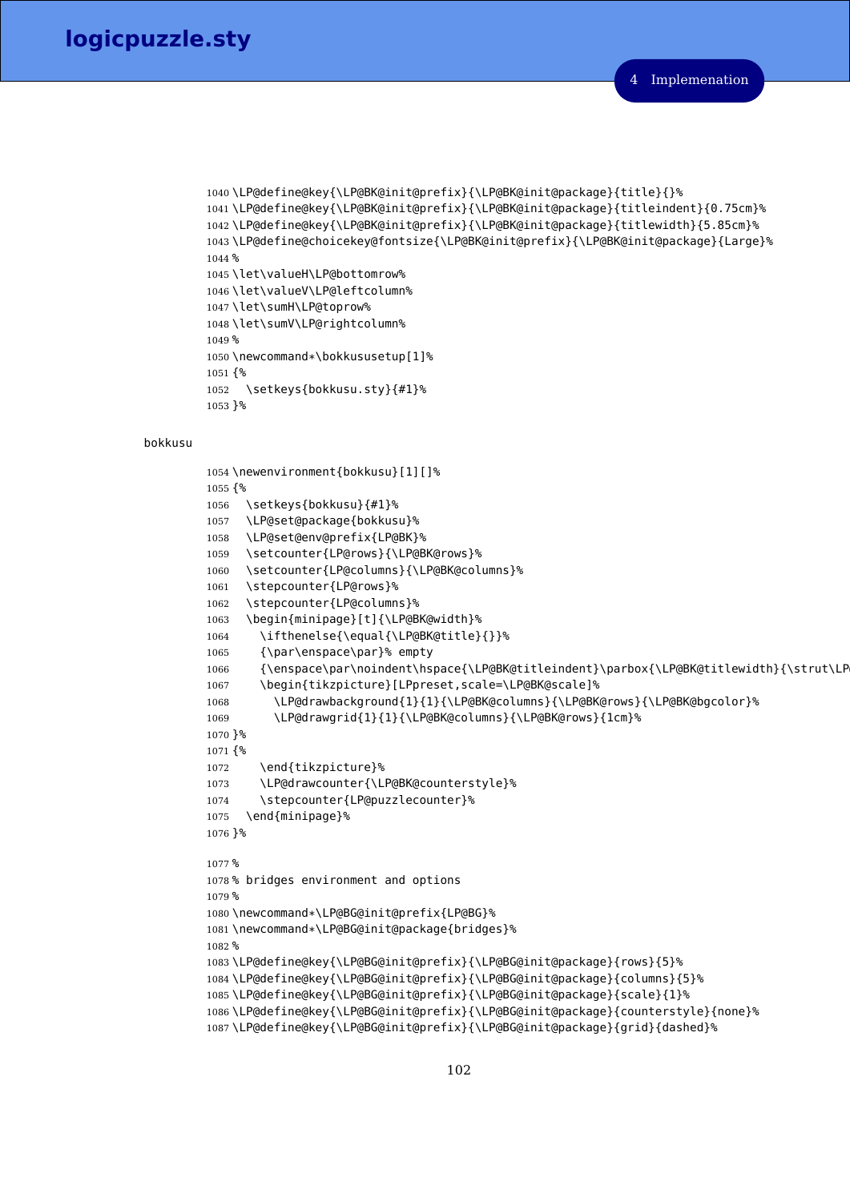```
1040 \LP@define@key{\LP@BK@init@prefix}{\LP@BK@init@package}{title}{}%
1041 \LP@define@key{\LP@BK@init@prefix}{\LP@BK@init@package}{titleindent}{0.75cm}%
1042 \LP@define@key{\LP@BK@init@prefix}{\LP@BK@init@package}{titlewidth}{5.85cm}%
1043 \LP@define@choicekey@fontsize{\LP@BK@init@prefix}{\LP@BK@init@package}{Large}%
1044 %
1045 \let\valueH\LP@bottomrow%
1046 \let\valueV\LP@leftcolumn%
1047 \let\sumH\LP@toprow%
1048 \let\sumV\LP@rightcolumn%
1049 %
1050 \newcommand*\bokkususetup[1]%
1051 {%
1052   \setkeys{bokkusu.sty}{#1}%
1053 }%
```

bokkusu

```
1054 \newenvironment{bokkusu}[1][]%
1055 {%
1056   \setkeys{bokkusu}{#1}%
1057   \LP@set@package{bokkusu}%
1058   \LP@set@env@prefix{LP@BK}%
1059   \setcounter{LP@rows}{\LP@BK@rows}%
1060   \setcounter{LP@columns}{\LP@BK@columns}%
1061   \stepcounter{LP@rows}%
1062   \stepcounter{LP@columns}%
1063   \begin{minipage}[t]{\LP@BK@width}%
1064     \ifthenelse{\equal{\LP@BK@title}{}}%
1065     {\par\enspace\par}% empty
1066     {\enspace\par\noindent\hspace{\LP@BK@titleindent}\parbox{\LP@BK@titlewidth}{\strut\LP
1067     \begin{tikzpicture}[LPpreset,scale=\LP@BK@scale]%
1068       \LP@drawbackground{1}{1}{\LP@BK@columns}{\LP@BK@rows}{\LP@BK@bgcolor}%
1069       \LP@drawgrid{1}{1}{\LP@BK@columns}{\LP@BK@rows}{1cm}%
1070 }%
1071 {%
1072     \end{tikzpicture}%
1073     \LP@drawcounter{\LP@BK@counterstyle}%
1074     \stepcounter{LP@puzzlecounter}%
1075   \end{minipage}%
1076 }%

1077 %
1078 % bridges environment and options
1079 %
1080 \newcommand*\LP@BG@init@prefix{LP@BG}%
1081 \newcommand*\LP@BG@init@package{bridges}%
1082 %
1083 \LP@define@key{\LP@BG@init@prefix}{\LP@BG@init@package}{rows}{5}%
1084 \LP@define@key{\LP@BG@init@prefix}{\LP@BG@init@package}{columns}{5}%
1085 \LP@define@key{\LP@BG@init@prefix}{\LP@BG@init@package}{scale}{1}%
1086 \LP@define@key{\LP@BG@init@prefix}{\LP@BG@init@package}{counterstyle}{none}%
1087 \LP@define@key{\LP@BG@init@prefix}{\LP@BG@init@package}{grid}{dashed}%
```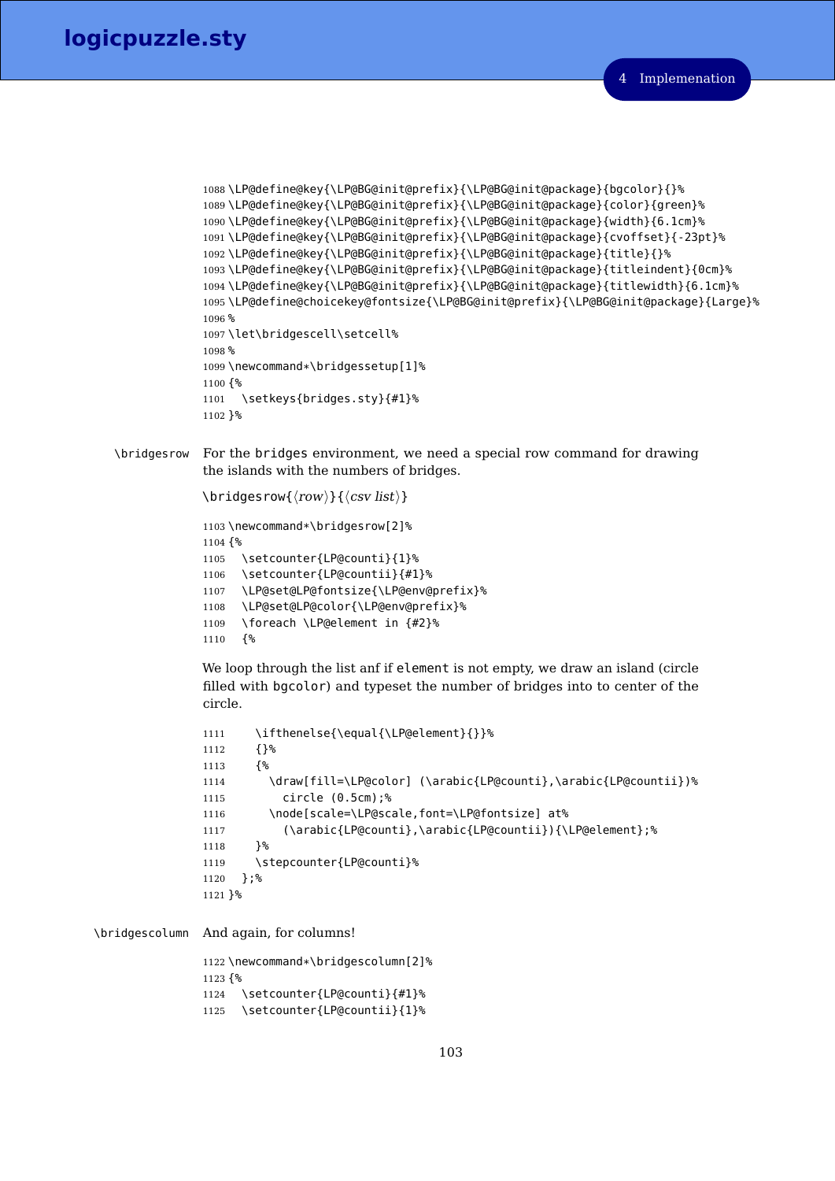```
1088 \LP@define@key{\LP@BG@init@prefix}{\LP@BG@init@package}{bgcolor}{}%
1089 \LP@define@key{\LP@BG@init@prefix}{\LP@BG@init@package}{color}{green}%
1090 \LP@define@key{\LP@BG@init@prefix}{\LP@BG@init@package}{width}{6.1cm}%
1091 \LP@define@key{\LP@BG@init@prefix}{\LP@BG@init@package}{cvoffset}{-23pt}%
1092 \LP@define@key{\LP@BG@init@prefix}{\LP@BG@init@package}{title}{}%
1093 \LP@define@key{\LP@BG@init@prefix}{\LP@BG@init@package}{titleindent}{0cm}%
1094 \LP@define@key{\LP@BG@init@prefix}{\LP@BG@init@package}{titlewidth}{6.1cm}%
1095 \LP@define@choicekey@fontsize{\LP@BG@init@prefix}{\LP@BG@init@package}{Large}%
1096 %
1097 \let\bridgescell\setcell%
1098 %
1099 \newcommand*\bridgessetup[1]%
1100 {%
1101   \setkeys{bridges.sty}{#1}%
1102 }%
```

`\bridgesrow` For the `bridges` environment, we need a special row command for drawing the islands with the numbers of bridges.

`\bridgesrow{`⟨*row*⟩`}{`⟨*csv list*⟩`}`

```
1103 \newcommand*\bridgesrow[2]%
1104 {%
1105   \setcounter{LP@counti}{1}%
1106   \setcounter{LP@countii}{#1}%
1107   \LP@set@LP@fontsize{\LP@env@prefix}%
1108   \LP@set@LP@color{\LP@env@prefix}%
1109   \foreach \LP@element in {#2}%
1110   {%
```

We loop through the list anf if `element` is not empty, we draw an island (circle filled with `bgcolor`) and typeset the number of bridges into to center of the circle.

```
1111     \ifthenelse{\equal{\LP@element}{}}%
1112     {}%
1113     {%
1114       \draw[fill=\LP@color] (\arabic{LP@counti},\arabic{LP@countii})%
1115         circle (0.5cm);%
1116       \node[scale=\LP@scale,font=\LP@fontsize] at%
1117         (\arabic{LP@counti},\arabic{LP@countii}){\LP@element};%
1118     }%
1119     \stepcounter{LP@counti}%
1120   };%
1121 }%
```

`\bridgescolumn` And again, for columns!

```
1122 \newcommand*\bridgescolumn[2]%
1123 {%
1124   \setcounter{LP@counti}{#1}%
1125   \setcounter{LP@countii}{1}%
```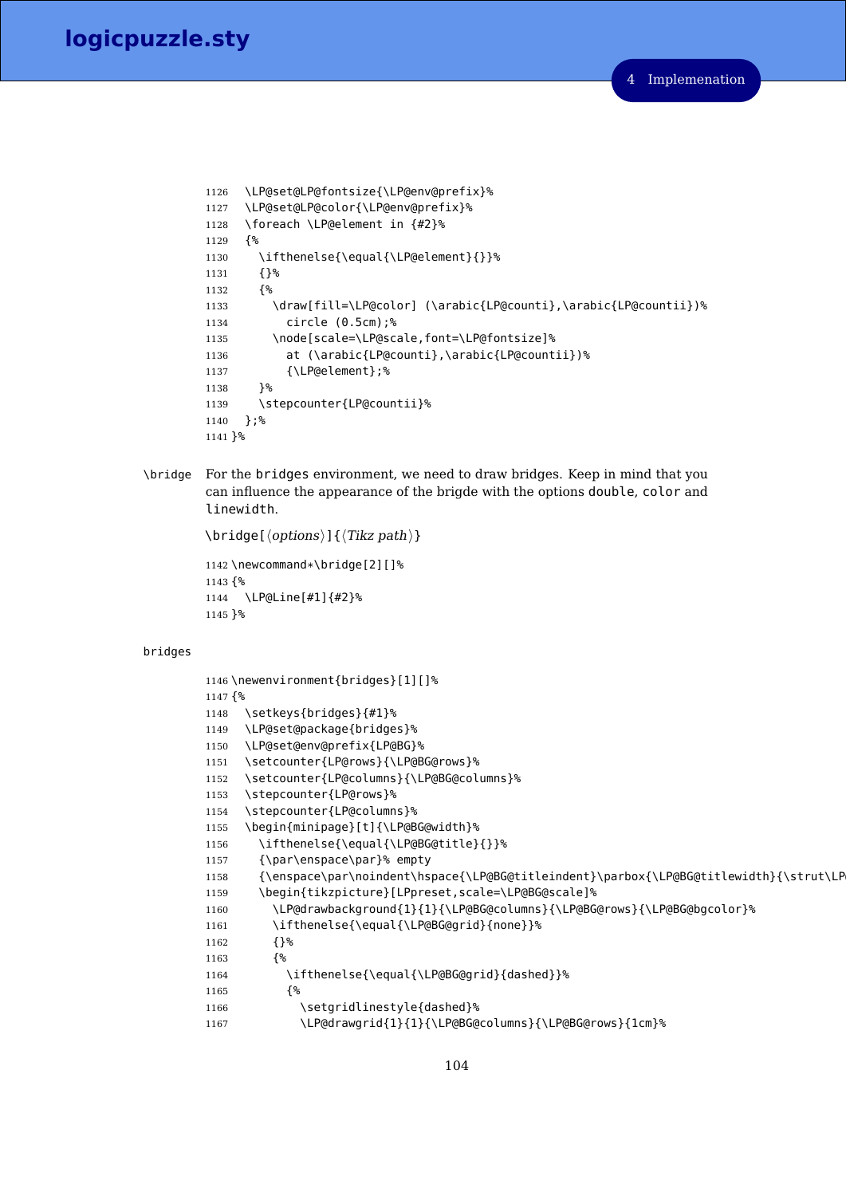```
1126   \LP@set@LP@fontsize{\LP@env@prefix}%
1127   \LP@set@LP@color{\LP@env@prefix}%
1128   \foreach \LP@element in {#2}%
1129   {%
1130     \ifthenelse{\equal{\LP@element}{}}%
1131     {}%
1132     {%
1133       \draw[fill=\LP@color] (\arabic{LP@counti},\arabic{LP@countii})%
1134         circle (0.5cm);%
1135       \node[scale=\LP@scale,font=\LP@fontsize]%
1136         at (\arabic{LP@counti},\arabic{LP@countii})%
1137         {\LP@element};%
1138     }%
1139     \stepcounter{LP@countii}%
1140   };%
1141 }%
```

`\bridge` For the `bridges` environment, we need to draw bridges. Keep in mind that you can influence the appearance of the brigde with the options `double`, `color` and `linewidth`.

`\bridge[`⟨*options*⟩`]{`⟨*Tikz path*⟩`}`

```
1142 \newcommand*\bridge[2][]%
1143 {%
1144   \LP@Line[#1]{#2}%
1145 }%
```

`bridges`

```
1146 \newenvironment{bridges}[1][]%
1147 {%
1148   \setkeys{bridges}{#1}%
1149   \LP@set@package{bridges}%
1150   \LP@set@env@prefix{LP@BG}%
1151   \setcounter{LP@rows}{\LP@BG@rows}%
1152   \setcounter{LP@columns}{\LP@BG@columns}%
1153   \stepcounter{LP@rows}%
1154   \stepcounter{LP@columns}%
1155   \begin{minipage}[t]{\LP@BG@width}%
1156     \ifthenelse{\equal{\LP@BG@title}{}}%
1157     {\par\enspace\par}% empty
1158     {\enspace\par\noindent\hspace{\LP@BG@titleindent}\parbox{\LP@BG@titlewidth}{\strut\LP
1159     \begin{tikzpicture}[LPpreset,scale=\LP@BG@scale]%
1160       \LP@drawbackground{1}{1}{\LP@BG@columns}{\LP@BG@rows}{\LP@BG@bgcolor}%
1161       \ifthenelse{\equal{\LP@BG@grid}{none}}%
1162       {}%
1163       {%
1164         \ifthenelse{\equal{\LP@BG@grid}{dashed}}%
1165         {%
1166           \setgridlinestyle{dashed}%
1167           \LP@drawgrid{1}{1}{\LP@BG@columns}{\LP@BG@rows}{1cm}%
```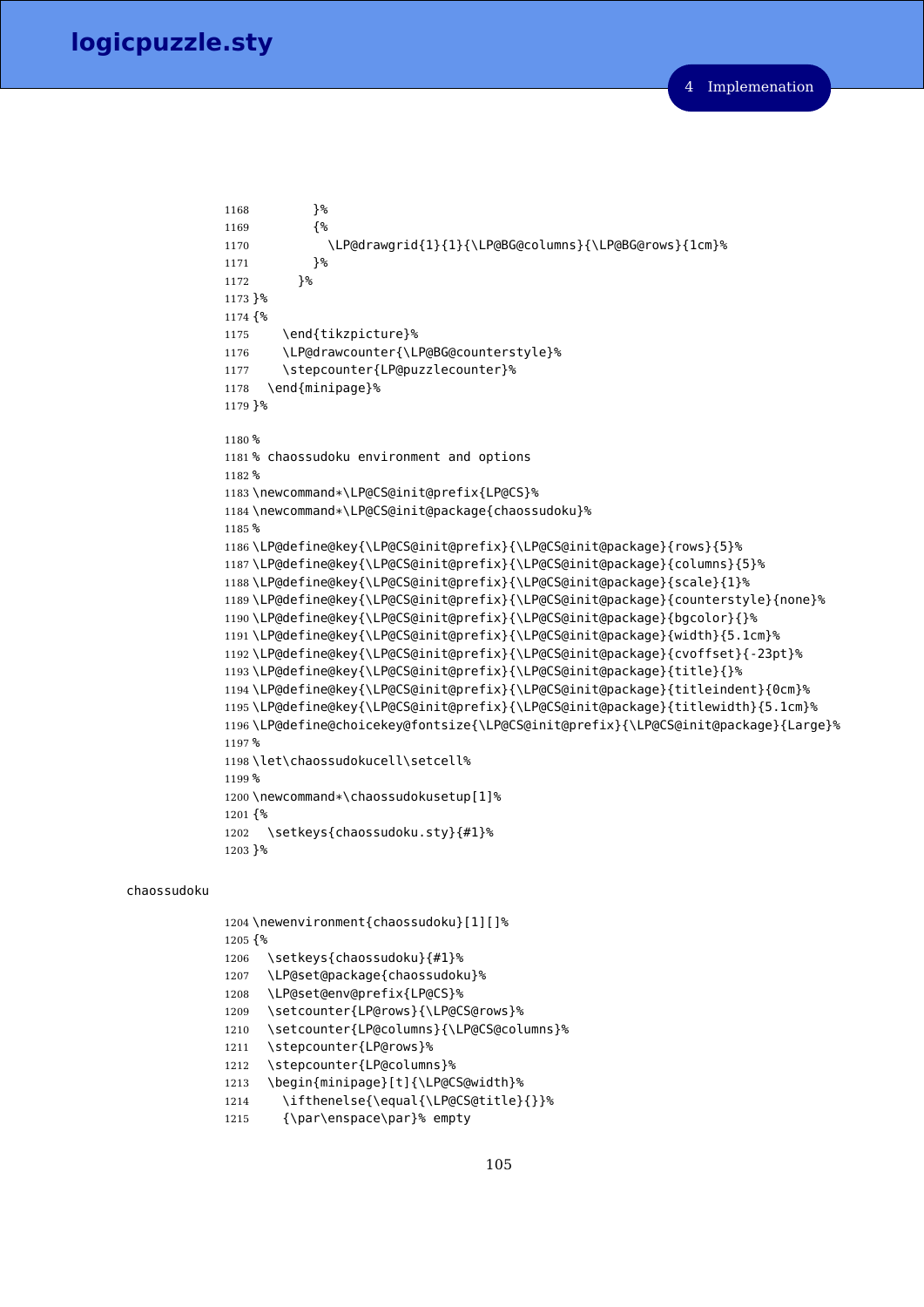```
1168         }%
1169         {%
1170           \LP@drawgrid{1}{1}{\LP@BG@columns}{\LP@BG@rows}{1cm}%
1171         }%
1172       }%
1173 }%
1174 {%
1175     \end{tikzpicture}%
1176     \LP@drawcounter{\LP@BG@counterstyle}%
1177     \stepcounter{LP@puzzlecounter}%
1178   \end{minipage}%
1179 }%
```

```
1180 %
1181 % chaossudoku environment and options
1182 %
1183 \newcommand*\LP@CS@init@prefix{LP@CS}%
1184 \newcommand*\LP@CS@init@package{chaossudoku}%
1185 %
1186 \LP@define@key{\LP@CS@init@prefix}{\LP@CS@init@package}{rows}{5}%
1187 \LP@define@key{\LP@CS@init@prefix}{\LP@CS@init@package}{columns}{5}%
1188 \LP@define@key{\LP@CS@init@prefix}{\LP@CS@init@package}{scale}{1}%
1189 \LP@define@key{\LP@CS@init@prefix}{\LP@CS@init@package}{counterstyle}{none}%
1190 \LP@define@key{\LP@CS@init@prefix}{\LP@CS@init@package}{bgcolor}{}%
1191 \LP@define@key{\LP@CS@init@prefix}{\LP@CS@init@package}{width}{5.1cm}%
1192 \LP@define@key{\LP@CS@init@prefix}{\LP@CS@init@package}{cvoffset}{-23pt}%
1193 \LP@define@key{\LP@CS@init@prefix}{\LP@CS@init@package}{title}{}%
1194 \LP@define@key{\LP@CS@init@prefix}{\LP@CS@init@package}{titleindent}{0cm}%
1195 \LP@define@key{\LP@CS@init@prefix}{\LP@CS@init@package}{titlewidth}{5.1cm}%
1196 \LP@define@choicekey@fontsize{\LP@CS@init@prefix}{\LP@CS@init@package}{Large}%
1197 %
1198 \let\chaossudokucell\setcell%
1199 %
1200 \newcommand*\chaossudokusetup[1]%
1201 {%
1202   \setkeys{chaossudoku.sty}{#1}%
1203 }%
```

chaossudoku

```
1204 \newenvironment{chaossudoku}[1][]%
1205 {%
1206   \setkeys{chaossudoku}{#1}%
1207   \LP@set@package{chaossudoku}%
1208   \LP@set@env@prefix{LP@CS}%
1209   \setcounter{LP@rows}{\LP@CS@rows}%
1210   \setcounter{LP@columns}{\LP@CS@columns}%
1211   \stepcounter{LP@rows}%
1212   \stepcounter{LP@columns}%
1213   \begin{minipage}[t]{\LP@CS@width}%
1214     \ifthenelse{\equal{\LP@CS@title}{}}%
1215     {\par\enspace\par}% empty
```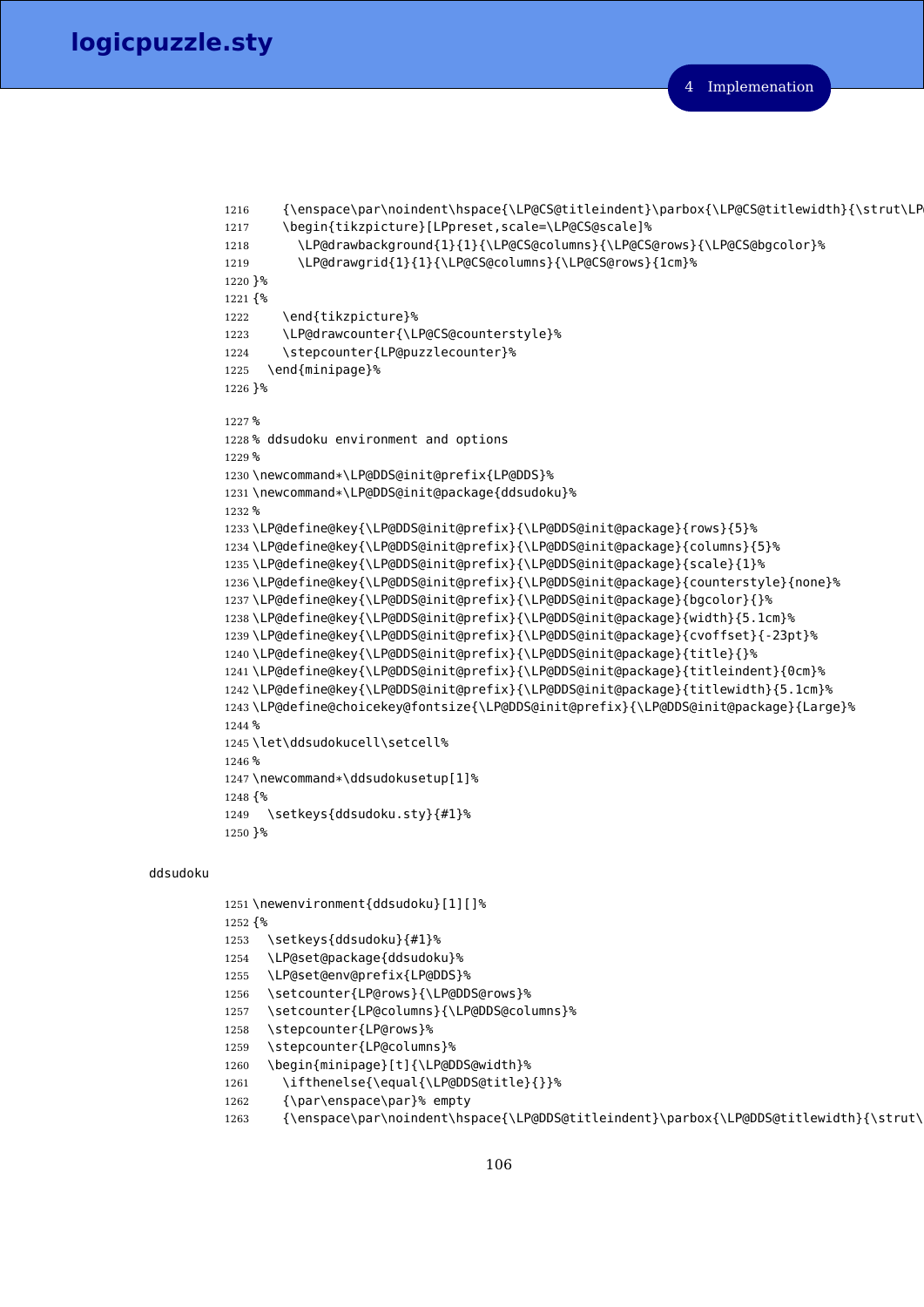```
1216      {\enspace\par\noindent\hspace{\LP@CS@titleindent}\parbox{\LP@CS@titlewidth}{\strut\LP
1217      \begin{tikzpicture}[LPpreset,scale=\LP@CS@scale]%
1218        \LP@drawbackground{1}{1}{\LP@CS@columns}{\LP@CS@rows}{\LP@CS@bgcolor}%
1219        \LP@drawgrid{1}{1}{\LP@CS@columns}{\LP@CS@rows}{1cm}%
1220 }%
1221 {%
1222      \end{tikzpicture}%
1223      \LP@drawcounter{\LP@CS@counterstyle}%
1224      \stepcounter{LP@puzzlecounter}%
1225    \end{minipage}%
1226 }%
```

```
1227 %
1228 % ddsudoku environment and options
1229 %
1230 \newcommand*\LP@DDS@init@prefix{LP@DDS}%
1231 \newcommand*\LP@DDS@init@package{ddsudoku}%
1232 %
1233 \LP@define@key{\LP@DDS@init@prefix}{\LP@DDS@init@package}{rows}{5}%
1234 \LP@define@key{\LP@DDS@init@prefix}{\LP@DDS@init@package}{columns}{5}%
1235 \LP@define@key{\LP@DDS@init@prefix}{\LP@DDS@init@package}{scale}{1}%
1236 \LP@define@key{\LP@DDS@init@prefix}{\LP@DDS@init@package}{counterstyle}{none}%
1237 \LP@define@key{\LP@DDS@init@prefix}{\LP@DDS@init@package}{bgcolor}{}%
1238 \LP@define@key{\LP@DDS@init@prefix}{\LP@DDS@init@package}{width}{5.1cm}%
1239 \LP@define@key{\LP@DDS@init@prefix}{\LP@DDS@init@package}{cvoffset}{-23pt}%
1240 \LP@define@key{\LP@DDS@init@prefix}{\LP@DDS@init@package}{title}{}%
1241 \LP@define@key{\LP@DDS@init@prefix}{\LP@DDS@init@package}{titleindent}{0cm}%
1242 \LP@define@key{\LP@DDS@init@prefix}{\LP@DDS@init@package}{titlewidth}{5.1cm}%
1243 \LP@define@choicekey@fontsize{\LP@DDS@init@prefix}{\LP@DDS@init@package}{Large}%
1244 %
1245 \let\ddsudokucell\setcell%
1246 %
1247 \newcommand*\ddsudokusetup[1]%
1248 {%
1249   \setkeys{ddsudoku.sty}{#1}%
1250 }%
```

ddsudoku

```
1251 \newenvironment{ddsudoku}[1][]%
1252 {%
1253   \setkeys{ddsudoku}{#1}%
1254   \LP@set@package{ddsudoku}%
1255   \LP@set@env@prefix{LP@DDS}%
1256   \setcounter{LP@rows}{\LP@DDS@rows}%
1257   \setcounter{LP@columns}{\LP@DDS@columns}%
1258   \stepcounter{LP@rows}%
1259   \stepcounter{LP@columns}%
1260   \begin{minipage}[t]{\LP@DDS@width}%
1261     \ifthenelse{\equal{\LP@DDS@title}{}}%
1262     {\par\enspace\par}% empty
1263     {\enspace\par\noindent\hspace{\LP@DDS@titleindent}\parbox{\LP@DDS@titlewidth}{\strut\
```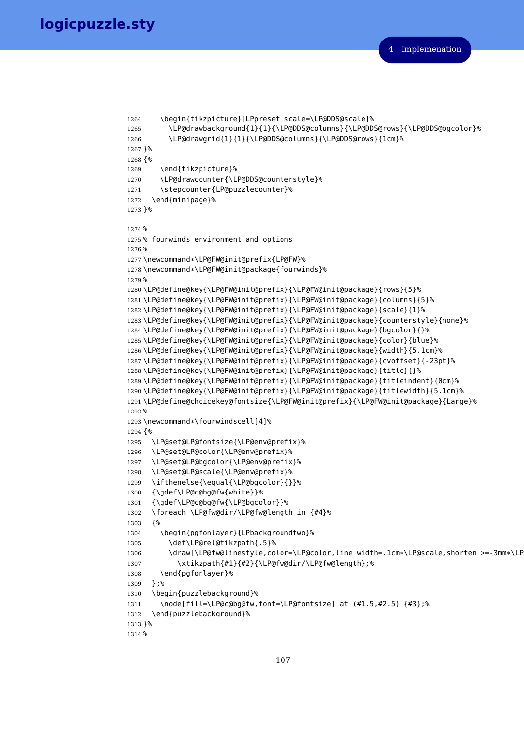```
1264    \begin{tikzpicture}[LPpreset,scale=\LP@DDS@scale]%
1265      \LP@drawbackground{1}{1}{\LP@DDS@columns}{\LP@DDS@rows}{\LP@DDS@bgcolor}%
1266      \LP@drawgrid{1}{1}{\LP@DDS@columns}{\LP@DDS@rows}{1cm}%
1267 }%
1268 {%
1269    \end{tikzpicture}%
1270    \LP@drawcounter{\LP@DDS@counterstyle}%
1271    \stepcounter{LP@puzzlecounter}%
1272  \end{minipage}%
1273 }%
1274 %
1275 % fourwinds environment and options
1276 %
1277 \newcommand*\LP@FW@init@prefix{LP@FW}%
1278 \newcommand*\LP@FW@init@package{fourwinds}%
1279 %
1280 \LP@define@key{\LP@FW@init@prefix}{\LP@FW@init@package}{rows}{5}%
1281 \LP@define@key{\LP@FW@init@prefix}{\LP@FW@init@package}{columns}{5}%
1282 \LP@define@key{\LP@FW@init@prefix}{\LP@FW@init@package}{scale}{1}%
1283 \LP@define@key{\LP@FW@init@prefix}{\LP@FW@init@package}{counterstyle}{none}%
1284 \LP@define@key{\LP@FW@init@prefix}{\LP@FW@init@package}{bgcolor}{}%
1285 \LP@define@key{\LP@FW@init@prefix}{\LP@FW@init@package}{color}{blue}%
1286 \LP@define@key{\LP@FW@init@prefix}{\LP@FW@init@package}{width}{5.1cm}%
1287 \LP@define@key{\LP@FW@init@prefix}{\LP@FW@init@package}{cvoffset}{-23pt}%
1288 \LP@define@key{\LP@FW@init@prefix}{\LP@FW@init@package}{title}{}%
1289 \LP@define@key{\LP@FW@init@prefix}{\LP@FW@init@package}{titleindent}{0cm}%
1290 \LP@define@key{\LP@FW@init@prefix}{\LP@FW@init@package}{titlewidth}{5.1cm}%
1291 \LP@define@choicekey@fontsize{\LP@FW@init@prefix}{\LP@FW@init@package}{Large}%
1292 %
1293 \newcommand*\fourwindscell[4]%
1294 {%
1295  \LP@set@LP@fontsize{\LP@env@prefix}%
1296  \LP@set@LP@color{\LP@env@prefix}%
1297  \LP@set@LP@bgcolor{\LP@env@prefix}%
1298  \LP@set@LP@scale{\LP@env@prefix}%
1299  \ifthenelse{\equal{\LP@bgcolor}{}}%
1300  {\gdef\LP@c@bg@fw{white}}%
1301  {\gdef\LP@c@bg@fw{\LP@bgcolor}}%
1302  \foreach \LP@fw@dir/\LP@fw@length in {#4}%
1303  {%
1304    \begin{pgfonlayer}{LPbackgroundtwo}%
1305      \def\LP@rel@tikzpath{.5}%
1306      \draw[\LP@fw@linestyle,color=\LP@color,line width=.1cm*\LP@scale,shorten >=-3mm*\LP
1307        \xtikzpath{#1}{#2}{\LP@fw@dir/\LP@fw@length};%
1308    \end{pgfonlayer}%
1309  };%
1310  \begin{puzzlebackground}%
1311    \node[fill=\LP@c@bg@fw,font=\LP@fontsize] at (#1.5,#2.5) {#3};%
1312  \end{puzzlebackground}%
1313 }%
1314 %
```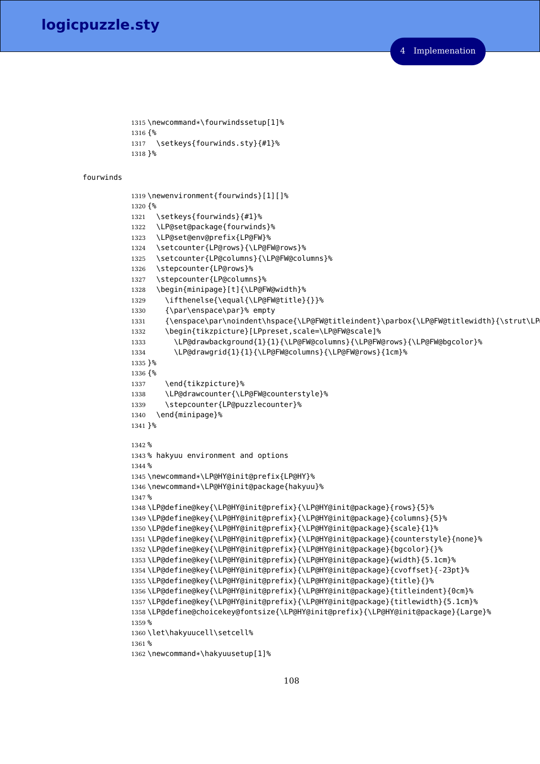```
1315 \newcommand*\fourwindssetup[1]%
1316 {%
1317   \setkeys{fourwinds.sty}{#1}%
1318 }%
```

fourwinds

```
1319 \newenvironment{fourwinds}[1][]%
1320 {%
1321   \setkeys{fourwinds}{#1}%
1322   \LP@set@package{fourwinds}%
1323   \LP@set@env@prefix{LP@FW}%
1324   \setcounter{LP@rows}{\LP@FW@rows}%
1325   \setcounter{LP@columns}{\LP@FW@columns}%
1326   \stepcounter{LP@rows}%
1327   \stepcounter{LP@columns}%
1328   \begin{minipage}[t]{\LP@FW@width}%
1329     \ifthenelse{\equal{\LP@FW@title}{}}%
1330     {\par\enspace\par}% empty
1331     {\enspace\par\noindent\hspace{\LP@FW@titleindent}\parbox{\LP@FW@titlewidth}{\strut\LP
1332     \begin{tikzpicture}[LPpreset,scale=\LP@FW@scale]%
1333       \LP@drawbackground{1}{1}{\LP@FW@columns}{\LP@FW@rows}{\LP@FW@bgcolor}%
1334       \LP@drawgrid{1}{1}{\LP@FW@columns}{\LP@FW@rows}{1cm}%
1335 }%
1336 {%
1337     \end{tikzpicture}%
1338     \LP@drawcounter{\LP@FW@counterstyle}%
1339     \stepcounter{LP@puzzlecounter}%
1340   \end{minipage}%
1341 }%

1342 %
1343 % hakyuu environment and options
1344 %
1345 \newcommand*\LP@HY@init@prefix{LP@HY}%
1346 \newcommand*\LP@HY@init@package{hakyuu}%
1347 %
1348 \LP@define@key{\LP@HY@init@prefix}{\LP@HY@init@package}{rows}{5}%
1349 \LP@define@key{\LP@HY@init@prefix}{\LP@HY@init@package}{columns}{5}%
1350 \LP@define@key{\LP@HY@init@prefix}{\LP@HY@init@package}{scale}{1}%
1351 \LP@define@key{\LP@HY@init@prefix}{\LP@HY@init@package}{counterstyle}{none}%
1352 \LP@define@key{\LP@HY@init@prefix}{\LP@HY@init@package}{bgcolor}{}%
1353 \LP@define@key{\LP@HY@init@prefix}{\LP@HY@init@package}{width}{5.1cm}%
1354 \LP@define@key{\LP@HY@init@prefix}{\LP@HY@init@package}{cvoffset}{-23pt}%
1355 \LP@define@key{\LP@HY@init@prefix}{\LP@HY@init@package}{title}{}%
1356 \LP@define@key{\LP@HY@init@prefix}{\LP@HY@init@package}{titleindent}{0cm}%
1357 \LP@define@key{\LP@HY@init@prefix}{\LP@HY@init@package}{titlewidth}{5.1cm}%
1358 \LP@define@choicekey@fontsize{\LP@HY@init@prefix}{\LP@HY@init@package}{Large}%
1359 %
1360 \let\hakyuucell\setcell%
1361 %
1362 \newcommand*\hakyuusetup[1]%
```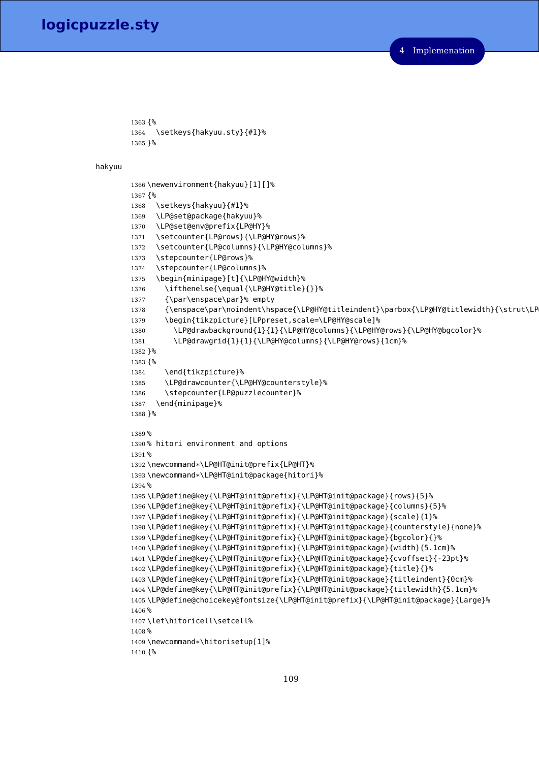```
1363 {%
1364   \setkeys{hakyuu.sty}{#1}%
1365 }%
```

hakyuu

```
1366 \newenvironment{hakyuu}[1][]%
1367 {%
1368   \setkeys{hakyuu}{#1}%
1369   \LP@set@package{hakyuu}%
1370   \LP@set@env@prefix{LP@HY}%
1371   \setcounter{LP@rows}{\LP@HY@rows}%
1372   \setcounter{LP@columns}{\LP@HY@columns}%
1373   \stepcounter{LP@rows}%
1374   \stepcounter{LP@columns}%
1375   \begin{minipage}[t]{\LP@HY@width}%
1376     \ifthenelse{\equal{\LP@HY@title}{}}%
1377     {\par\enspace\par}% empty
1378     {\enspace\par\noindent\hspace{\LP@HY@titleindent}\parbox{\LP@HY@titlewidth}{\strut\LP
1379     \begin{tikzpicture}[LPpreset,scale=\LP@HY@scale]%
1380       \LP@drawbackground{1}{1}{\LP@HY@columns}{\LP@HY@rows}{\LP@HY@bgcolor}%
1381       \LP@drawgrid{1}{1}{\LP@HY@columns}{\LP@HY@rows}{1cm}%
1382 }%
1383 {%
1384     \end{tikzpicture}%
1385     \LP@drawcounter{\LP@HY@counterstyle}%
1386     \stepcounter{LP@puzzlecounter}%
1387   \end{minipage}%
1388 }%

1389 %
1390 % hitori environment and options
1391 %
1392 \newcommand*\LP@HT@init@prefix{LP@HT}%
1393 \newcommand*\LP@HT@init@package{hitori}%
1394 %
1395 \LP@define@key{\LP@HT@init@prefix}{\LP@HT@init@package}{rows}{5}%
1396 \LP@define@key{\LP@HT@init@prefix}{\LP@HT@init@package}{columns}{5}%
1397 \LP@define@key{\LP@HT@init@prefix}{\LP@HT@init@package}{scale}{1}%
1398 \LP@define@key{\LP@HT@init@prefix}{\LP@HT@init@package}{counterstyle}{none}%
1399 \LP@define@key{\LP@HT@init@prefix}{\LP@HT@init@package}{bgcolor}{}%
1400 \LP@define@key{\LP@HT@init@prefix}{\LP@HT@init@package}{width}{5.1cm}%
1401 \LP@define@key{\LP@HT@init@prefix}{\LP@HT@init@package}{cvoffset}{-23pt}%
1402 \LP@define@key{\LP@HT@init@prefix}{\LP@HT@init@package}{title}{}%
1403 \LP@define@key{\LP@HT@init@prefix}{\LP@HT@init@package}{titleindent}{0cm}%
1404 \LP@define@key{\LP@HT@init@prefix}{\LP@HT@init@package}{titlewidth}{5.1cm}%
1405 \LP@define@choicekey@fontsize{\LP@HT@init@prefix}{\LP@HT@init@package}{Large}%
1406 %
1407 \let\hitoricell\setcell%
1408 %
1409 \newcommand*\hitorisetup[1]%
1410 {%
```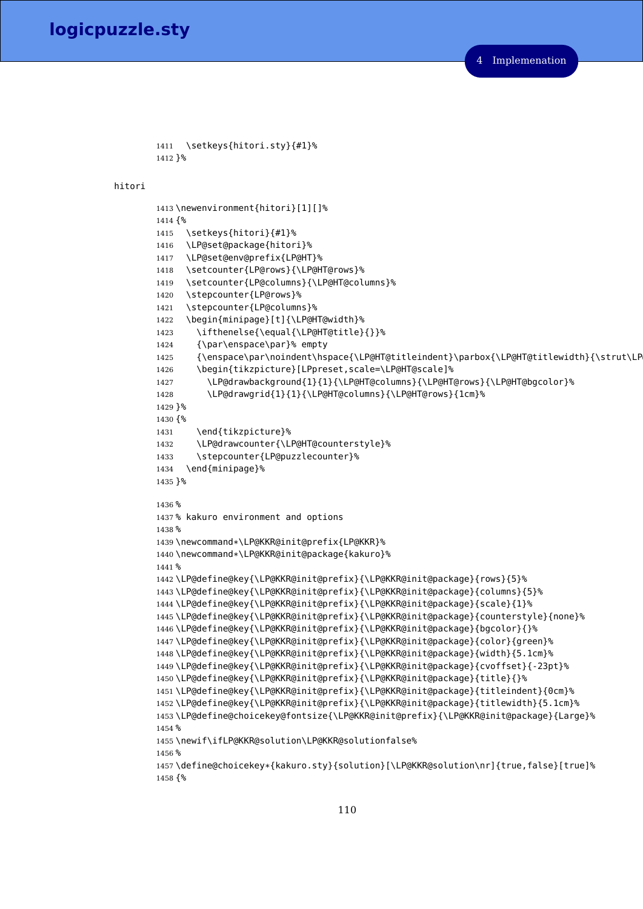```
1411   \setkeys{hitori.sty}{#1}%
1412 }%
```

hitori

```
1413 \newenvironment{hitori}[1][]%
1414 {%
1415   \setkeys{hitori}{#1}%
1416   \LP@set@package{hitori}%
1417   \LP@set@env@prefix{LP@HT}%
1418   \setcounter{LP@rows}{\LP@HT@rows}%
1419   \setcounter{LP@columns}{\LP@HT@columns}%
1420   \stepcounter{LP@rows}%
1421   \stepcounter{LP@columns}%
1422   \begin{minipage}[t]{\LP@HT@width}%
1423     \ifthenelse{\equal{\LP@HT@title}{}}%
1424     {\par\enspace\par}% empty
1425     {\enspace\par\noindent\hspace{\LP@HT@titleindent}\parbox{\LP@HT@titlewidth}{\strut\LP
1426     \begin{tikzpicture}[LPpreset,scale=\LP@HT@scale]%
1427       \LP@drawbackground{1}{1}{\LP@HT@columns}{\LP@HT@rows}{\LP@HT@bgcolor}%
1428       \LP@drawgrid{1}{1}{\LP@HT@columns}{\LP@HT@rows}{1cm}%
1429 }%
1430 {%
1431     \end{tikzpicture}%
1432     \LP@drawcounter{\LP@HT@counterstyle}%
1433     \stepcounter{LP@puzzlecounter}%
1434   \end{minipage}%
1435 }%

1436 %
1437 % kakuro environment and options
1438 %
1439 \newcommand*\LP@KKR@init@prefix{LP@KKR}%
1440 \newcommand*\LP@KKR@init@package{kakuro}%
1441 %
1442 \LP@define@key{\LP@KKR@init@prefix}{\LP@KKR@init@package}{rows}{5}%
1443 \LP@define@key{\LP@KKR@init@prefix}{\LP@KKR@init@package}{columns}{5}%
1444 \LP@define@key{\LP@KKR@init@prefix}{\LP@KKR@init@package}{scale}{1}%
1445 \LP@define@key{\LP@KKR@init@prefix}{\LP@KKR@init@package}{counterstyle}{none}%
1446 \LP@define@key{\LP@KKR@init@prefix}{\LP@KKR@init@package}{bgcolor}{}%
1447 \LP@define@key{\LP@KKR@init@prefix}{\LP@KKR@init@package}{color}{green}%
1448 \LP@define@key{\LP@KKR@init@prefix}{\LP@KKR@init@package}{width}{5.1cm}%
1449 \LP@define@key{\LP@KKR@init@prefix}{\LP@KKR@init@package}{cvoffset}{-23pt}%
1450 \LP@define@key{\LP@KKR@init@prefix}{\LP@KKR@init@package}{title}{}%
1451 \LP@define@key{\LP@KKR@init@prefix}{\LP@KKR@init@package}{titleindent}{0cm}%
1452 \LP@define@key{\LP@KKR@init@prefix}{\LP@KKR@init@package}{titlewidth}{5.1cm}%
1453 \LP@define@choicekey@fontsize{\LP@KKR@init@prefix}{\LP@KKR@init@package}{Large}%
1454 %
1455 \newif\ifLP@KKR@solution\LP@KKR@solutionfalse%
1456 %
1457 \define@choicekey*{kakuro.sty}{solution}[\LP@KKR@solution\nr]{true,false}[true]%
1458 {%
```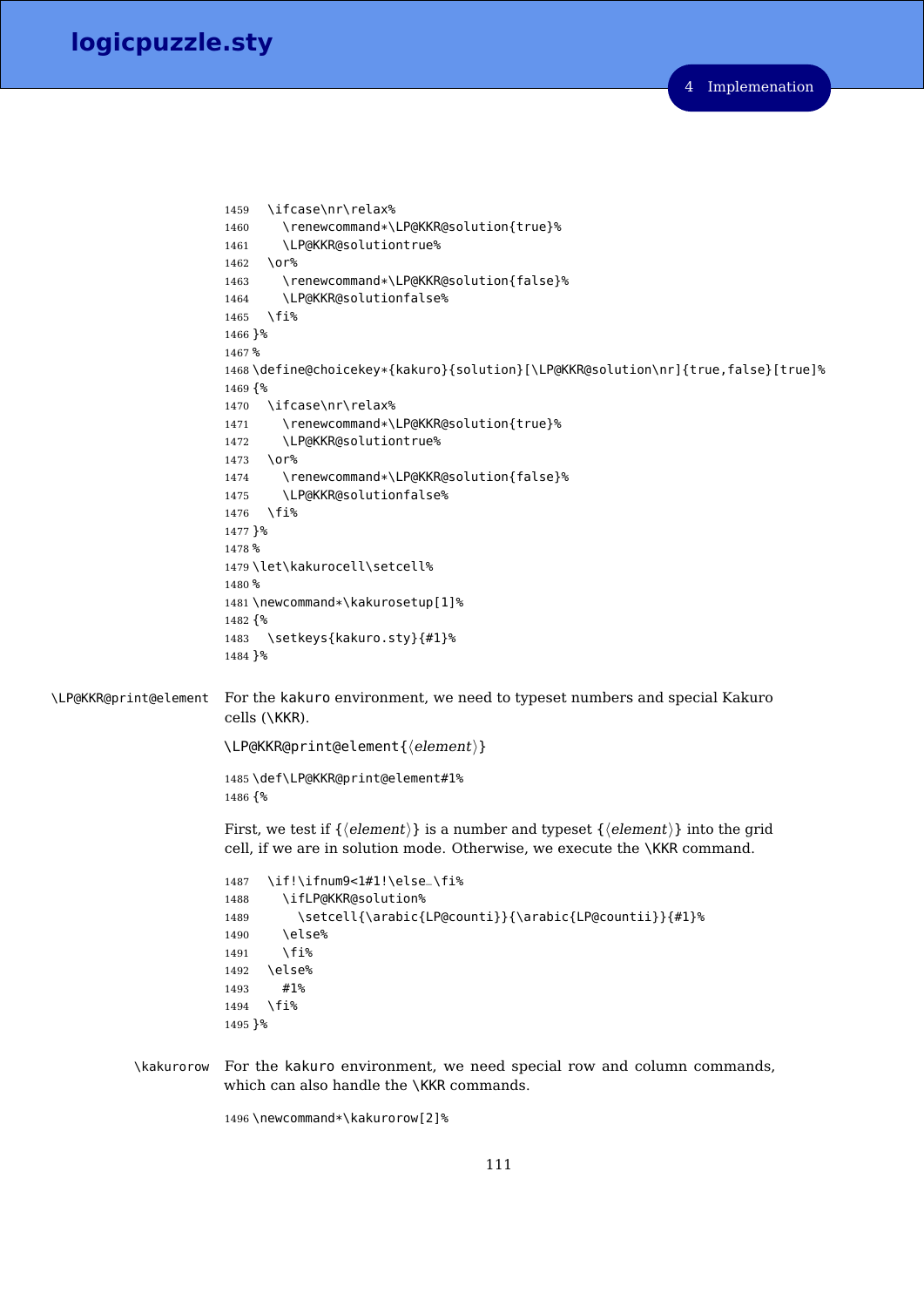```
1459   \ifcase\nr\relax%
1460     \renewcommand*\LP@KKR@solution{true}%
1461     \LP@KKR@solutiontrue%
1462   \or%
1463     \renewcommand*\LP@KKR@solution{false}%
1464     \LP@KKR@solutionfalse%
1465   \fi%
1466 }%
1467 %
1468 \define@choicekey*{kakuro}{solution}[\LP@KKR@solution\nr]{true,false}[true]%
1469 {%
1470   \ifcase\nr\relax%
1471     \renewcommand*\LP@KKR@solution{true}%
1472     \LP@KKR@solutiontrue%
1473   \or%
1474     \renewcommand*\LP@KKR@solution{false}%
1475     \LP@KKR@solutionfalse%
1476   \fi%
1477 }%
1478 %
1479 \let\kakurocell\setcell%
1480 %
1481 \newcommand*\kakurosetup[1]%
1482 {%
1483   \setkeys{kakuro.sty}{#1}%
1484 }%
```

`\LP@KKR@print@element` For the kakuro environment, we need to typeset numbers and special Kakuro cells (\KKR).

\LP@KKR@print@element{⟨*element*⟩}

```
1485 \def\LP@KKR@print@element#1%
1486 {%
```

First, we test if {⟨*element*⟩} is a number and typeset {⟨*element*⟩} into the grid cell, if we are in solution mode. Otherwise, we execute the \KKR command.

```
1487   \if!\ifnum9<1#1!\else_\fi%
1488     \ifLP@KKR@solution%
1489       \setcell{\arabic{LP@counti}}{\arabic{LP@countii}}{#1}%
1490     \else%
1491     \fi%
1492   \else%
1493     #1%
1494   \fi%
1495 }%
```

`\kakurorow` For the kakuro environment, we need special row and column commands, which can also handle the \KKR commands.

```
1496 \newcommand*\kakurorow[2]%
```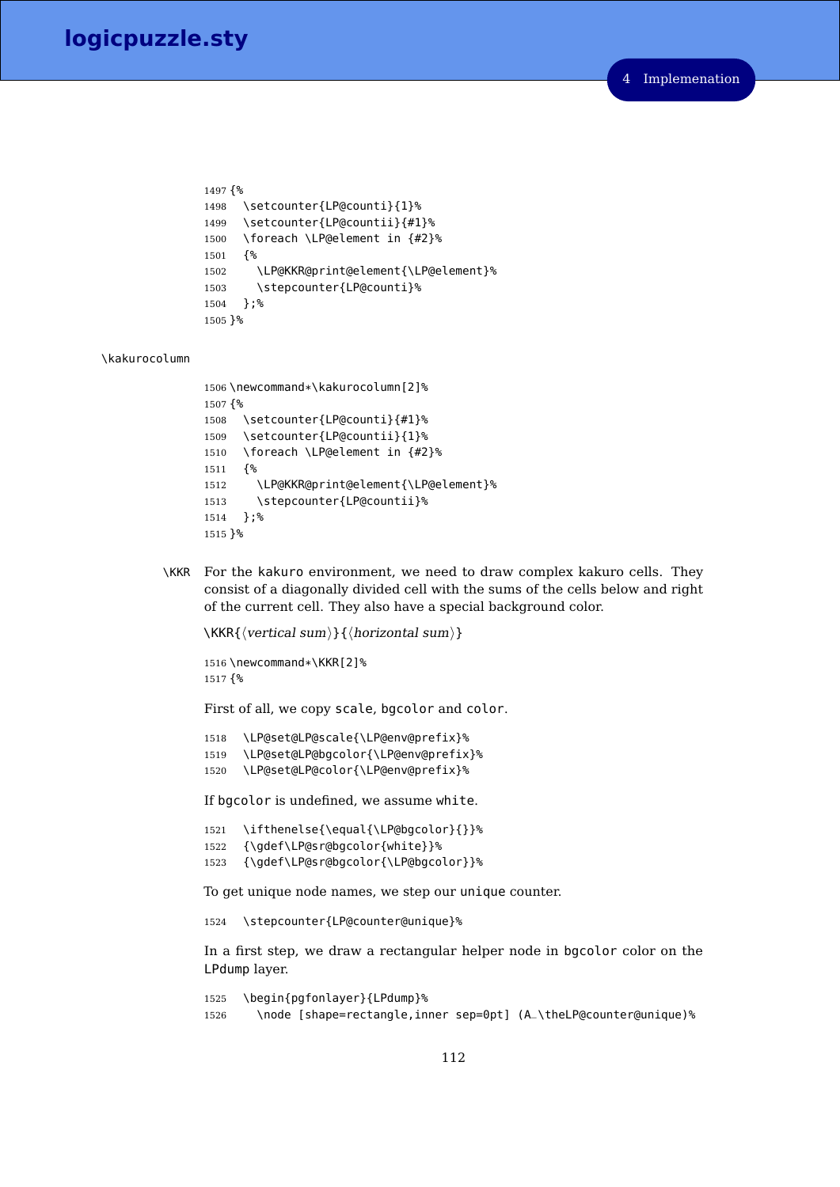```
1497 {%
1498   \setcounter{LP@counti}{1}%
1499   \setcounter{LP@countii}{#1}%
1500   \foreach \LP@element in {#2}%
1501   {%
1502     \LP@KKR@print@element{\LP@element}%
1503     \stepcounter{LP@counti}%
1504   };%
1505 }%
```

`\kakurocolumn`

```
1506 \newcommand*\kakurocolumn[2]%
1507 {%
1508   \setcounter{LP@counti}{#1}%
1509   \setcounter{LP@countii}{1}%
1510   \foreach \LP@element in {#2}%
1511   {%
1512     \LP@KKR@print@element{\LP@element}%
1513     \stepcounter{LP@countii}%
1514   };%
1515 }%
```

`\KKR` For the `kakuro` environment, we need to draw complex kakuro cells. They consist of a diagonally divided cell with the sums of the cells below and right of the current cell. They also have a special background color.

`\KKR{`⟨*vertical sum*⟩`}{`⟨*horizontal sum*⟩`}`

```
1516 \newcommand*\KKR[2]%
1517 {%
```

First of all, we copy `scale`, `bgcolor` and `color`.

```
1518   \LP@set@LP@scale{\LP@env@prefix}%
1519   \LP@set@LP@bgcolor{\LP@env@prefix}%
1520   \LP@set@LP@color{\LP@env@prefix}%
```

If `bgcolor` is undefined, we assume `white`.

```
1521   \ifthenelse{\equal{\LP@bgcolor}{}}%
1522   {\gdef\LP@sr@bgcolor{white}}%
1523   {\gdef\LP@sr@bgcolor{\LP@bgcolor}}%
```

To get unique node names, we step our `unique` counter.

```
1524   \stepcounter{LP@counter@unique}%
```

In a first step, we draw a rectangular helper node in `bgcolor` color on the `LPdump` layer.

```
1525   \begin{pgfonlayer}{LPdump}%
1526     \node [shape=rectangle,inner sep=0pt] (A_\theLP@counter@unique)%
```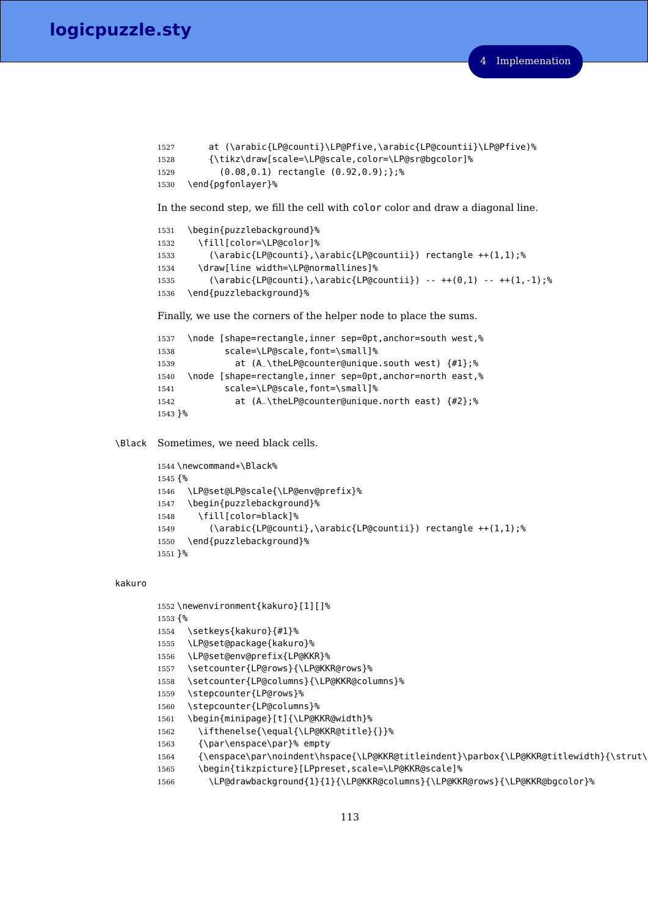```
1527      at (\arabic{LP@counti}\LP@Pfive,\arabic{LP@countii}\LP@Pfive)%
1528      {\tikz\draw[scale=\LP@scale,color=\LP@sr@bgcolor]%
1529        (0.08,0.1) rectangle (0.92,0.9);};%
1530  \end{pgfonlayer}%
```

In the second step, we fill the cell with `color` color and draw a diagonal line.

```
1531  \begin{puzzlebackground}%
1532    \fill[color=\LP@color]%
1533      (\arabic{LP@counti},\arabic{LP@countii}) rectangle ++(1,1);%
1534    \draw[line width=\LP@normallines]%
1535      (\arabic{LP@counti},\arabic{LP@countii}) -- ++(0,1) -- ++(1,-1);%
1536  \end{puzzlebackground}%
```

Finally, we use the corners of the helper node to place the sums.

```
1537  \node [shape=rectangle,inner sep=0pt,anchor=south west,%
1538         scale=\LP@scale,font=\small]%
1539           at (A_\theLP@counter@unique.south west) {#1};%
1540  \node [shape=rectangle,inner sep=0pt,anchor=north east,%
1541         scale=\LP@scale,font=\small]%
1542           at (A_\theLP@counter@unique.north east) {#2};%
1543 }%
```

`\Black` Sometimes, we need black cells.

```
1544 \newcommand*\Black%
1545 {%
1546  \LP@set@LP@scale{\LP@env@prefix}%
1547  \begin{puzzlebackground}%
1548    \fill[color=black]%
1549      (\arabic{LP@counti},\arabic{LP@countii}) rectangle ++(1,1);%
1550  \end{puzzlebackground}%
1551 }%
```

`kakuro`

```
1552 \newenvironment{kakuro}[1][]%
1553 {%
1554  \setkeys{kakuro}{#1}%
1555  \LP@set@package{kakuro}%
1556  \LP@set@env@prefix{LP@KKR}%
1557  \setcounter{LP@rows}{\LP@KKR@rows}%
1558  \setcounter{LP@columns}{\LP@KKR@columns}%
1559  \stepcounter{LP@rows}%
1560  \stepcounter{LP@columns}%
1561  \begin{minipage}[t]{\LP@KKR@width}%
1562    \ifthenelse{\equal{\LP@KKR@title}{}}%
1563    {\par\enspace\par}% empty
1564    {\enspace\par\noindent\hspace{\LP@KKR@titleindent}\parbox{\LP@KKR@titlewidth}{\strut\
1565    \begin{tikzpicture}[LPpreset,scale=\LP@KKR@scale]%
1566      \LP@drawbackground{1}{1}{\LP@KKR@columns}{\LP@KKR@rows}{\LP@KKR@bgcolor}%
```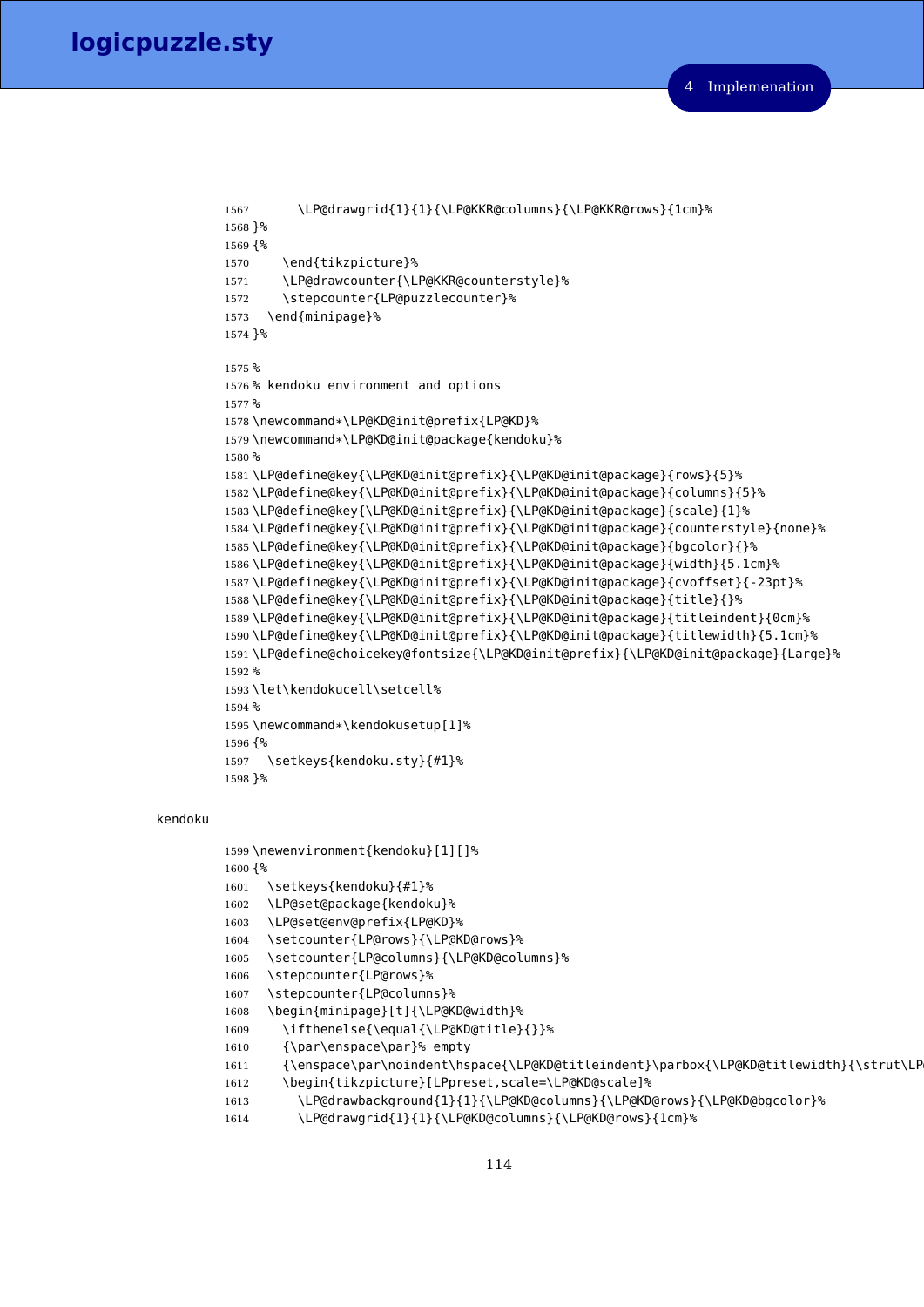```
1567      \LP@drawgrid{1}{1}{\LP@KKR@columns}{\LP@KKR@rows}{1cm}%
1568 }%
1569 {%
1570    \end{tikzpicture}%
1571    \LP@drawcounter{\LP@KKR@counterstyle}%
1572    \stepcounter{LP@puzzlecounter}%
1573  \end{minipage}%
1574 }%
```

```
1575 %
1576 % kendoku environment and options
1577 %
1578 \newcommand*\LP@KD@init@prefix{LP@KD}%
1579 \newcommand*\LP@KD@init@package{kendoku}%
1580 %
1581 \LP@define@key{\LP@KD@init@prefix}{\LP@KD@init@package}{rows}{5}%
1582 \LP@define@key{\LP@KD@init@prefix}{\LP@KD@init@package}{columns}{5}%
1583 \LP@define@key{\LP@KD@init@prefix}{\LP@KD@init@package}{scale}{1}%
1584 \LP@define@key{\LP@KD@init@prefix}{\LP@KD@init@package}{counterstyle}{none}%
1585 \LP@define@key{\LP@KD@init@prefix}{\LP@KD@init@package}{bgcolor}{}%
1586 \LP@define@key{\LP@KD@init@prefix}{\LP@KD@init@package}{width}{5.1cm}%
1587 \LP@define@key{\LP@KD@init@prefix}{\LP@KD@init@package}{cvoffset}{-23pt}%
1588 \LP@define@key{\LP@KD@init@prefix}{\LP@KD@init@package}{title}{}%
1589 \LP@define@key{\LP@KD@init@prefix}{\LP@KD@init@package}{titleindent}{0cm}%
1590 \LP@define@key{\LP@KD@init@prefix}{\LP@KD@init@package}{titlewidth}{5.1cm}%
1591 \LP@define@choicekey@fontsize{\LP@KD@init@prefix}{\LP@KD@init@package}{Large}%
1592 %
1593 \let\kendokucell\setcell%
1594 %
1595 \newcommand*\kendokusetup[1]%
1596 {%
1597   \setkeys{kendoku.sty}{#1}%
1598 }%
```

kendoku

```
1599 \newenvironment{kendoku}[1][]%
1600 {%
1601   \setkeys{kendoku}{#1}%
1602   \LP@set@package{kendoku}%
1603   \LP@set@env@prefix{LP@KD}%
1604   \setcounter{LP@rows}{\LP@KD@rows}%
1605   \setcounter{LP@columns}{\LP@KD@columns}%
1606   \stepcounter{LP@rows}%
1607   \stepcounter{LP@columns}%
1608   \begin{minipage}[t]{\LP@KD@width}%
1609     \ifthenelse{\equal{\LP@KD@title}{}}%
1610     {\par\enspace\par}% empty
1611     {\enspace\par\noindent\hspace{\LP@KD@titleindent}\parbox{\LP@KD@titlewidth}{\strut\LP
1612     \begin{tikzpicture}[LPpreset,scale=\LP@KD@scale]%
1613       \LP@drawbackground{1}{1}{\LP@KD@columns}{\LP@KD@rows}{\LP@KD@bgcolor}%
1614       \LP@drawgrid{1}{1}{\LP@KD@columns}{\LP@KD@rows}{1cm}%
```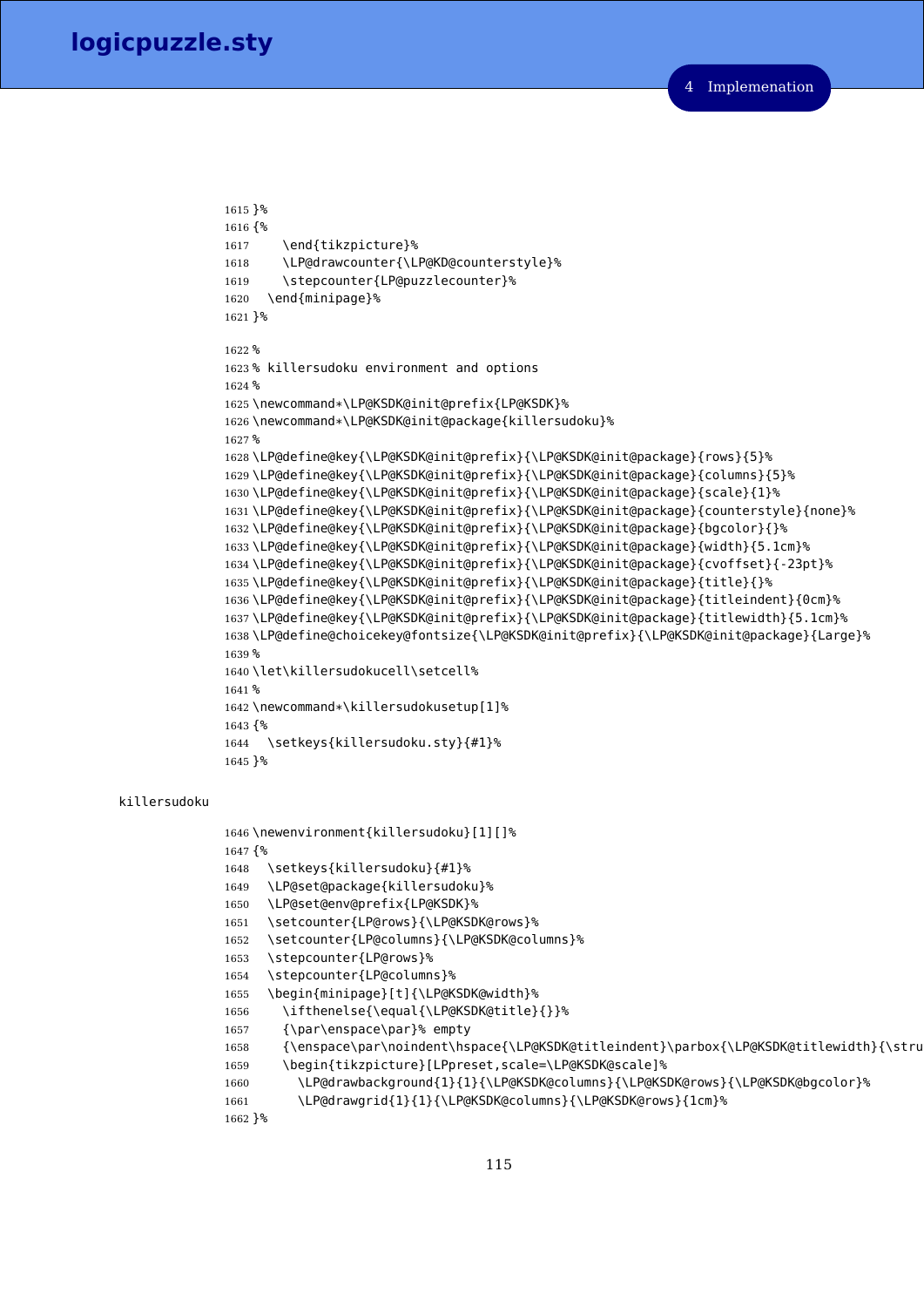```
1615 }%
1616 {%
1617     \end{tikzpicture}%
1618     \LP@drawcounter{\LP@KD@counterstyle}%
1619     \stepcounter{LP@puzzlecounter}%
1620   \end{minipage}%
1621 }%

1622 %
1623 % killersudoku environment and options
1624 %
1625 \newcommand*\LP@KSDK@init@prefix{LP@KSDK}%
1626 \newcommand*\LP@KSDK@init@package{killersudoku}%
1627 %
1628 \LP@define@key{\LP@KSDK@init@prefix}{\LP@KSDK@init@package}{rows}{5}%
1629 \LP@define@key{\LP@KSDK@init@prefix}{\LP@KSDK@init@package}{columns}{5}%
1630 \LP@define@key{\LP@KSDK@init@prefix}{\LP@KSDK@init@package}{scale}{1}%
1631 \LP@define@key{\LP@KSDK@init@prefix}{\LP@KSDK@init@package}{counterstyle}{none}%
1632 \LP@define@key{\LP@KSDK@init@prefix}{\LP@KSDK@init@package}{bgcolor}{}%
1633 \LP@define@key{\LP@KSDK@init@prefix}{\LP@KSDK@init@package}{width}{5.1cm}%
1634 \LP@define@key{\LP@KSDK@init@prefix}{\LP@KSDK@init@package}{cvoffset}{-23pt}%
1635 \LP@define@key{\LP@KSDK@init@prefix}{\LP@KSDK@init@package}{title}{}%
1636 \LP@define@key{\LP@KSDK@init@prefix}{\LP@KSDK@init@package}{titleindent}{0cm}%
1637 \LP@define@key{\LP@KSDK@init@prefix}{\LP@KSDK@init@package}{titlewidth}{5.1cm}%
1638 \LP@define@choicekey@fontsize{\LP@KSDK@init@prefix}{\LP@KSDK@init@package}{Large}%
1639 %
1640 \let\killersudokucell\setcell%
1641 %
1642 \newcommand*\killersudokusetup[1]%
1643 {%
1644   \setkeys{killersudoku.sty}{#1}%
1645 }%
```

killersudoku

```
1646 \newenvironment{killersudoku}[1][]%
1647 {%
1648   \setkeys{killersudoku}{#1}%
1649   \LP@set@package{killersudoku}%
1650   \LP@set@env@prefix{LP@KSDK}%
1651   \setcounter{LP@rows}{\LP@KSDK@rows}%
1652   \setcounter{LP@columns}{\LP@KSDK@columns}%
1653   \stepcounter{LP@rows}%
1654   \stepcounter{LP@columns}%
1655   \begin{minipage}[t]{\LP@KSDK@width}%
1656     \ifthenelse{\equal{\LP@KSDK@title}{}}%
1657     {\par\enspace\par}% empty
1658     {\enspace\par\noindent\hspace{\LP@KSDK@titleindent}\parbox{\LP@KSDK@titlewidth}{\stru
1659     \begin{tikzpicture}[LPpreset,scale=\LP@KSDK@scale]%
1660       \LP@drawbackground{1}{1}{\LP@KSDK@columns}{\LP@KSDK@rows}{\LP@KSDK@bgcolor}%
1661       \LP@drawgrid{1}{1}{\LP@KSDK@columns}{\LP@KSDK@rows}{1cm}%
1662 }%
```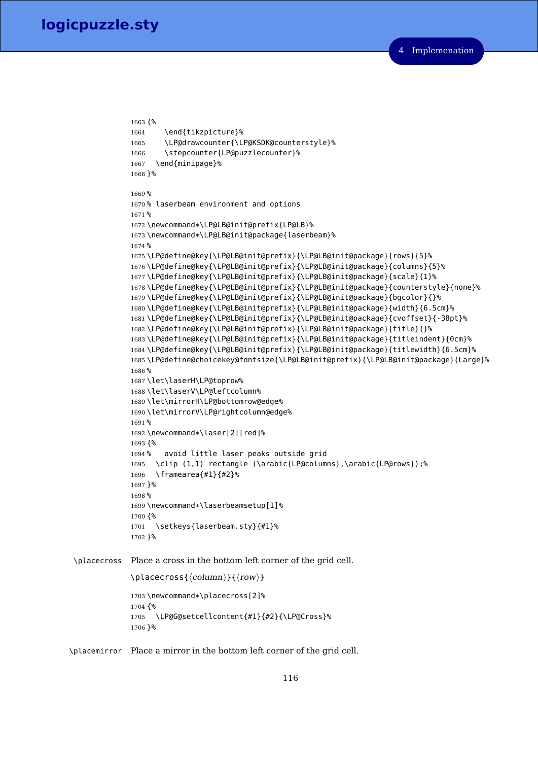```
1663 {%
1664     \end{tikzpicture}%
1665     \LP@drawcounter{\LP@KSDK@counterstyle}%
1666     \stepcounter{LP@puzzlecounter}%
1667   \end{minipage}%
1668 }%
```

```
1669 %
1670 % laserbeam environment and options
1671 %
1672 \newcommand*\LP@LB@init@prefix{LP@LB}%
1673 \newcommand*\LP@LB@init@package{laserbeam}%
1674 %
1675 \LP@define@key{\LP@LB@init@prefix}{\LP@LB@init@package}{rows}{5}%
1676 \LP@define@key{\LP@LB@init@prefix}{\LP@LB@init@package}{columns}{5}%
1677 \LP@define@key{\LP@LB@init@prefix}{\LP@LB@init@package}{scale}{1}%
1678 \LP@define@key{\LP@LB@init@prefix}{\LP@LB@init@package}{counterstyle}{none}%
1679 \LP@define@key{\LP@LB@init@prefix}{\LP@LB@init@package}{bgcolor}{}%
1680 \LP@define@key{\LP@LB@init@prefix}{\LP@LB@init@package}{width}{6.5cm}%
1681 \LP@define@key{\LP@LB@init@prefix}{\LP@LB@init@package}{cvoffset}{-38pt}%
1682 \LP@define@key{\LP@LB@init@prefix}{\LP@LB@init@package}{title}{}%
1683 \LP@define@key{\LP@LB@init@prefix}{\LP@LB@init@package}{titleindent}{0cm}%
1684 \LP@define@key{\LP@LB@init@prefix}{\LP@LB@init@package}{titlewidth}{6.5cm}%
1685 \LP@define@choicekey@fontsize{\LP@LB@init@prefix}{\LP@LB@init@package}{Large}%
1686 %
1687 \let\laserH\LP@toprow%
1688 \let\laserV\LP@leftcolumn%
1689 \let\mirrorH\LP@bottomrow@edge%
1690 \let\mirrorV\LP@rightcolumn@edge%
1691 %
1692 \newcommand*\laser[2][red]%
1693 {%
1694 %   avoid little laser peaks outside grid
1695   \clip (1,1) rectangle (\arabic{LP@columns},\arabic{LP@rows});%
1696   \framearea{#1}{#2}%
1697 }%
1698 %
1699 \newcommand*\laserbeamsetup[1]%
1700 {%
1701   \setkeys{laserbeam.sty}{#1}%
1702 }%
```

`\placecross` Place a cross in the bottom left corner of the grid cell.

\placecross{⟨*column*⟩}{⟨*row*⟩}

```
1703 \newcommand*\placecross[2]%
1704 {%
1705   \LP@G@setcellcontent{#1}{#2}{\LP@Cross}%
1706 }%
```

`\placemirror` Place a mirror in the bottom left corner of the grid cell.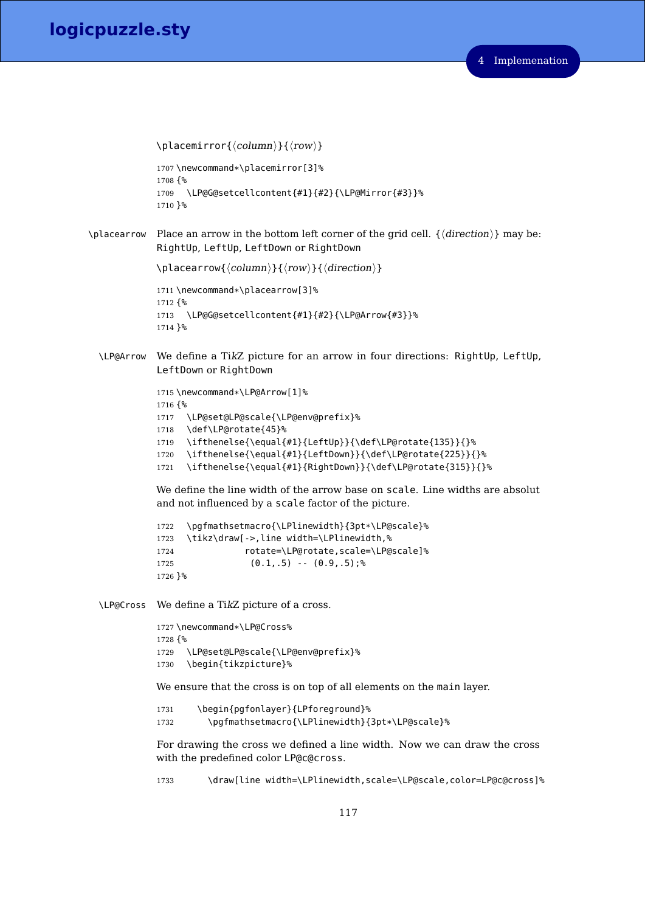\placemirror{⟨*column*⟩}{⟨*row*⟩}

```
1707 \newcommand*\placemirror[3]%
1708 {%
1709   \LP@G@setcellcontent{#1}{#2}{\LP@Mirror{#3}}%
1710 }%
```

`\placearrow` Place an arrow in the bottom left corner of the grid cell. {⟨*direction*⟩} may be: `RightUp`, `LeftUp`, `LeftDown` or `RightDown`

\placearrow{⟨*column*⟩}{⟨*row*⟩}{⟨*direction*⟩}

```
1711 \newcommand*\placearrow[3]%
1712 {%
1713   \LP@G@setcellcontent{#1}{#2}{\LP@Arrow{#3}}%
1714 }%
```

`\LP@Arrow` We define a Ti*k*Z picture for an arrow in four directions: `RightUp`, `LeftUp`, `LeftDown` or `RightDown`

```
1715 \newcommand*\LP@Arrow[1]%
1716 {%
1717   \LP@set@LP@scale{\LP@env@prefix}%
1718   \def\LP@rotate{45}%
1719   \ifthenelse{\equal{#1}{LeftUp}}{\def\LP@rotate{135}}{}%
1720   \ifthenelse{\equal{#1}{LeftDown}}{\def\LP@rotate{225}}{}%
1721   \ifthenelse{\equal{#1}{RightDown}}{\def\LP@rotate{315}}{}%
```

We define the line width of the arrow base on `scale`. Line widths are absolut and not influenced by a `scale` factor of the picture.

```
1722   \pgfmathsetmacro{\LPlinewidth}{3pt*\LP@scale}%
1723   \tikz\draw[->,line width=\LPlinewidth,%
1724             rotate=\LP@rotate,scale=\LP@scale]%
1725              (0.1,.5) -- (0.9,.5);%
1726 }%
```

`\LP@Cross` We define a Ti*k*Z picture of a cross.

```
1727 \newcommand*\LP@Cross%
1728 {%
1729   \LP@set@LP@scale{\LP@env@prefix}%
1730   \begin{tikzpicture}%
```

We ensure that the cross is on top of all elements on the `main` layer.

```
1731     \begin{pgfonlayer}{LPforeground}%
1732       \pgfmathsetmacro{\LPlinewidth}{3pt*\LP@scale}%
```

For drawing the cross we defined a line width. Now we can draw the cross with the predefined color `LP@c@cross`.

```
1733       \draw[line width=\LPlinewidth,scale=\LP@scale,color=LP@c@cross]%
```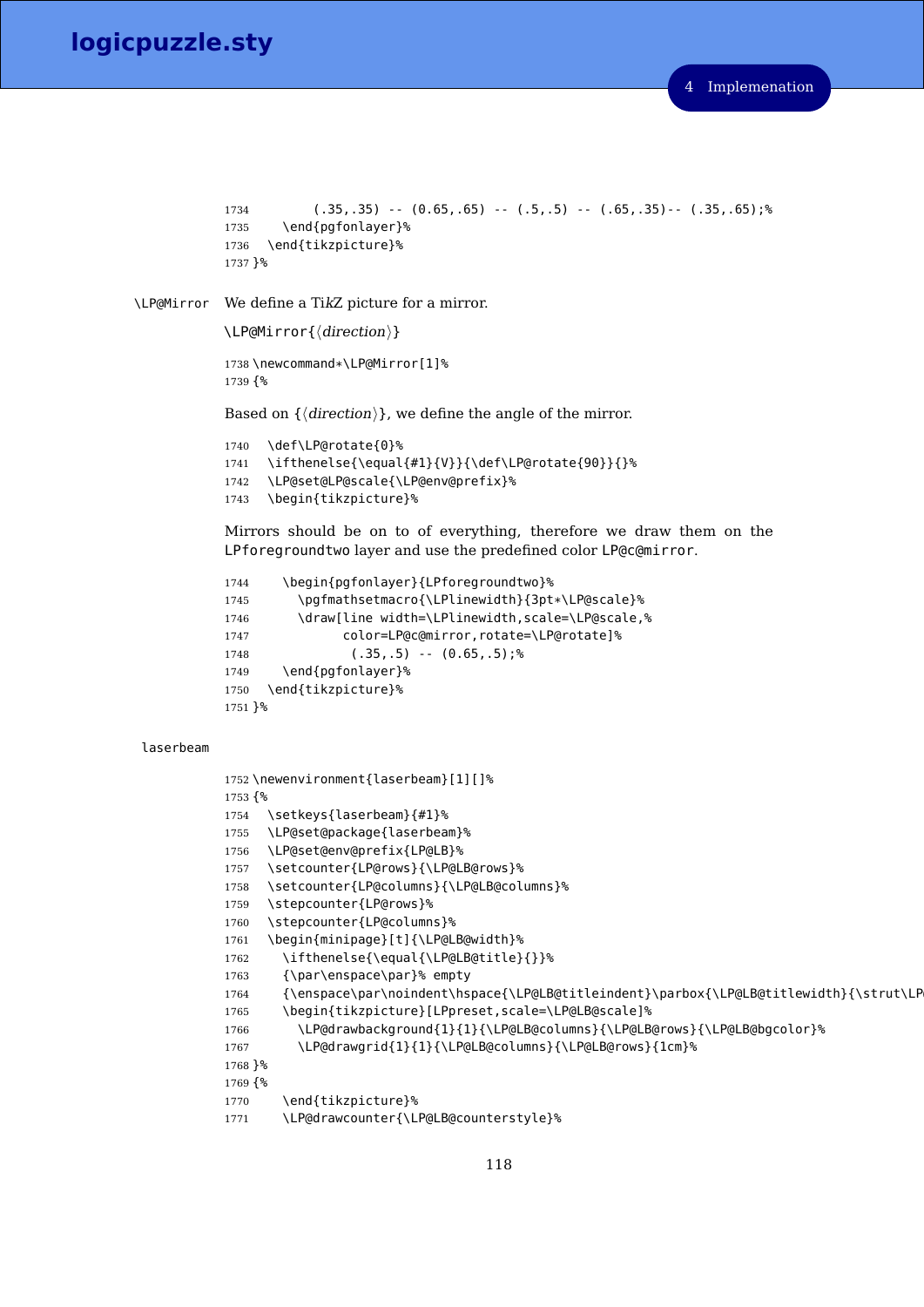```
1734        (.35,.35) -- (0.65,.65) -- (.5,.5) -- (.65,.35)-- (.35,.65);%
1735     \end{pgfonlayer}%
1736   \end{tikzpicture}%
1737 }%
```

`\LP@Mirror` We define a Ti*k*Z picture for a mirror.

`\LP@Mirror{`⟨*direction*⟩`}`

```
1738 \newcommand*\LP@Mirror[1]%
1739 {%
```

Based on {⟨*direction*⟩}, we define the angle of the mirror.

```
1740   \def\LP@rotate{0}%
1741   \ifthenelse{\equal{#1}{V}}{\def\LP@rotate{90}}{}%
1742   \LP@set@LP@scale{\LP@env@prefix}%
1743   \begin{tikzpicture}%
```

Mirrors should be on to of everything, therefore we draw them on the `LPforegroundtwo` layer and use the predefined color `LP@c@mirror`.

```
1744     \begin{pgfonlayer}{LPforegroundtwo}%
1745       \pgfmathsetmacro{\LPlinewidth}{3pt*\LP@scale}%
1746       \draw[line width=\LPlinewidth,scale=\LP@scale,%
1747            color=LP@c@mirror,rotate=\LP@rotate]%
1748             (.35,.5) -- (0.65,.5);%
1749     \end{pgfonlayer}%
1750   \end{tikzpicture}%
1751 }%
```

`laserbeam`

```
1752 \newenvironment{laserbeam}[1][]%
1753 {%
1754   \setkeys{laserbeam}{#1}%
1755   \LP@set@package{laserbeam}%
1756   \LP@set@env@prefix{LP@LB}%
1757   \setcounter{LP@rows}{\LP@LB@rows}%
1758   \setcounter{LP@columns}{\LP@LB@columns}%
1759   \stepcounter{LP@rows}%
1760   \stepcounter{LP@columns}%
1761   \begin{minipage}[t]{\LP@LB@width}%
1762     \ifthenelse{\equal{\LP@LB@title}{}}%
1763     {\par\enspace\par}% empty
1764     {\enspace\par\noindent\hspace{\LP@LB@titleindent}\parbox{\LP@LB@titlewidth}{\strut\LP
1765     \begin{tikzpicture}[LPpreset,scale=\LP@LB@scale]%
1766       \LP@drawbackground{1}{1}{\LP@LB@columns}{\LP@LB@rows}{\LP@LB@bgcolor}%
1767       \LP@drawgrid{1}{1}{\LP@LB@columns}{\LP@LB@rows}{1cm}%
1768 }%
1769 {%
1770     \end{tikzpicture}%
1771     \LP@drawcounter{\LP@LB@counterstyle}%
```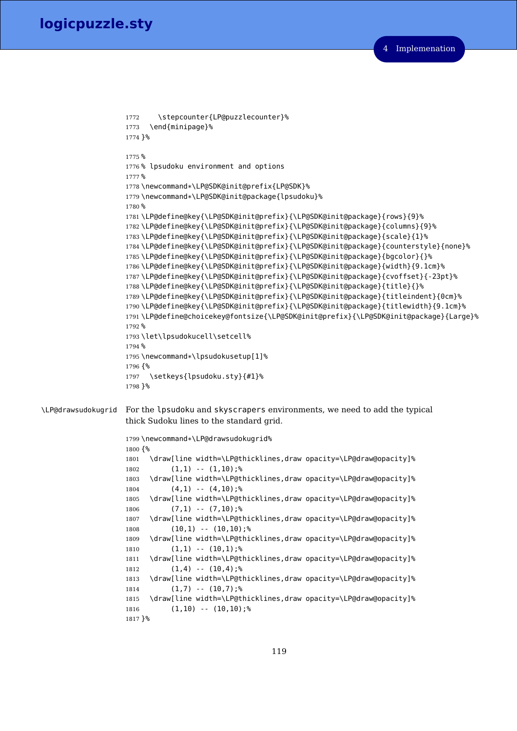```
1772     \stepcounter{LP@puzzlecounter}%
1773   \end{minipage}%
1774 }%
```

```
1775 %
1776 % lpsudoku environment and options
1777 %
1778 \newcommand*\LP@SDK@init@prefix{LP@SDK}%
1779 \newcommand*\LP@SDK@init@package{lpsudoku}%
1780 %
1781 \LP@define@key{\LP@SDK@init@prefix}{\LP@SDK@init@package}{rows}{9}%
1782 \LP@define@key{\LP@SDK@init@prefix}{\LP@SDK@init@package}{columns}{9}%
1783 \LP@define@key{\LP@SDK@init@prefix}{\LP@SDK@init@package}{scale}{1}%
1784 \LP@define@key{\LP@SDK@init@prefix}{\LP@SDK@init@package}{counterstyle}{none}%
1785 \LP@define@key{\LP@SDK@init@prefix}{\LP@SDK@init@package}{bgcolor}{}%
1786 \LP@define@key{\LP@SDK@init@prefix}{\LP@SDK@init@package}{width}{9.1cm}%
1787 \LP@define@key{\LP@SDK@init@prefix}{\LP@SDK@init@package}{cvoffset}{-23pt}%
1788 \LP@define@key{\LP@SDK@init@prefix}{\LP@SDK@init@package}{title}{}%
1789 \LP@define@key{\LP@SDK@init@prefix}{\LP@SDK@init@package}{titleindent}{0cm}%
1790 \LP@define@key{\LP@SDK@init@prefix}{\LP@SDK@init@package}{titlewidth}{9.1cm}%
1791 \LP@define@choicekey@fontsize{\LP@SDK@init@prefix}{\LP@SDK@init@package}{Large}%
1792 %
1793 \let\lpsudokucell\setcell%
1794 %
1795 \newcommand*\lpsudokusetup[1]%
1796 {%
1797   \setkeys{lpsudoku.sty}{#1}%
1798 }%
```

`\LP@drawsudokugrid` For the `lpsudoku` and `skyscrapers` environments, we need to add the typical thick Sudoku lines to the standard grid.

```
1799 \newcommand*\LP@drawsudokugrid%
1800 {%
1801   \draw[line width=\LP@thicklines,draw opacity=\LP@draw@opacity]%
1802        (1,1) -- (1,10);%
1803   \draw[line width=\LP@thicklines,draw opacity=\LP@draw@opacity]%
1804        (4,1) -- (4,10);%
1805   \draw[line width=\LP@thicklines,draw opacity=\LP@draw@opacity]%
1806        (7,1) -- (7,10);%
1807   \draw[line width=\LP@thicklines,draw opacity=\LP@draw@opacity]%
1808        (10,1) -- (10,10);%
1809   \draw[line width=\LP@thicklines,draw opacity=\LP@draw@opacity]%
1810        (1,1) -- (10,1);%
1811   \draw[line width=\LP@thicklines,draw opacity=\LP@draw@opacity]%
1812        (1,4) -- (10,4);%
1813   \draw[line width=\LP@thicklines,draw opacity=\LP@draw@opacity]%
1814        (1,7) -- (10,7);%
1815   \draw[line width=\LP@thicklines,draw opacity=\LP@draw@opacity]%
1816        (1,10) -- (10,10);%
1817 }%
```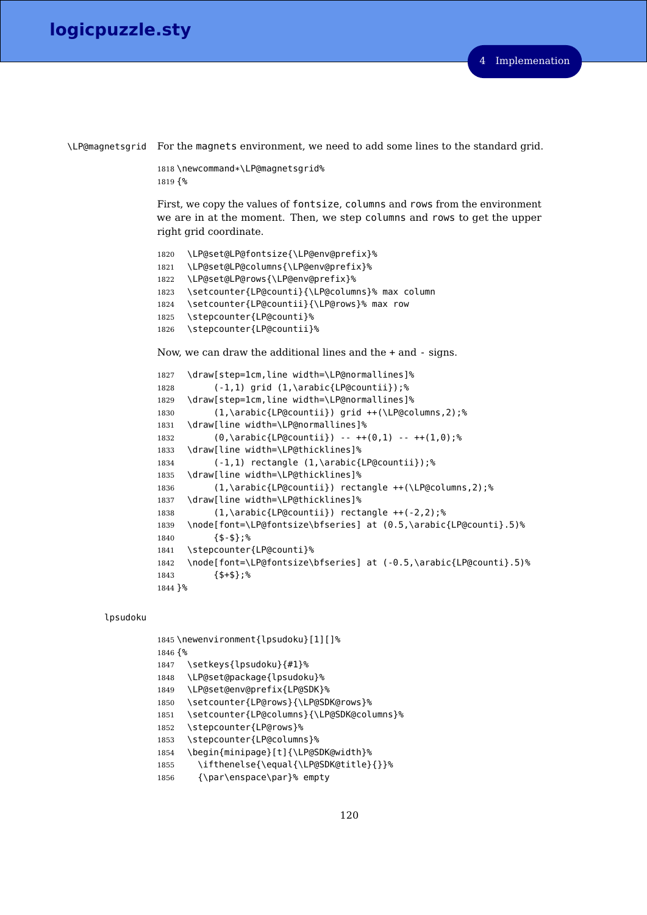\LP@magnetsgrid For the magnets environment, we need to add some lines to the standard grid.

```
1818 \newcommand*\LP@magnetsgrid%
1819 {%
```

First, we copy the values of fontsize, columns and rows from the environment we are in at the moment. Then, we step columns and rows to get the upper right grid coordinate.

```
1820   \LP@set@LP@fontsize{\LP@env@prefix}%
1821   \LP@set@LP@columns{\LP@env@prefix}%
1822   \LP@set@LP@rows{\LP@env@prefix}%
1823   \setcounter{LP@counti}{\LP@columns}% max column
1824   \setcounter{LP@countii}{\LP@rows}% max row
1825   \stepcounter{LP@counti}%
1826   \stepcounter{LP@countii}%
```

Now, we can draw the additional lines and the + and - signs.

```
1827   \draw[step=1cm,line width=\LP@normallines]%
1828       (-1,1) grid (1,\arabic{LP@countii});%
1829   \draw[step=1cm,line width=\LP@normallines]%
1830       (1,\arabic{LP@countii}) grid ++(\LP@columns,2);%
1831   \draw[line width=\LP@normallines]%
1832       (0,\arabic{LP@countii}) -- ++(0,1) -- ++(1,0);%
1833   \draw[line width=\LP@thicklines]%
1834       (-1,1) rectangle (1,\arabic{LP@countii});%
1835   \draw[line width=\LP@thicklines]%
1836       (1,\arabic{LP@countii}) rectangle ++(\LP@columns,2);%
1837   \draw[line width=\LP@thicklines]%
1838       (1,\arabic{LP@countii}) rectangle ++(-2,2);%
1839   \node[font=\LP@fontsize\bfseries] at (0.5,\arabic{LP@counti}.5)%
1840       {$-$};%
1841   \stepcounter{LP@counti}%
1842   \node[font=\LP@fontsize\bfseries] at (-0.5,\arabic{LP@counti}.5)%
1843       {$+$};%
1844 }%
```

lpsudoku

```
1845 \newenvironment{lpsudoku}[1][]%
1846 {%
1847   \setkeys{lpsudoku}{#1}%
1848   \LP@set@package{lpsudoku}%
1849   \LP@set@env@prefix{LP@SDK}%
1850   \setcounter{LP@rows}{\LP@SDK@rows}%
1851   \setcounter{LP@columns}{\LP@SDK@columns}%
1852   \stepcounter{LP@rows}%
1853   \stepcounter{LP@columns}%
1854   \begin{minipage}[t]{\LP@SDK@width}%
1855     \ifthenelse{\equal{\LP@SDK@title}{}}%
1856     {\par\enspace\par}% empty
```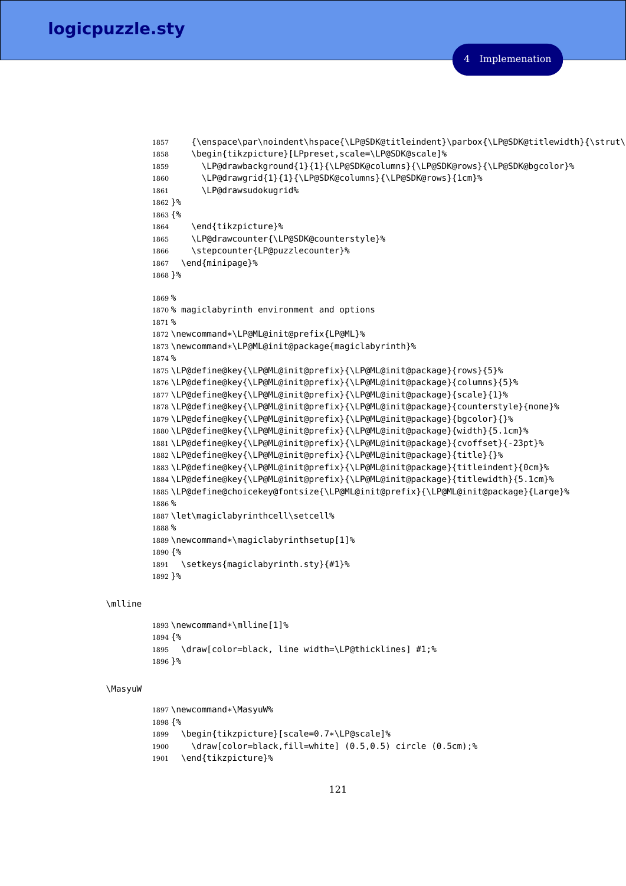```
1857     {\enspace\par\noindent\hspace{\LP@SDK@titleindent}\parbox{\LP@SDK@titlewidth}{\strut\
1858     \begin{tikzpicture}[LPpreset,scale=\LP@SDK@scale]%
1859       \LP@drawbackground{1}{1}{\LP@SDK@columns}{\LP@SDK@rows}{\LP@SDK@bgcolor}%
1860       \LP@drawgrid{1}{1}{\LP@SDK@columns}{\LP@SDK@rows}{1cm}%
1861       \LP@drawsudokugrid%
1862 }%
1863 {%
1864     \end{tikzpicture}%
1865     \LP@drawcounter{\LP@SDK@counterstyle}%
1866     \stepcounter{LP@puzzlecounter}%
1867   \end{minipage}%
1868 }%
```

```
1869 %
1870 % magiclabyrinth environment and options
1871 %
1872 \newcommand*\LP@ML@init@prefix{LP@ML}%
1873 \newcommand*\LP@ML@init@package{magiclabyrinth}%
1874 %
1875 \LP@define@key{\LP@ML@init@prefix}{\LP@ML@init@package}{rows}{5}%
1876 \LP@define@key{\LP@ML@init@prefix}{\LP@ML@init@package}{columns}{5}%
1877 \LP@define@key{\LP@ML@init@prefix}{\LP@ML@init@package}{scale}{1}%
1878 \LP@define@key{\LP@ML@init@prefix}{\LP@ML@init@package}{counterstyle}{none}%
1879 \LP@define@key{\LP@ML@init@prefix}{\LP@ML@init@package}{bgcolor}{}%
1880 \LP@define@key{\LP@ML@init@prefix}{\LP@ML@init@package}{width}{5.1cm}%
1881 \LP@define@key{\LP@ML@init@prefix}{\LP@ML@init@package}{cvoffset}{-23pt}%
1882 \LP@define@key{\LP@ML@init@prefix}{\LP@ML@init@package}{title}{}%
1883 \LP@define@key{\LP@ML@init@prefix}{\LP@ML@init@package}{titleindent}{0cm}%
1884 \LP@define@key{\LP@ML@init@prefix}{\LP@ML@init@package}{titlewidth}{5.1cm}%
1885 \LP@define@choicekey@fontsize{\LP@ML@init@prefix}{\LP@ML@init@package}{Large}%
1886 %
1887 \let\magiclabyrinthcell\setcell%
1888 %
1889 \newcommand*\magiclabyrinthsetup[1]%
1890 {%
1891   \setkeys{magiclabyrinth.sty}{#1}%
1892 }%
```

\mlline

```
1893 \newcommand*\mlline[1]%
1894 {%
1895   \draw[color=black, line width=\LP@thicklines] #1;%
1896 }%
```

\MasyuW

```
1897 \newcommand*\MasyuW%
1898 {%
1899   \begin{tikzpicture}[scale=0.7*\LP@scale]%
1900     \draw[color=black,fill=white] (0.5,0.5) circle (0.5cm);%
1901   \end{tikzpicture}%
```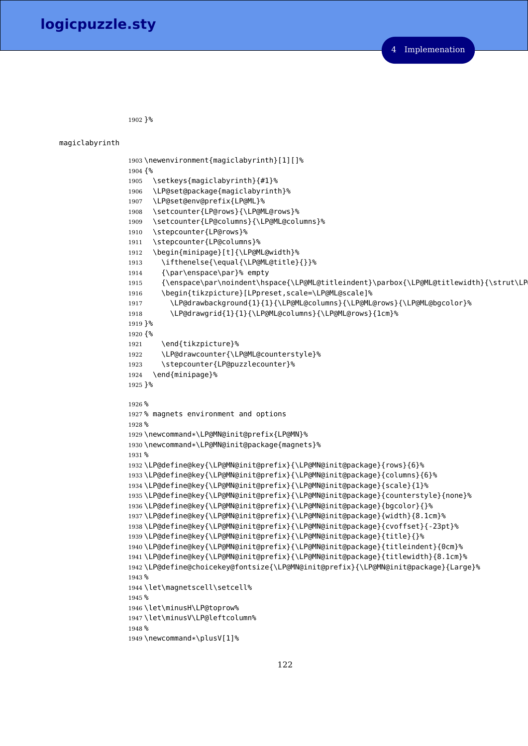```
1902 }%
```

magiclabyrinth

```
1903 \newenvironment{magiclabyrinth}[1][]%
1904 {%
1905   \setkeys{magiclabyrinth}{#1}%
1906   \LP@set@package{magiclabyrinth}%
1907   \LP@set@env@prefix{LP@ML}%
1908   \setcounter{LP@rows}{\LP@ML@rows}%
1909   \setcounter{LP@columns}{\LP@ML@columns}%
1910   \stepcounter{LP@rows}%
1911   \stepcounter{LP@columns}%
1912   \begin{minipage}[t]{\LP@ML@width}%
1913     \ifthenelse{\equal{\LP@ML@title}{}}%
1914     {\par\enspace\par}% empty
1915     {\enspace\par\noindent\hspace{\LP@ML@titleindent}\parbox{\LP@ML@titlewidth}{\strut\LP
1916     \begin{tikzpicture}[LPpreset,scale=\LP@ML@scale]%
1917       \LP@drawbackground{1}{1}{\LP@ML@columns}{\LP@ML@rows}{\LP@ML@bgcolor}%
1918       \LP@drawgrid{1}{1}{\LP@ML@columns}{\LP@ML@rows}{1cm}%
1919 }%
1920 {%
1921     \end{tikzpicture}%
1922     \LP@drawcounter{\LP@ML@counterstyle}%
1923     \stepcounter{LP@puzzlecounter}%
1924   \end{minipage}%
1925 }%

1926 %
1927 % magnets environment and options
1928 %
1929 \newcommand*\LP@MN@init@prefix{LP@MN}%
1930 \newcommand*\LP@MN@init@package{magnets}%
1931 %
1932 \LP@define@key{\LP@MN@init@prefix}{\LP@MN@init@package}{rows}{6}%
1933 \LP@define@key{\LP@MN@init@prefix}{\LP@MN@init@package}{columns}{6}%
1934 \LP@define@key{\LP@MN@init@prefix}{\LP@MN@init@package}{scale}{1}%
1935 \LP@define@key{\LP@MN@init@prefix}{\LP@MN@init@package}{counterstyle}{none}%
1936 \LP@define@key{\LP@MN@init@prefix}{\LP@MN@init@package}{bgcolor}{}%
1937 \LP@define@key{\LP@MN@init@prefix}{\LP@MN@init@package}{width}{8.1cm}%
1938 \LP@define@key{\LP@MN@init@prefix}{\LP@MN@init@package}{cvoffset}{-23pt}%
1939 \LP@define@key{\LP@MN@init@prefix}{\LP@MN@init@package}{title}{}%
1940 \LP@define@key{\LP@MN@init@prefix}{\LP@MN@init@package}{titleindent}{0cm}%
1941 \LP@define@key{\LP@MN@init@prefix}{\LP@MN@init@package}{titlewidth}{8.1cm}%
1942 \LP@define@choicekey@fontsize{\LP@MN@init@prefix}{\LP@MN@init@package}{Large}%
1943 %
1944 \let\magnetscell\setcell%
1945 %
1946 \let\minusH\LP@toprow%
1947 \let\minusV\LP@leftcolumn%
1948 %
1949 \newcommand*\plusV[1]%
```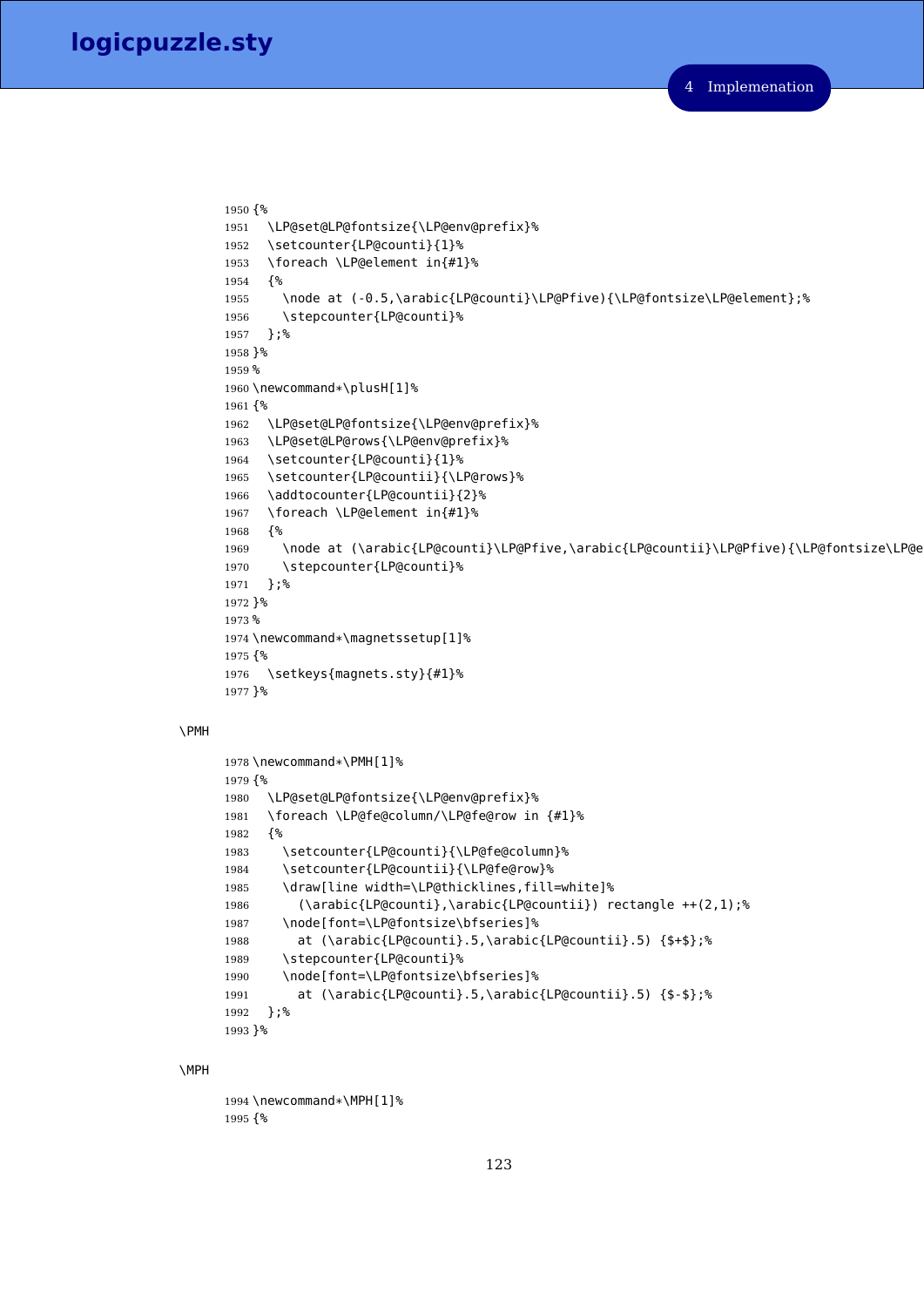```
1950 {%
1951   \LP@set@LP@fontsize{\LP@env@prefix}%
1952   \setcounter{LP@counti}{1}%
1953   \foreach \LP@element in{#1}%
1954   {%
1955     \node at (-0.5,\arabic{LP@counti}\LP@Pfive){\LP@fontsize\LP@element};%
1956     \stepcounter{LP@counti}%
1957   };%
1958 }%
1959 %
1960 \newcommand*\plusH[1]%
1961 {%
1962   \LP@set@LP@fontsize{\LP@env@prefix}%
1963   \LP@set@LP@rows{\LP@env@prefix}%
1964   \setcounter{LP@counti}{1}%
1965   \setcounter{LP@countii}{\LP@rows}%
1966   \addtocounter{LP@countii}{2}%
1967   \foreach \LP@element in{#1}%
1968   {%
1969     \node at (\arabic{LP@counti}\LP@Pfive,\arabic{LP@countii}\LP@Pfive){\LP@fontsize\LP@e
1970     \stepcounter{LP@counti}%
1971   };%
1972 }%
1973 %
1974 \newcommand*\magnetssetup[1]%
1975 {%
1976   \setkeys{magnets.sty}{#1}%
1977 }%
```

\PMH

```
1978 \newcommand*\PMH[1]%
1979 {%
1980   \LP@set@LP@fontsize{\LP@env@prefix}%
1981   \foreach \LP@fe@column/\LP@fe@row in {#1}%
1982   {%
1983     \setcounter{LP@counti}{\LP@fe@column}%
1984     \setcounter{LP@countii}{\LP@fe@row}%
1985     \draw[line width=\LP@thicklines,fill=white]%
1986       (\arabic{LP@counti},\arabic{LP@countii}) rectangle ++(2,1);%
1987     \node[font=\LP@fontsize\bfseries]%
1988       at (\arabic{LP@counti}.5,\arabic{LP@countii}.5) {$+$};%
1989     \stepcounter{LP@counti}%
1990     \node[font=\LP@fontsize\bfseries]%
1991       at (\arabic{LP@counti}.5,\arabic{LP@countii}.5) {$-$};%
1992   };%
1993 }%
```

\MPH

```
1994 \newcommand*\MPH[1]%
1995 {%
```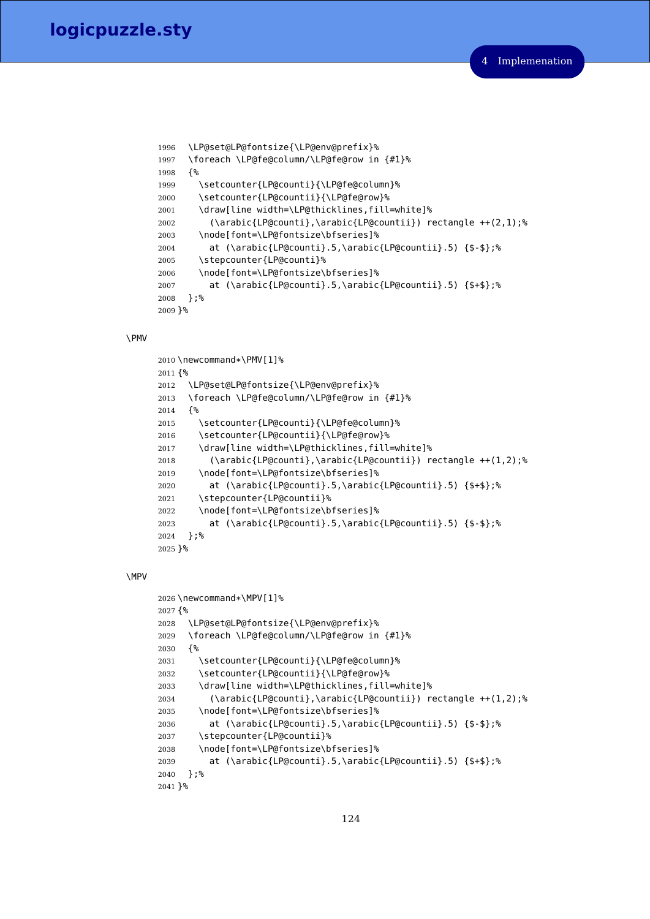```
1996  \LP@set@LP@fontsize{\LP@env@prefix}%
1997  \foreach \LP@fe@column/\LP@fe@row in {#1}%
1998  {%
1999    \setcounter{LP@counti}{\LP@fe@column}%
2000    \setcounter{LP@countii}{\LP@fe@row}%
2001    \draw[line width=\LP@thicklines,fill=white]%
2002      (\arabic{LP@counti},\arabic{LP@countii}) rectangle ++(2,1);%
2003    \node[font=\LP@fontsize\bfseries]%
2004      at (\arabic{LP@counti}.5,\arabic{LP@countii}.5) {$-$};%
2005    \stepcounter{LP@counti}%
2006    \node[font=\LP@fontsize\bfseries]%
2007      at (\arabic{LP@counti}.5,\arabic{LP@countii}.5) {$+$};%
2008  };%
2009 }%
```

\PMV

```
2010 \newcommand*\PMV[1]%
2011 {%
2012  \LP@set@LP@fontsize{\LP@env@prefix}%
2013  \foreach \LP@fe@column/\LP@fe@row in {#1}%
2014  {%
2015    \setcounter{LP@counti}{\LP@fe@column}%
2016    \setcounter{LP@countii}{\LP@fe@row}%
2017    \draw[line width=\LP@thicklines,fill=white]%
2018      (\arabic{LP@counti},\arabic{LP@countii}) rectangle ++(1,2);%
2019    \node[font=\LP@fontsize\bfseries]%
2020      at (\arabic{LP@counti}.5,\arabic{LP@countii}.5) {$+$};%
2021    \stepcounter{LP@countii}%
2022    \node[font=\LP@fontsize\bfseries]%
2023      at (\arabic{LP@counti}.5,\arabic{LP@countii}.5) {$-$};%
2024  };%
2025 }%
```

\MPV

```
2026 \newcommand*\MPV[1]%
2027 {%
2028  \LP@set@LP@fontsize{\LP@env@prefix}%
2029  \foreach \LP@fe@column/\LP@fe@row in {#1}%
2030  {%
2031    \setcounter{LP@counti}{\LP@fe@column}%
2032    \setcounter{LP@countii}{\LP@fe@row}%
2033    \draw[line width=\LP@thicklines,fill=white]%
2034      (\arabic{LP@counti},\arabic{LP@countii}) rectangle ++(1,2);%
2035    \node[font=\LP@fontsize\bfseries]%
2036      at (\arabic{LP@counti}.5,\arabic{LP@countii}.5) {$-$};%
2037    \stepcounter{LP@countii}%
2038    \node[font=\LP@fontsize\bfseries]%
2039      at (\arabic{LP@counti}.5,\arabic{LP@countii}.5) {$+$};%
2040  };%
2041 }%
```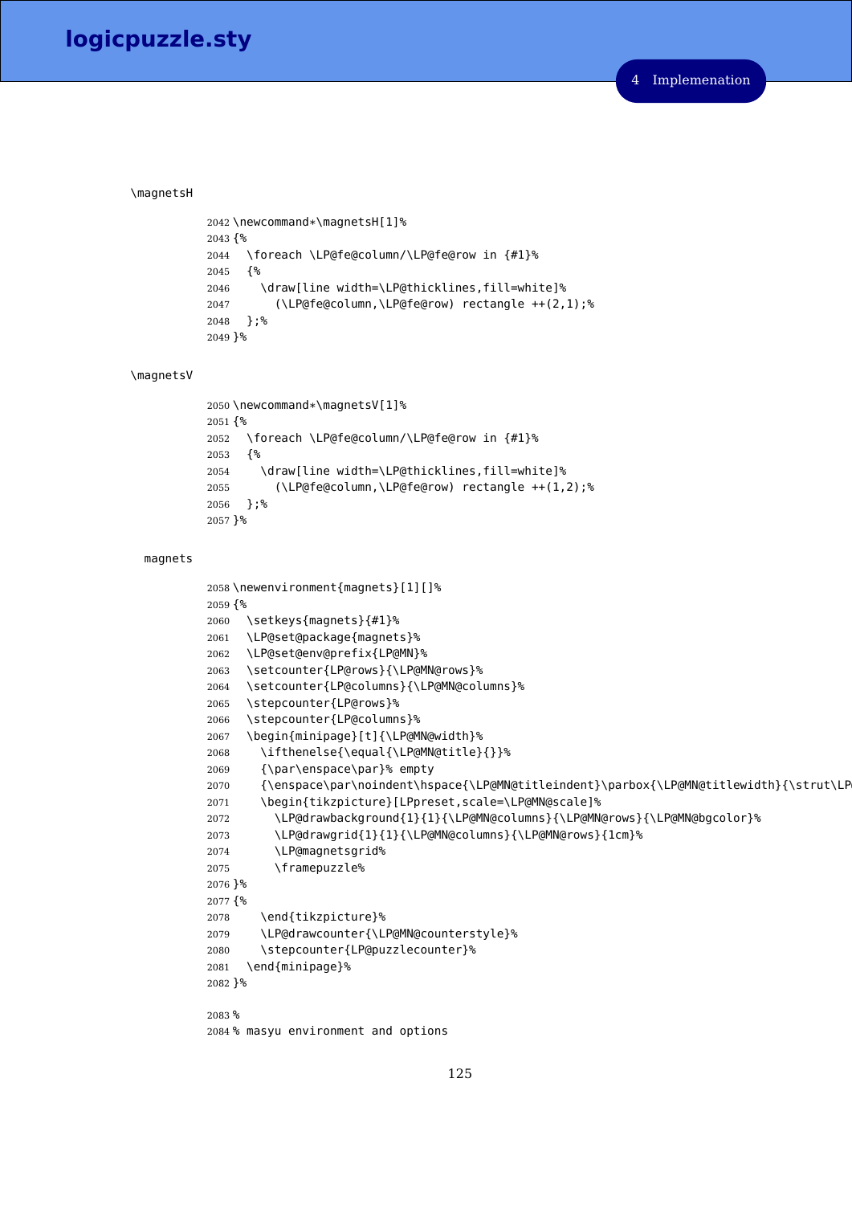\magnetsH

```
2042 \newcommand*\magnetsH[1]%
2043 {%
2044   \foreach \LP@fe@column/\LP@fe@row in {#1}%
2045   {%
2046     \draw[line width=\LP@thicklines,fill=white]%
2047       (\LP@fe@column,\LP@fe@row) rectangle ++(2,1);%
2048   };%
2049 }%
```

\magnetsV

```
2050 \newcommand*\magnetsV[1]%
2051 {%
2052   \foreach \LP@fe@column/\LP@fe@row in {#1}%
2053   {%
2054     \draw[line width=\LP@thicklines,fill=white]%
2055       (\LP@fe@column,\LP@fe@row) rectangle ++(1,2);%
2056   };%
2057 }%
```

magnets

```
2058 \newenvironment{magnets}[1][]%
2059 {%
2060   \setkeys{magnets}{#1}%
2061   \LP@set@package{magnets}%
2062   \LP@set@env@prefix{LP@MN}%
2063   \setcounter{LP@rows}{\LP@MN@rows}%
2064   \setcounter{LP@columns}{\LP@MN@columns}%
2065   \stepcounter{LP@rows}%
2066   \stepcounter{LP@columns}%
2067   \begin{minipage}[t]{\LP@MN@width}%
2068     \ifthenelse{\equal{\LP@MN@title}{}}%
2069     {\par\enspace\par}% empty
2070     {\enspace\par\noindent\hspace{\LP@MN@titleindent}\parbox{\LP@MN@titlewidth}{\strut\LP
2071     \begin{tikzpicture}[LPpreset,scale=\LP@MN@scale]%
2072       \LP@drawbackground{1}{1}{\LP@MN@columns}{\LP@MN@rows}{\LP@MN@bgcolor}%
2073       \LP@drawgrid{1}{1}{\LP@MN@columns}{\LP@MN@rows}{1cm}%
2074       \LP@magnetsgrid%
2075       \framepuzzle%
2076 }%
2077 {%
2078     \end{tikzpicture}%
2079     \LP@drawcounter{\LP@MN@counterstyle}%
2080     \stepcounter{LP@puzzlecounter}%
2081   \end{minipage}%
2082 }%
```

```
2083 %
2084 % masyu environment and options
```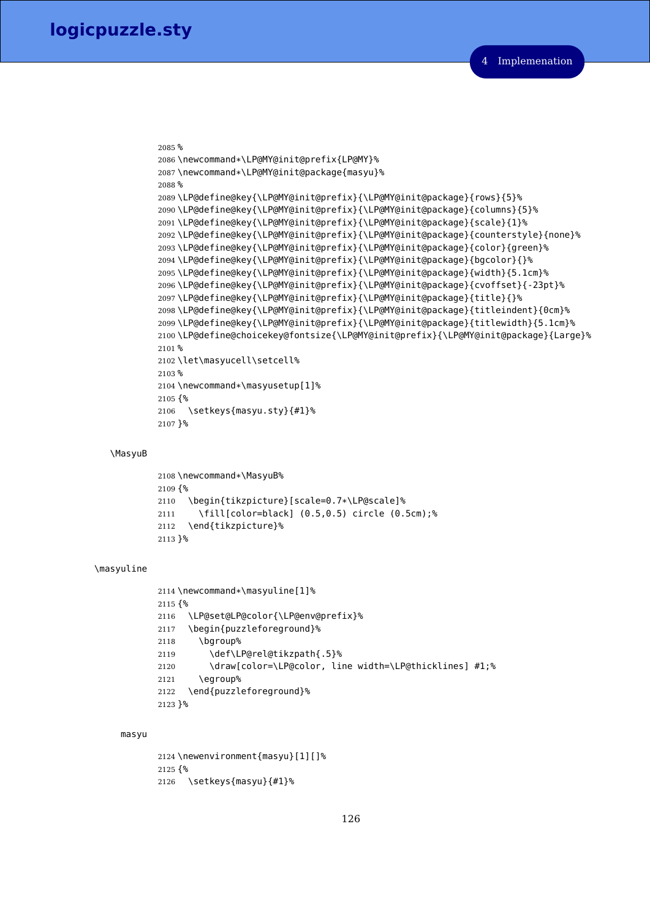```
2085 %
2086 \newcommand*\LP@MY@init@prefix{LP@MY}%
2087 \newcommand*\LP@MY@init@package{masyu}%
2088 %
2089 \LP@define@key{\LP@MY@init@prefix}{\LP@MY@init@package}{rows}{5}%
2090 \LP@define@key{\LP@MY@init@prefix}{\LP@MY@init@package}{columns}{5}%
2091 \LP@define@key{\LP@MY@init@prefix}{\LP@MY@init@package}{scale}{1}%
2092 \LP@define@key{\LP@MY@init@prefix}{\LP@MY@init@package}{counterstyle}{none}%
2093 \LP@define@key{\LP@MY@init@prefix}{\LP@MY@init@package}{color}{green}%
2094 \LP@define@key{\LP@MY@init@prefix}{\LP@MY@init@package}{bgcolor}{}%
2095 \LP@define@key{\LP@MY@init@prefix}{\LP@MY@init@package}{width}{5.1cm}%
2096 \LP@define@key{\LP@MY@init@prefix}{\LP@MY@init@package}{cvoffset}{-23pt}%
2097 \LP@define@key{\LP@MY@init@prefix}{\LP@MY@init@package}{title}{}%
2098 \LP@define@key{\LP@MY@init@prefix}{\LP@MY@init@package}{titleindent}{0cm}%
2099 \LP@define@key{\LP@MY@init@prefix}{\LP@MY@init@package}{titlewidth}{5.1cm}%
2100 \LP@define@choicekey@fontsize{\LP@MY@init@prefix}{\LP@MY@init@package}{Large}%
2101 %
2102 \let\masyucell\setcell%
2103 %
2104 \newcommand*\masyusetup[1]%
2105 {%
2106   \setkeys{masyu.sty}{#1}%
2107 }%
```

\MasyuB

```
2108 \newcommand*\MasyuB%
2109 {%
2110   \begin{tikzpicture}[scale=0.7*\LP@scale]%
2111     \fill[color=black] (0.5,0.5) circle (0.5cm);%
2112   \end{tikzpicture}%
2113 }%
```

\masyuline

```
2114 \newcommand*\masyuline[1]%
2115 {%
2116   \LP@set@LP@color{\LP@env@prefix}%
2117   \begin{puzzleforeground}%
2118     \bgroup%
2119       \def\LP@rel@tikzpath{.5}%
2120       \draw[color=\LP@color, line width=\LP@thicklines] #1;%
2121     \egroup%
2122   \end{puzzleforeground}%
2123 }%
```

masyu

```
2124 \newenvironment{masyu}[1][]%
2125 {%
2126   \setkeys{masyu}{#1}%
```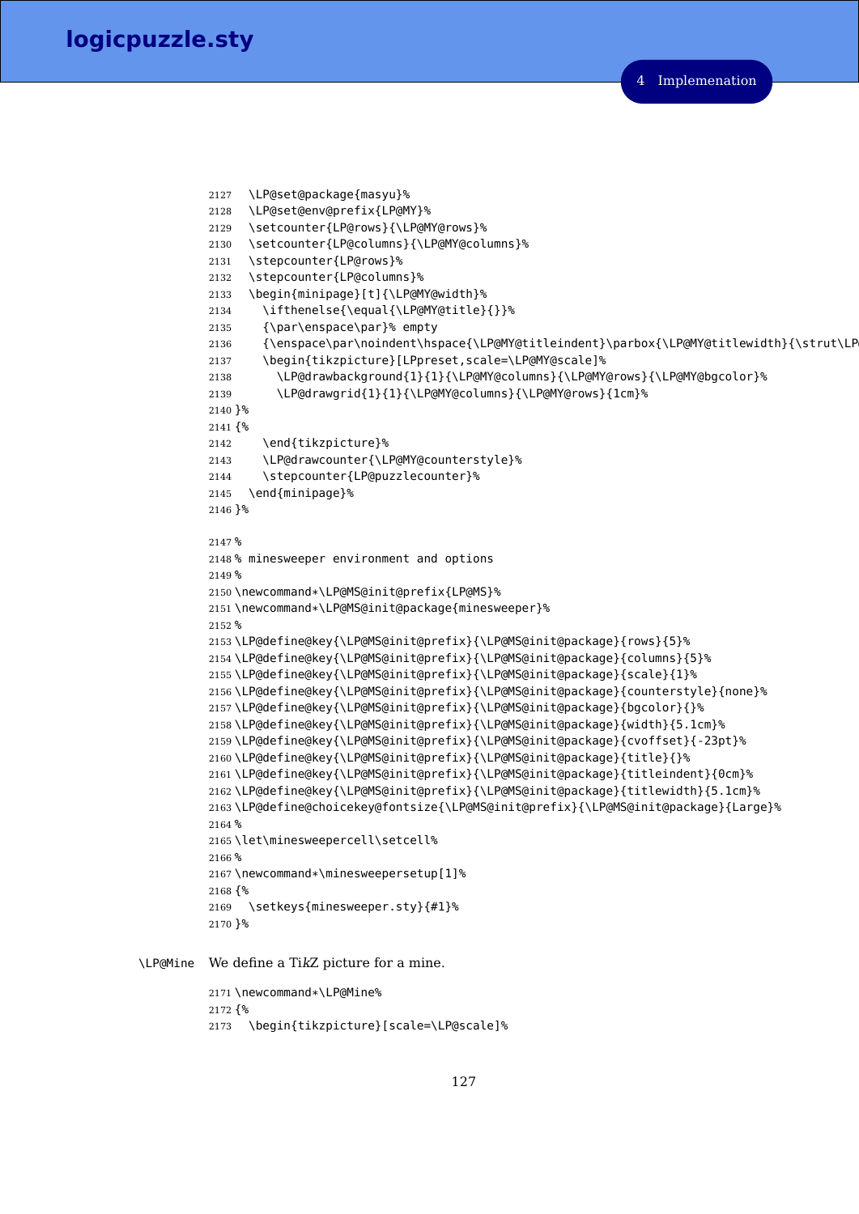```
2127   \LP@set@package{masyu}%
2128   \LP@set@env@prefix{LP@MY}%
2129   \setcounter{LP@rows}{\LP@MY@rows}%
2130   \setcounter{LP@columns}{\LP@MY@columns}%
2131   \stepcounter{LP@rows}%
2132   \stepcounter{LP@columns}%
2133   \begin{minipage}[t]{\LP@MY@width}%
2134     \ifthenelse{\equal{\LP@MY@title}{}}%
2135     {\par\enspace\par}% empty
2136     {\enspace\par\noindent\hspace{\LP@MY@titleindent}\parbox{\LP@MY@titlewidth}{\strut\LP
2137     \begin{tikzpicture}[LPpreset,scale=\LP@MY@scale]%
2138       \LP@drawbackground{1}{1}{\LP@MY@columns}{\LP@MY@rows}{\LP@MY@bgcolor}%
2139       \LP@drawgrid{1}{1}{\LP@MY@columns}{\LP@MY@rows}{1cm}%
2140 }%
2141 {%
2142     \end{tikzpicture}%
2143     \LP@drawcounter{\LP@MY@counterstyle}%
2144     \stepcounter{LP@puzzlecounter}%
2145   \end{minipage}%
2146 }%

2147 %
2148 % minesweeper environment and options
2149 %
2150 \newcommand*\LP@MS@init@prefix{LP@MS}%
2151 \newcommand*\LP@MS@init@package{minesweeper}%
2152 %
2153 \LP@define@key{\LP@MS@init@prefix}{\LP@MS@init@package}{rows}{5}%
2154 \LP@define@key{\LP@MS@init@prefix}{\LP@MS@init@package}{columns}{5}%
2155 \LP@define@key{\LP@MS@init@prefix}{\LP@MS@init@package}{scale}{1}%
2156 \LP@define@key{\LP@MS@init@prefix}{\LP@MS@init@package}{counterstyle}{none}%
2157 \LP@define@key{\LP@MS@init@prefix}{\LP@MS@init@package}{bgcolor}{}%
2158 \LP@define@key{\LP@MS@init@prefix}{\LP@MS@init@package}{width}{5.1cm}%
2159 \LP@define@key{\LP@MS@init@prefix}{\LP@MS@init@package}{cvoffset}{-23pt}%
2160 \LP@define@key{\LP@MS@init@prefix}{\LP@MS@init@package}{title}{}%
2161 \LP@define@key{\LP@MS@init@prefix}{\LP@MS@init@package}{titleindent}{0cm}%
2162 \LP@define@key{\LP@MS@init@prefix}{\LP@MS@init@package}{titlewidth}{5.1cm}%
2163 \LP@define@choicekey@fontsize{\LP@MS@init@prefix}{\LP@MS@init@package}{Large}%
2164 %
2165 \let\minesweepercell\setcell%
2166 %
2167 \newcommand*\minesweepersetup[1]%
2168 {%
2169   \setkeys{minesweeper.sty}{#1}%
2170 }%
```

`\LP@Mine` We define a TikZ picture for a mine.

```
2171 \newcommand*\LP@Mine%
2172 {%
2173   \begin{tikzpicture}[scale=\LP@scale]%
```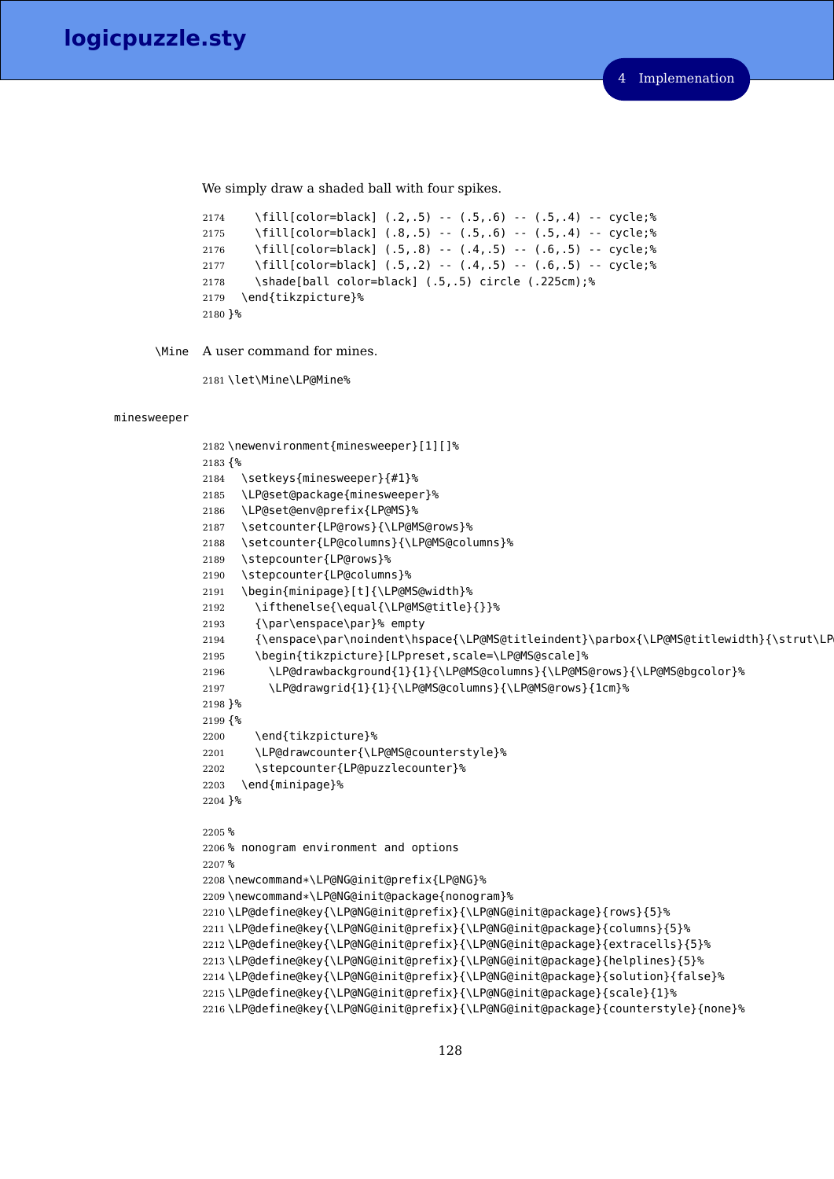We simply draw a shaded ball with four spikes.

```
2174     \fill[color=black] (.2,.5) -- (.5,.6) -- (.5,.4) -- cycle;%
2175     \fill[color=black] (.8,.5) -- (.5,.6) -- (.5,.4) -- cycle;%
2176     \fill[color=black] (.5,.8) -- (.4,.5) -- (.6,.5) -- cycle;%
2177     \fill[color=black] (.5,.2) -- (.4,.5) -- (.6,.5) -- cycle;%
2178     \shade[ball color=black] (.5,.5) circle (.225cm);%
2179   \end{tikzpicture}%
2180 }%
```

`\Mine` A user command for mines.

```
2181 \let\Mine\LP@Mine%
```

`minesweeper`

```
2182 \newenvironment{minesweeper}[1][]%
2183 {%
2184   \setkeys{minesweeper}{#1}%
2185   \LP@set@package{minesweeper}%
2186   \LP@set@env@prefix{LP@MS}%
2187   \setcounter{LP@rows}{\LP@MS@rows}%
2188   \setcounter{LP@columns}{\LP@MS@columns}%
2189   \stepcounter{LP@rows}%
2190   \stepcounter{LP@columns}%
2191   \begin{minipage}[t]{\LP@MS@width}%
2192     \ifthenelse{\equal{\LP@MS@title}{}}%
2193     {\par\enspace\par}% empty
2194     {\enspace\par\noindent\hspace{\LP@MS@titleindent}\parbox{\LP@MS@titlewidth}{\strut\LP
2195     \begin{tikzpicture}[LPpreset,scale=\LP@MS@scale]%
2196       \LP@drawbackground{1}{1}{\LP@MS@columns}{\LP@MS@rows}{\LP@MS@bgcolor}%
2197       \LP@drawgrid{1}{1}{\LP@MS@columns}{\LP@MS@rows}{1cm}%
2198 }%
2199 {%
2200     \end{tikzpicture}%
2201     \LP@drawcounter{\LP@MS@counterstyle}%
2202     \stepcounter{LP@puzzlecounter}%
2203   \end{minipage}%
2204 }%

2205 %
2206 % nonogram environment and options
2207 %
2208 \newcommand*\LP@NG@init@prefix{LP@NG}%
2209 \newcommand*\LP@NG@init@package{nonogram}%
2210 \LP@define@key{\LP@NG@init@prefix}{\LP@NG@init@package}{rows}{5}%
2211 \LP@define@key{\LP@NG@init@prefix}{\LP@NG@init@package}{columns}{5}%
2212 \LP@define@key{\LP@NG@init@prefix}{\LP@NG@init@package}{extracells}{5}%
2213 \LP@define@key{\LP@NG@init@prefix}{\LP@NG@init@package}{helplines}{5}%
2214 \LP@define@key{\LP@NG@init@prefix}{\LP@NG@init@package}{solution}{false}%
2215 \LP@define@key{\LP@NG@init@prefix}{\LP@NG@init@package}{scale}{1}%
2216 \LP@define@key{\LP@NG@init@prefix}{\LP@NG@init@package}{counterstyle}{none}%
```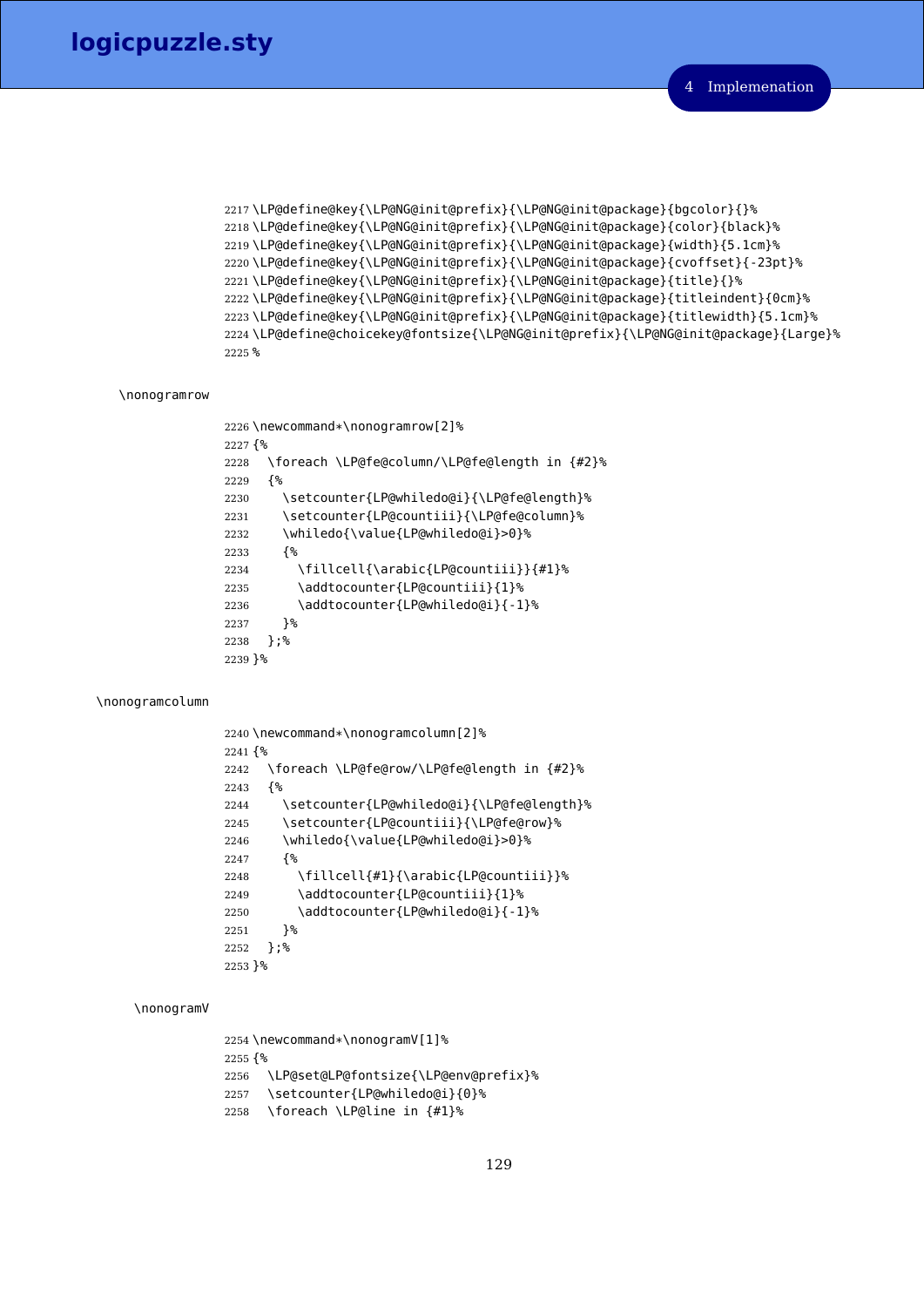```
2217 \LP@define@key{\LP@NG@init@prefix}{\LP@NG@init@package}{bgcolor}{}%
2218 \LP@define@key{\LP@NG@init@prefix}{\LP@NG@init@package}{color}{black}%
2219 \LP@define@key{\LP@NG@init@prefix}{\LP@NG@init@package}{width}{5.1cm}%
2220 \LP@define@key{\LP@NG@init@prefix}{\LP@NG@init@package}{cvoffset}{-23pt}%
2221 \LP@define@key{\LP@NG@init@prefix}{\LP@NG@init@package}{title}{}%
2222 \LP@define@key{\LP@NG@init@prefix}{\LP@NG@init@package}{titleindent}{0cm}%
2223 \LP@define@key{\LP@NG@init@prefix}{\LP@NG@init@package}{titlewidth}{5.1cm}%
2224 \LP@define@choicekey@fontsize{\LP@NG@init@prefix}{\LP@NG@init@package}{Large}%
2225 %
```

\nonogramrow

```
2226 \newcommand*\nonogramrow[2]%
2227 {%
2228   \foreach \LP@fe@column/\LP@fe@length in {#2}%
2229   {%
2230     \setcounter{LP@whiledo@i}{\LP@fe@length}%
2231     \setcounter{LP@countiii}{\LP@fe@column}%
2232     \whiledo{\value{LP@whiledo@i}>0}%
2233     {%
2234       \fillcell{\arabic{LP@countiii}}{#1}%
2235       \addtocounter{LP@countiii}{1}%
2236       \addtocounter{LP@whiledo@i}{-1}%
2237     }%
2238   };%
2239 }%
```

\nonogramcolumn

```
2240 \newcommand*\nonogramcolumn[2]%
2241 {%
2242   \foreach \LP@fe@row/\LP@fe@length in {#2}%
2243   {%
2244     \setcounter{LP@whiledo@i}{\LP@fe@length}%
2245     \setcounter{LP@countiii}{\LP@fe@row}%
2246     \whiledo{\value{LP@whiledo@i}>0}%
2247     {%
2248       \fillcell{#1}{\arabic{LP@countiii}}%
2249       \addtocounter{LP@countiii}{1}%
2250       \addtocounter{LP@whiledo@i}{-1}%
2251     }%
2252   };%
2253 }%
```

\nonogramV

```
2254 \newcommand*\nonogramV[1]%
2255 {%
2256   \LP@set@LP@fontsize{\LP@env@prefix}%
2257   \setcounter{LP@whiledo@i}{0}%
2258   \foreach \LP@line in {#1}%
```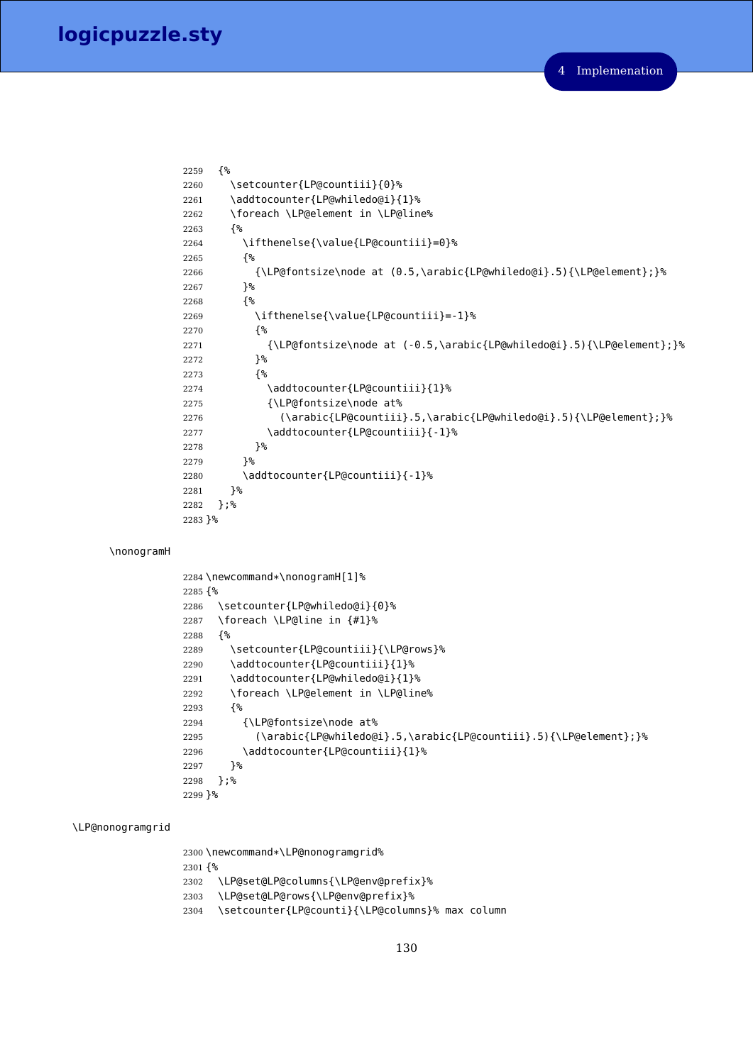```
2259  {%
2260    \setcounter{LP@countiii}{0}%
2261    \addtocounter{LP@whiledo@i}{1}%
2262    \foreach \LP@element in \LP@line%
2263    {%
2264      \ifthenelse{\value{LP@countiii}=0}%
2265      {%
2266        {\LP@fontsize\node at (0.5,\arabic{LP@whiledo@i}.5){\LP@element};}%
2267      }%
2268      {%
2269        \ifthenelse{\value{LP@countiii}=-1}%
2270        {%
2271          {\LP@fontsize\node at (-0.5,\arabic{LP@whiledo@i}.5){\LP@element};}%
2272        }%
2273        {%
2274          \addtocounter{LP@countiii}{1}%
2275          {\LP@fontsize\node at%
2276            (\arabic{LP@countiii}.5,\arabic{LP@whiledo@i}.5){\LP@element};}%
2277          \addtocounter{LP@countiii}{-1}%
2278        }%
2279      }%
2280      \addtocounter{LP@countiii}{-1}%
2281    }%
2282  };%
2283 }%
```

\nonogramH

```
2284 \newcommand*\nonogramH[1]%
2285 {%
2286   \setcounter{LP@whiledo@i}{0}%
2287   \foreach \LP@line in {#1}%
2288   {%
2289     \setcounter{LP@countiii}{\LP@rows}%
2290     \addtocounter{LP@countiii}{1}%
2291     \addtocounter{LP@whiledo@i}{1}%
2292     \foreach \LP@element in \LP@line%
2293     {%
2294       {\LP@fontsize\node at%
2295         (\arabic{LP@whiledo@i}.5,\arabic{LP@countiii}.5){\LP@element};}%
2296       \addtocounter{LP@countiii}{1}%
2297     }%
2298   };%
2299 }%
```

\LP@nonogramgrid

```
2300 \newcommand*\LP@nonogramgrid%
2301 {%
2302   \LP@set@LP@columns{\LP@env@prefix}%
2303   \LP@set@LP@rows{\LP@env@prefix}%
2304   \setcounter{LP@counti}{\LP@columns}% max column
```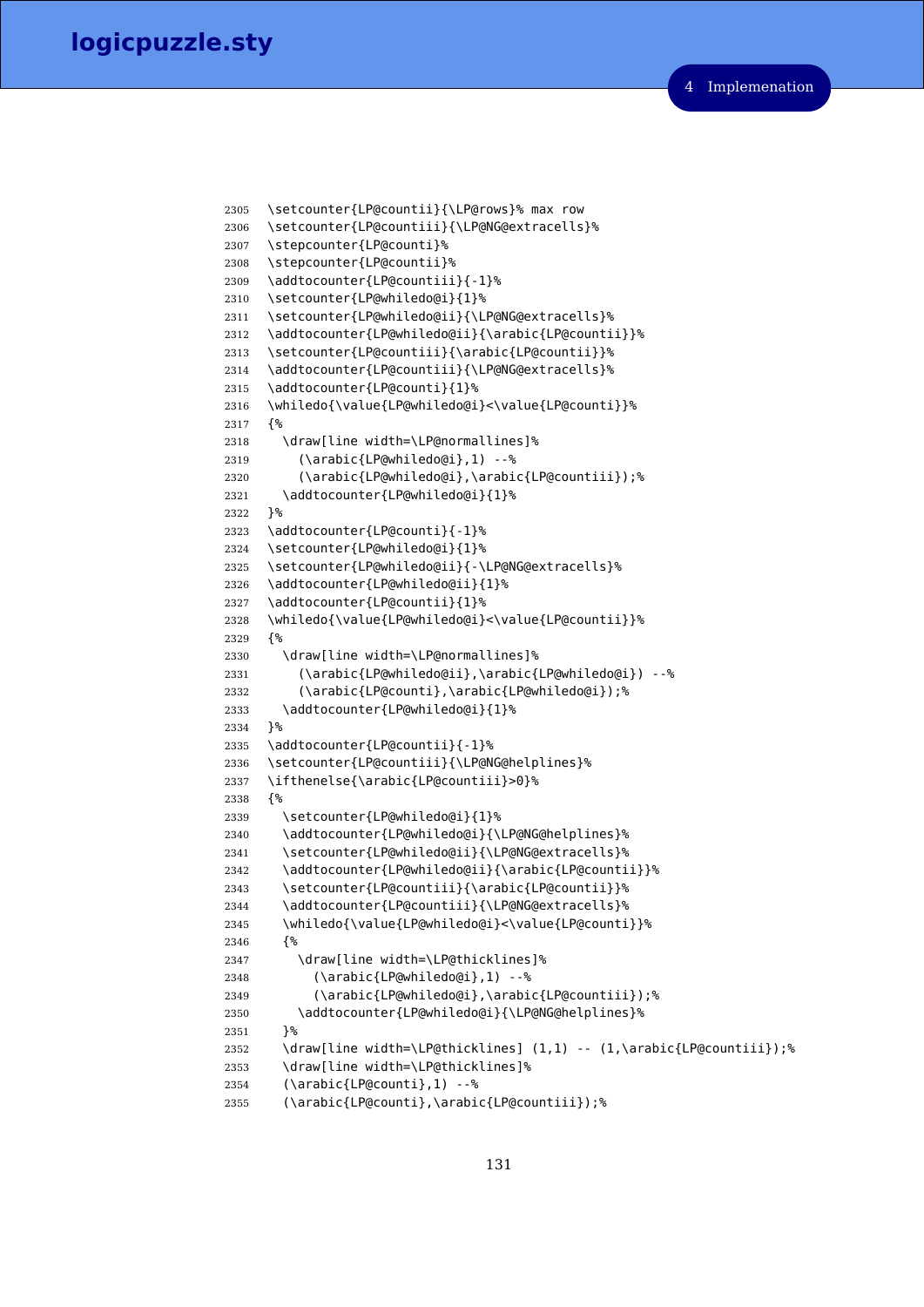```
2305 \setcounter{LP@countii}{\LP@rows}% max row
2306 \setcounter{LP@countiii}{\LP@NG@extracells}%
2307 \stepcounter{LP@counti}%
2308 \stepcounter{LP@countii}%
2309 \addtocounter{LP@countiii}{-1}%
2310 \setcounter{LP@whiledo@i}{1}%
2311 \setcounter{LP@whiledo@ii}{\LP@NG@extracells}%
2312 \addtocounter{LP@whiledo@ii}{\arabic{LP@countii}}%
2313 \setcounter{LP@countiii}{\arabic{LP@countii}}%
2314 \addtocounter{LP@countiii}{\LP@NG@extracells}%
2315 \addtocounter{LP@counti}{1}%
2316 \whiledo{\value{LP@whiledo@i}<\value{LP@counti}}%
2317 {%
2318   \draw[line width=\LP@normallines]%
2319     (\arabic{LP@whiledo@i},1) --%
2320     (\arabic{LP@whiledo@i},\arabic{LP@countiii});%
2321   \addtocounter{LP@whiledo@i}{1}%
2322 }%
2323 \addtocounter{LP@counti}{-1}%
2324 \setcounter{LP@whiledo@i}{1}%
2325 \setcounter{LP@whiledo@ii}{-\LP@NG@extracells}%
2326 \addtocounter{LP@whiledo@ii}{1}%
2327 \addtocounter{LP@countii}{1}%
2328 \whiledo{\value{LP@whiledo@i}<\value{LP@countii}}%
2329 {%
2330   \draw[line width=\LP@normallines]%
2331     (\arabic{LP@whiledo@ii},\arabic{LP@whiledo@i}) --%
2332     (\arabic{LP@counti},\arabic{LP@whiledo@i});%
2333   \addtocounter{LP@whiledo@i}{1}%
2334 }%
2335 \addtocounter{LP@countii}{-1}%
2336 \setcounter{LP@countiii}{\LP@NG@helplines}%
2337 \ifthenelse{\arabic{LP@countiii}>0}%
2338 {%
2339   \setcounter{LP@whiledo@i}{1}%
2340   \addtocounter{LP@whiledo@i}{\LP@NG@helplines}%
2341   \setcounter{LP@whiledo@ii}{\LP@NG@extracells}%
2342   \addtocounter{LP@whiledo@ii}{\arabic{LP@countii}}%
2343   \setcounter{LP@countiii}{\arabic{LP@countii}}%
2344   \addtocounter{LP@countiii}{\LP@NG@extracells}%
2345   \whiledo{\value{LP@whiledo@i}<\value{LP@counti}}%
2346   {%
2347     \draw[line width=\LP@thicklines]%
2348       (\arabic{LP@whiledo@i},1) --%
2349       (\arabic{LP@whiledo@i},\arabic{LP@countiii});%
2350     \addtocounter{LP@whiledo@i}{\LP@NG@helplines}%
2351   }%
2352   \draw[line width=\LP@thicklines] (1,1) -- (1,\arabic{LP@countiii});%
2353   \draw[line width=\LP@thicklines]%
2354   (\arabic{LP@counti},1) --%
2355   (\arabic{LP@counti},\arabic{LP@countiii});%
```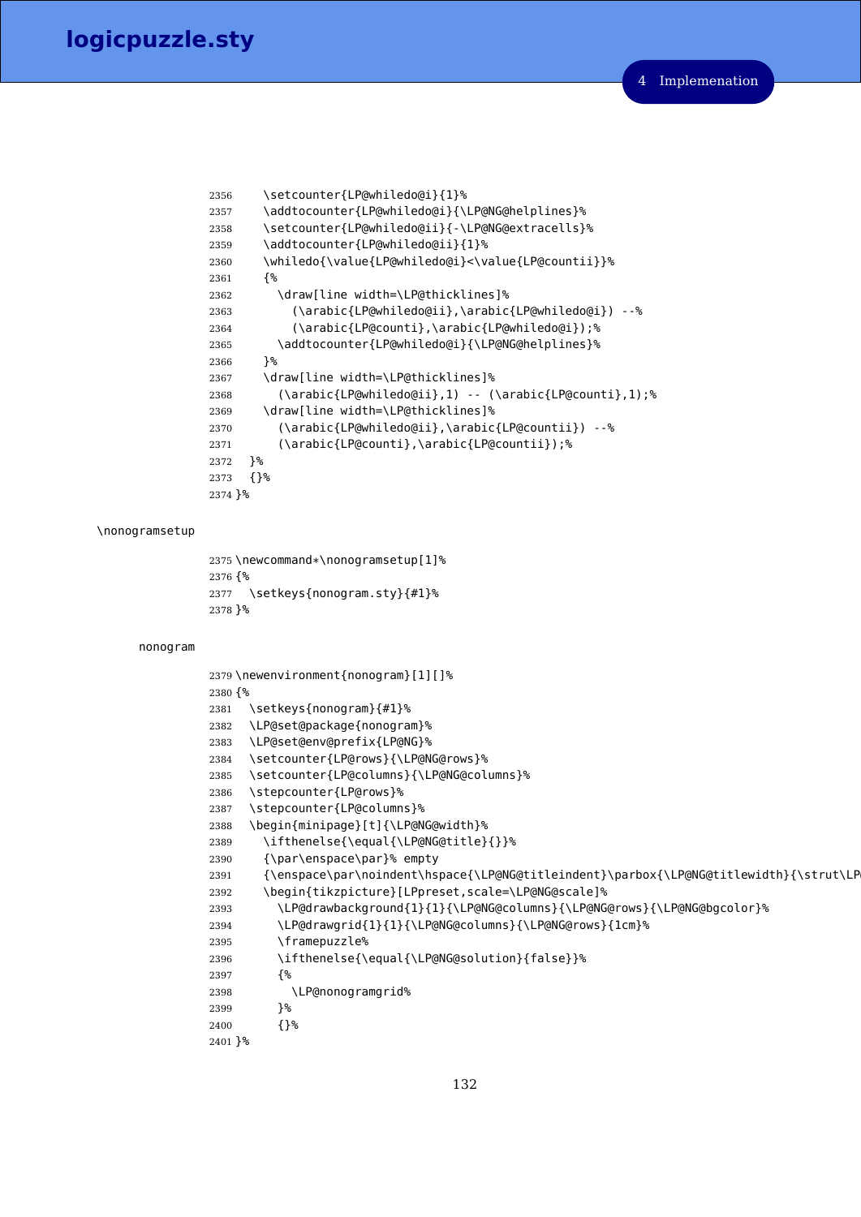```
2356    \setcounter{LP@whiledo@i}{1}%
2357    \addtocounter{LP@whiledo@i}{\LP@NG@helplines}%
2358    \setcounter{LP@whiledo@ii}{-\LP@NG@extracells}%
2359    \addtocounter{LP@whiledo@ii}{1}%
2360    \whiledo{\value{LP@whiledo@i}<\value{LP@countii}}%
2361    {%
2362      \draw[line width=\LP@thicklines]%
2363        (\arabic{LP@whiledo@ii},\arabic{LP@whiledo@i}) --%
2364        (\arabic{LP@counti},\arabic{LP@whiledo@i});%
2365      \addtocounter{LP@whiledo@i}{\LP@NG@helplines}%
2366    }%
2367    \draw[line width=\LP@thicklines]%
2368      (\arabic{LP@whiledo@ii},1) -- (\arabic{LP@counti},1);%
2369    \draw[line width=\LP@thicklines]%
2370      (\arabic{LP@whiledo@ii},\arabic{LP@countii}) --%
2371      (\arabic{LP@counti},\arabic{LP@countii});%
2372  }%
2373  {}%
2374 }%
```

\nonogramsetup

```
2375 \newcommand*\nonogramsetup[1]%
2376 {%
2377   \setkeys{nonogram.sty}{#1}%
2378 }%
```

nonogram

```
2379 \newenvironment{nonogram}[1][]%
2380 {%
2381   \setkeys{nonogram}{#1}%
2382   \LP@set@package{nonogram}%
2383   \LP@set@env@prefix{LP@NG}%
2384   \setcounter{LP@rows}{\LP@NG@rows}%
2385   \setcounter{LP@columns}{\LP@NG@columns}%
2386   \stepcounter{LP@rows}%
2387   \stepcounter{LP@columns}%
2388   \begin{minipage}[t]{\LP@NG@width}%
2389     \ifthenelse{\equal{\LP@NG@title}{}}%
2390     {\par\enspace\par}% empty
2391     {\enspace\par\noindent\hspace{\LP@NG@titleindent}\parbox{\LP@NG@titlewidth}{\strut\LP
2392     \begin{tikzpicture}[LPpreset,scale=\LP@NG@scale]%
2393       \LP@drawbackground{1}{1}{\LP@NG@columns}{\LP@NG@rows}{\LP@NG@bgcolor}%
2394       \LP@drawgrid{1}{1}{\LP@NG@columns}{\LP@NG@rows}{1cm}%
2395       \framepuzzle%
2396       \ifthenelse{\equal{\LP@NG@solution}{false}}%
2397       {%
2398         \LP@nonogramgrid%
2399       }%
2400       {}%
2401 }%
```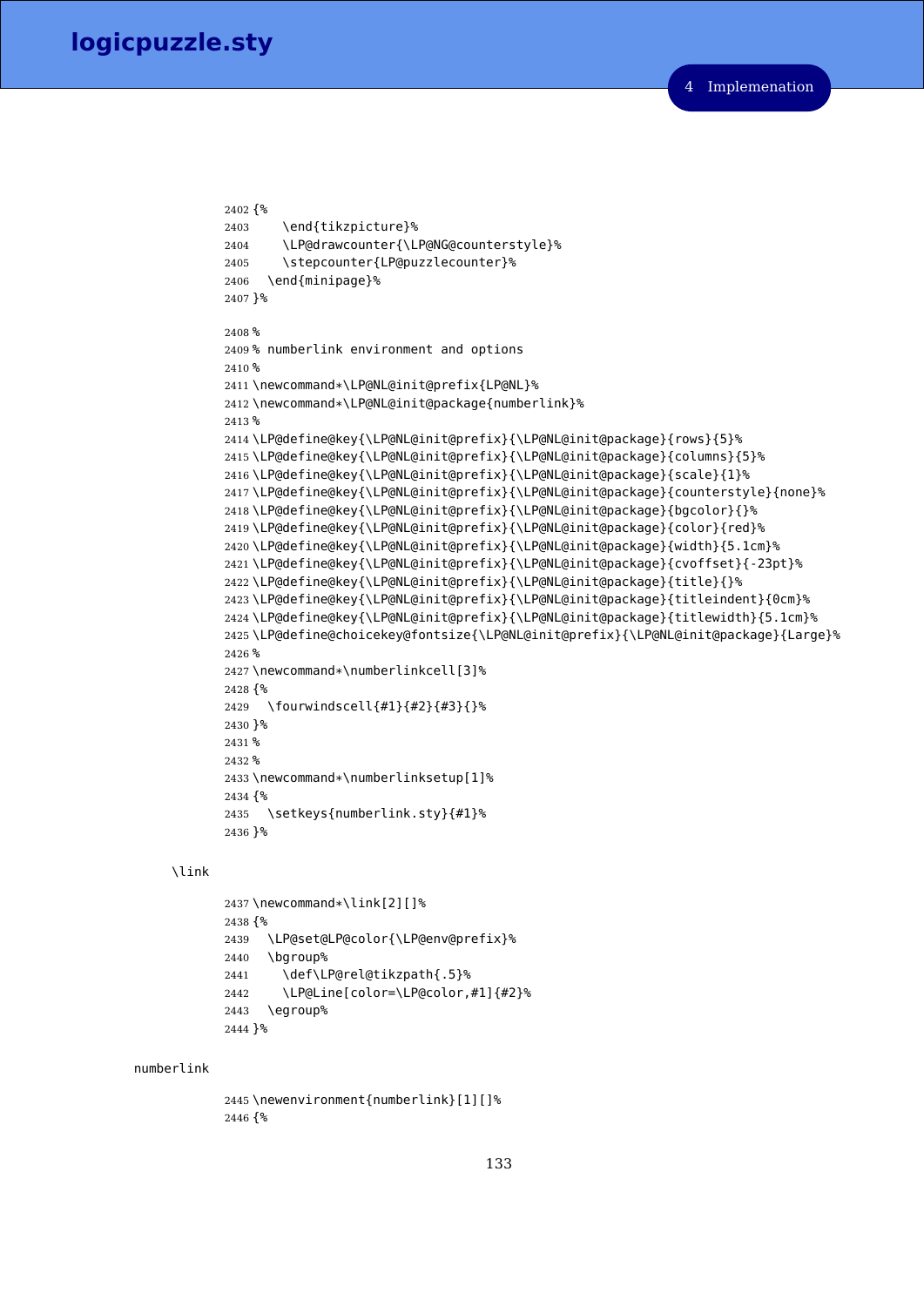```
2402 {%
2403     \end{tikzpicture}%
2404     \LP@drawcounter{\LP@NG@counterstyle}%
2405     \stepcounter{LP@puzzlecounter}%
2406   \end{minipage}%
2407 }%
```

```
2408 %
2409 % numberlink environment and options
2410 %
2411 \newcommand*\LP@NL@init@prefix{LP@NL}%
2412 \newcommand*\LP@NL@init@package{numberlink}%
2413 %
2414 \LP@define@key{\LP@NL@init@prefix}{\LP@NL@init@package}{rows}{5}%
2415 \LP@define@key{\LP@NL@init@prefix}{\LP@NL@init@package}{columns}{5}%
2416 \LP@define@key{\LP@NL@init@prefix}{\LP@NL@init@package}{scale}{1}%
2417 \LP@define@key{\LP@NL@init@prefix}{\LP@NL@init@package}{counterstyle}{none}%
2418 \LP@define@key{\LP@NL@init@prefix}{\LP@NL@init@package}{bgcolor}{}%
2419 \LP@define@key{\LP@NL@init@prefix}{\LP@NL@init@package}{color}{red}%
2420 \LP@define@key{\LP@NL@init@prefix}{\LP@NL@init@package}{width}{5.1cm}%
2421 \LP@define@key{\LP@NL@init@prefix}{\LP@NL@init@package}{cvoffset}{-23pt}%
2422 \LP@define@key{\LP@NL@init@prefix}{\LP@NL@init@package}{title}{}%
2423 \LP@define@key{\LP@NL@init@prefix}{\LP@NL@init@package}{titleindent}{0cm}%
2424 \LP@define@key{\LP@NL@init@prefix}{\LP@NL@init@package}{titlewidth}{5.1cm}%
2425 \LP@define@choicekey@fontsize{\LP@NL@init@prefix}{\LP@NL@init@package}{Large}%
2426 %
2427 \newcommand*\numberlinkcell[3]%
2428 {%
2429   \fourwindscell{#1}{#2}{#3}{}%
2430 }%
2431 %
2432 %
2433 \newcommand*\numberlinksetup[1]%
2434 {%
2435   \setkeys{numberlink.sty}{#1}%
2436 }%
```

\link

```
2437 \newcommand*\link[2][]%
2438 {%
2439   \LP@set@LP@color{\LP@env@prefix}%
2440   \bgroup%
2441     \def\LP@rel@tikzpath{.5}%
2442     \LP@Line[color=\LP@color,#1]{#2}%
2443   \egroup%
2444 }%
```

numberlink

```
2445 \newenvironment{numberlink}[1][]%
2446 {%
```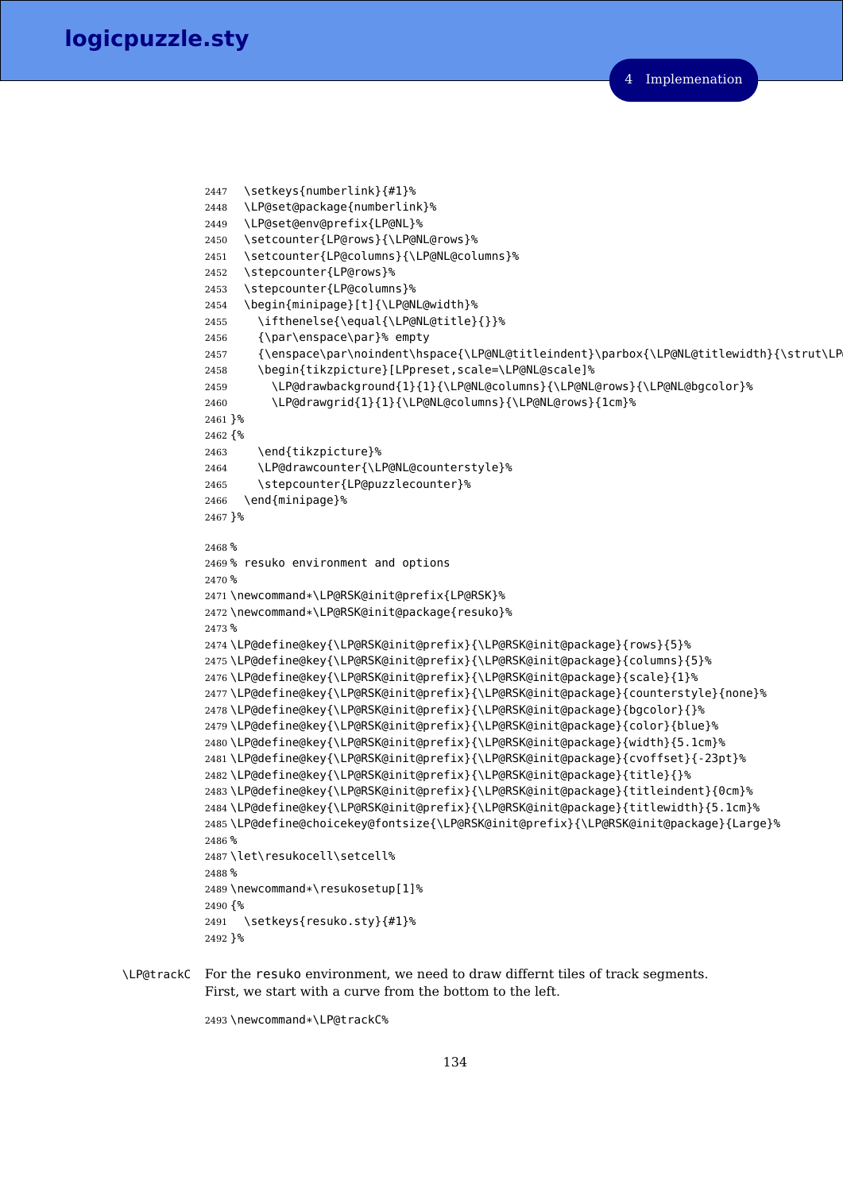```
2447   \setkeys{numberlink}{#1}%
2448   \LP@set@package{numberlink}%
2449   \LP@set@env@prefix{LP@NL}%
2450   \setcounter{LP@rows}{\LP@NL@rows}%
2451   \setcounter{LP@columns}{\LP@NL@columns}%
2452   \stepcounter{LP@rows}%
2453   \stepcounter{LP@columns}%
2454   \begin{minipage}[t]{\LP@NL@width}%
2455     \ifthenelse{\equal{\LP@NL@title}{}}%
2456     {\par\enspace\par}% empty
2457     {\enspace\par\noindent\hspace{\LP@NL@titleindent}\parbox{\LP@NL@titlewidth}{\strut\LP
2458     \begin{tikzpicture}[LPpreset,scale=\LP@NL@scale]%
2459       \LP@drawbackground{1}{1}{\LP@NL@columns}{\LP@NL@rows}{\LP@NL@bgcolor}%
2460       \LP@drawgrid{1}{1}{\LP@NL@columns}{\LP@NL@rows}{1cm}%
2461 }%
2462 {%
2463     \end{tikzpicture}%
2464     \LP@drawcounter{\LP@NL@counterstyle}%
2465     \stepcounter{LP@puzzlecounter}%
2466   \end{minipage}%
2467 }%

2468 %
2469 % resuko environment and options
2470 %
2471 \newcommand*\LP@RSK@init@prefix{LP@RSK}%
2472 \newcommand*\LP@RSK@init@package{resuko}%
2473 %
2474 \LP@define@key{\LP@RSK@init@prefix}{\LP@RSK@init@package}{rows}{5}%
2475 \LP@define@key{\LP@RSK@init@prefix}{\LP@RSK@init@package}{columns}{5}%
2476 \LP@define@key{\LP@RSK@init@prefix}{\LP@RSK@init@package}{scale}{1}%
2477 \LP@define@key{\LP@RSK@init@prefix}{\LP@RSK@init@package}{counterstyle}{none}%
2478 \LP@define@key{\LP@RSK@init@prefix}{\LP@RSK@init@package}{bgcolor}{}%
2479 \LP@define@key{\LP@RSK@init@prefix}{\LP@RSK@init@package}{color}{blue}%
2480 \LP@define@key{\LP@RSK@init@prefix}{\LP@RSK@init@package}{width}{5.1cm}%
2481 \LP@define@key{\LP@RSK@init@prefix}{\LP@RSK@init@package}{cvoffset}{-23pt}%
2482 \LP@define@key{\LP@RSK@init@prefix}{\LP@RSK@init@package}{title}{}%
2483 \LP@define@key{\LP@RSK@init@prefix}{\LP@RSK@init@package}{titleindent}{0cm}%
2484 \LP@define@key{\LP@RSK@init@prefix}{\LP@RSK@init@package}{titlewidth}{5.1cm}%
2485 \LP@define@choicekey@fontsize{\LP@RSK@init@prefix}{\LP@RSK@init@package}{Large}%
2486 %
2487 \let\resukocell\setcell%
2488 %
2489 \newcommand*\resukosetup[1]%
2490 {%
2491   \setkeys{resuko.sty}{#1}%
2492 }%
```

`\LP@trackC` For the resuko environment, we need to draw differnt tiles of track segments. First, we start with a curve from the bottom to the left.

```
2493 \newcommand*\LP@trackC%
```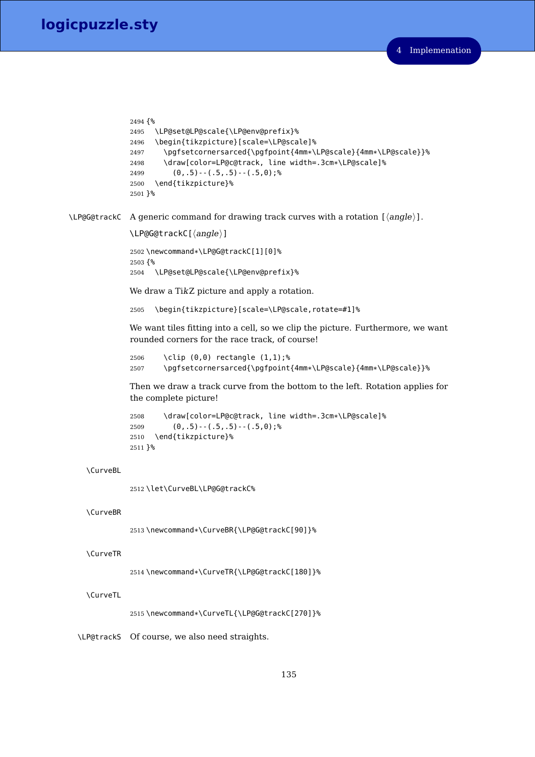```
2494 {%
2495   \LP@set@LP@scale{\LP@env@prefix}%
2496   \begin{tikzpicture}[scale=\LP@scale]%
2497     \pgfsetcornersarced{\pgfpoint{4mm*\LP@scale}{4mm*\LP@scale}}%
2498     \draw[color=LP@c@track, line width=.3cm*\LP@scale]%
2499       (0,.5)--(.5,.5)--(.5,0);%
2500   \end{tikzpicture}%
2501 }%
```

`\LP@G@trackC` A generic command for drawing track curves with a rotation [⟨*angle*⟩].

`\LP@G@trackC[`⟨*angle*⟩`]`

```
2502 \newcommand*\LP@G@trackC[1][0]%
2503 {%
2504   \LP@set@LP@scale{\LP@env@prefix}%
```

We draw a Ti*k*Z picture and apply a rotation.

```
2505   \begin{tikzpicture}[scale=\LP@scale,rotate=#1]%
```

We want tiles fitting into a cell, so we clip the picture. Furthermore, we want rounded corners for the race track, of course!

```
2506     \clip (0,0) rectangle (1,1);%
2507     \pgfsetcornersarced{\pgfpoint{4mm*\LP@scale}{4mm*\LP@scale}}%
```

Then we draw a track curve from the bottom to the left. Rotation applies for the complete picture!

```
2508     \draw[color=LP@c@track, line width=.3cm*\LP@scale]%
2509       (0,.5)--(.5,.5)--(.5,0);%
2510   \end{tikzpicture}%
2511 }%
```

`\CurveBL`

```
2512 \let\CurveBL\LP@G@trackC%
```

`\CurveBR`

```
2513 \newcommand*\CurveBR{\LP@G@trackC[90]}%
```

`\CurveTR`

```
2514 \newcommand*\CurveTR{\LP@G@trackC[180]}%
```

`\CurveTL`

```
2515 \newcommand*\CurveTL{\LP@G@trackC[270]}%
```

`\LP@trackS` Of course, we also need straights.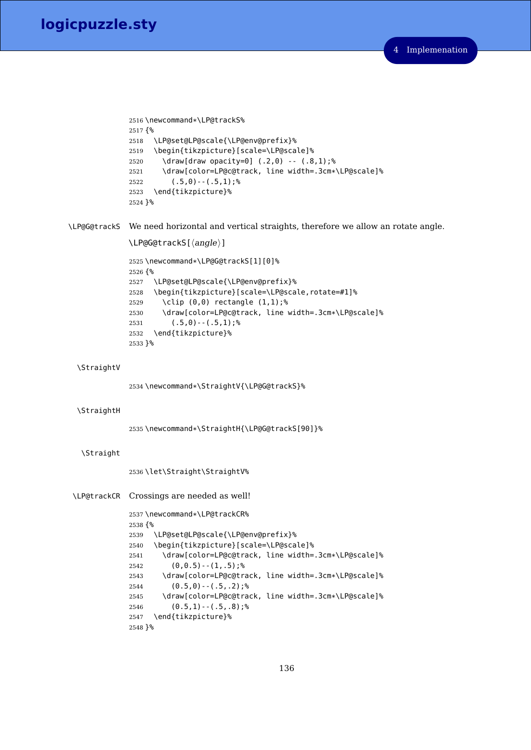```
2516 \newcommand*\LP@trackS%
2517 {%
2518   \LP@set@LP@scale{\LP@env@prefix}%
2519   \begin{tikzpicture}[scale=\LP@scale]%
2520     \draw[draw opacity=0] (.2,0) -- (.8,1);%
2521     \draw[color=LP@c@track, line width=.3cm*\LP@scale]%
2522       (.5,0)--(.5,1);%
2523   \end{tikzpicture}%
2524 }%
```

\LP@G@trackS We need horizontal and vertical straights, therefore we allow an rotate angle.

\LP@G@trackS[⟨*angle*⟩]

```
2525 \newcommand*\LP@G@trackS[1][0]%
2526 {%
2527   \LP@set@LP@scale{\LP@env@prefix}%
2528   \begin{tikzpicture}[scale=\LP@scale,rotate=#1]%
2529     \clip (0,0) rectangle (1,1);%
2530     \draw[color=LP@c@track, line width=.3cm*\LP@scale]%
2531       (.5,0)--(.5,1);%
2532   \end{tikzpicture}%
2533 }%
```

\StraightV

```
2534 \newcommand*\StraightV{\LP@G@trackS}%
```

\StraightH

```
2535 \newcommand*\StraightH{\LP@G@trackS[90]}%
```

\Straight

```
2536 \let\Straight\StraightV%
```

\LP@trackCR Crossings are needed as well!

```
2537 \newcommand*\LP@trackCR%
2538 {%
2539   \LP@set@LP@scale{\LP@env@prefix}%
2540   \begin{tikzpicture}[scale=\LP@scale]%
2541     \draw[color=LP@c@track, line width=.3cm*\LP@scale]%
2542       (0,0.5)--(1,.5);%
2543     \draw[color=LP@c@track, line width=.3cm*\LP@scale]%
2544       (0.5,0)--(.5,.2);%
2545     \draw[color=LP@c@track, line width=.3cm*\LP@scale]%
2546       (0.5,1)--(.5,.8);%
2547   \end{tikzpicture}%
2548 }%
```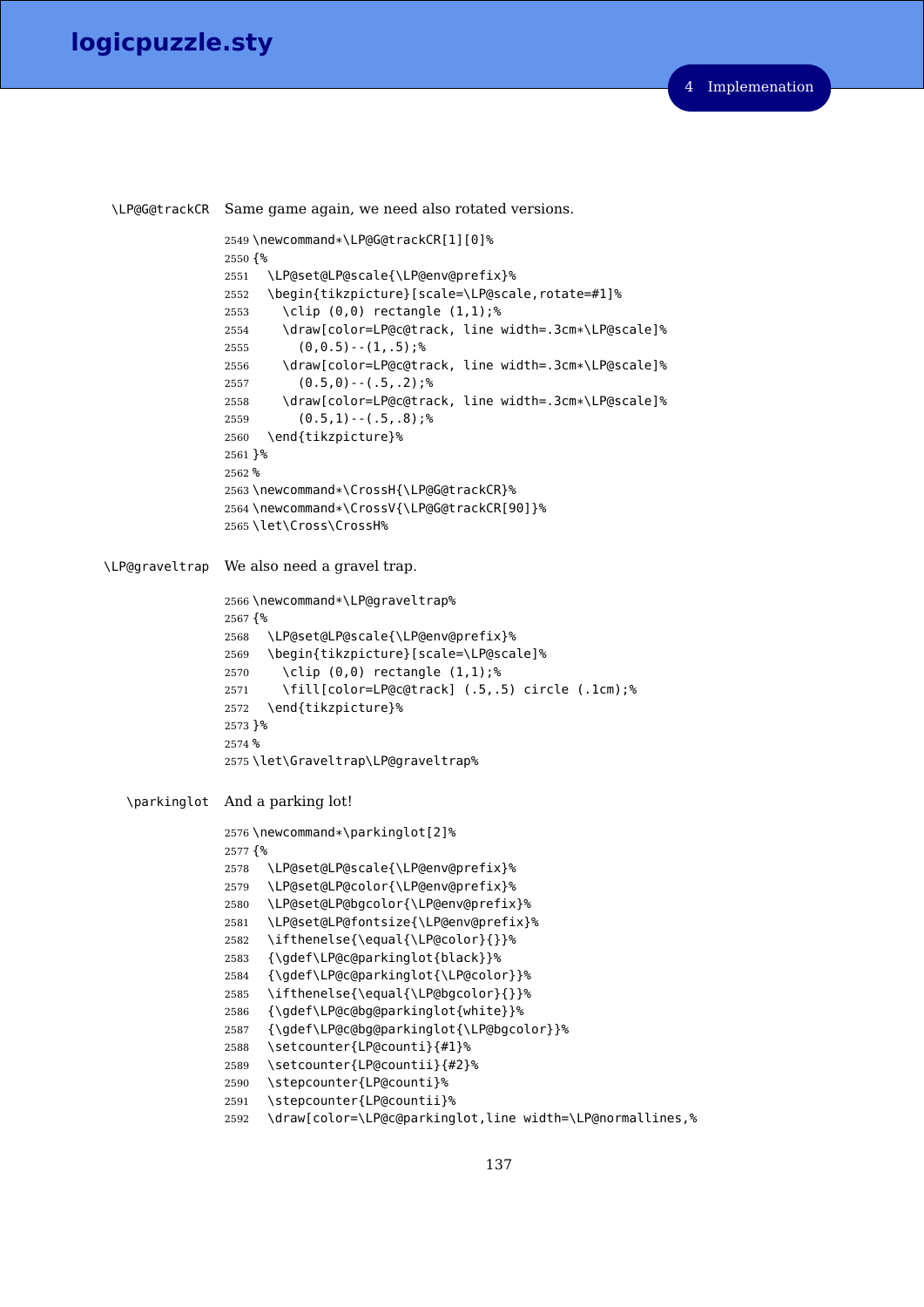\LP@G@trackCR Same game again, we need also rotated versions.

```
2549 \newcommand*\LP@G@trackCR[1][0]%
2550 {%
2551   \LP@set@LP@scale{\LP@env@prefix}%
2552   \begin{tikzpicture}[scale=\LP@scale,rotate=#1]%
2553     \clip (0,0) rectangle (1,1);%
2554     \draw[color=LP@c@track, line width=.3cm*\LP@scale]%
2555       (0,0.5)--(1,.5);%
2556     \draw[color=LP@c@track, line width=.3cm*\LP@scale]%
2557       (0.5,0)--(.5,.2);%
2558     \draw[color=LP@c@track, line width=.3cm*\LP@scale]%
2559       (0.5,1)--(.5,.8);%
2560   \end{tikzpicture}%
2561 }%
2562 %
2563 \newcommand*\CrossH{\LP@G@trackCR}%
2564 \newcommand*\CrossV{\LP@G@trackCR[90]}%
2565 \let\Cross\CrossH%
```

\LP@graveltrap We also need a gravel trap.

```
2566 \newcommand*\LP@graveltrap%
2567 {%
2568   \LP@set@LP@scale{\LP@env@prefix}%
2569   \begin{tikzpicture}[scale=\LP@scale]%
2570     \clip (0,0) rectangle (1,1);%
2571     \fill[color=LP@c@track] (.5,.5) circle (.1cm);%
2572   \end{tikzpicture}%
2573 }%
2574 %
2575 \let\Graveltrap\LP@graveltrap%
```

\parkinglot And a parking lot!

```
2576 \newcommand*\parkinglot[2]%
2577 {%
2578   \LP@set@LP@scale{\LP@env@prefix}%
2579   \LP@set@LP@color{\LP@env@prefix}%
2580   \LP@set@LP@bgcolor{\LP@env@prefix}%
2581   \LP@set@LP@fontsize{\LP@env@prefix}%
2582   \ifthenelse{\equal{\LP@color}{}}%
2583   {\gdef\LP@c@parkinglot{black}}%
2584   {\gdef\LP@c@parkinglot{\LP@color}}%
2585   \ifthenelse{\equal{\LP@bgcolor}{}}%
2586   {\gdef\LP@c@bg@parkinglot{white}}%
2587   {\gdef\LP@c@bg@parkinglot{\LP@bgcolor}}%
2588   \setcounter{LP@counti}{#1}%
2589   \setcounter{LP@countii}{#2}%
2590   \stepcounter{LP@counti}%
2591   \stepcounter{LP@countii}%
2592   \draw[color=\LP@c@parkinglot,line width=\LP@normallines,%
```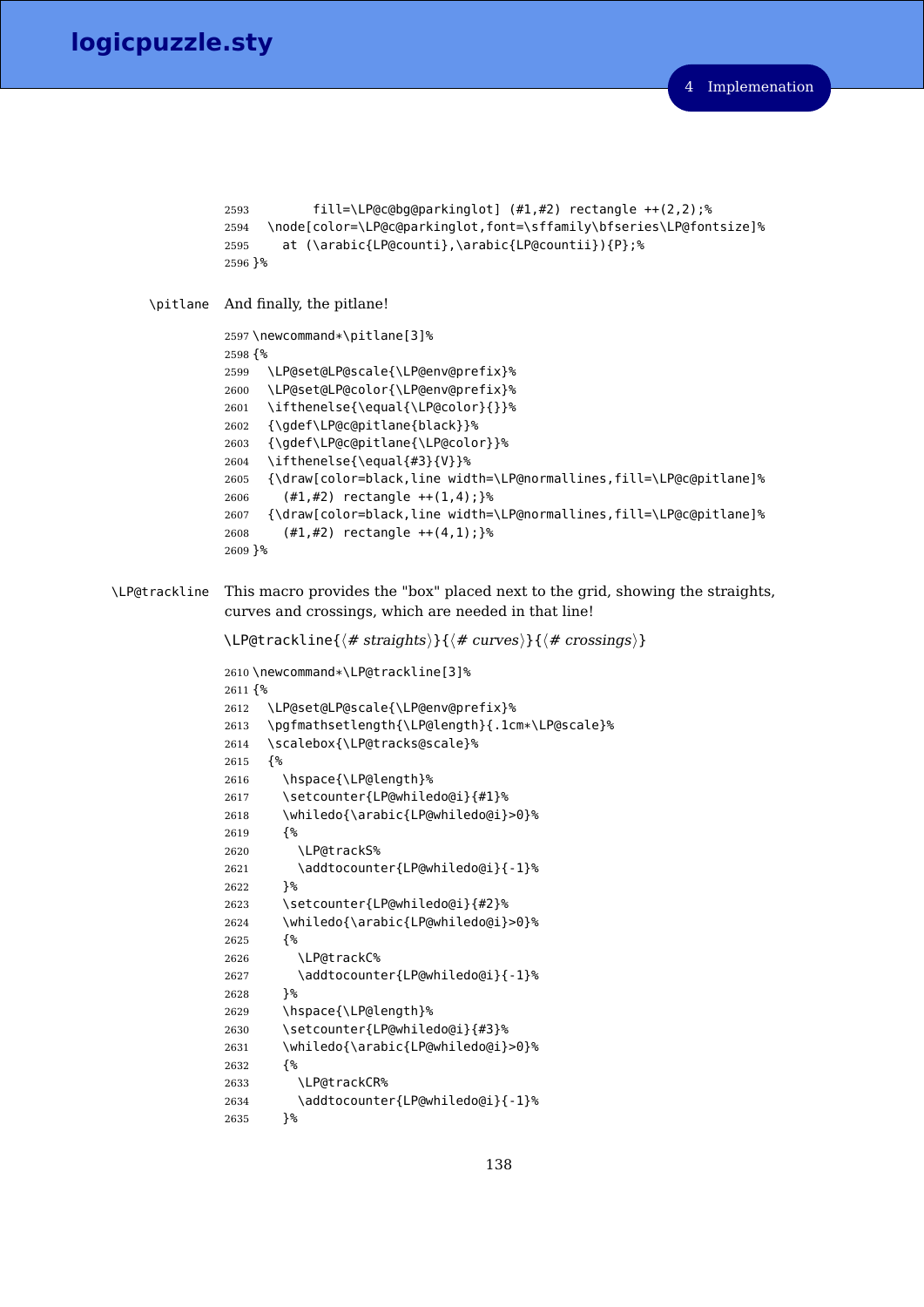```
2593        fill=\LP@c@bg@parkinglot] (#1,#2) rectangle ++(2,2);%
2594   \node[color=\LP@c@parkinglot,font=\sffamily\bfseries\LP@fontsize]%
2595     at (\arabic{LP@counti},\arabic{LP@countii}){P};%
2596 }%
```

`\pitlane` And finally, the pitlane!

```
2597 \newcommand*\pitlane[3]%
2598 {%
2599   \LP@set@LP@scale{\LP@env@prefix}%
2600   \LP@set@LP@color{\LP@env@prefix}%
2601   \ifthenelse{\equal{\LP@color}{}}%
2602   {\gdef\LP@c@pitlane{black}}%
2603   {\gdef\LP@c@pitlane{\LP@color}}%
2604   \ifthenelse{\equal{#3}{V}}%
2605   {\draw[color=black,line width=\LP@normallines,fill=\LP@c@pitlane]%
2606     (#1,#2) rectangle ++(1,4);}%
2607   {\draw[color=black,line width=\LP@normallines,fill=\LP@c@pitlane]%
2608     (#1,#2) rectangle ++(4,1);}%
2609 }%
```

`\LP@trackline` This macro provides the "box" placed next to the grid, showing the straights, curves and crossings, which are needed in that line!

\LP@trackline{⟨*# straights*⟩}{⟨*# curves*⟩}{⟨*# crossings*⟩}

```
2610 \newcommand*\LP@trackline[3]%
2611 {%
2612   \LP@set@LP@scale{\LP@env@prefix}%
2613   \pgfmathsetlength{\LP@length}{.1cm*\LP@scale}%
2614   \scalebox{\LP@tracks@scale}%
2615   {%
2616     \hspace{\LP@length}%
2617     \setcounter{LP@whiledo@i}{#1}%
2618     \whiledo{\arabic{LP@whiledo@i}>0}%
2619     {%
2620       \LP@trackS%
2621       \addtocounter{LP@whiledo@i}{-1}%
2622     }%
2623     \setcounter{LP@whiledo@i}{#2}%
2624     \whiledo{\arabic{LP@whiledo@i}>0}%
2625     {%
2626       \LP@trackC%
2627       \addtocounter{LP@whiledo@i}{-1}%
2628     }%
2629     \hspace{\LP@length}%
2630     \setcounter{LP@whiledo@i}{#3}%
2631     \whiledo{\arabic{LP@whiledo@i}>0}%
2632     {%
2633       \LP@trackCR%
2634       \addtocounter{LP@whiledo@i}{-1}%
2635     }%
```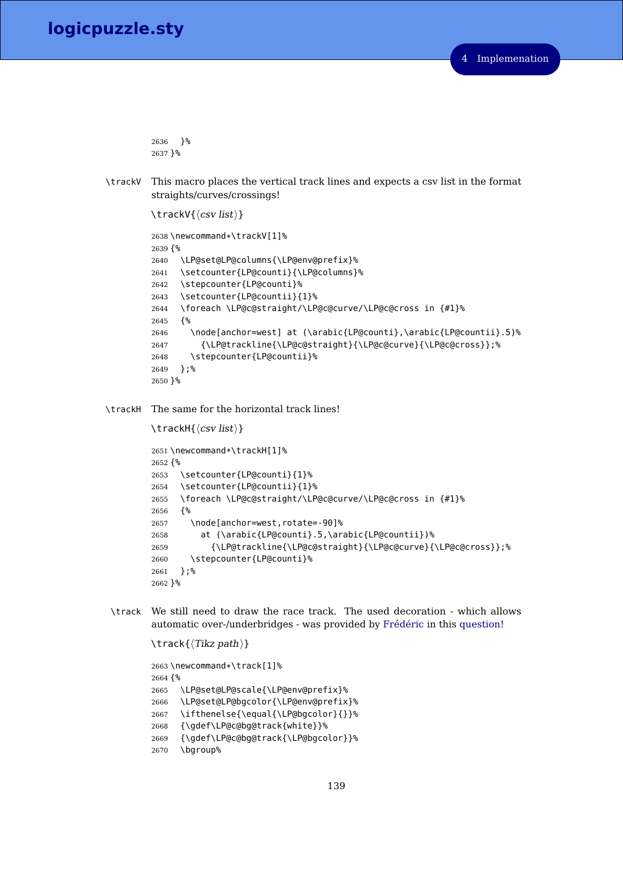```
2636   }%
2637 }%
```

\trackV This macro places the vertical track lines and expects a csv list in the format straights/curves/crossings!

\trackV{⟨*csv list*⟩}

```
2638 \newcommand*\trackV[1]%
2639 {%
2640   \LP@set@LP@columns{\LP@env@prefix}%
2641   \setcounter{LP@counti}{\LP@columns}%
2642   \stepcounter{LP@counti}%
2643   \setcounter{LP@countii}{1}%
2644   \foreach \LP@c@straight/\LP@c@curve/\LP@c@cross in {#1}%
2645   {%
2646     \node[anchor=west] at (\arabic{LP@counti},\arabic{LP@countii}.5)%
2647       {\LP@trackline{\LP@c@straight}{\LP@c@curve}{\LP@c@cross}};%
2648     \stepcounter{LP@countii}%
2649   };%
2650 }%
```

\trackH The same for the horizontal track lines!

\trackH{⟨*csv list*⟩}

```
2651 \newcommand*\trackH[1]%
2652 {%
2653   \setcounter{LP@counti}{1}%
2654   \setcounter{LP@countii}{1}%
2655   \foreach \LP@c@straight/\LP@c@curve/\LP@c@cross in {#1}%
2656   {%
2657     \node[anchor=west,rotate=-90]%
2658       at (\arabic{LP@counti}.5,\arabic{LP@countii})%
2659         {\LP@trackline{\LP@c@straight}{\LP@c@curve}{\LP@c@cross}};%
2660     \stepcounter{LP@counti}%
2661   };%
2662 }%
```

\track We still need to draw the race track. The used decoration - which allows automatic over-/underbridges - was provided by Frédéric in this question!

\track{⟨*Tikz path*⟩}

```
2663 \newcommand*\track[1]%
2664 {%
2665   \LP@set@LP@scale{\LP@env@prefix}%
2666   \LP@set@LP@bgcolor{\LP@env@prefix}%
2667   \ifthenelse{\equal{\LP@bgcolor}{}}%
2668   {\gdef\LP@c@bg@track{white}}%
2669   {\gdef\LP@c@bg@track{\LP@bgcolor}}%
2670   \bgroup%
```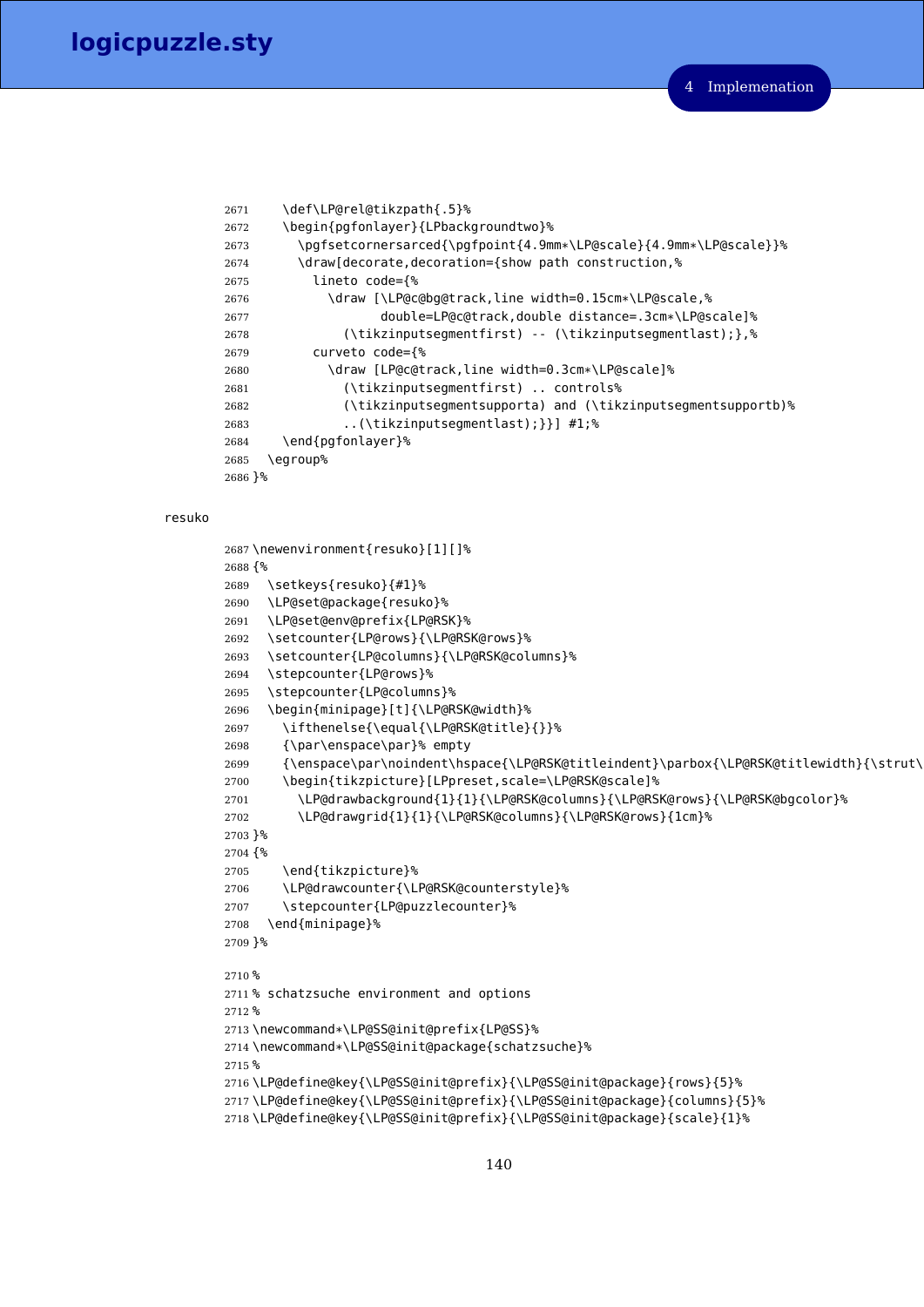```
2671     \def\LP@rel@tikzpath{.5}%
2672     \begin{pgfonlayer}{LPbackgroundtwo}%
2673       \pgfsetcornersarced{\pgfpoint{4.9mm*\LP@scale}{4.9mm*\LP@scale}}%
2674       \draw[decorate,decoration={show path construction,%
2675         lineto code={%
2676           \draw [\LP@c@bg@track,line width=0.15cm*\LP@scale,%
2677                  double=LP@c@track,double distance=.3cm*\LP@scale]%
2678             (\tikzinputsegmentfirst) -- (\tikzinputsegmentlast);},%
2679         curveto code={%
2680           \draw [LP@c@track,line width=0.3cm*\LP@scale]%
2681             (\tikzinputsegmentfirst) .. controls%
2682             (\tikzinputsegmentsupporta) and (\tikzinputsegmentsupportb)%
2683             ..(\tikzinputsegmentlast);}}] #1;%
2684     \end{pgfonlayer}%
2685   \egroup%
2686 }%
```

resuko

```
2687 \newenvironment{resuko}[1][]%
2688 {%
2689   \setkeys{resuko}{#1}%
2690   \LP@set@package{resuko}%
2691   \LP@set@env@prefix{LP@RSK}%
2692   \setcounter{LP@rows}{\LP@RSK@rows}%
2693   \setcounter{LP@columns}{\LP@RSK@columns}%
2694   \stepcounter{LP@rows}%
2695   \stepcounter{LP@columns}%
2696   \begin{minipage}[t]{\LP@RSK@width}%
2697     \ifthenelse{\equal{\LP@RSK@title}{}}%
2698     {\par\enspace\par}% empty
2699     {\enspace\par\noindent\hspace{\LP@RSK@titleindent}\parbox{\LP@RSK@titlewidth}{\strut\
2700     \begin{tikzpicture}[LPpreset,scale=\LP@RSK@scale]%
2701       \LP@drawbackground{1}{1}{\LP@RSK@columns}{\LP@RSK@rows}{\LP@RSK@bgcolor}%
2702       \LP@drawgrid{1}{1}{\LP@RSK@columns}{\LP@RSK@rows}{1cm}%
2703 }%
2704 {%
2705     \end{tikzpicture}%
2706     \LP@drawcounter{\LP@RSK@counterstyle}%
2707     \stepcounter{LP@puzzlecounter}%
2708   \end{minipage}%
2709 }%

2710 %
2711 % schatzsuche environment and options
2712 %
2713 \newcommand*\LP@SS@init@prefix{LP@SS}%
2714 \newcommand*\LP@SS@init@package{schatzsuche}%
2715 %
2716 \LP@define@key{\LP@SS@init@prefix}{\LP@SS@init@package}{rows}{5}%
2717 \LP@define@key{\LP@SS@init@prefix}{\LP@SS@init@package}{columns}{5}%
2718 \LP@define@key{\LP@SS@init@prefix}{\LP@SS@init@package}{scale}{1}%
```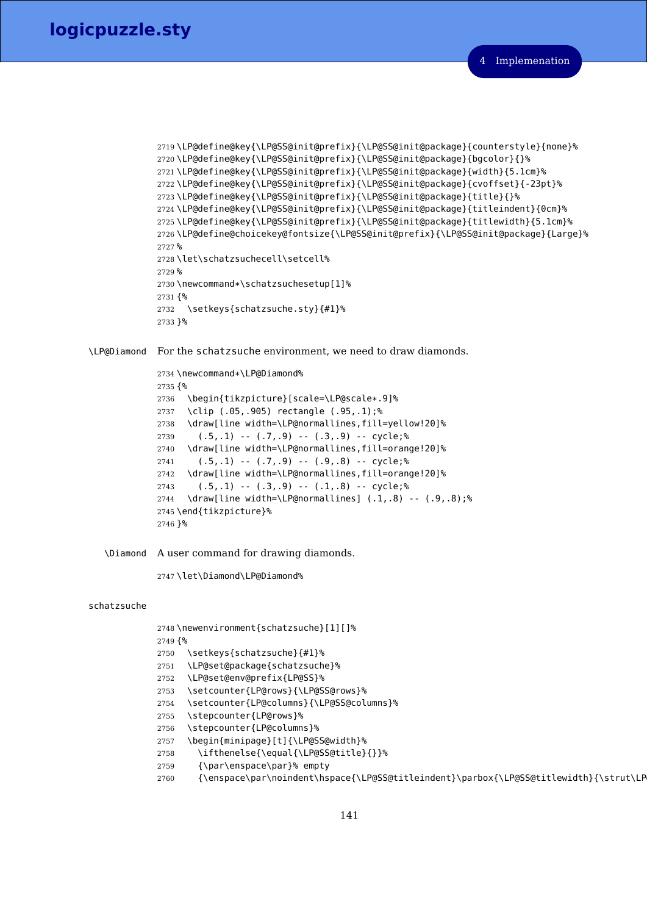```
2719 \LP@define@key{\LP@SS@init@prefix}{\LP@SS@init@package}{counterstyle}{none}%
2720 \LP@define@key{\LP@SS@init@prefix}{\LP@SS@init@package}{bgcolor}{}%
2721 \LP@define@key{\LP@SS@init@prefix}{\LP@SS@init@package}{width}{5.1cm}%
2722 \LP@define@key{\LP@SS@init@prefix}{\LP@SS@init@package}{cvoffset}{-23pt}%
2723 \LP@define@key{\LP@SS@init@prefix}{\LP@SS@init@package}{title}{}%
2724 \LP@define@key{\LP@SS@init@prefix}{\LP@SS@init@package}{titleindent}{0cm}%
2725 \LP@define@key{\LP@SS@init@prefix}{\LP@SS@init@package}{titlewidth}{5.1cm}%
2726 \LP@define@choicekey@fontsize{\LP@SS@init@prefix}{\LP@SS@init@package}{Large}%
2727 %
2728 \let\schatzsuchecell\setcell%
2729 %
2730 \newcommand*\schatzsuchesetup[1]%
2731 {%
2732   \setkeys{schatzsuche.sty}{#1}%
2733 }%
```

`\LP@Diamond` For the `schatzsuche` environment, we need to draw diamonds.

```
2734 \newcommand*\LP@Diamond%
2735 {%
2736   \begin{tikzpicture}[scale=\LP@scale*.9]%
2737   \clip (.05,.905) rectangle (.95,.1);%
2738   \draw[line width=\LP@normallines,fill=yellow!20]%
2739     (.5,.1) -- (.7,.9) -- (.3,.9) -- cycle;%
2740   \draw[line width=\LP@normallines,fill=orange!20]%
2741     (.5,.1) -- (.7,.9) -- (.9,.8) -- cycle;%
2742   \draw[line width=\LP@normallines,fill=orange!20]%
2743     (.5,.1) -- (.3,.9) -- (.1,.8) -- cycle;%
2744   \draw[line width=\LP@normallines] (.1,.8) -- (.9,.8);%
2745 \end{tikzpicture}%
2746 }%
```

`\Diamond` A user command for drawing diamonds.

```
2747 \let\Diamond\LP@Diamond%
```

`schatzsuche`

```
2748 \newenvironment{schatzsuche}[1][]%
2749 {%
2750   \setkeys{schatzsuche}{#1}%
2751   \LP@set@package{schatzsuche}%
2752   \LP@set@env@prefix{LP@SS}%
2753   \setcounter{LP@rows}{\LP@SS@rows}%
2754   \setcounter{LP@columns}{\LP@SS@columns}%
2755   \stepcounter{LP@rows}%
2756   \stepcounter{LP@columns}%
2757   \begin{minipage}[t]{\LP@SS@width}%
2758     \ifthenelse{\equal{\LP@SS@title}{}}%
2759     {\par\enspace\par}% empty
2760     {\enspace\par\noindent\hspace{\LP@SS@titleindent}\parbox{\LP@SS@titlewidth}{\strut\LP
```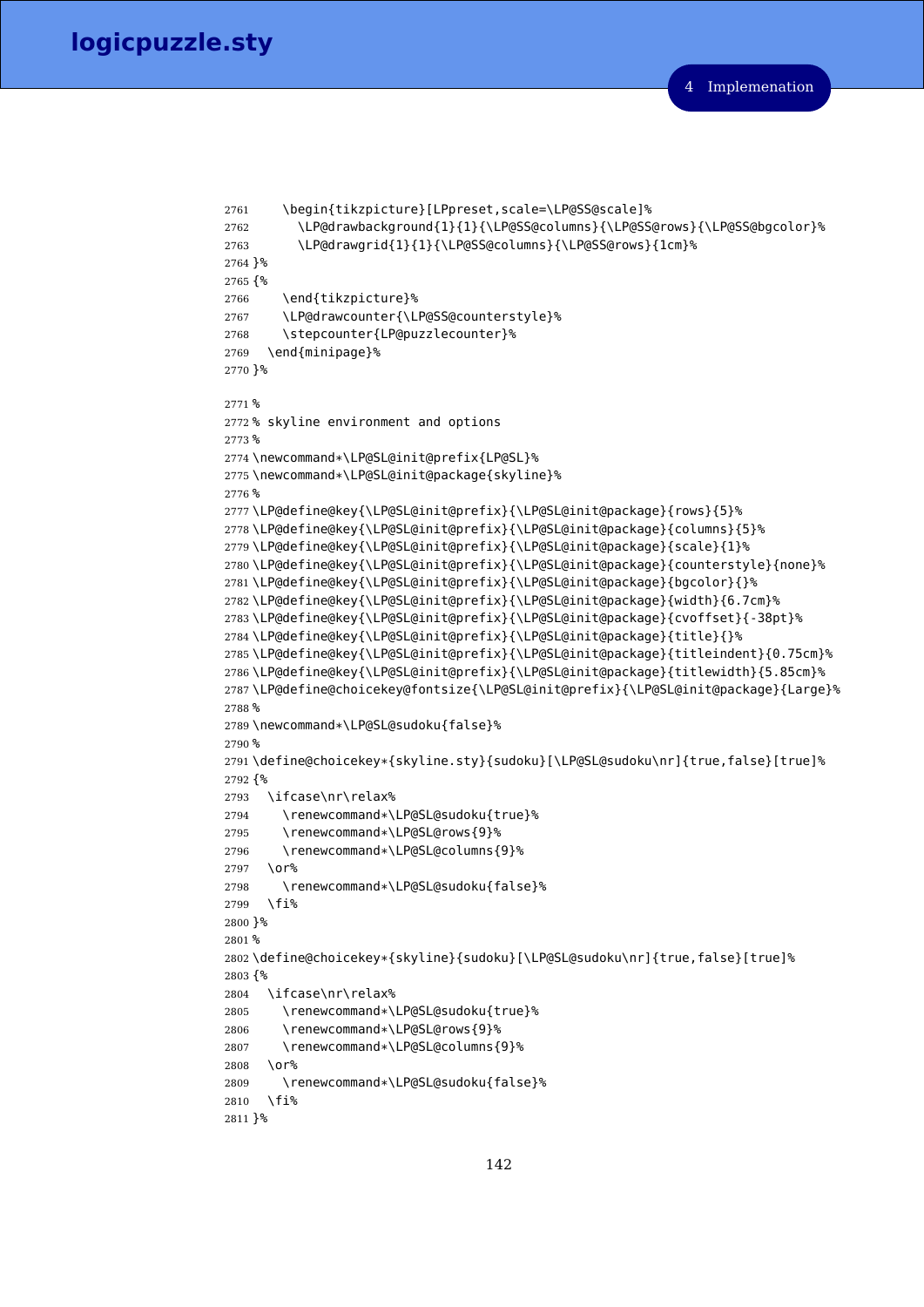```
2761     \begin{tikzpicture}[LPpreset,scale=\LP@SS@scale]%
2762       \LP@drawbackground{1}{1}{\LP@SS@columns}{\LP@SS@rows}{\LP@SS@bgcolor}%
2763       \LP@drawgrid{1}{1}{\LP@SS@columns}{\LP@SS@rows}{1cm}%
2764 }%
2765 {%
2766     \end{tikzpicture}%
2767     \LP@drawcounter{\LP@SS@counterstyle}%
2768     \stepcounter{LP@puzzlecounter}%
2769   \end{minipage}%
2770 }%

2771 %
2772 % skyline environment and options
2773 %
2774 \newcommand*\LP@SL@init@prefix{LP@SL}%
2775 \newcommand*\LP@SL@init@package{skyline}%
2776 %
2777 \LP@define@key{\LP@SL@init@prefix}{\LP@SL@init@package}{rows}{5}%
2778 \LP@define@key{\LP@SL@init@prefix}{\LP@SL@init@package}{columns}{5}%
2779 \LP@define@key{\LP@SL@init@prefix}{\LP@SL@init@package}{scale}{1}%
2780 \LP@define@key{\LP@SL@init@prefix}{\LP@SL@init@package}{counterstyle}{none}%
2781 \LP@define@key{\LP@SL@init@prefix}{\LP@SL@init@package}{bgcolor}{}%
2782 \LP@define@key{\LP@SL@init@prefix}{\LP@SL@init@package}{width}{6.7cm}%
2783 \LP@define@key{\LP@SL@init@prefix}{\LP@SL@init@package}{cvoffset}{-38pt}%
2784 \LP@define@key{\LP@SL@init@prefix}{\LP@SL@init@package}{title}{}%
2785 \LP@define@key{\LP@SL@init@prefix}{\LP@SL@init@package}{titleindent}{0.75cm}%
2786 \LP@define@key{\LP@SL@init@prefix}{\LP@SL@init@package}{titlewidth}{5.85cm}%
2787 \LP@define@choicekey@fontsize{\LP@SL@init@prefix}{\LP@SL@init@package}{Large}%
2788 %
2789 \newcommand*\LP@SL@sudoku{false}%
2790 %
2791 \define@choicekey*{skyline.sty}{sudoku}[\LP@SL@sudoku\nr]{true,false}[true]%
2792 {%
2793   \ifcase\nr\relax%
2794     \renewcommand*\LP@SL@sudoku{true}%
2795     \renewcommand*\LP@SL@rows{9}%
2796     \renewcommand*\LP@SL@columns{9}%
2797   \or%
2798     \renewcommand*\LP@SL@sudoku{false}%
2799   \fi%
2800 }%
2801 %
2802 \define@choicekey*{skyline}{sudoku}[\LP@SL@sudoku\nr]{true,false}[true]%
2803 {%
2804   \ifcase\nr\relax%
2805     \renewcommand*\LP@SL@sudoku{true}%
2806     \renewcommand*\LP@SL@rows{9}%
2807     \renewcommand*\LP@SL@columns{9}%
2808   \or%
2809     \renewcommand*\LP@SL@sudoku{false}%
2810   \fi%
2811 }%
```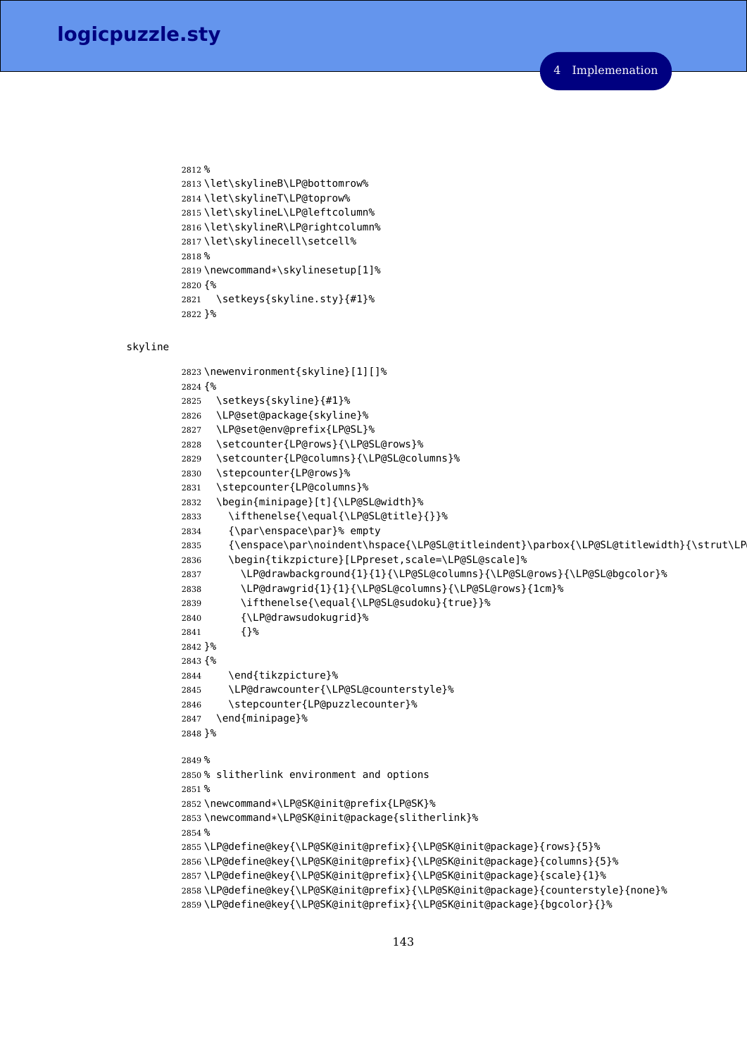```
2812 %
2813 \let\skylineB\LP@bottomrow%
2814 \let\skylineT\LP@toprow%
2815 \let\skylineL\LP@leftcolumn%
2816 \let\skylineR\LP@rightcolumn%
2817 \let\skylinecell\setcell%
2818 %
2819 \newcommand*\skylinesetup[1]%
2820 {%
2821   \setkeys{skyline.sty}{#1}%
2822 }%
```

skyline

```
2823 \newenvironment{skyline}[1][]%
2824 {%
2825   \setkeys{skyline}{#1}%
2826   \LP@set@package{skyline}%
2827   \LP@set@env@prefix{LP@SL}%
2828   \setcounter{LP@rows}{\LP@SL@rows}%
2829   \setcounter{LP@columns}{\LP@SL@columns}%
2830   \stepcounter{LP@rows}%
2831   \stepcounter{LP@columns}%
2832   \begin{minipage}[t]{\LP@SL@width}%
2833     \ifthenelse{\equal{\LP@SL@title}{}}%
2834     {\par\enspace\par}% empty
2835     {\enspace\par\noindent\hspace{\LP@SL@titleindent}\parbox{\LP@SL@titlewidth}{\strut\LP
2836     \begin{tikzpicture}[LPpreset,scale=\LP@SL@scale]%
2837       \LP@drawbackground{1}{1}{\LP@SL@columns}{\LP@SL@rows}{\LP@SL@bgcolor}%
2838       \LP@drawgrid{1}{1}{\LP@SL@columns}{\LP@SL@rows}{1cm}%
2839       \ifthenelse{\equal{\LP@SL@sudoku}{true}}%
2840       {\LP@drawsudokugrid}%
2841       {}%
2842 }%
2843 {%
2844     \end{tikzpicture}%
2845     \LP@drawcounter{\LP@SL@counterstyle}%
2846     \stepcounter{LP@puzzlecounter}%
2847   \end{minipage}%
2848 }%

2849 %
2850 % slitherlink environment and options
2851 %
2852 \newcommand*\LP@SK@init@prefix{LP@SK}%
2853 \newcommand*\LP@SK@init@package{slitherlink}%
2854 %
2855 \LP@define@key{\LP@SK@init@prefix}{\LP@SK@init@package}{rows}{5}%
2856 \LP@define@key{\LP@SK@init@prefix}{\LP@SK@init@package}{columns}{5}%
2857 \LP@define@key{\LP@SK@init@prefix}{\LP@SK@init@package}{scale}{1}%
2858 \LP@define@key{\LP@SK@init@prefix}{\LP@SK@init@package}{counterstyle}{none}%
2859 \LP@define@key{\LP@SK@init@prefix}{\LP@SK@init@package}{bgcolor}{}%
```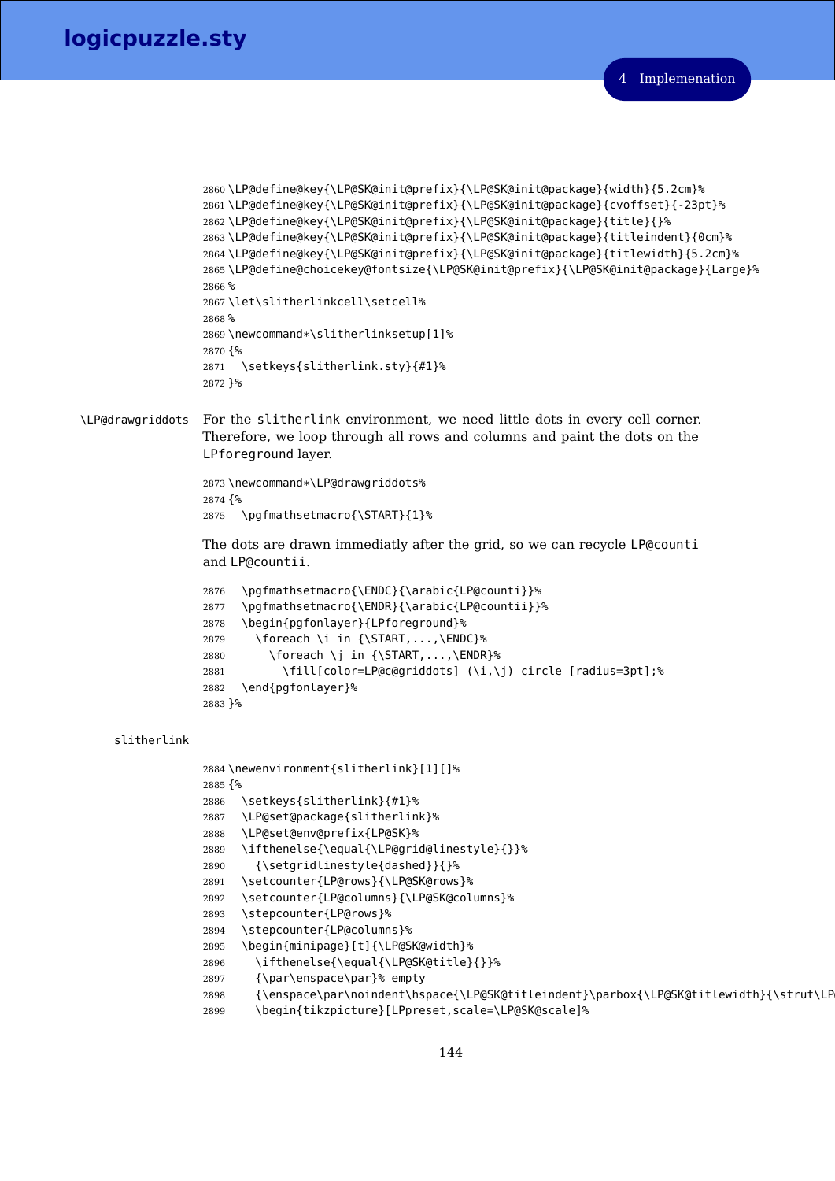```
2860 \LP@define@key{\LP@SK@init@prefix}{\LP@SK@init@package}{width}{5.2cm}%
2861 \LP@define@key{\LP@SK@init@prefix}{\LP@SK@init@package}{cvoffset}{-23pt}%
2862 \LP@define@key{\LP@SK@init@prefix}{\LP@SK@init@package}{title}{}%
2863 \LP@define@key{\LP@SK@init@prefix}{\LP@SK@init@package}{titleindent}{0cm}%
2864 \LP@define@key{\LP@SK@init@prefix}{\LP@SK@init@package}{titlewidth}{5.2cm}%
2865 \LP@define@choicekey@fontsize{\LP@SK@init@prefix}{\LP@SK@init@package}{Large}%
2866 %
2867 \let\slitherlinkcell\setcell%
2868 %
2869 \newcommand*\slitherlinksetup[1]%
2870 {%
2871   \setkeys{slitherlink.sty}{#1}%
2872 }%
```

`\LP@drawgriddots` For the `slitherlink` environment, we need little dots in every cell corner. Therefore, we loop through all rows and columns and paint the dots on the `LPforeground` layer.

```
2873 \newcommand*\LP@drawgriddots%
2874 {%
2875   \pgfmathsetmacro{\START}{1}%
```

The dots are drawn immediatly after the grid, so we can recycle `LP@counti` and `LP@countii`.

```
2876   \pgfmathsetmacro{\ENDC}{\arabic{LP@counti}}%
2877   \pgfmathsetmacro{\ENDR}{\arabic{LP@countii}}%
2878   \begin{pgfonlayer}{LPforeground}%
2879     \foreach \i in {\START,...,\ENDC}%
2880       \foreach \j in {\START,...,\ENDR}%
2881         \fill[color=LP@c@griddots] (\i,\j) circle [radius=3pt];%
2882   \end{pgfonlayer}%
2883 }%
```

`slitherlink`

```
2884 \newenvironment{slitherlink}[1][]%
2885 {%
2886   \setkeys{slitherlink}{#1}%
2887   \LP@set@package{slitherlink}%
2888   \LP@set@env@prefix{LP@SK}%
2889   \ifthenelse{\equal{\LP@grid@linestyle}{}}%
2890     {\setgridlinestyle{dashed}}{}%
2891   \setcounter{LP@rows}{\LP@SK@rows}%
2892   \setcounter{LP@columns}{\LP@SK@columns}%
2893   \stepcounter{LP@rows}%
2894   \stepcounter{LP@columns}%
2895   \begin{minipage}[t]{\LP@SK@width}%
2896     \ifthenelse{\equal{\LP@SK@title}{}}%
2897     {\par\enspace\par}% empty
2898     {\enspace\par\noindent\hspace{\LP@SK@titleindent}\parbox{\LP@SK@titlewidth}{\strut\LP
2899     \begin{tikzpicture}[LPpreset,scale=\LP@SK@scale]%
```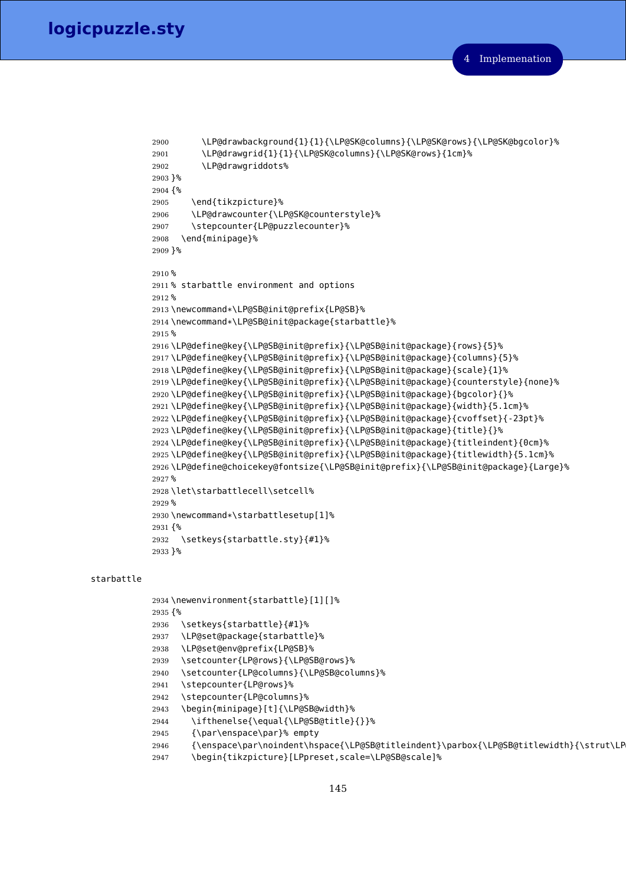```
2900      \LP@drawbackground{1}{1}{\LP@SK@columns}{\LP@SK@rows}{\LP@SK@bgcolor}%
2901      \LP@drawgrid{1}{1}{\LP@SK@columns}{\LP@SK@rows}{1cm}%
2902      \LP@drawgriddots%
2903 }%
2904 {%
2905    \end{tikzpicture}%
2906    \LP@drawcounter{\LP@SK@counterstyle}%
2907    \stepcounter{LP@puzzlecounter}%
2908  \end{minipage}%
2909 }%
```

```
2910 %
2911 % starbattle environment and options
2912 %
2913 \newcommand*\LP@SB@init@prefix{LP@SB}%
2914 \newcommand*\LP@SB@init@package{starbattle}%
2915 %
2916 \LP@define@key{\LP@SB@init@prefix}{\LP@SB@init@package}{rows}{5}%
2917 \LP@define@key{\LP@SB@init@prefix}{\LP@SB@init@package}{columns}{5}%
2918 \LP@define@key{\LP@SB@init@prefix}{\LP@SB@init@package}{scale}{1}%
2919 \LP@define@key{\LP@SB@init@prefix}{\LP@SB@init@package}{counterstyle}{none}%
2920 \LP@define@key{\LP@SB@init@prefix}{\LP@SB@init@package}{bgcolor}{}%
2921 \LP@define@key{\LP@SB@init@prefix}{\LP@SB@init@package}{width}{5.1cm}%
2922 \LP@define@key{\LP@SB@init@prefix}{\LP@SB@init@package}{cvoffset}{-23pt}%
2923 \LP@define@key{\LP@SB@init@prefix}{\LP@SB@init@package}{title}{}%
2924 \LP@define@key{\LP@SB@init@prefix}{\LP@SB@init@package}{titleindent}{0cm}%
2925 \LP@define@key{\LP@SB@init@prefix}{\LP@SB@init@package}{titlewidth}{5.1cm}%
2926 \LP@define@choicekey@fontsize{\LP@SB@init@prefix}{\LP@SB@init@package}{Large}%
2927 %
2928 \let\starbattlecell\setcell%
2929 %
2930 \newcommand*\starbattlesetup[1]%
2931 {%
2932   \setkeys{starbattle.sty}{#1}%
2933 }%
```

starbattle

```
2934 \newenvironment{starbattle}[1][]%
2935 {%
2936   \setkeys{starbattle}{#1}%
2937   \LP@set@package{starbattle}%
2938   \LP@set@env@prefix{LP@SB}%
2939   \setcounter{LP@rows}{\LP@SB@rows}%
2940   \setcounter{LP@columns}{\LP@SB@columns}%
2941   \stepcounter{LP@rows}%
2942   \stepcounter{LP@columns}%
2943   \begin{minipage}[t]{\LP@SB@width}%
2944     \ifthenelse{\equal{\LP@SB@title}{}}%
2945     {\par\enspace\par}% empty
2946     {\enspace\par\noindent\hspace{\LP@SB@titleindent}\parbox{\LP@SB@titlewidth}{\strut\LP
2947     \begin{tikzpicture}[LPpreset,scale=\LP@SB@scale]%
```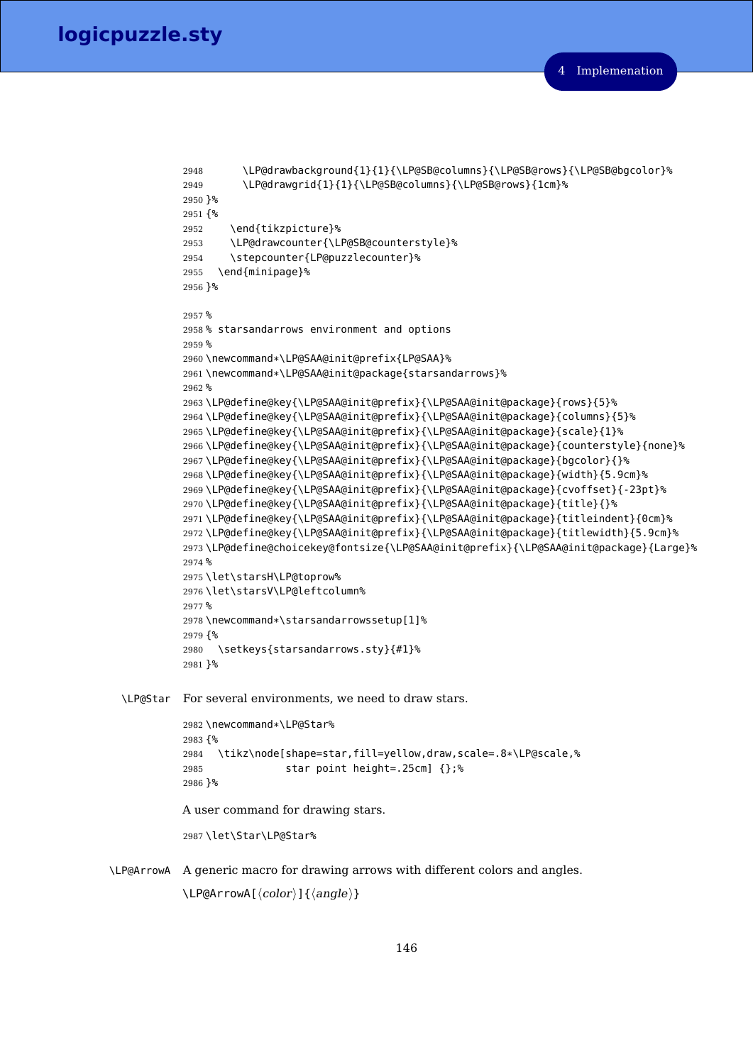```
2948     \LP@drawbackground{1}{1}{\LP@SB@columns}{\LP@SB@rows}{\LP@SB@bgcolor}%
2949     \LP@drawgrid{1}{1}{\LP@SB@columns}{\LP@SB@rows}{1cm}%
2950 }%
2951 {%
2952    \end{tikzpicture}%
2953    \LP@drawcounter{\LP@SB@counterstyle}%
2954    \stepcounter{LP@puzzlecounter}%
2955  \end{minipage}%
2956 }%
```

```
2957 %
2958 % starsandarrows environment and options
2959 %
2960 \newcommand*\LP@SAA@init@prefix{LP@SAA}%
2961 \newcommand*\LP@SAA@init@package{starsandarrows}%
2962 %
2963 \LP@define@key{\LP@SAA@init@prefix}{\LP@SAA@init@package}{rows}{5}%
2964 \LP@define@key{\LP@SAA@init@prefix}{\LP@SAA@init@package}{columns}{5}%
2965 \LP@define@key{\LP@SAA@init@prefix}{\LP@SAA@init@package}{scale}{1}%
2966 \LP@define@key{\LP@SAA@init@prefix}{\LP@SAA@init@package}{counterstyle}{none}%
2967 \LP@define@key{\LP@SAA@init@prefix}{\LP@SAA@init@package}{bgcolor}{}%
2968 \LP@define@key{\LP@SAA@init@prefix}{\LP@SAA@init@package}{width}{5.9cm}%
2969 \LP@define@key{\LP@SAA@init@prefix}{\LP@SAA@init@package}{cvoffset}{-23pt}%
2970 \LP@define@key{\LP@SAA@init@prefix}{\LP@SAA@init@package}{title}{}%
2971 \LP@define@key{\LP@SAA@init@prefix}{\LP@SAA@init@package}{titleindent}{0cm}%
2972 \LP@define@key{\LP@SAA@init@prefix}{\LP@SAA@init@package}{titlewidth}{5.9cm}%
2973 \LP@define@choicekey@fontsize{\LP@SAA@init@prefix}{\LP@SAA@init@package}{Large}%
2974 %
2975 \let\starsH\LP@toprow%
2976 \let\starsV\LP@leftcolumn%
2977 %
2978 \newcommand*\starsandarrowssetup[1]%
2979 {%
2980  \setkeys{starsandarrows.sty}{#1}%
2981 }%
```

`\LP@Star` For several environments, we need to draw stars.

```
2982 \newcommand*\LP@Star%
2983 {%
2984  \tikz\node[shape=star,fill=yellow,draw,scale=.8*\LP@scale,%
2985             star point height=.25cm] {};%
2986 }%
```

A user command for drawing stars.

```
2987 \let\Star\LP@Star%
```

`\LP@ArrowA` A generic macro for drawing arrows with different colors and angles.

`\LP@ArrowA[⟨color⟩]{⟨angle⟩}`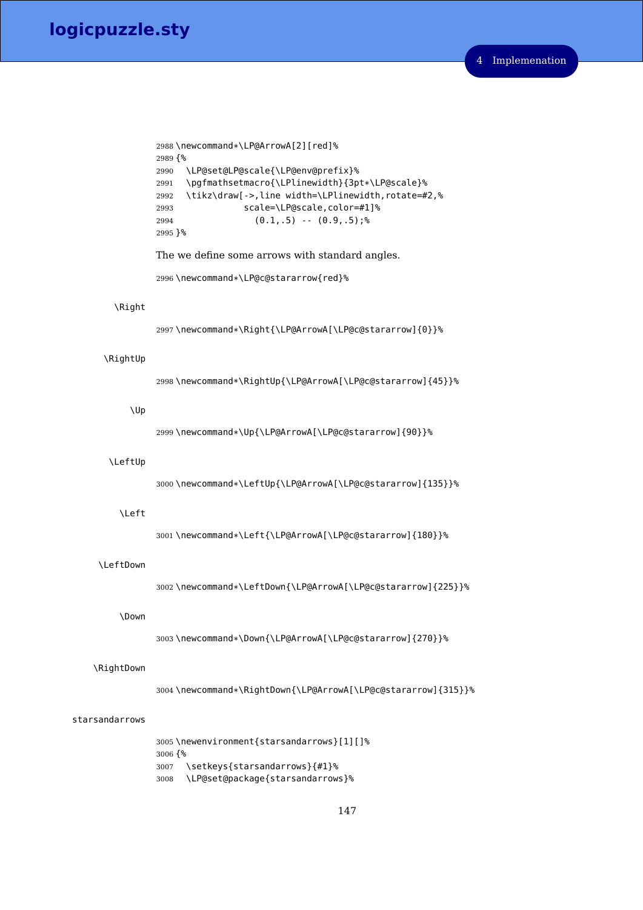```
2988 \newcommand*\LP@ArrowA[2][red]%
2989 {%
2990   \LP@set@LP@scale{\LP@env@prefix}%
2991   \pgfmathsetmacro{\LPlinewidth}{3pt*\LP@scale}%
2992   \tikz\draw[->,line width=\LPlinewidth,rotate=#2,%
2993              scale=\LP@scale,color=#1]%
2994                (0.1,.5) -- (0.9,.5);%
2995 }%
```

The we define some arrows with standard angles.

```
2996 \newcommand*\LP@c@stararrow{red}%
```

\Right

```
2997 \newcommand*\Right{\LP@ArrowA[\LP@c@stararrow]{0}}%
```

\RightUp

```
2998 \newcommand*\RightUp{\LP@ArrowA[\LP@c@stararrow]{45}}%
```

\Up

```
2999 \newcommand*\Up{\LP@ArrowA[\LP@c@stararrow]{90}}%
```

\LeftUp

```
3000 \newcommand*\LeftUp{\LP@ArrowA[\LP@c@stararrow]{135}}%
```

\Left

```
3001 \newcommand*\Left{\LP@ArrowA[\LP@c@stararrow]{180}}%
```

\LeftDown

```
3002 \newcommand*\LeftDown{\LP@ArrowA[\LP@c@stararrow]{225}}%
```

\Down

```
3003 \newcommand*\Down{\LP@ArrowA[\LP@c@stararrow]{270}}%
```

\RightDown

```
3004 \newcommand*\RightDown{\LP@ArrowA[\LP@c@stararrow]{315}}%
```

starsandarrows

```
3005 \newenvironment{starsandarrows}[1][]%
3006 {%
3007   \setkeys{starsandarrows}{#1}%
3008   \LP@set@package{starsandarrows}%
```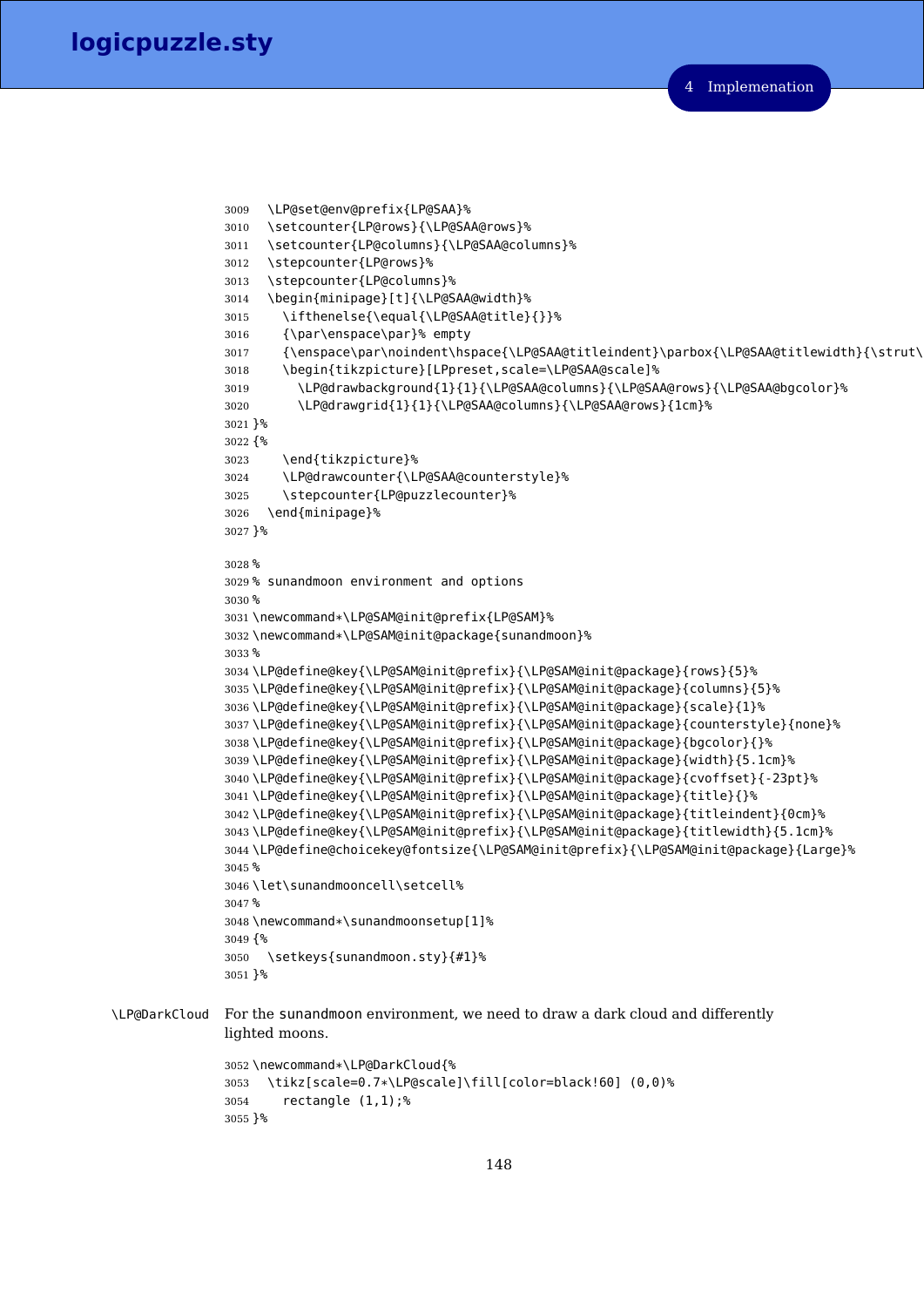```
3009   \LP@set@env@prefix{LP@SAA}%
3010   \setcounter{LP@rows}{\LP@SAA@rows}%
3011   \setcounter{LP@columns}{\LP@SAA@columns}%
3012   \stepcounter{LP@rows}%
3013   \stepcounter{LP@columns}%
3014   \begin{minipage}[t]{\LP@SAA@width}%
3015     \ifthenelse{\equal{\LP@SAA@title}{}}%
3016     {\par\enspace\par}% empty
3017     {\enspace\par\noindent\hspace{\LP@SAA@titleindent}\parbox{\LP@SAA@titlewidth}{\strut\
3018     \begin{tikzpicture}[LPpreset,scale=\LP@SAA@scale]%
3019       \LP@drawbackground{1}{1}{\LP@SAA@columns}{\LP@SAA@rows}{\LP@SAA@bgcolor}%
3020       \LP@drawgrid{1}{1}{\LP@SAA@columns}{\LP@SAA@rows}{1cm}%
3021 }%
3022 {%
3023     \end{tikzpicture}%
3024     \LP@drawcounter{\LP@SAA@counterstyle}%
3025     \stepcounter{LP@puzzlecounter}%
3026   \end{minipage}%
3027 }%

3028 %
3029 % sunandmoon environment and options
3030 %
3031 \newcommand*\LP@SAM@init@prefix{LP@SAM}%
3032 \newcommand*\LP@SAM@init@package{sunandmoon}%
3033 %
3034 \LP@define@key{\LP@SAM@init@prefix}{\LP@SAM@init@package}{rows}{5}%
3035 \LP@define@key{\LP@SAM@init@prefix}{\LP@SAM@init@package}{columns}{5}%
3036 \LP@define@key{\LP@SAM@init@prefix}{\LP@SAM@init@package}{scale}{1}%
3037 \LP@define@key{\LP@SAM@init@prefix}{\LP@SAM@init@package}{counterstyle}{none}%
3038 \LP@define@key{\LP@SAM@init@prefix}{\LP@SAM@init@package}{bgcolor}{}%
3039 \LP@define@key{\LP@SAM@init@prefix}{\LP@SAM@init@package}{width}{5.1cm}%
3040 \LP@define@key{\LP@SAM@init@prefix}{\LP@SAM@init@package}{cvoffset}{-23pt}%
3041 \LP@define@key{\LP@SAM@init@prefix}{\LP@SAM@init@package}{title}{}%
3042 \LP@define@key{\LP@SAM@init@prefix}{\LP@SAM@init@package}{titleindent}{0cm}%
3043 \LP@define@key{\LP@SAM@init@prefix}{\LP@SAM@init@package}{titlewidth}{5.1cm}%
3044 \LP@define@choicekey@fontsize{\LP@SAM@init@prefix}{\LP@SAM@init@package}{Large}%
3045 %
3046 \let\sunandmooncell\setcell%
3047 %
3048 \newcommand*\sunandmoonsetup[1]%
3049 {%
3050   \setkeys{sunandmoon.sty}{#1}%
3051 }%
```

`\LP@DarkCloud` For the sunandmoon environment, we need to draw a dark cloud and differently lighted moons.

```
3052 \newcommand*\LP@DarkCloud{%
3053   \tikz[scale=0.7*\LP@scale]\fill[color=black!60] (0,0)%
3054     rectangle (1,1);%
3055 }%
```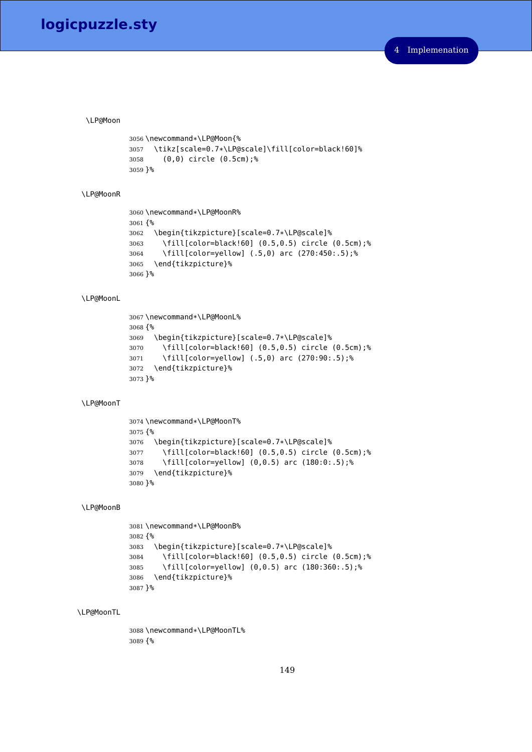\LP@Moon

```
3056 \newcommand*\LP@Moon{%
3057   \tikz[scale=0.7*\LP@scale]\fill[color=black!60]%
3058     (0,0) circle (0.5cm);%
3059 }%
```

\LP@MoonR

```
3060 \newcommand*\LP@MoonR%
3061 {%
3062   \begin{tikzpicture}[scale=0.7*\LP@scale]%
3063     \fill[color=black!60] (0.5,0.5) circle (0.5cm);%
3064     \fill[color=yellow] (.5,0) arc (270:450:.5);%
3065   \end{tikzpicture}%
3066 }%
```

\LP@MoonL

```
3067 \newcommand*\LP@MoonL%
3068 {%
3069   \begin{tikzpicture}[scale=0.7*\LP@scale]%
3070     \fill[color=black!60] (0.5,0.5) circle (0.5cm);%
3071     \fill[color=yellow] (.5,0) arc (270:90:.5);%
3072   \end{tikzpicture}%
3073 }%
```

\LP@MoonT

```
3074 \newcommand*\LP@MoonT%
3075 {%
3076   \begin{tikzpicture}[scale=0.7*\LP@scale]%
3077     \fill[color=black!60] (0.5,0.5) circle (0.5cm);%
3078     \fill[color=yellow] (0,0.5) arc (180:0:.5);%
3079   \end{tikzpicture}%
3080 }%
```

\LP@MoonB

```
3081 \newcommand*\LP@MoonB%
3082 {%
3083   \begin{tikzpicture}[scale=0.7*\LP@scale]%
3084     \fill[color=black!60] (0.5,0.5) circle (0.5cm);%
3085     \fill[color=yellow] (0,0.5) arc (180:360:.5);%
3086   \end{tikzpicture}%
3087 }%
```

\LP@MoonTL

```
3088 \newcommand*\LP@MoonTL%
3089 {%
```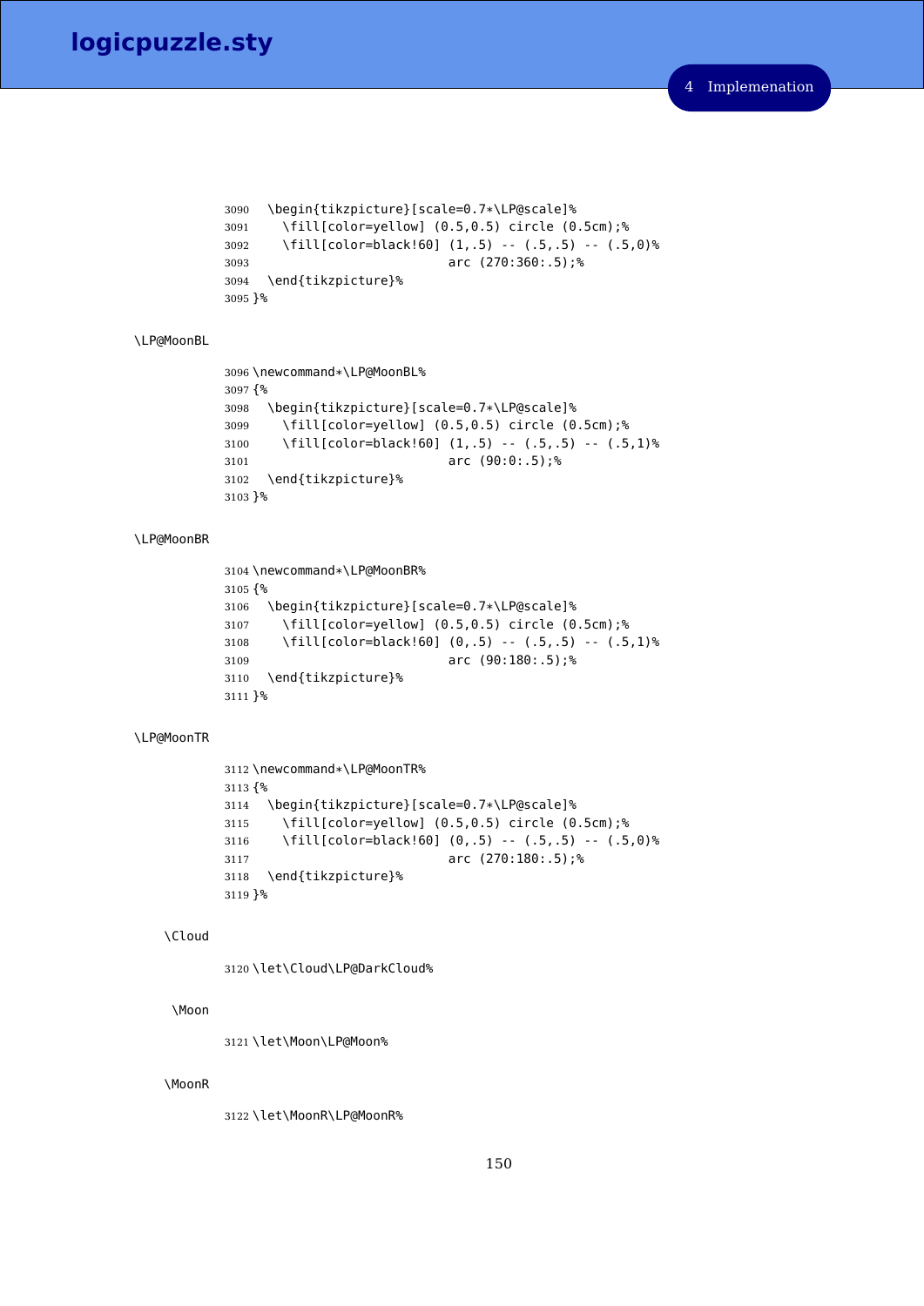```
3090   \begin{tikzpicture}[scale=0.7*\LP@scale]%
3091     \fill[color=yellow] (0.5,0.5) circle (0.5cm);%
3092     \fill[color=black!60] (1,.5) -- (.5,.5) -- (.5,0)%
3093                          arc (270:360:.5);%
3094   \end{tikzpicture}%
3095 }%
```

\LP@MoonBL

```
3096 \newcommand*\LP@MoonBL%
3097 {%
3098   \begin{tikzpicture}[scale=0.7*\LP@scale]%
3099     \fill[color=yellow] (0.5,0.5) circle (0.5cm);%
3100     \fill[color=black!60] (1,.5) -- (.5,.5) -- (.5,1)%
3101                          arc (90:0:.5);%
3102   \end{tikzpicture}%
3103 }%
```

\LP@MoonBR

```
3104 \newcommand*\LP@MoonBR%
3105 {%
3106   \begin{tikzpicture}[scale=0.7*\LP@scale]%
3107     \fill[color=yellow] (0.5,0.5) circle (0.5cm);%
3108     \fill[color=black!60] (0,.5) -- (.5,.5) -- (.5,1)%
3109                          arc (90:180:.5);%
3110   \end{tikzpicture}%
3111 }%
```

\LP@MoonTR

```
3112 \newcommand*\LP@MoonTR%
3113 {%
3114   \begin{tikzpicture}[scale=0.7*\LP@scale]%
3115     \fill[color=yellow] (0.5,0.5) circle (0.5cm);%
3116     \fill[color=black!60] (0,.5) -- (.5,.5) -- (.5,0)%
3117                          arc (270:180:.5);%
3118   \end{tikzpicture}%
3119 }%
```

\Cloud

```
3120 \let\Cloud\LP@DarkCloud%
```

\Moon

```
3121 \let\Moon\LP@Moon%
```

\MoonR

```
3122 \let\MoonR\LP@MoonR%
```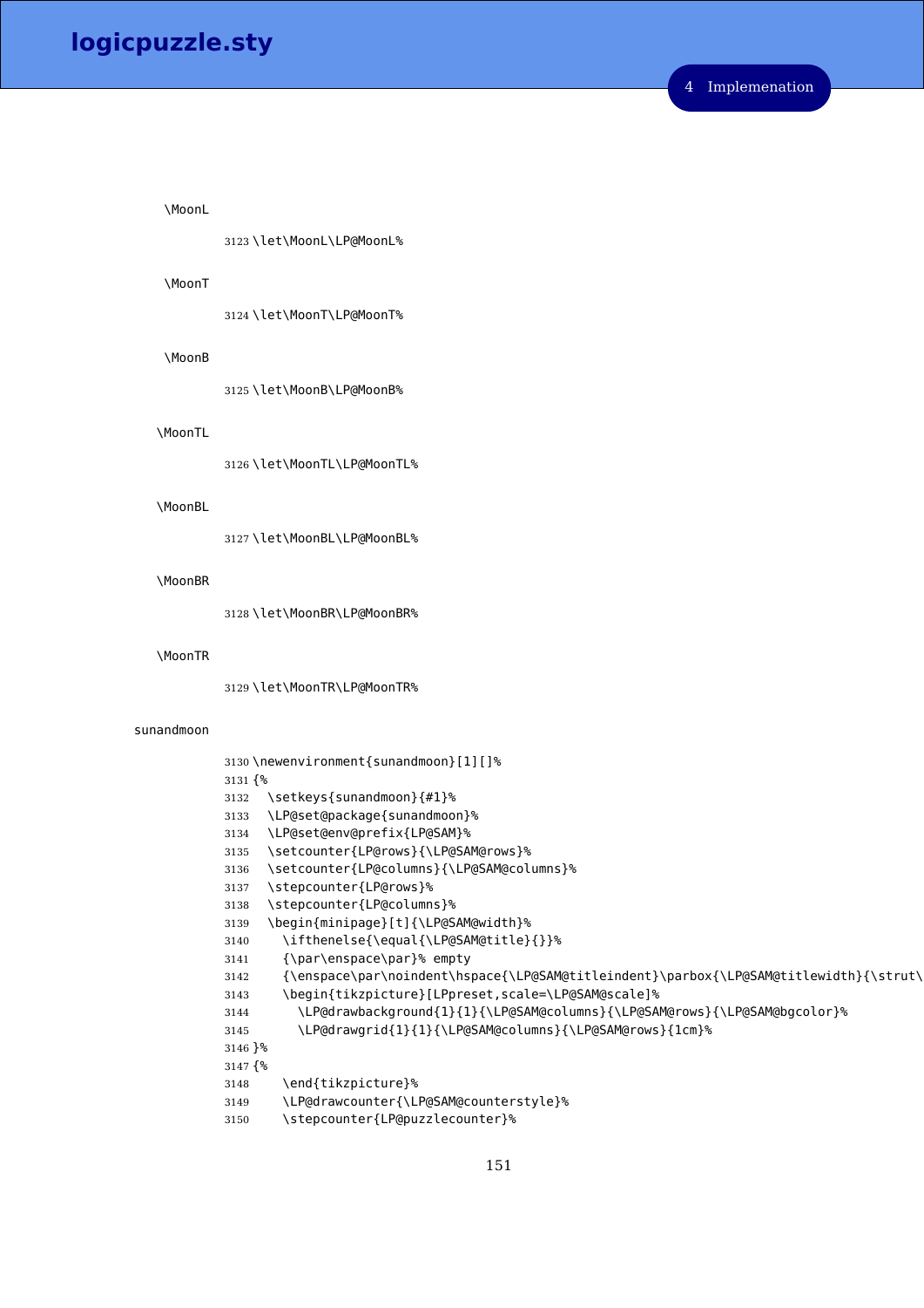\MoonL

```
3123 \let\MoonL\LP@MoonL%
```

\MoonT

```
3124 \let\MoonT\LP@MoonT%
```

\MoonB

```
3125 \let\MoonB\LP@MoonB%
```

\MoonTL

```
3126 \let\MoonTL\LP@MoonTL%
```

\MoonBL

```
3127 \let\MoonBL\LP@MoonBL%
```

\MoonBR

```
3128 \let\MoonBR\LP@MoonBR%
```

\MoonTR

```
3129 \let\MoonTR\LP@MoonTR%
```

sunandmoon

```
3130 \newenvironment{sunandmoon}[1][]%
3131 {%
3132   \setkeys{sunandmoon}{#1}%
3133   \LP@set@package{sunandmoon}%
3134   \LP@set@env@prefix{LP@SAM}%
3135   \setcounter{LP@rows}{\LP@SAM@rows}%
3136   \setcounter{LP@columns}{\LP@SAM@columns}%
3137   \stepcounter{LP@rows}%
3138   \stepcounter{LP@columns}%
3139   \begin{minipage}[t]{\LP@SAM@width}%
3140     \ifthenelse{\equal{\LP@SAM@title}{}}%
3141     {\par\enspace\par}% empty
3142     {\enspace\par\noindent\hspace{\LP@SAM@titleindent}\parbox{\LP@SAM@titlewidth}{\strut\
3143     \begin{tikzpicture}[LPpreset,scale=\LP@SAM@scale]%
3144       \LP@drawbackground{1}{1}{\LP@SAM@columns}{\LP@SAM@rows}{\LP@SAM@bgcolor}%
3145       \LP@drawgrid{1}{1}{\LP@SAM@columns}{\LP@SAM@rows}{1cm}%
3146 }%
3147 {%
3148     \end{tikzpicture}%
3149     \LP@drawcounter{\LP@SAM@counterstyle}%
3150     \stepcounter{LP@puzzlecounter}%
```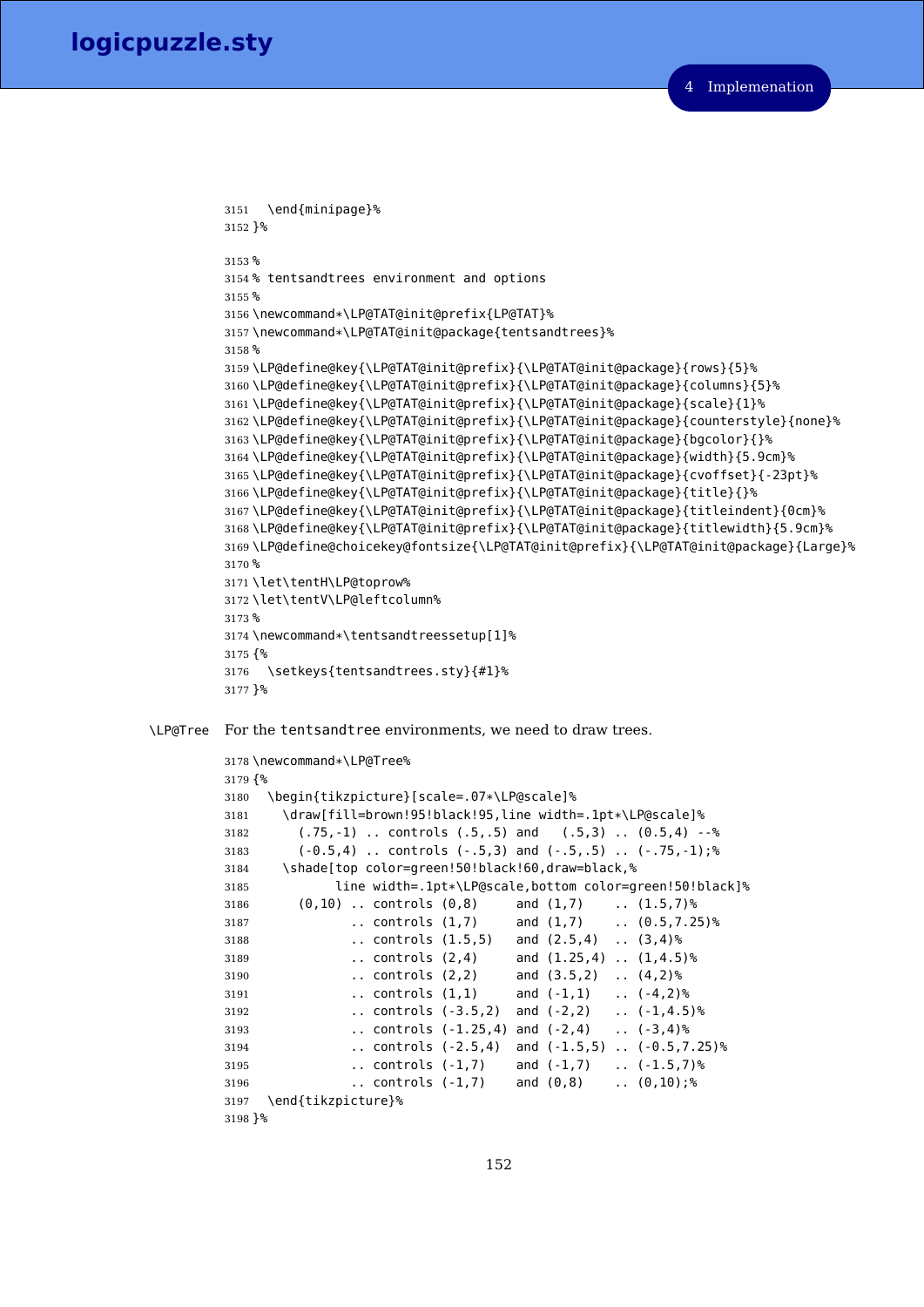```
3151   \end{minipage}%
3152 }%
3153 %
3154 % tentsandtrees environment and options
3155 %
3156 \newcommand*\LP@TAT@init@prefix{LP@TAT}%
3157 \newcommand*\LP@TAT@init@package{tentsandtrees}%
3158 %
3159 \LP@define@key{\LP@TAT@init@prefix}{\LP@TAT@init@package}{rows}{5}%
3160 \LP@define@key{\LP@TAT@init@prefix}{\LP@TAT@init@package}{columns}{5}%
3161 \LP@define@key{\LP@TAT@init@prefix}{\LP@TAT@init@package}{scale}{1}%
3162 \LP@define@key{\LP@TAT@init@prefix}{\LP@TAT@init@package}{counterstyle}{none}%
3163 \LP@define@key{\LP@TAT@init@prefix}{\LP@TAT@init@package}{bgcolor}{}%
3164 \LP@define@key{\LP@TAT@init@prefix}{\LP@TAT@init@package}{width}{5.9cm}%
3165 \LP@define@key{\LP@TAT@init@prefix}{\LP@TAT@init@package}{cvoffset}{-23pt}%
3166 \LP@define@key{\LP@TAT@init@prefix}{\LP@TAT@init@package}{title}{}%
3167 \LP@define@key{\LP@TAT@init@prefix}{\LP@TAT@init@package}{titleindent}{0cm}%
3168 \LP@define@key{\LP@TAT@init@prefix}{\LP@TAT@init@package}{titlewidth}{5.9cm}%
3169 \LP@define@choicekey@fontsize{\LP@TAT@init@prefix}{\LP@TAT@init@package}{Large}%
3170 %
3171 \let\tentH\LP@toprow%
3172 \let\tentV\LP@leftcolumn%
3173 %
3174 \newcommand*\tentsandtreessetup[1]%
3175 {%
3176   \setkeys{tentsandtrees.sty}{#1}%
3177 }%
```

\LP@Tree  For the tentsandtree environments, we need to draw trees.

```
3178 \newcommand*\LP@Tree%
3179 {%
3180   \begin{tikzpicture}[scale=.07*\LP@scale]%
3181     \draw[fill=brown!95!black!95,line width=.1pt*\LP@scale]%
3182       (.75,-1) .. controls (.5,.5) and   (.5,3) .. (0.5,4) --%
3183       (-0.5,4) .. controls (-.5,3) and (-.5,.5) .. (-.75,-1);%
3184     \shade[top color=green!50!black!60,draw=black,%
3185           line width=.1pt*\LP@scale,bottom color=green!50!black]%
3186       (0,10) .. controls (0,8)     and (1,7)    .. (1.5,7)%
3187             .. controls (1,7)     and (1,7)    .. (0.5,7.25)%
3188             .. controls (1.5,5)   and (2.5,4)  .. (3,4)%
3189             .. controls (2,4)     and (1.25,4) .. (1,4.5)%
3190             .. controls (2,2)     and (3.5,2)  .. (4,2)%
3191             .. controls (1,1)     and (-1,1)   .. (-4,2)%
3192             .. controls (-3.5,2)  and (-2,2)   .. (-1,4.5)%
3193             .. controls (-1.25,4) and (-2,4)   .. (-3,4)%
3194             .. controls (-2.5,4)  and (-1.5,5) .. (-0.5,7.25)%
3195             .. controls (-1,7)    and (-1,7)   .. (-1.5,7)%
3196             .. controls (-1,7)    and (0,8)    .. (0,10);%
3197   \end{tikzpicture}%
3198 }%
```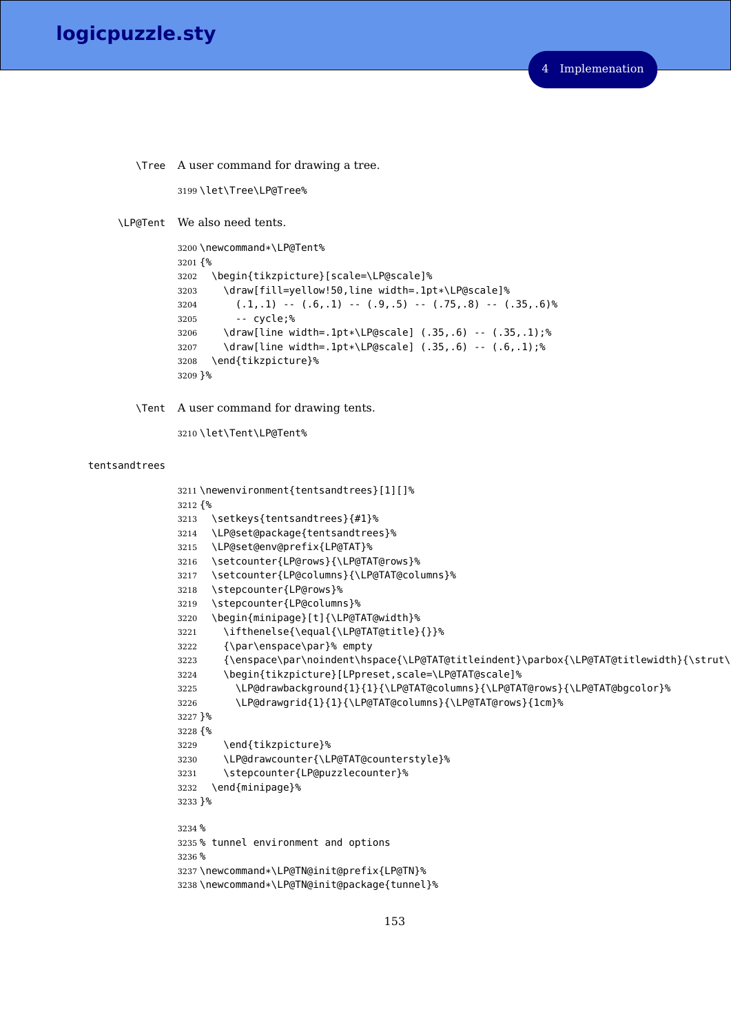\Tree A user command for drawing a tree.

```
3199 \let\Tree\LP@Tree%
```

\LP@Tent We also need tents.

```
3200 \newcommand*\LP@Tent%
3201 {%
3202   \begin{tikzpicture}[scale=\LP@scale]%
3203     \draw[fill=yellow!50,line width=.1pt*\LP@scale]%
3204       (.1,.1) -- (.6,.1) -- (.9,.5) -- (.75,.8) -- (.35,.6)%
3205       -- cycle;%
3206     \draw[line width=.1pt*\LP@scale] (.35,.6) -- (.35,.1);%
3207     \draw[line width=.1pt*\LP@scale] (.35,.6) -- (.6,.1);%
3208   \end{tikzpicture}%
3209 }%
```

\Tent A user command for drawing tents.

```
3210 \let\Tent\LP@Tent%
```

tentsandtrees

```
3211 \newenvironment{tentsandtrees}[1][]%
3212 {%
3213   \setkeys{tentsandtrees}{#1}%
3214   \LP@set@package{tentsandtrees}%
3215   \LP@set@env@prefix{LP@TAT}%
3216   \setcounter{LP@rows}{\LP@TAT@rows}%
3217   \setcounter{LP@columns}{\LP@TAT@columns}%
3218   \stepcounter{LP@rows}%
3219   \stepcounter{LP@columns}%
3220   \begin{minipage}[t]{\LP@TAT@width}%
3221     \ifthenelse{\equal{\LP@TAT@title}{}}%
3222     {\par\enspace\par}% empty
3223     {\enspace\par\noindent\hspace{\LP@TAT@titleindent}\parbox{\LP@TAT@titlewidth}{\strut\
3224     \begin{tikzpicture}[LPpreset,scale=\LP@TAT@scale]%
3225       \LP@drawbackground{1}{1}{\LP@TAT@columns}{\LP@TAT@rows}{\LP@TAT@bgcolor}%
3226       \LP@drawgrid{1}{1}{\LP@TAT@columns}{\LP@TAT@rows}{1cm}%
3227 }%
3228 {%
3229     \end{tikzpicture}%
3230     \LP@drawcounter{\LP@TAT@counterstyle}%
3231     \stepcounter{LP@puzzlecounter}%
3232   \end{minipage}%
3233 }%

3234 %
3235 % tunnel environment and options
3236 %
3237 \newcommand*\LP@TN@init@prefix{LP@TN}%
3238 \newcommand*\LP@TN@init@package{tunnel}%
```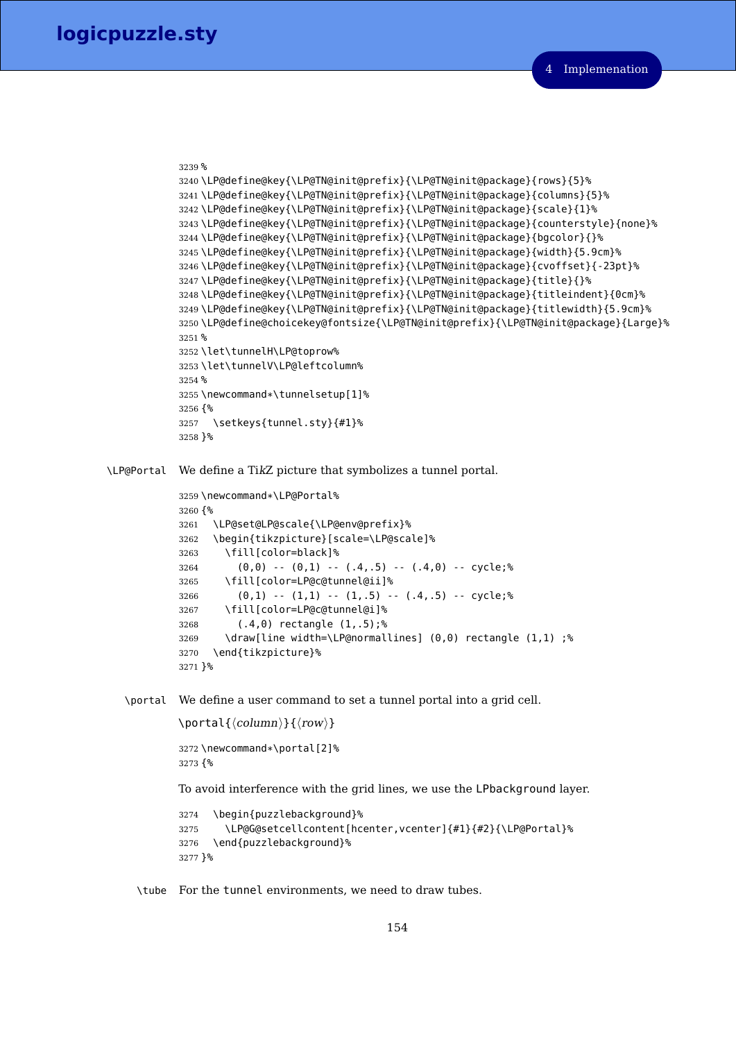```
3239 %
3240 \LP@define@key{\LP@TN@init@prefix}{\LP@TN@init@package}{rows}{5}%
3241 \LP@define@key{\LP@TN@init@prefix}{\LP@TN@init@package}{columns}{5}%
3242 \LP@define@key{\LP@TN@init@prefix}{\LP@TN@init@package}{scale}{1}%
3243 \LP@define@key{\LP@TN@init@prefix}{\LP@TN@init@package}{counterstyle}{none}%
3244 \LP@define@key{\LP@TN@init@prefix}{\LP@TN@init@package}{bgcolor}{}%
3245 \LP@define@key{\LP@TN@init@prefix}{\LP@TN@init@package}{width}{5.9cm}%
3246 \LP@define@key{\LP@TN@init@prefix}{\LP@TN@init@package}{cvoffset}{-23pt}%
3247 \LP@define@key{\LP@TN@init@prefix}{\LP@TN@init@package}{title}{}%
3248 \LP@define@key{\LP@TN@init@prefix}{\LP@TN@init@package}{titleindent}{0cm}%
3249 \LP@define@key{\LP@TN@init@prefix}{\LP@TN@init@package}{titlewidth}{5.9cm}%
3250 \LP@define@choicekey@fontsize{\LP@TN@init@prefix}{\LP@TN@init@package}{Large}%
3251 %
3252 \let\tunnelH\LP@toprow%
3253 \let\tunnelV\LP@leftcolumn%
3254 %
3255 \newcommand*\tunnelsetup[1]%
3256 {%
3257   \setkeys{tunnel.sty}{#1}%
3258 }%
```

`\LP@Portal` We define a Ti*k*Z picture that symbolizes a tunnel portal.

```
3259 \newcommand*\LP@Portal%
3260 {%
3261   \LP@set@LP@scale{\LP@env@prefix}%
3262   \begin{tikzpicture}[scale=\LP@scale]%
3263     \fill[color=black]%
3264       (0,0) -- (0,1) -- (.4,.5) -- (.4,0) -- cycle;%
3265     \fill[color=LP@c@tunnel@ii]%
3266       (0,1) -- (1,1) -- (1,.5) -- (.4,.5) -- cycle;%
3267     \fill[color=LP@c@tunnel@i]%
3268       (.4,0) rectangle (1,.5);%
3269     \draw[line width=\LP@normallines] (0,0) rectangle (1,1) ;%
3270   \end{tikzpicture}%
3271 }%
```

`\portal` We define a user command to set a tunnel portal into a grid cell.

`\portal{`⟨*column*⟩`}{`⟨*row*⟩`}`

```
3272 \newcommand*\portal[2]%
3273 {%
```

To avoid interference with the grid lines, we use the `LPbackground` layer.

```
3274   \begin{puzzlebackground}%
3275     \LP@G@setcellcontent[hcenter,vcenter]{#1}{#2}{\LP@Portal}%
3276   \end{puzzlebackground}%
3277 }%
```

`\tube` For the `tunnel` environments, we need to draw tubes.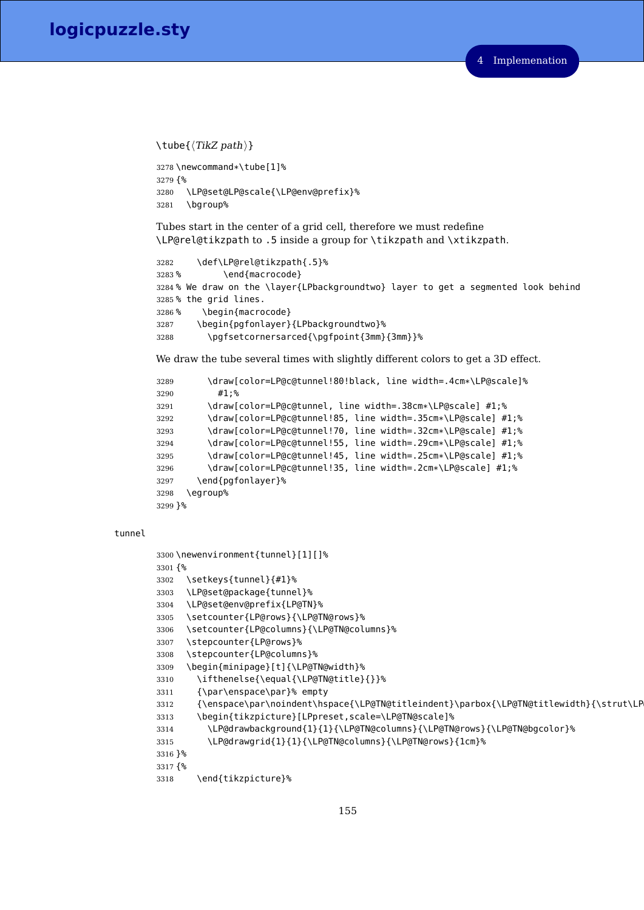\tube{⟨*TikZ path*⟩}

```
3278 \newcommand*\tube[1]%
3279 {%
3280   \LP@set@LP@scale{\LP@env@prefix}%
3281   \bgroup%
```

Tubes start in the center of a grid cell, therefore we must redefine `\LP@rel@tikzpath` to `.5` inside a group for `\tikzpath` and `\xtikzpath`.

```
3282     \def\LP@rel@tikzpath{.5}%
3283 %        \end{macrocode}
3284 % We draw on the \layer{LPbackgroundtwo} layer to get a segmented look behind
3285 % the grid lines.
3286 %    \begin{macrocode}
3287     \begin{pgfonlayer}{LPbackgroundtwo}%
3288       \pgfsetcornersarced{\pgfpoint{3mm}{3mm}}%
```

We draw the tube several times with slightly different colors to get a 3D effect.

```
3289       \draw[color=LP@c@tunnel!80!black, line width=.4cm*\LP@scale]%
3290         #1;%
3291       \draw[color=LP@c@tunnel, line width=.38cm*\LP@scale] #1;%
3292       \draw[color=LP@c@tunnel!85, line width=.35cm*\LP@scale] #1;%
3293       \draw[color=LP@c@tunnel!70, line width=.32cm*\LP@scale] #1;%
3294       \draw[color=LP@c@tunnel!55, line width=.29cm*\LP@scale] #1;%
3295       \draw[color=LP@c@tunnel!45, line width=.25cm*\LP@scale] #1;%
3296       \draw[color=LP@c@tunnel!35, line width=.2cm*\LP@scale] #1;%
3297     \end{pgfonlayer}%
3298   \egroup%
3299 }%
```

tunnel

```
3300 \newenvironment{tunnel}[1][]%
3301 {%
3302   \setkeys{tunnel}{#1}%
3303   \LP@set@package{tunnel}%
3304   \LP@set@env@prefix{LP@TN}%
3305   \setcounter{LP@rows}{\LP@TN@rows}%
3306   \setcounter{LP@columns}{\LP@TN@columns}%
3307   \stepcounter{LP@rows}%
3308   \stepcounter{LP@columns}%
3309   \begin{minipage}[t]{\LP@TN@width}%
3310     \ifthenelse{\equal{\LP@TN@title}{}}%
3311     {\par\enspace\par}% empty
3312     {\enspace\par\noindent\hspace{\LP@TN@titleindent}\parbox{\LP@TN@titlewidth}{\strut\LP
3313     \begin{tikzpicture}[LPpreset,scale=\LP@TN@scale]%
3314       \LP@drawbackground{1}{1}{\LP@TN@columns}{\LP@TN@rows}{\LP@TN@bgcolor}%
3315       \LP@drawgrid{1}{1}{\LP@TN@columns}{\LP@TN@rows}{1cm}%
3316 }%
3317 {%
3318     \end{tikzpicture}%
```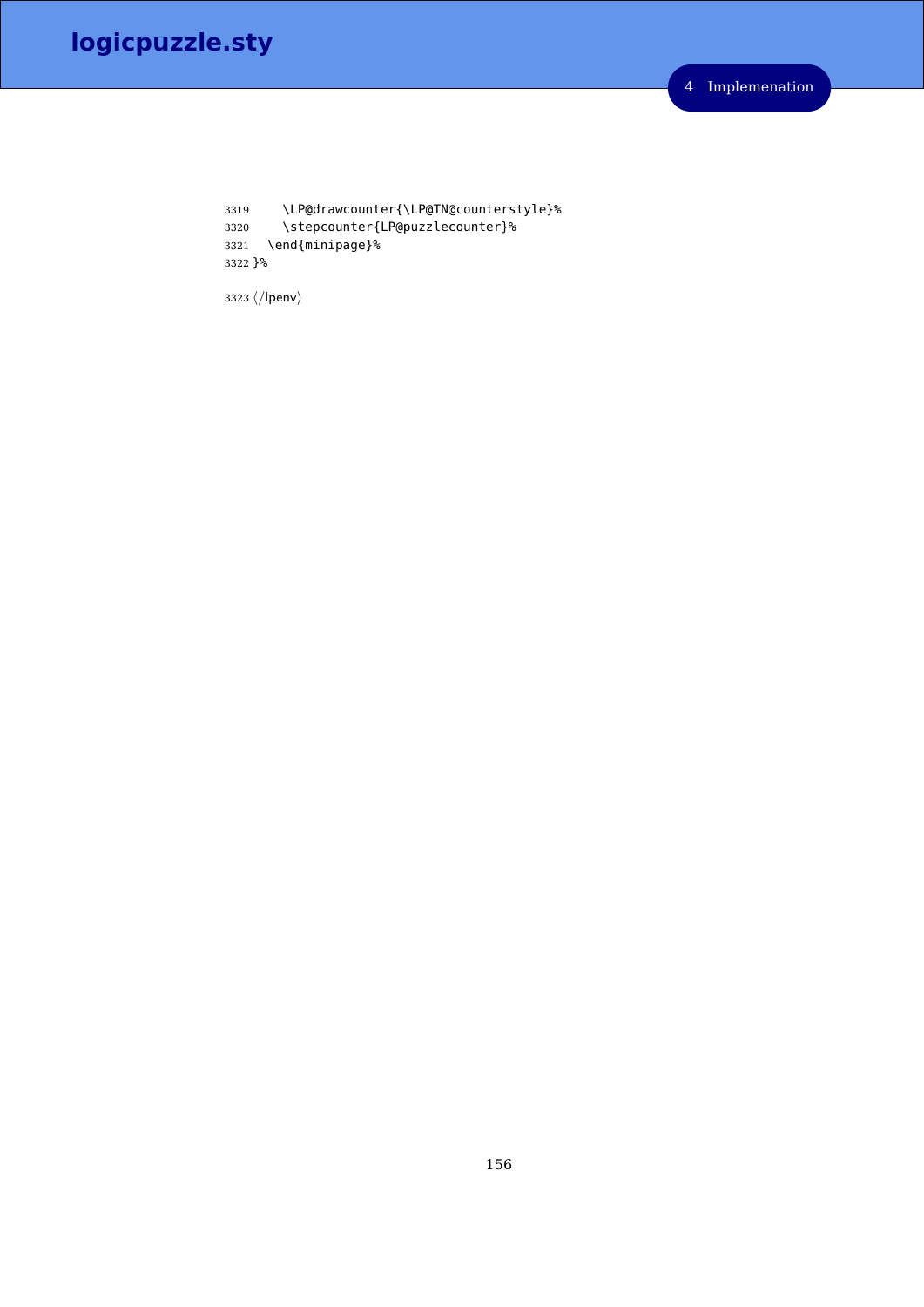```
3319     \LP@drawcounter{\LP@TN@counterstyle}%
3320     \stepcounter{LP@puzzlecounter}%
3321   \end{minipage}%
3322 }%
```

3323 ⟨/lpenv⟩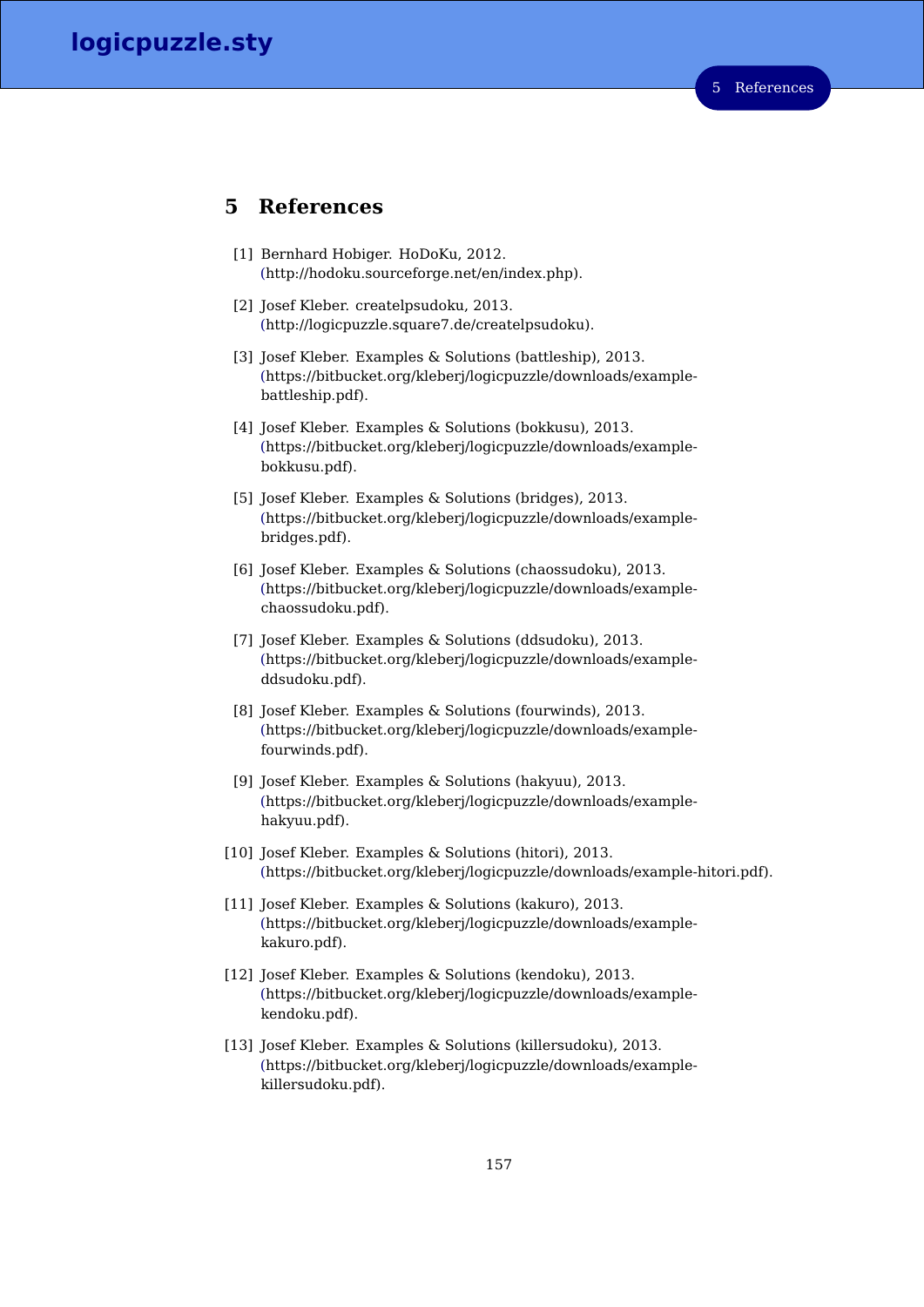## 5 References

[1] Bernhard Hobiger. HoDoKu, 2012. (http://hodoku.sourceforge.net/en/index.php).

[2] Josef Kleber. createlpsudoku, 2013. (http://logicpuzzle.square7.de/createlpsudoku).

[3] Josef Kleber. Examples & Solutions (battleship), 2013. (https://bitbucket.org/kleberj/logicpuzzle/downloads/example-battleship.pdf).

[4] Josef Kleber. Examples & Solutions (bokkusu), 2013. (https://bitbucket.org/kleberj/logicpuzzle/downloads/example-bokkusu.pdf).

[5] Josef Kleber. Examples & Solutions (bridges), 2013. (https://bitbucket.org/kleberj/logicpuzzle/downloads/example-bridges.pdf).

[6] Josef Kleber. Examples & Solutions (chaossudoku), 2013. (https://bitbucket.org/kleberj/logicpuzzle/downloads/example-chaossudoku.pdf).

[7] Josef Kleber. Examples & Solutions (ddsudoku), 2013. (https://bitbucket.org/kleberj/logicpuzzle/downloads/example-ddsudoku.pdf).

[8] Josef Kleber. Examples & Solutions (fourwinds), 2013. (https://bitbucket.org/kleberj/logicpuzzle/downloads/example-fourwinds.pdf).

[9] Josef Kleber. Examples & Solutions (hakyuu), 2013. (https://bitbucket.org/kleberj/logicpuzzle/downloads/example-hakyuu.pdf).

[10] Josef Kleber. Examples & Solutions (hitori), 2013. (https://bitbucket.org/kleberj/logicpuzzle/downloads/example-hitori.pdf).

[11] Josef Kleber. Examples & Solutions (kakuro), 2013. (https://bitbucket.org/kleberj/logicpuzzle/downloads/example-kakuro.pdf).

[12] Josef Kleber. Examples & Solutions (kendoku), 2013. (https://bitbucket.org/kleberj/logicpuzzle/downloads/example-kendoku.pdf).

[13] Josef Kleber. Examples & Solutions (killersudoku), 2013. (https://bitbucket.org/kleberj/logicpuzzle/downloads/example-killersudoku.pdf).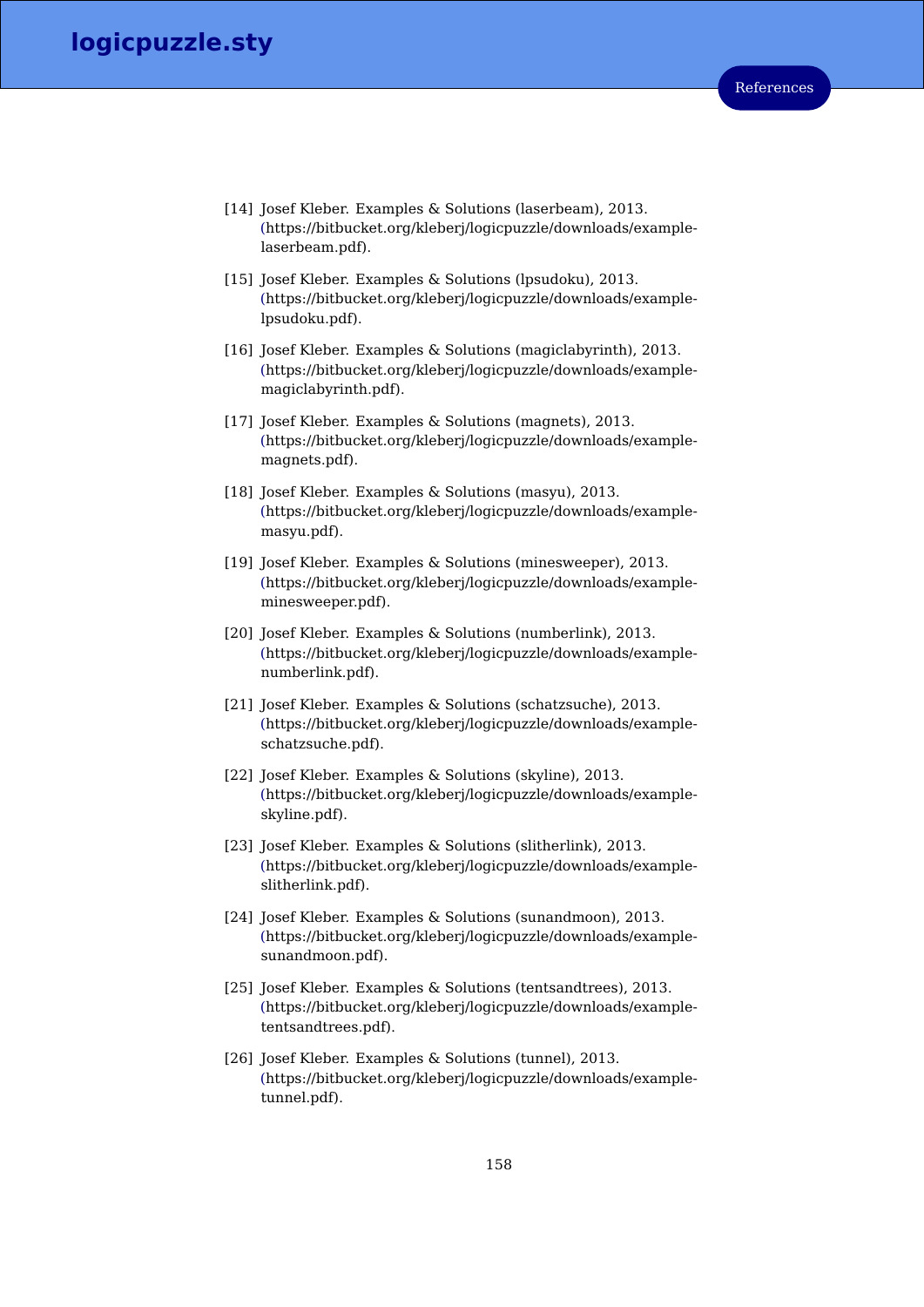[14] Josef Kleber. Examples & Solutions (laserbeam), 2013. (https://bitbucket.org/kleberj/logicpuzzle/downloads/example-laserbeam.pdf).

[15] Josef Kleber. Examples & Solutions (lpsudoku), 2013. (https://bitbucket.org/kleberj/logicpuzzle/downloads/example-lpsudoku.pdf).

[16] Josef Kleber. Examples & Solutions (magiclabyrinth), 2013. (https://bitbucket.org/kleberj/logicpuzzle/downloads/example-magiclabyrinth.pdf).

[17] Josef Kleber. Examples & Solutions (magnets), 2013. (https://bitbucket.org/kleberj/logicpuzzle/downloads/example-magnets.pdf).

[18] Josef Kleber. Examples & Solutions (masyu), 2013. (https://bitbucket.org/kleberj/logicpuzzle/downloads/example-masyu.pdf).

[19] Josef Kleber. Examples & Solutions (minesweeper), 2013. (https://bitbucket.org/kleberj/logicpuzzle/downloads/example-minesweeper.pdf).

[20] Josef Kleber. Examples & Solutions (numberlink), 2013. (https://bitbucket.org/kleberj/logicpuzzle/downloads/example-numberlink.pdf).

[21] Josef Kleber. Examples & Solutions (schatzsuche), 2013. (https://bitbucket.org/kleberj/logicpuzzle/downloads/example-schatzsuche.pdf).

[22] Josef Kleber. Examples & Solutions (skyline), 2013. (https://bitbucket.org/kleberj/logicpuzzle/downloads/example-skyline.pdf).

[23] Josef Kleber. Examples & Solutions (slitherlink), 2013. (https://bitbucket.org/kleberj/logicpuzzle/downloads/example-slitherlink.pdf).

[24] Josef Kleber. Examples & Solutions (sunandmoon), 2013. (https://bitbucket.org/kleberj/logicpuzzle/downloads/example-sunandmoon.pdf).

[25] Josef Kleber. Examples & Solutions (tentsandtrees), 2013. (https://bitbucket.org/kleberj/logicpuzzle/downloads/example-tentsandtrees.pdf).

[26] Josef Kleber. Examples & Solutions (tunnel), 2013. (https://bitbucket.org/kleberj/logicpuzzle/downloads/example-tunnel.pdf).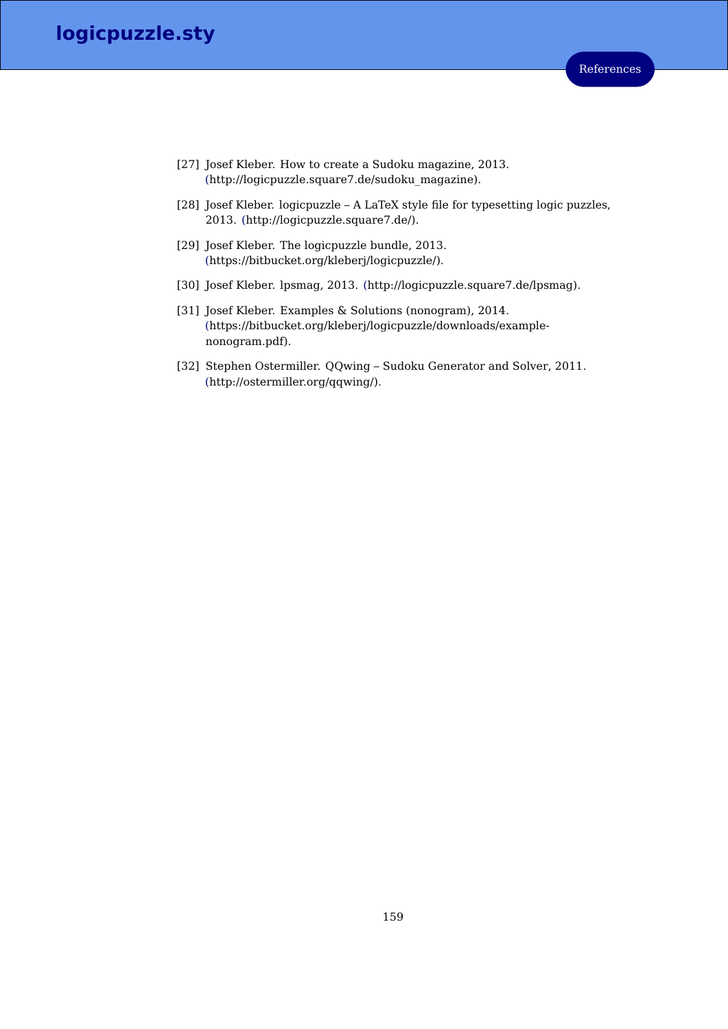[27] Josef Kleber. How to create a Sudoku magazine, 2013. (http://logicpuzzle.square7.de/sudoku_magazine).

[28] Josef Kleber. logicpuzzle – A LaTeX style file for typesetting logic puzzles, 2013. (http://logicpuzzle.square7.de/).

[29] Josef Kleber. The logicpuzzle bundle, 2013. (https://bitbucket.org/kleberj/logicpuzzle/).

[30] Josef Kleber. lpsmag, 2013. (http://logicpuzzle.square7.de/lpsmag).

[31] Josef Kleber. Examples & Solutions (nonogram), 2014. (https://bitbucket.org/kleberj/logicpuzzle/downloads/example-nonogram.pdf).

[32] Stephen Ostermiller. QQwing – Sudoku Generator and Solver, 2011. (http://ostermiller.org/qqwing/).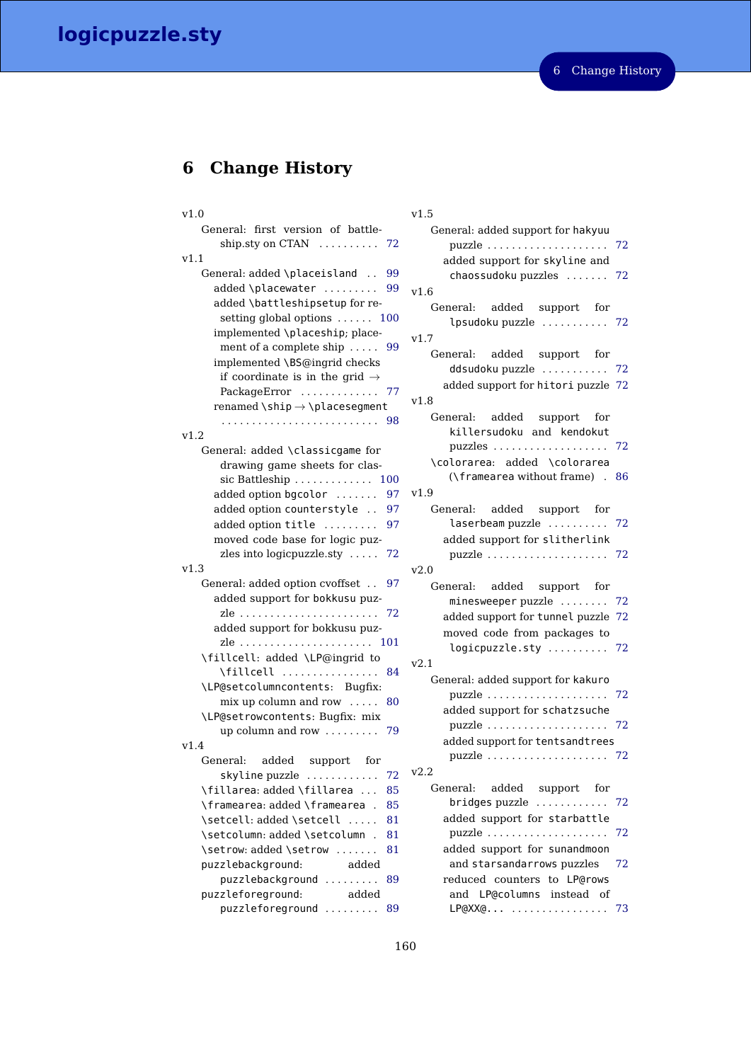# 6 Change History

v1.0

- General: first version of battleship.sty on CTAN .......... 72

v1.1

- General: added \placeisland .. 99
  - added \placewater ......... 99
  - added \battleshipsetup for resetting global options ...... 100
  - implemented \placeship; placement of a complete ship ..... 99
  - implemented \BS@ingrid checks if coordinate is in the grid → PackageError ............ 77
  - renamed \ship → \placesegment ......................... 98

v1.2

- General: added \classicgame for drawing game sheets for classic Battleship ............. 100
  - added option bgcolor ....... 97
  - added option counterstyle .. 97
  - added option title ......... 97
  - moved code base for logic puzzles into logicpuzzle.sty ..... 72

v1.3

- General: added option cvoffset .. 97
  - added support for bokkusu puzzle ....................... 72
  - added support for bokkusu puzzle ..................... 101
- \fillcell: added \LP@ingrid to \fillcell ................ 84
- \LP@setcolumncontents: Bugfix: mix up column and row ..... 80
- \LP@setrowcontents: Bugfix: mix up column and row ......... 79

v1.4

- General: added support for skyline puzzle ............ 72
- \fillarea: added \fillarea ... 85
- \framearea: added \framearea . 85
- \setcell: added \setcell ..... 81
- \setcolumn: added \setcolumn . 81
- \setrow: added \setrow ....... 81
- puzzlebackground: added puzzlebackground ......... 89
- puzzleforeground: added puzzleforeground ......... 89

v1.5

- General: added support for hakyuu puzzle .................... 72
  - added support for skyline and chaossudoku puzzles ....... 72

v1.6

- General: added support for lpsudoku puzzle ........... 72

v1.7

- General: added support for ddsudoku puzzle ........... 72
  - added support for hitori puzzle 72

v1.8

- General: added support for killersudoku and kendokut puzzles ................... 72
- \colorarea: added \colorarea (\framearea without frame) . 86

v1.9

- General: added support for laserbeam puzzle .......... 72
  - added support for slitherlink puzzle .................... 72

v2.0

- General: added support for minesweeper puzzle ........ 72
  - added support for tunnel puzzle 72
  - moved code from packages to logicpuzzle.sty .......... 72

v2.1

- General: added support for kakuro puzzle .................... 72
  - added support for schatzsuche puzzle .................... 72
  - added support for tentsandtrees puzzle .................... 72

v2.2

- General: added support for bridges puzzle ............ 72
  - added support for starbattle puzzle .................... 72
  - added support for sunandmoon and starsandarrows puzzles 72
  - reduced counters to LP@rows and LP@columns instead of LP@XX@... ................ 73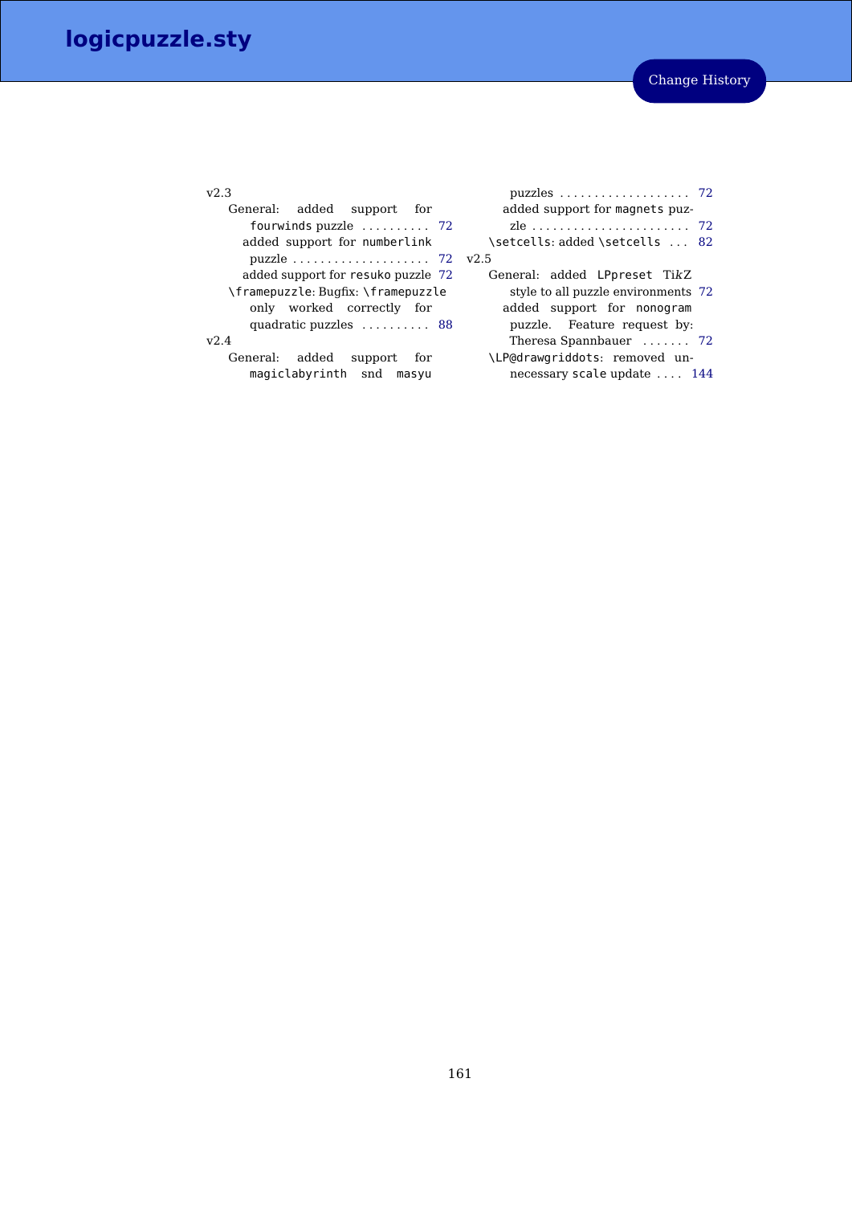v2.3

- General: added support for `fourwinds` puzzle .......... 72
  - added support for `numberlink` puzzle .................... 72
  - added support for `resuko` puzzle 72
- `\framepuzzle`: Bugfix: `\framepuzzle` only worked correctly for quadratic puzzles .......... 88

v2.4

- General: added support for `magiclabyrinth` snd `masyu` puzzles .................. 72
  - added support for `magnets` puzzle ....................... 72
- `\setcells`: added `\setcells` ... 82

v2.5

- General: added `LPpreset` TikZ style to all puzzle environments 72
  - added support for `nonogram` puzzle. Feature request by: Theresa Spannbauer ....... 72
- `\LP@drawgriddots`: removed unnecessary `scale` update .... 144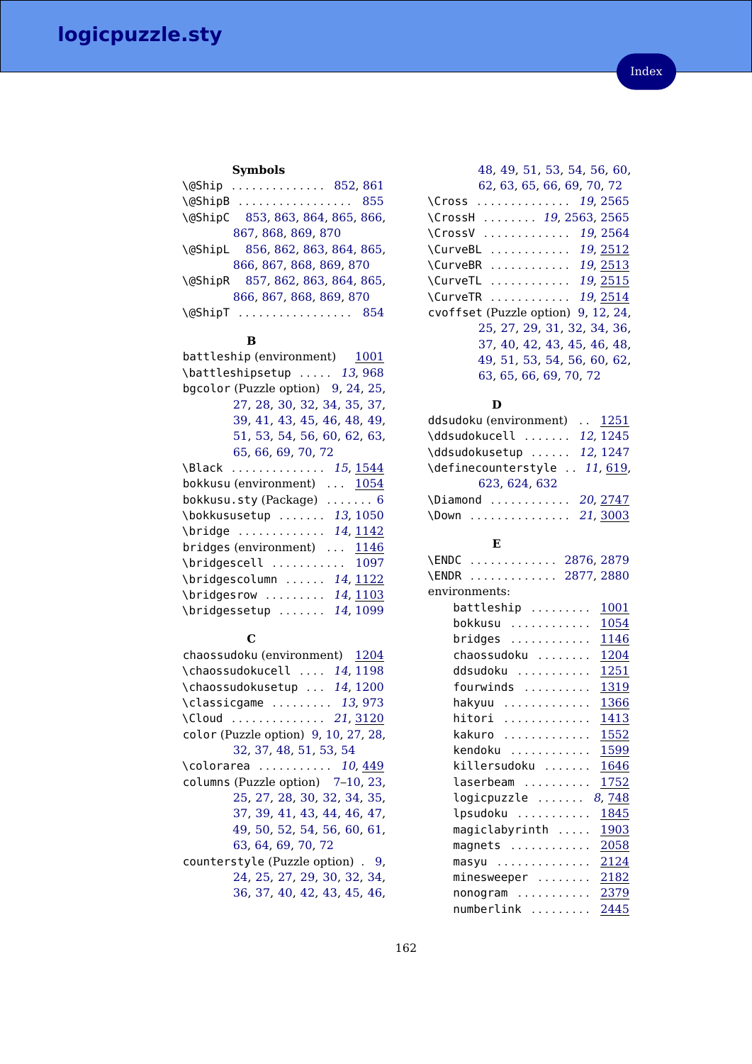## Index

**Symbols**

\@Ship .............. 852, 861
\@ShipB ................. 855
\@ShipC 853, 863, 864, 865, 866, 867, 868, 869, 870
\@ShipL 856, 862, 863, 864, 865, 866, 867, 868, 869, 870
\@ShipR 857, 862, 863, 864, 865, 866, 867, 868, 869, 870
\@ShipT ................. 854

**B**

battleship (environment) 1001
\battleshipsetup ..... *13*, 968
bgcolor (Puzzle option) 9, 24, 25, 27, 28, 30, 32, 34, 35, 37, 39, 41, 43, 45, 46, 48, 49, 51, 53, 54, 56, 60, 62, 63, 65, 66, 69, 70, 72
\Black .............. *15*, 1544
bokkusu (environment) ... 1054
bokkusu.sty (Package) ....... 6
\bokkususetup ....... *13*, 1050
\bridge ............. *14*, 1142
bridges (environment) ... 1146
\bridgescell ........... 1097
\bridgescolumn ...... *14*, 1122
\bridgesrow ......... *14*, 1103
\bridgessetup ....... *14*, 1099

**C**

chaossudoku (environment) 1204
\chaossudokucell .... *14*, 1198
\chaossudokusetup ... *14*, 1200
\classicgame ......... *13*, 973
\Cloud .............. *21*, 3120
color (Puzzle option) 9, 10, 27, 28, 32, 37, 48, 51, 53, 54
\colorarea ........... *10*, 449
columns (Puzzle option) 7–10, 23, 25, 27, 28, 30, 32, 34, 35, 37, 39, 41, 43, 44, 46, 47, 49, 50, 52, 54, 56, 60, 61, 63, 64, 69, 70, 72
counterstyle (Puzzle option) . 9, 24, 25, 27, 29, 30, 32, 34, 36, 37, 40, 42, 43, 45, 46, 48, 49, 51, 53, 54, 56, 60, 62, 63, 65, 66, 69, 70, 72
\Cross .............. *19*, 2565
\CrossH ........ *19*, 2563, 2565
\CrossV ............. *19*, 2564
\CurveBL ............ *19*, 2512
\CurveBR ............ *19*, 2513
\CurveTL ............ *19*, 2515
\CurveTR ............ *19*, 2514
cvoffset (Puzzle option) 9, 12, 24, 25, 27, 29, 31, 32, 34, 36, 37, 40, 42, 43, 45, 46, 48, 49, 51, 53, 54, 56, 60, 62, 63, 65, 66, 69, 70, 72

**D**

ddsudoku (environment) .. 1251
\ddsudokucell ....... *12*, 1245
\ddsudokusetup ...... *12*, 1247
\definecounterstyle .. *11*, 619, 623, 624, 632
\Diamond ............ *20*, 2747
\Down ............... *21*, 3003

**E**

\ENDC ............. 2876, 2879
\ENDR ............. 2877, 2880
environments:
- battleship ......... 1001
- bokkusu ............ 1054
- bridges ............ 1146
- chaossudoku ........ 1204
- ddsudoku ........... 1251
- fourwinds .......... 1319
- hakyuu ............. 1366
- hitori ............. 1413
- kakuro ............. 1552
- kendoku ............ 1599
- killersudoku ....... 1646
- laserbeam .......... 1752
- logicpuzzle ....... *8*, 748
- lpsudoku ........... 1845
- magiclabyrinth ..... 1903
- magnets ............ 2058
- masyu .............. 2124
- minesweeper ........ 2182
- nonogram ........... 2379
- numberlink ......... 2445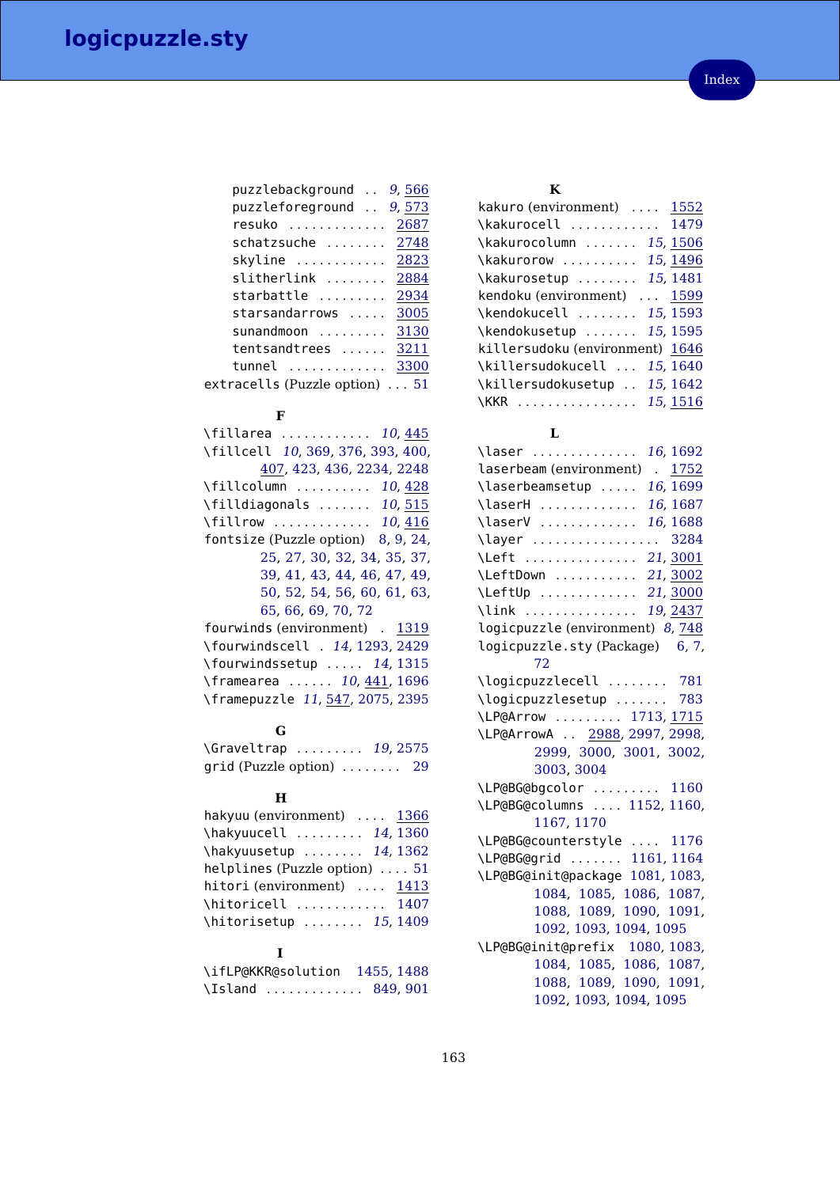puzzlebackground .. *9*, 566
puzzleforeground .. *9*, 573
resuko ............. 2687
schatzsuche ........ 2748
skyline ............ 2823
slitherlink ........ 2884
starbattle ......... 2934
starsandarrows ..... 3005
sunandmoon ......... 3130
tentsandtrees ...... 3211
tunnel ............. 3300
extracells (Puzzle option) ... 51

**F**

\fillarea ............ *10*, 445
\fillcell *10*, 369, 376, 393, 400, 407, 423, 436, 2234, 2248
\fillcolumn .......... *10*, 428
\filldiagonals ....... *10*, 515
\fillrow ............. *10*, 416
fontsize (Puzzle option) 8, 9, 24, 25, 27, 30, 32, 34, 35, 37, 39, 41, 43, 44, 46, 47, 49, 50, 52, 54, 56, 60, 61, 63, 65, 66, 69, 70, 72
fourwinds (environment) . 1319
\fourwindscell . *14*, 1293, 2429
\fourwindssetup ..... *14*, 1315
\framearea ...... *10*, 441, 1696
\framepuzzle *11*, 547, 2075, 2395

**G**

\Graveltrap ......... *19*, 2575
grid (Puzzle option) ........ 29

**H**

hakyuu (environment) .... 1366
\hakyuucell ......... *14*, 1360
\hakyuusetup ........ *14*, 1362
helplines (Puzzle option) .... 51
hitori (environment) .... 1413
\hitoricell ............ 1407
\hitorisetup ........ *15*, 1409

**I**

\ifLP@KKR@solution 1455, 1488
\Island ............. 849, 901

**K**

kakuro (environment) .... 1552
\kakurocell ............ 1479
\kakurocolumn ....... *15*, 1506
\kakurorow .......... *15*, 1496
\kakurosetup ........ *15*, 1481
kendoku (environment) ... 1599
\kendokucell ........ *15*, 1593
\kendokusetup ....... *15*, 1595
killersudoku (environment) 1646
\killersudokucell ... *15*, 1640
\killersudokusetup .. *15*, 1642
\KKR ................ *15*, 1516

**L**

\laser .............. *16*, 1692
laserbeam (environment) . 1752
\laserbeamsetup ..... *16*, 1699
\laserH ............. *16*, 1687
\laserV ............. *16*, 1688
\layer ................. 3284
\Left ............... *21*, 3001
\LeftDown ........... *21*, 3002
\LeftUp ............. *21*, 3000
\link ............... *19*, 2437
logicpuzzle (environment) *8*, 748
logicpuzzle.sty (Package) 6, 7, 72
\logicpuzzlecell ........ 781
\logicpuzzlesetup ....... 783
\LP@Arrow ......... 1713, 1715
\LP@ArrowA .. 2988, 2997, 2998, 2999, 3000, 3001, 3002, 3003, 3004
\LP@BG@bgcolor ......... 1160
\LP@BG@columns .... 1152, 1160, 1167, 1170
\LP@BG@counterstyle .... 1176
\LP@BG@grid ....... 1161, 1164
\LP@BG@init@package 1081, 1083, 1084, 1085, 1086, 1087, 1088, 1089, 1090, 1091, 1092, 1093, 1094, 1095
\LP@BG@init@prefix 1080, 1083, 1084, 1085, 1086, 1087, 1088, 1089, 1090, 1091, 1092, 1093, 1094, 1095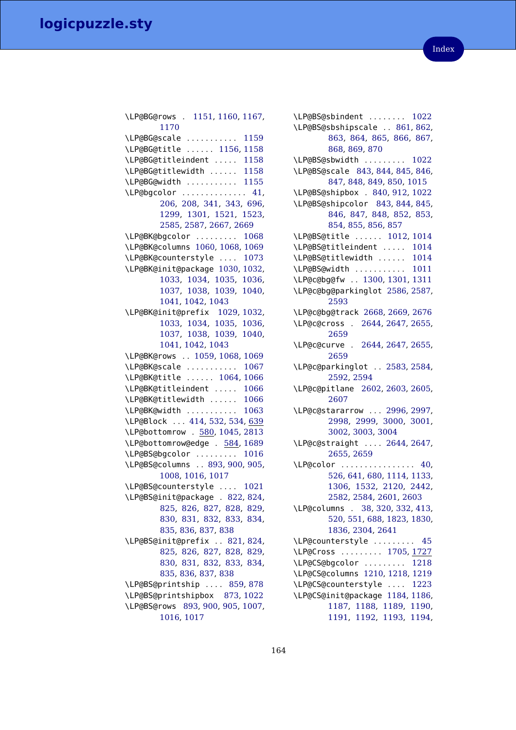\LP@BG@rows . . 1151, 1160, 1167, 1170
\LP@BG@scale . . . . . . . . . . . 1159
\LP@BG@title . . . . . . 1156, 1158
\LP@BG@titleindent . . . . . 1158
\LP@BG@titlewidth . . . . . . 1158
\LP@BG@width . . . . . . . . . . . 1155
\LP@bgcolor . . . . . . . . . . . . . . 41, 206, 208, 341, 343, 696, 1299, 1301, 1521, 1523, 2585, 2587, 2667, 2669
\LP@BK@bgcolor . . . . . . . . . 1068
\LP@BK@columns 1060, 1068, 1069
\LP@BK@counterstyle . . . . 1073
\LP@BK@init@package 1030, 1032, 1033, 1034, 1035, 1036, 1037, 1038, 1039, 1040, 1041, 1042, 1043
\LP@BK@init@prefix 1029, 1032, 1033, 1034, 1035, 1036, 1037, 1038, 1039, 1040, 1041, 1042, 1043
\LP@BK@rows . . 1059, 1068, 1069
\LP@BK@scale . . . . . . . . . . . 1067
\LP@BK@title . . . . . . 1064, 1066
\LP@BK@titleindent . . . . . 1066
\LP@BK@titlewidth . . . . . . 1066
\LP@BK@width . . . . . . . . . . . 1063
\LP@Block . . . 414, 532, 534, 639
\LP@bottomrow . 580, 1045, 2813
\LP@bottomrow@edge . 584, 1689
\LP@BS@bgcolor . . . . . . . . . 1016
\LP@BS@columns . . 893, 900, 905, 1008, 1016, 1017
\LP@BS@counterstyle . . . . 1021
\LP@BS@init@package . 822, 824, 825, 826, 827, 828, 829, 830, 831, 832, 833, 834, 835, 836, 837, 838
\LP@BS@init@prefix . . 821, 824, 825, 826, 827, 828, 829, 830, 831, 832, 833, 834, 835, 836, 837, 838
\LP@BS@printship . . . . 859, 878
\LP@BS@printshipbox 873, 1022
\LP@BS@rows 893, 900, 905, 1007, 1016, 1017
\LP@BS@sbindent . . . . . . . . 1022
\LP@BS@sbshipscale . . 861, 862, 863, 864, 865, 866, 867, 868, 869, 870
\LP@BS@sbwidth . . . . . . . . . 1022
\LP@BS@scale 843, 844, 845, 846, 847, 848, 849, 850, 1015
\LP@BS@shipbox . 840, 912, 1022
\LP@BS@shipcolor 843, 844, 845, 846, 847, 848, 852, 853, 854, 855, 856, 857
\LP@BS@title . . . . . . 1012, 1014
\LP@BS@titleindent . . . . . 1014
\LP@BS@titlewidth . . . . . . 1014
\LP@BS@width . . . . . . . . . . . 1011
\LP@c@bg@fw . . 1300, 1301, 1311
\LP@c@bg@parkinglot 2586, 2587, 2593
\LP@c@bg@track 2668, 2669, 2676
\LP@c@cross . 2644, 2647, 2655, 2659
\LP@c@curve . 2644, 2647, 2655, 2659
\LP@c@parkinglot . . 2583, 2584, 2592, 2594
\LP@c@pitlane 2602, 2603, 2605, 2607
\LP@c@stararrow . . . 2996, 2997, 2998, 2999, 3000, 3001, 3002, 3003, 3004
\LP@c@straight . . . . 2644, 2647, 2655, 2659
\LP@color . . . . . . . . . . . . . . . . 40, 526, 641, 680, 1114, 1133, 1306, 1532, 2120, 2442, 2582, 2584, 2601, 2603
\LP@columns . 38, 320, 332, 413, 520, 551, 688, 1823, 1830, 1836, 2304, 2641
\LP@counterstyle . . . . . . . . . 45
\LP@Cross . . . . . . . . . 1705, 1727
\LP@CS@bgcolor . . . . . . . . . 1218
\LP@CS@columns 1210, 1218, 1219
\LP@CS@counterstyle . . . . 1223
\LP@CS@init@package 1184, 1186, 1187, 1188, 1189, 1190, 1191, 1192, 1193, 1194,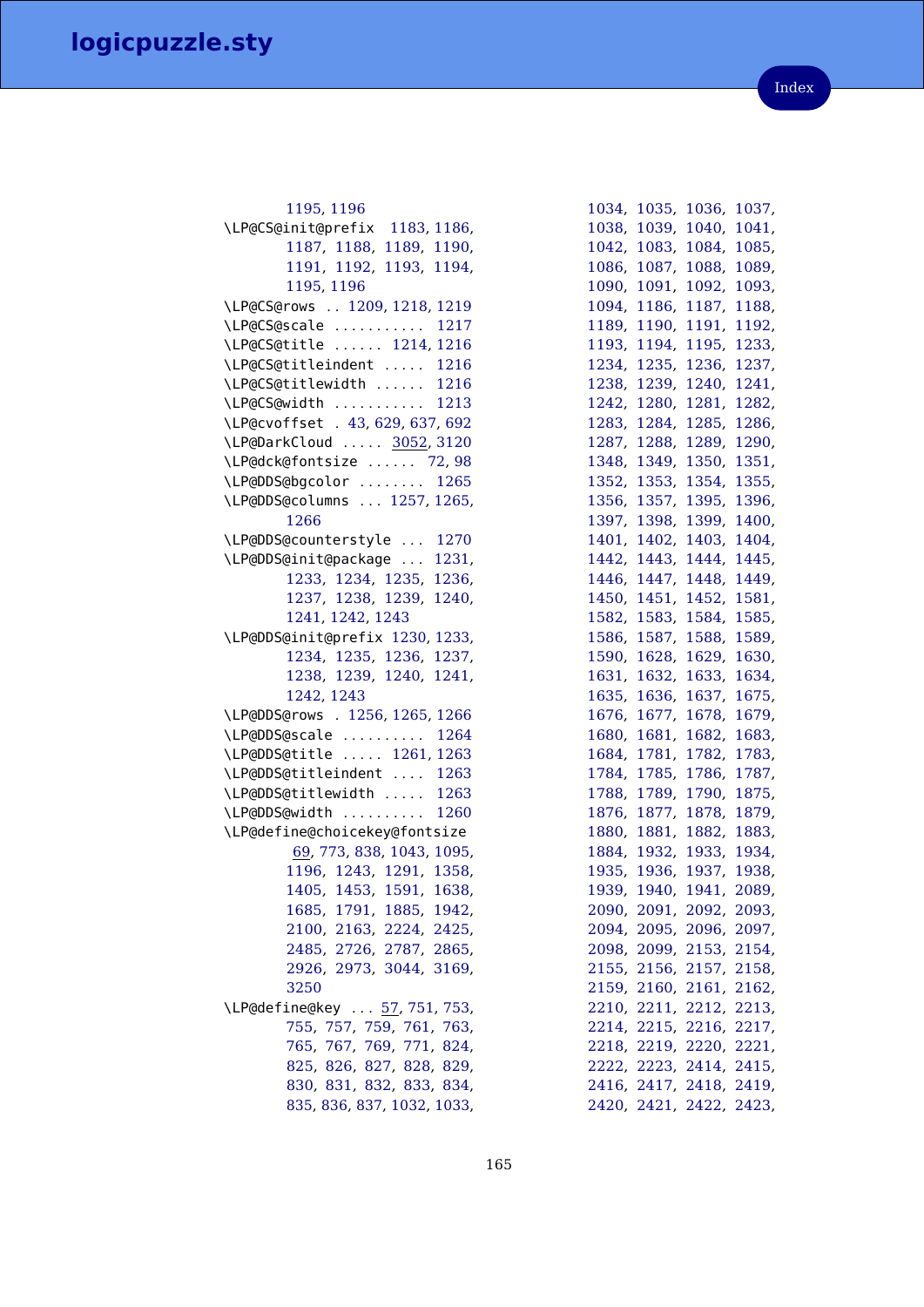1195, 1196
\LP@CS@init@prefix 1183, 1186, 1187, 1188, 1189, 1190, 1191, 1192, 1193, 1194, 1195, 1196
\LP@CS@rows .. 1209, 1218, 1219
\LP@CS@scale ........... 1217
\LP@CS@title ...... 1214, 1216
\LP@CS@titleindent ..... 1216
\LP@CS@titlewidth ...... 1216
\LP@CS@width ........... 1213
\LP@cvoffset . 43, 629, 637, 692
\LP@DarkCloud ..... 3052, 3120
\LP@dck@fontsize ...... 72, 98
\LP@DDS@bgcolor ........ 1265
\LP@DDS@columns ... 1257, 1265, 1266
\LP@DDS@counterstyle ... 1270
\LP@DDS@init@package ... 1231, 1233, 1234, 1235, 1236, 1237, 1238, 1239, 1240, 1241, 1242, 1243
\LP@DDS@init@prefix 1230, 1233, 1234, 1235, 1236, 1237, 1238, 1239, 1240, 1241, 1242, 1243
\LP@DDS@rows . 1256, 1265, 1266
\LP@DDS@scale .......... 1264
\LP@DDS@title ..... 1261, 1263
\LP@DDS@titleindent .... 1263
\LP@DDS@titlewidth ..... 1263
\LP@DDS@width .......... 1260
\LP@define@choicekey@fontsize 69, 773, 838, 1043, 1095, 1196, 1243, 1291, 1358, 1405, 1453, 1591, 1638, 1685, 1791, 1885, 1942, 2100, 2163, 2224, 2425, 2485, 2726, 2787, 2865, 2926, 2973, 3044, 3169, 3250
\LP@define@key ... 57, 751, 753, 755, 757, 759, 761, 763, 765, 767, 769, 771, 824, 825, 826, 827, 828, 829, 830, 831, 832, 833, 834, 835, 836, 837, 1032, 1033, 1034, 1035, 1036, 1037, 1038, 1039, 1040, 1041, 1042, 1083, 1084, 1085, 1086, 1087, 1088, 1089, 1090, 1091, 1092, 1093, 1094, 1186, 1187, 1188, 1189, 1190, 1191, 1192, 1193, 1194, 1195, 1233, 1234, 1235, 1236, 1237, 1238, 1239, 1240, 1241, 1242, 1280, 1281, 1282, 1283, 1284, 1285, 1286, 1287, 1288, 1289, 1290, 1348, 1349, 1350, 1351, 1352, 1353, 1354, 1355, 1356, 1357, 1395, 1396, 1397, 1398, 1399, 1400, 1401, 1402, 1403, 1404, 1442, 1443, 1444, 1445, 1446, 1447, 1448, 1449, 1450, 1451, 1452, 1581, 1582, 1583, 1584, 1585, 1586, 1587, 1588, 1589, 1590, 1628, 1629, 1630, 1631, 1632, 1633, 1634, 1635, 1636, 1637, 1675, 1676, 1677, 1678, 1679, 1680, 1681, 1682, 1683, 1684, 1781, 1782, 1783, 1784, 1785, 1786, 1787, 1788, 1789, 1790, 1875, 1876, 1877, 1878, 1879, 1880, 1881, 1882, 1883, 1884, 1932, 1933, 1934, 1935, 1936, 1937, 1938, 1939, 1940, 1941, 2089, 2090, 2091, 2092, 2093, 2094, 2095, 2096, 2097, 2098, 2099, 2153, 2154, 2155, 2156, 2157, 2158, 2159, 2160, 2161, 2162, 2210, 2211, 2212, 2213, 2214, 2215, 2216, 2217, 2218, 2219, 2220, 2221, 2222, 2223, 2414, 2415, 2416, 2417, 2418, 2419, 2420, 2421, 2422, 2423,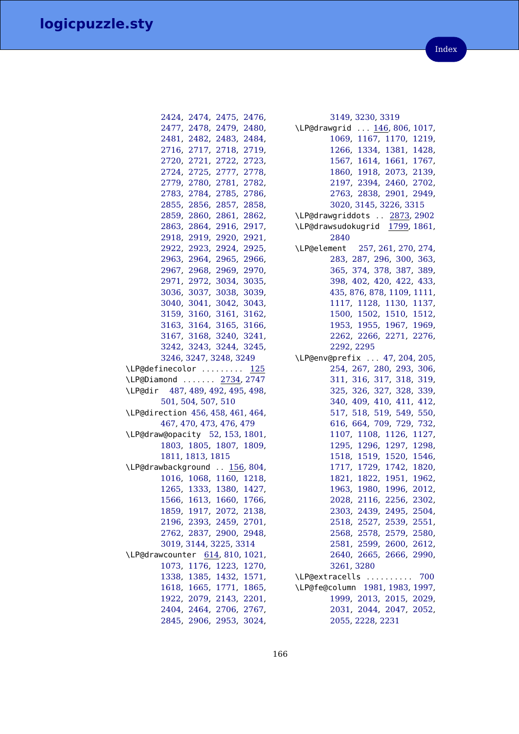2424, 2474, 2475, 2476, 2477, 2478, 2479, 2480, 2481, 2482, 2483, 2484, 2716, 2717, 2718, 2719, 2720, 2721, 2722, 2723, 2724, 2725, 2777, 2778, 2779, 2780, 2781, 2782, 2783, 2784, 2785, 2786, 2855, 2856, 2857, 2858, 2859, 2860, 2861, 2862, 2863, 2864, 2916, 2917, 2918, 2919, 2920, 2921, 2922, 2923, 2924, 2925, 2963, 2964, 2965, 2966, 2967, 2968, 2969, 2970, 2971, 2972, 3034, 3035, 3036, 3037, 3038, 3039, 3040, 3041, 3042, 3043, 3159, 3160, 3161, 3162, 3163, 3164, 3165, 3166, 3167, 3168, 3240, 3241, 3242, 3243, 3244, 3245, 3246, 3247, 3248, 3249

`\LP@definecolor` . . . . . . . . . 125

`\LP@Diamond` . . . . . . . 2734, 2747

`\LP@dir` 487, 489, 492, 495, 498, 501, 504, 507, 510

`\LP@direction` 456, 458, 461, 464, 467, 470, 473, 476, 479

`\LP@draw@opacity` 52, 153, 1801, 1803, 1805, 1807, 1809, 1811, 1813, 1815

`\LP@drawbackground` . . 156, 804, 1016, 1068, 1160, 1218, 1265, 1333, 1380, 1427, 1566, 1613, 1660, 1766, 1859, 1917, 2072, 2138, 2196, 2393, 2459, 2701, 2762, 2837, 2900, 2948, 3019, 3144, 3225, 3314

`\LP@drawcounter` 614, 810, 1021, 1073, 1176, 1223, 1270, 1338, 1385, 1432, 1571, 1618, 1665, 1771, 1865, 1922, 2079, 2143, 2201, 2404, 2464, 2706, 2767, 2845, 2906, 2953, 3024, 3149, 3230, 3319

`\LP@drawgrid` . . . 146, 806, 1017, 1069, 1167, 1170, 1219, 1266, 1334, 1381, 1428, 1567, 1614, 1661, 1767, 1860, 1918, 2073, 2139, 2197, 2394, 2460, 2702, 2763, 2838, 2901, 2949, 3020, 3145, 3226, 3315

`\LP@drawgriddots` . . 2873, 2902

`\LP@drawsudokugrid` 1799, 1861, 2840

`\LP@element` 257, 261, 270, 274, 283, 287, 296, 300, 363, 365, 374, 378, 387, 389, 398, 402, 420, 422, 433, 435, 876, 878, 1109, 1111, 1117, 1128, 1130, 1137, 1500, 1502, 1510, 1512, 1953, 1955, 1967, 1969, 2262, 2266, 2271, 2276, 2292, 2295

`\LP@env@prefix` . . . 47, 204, 205, 254, 267, 280, 293, 306, 311, 316, 317, 318, 319, 325, 326, 327, 328, 339, 340, 409, 410, 411, 412, 517, 518, 519, 549, 550, 616, 664, 709, 729, 732, 1107, 1108, 1126, 1127, 1295, 1296, 1297, 1298, 1518, 1519, 1520, 1546, 1717, 1729, 1742, 1820, 1821, 1822, 1951, 1962, 1963, 1980, 1996, 2012, 2028, 2116, 2256, 2302, 2303, 2439, 2495, 2504, 2518, 2527, 2539, 2551, 2568, 2578, 2579, 2580, 2581, 2599, 2600, 2612, 2640, 2665, 2666, 2990, 3261, 3280

`\LP@extracells` . . . . . . . . . . 700

`\LP@fe@column` 1981, 1983, 1997, 1999, 2013, 2015, 2029, 2031, 2044, 2047, 2052, 2055, 2228, 2231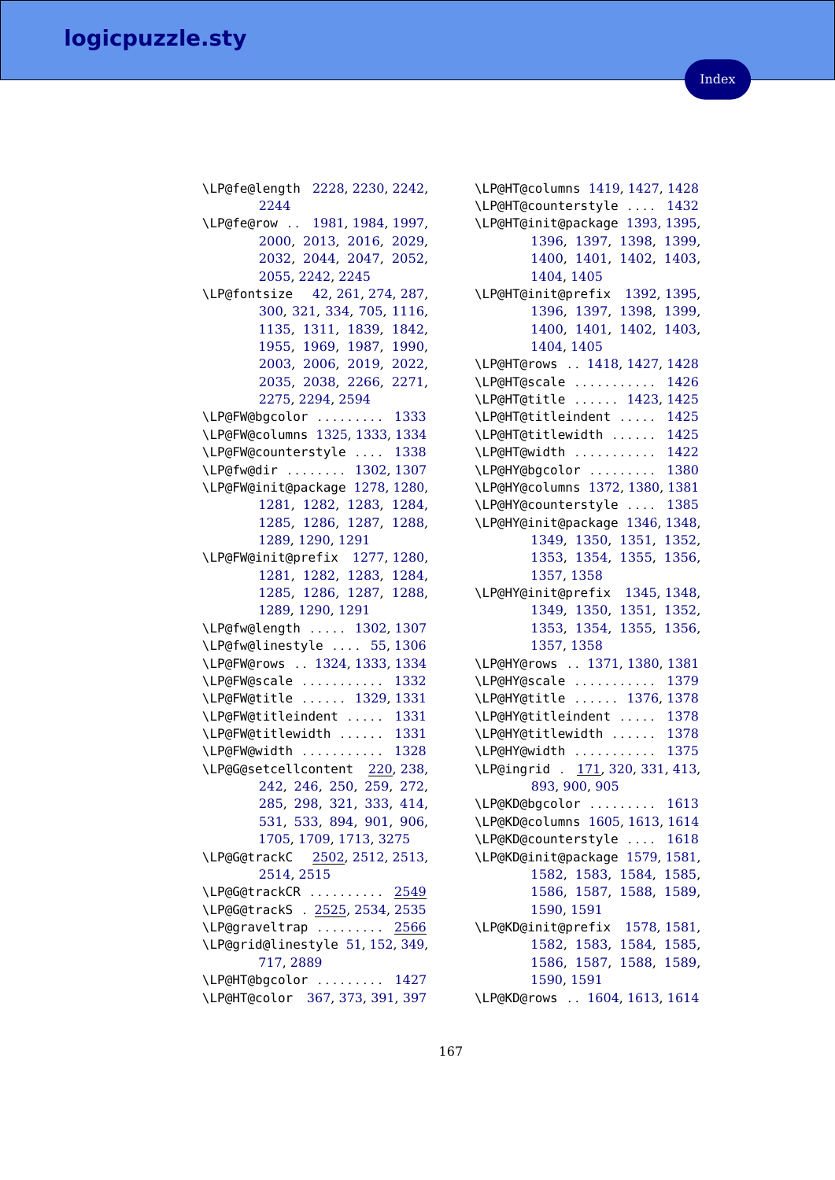\LP@fe@length 2228, 2230, 2242, 2244
\LP@fe@row .. 1981, 1984, 1997, 2000, 2013, 2016, 2029, 2032, 2044, 2047, 2052, 2055, 2242, 2245
\LP@fontsize 42, 261, 274, 287, 300, 321, 334, 705, 1116, 1135, 1311, 1839, 1842, 1955, 1969, 1987, 1990, 2003, 2006, 2019, 2022, 2035, 2038, 2266, 2271, 2275, 2294, 2594
\LP@FW@bgcolor ......... 1333
\LP@FW@columns 1325, 1333, 1334
\LP@FW@counterstyle .... 1338
\LP@fw@dir ........ 1302, 1307
\LP@FW@init@package 1278, 1280, 1281, 1282, 1283, 1284, 1285, 1286, 1287, 1288, 1289, 1290, 1291
\LP@FW@init@prefix 1277, 1280, 1281, 1282, 1283, 1284, 1285, 1286, 1287, 1288, 1289, 1290, 1291
\LP@fw@length ..... 1302, 1307
\LP@fw@linestyle .... 55, 1306
\LP@FW@rows .. 1324, 1333, 1334
\LP@FW@scale ........... 1332
\LP@FW@title ...... 1329, 1331
\LP@FW@titleindent ..... 1331
\LP@FW@titlewidth ...... 1331
\LP@FW@width ........... 1328
\LP@G@setcellcontent 220, 238, 242, 246, 250, 259, 272, 285, 298, 321, 333, 414, 531, 533, 894, 901, 906, 1705, 1709, 1713, 3275
\LP@G@trackC 2502, 2512, 2513, 2514, 2515
\LP@G@trackCR .......... 2549
\LP@G@trackS . 2525, 2534, 2535
\LP@graveltrap ......... 2566
\LP@grid@linestyle 51, 152, 349, 717, 2889
\LP@HT@bgcolor ......... 1427
\LP@HT@color 367, 373, 391, 397
\LP@HT@columns 1419, 1427, 1428
\LP@HT@counterstyle .... 1432
\LP@HT@init@package 1393, 1395, 1396, 1397, 1398, 1399, 1400, 1401, 1402, 1403, 1404, 1405
\LP@HT@init@prefix 1392, 1395, 1396, 1397, 1398, 1399, 1400, 1401, 1402, 1403, 1404, 1405
\LP@HT@rows .. 1418, 1427, 1428
\LP@HT@scale ........... 1426
\LP@HT@title ...... 1423, 1425
\LP@HT@titleindent ..... 1425
\LP@HT@titlewidth ...... 1425
\LP@HT@width ........... 1422
\LP@HY@bgcolor ......... 1380
\LP@HY@columns 1372, 1380, 1381
\LP@HY@counterstyle .... 1385
\LP@HY@init@package 1346, 1348, 1349, 1350, 1351, 1352, 1353, 1354, 1355, 1356, 1357, 1358
\LP@HY@init@prefix 1345, 1348, 1349, 1350, 1351, 1352, 1353, 1354, 1355, 1356, 1357, 1358
\LP@HY@rows .. 1371, 1380, 1381
\LP@HY@scale ........... 1379
\LP@HY@title ...... 1376, 1378
\LP@HY@titleindent ..... 1378
\LP@HY@titlewidth ...... 1378
\LP@HY@width ........... 1375
\LP@ingrid . 171, 320, 331, 413, 893, 900, 905
\LP@KD@bgcolor ......... 1613
\LP@KD@columns 1605, 1613, 1614
\LP@KD@counterstyle .... 1618
\LP@KD@init@package 1579, 1581, 1582, 1583, 1584, 1585, 1586, 1587, 1588, 1589, 1590, 1591
\LP@KD@init@prefix 1578, 1581, 1582, 1583, 1584, 1585, 1586, 1587, 1588, 1589, 1590, 1591
\LP@KD@rows .. 1604, 1613, 1614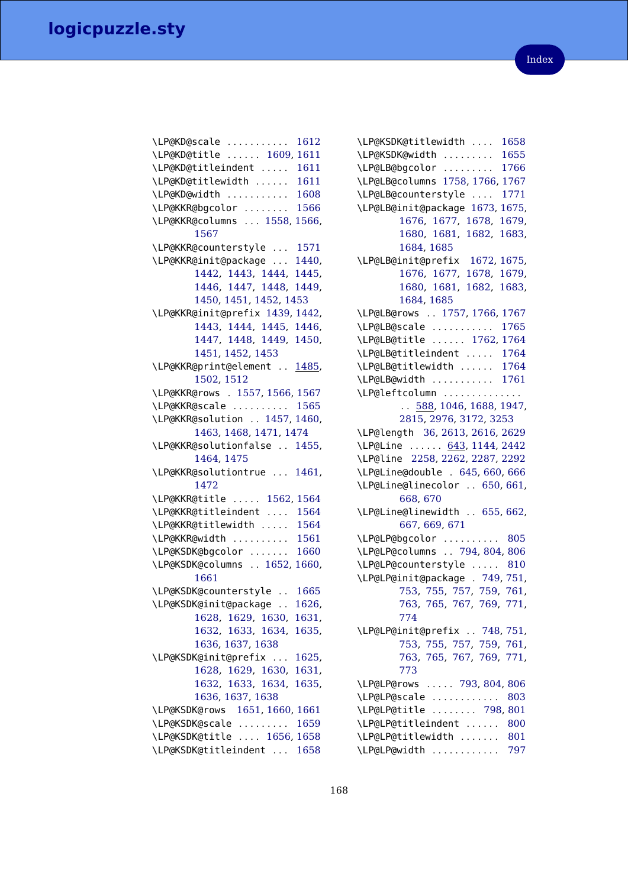\LP@KD@scale . . . . . . . . . . . 1612
\LP@KD@title . . . . . . 1609, 1611
\LP@KD@titleindent . . . . . 1611
\LP@KD@titlewidth . . . . . . 1611
\LP@KD@width . . . . . . . . . . . 1608
\LP@KKR@bgcolor . . . . . . . . 1566
\LP@KKR@columns . . . 1558, 1566, 1567
\LP@KKR@counterstyle . . . 1571
\LP@KKR@init@package . . . 1440, 1442, 1443, 1444, 1445, 1446, 1447, 1448, 1449, 1450, 1451, 1452, 1453
\LP@KKR@init@prefix 1439, 1442, 1443, 1444, 1445, 1446, 1447, 1448, 1449, 1450, 1451, 1452, 1453
\LP@KKR@print@element . . 1485, 1502, 1512
\LP@KKR@rows . 1557, 1566, 1567
\LP@KKR@scale . . . . . . . . . . 1565
\LP@KKR@solution . . 1457, 1460, 1463, 1468, 1471, 1474
\LP@KKR@solutionfalse . . 1455, 1464, 1475
\LP@KKR@solutiontrue . . . 1461, 1472
\LP@KKR@title . . . . . 1562, 1564
\LP@KKR@titleindent . . . . 1564
\LP@KKR@titlewidth . . . . . 1564
\LP@KKR@width . . . . . . . . . . 1561
\LP@KSDK@bgcolor . . . . . . . 1660
\LP@KSDK@columns . . 1652, 1660, 1661
\LP@KSDK@counterstyle . . 1665
\LP@KSDK@init@package . . 1626, 1628, 1629, 1630, 1631, 1632, 1633, 1634, 1635, 1636, 1637, 1638
\LP@KSDK@init@prefix . . . 1625, 1628, 1629, 1630, 1631, 1632, 1633, 1634, 1635, 1636, 1637, 1638
\LP@KSDK@rows 1651, 1660, 1661
\LP@KSDK@scale . . . . . . . . . 1659
\LP@KSDK@title . . . . 1656, 1658
\LP@KSDK@titleindent . . . 1658
\LP@KSDK@titlewidth . . . . 1658
\LP@KSDK@width . . . . . . . . . 1655
\LP@LB@bgcolor . . . . . . . . . 1766
\LP@LB@columns 1758, 1766, 1767
\LP@LB@counterstyle . . . . 1771
\LP@LB@init@package 1673, 1675, 1676, 1677, 1678, 1679, 1680, 1681, 1682, 1683, 1684, 1685
\LP@LB@init@prefix 1672, 1675, 1676, 1677, 1678, 1679, 1680, 1681, 1682, 1683, 1684, 1685
\LP@LB@rows . . 1757, 1766, 1767
\LP@LB@scale . . . . . . . . . . . 1765
\LP@LB@title . . . . . . 1762, 1764
\LP@LB@titleindent . . . . . 1764
\LP@LB@titlewidth . . . . . . 1764
\LP@LB@width . . . . . . . . . . . 1761
\LP@leftcolumn . . . . . . . . . . . . . . 588, 1046, 1688, 1947, 2815, 2976, 3172, 3253
\LP@length 36, 2613, 2616, 2629
\LP@Line . . . . . . 643, 1144, 2442
\LP@line 2258, 2262, 2287, 2292
\LP@Line@double . 645, 660, 666
\LP@Line@linecolor . . 650, 661, 668, 670
\LP@Line@linewidth . . 655, 662, 667, 669, 671
\LP@LP@bgcolor . . . . . . . . . . 805
\LP@LP@columns . . 794, 804, 806
\LP@LP@counterstyle . . . . . 810
\LP@LP@init@package . 749, 751, 753, 755, 757, 759, 761, 763, 765, 767, 769, 771, 774
\LP@LP@init@prefix . . 748, 751, 753, 755, 757, 759, 761, 763, 765, 767, 769, 771, 773
\LP@LP@rows . . . . . 793, 804, 806
\LP@LP@scale . . . . . . . . . . . . 803
\LP@LP@title . . . . . . . . 798, 801
\LP@LP@titleindent . . . . . . 800
\LP@LP@titlewidth . . . . . . . 801
\LP@LP@width . . . . . . . . . . . . 797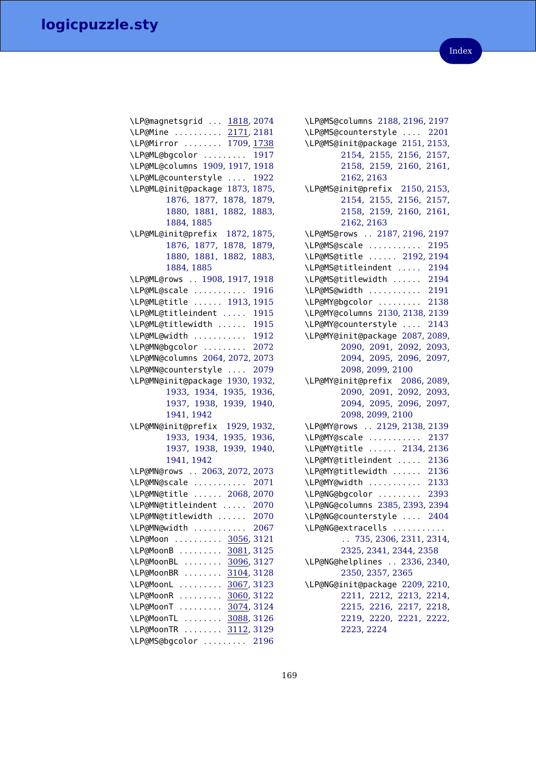\LP@magnetsgrid . . . 1818, 2074
\LP@Mine . . . . . . . . . . 2171, 2181
\LP@Mirror . . . . . . . . 1709, 1738
\LP@ML@bgcolor . . . . . . . . . 1917
\LP@ML@columns 1909, 1917, 1918
\LP@ML@counterstyle . . . . 1922
\LP@ML@init@package 1873, 1875, 1876, 1877, 1878, 1879, 1880, 1881, 1882, 1883, 1884, 1885
\LP@ML@init@prefix 1872, 1875, 1876, 1877, 1878, 1879, 1880, 1881, 1882, 1883, 1884, 1885
\LP@ML@rows . . 1908, 1917, 1918
\LP@ML@scale . . . . . . . . . . . 1916
\LP@ML@title . . . . . . 1913, 1915
\LP@ML@titleindent . . . . . 1915
\LP@ML@titlewidth . . . . . . 1915
\LP@ML@width . . . . . . . . . . . 1912
\LP@MN@bgcolor . . . . . . . . . 2072
\LP@MN@columns 2064, 2072, 2073
\LP@MN@counterstyle . . . . 2079
\LP@MN@init@package 1930, 1932, 1933, 1934, 1935, 1936, 1937, 1938, 1939, 1940, 1941, 1942
\LP@MN@init@prefix 1929, 1932, 1933, 1934, 1935, 1936, 1937, 1938, 1939, 1940, 1941, 1942
\LP@MN@rows . . 2063, 2072, 2073
\LP@MN@scale . . . . . . . . . . . 2071
\LP@MN@title . . . . . . 2068, 2070
\LP@MN@titleindent . . . . . 2070
\LP@MN@titlewidth . . . . . . 2070
\LP@MN@width . . . . . . . . . . . 2067
\LP@Moon . . . . . . . . . . 3056, 3121
\LP@MoonB . . . . . . . . . 3081, 3125
\LP@MoonBL . . . . . . . . 3096, 3127
\LP@MoonBR . . . . . . . . 3104, 3128
\LP@MoonL . . . . . . . . . 3067, 3123
\LP@MoonR . . . . . . . . . 3060, 3122
\LP@MoonT . . . . . . . . . 3074, 3124
\LP@MoonTL . . . . . . . . 3088, 3126
\LP@MoonTR . . . . . . . . 3112, 3129
\LP@MS@bgcolor . . . . . . . . . 2196
\LP@MS@columns 2188, 2196, 2197
\LP@MS@counterstyle . . . . 2201
\LP@MS@init@package 2151, 2153, 2154, 2155, 2156, 2157, 2158, 2159, 2160, 2161, 2162, 2163
\LP@MS@init@prefix 2150, 2153, 2154, 2155, 2156, 2157, 2158, 2159, 2160, 2161, 2162, 2163
\LP@MS@rows . . 2187, 2196, 2197
\LP@MS@scale . . . . . . . . . . . 2195
\LP@MS@title . . . . . . 2192, 2194
\LP@MS@titleindent . . . . . 2194
\LP@MS@titlewidth . . . . . . 2194
\LP@MS@width . . . . . . . . . . . 2191
\LP@MY@bgcolor . . . . . . . . . 2138
\LP@MY@columns 2130, 2138, 2139
\LP@MY@counterstyle . . . . 2143
\LP@MY@init@package 2087, 2089, 2090, 2091, 2092, 2093, 2094, 2095, 2096, 2097, 2098, 2099, 2100
\LP@MY@init@prefix 2086, 2089, 2090, 2091, 2092, 2093, 2094, 2095, 2096, 2097, 2098, 2099, 2100
\LP@MY@rows . . 2129, 2138, 2139
\LP@MY@scale . . . . . . . . . . . 2137
\LP@MY@title . . . . . . 2134, 2136
\LP@MY@titleindent . . . . . 2136
\LP@MY@titlewidth . . . . . . 2136
\LP@MY@width . . . . . . . . . . . 2133
\LP@NG@bgcolor . . . . . . . . . 2393
\LP@NG@columns 2385, 2393, 2394
\LP@NG@counterstyle . . . . 2404
\LP@NG@extracells . . . . . . . . . . . . . 735, 2306, 2311, 2314, 2325, 2341, 2344, 2358
\LP@NG@helplines . . 2336, 2340, 2350, 2357, 2365
\LP@NG@init@package 2209, 2210, 2211, 2212, 2213, 2214, 2215, 2216, 2217, 2218, 2219, 2220, 2221, 2222, 2223, 2224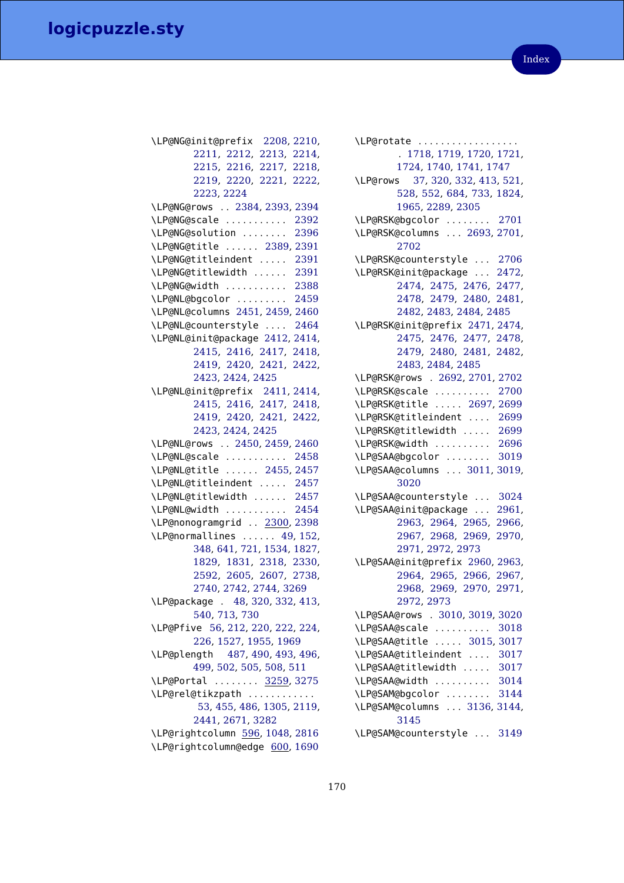\LP@NG@init@prefix 2208, 2210, 2211, 2212, 2213, 2214, 2215, 2216, 2217, 2218, 2219, 2220, 2221, 2222, 2223, 2224
\LP@NG@rows .. 2384, 2393, 2394
\LP@NG@scale ........... 2392
\LP@NG@solution ........ 2396
\LP@NG@title ...... 2389, 2391
\LP@NG@titleindent ..... 2391
\LP@NG@titlewidth ...... 2391
\LP@NG@width ........... 2388
\LP@NL@bgcolor ......... 2459
\LP@NL@columns 2451, 2459, 2460
\LP@NL@counterstyle .... 2464
\LP@NL@init@package 2412, 2414, 2415, 2416, 2417, 2418, 2419, 2420, 2421, 2422, 2423, 2424, 2425
\LP@NL@init@prefix 2411, 2414, 2415, 2416, 2417, 2418, 2419, 2420, 2421, 2422, 2423, 2424, 2425
\LP@NL@rows .. 2450, 2459, 2460
\LP@NL@scale ........... 2458
\LP@NL@title ...... 2455, 2457
\LP@NL@titleindent ..... 2457
\LP@NL@titlewidth ...... 2457
\LP@NL@width ........... 2454
\LP@nonogramgrid .. 2300, 2398
\LP@normallines ...... 49, 152, 348, 641, 721, 1534, 1827, 1829, 1831, 2318, 2330, 2592, 2605, 2607, 2738, 2740, 2742, 2744, 3269
\LP@package . 48, 320, 332, 413, 540, 713, 730
\LP@Pfive 56, 212, 220, 222, 224, 226, 1527, 1955, 1969
\LP@plength 487, 490, 493, 496, 499, 502, 505, 508, 511
\LP@Portal ........ 3259, 3275
\LP@rel@tikzpath ............ 53, 455, 486, 1305, 2119, 2441, 2671, 3282
\LP@rightcolumn 596, 1048, 2816
\LP@rightcolumn@edge 600, 1690
\LP@rotate .................. 1718, 1719, 1720, 1721, 1724, 1740, 1741, 1747
\LP@rows 37, 320, 332, 413, 521, 528, 552, 684, 733, 1824, 1965, 2289, 2305
\LP@RSK@bgcolor ........ 2701
\LP@RSK@columns ... 2693, 2701, 2702
\LP@RSK@counterstyle ... 2706
\LP@RSK@init@package ... 2472, 2474, 2475, 2476, 2477, 2478, 2479, 2480, 2481, 2482, 2483, 2484, 2485
\LP@RSK@init@prefix 2471, 2474, 2475, 2476, 2477, 2478, 2479, 2480, 2481, 2482, 2483, 2484, 2485
\LP@RSK@rows . 2692, 2701, 2702
\LP@RSK@scale .......... 2700
\LP@RSK@title ..... 2697, 2699
\LP@RSK@titleindent .... 2699
\LP@RSK@titlewidth ..... 2699
\LP@RSK@width .......... 2696
\LP@SAA@bgcolor ........ 3019
\LP@SAA@columns ... 3011, 3019, 3020
\LP@SAA@counterstyle ... 3024
\LP@SAA@init@package ... 2961, 2963, 2964, 2965, 2966, 2967, 2968, 2969, 2970, 2971, 2972, 2973
\LP@SAA@init@prefix 2960, 2963, 2964, 2965, 2966, 2967, 2968, 2969, 2970, 2971, 2972, 2973
\LP@SAA@rows . 3010, 3019, 3020
\LP@SAA@scale .......... 3018
\LP@SAA@title ..... 3015, 3017
\LP@SAA@titleindent .... 3017
\LP@SAA@titlewidth ..... 3017
\LP@SAA@width .......... 3014
\LP@SAM@bgcolor ........ 3144
\LP@SAM@columns ... 3136, 3144, 3145
\LP@SAM@counterstyle ... 3149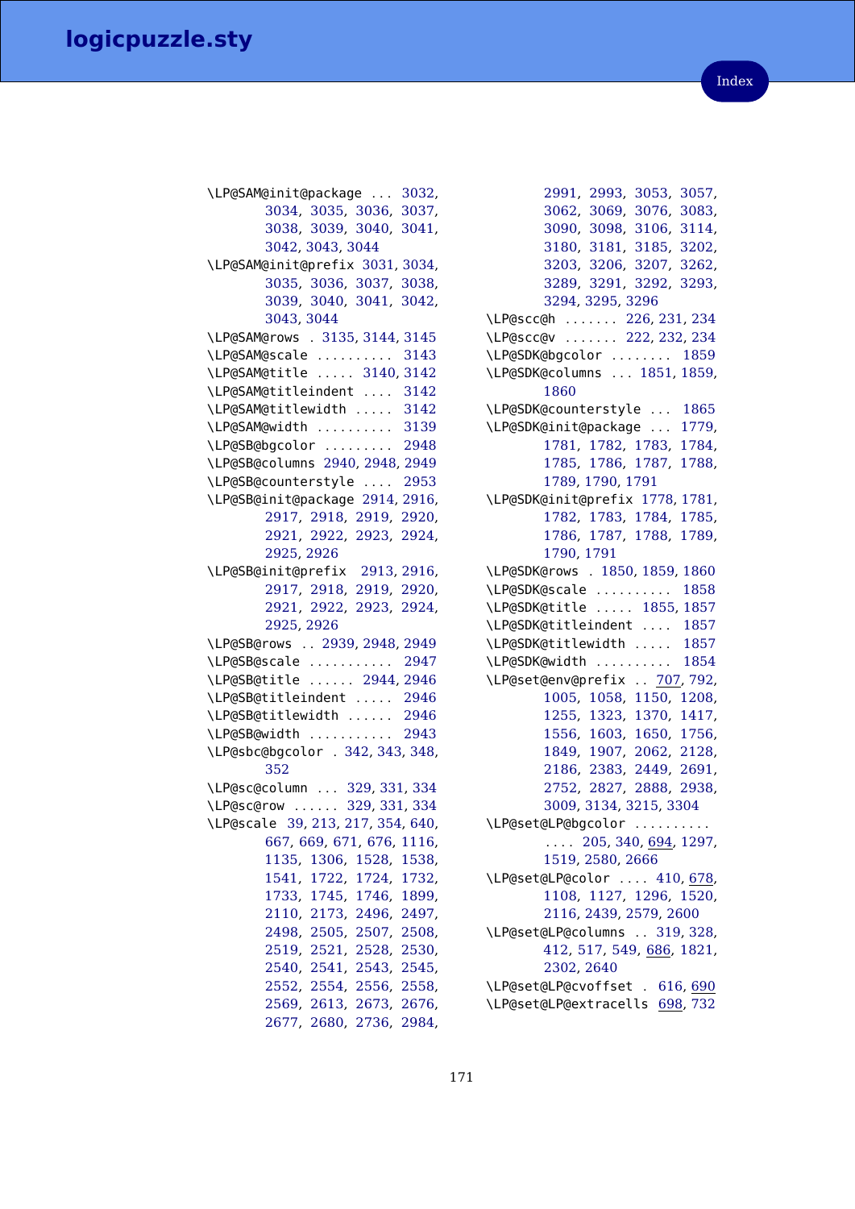\LP@SAM@init@package ... 3032, 3034, 3035, 3036, 3037, 3038, 3039, 3040, 3041, 3042, 3043, 3044
\LP@SAM@init@prefix 3031, 3034, 3035, 3036, 3037, 3038, 3039, 3040, 3041, 3042, 3043, 3044
\LP@SAM@rows . 3135, 3144, 3145
\LP@SAM@scale .......... 3143
\LP@SAM@title ..... 3140, 3142
\LP@SAM@titleindent .... 3142
\LP@SAM@titlewidth ..... 3142
\LP@SAM@width .......... 3139
\LP@SB@bgcolor ......... 2948
\LP@SB@columns 2940, 2948, 2949
\LP@SB@counterstyle .... 2953
\LP@SB@init@package 2914, 2916, 2917, 2918, 2919, 2920, 2921, 2922, 2923, 2924, 2925, 2926
\LP@SB@init@prefix 2913, 2916, 2917, 2918, 2919, 2920, 2921, 2922, 2923, 2924, 2925, 2926
\LP@SB@rows .. 2939, 2948, 2949
\LP@SB@scale ........... 2947
\LP@SB@title ...... 2944, 2946
\LP@SB@titleindent ..... 2946
\LP@SB@titlewidth ...... 2946
\LP@SB@width ........... 2943
\LP@sbc@bgcolor . 342, 343, 348, 352
\LP@sc@column ... 329, 331, 334
\LP@sc@row ...... 329, 331, 334
\LP@scale 39, 213, 217, 354, 640, 667, 669, 671, 676, 1116, 1135, 1306, 1528, 1538, 1541, 1722, 1724, 1732, 1733, 1745, 1746, 1899, 2110, 2173, 2496, 2497, 2498, 2505, 2507, 2508, 2519, 2521, 2528, 2530, 2540, 2541, 2543, 2545, 2552, 2554, 2556, 2558, 2569, 2613, 2673, 2676, 2677, 2680, 2736, 2984, 2991, 2993, 3053, 3057, 3062, 3069, 3076, 3083, 3090, 3098, 3106, 3114, 3180, 3181, 3185, 3202, 3203, 3206, 3207, 3262, 3289, 3291, 3292, 3293, 3294, 3295, 3296
\LP@scc@h ....... 226, 231, 234
\LP@scc@v ....... 222, 232, 234
\LP@SDK@bgcolor ........ 1859
\LP@SDK@columns ... 1851, 1859, 1860
\LP@SDK@counterstyle ... 1865
\LP@SDK@init@package ... 1779, 1781, 1782, 1783, 1784, 1785, 1786, 1787, 1788, 1789, 1790, 1791
\LP@SDK@init@prefix 1778, 1781, 1782, 1783, 1784, 1785, 1786, 1787, 1788, 1789, 1790, 1791
\LP@SDK@rows . 1850, 1859, 1860
\LP@SDK@scale .......... 1858
\LP@SDK@title ..... 1855, 1857
\LP@SDK@titleindent .... 1857
\LP@SDK@titlewidth ..... 1857
\LP@SDK@width .......... 1854
\LP@set@env@prefix .. 707, 792, 1005, 1058, 1150, 1208, 1255, 1323, 1370, 1417, 1556, 1603, 1650, 1756, 1849, 1907, 2062, 2128, 2186, 2383, 2449, 2691, 2752, 2827, 2888, 2938, 3009, 3134, 3215, 3304
\LP@set@LP@bgcolor .......... .... 205, 340, 694, 1297, 1519, 2580, 2666
\LP@set@LP@color .... 410, 678, 1108, 1127, 1296, 1520, 2116, 2439, 2579, 2600
\LP@set@LP@columns .. 319, 328, 412, 517, 549, 686, 1821, 2302, 2640
\LP@set@LP@cvoffset . 616, 690
\LP@set@LP@extracells 698, 732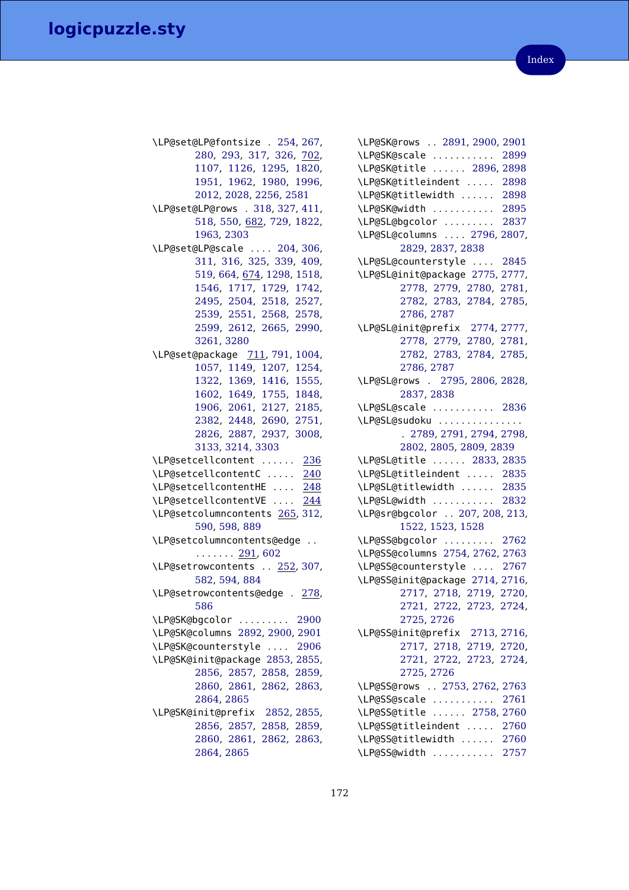\LP@set@LP@fontsize . 254, 267, 280, 293, 317, 326, 702, 1107, 1126, 1295, 1820, 1951, 1962, 1980, 1996, 2012, 2028, 2256, 2581
\LP@set@LP@rows . 318, 327, 411, 518, 550, 682, 729, 1822, 1963, 2303
\LP@set@LP@scale .... 204, 306, 311, 316, 325, 339, 409, 519, 664, 674, 1298, 1518, 1546, 1717, 1729, 1742, 2495, 2504, 2518, 2527, 2539, 2551, 2568, 2578, 2599, 2612, 2665, 2990, 3261, 3280
\LP@set@package 711, 791, 1004, 1057, 1149, 1207, 1254, 1322, 1369, 1416, 1555, 1602, 1649, 1755, 1848, 1906, 2061, 2127, 2185, 2382, 2448, 2690, 2751, 2826, 2887, 2937, 3008, 3133, 3214, 3303
\LP@setcellcontent ...... 236
\LP@setcellcontentC ..... 240
\LP@setcellcontentHE .... 248
\LP@setcellcontentVE .... 244
\LP@setcolumncontents 265, 312, 590, 598, 889
\LP@setcolumncontents@edge .. ....... 291, 602
\LP@setrowcontents .. 252, 307, 582, 594, 884
\LP@setrowcontents@edge . 278, 586
\LP@SK@bgcolor ......... 2900
\LP@SK@columns 2892, 2900, 2901
\LP@SK@counterstyle .... 2906
\LP@SK@init@package 2853, 2855, 2856, 2857, 2858, 2859, 2860, 2861, 2862, 2863, 2864, 2865
\LP@SK@init@prefix 2852, 2855, 2856, 2857, 2858, 2859, 2860, 2861, 2862, 2863, 2864, 2865
\LP@SK@rows .. 2891, 2900, 2901
\LP@SK@scale ........... 2899
\LP@SK@title ...... 2896, 2898
\LP@SK@titleindent ..... 2898
\LP@SK@titlewidth ...... 2898
\LP@SK@width ........... 2895
\LP@SL@bgcolor ......... 2837
\LP@SL@columns .... 2796, 2807, 2829, 2837, 2838
\LP@SL@counterstyle .... 2845
\LP@SL@init@package 2775, 2777, 2778, 2779, 2780, 2781, 2782, 2783, 2784, 2785, 2786, 2787
\LP@SL@init@prefix 2774, 2777, 2778, 2779, 2780, 2781, 2782, 2783, 2784, 2785, 2786, 2787
\LP@SL@rows . 2795, 2806, 2828, 2837, 2838
\LP@SL@scale ........... 2836
\LP@SL@sudoku ............... . 2789, 2791, 2794, 2798, 2802, 2805, 2809, 2839
\LP@SL@title ...... 2833, 2835
\LP@SL@titleindent ..... 2835
\LP@SL@titlewidth ...... 2835
\LP@SL@width ........... 2832
\LP@sr@bgcolor .. 207, 208, 213, 1522, 1523, 1528
\LP@SS@bgcolor ......... 2762
\LP@SS@columns 2754, 2762, 2763
\LP@SS@counterstyle .... 2767
\LP@SS@init@package 2714, 2716, 2717, 2718, 2719, 2720, 2721, 2722, 2723, 2724, 2725, 2726
\LP@SS@init@prefix 2713, 2716, 2717, 2718, 2719, 2720, 2721, 2722, 2723, 2724, 2725, 2726
\LP@SS@rows .. 2753, 2762, 2763
\LP@SS@scale ........... 2761
\LP@SS@title ...... 2758, 2760
\LP@SS@titleindent ..... 2760
\LP@SS@titlewidth ...... 2760
\LP@SS@width ........... 2757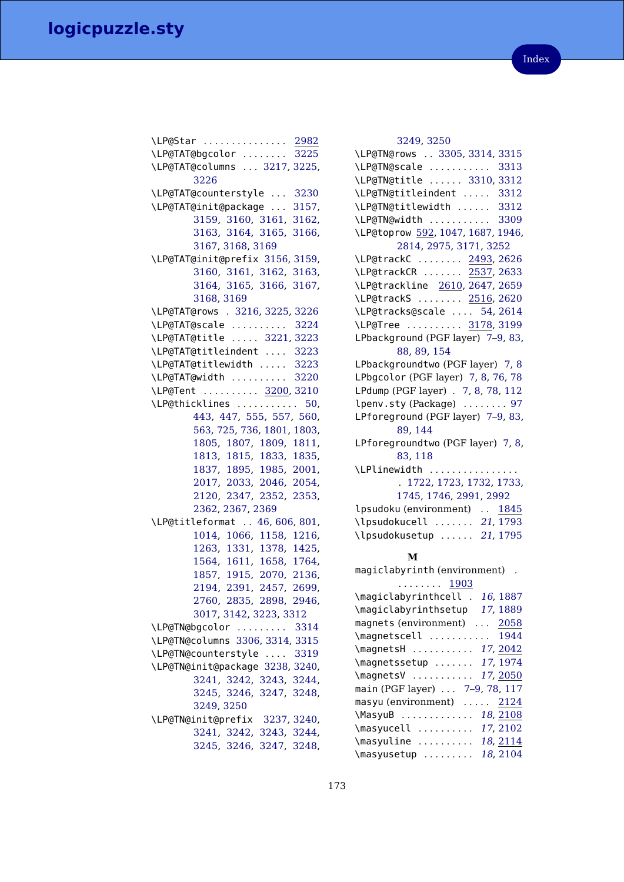\LP@Star . . . . . . . . . . . . . . . 2982
\LP@TAT@bgcolor . . . . . . . . 3225
\LP@TAT@columns . . . 3217, 3225, 3226
\LP@TAT@counterstyle . . . 3230
\LP@TAT@init@package . . . 3157, 3159, 3160, 3161, 3162, 3163, 3164, 3165, 3166, 3167, 3168, 3169
\LP@TAT@init@prefix 3156, 3159, 3160, 3161, 3162, 3163, 3164, 3165, 3166, 3167, 3168, 3169
\LP@TAT@rows . 3216, 3225, 3226
\LP@TAT@scale . . . . . . . . . . 3224
\LP@TAT@title . . . . . 3221, 3223
\LP@TAT@titleindent . . . . 3223
\LP@TAT@titlewidth . . . . . 3223
\LP@TAT@width . . . . . . . . . . 3220
\LP@Tent . . . . . . . . . . 3200, 3210
\LP@thicklines . . . . . . . . . . . 50, 443, 447, 555, 557, 560, 563, 725, 736, 1801, 1803, 1805, 1807, 1809, 1811, 1813, 1815, 1833, 1835, 1837, 1895, 1985, 2001, 2017, 2033, 2046, 2054, 2120, 2347, 2352, 2353, 2362, 2367, 2369
\LP@titleformat . . 46, 606, 801, 1014, 1066, 1158, 1216, 1263, 1331, 1378, 1425, 1564, 1611, 1658, 1764, 1857, 1915, 2070, 2136, 2194, 2391, 2457, 2699, 2760, 2835, 2898, 2946, 3017, 3142, 3223, 3312
\LP@TN@bgcolor . . . . . . . . . 3314
\LP@TN@columns 3306, 3314, 3315
\LP@TN@counterstyle . . . . 3319
\LP@TN@init@package 3238, 3240, 3241, 3242, 3243, 3244, 3245, 3246, 3247, 3248, 3249, 3250
\LP@TN@init@prefix 3237, 3240, 3241, 3242, 3243, 3244, 3245, 3246, 3247, 3248, 3249, 3250
\LP@TN@rows . . 3305, 3314, 3315
\LP@TN@scale . . . . . . . . . . . 3313
\LP@TN@title . . . . . . 3310, 3312
\LP@TN@titleindent . . . . . 3312
\LP@TN@titlewidth . . . . . . 3312
\LP@TN@width . . . . . . . . . . . 3309
\LP@toprow 592, 1047, 1687, 1946, 2814, 2975, 3171, 3252
\LP@trackC . . . . . . . . 2493, 2626
\LP@trackCR . . . . . . . 2537, 2633
\LP@trackline 2610, 2647, 2659
\LP@trackS . . . . . . . . 2516, 2620
\LP@tracks@scale . . . . 54, 2614
\LP@Tree . . . . . . . . . . 3178, 3199
LPbackground (PGF layer) 7–9, 83, 88, 89, 154
LPbackgroundtwo (PGF layer) 7, 8
LPbgcolor (PGF layer) 7, 8, 76, 78
LPdump (PGF layer) . 7, 8, 78, 112
lpenv.sty (Package) . . . . . . . . 97
LPforeground (PGF layer) 7–9, 83, 89, 144
LPforegroundtwo (PGF layer) 7, 8, 83, 118
\LPlinewidth . . . . . . . . . . . . . . . . 1722, 1723, 1732, 1733, 1745, 1746, 2991, 2992
lpsudoku (environment) . . 1845
\lpsudokucell . . . . . . . *21*, 1793
\lpsudokusetup . . . . . . *21*, 1795

**M**

magiclabyrinth (environment) . . . . . . . . . 1903
\magiclabyrinthcell . *16*, 1887
\magiclabyrinthsetup *17*, 1889
magnets (environment) . . . 2058
\magnetscell . . . . . . . . . . . 1944
\magnetsH . . . . . . . . . . . *17*, 2042
\magnetssetup . . . . . . . *17*, 1974
\magnetsV . . . . . . . . . . . *17*, 2050
main (PGF layer) . . . 7–9, 78, 117
masyu (environment) . . . . . 2124
\MasyuB . . . . . . . . . . . . . *18*, 2108
\masyucell . . . . . . . . . . *17*, 2102
\masyuline . . . . . . . . . . *18*, 2114
\masyusetup . . . . . . . . . *18*, 2104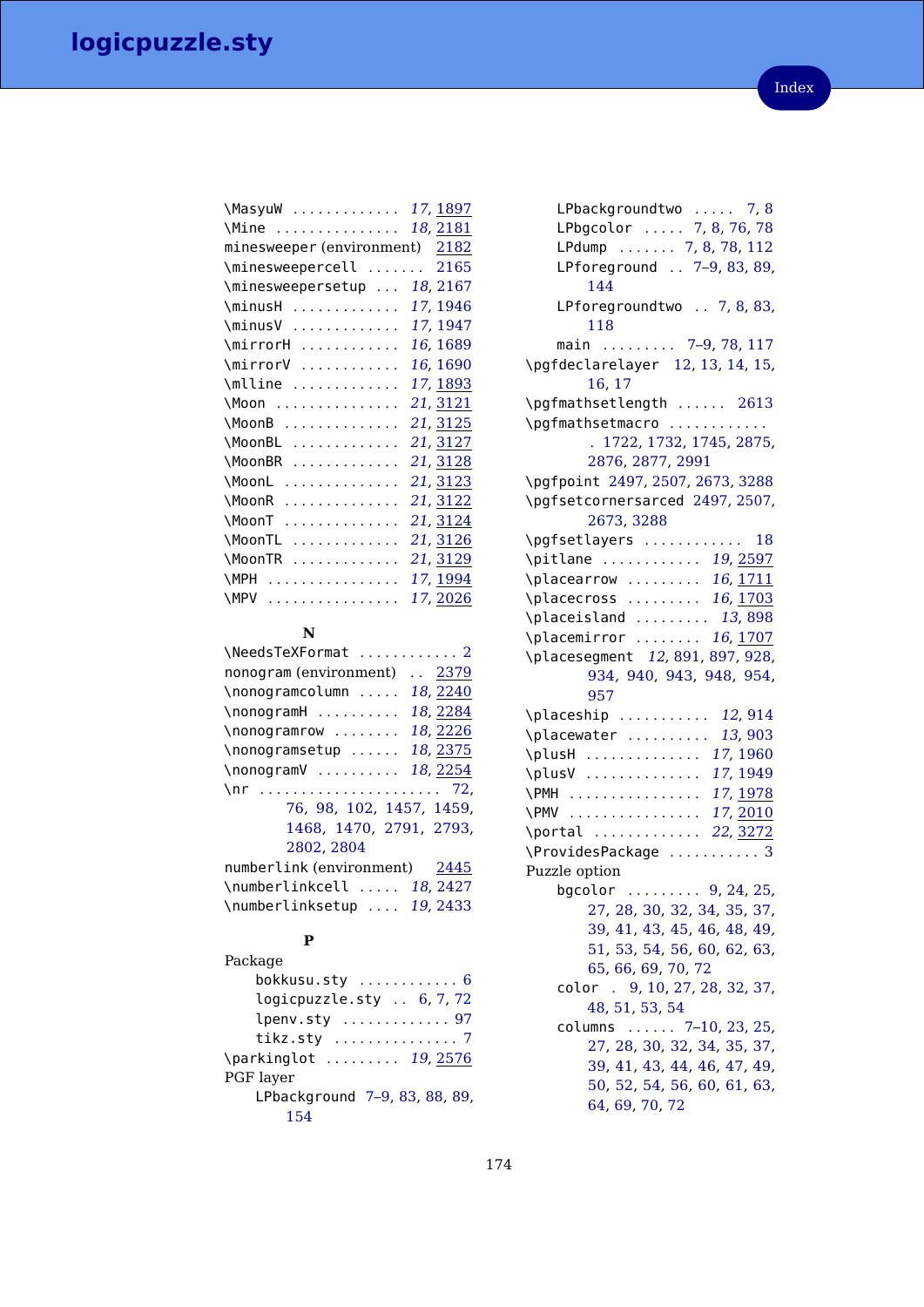\MasyuW ............ *17*, 1897
\Mine ............... *18*, 2181
minesweeper (environment) 2182
\minesweepercell ....... 2165
\minesweepersetup ... *18*, 2167
\minusH ............ *17*, 1946
\minusV ............ *17*, 1947
\mirrorH ............ *16*, 1689
\mirrorV ............ *16*, 1690
\mlline ............ *17*, 1893
\Moon ............... *21*, 3121
\MoonB ............. *21*, 3125
\MoonBL ............ *21*, 3127
\MoonBR ............ *21*, 3128
\MoonL ............. *21*, 3123
\MoonR ............. *21*, 3122
\MoonT ............. *21*, 3124
\MoonTL ............ *21*, 3126
\MoonTR ............ *21*, 3129
\MPH ............... *17*, 1994
\MPV ............... *17*, 2026

**N**

\NeedsTeXFormat ............ 2
nonogram (environment) .. 2379
\nonogramcolumn ..... *18*, 2240
\nonogramH .......... *18*, 2284
\nonogramrow ........ *18*, 2226
\nonogramsetup ...... *18*, 2375
\nonogramV .......... *18*, 2254
\nr ...................... 72, 76, 98, 102, 1457, 1459, 1468, 1470, 2791, 2793, 2802, 2804
numberlink (environment) 2445
\numberlinkcell ..... *18*, 2427
\numberlinksetup .... *19*, 2433

**P**

Package
- bokkusu.sty ............ 6
- logicpuzzle.sty .. 6, 7, 72
- lpenv.sty ............. 97
- tikz.sty ............... 7

\parkinglot ......... *19*, 2576
PGF layer
- LPbackground 7–9, 83, 88, 89, 154
- LPbackgroundtwo ..... 7, 8
- LPbgcolor ..... 7, 8, 76, 78
- LPdump ....... 7, 8, 78, 112
- LPforeground .. 7–9, 83, 89, 144
- LPforegroundtwo .. 7, 8, 83, 118
- main ......... 7–9, 78, 117

\pgfdeclarelayer 12, 13, 14, 15, 16, 17
\pgfmathsetlength ...... 2613
\pgfmathsetmacro ............ . 1722, 1732, 1745, 2875, 2876, 2877, 2991
\pgfpoint 2497, 2507, 2673, 3288
\pgfsetcornersarced 2497, 2507, 2673, 3288
\pgfsetlayers ............ 18
\pitlane ............ *19*, 2597
\placearrow ......... *16*, 1711
\placecross ......... *16*, 1703
\placeisland ......... *13*, 898
\placemirror ........ *16*, 1707
\placesegment *12*, 891, 897, 928, 934, 940, 943, 948, 954, 957
\placeship ........... *12*, 914
\placewater .......... *13*, 903
\plusH .............. *17*, 1960
\plusV .............. *17*, 1949
\PMH ................ *17*, 1978
\PMV ................ *17*, 2010
\portal ............. *22*, 3272
\ProvidesPackage ........... 3
Puzzle option
- bgcolor ......... 9, 24, 25, 27, 28, 30, 32, 34, 35, 37, 39, 41, 43, 45, 46, 48, 49, 51, 53, 54, 56, 60, 62, 63, 65, 66, 69, 70, 72
- color . 9, 10, 27, 28, 32, 37, 48, 51, 53, 54
- columns ...... 7–10, 23, 25, 27, 28, 30, 32, 34, 35, 37, 39, 41, 43, 44, 46, 47, 49, 50, 52, 54, 56, 60, 61, 63, 64, 69, 70, 72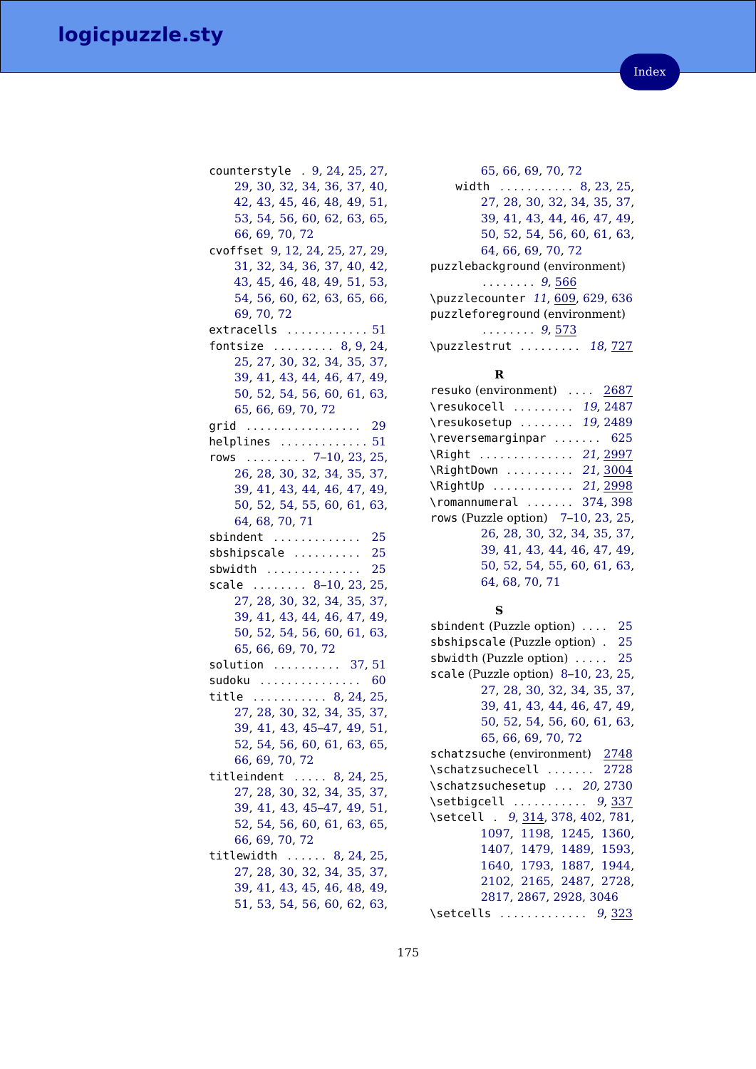counterstyle . 9, 24, 25, 27, 29, 30, 32, 34, 36, 37, 40, 42, 43, 45, 46, 48, 49, 51, 53, 54, 56, 60, 62, 63, 65, 66, 69, 70, 72
cvoffset 9, 12, 24, 25, 27, 29, 31, 32, 34, 36, 37, 40, 42, 43, 45, 46, 48, 49, 51, 53, 54, 56, 60, 62, 63, 65, 66, 69, 70, 72
extracells ............ 51
fontsize ......... 8, 9, 24, 25, 27, 30, 32, 34, 35, 37, 39, 41, 43, 44, 46, 47, 49, 50, 52, 54, 56, 60, 61, 63, 65, 66, 69, 70, 72
grid ................. 29
helplines ............. 51
rows ......... 7–10, 23, 25, 26, 28, 30, 32, 34, 35, 37, 39, 41, 43, 44, 46, 47, 49, 50, 52, 54, 55, 60, 61, 63, 64, 68, 70, 71
sbindent ............. 25
sbshipscale .......... 25
sbwidth .............. 25
scale ........ 8–10, 23, 25, 27, 28, 30, 32, 34, 35, 37, 39, 41, 43, 44, 46, 47, 49, 50, 52, 54, 56, 60, 61, 63, 65, 66, 69, 70, 72
solution .......... 37, 51
sudoku ............... 60
title ........... 8, 24, 25, 27, 28, 30, 32, 34, 35, 37, 39, 41, 43, 45–47, 49, 51, 52, 54, 56, 60, 61, 63, 65, 66, 69, 70, 72
titleindent ..... 8, 24, 25, 27, 28, 30, 32, 34, 35, 37, 39, 41, 43, 45–47, 49, 51, 52, 54, 56, 60, 61, 63, 65, 66, 69, 70, 72
titlewidth ...... 8, 24, 25, 27, 28, 30, 32, 34, 35, 37, 39, 41, 43, 45, 46, 48, 49, 51, 53, 54, 56, 60, 62, 63, 65, 66, 69, 70, 72
    width ........... 8, 23, 25, 27, 28, 30, 32, 34, 35, 37, 39, 41, 43, 44, 46, 47, 49, 50, 52, 54, 56, 60, 61, 63, 64, 66, 69, 70, 72
puzzlebackground (environment) ........ *9*, 566
\puzzlecounter *11*, 609, 629, 636
puzzleforeground (environment) ........ *9*, 573
\puzzlestrut ......... *18*, 727

**R**

resuko (environment) .... 2687
\resukocell ......... *19*, 2487
\resukosetup ........ *19*, 2489
\reversemarginpar ....... 625
\Right .............. *21*, 2997
\RightDown .......... *21*, 3004
\RightUp ............ *21*, 2998
\romannumeral ....... 374, 398
rows (Puzzle option) 7–10, 23, 25, 26, 28, 30, 32, 34, 35, 37, 39, 41, 43, 44, 46, 47, 49, 50, 52, 54, 55, 60, 61, 63, 64, 68, 70, 71

**S**

sbindent (Puzzle option) .... 25
sbshipscale (Puzzle option) . 25
sbwidth (Puzzle option) ..... 25
scale (Puzzle option) 8–10, 23, 25, 27, 28, 30, 32, 34, 35, 37, 39, 41, 43, 44, 46, 47, 49, 50, 52, 54, 56, 60, 61, 63, 65, 66, 69, 70, 72
schatzsuche (environment) 2748
\schatzsuchecell ....... 2728
\schatzsuchesetup ... *20*, 2730
\setbigcell ........... *9*, 337
\setcell . *9*, 314, 378, 402, 781, 1097, 1198, 1245, 1360, 1407, 1479, 1489, 1593, 1640, 1793, 1887, 1944, 2102, 2165, 2487, 2728, 2817, 2867, 2928, 3046
\setcells ............. *9*, 323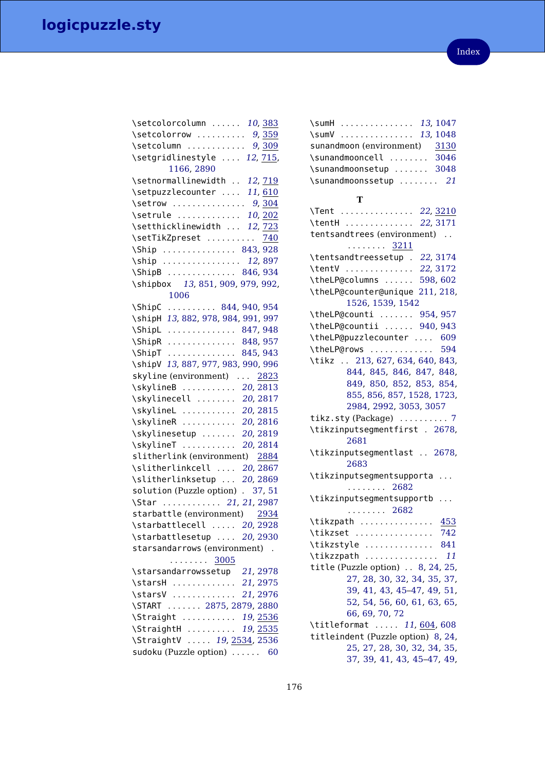\setcolorcolumn ...... *10*, 383
\setcolorrow .......... *9*, 359
\setcolumn ............ *9*, 309
\setgridlinestyle .... *12*, 715, 1166, 2890
\setnormallinewidth .. *12*, 719
\setpuzzlecounter .... *11*, 610
\setrow .............. *9*, 304
\setrule ............. *10*, 202
\setthicklinewidth ... *12*, 723
\setTikZpreset .......... 740
\Ship ............... 843, 928
\ship ............... *12*, 897
\ShipB ............. 846, 934
\shipbox *13*, 851, 909, 979, 992, 1006
\ShipC .......... 844, 940, 954
\shipH *13*, 882, 978, 984, 991, 997
\ShipL ............. 847, 948
\ShipR ............. 848, 957
\ShipT ............. 845, 943
\shipV *13*, 887, 977, 983, 990, 996
skyline (environment) ... 2823
\skylineB ........... *20*, 2813
\skylinecell ........ *20*, 2817
\skylineL ........... *20*, 2815
\skylineR ........... *20*, 2816
\skylinesetup ....... *20*, 2819
\skylineT ........... *20*, 2814
slitherlink (environment) 2884
\slitherlinkcell .... *20*, 2867
\slitherlinksetup ... *20*, 2869
solution (Puzzle option) . 37, 51
\Star ............ *21*, *21*, 2987
starbattle (environment) 2934
\starbattlecell ..... *20*, 2928
\starbattlesetup .... *20*, 2930
starsandarrows (environment) . ........ 3005
\starsandarrowssetup *21*, 2978
\starsH ............. *21*, 2975
\starsV ............. *21*, 2976
\START ....... 2875, 2879, 2880
\Straight ........... *19*, 2536
\StraightH .......... *19*, 2535
\StraightV ..... *19*, 2534, 2536
sudoku (Puzzle option) ...... 60
\sumH ............... *13*, 1047
\sumV ............... *13*, 1048
sunandmoon (environment) 3130
\sunandmooncell ........ 3046
\sunandmoonsetup ....... 3048
\sunandmoonssetup ........ *21*

**T**

\Tent ............... *22*, 3210
\tentH .............. *22*, 3171
tentsandtrees (environment) .. ........ 3211
\tentsandtreessetup . *22*, 3174
\tentV .............. *22*, 3172
\theLP@columns ...... 598, 602
\theLP@counter@unique 211, 218, 1526, 1539, 1542
\theLP@counti ....... 954, 957
\theLP@countii ...... 940, 943
\theLP@puzzlecounter .... 609
\theLP@rows ............. 594
\tikz .. 213, 627, 634, 640, 843, 844, 845, 846, 847, 848, 849, 850, 852, 853, 854, 855, 856, 857, 1528, 1723, 2984, 2992, 3053, 3057
tikz.sty (Package) .......... 7
\tikzinputsegmentfirst . 2678, 2681
\tikzinputsegmentlast .. 2678, 2683
\tikzinputsegmentsupporta ... ........ 2682
\tikzinputsegmentsupportb ... ........ 2682
\tikzpath ............... 453
\tikzset ................ 742
\tikzstyle .............. 841
\tikzzpath ............... *11*
title (Puzzle option) .. 8, 24, 25, 27, 28, 30, 32, 34, 35, 37, 39, 41, 43, 45–47, 49, 51, 52, 54, 56, 60, 61, 63, 65, 66, 69, 70, 72
\titleformat ..... *11*, 604, 608
titleindent (Puzzle option) 8, 24, 25, 27, 28, 30, 32, 34, 35, 37, 39, 41, 43, 45–47, 49,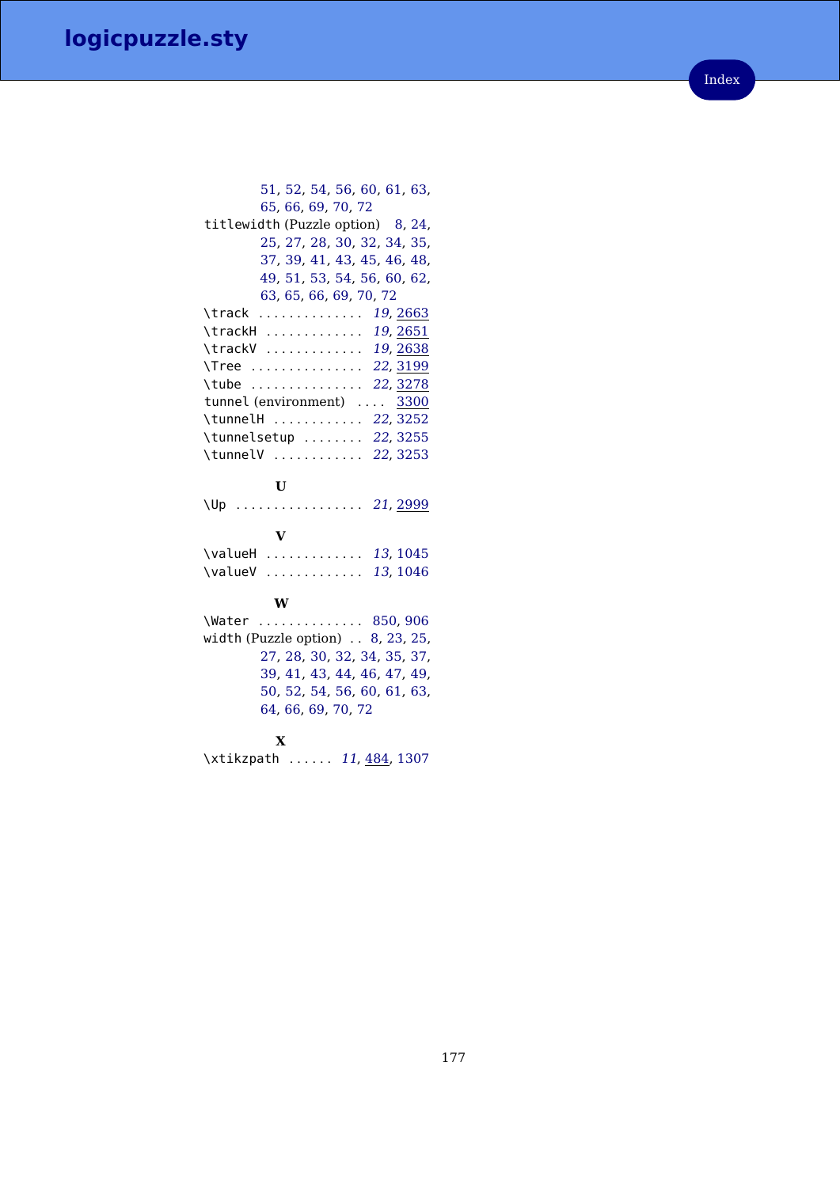51, 52, 54, 56, 60, 61, 63, 65, 66, 69, 70, 72

titlewidth (Puzzle option) 8, 24, 25, 27, 28, 30, 32, 34, 35, 37, 39, 41, 43, 45, 46, 48, 49, 51, 53, 54, 56, 60, 62, 63, 65, 66, 69, 70, 72

\track .............. *19*, 2663

\trackH ............. *19*, 2651

\trackV ............. *19*, 2638

\Tree ............... *22*, 3199

\tube ............... *22*, 3278

tunnel (environment) .... 3300

\tunnelH ............ *22*, 3252

\tunnelsetup ........ *22*, 3255

\tunnelV ............ *22*, 3253

**U**

\Up ................. *21*, 2999

**V**

\valueH ............. *13*, 1045

\valueV ............. *13*, 1046

**W**

\Water .............. 850, 906

width (Puzzle option) .. 8, 23, 25, 27, 28, 30, 32, 34, 35, 37, 39, 41, 43, 44, 46, 47, 49, 50, 52, 54, 56, 60, 61, 63, 64, 66, 69, 70, 72

**X**

\xtikzpath ...... *11*, 484, 1307